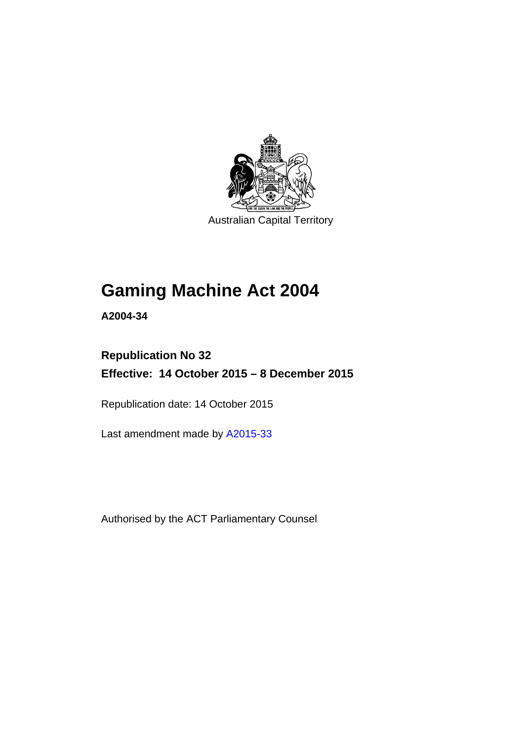Australian Capital Territory

# Gaming Machine Act 2004

**A2004-34**

**Republication No 32**

**Effective: 14 October 2015 – 8 December 2015**

Republication date: 14 October 2015

Last amendment made by A2015-33

Authorised by the ACT Parliamentary Counsel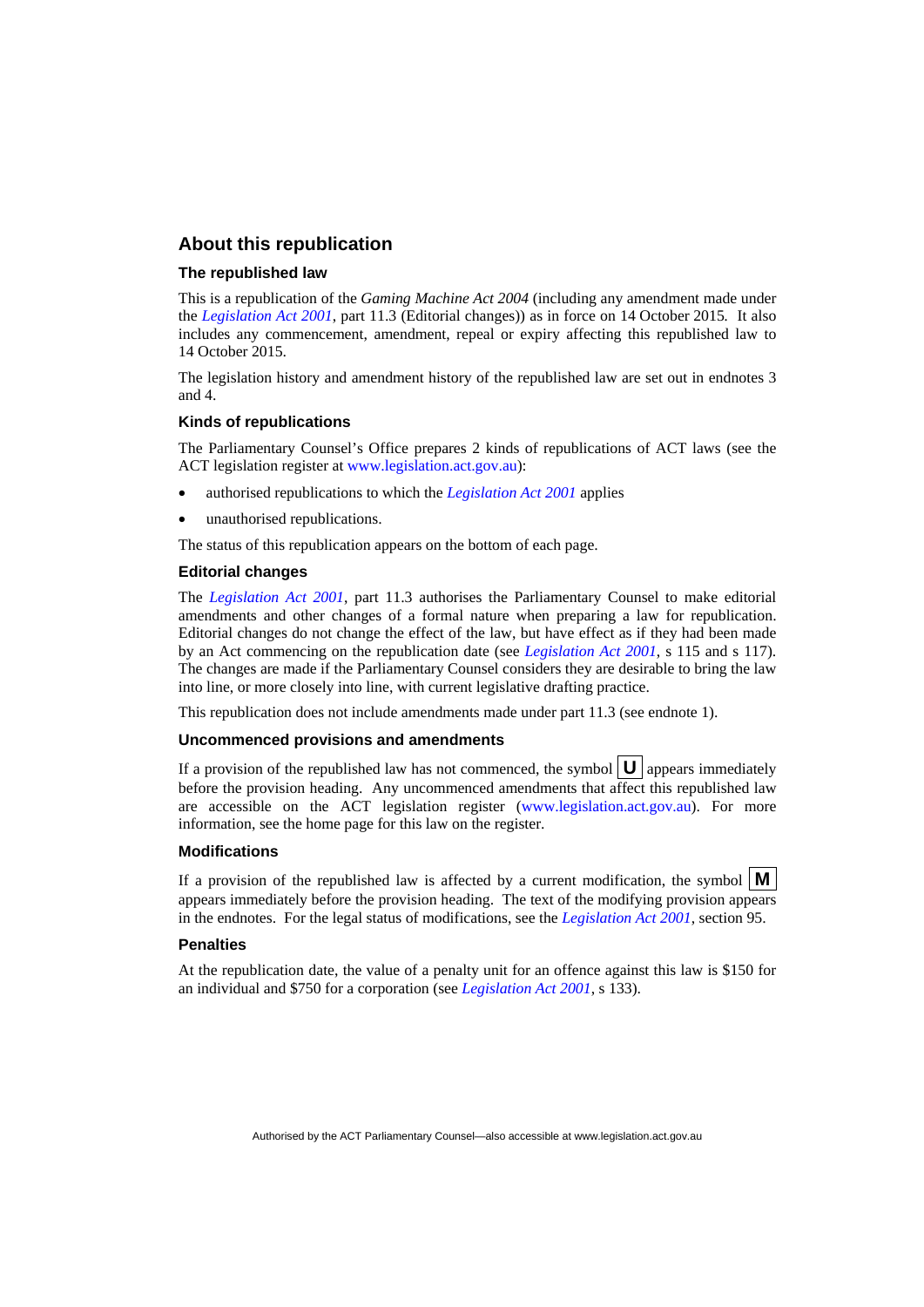## About this republication

### The republished law

This is a republication of the *Gaming Machine Act 2004* (including any amendment made under the *Legislation Act 2001*, part 11.3 (Editorial changes)) as in force on 14 October 2015*.* It also includes any commencement, amendment, repeal or expiry affecting this republished law to 14 October 2015.

The legislation history and amendment history of the republished law are set out in endnotes 3 and 4.

### Kinds of republications

The Parliamentary Counsel's Office prepares 2 kinds of republications of ACT laws (see the ACT legislation register at www.legislation.act.gov.au):

- authorised republications to which the *Legislation Act 2001* applies
- unauthorised republications.

The status of this republication appears on the bottom of each page.

### Editorial changes

The *Legislation Act 2001*, part 11.3 authorises the Parliamentary Counsel to make editorial amendments and other changes of a formal nature when preparing a law for republication. Editorial changes do not change the effect of the law, but have effect as if they had been made by an Act commencing on the republication date (see *Legislation Act 2001*, s 115 and s 117). The changes are made if the Parliamentary Counsel considers they are desirable to bring the law into line, or more closely into line, with current legislative drafting practice.

This republication does not include amendments made under part 11.3 (see endnote 1).

### Uncommenced provisions and amendments

If a provision of the republished law has not commenced, the symbol **U** appears immediately before the provision heading. Any uncommenced amendments that affect this republished law are accessible on the ACT legislation register (www.legislation.act.gov.au). For more information, see the home page for this law on the register.

### Modifications

If a provision of the republished law is affected by a current modification, the symbol **M** appears immediately before the provision heading. The text of the modifying provision appears in the endnotes. For the legal status of modifications, see the *Legislation Act 2001*, section 95.

### Penalties

At the republication date, the value of a penalty unit for an offence against this law is $150 for an individual and $750 for a corporation (see *Legislation Act 2001*, s 133).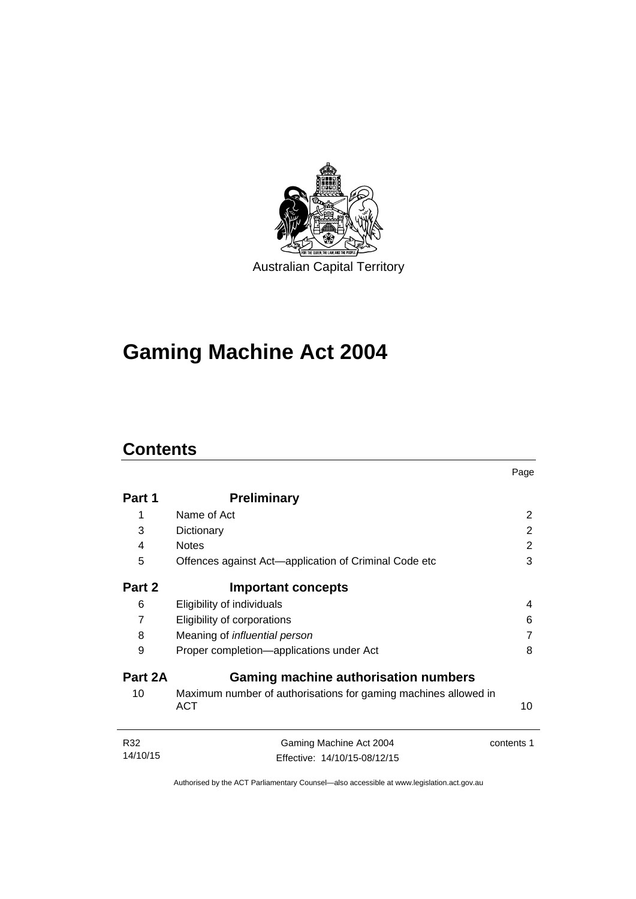Australian Capital Territory

# Gaming Machine Act 2004

## Contents

| | | Page |
|---|---|---|
| **Part 1** | **Preliminary** | |
| 1 | Name of Act | 2 |
| 3 | Dictionary | 2 |
| 4 | Notes | 2 |
| 5 | Offences against Act—application of Criminal Code etc | 3 |
| **Part 2** | **Important concepts** | |
| 6 | Eligibility of individuals | 4 |
| 7 | Eligibility of corporations | 6 |
| 8 | Meaning of *influential person* | 7 |
| 9 | Proper completion—applications under Act | 8 |
| **Part 2A** | **Gaming machine authorisation numbers** | |
| 10 | Maximum number of authorisations for gaming machines allowed in ACT | 10 |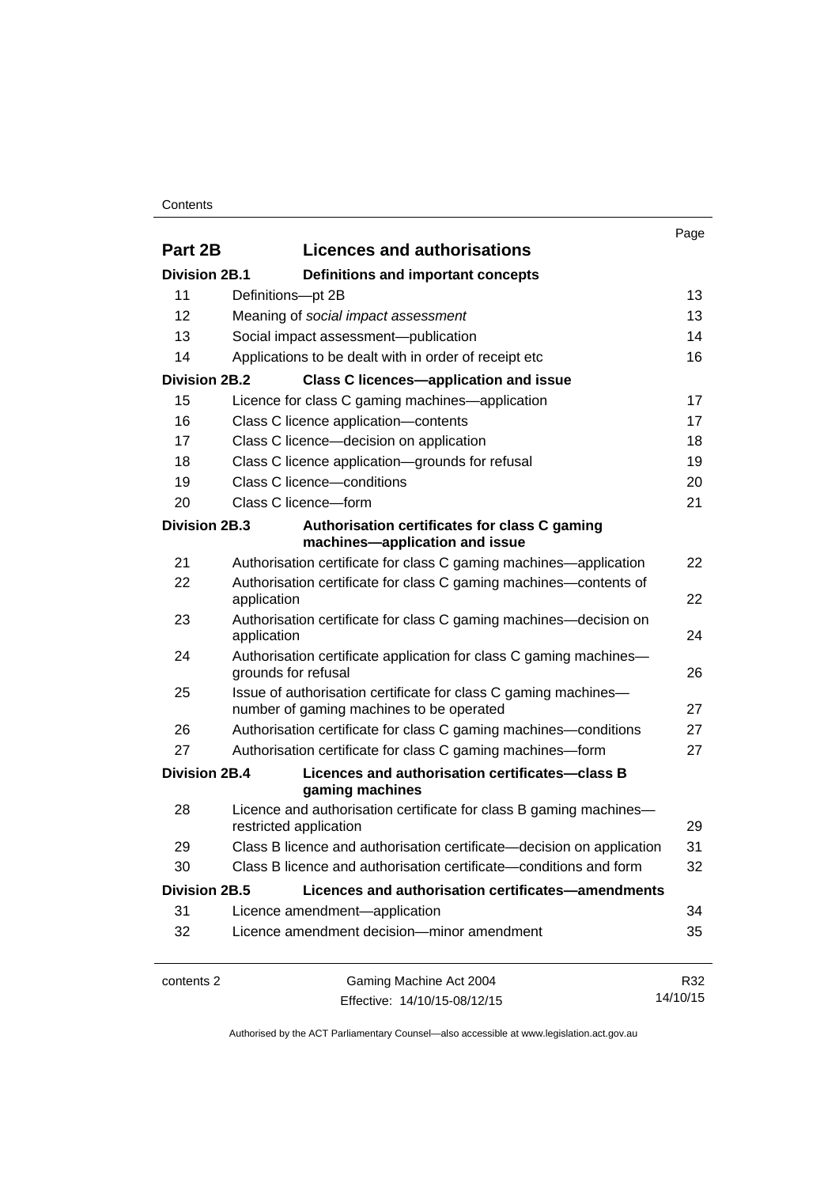| | | Page |
|---|---|---|
| **Part 2B** | **Licences and authorisations** | |
| **Division 2B.1** | **Definitions and important concepts** | |
| 11 | Definitions—pt 2B | 13 |
| 12 | Meaning of *social impact assessment* | 13 |
| 13 | Social impact assessment—publication | 14 |
| 14 | Applications to be dealt with in order of receipt etc | 16 |
| **Division 2B.2** | **Class C licences—application and issue** | |
| 15 | Licence for class C gaming machines—application | 17 |
| 16 | Class C licence application—contents | 17 |
| 17 | Class C licence—decision on application | 18 |
| 18 | Class C licence application—grounds for refusal | 19 |
| 19 | Class C licence—conditions | 20 |
| 20 | Class C licence—form | 21 |
| **Division 2B.3** | **Authorisation certificates for class C gaming machines—application and issue** | |
| 21 | Authorisation certificate for class C gaming machines—application | 22 |
| 22 | Authorisation certificate for class C gaming machines—contents of application | 22 |
| 23 | Authorisation certificate for class C gaming machines—decision on application | 24 |
| 24 | Authorisation certificate application for class C gaming machines—grounds for refusal | 26 |
| 25 | Issue of authorisation certificate for class C gaming machines—number of gaming machines to be operated | 27 |
| 26 | Authorisation certificate for class C gaming machines—conditions | 27 |
| 27 | Authorisation certificate for class C gaming machines—form | 27 |
| **Division 2B.4** | **Licences and authorisation certificates—class B gaming machines** | |
| 28 | Licence and authorisation certificate for class B gaming machines—restricted application | 29 |
| 29 | Class B licence and authorisation certificate—decision on application | 31 |
| 30 | Class B licence and authorisation certificate—conditions and form | 32 |
| **Division 2B.5** | **Licences and authorisation certificates—amendments** | |
| 31 | Licence amendment—application | 34 |
| 32 | Licence amendment decision—minor amendment | 35 |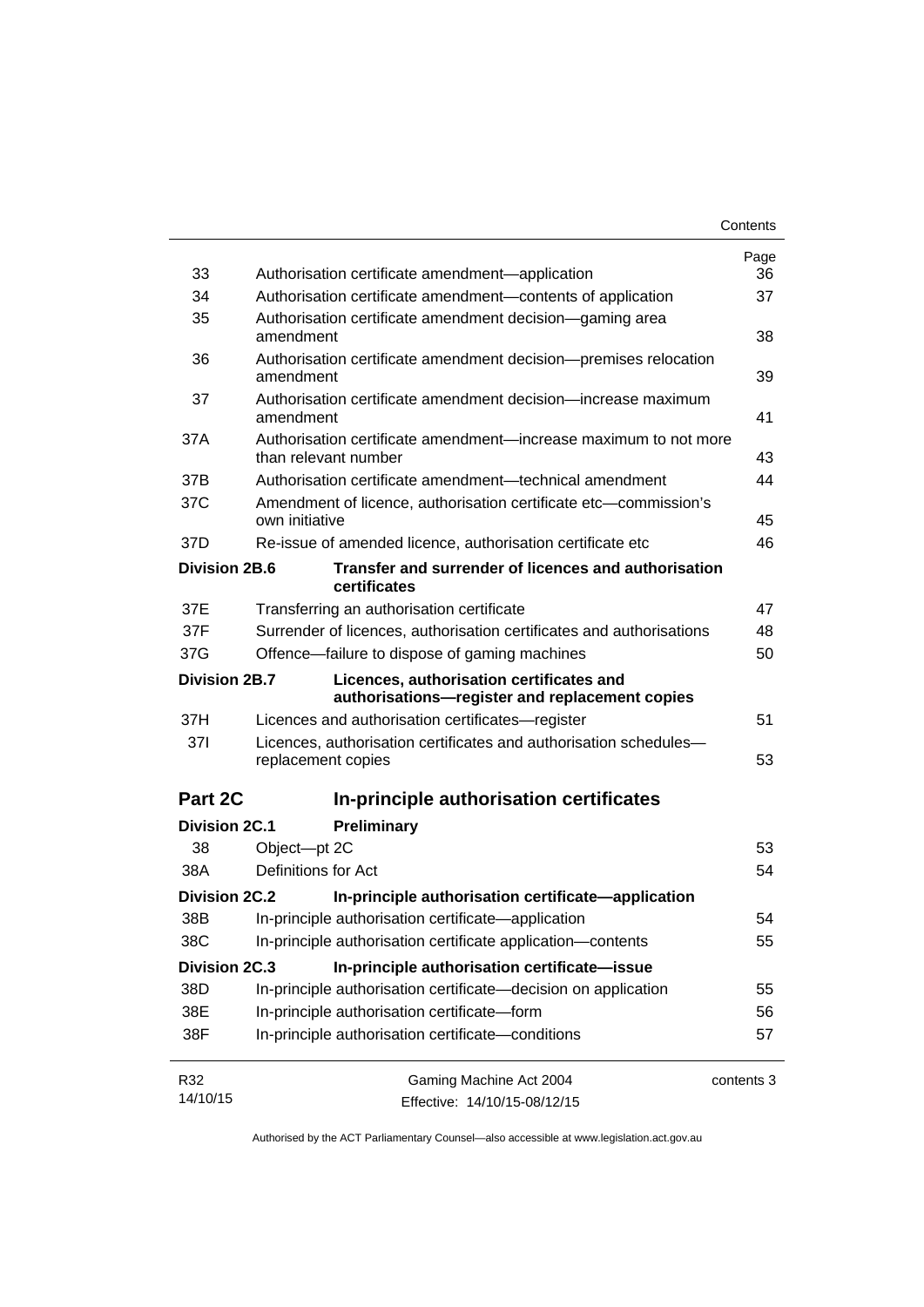| | | Page |
|---|---|---|
| 33 | Authorisation certificate amendment—application | 36 |
| 34 | Authorisation certificate amendment—contents of application | 37 |
| 35 | Authorisation certificate amendment decision—gaming area amendment | 38 |
| 36 | Authorisation certificate amendment decision—premises relocation amendment | 39 |
| 37 | Authorisation certificate amendment decision—increase maximum amendment | 41 |
| 37A | Authorisation certificate amendment—increase maximum to not more than relevant number | 43 |
| 37B | Authorisation certificate amendment—technical amendment | 44 |
| 37C | Amendment of licence, authorisation certificate etc—commission's own initiative | 45 |
| 37D | Re-issue of amended licence, authorisation certificate etc | 46 |
| **Division 2B.6** | **Transfer and surrender of licences and authorisation certificates** | |
| 37E | Transferring an authorisation certificate | 47 |
| 37F | Surrender of licences, authorisation certificates and authorisations | 48 |
| 37G | Offence—failure to dispose of gaming machines | 50 |
| **Division 2B.7** | **Licences, authorisation certificates and authorisations—register and replacement copies** | |
| 37H | Licences and authorisation certificates—register | 51 |
| 37I | Licences, authorisation certificates and authorisation schedules—replacement copies | 53 |
| **Part 2C** | **In-principle authorisation certificates** | |
| **Division 2C.1** | **Preliminary** | |
| 38 | Object—pt 2C | 53 |
| 38A | Definitions for Act | 54 |
| **Division 2C.2** | **In-principle authorisation certificate—application** | |
| 38B | In-principle authorisation certificate—application | 54 |
| 38C | In-principle authorisation certificate application—contents | 55 |
| **Division 2C.3** | **In-principle authorisation certificate—issue** | |
| 38D | In-principle authorisation certificate—decision on application | 55 |
| 38E | In-principle authorisation certificate—form | 56 |
| 38F | In-principle authorisation certificate—conditions | 57 |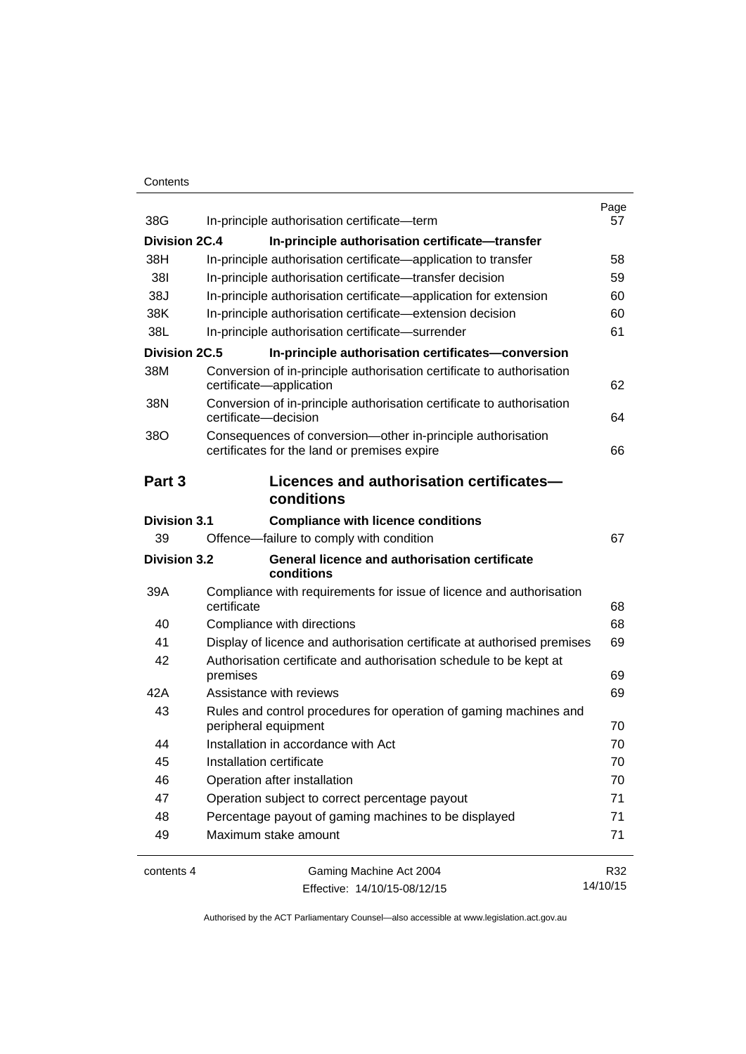| | | Page |
|---|---|---|
| 38G | In-principle authorisation certificate—term | 57 |
| **Division 2C.4** | **In-principle authorisation certificate—transfer** | |
| 38H | In-principle authorisation certificate—application to transfer | 58 |
| 38I | In-principle authorisation certificate—transfer decision | 59 |
| 38J | In-principle authorisation certificate—application for extension | 60 |
| 38K | In-principle authorisation certificate—extension decision | 60 |
| 38L | In-principle authorisation certificate—surrender | 61 |
| **Division 2C.5** | **In-principle authorisation certificates—conversion** | |
| 38M | Conversion of in-principle authorisation certificate to authorisation certificate—application | 62 |
| 38N | Conversion of in-principle authorisation certificate to authorisation certificate—decision | 64 |
| 38O | Consequences of conversion—other in-principle authorisation certificates for the land or premises expire | 66 |
| **Part 3** | **Licences and authorisation certificates—conditions** | |
| **Division 3.1** | **Compliance with licence conditions** | |
| 39 | Offence—failure to comply with condition | 67 |
| **Division 3.2** | **General licence and authorisation certificate conditions** | |
| 39A | Compliance with requirements for issue of licence and authorisation certificate | 68 |
| 40 | Compliance with directions | 68 |
| 41 | Display of licence and authorisation certificate at authorised premises | 69 |
| 42 | Authorisation certificate and authorisation schedule to be kept at premises | 69 |
| 42A | Assistance with reviews | 69 |
| 43 | Rules and control procedures for operation of gaming machines and peripheral equipment | 70 |
| 44 | Installation in accordance with Act | 70 |
| 45 | Installation certificate | 70 |
| 46 | Operation after installation | 70 |
| 47 | Operation subject to correct percentage payout | 71 |
| 48 | Percentage payout of gaming machines to be displayed | 71 |
| 49 | Maximum stake amount | 71 |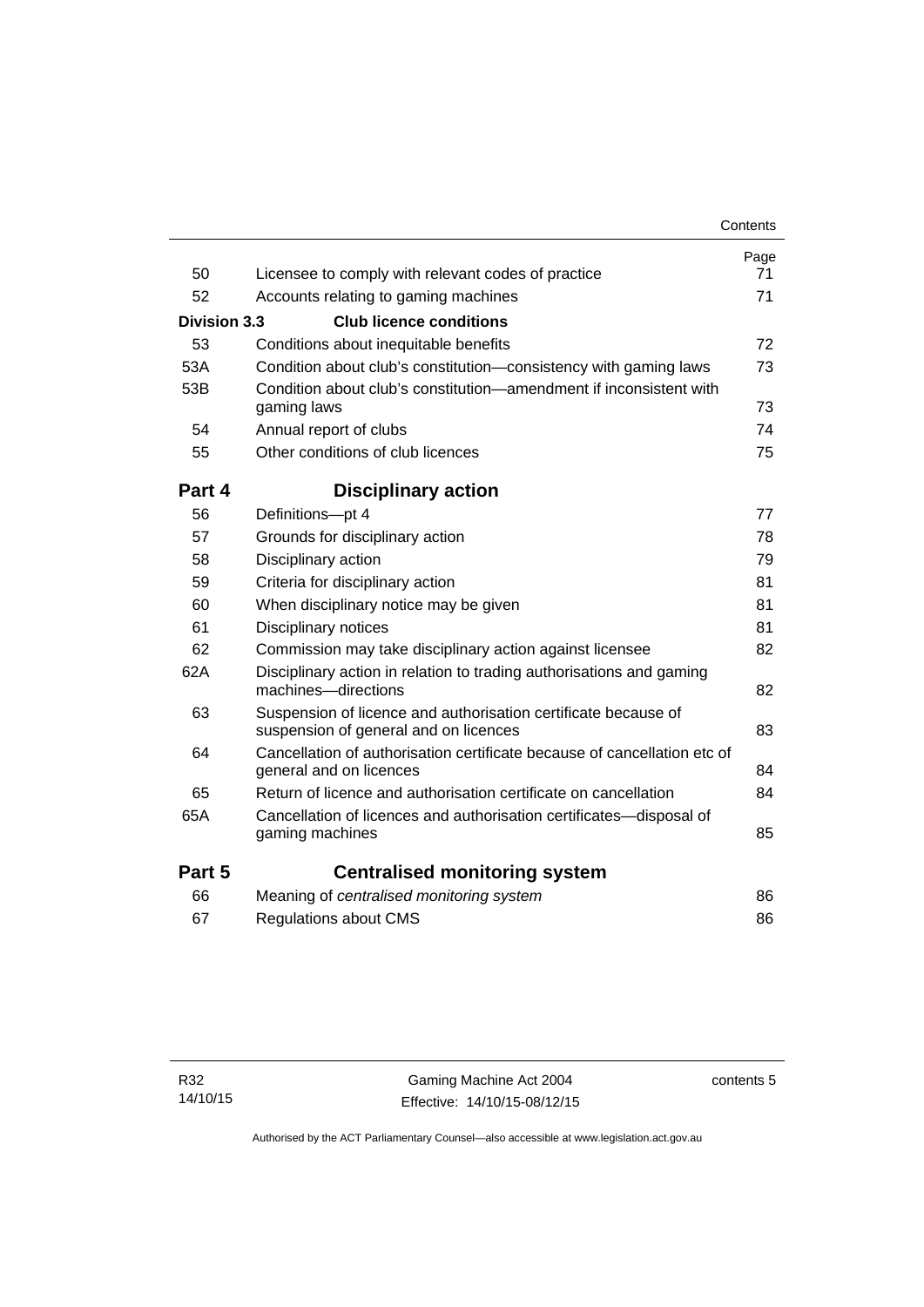| | | Page |
|---|---|---|
| 50 | Licensee to comply with relevant codes of practice | 71 |
| 52 | Accounts relating to gaming machines | 71 |
| **Division 3.3** | **Club licence conditions** | |
| 53 | Conditions about inequitable benefits | 72 |
| 53A | Condition about club's constitution—consistency with gaming laws | 73 |
| 53B | Condition about club's constitution—amendment if inconsistent with gaming laws | 73 |
| 54 | Annual report of clubs | 74 |
| 55 | Other conditions of club licences | 75 |
| **Part 4** | **Disciplinary action** | |
| 56 | Definitions—pt 4 | 77 |
| 57 | Grounds for disciplinary action | 78 |
| 58 | Disciplinary action | 79 |
| 59 | Criteria for disciplinary action | 81 |
| 60 | When disciplinary notice may be given | 81 |
| 61 | Disciplinary notices | 81 |
| 62 | Commission may take disciplinary action against licensee | 82 |
| 62A | Disciplinary action in relation to trading authorisations and gaming machines—directions | 82 |
| 63 | Suspension of licence and authorisation certificate because of suspension of general and on licences | 83 |
| 64 | Cancellation of authorisation certificate because of cancellation etc of general and on licences | 84 |
| 65 | Return of licence and authorisation certificate on cancellation | 84 |
| 65A | Cancellation of licences and authorisation certificates—disposal of gaming machines | 85 |
| **Part 5** | **Centralised monitoring system** | |
| 66 | Meaning of *centralised monitoring system* | 86 |
| 67 | Regulations about CMS | 86 |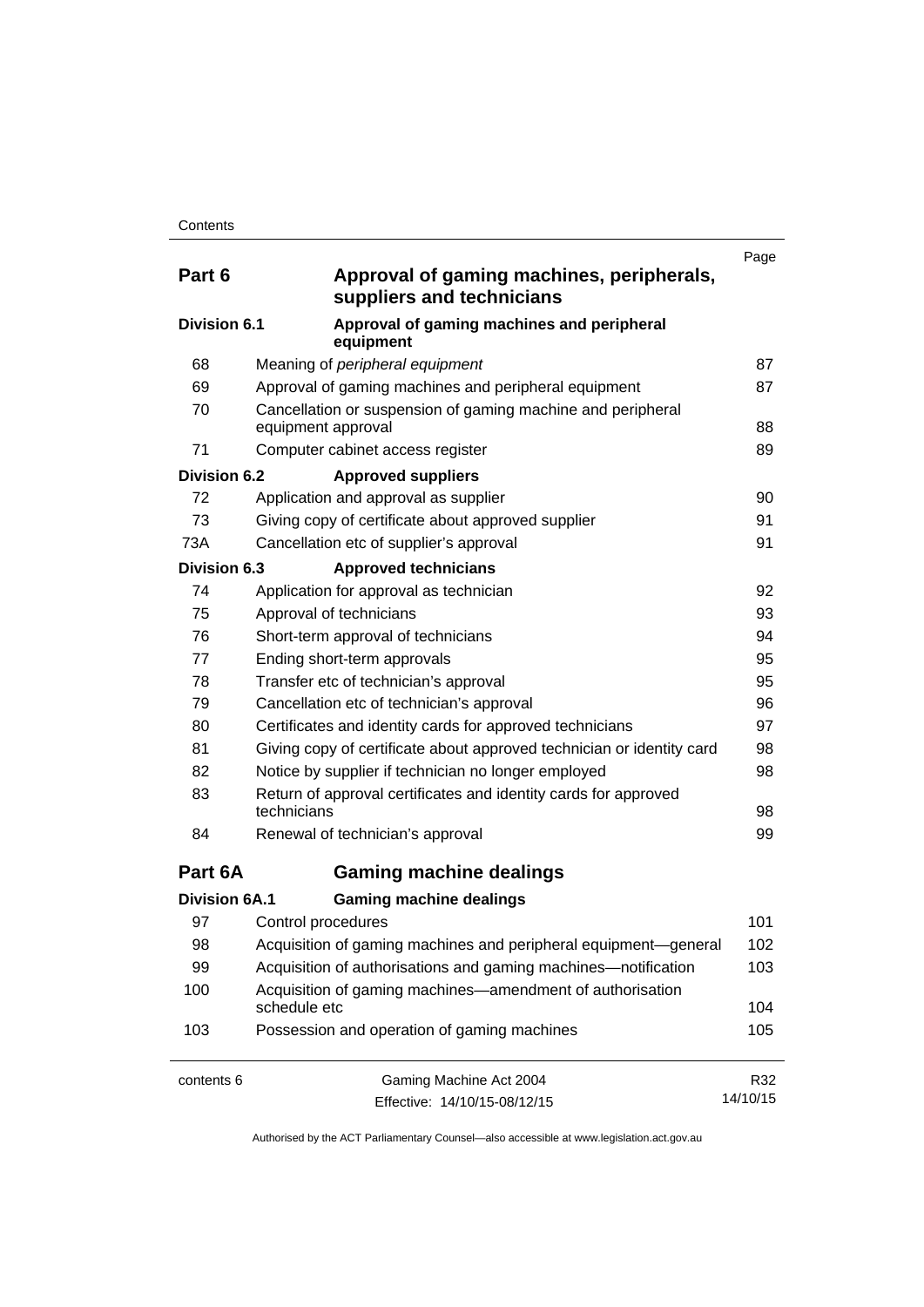| | | Page |
|---|---|---|
| **Part 6** | **Approval of gaming machines, peripherals, suppliers and technicians** | |
| **Division 6.1** | **Approval of gaming machines and peripheral equipment** | |
| 68 | Meaning of *peripheral equipment* | 87 |
| 69 | Approval of gaming machines and peripheral equipment | 87 |
| 70 | Cancellation or suspension of gaming machine and peripheral equipment approval | 88 |
| 71 | Computer cabinet access register | 89 |
| **Division 6.2** | **Approved suppliers** | |
| 72 | Application and approval as supplier | 90 |
| 73 | Giving copy of certificate about approved supplier | 91 |
| 73A | Cancellation etc of supplier's approval | 91 |
| **Division 6.3** | **Approved technicians** | |
| 74 | Application for approval as technician | 92 |
| 75 | Approval of technicians | 93 |
| 76 | Short-term approval of technicians | 94 |
| 77 | Ending short-term approvals | 95 |
| 78 | Transfer etc of technician's approval | 95 |
| 79 | Cancellation etc of technician's approval | 96 |
| 80 | Certificates and identity cards for approved technicians | 97 |
| 81 | Giving copy of certificate about approved technician or identity card | 98 |
| 82 | Notice by supplier if technician no longer employed | 98 |
| 83 | Return of approval certificates and identity cards for approved technicians | 98 |
| 84 | Renewal of technician's approval | 99 |
| **Part 6A** | **Gaming machine dealings** | |
| **Division 6A.1** | **Gaming machine dealings** | |
| 97 | Control procedures | 101 |
| 98 | Acquisition of gaming machines and peripheral equipment—general | 102 |
| 99 | Acquisition of authorisations and gaming machines—notification | 103 |
| 100 | Acquisition of gaming machines—amendment of authorisation schedule etc | 104 |
| 103 | Possession and operation of gaming machines | 105 |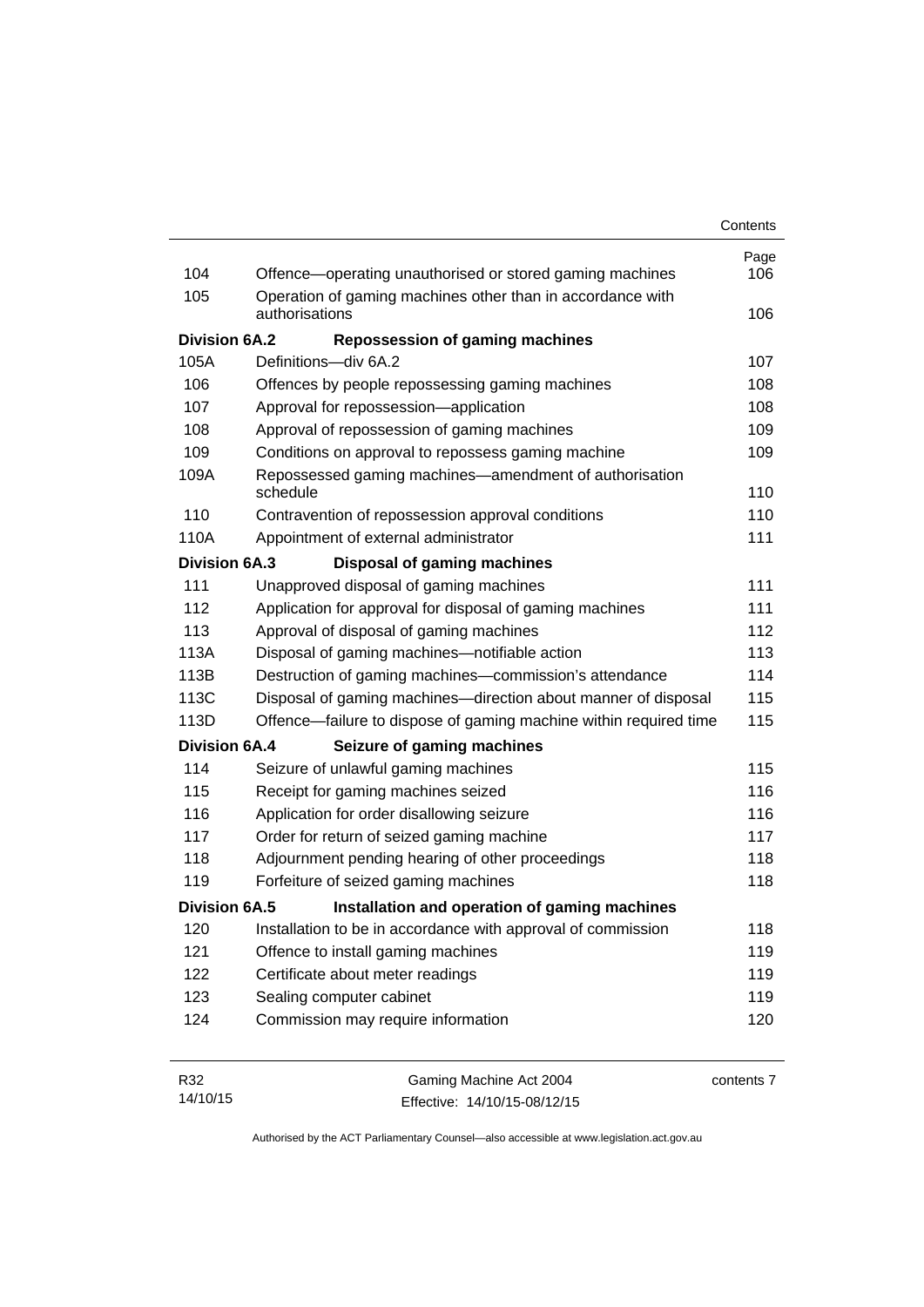| | | Page |
|---|---|---|
| 104 | Offence—operating unauthorised or stored gaming machines | 106 |
| 105 | Operation of gaming machines other than in accordance with authorisations | 106 |
| **Division 6A.2** | **Repossession of gaming machines** | |
| 105A | Definitions—div 6A.2 | 107 |
| 106 | Offences by people repossessing gaming machines | 108 |
| 107 | Approval for repossession—application | 108 |
| 108 | Approval of repossession of gaming machines | 109 |
| 109 | Conditions on approval to repossess gaming machine | 109 |
| 109A | Repossessed gaming machines—amendment of authorisation schedule | 110 |
| 110 | Contravention of repossession approval conditions | 110 |
| 110A | Appointment of external administrator | 111 |
| **Division 6A.3** | **Disposal of gaming machines** | |
| 111 | Unapproved disposal of gaming machines | 111 |
| 112 | Application for approval for disposal of gaming machines | 111 |
| 113 | Approval of disposal of gaming machines | 112 |
| 113A | Disposal of gaming machines—notifiable action | 113 |
| 113B | Destruction of gaming machines—commission's attendance | 114 |
| 113C | Disposal of gaming machines—direction about manner of disposal | 115 |
| 113D | Offence—failure to dispose of gaming machine within required time | 115 |
| **Division 6A.4** | **Seizure of gaming machines** | |
| 114 | Seizure of unlawful gaming machines | 115 |
| 115 | Receipt for gaming machines seized | 116 |
| 116 | Application for order disallowing seizure | 116 |
| 117 | Order for return of seized gaming machine | 117 |
| 118 | Adjournment pending hearing of other proceedings | 118 |
| 119 | Forfeiture of seized gaming machines | 118 |
| **Division 6A.5** | **Installation and operation of gaming machines** | |
| 120 | Installation to be in accordance with approval of commission | 118 |
| 121 | Offence to install gaming machines | 119 |
| 122 | Certificate about meter readings | 119 |
| 123 | Sealing computer cabinet | 119 |
| 124 | Commission may require information | 120 |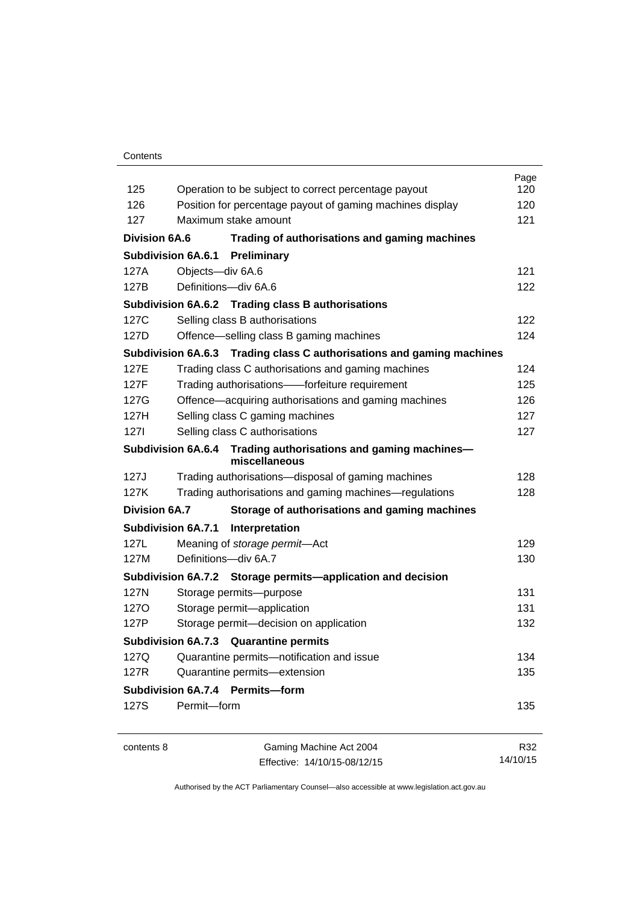| | | Page |
|---|---|---|
| 125 | Operation to be subject to correct percentage payout | 120 |
| 126 | Position for percentage payout of gaming machines display | 120 |
| 127 | Maximum stake amount | 121 |
| **Division 6A.6** | **Trading of authorisations and gaming machines** | |
| **Subdivision 6A.6.1** | **Preliminary** | |
| 127A | Objects—div 6A.6 | 121 |
| 127B | Definitions—div 6A.6 | 122 |
| **Subdivision 6A.6.2** | **Trading class B authorisations** | |
| 127C | Selling class B authorisations | 122 |
| 127D | Offence—selling class B gaming machines | 124 |
| **Subdivision 6A.6.3** | **Trading class C authorisations and gaming machines** | |
| 127E | Trading class C authorisations and gaming machines | 124 |
| 127F | Trading authorisations——forfeiture requirement | 125 |
| 127G | Offence—acquiring authorisations and gaming machines | 126 |
| 127H | Selling class C gaming machines | 127 |
| 127I | Selling class C authorisations | 127 |
| **Subdivision 6A.6.4** | **Trading authorisations and gaming machines—miscellaneous** | |
| 127J | Trading authorisations—disposal of gaming machines | 128 |
| 127K | Trading authorisations and gaming machines—regulations | 128 |
| **Division 6A.7** | **Storage of authorisations and gaming machines** | |
| **Subdivision 6A.7.1** | **Interpretation** | |
| 127L | Meaning of *storage permit*—Act | 129 |
| 127M | Definitions—div 6A.7 | 130 |
| **Subdivision 6A.7.2** | **Storage permits—application and decision** | |
| 127N | Storage permits—purpose | 131 |
| 127O | Storage permit—application | 131 |
| 127P | Storage permit—decision on application | 132 |
| **Subdivision 6A.7.3** | **Quarantine permits** | |
| 127Q | Quarantine permits—notification and issue | 134 |
| 127R | Quarantine permits—extension | 135 |
| **Subdivision 6A.7.4** | **Permits—form** | |
| 127S | Permit—form | 135 |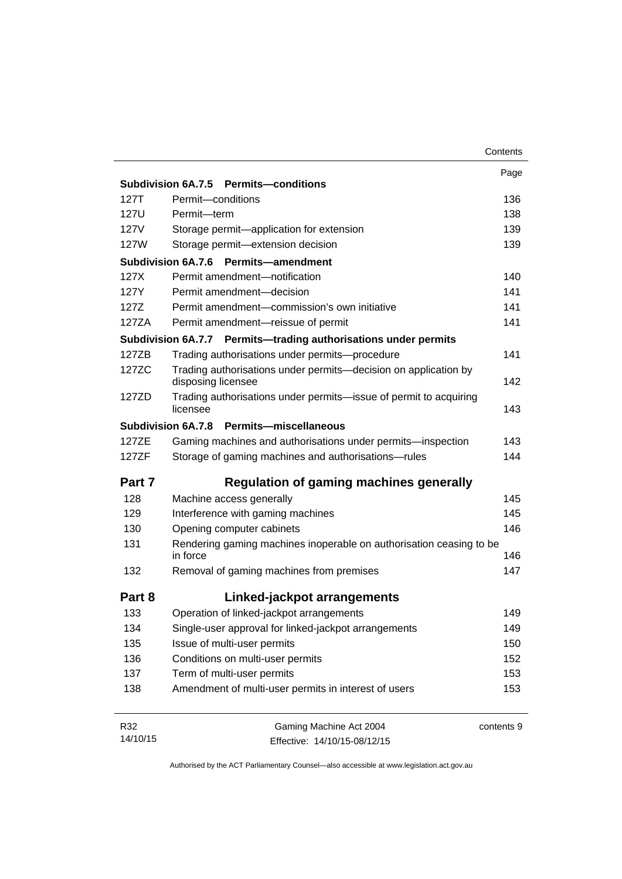| | | Page |
|---|---|---|
| **Subdivision 6A.7.5** | **Permits—conditions** | |
| 127T | Permit—conditions | 136 |
| 127U | Permit—term | 138 |
| 127V | Storage permit—application for extension | 139 |
| 127W | Storage permit—extension decision | 139 |
| **Subdivision 6A.7.6** | **Permits—amendment** | |
| 127X | Permit amendment—notification | 140 |
| 127Y | Permit amendment—decision | 141 |
| 127Z | Permit amendment—commission's own initiative | 141 |
| 127ZA | Permit amendment—reissue of permit | 141 |
| **Subdivision 6A.7.7** | **Permits—trading authorisations under permits** | |
| 127ZB | Trading authorisations under permits—procedure | 141 |
| 127ZC | Trading authorisations under permits—decision on application by disposing licensee | 142 |
| 127ZD | Trading authorisations under permits—issue of permit to acquiring licensee | 143 |
| **Subdivision 6A.7.8** | **Permits—miscellaneous** | |
| 127ZE | Gaming machines and authorisations under permits—inspection | 143 |
| 127ZF | Storage of gaming machines and authorisations—rules | 144 |
| **Part 7** | **Regulation of gaming machines generally** | |
| 128 | Machine access generally | 145 |
| 129 | Interference with gaming machines | 145 |
| 130 | Opening computer cabinets | 146 |
| 131 | Rendering gaming machines inoperable on authorisation ceasing to be in force | 146 |
| 132 | Removal of gaming machines from premises | 147 |
| **Part 8** | **Linked-jackpot arrangements** | |
| 133 | Operation of linked-jackpot arrangements | 149 |
| 134 | Single-user approval for linked-jackpot arrangements | 149 |
| 135 | Issue of multi-user permits | 150 |
| 136 | Conditions on multi-user permits | 152 |
| 137 | Term of multi-user permits | 153 |
| 138 | Amendment of multi-user permits in interest of users | 153 |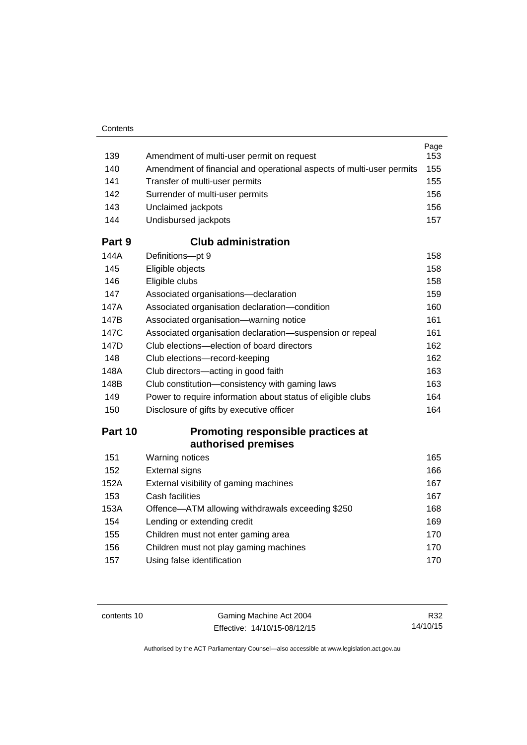| | | Page |
|---|---|---|
| 139 | Amendment of multi-user permit on request | 153 |
| 140 | Amendment of financial and operational aspects of multi-user permits | 155 |
| 141 | Transfer of multi-user permits | 155 |
| 142 | Surrender of multi-user permits | 156 |
| 143 | Unclaimed jackpots | 156 |
| 144 | Undisbursed jackpots | 157 |

## Part 9 Club administration

| | | |
|---|---|---|
| 144A | Definitions—pt 9 | 158 |
| 145 | Eligible objects | 158 |
| 146 | Eligible clubs | 158 |
| 147 | Associated organisations—declaration | 159 |
| 147A | Associated organisation declaration—condition | 160 |
| 147B | Associated organisation—warning notice | 161 |
| 147C | Associated organisation declaration—suspension or repeal | 161 |
| 147D | Club elections—election of board directors | 162 |
| 148 | Club elections—record-keeping | 162 |
| 148A | Club directors—acting in good faith | 163 |
| 148B | Club constitution—consistency with gaming laws | 163 |
| 149 | Power to require information about status of eligible clubs | 164 |
| 150 | Disclosure of gifts by executive officer | 164 |

## Part 10 Promoting responsible practices at authorised premises

| | | |
|---|---|---|
| 151 | Warning notices | 165 |
| 152 | External signs | 166 |
| 152A | External visibility of gaming machines | 167 |
| 153 | Cash facilities | 167 |
| 153A | Offence—ATM allowing withdrawals exceeding $250 | 168 |
| 154 | Lending or extending credit | 169 |
| 155 | Children must not enter gaming area | 170 |
| 156 | Children must not play gaming machines | 170 |
| 157 | Using false identification | 170 |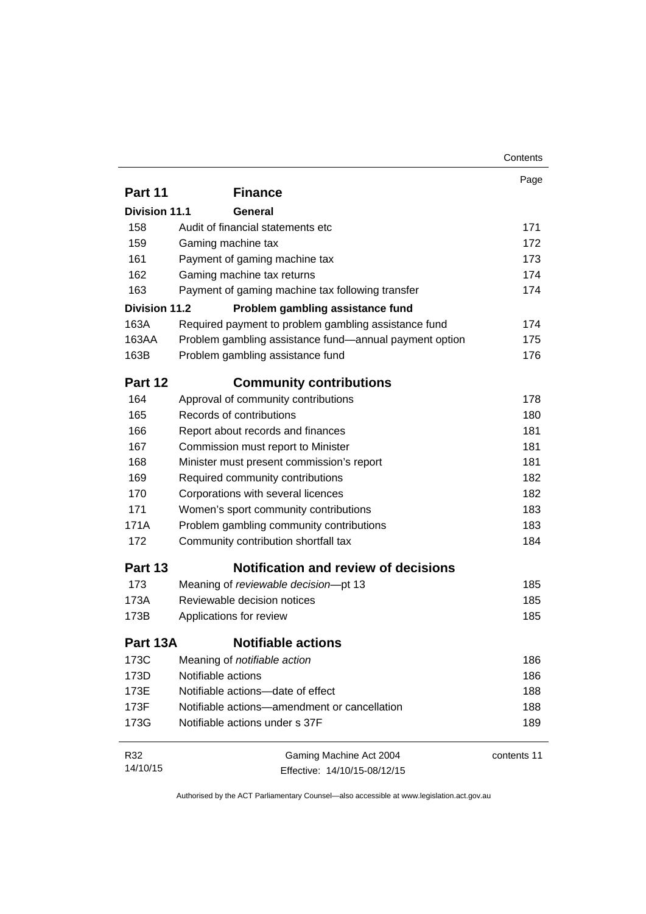| | | Page |
|---|---|---|
| **Part 11** | **Finance** | |
| **Division 11.1** | **General** | |
| 158 | Audit of financial statements etc | 171 |
| 159 | Gaming machine tax | 172 |
| 161 | Payment of gaming machine tax | 173 |
| 162 | Gaming machine tax returns | 174 |
| 163 | Payment of gaming machine tax following transfer | 174 |
| **Division 11.2** | **Problem gambling assistance fund** | |
| 163A | Required payment to problem gambling assistance fund | 174 |
| 163AA | Problem gambling assistance fund—annual payment option | 175 |
| 163B | Problem gambling assistance fund | 176 |
| **Part 12** | **Community contributions** | |
| 164 | Approval of community contributions | 178 |
| 165 | Records of contributions | 180 |
| 166 | Report about records and finances | 181 |
| 167 | Commission must report to Minister | 181 |
| 168 | Minister must present commission's report | 181 |
| 169 | Required community contributions | 182 |
| 170 | Corporations with several licences | 182 |
| 171 | Women's sport community contributions | 183 |
| 171A | Problem gambling community contributions | 183 |
| 172 | Community contribution shortfall tax | 184 |
| **Part 13** | **Notification and review of decisions** | |
| 173 | Meaning of *reviewable decision*—pt 13 | 185 |
| 173A | Reviewable decision notices | 185 |
| 173B | Applications for review | 185 |
| **Part 13A** | **Notifiable actions** | |
| 173C | Meaning of *notifiable action* | 186 |
| 173D | Notifiable actions | 186 |
| 173E | Notifiable actions—date of effect | 188 |
| 173F | Notifiable actions—amendment or cancellation | 188 |
| 173G | Notifiable actions under s 37F | 189 |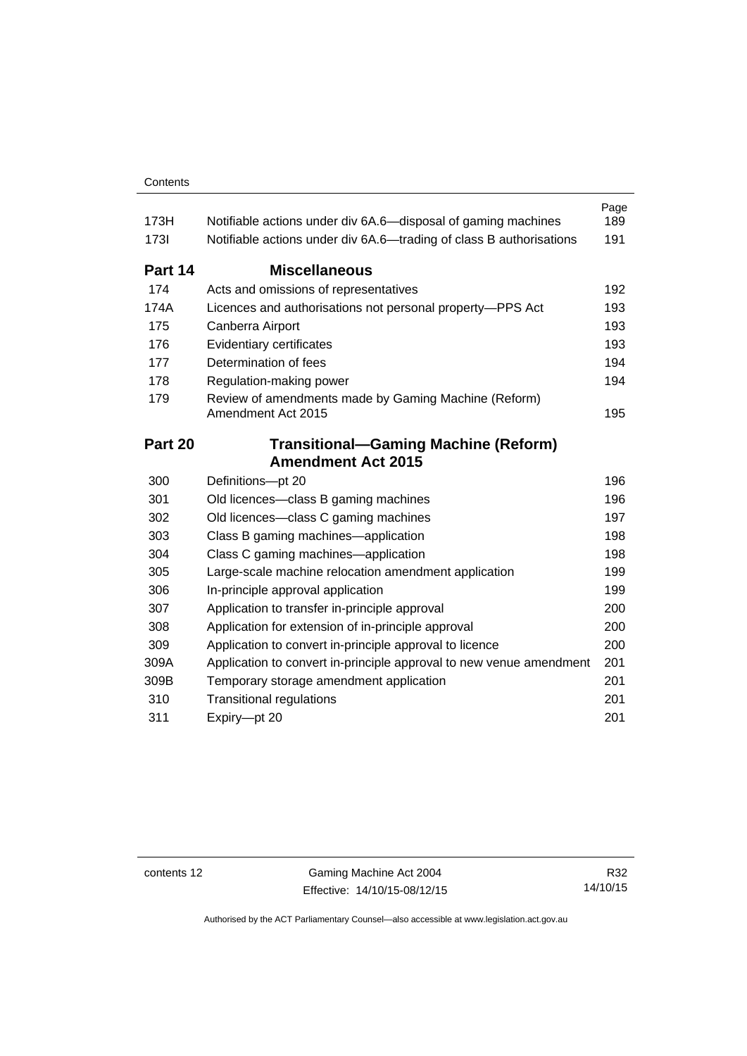| | | Page |
|---|---|---|
| 173H | Notifiable actions under div 6A.6—disposal of gaming machines | 189 |
| 173I | Notifiable actions under div 6A.6—trading of class B authorisations | 191 |
| **Part 14** | **Miscellaneous** | |
| 174 | Acts and omissions of representatives | 192 |
| 174A | Licences and authorisations not personal property—PPS Act | 193 |
| 175 | Canberra Airport | 193 |
| 176 | Evidentiary certificates | 193 |
| 177 | Determination of fees | 194 |
| 178 | Regulation-making power | 194 |
| 179 | Review of amendments made by Gaming Machine (Reform) Amendment Act 2015 | 195 |
| **Part 20** | **Transitional—Gaming Machine (Reform) Amendment Act 2015** | |
| 300 | Definitions—pt 20 | 196 |
| 301 | Old licences—class B gaming machines | 196 |
| 302 | Old licences—class C gaming machines | 197 |
| 303 | Class B gaming machines—application | 198 |
| 304 | Class C gaming machines—application | 198 |
| 305 | Large-scale machine relocation amendment application | 199 |
| 306 | In-principle approval application | 199 |
| 307 | Application to transfer in-principle approval | 200 |
| 308 | Application for extension of in-principle approval | 200 |
| 309 | Application to convert in-principle approval to licence | 200 |
| 309A | Application to convert in-principle approval to new venue amendment | 201 |
| 309B | Temporary storage amendment application | 201 |
| 310 | Transitional regulations | 201 |
| 311 | Expiry—pt 20 | 201 |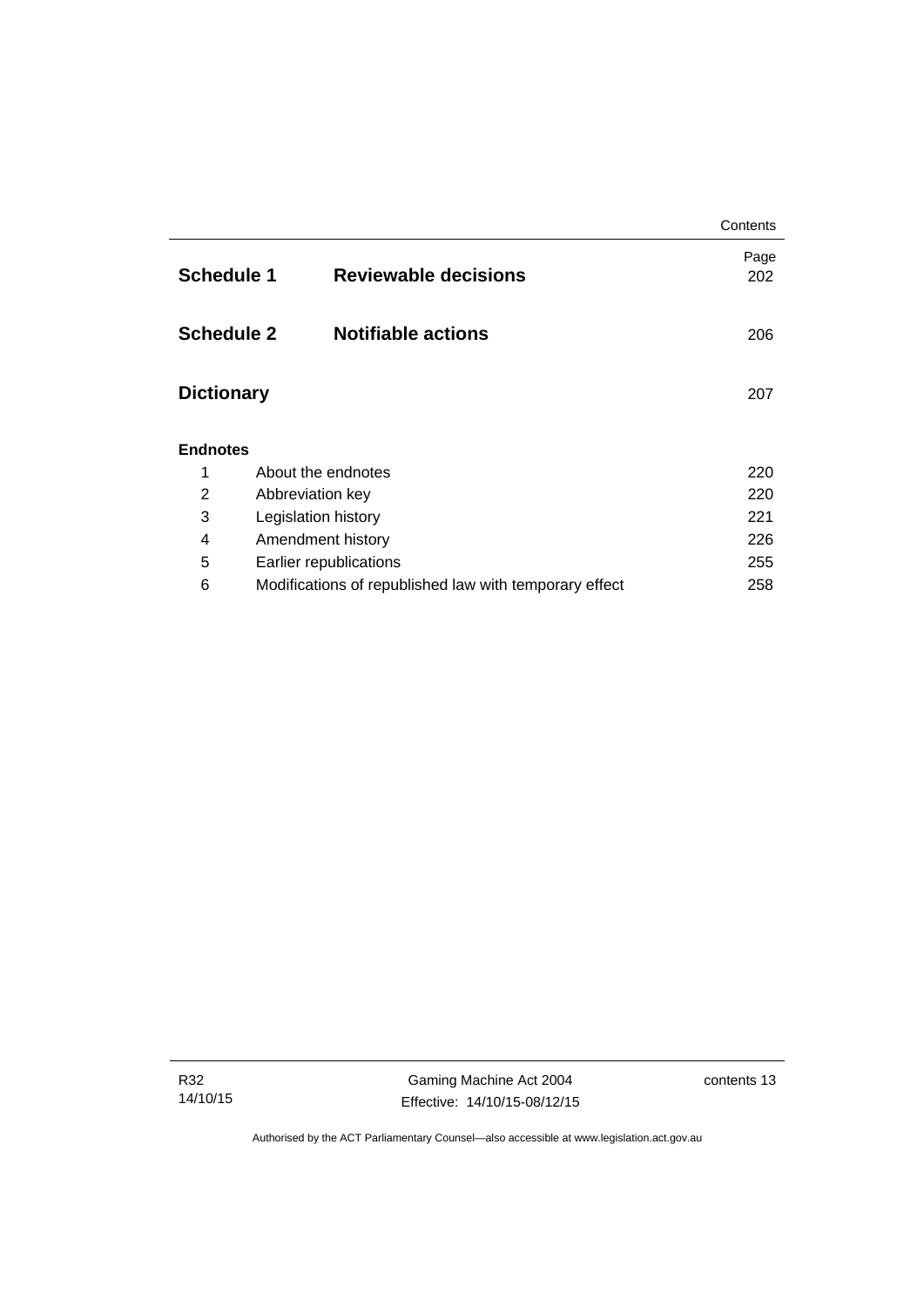| | | Page |
|---|---|---|
| **Schedule 1** | **Reviewable decisions** | 202 |
| **Schedule 2** | **Notifiable actions** | 206 |
| **Dictionary** | | 207 |

**Endnotes**

| | | |
|---|---|---|
| 1 | About the endnotes | 220 |
| 2 | Abbreviation key | 220 |
| 3 | Legislation history | 221 |
| 4 | Amendment history | 226 |
| 5 | Earlier republications | 255 |
| 6 | Modifications of republished law with temporary effect | 258 |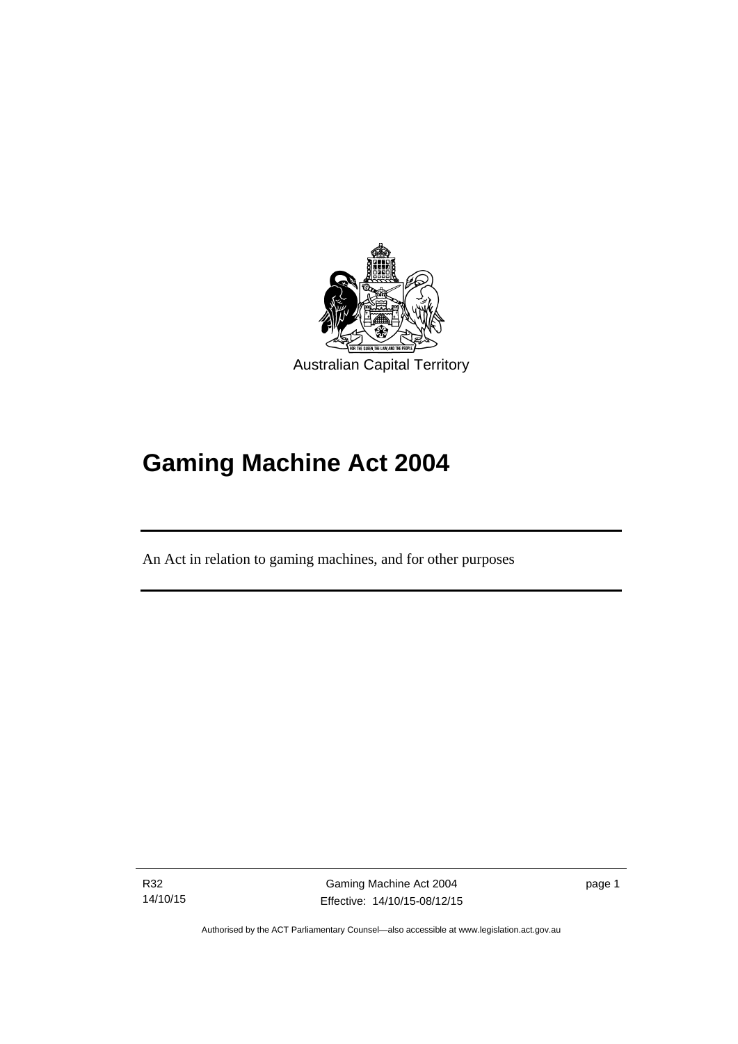Australian Capital Territory

# Gaming Machine Act 2004

An Act in relation to gaming machines, and for other purposes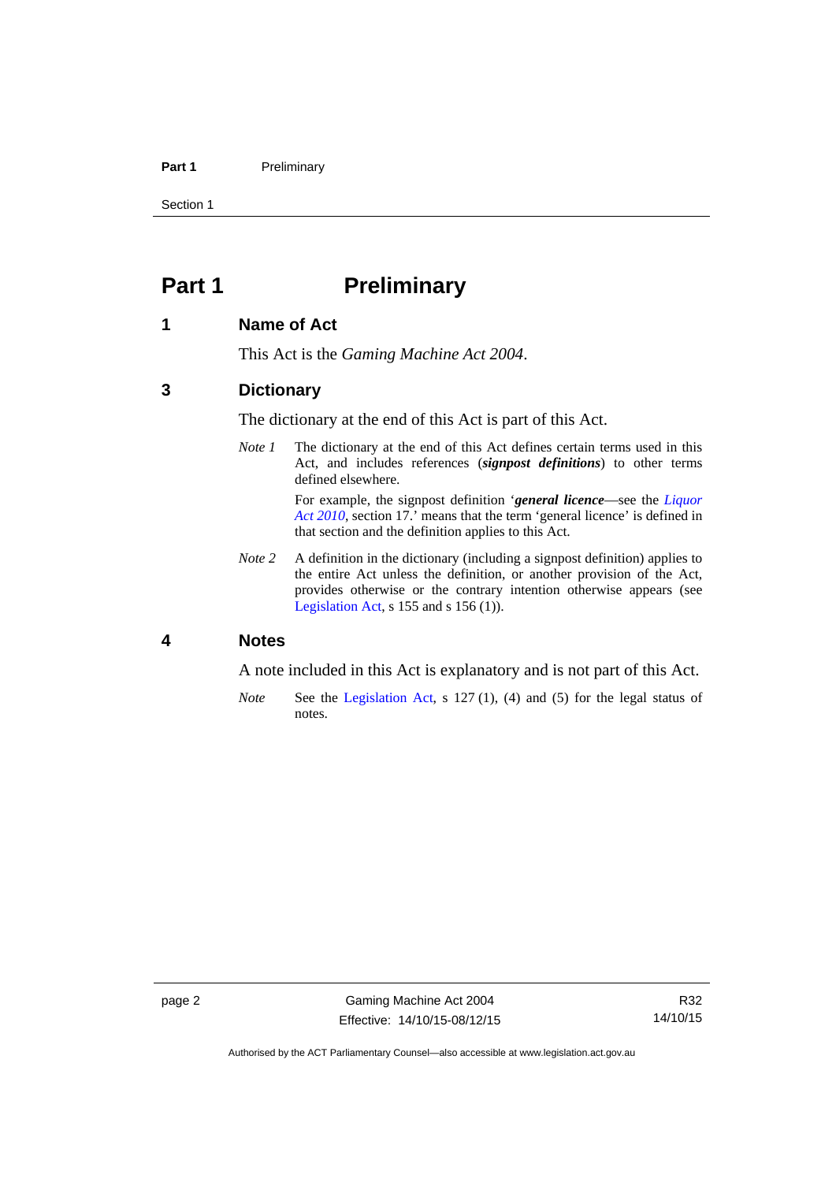# Part 1 Preliminary

## 1 Name of Act

This Act is the *Gaming Machine Act 2004*.

## 3 Dictionary

The dictionary at the end of this Act is part of this Act.

*Note 1* The dictionary at the end of this Act defines certain terms used in this Act, and includes references (***signpost definitions***) to other terms defined elsewhere.

For example, the signpost definition '***general licence***—see the *Liquor Act 2010*, section 17.' means that the term 'general licence' is defined in that section and the definition applies to this Act.

*Note 2* A definition in the dictionary (including a signpost definition) applies to the entire Act unless the definition, or another provision of the Act, provides otherwise or the contrary intention otherwise appears (see Legislation Act, s 155 and s 156 (1)).

## 4 Notes

A note included in this Act is explanatory and is not part of this Act.

*Note* See the Legislation Act, s 127 (1), (4) and (5) for the legal status of notes.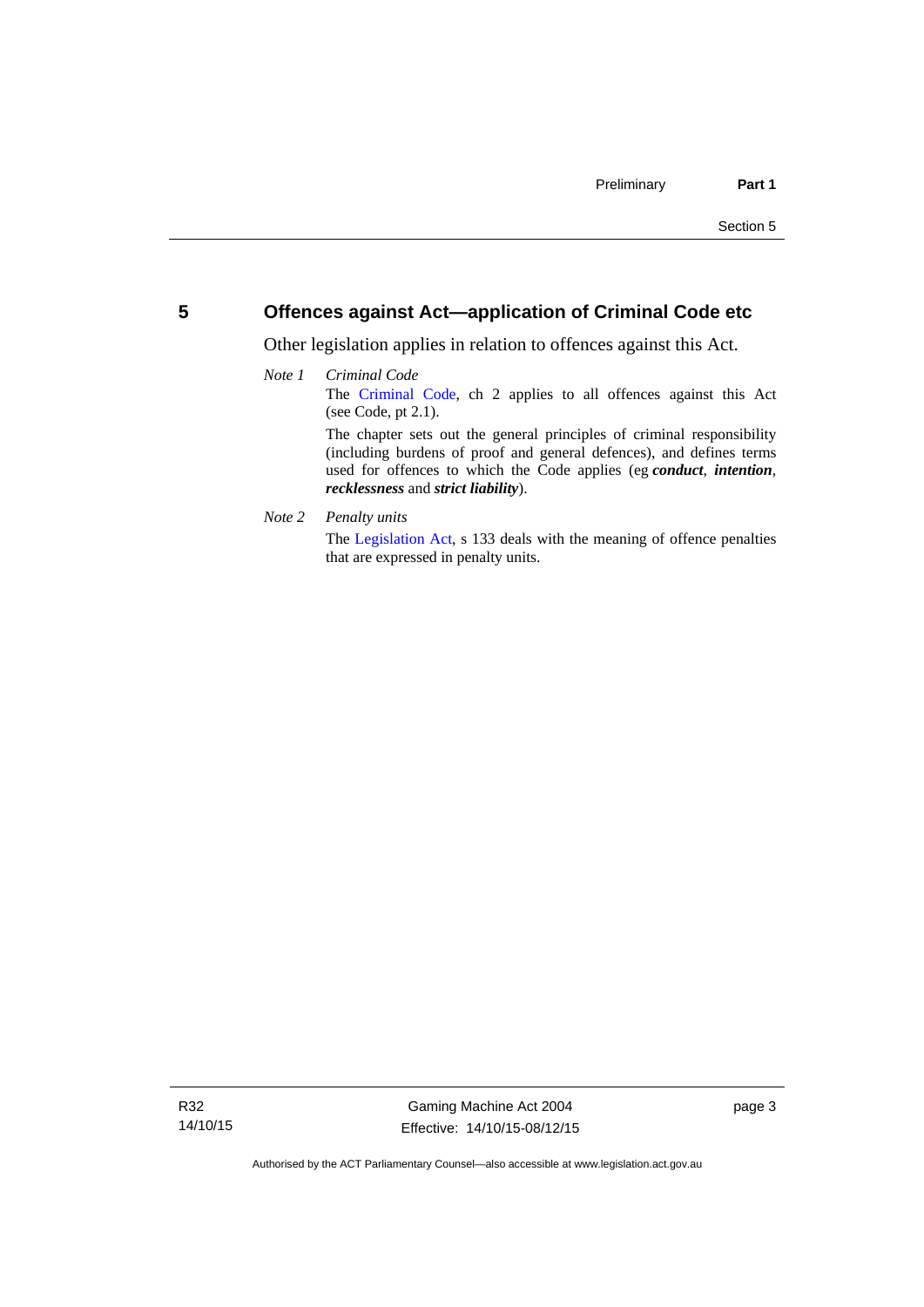## 5 Offences against Act—application of Criminal Code etc

Other legislation applies in relation to offences against this Act.

*Note 1* *Criminal Code*

The Criminal Code, ch 2 applies to all offences against this Act (see Code, pt 2.1).

The chapter sets out the general principles of criminal responsibility (including burdens of proof and general defences), and defines terms used for offences to which the Code applies (eg ***conduct***, ***intention***, ***recklessness*** and ***strict liability***).

*Note 2* *Penalty units*

The Legislation Act, s 133 deals with the meaning of offence penalties that are expressed in penalty units.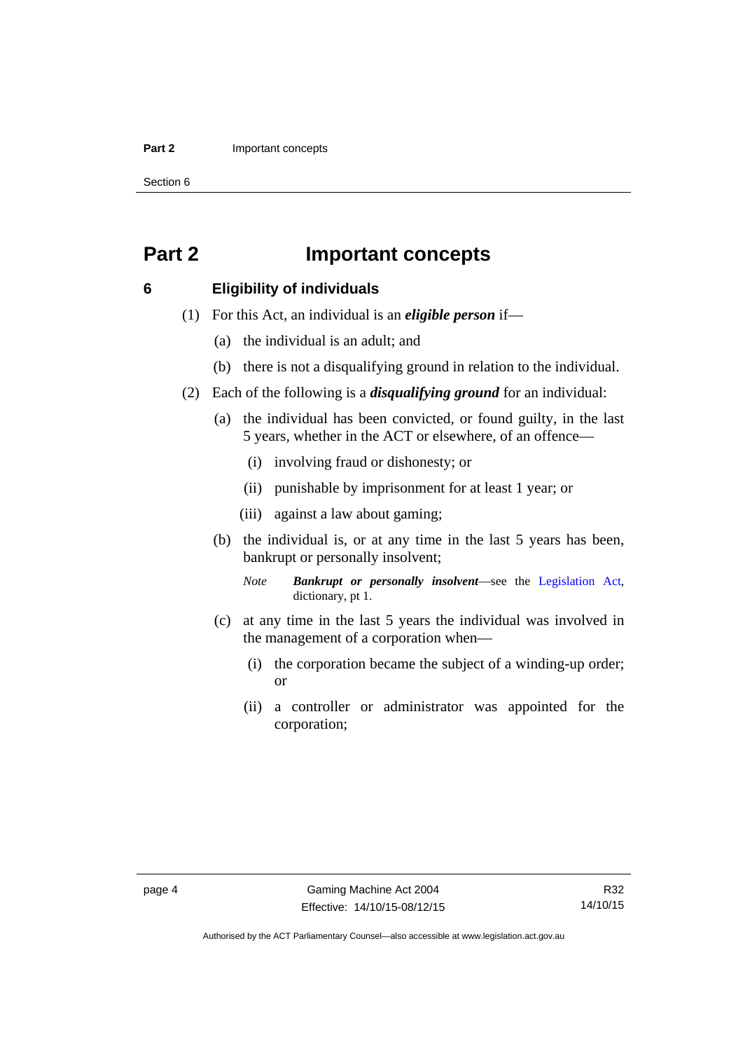# Part 2 Important concepts

## 6 Eligibility of individuals

(1) For this Act, an individual is an ***eligible person*** if—

(a) the individual is an adult; and

(b) there is not a disqualifying ground in relation to the individual.

(2) Each of the following is a ***disqualifying ground*** for an individual:

(a) the individual has been convicted, or found guilty, in the last 5 years, whether in the ACT or elsewhere, of an offence—

(i) involving fraud or dishonesty; or

(ii) punishable by imprisonment for at least 1 year; or

(iii) against a law about gaming;

(b) the individual is, or at any time in the last 5 years has been, bankrupt or personally insolvent;

*Note* ***Bankrupt or personally insolvent***—see the Legislation Act, dictionary, pt 1.

(c) at any time in the last 5 years the individual was involved in the management of a corporation when—

(i) the corporation became the subject of a winding-up order; or

(ii) a controller or administrator was appointed for the corporation;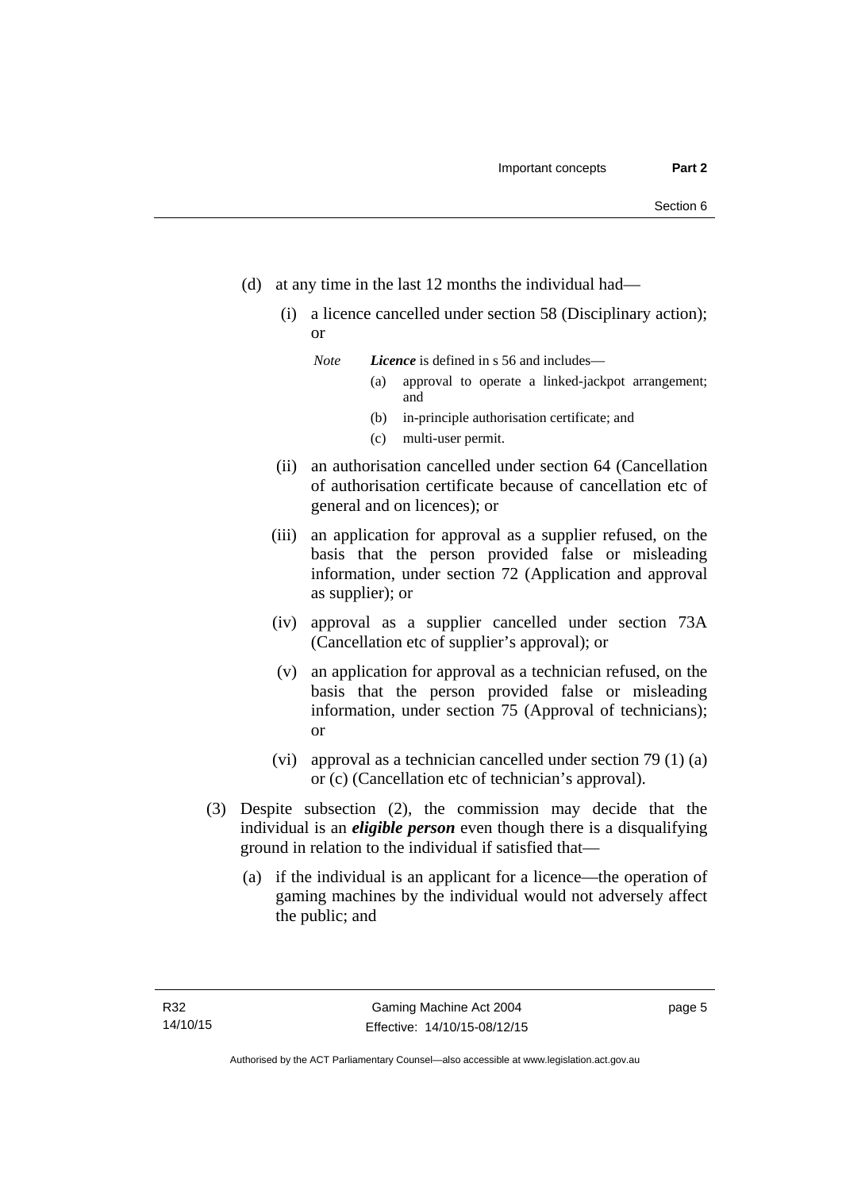(d) at any time in the last 12 months the individual had—

(i) a licence cancelled under section 58 (Disciplinary action); or

*Note* ***Licence*** is defined in s 56 and includes—

(a) approval to operate a linked-jackpot arrangement; and

(b) in-principle authorisation certificate; and

(c) multi-user permit.

(ii) an authorisation cancelled under section 64 (Cancellation of authorisation certificate because of cancellation etc of general and on licences); or

(iii) an application for approval as a supplier refused, on the basis that the person provided false or misleading information, under section 72 (Application and approval as supplier); or

(iv) approval as a supplier cancelled under section 73A (Cancellation etc of supplier's approval); or

(v) an application for approval as a technician refused, on the basis that the person provided false or misleading information, under section 75 (Approval of technicians); or

(vi) approval as a technician cancelled under section 79 (1) (a) or (c) (Cancellation etc of technician's approval).

(3) Despite subsection (2), the commission may decide that the individual is an ***eligible person*** even though there is a disqualifying ground in relation to the individual if satisfied that—

(a) if the individual is an applicant for a licence—the operation of gaming machines by the individual would not adversely affect the public; and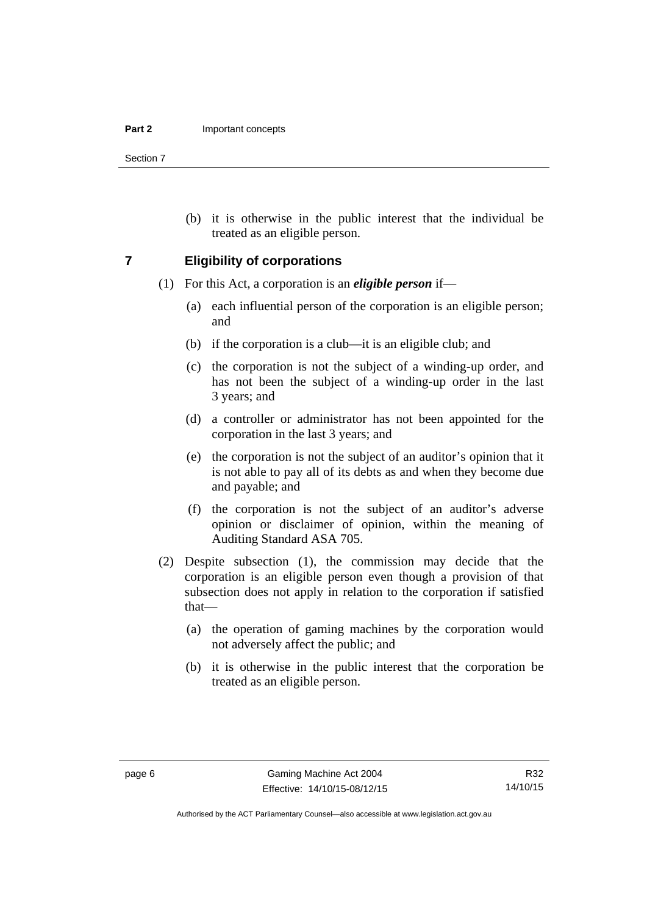(b) it is otherwise in the public interest that the individual be treated as an eligible person.

## 7 Eligibility of corporations

(1) For this Act, a corporation is an ***eligible person*** if—

(a) each influential person of the corporation is an eligible person; and

(b) if the corporation is a club—it is an eligible club; and

(c) the corporation is not the subject of a winding-up order, and has not been the subject of a winding-up order in the last 3 years; and

(d) a controller or administrator has not been appointed for the corporation in the last 3 years; and

(e) the corporation is not the subject of an auditor's opinion that it is not able to pay all of its debts as and when they become due and payable; and

(f) the corporation is not the subject of an auditor's adverse opinion or disclaimer of opinion, within the meaning of Auditing Standard ASA 705.

(2) Despite subsection (1), the commission may decide that the corporation is an eligible person even though a provision of that subsection does not apply in relation to the corporation if satisfied that—

(a) the operation of gaming machines by the corporation would not adversely affect the public; and

(b) it is otherwise in the public interest that the corporation be treated as an eligible person.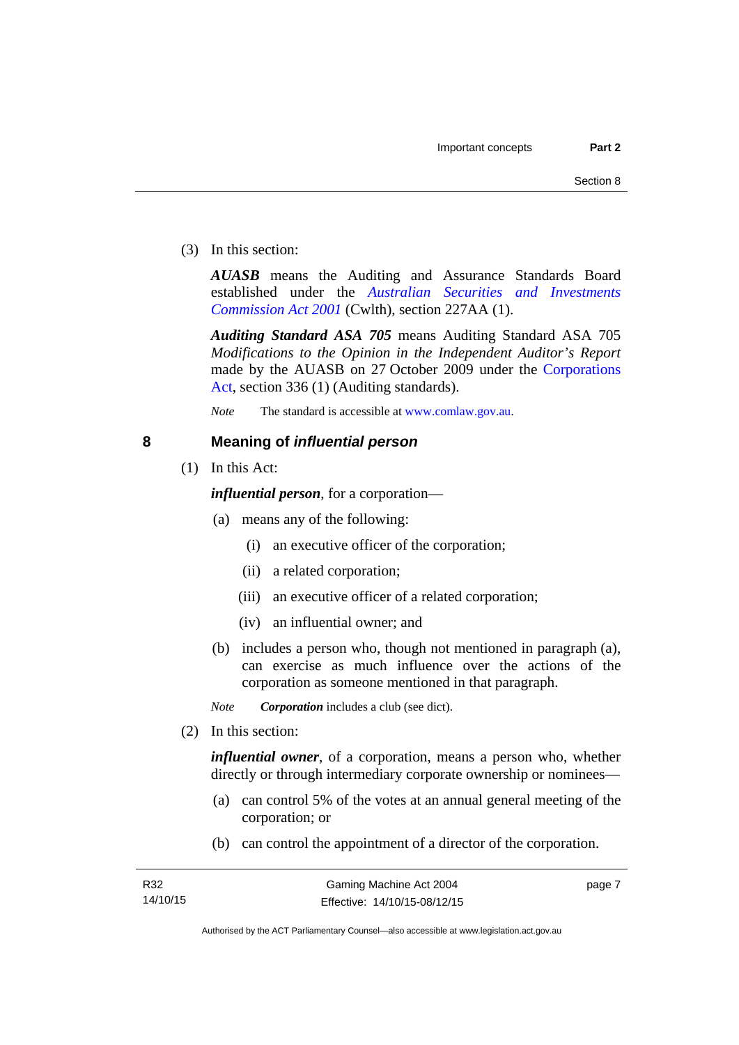(3) In this section:

***AUASB*** means the Auditing and Assurance Standards Board established under the *Australian Securities and Investments Commission Act 2001* (Cwlth), section 227AA (1).

***Auditing Standard ASA 705*** means Auditing Standard ASA 705 *Modifications to the Opinion in the Independent Auditor's Report* made by the AUASB on 27 October 2009 under the Corporations Act, section 336 (1) (Auditing standards).

*Note* The standard is accessible at www.comlaw.gov.au.

## 8 Meaning of *influential person*

(1) In this Act:

***influential person***, for a corporation—

(a) means any of the following:

(i) an executive officer of the corporation;

(ii) a related corporation;

(iii) an executive officer of a related corporation;

(iv) an influential owner; and

(b) includes a person who, though not mentioned in paragraph (a), can exercise as much influence over the actions of the corporation as someone mentioned in that paragraph.

*Note* ***Corporation*** includes a club (see dict).

(2) In this section:

***influential owner***, of a corporation, means a person who, whether directly or through intermediary corporate ownership or nominees—

(a) can control 5% of the votes at an annual general meeting of the corporation; or

(b) can control the appointment of a director of the corporation.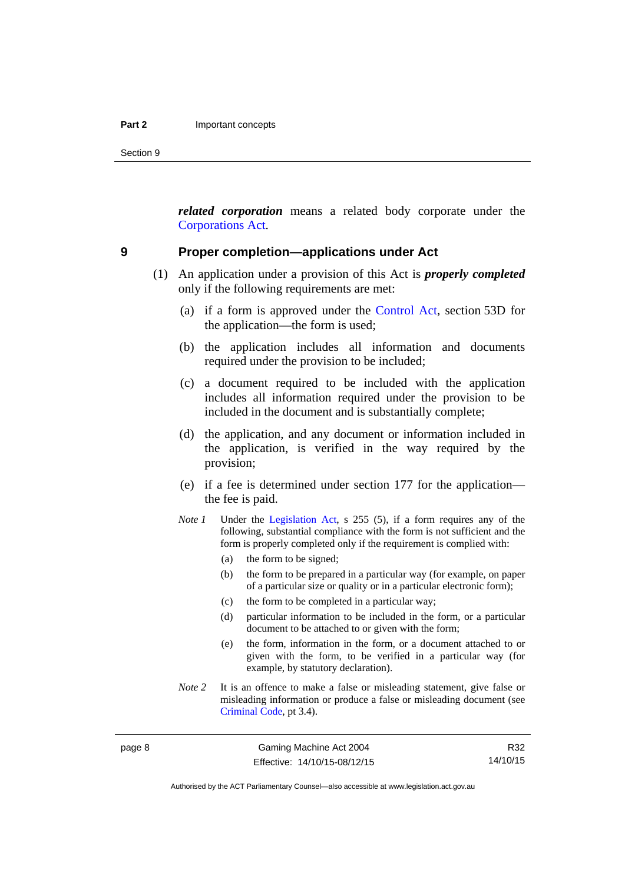***related corporation*** means a related body corporate under the Corporations Act.

## 9 Proper completion—applications under Act

(1) An application under a provision of this Act is ***properly completed*** only if the following requirements are met:

(a) if a form is approved under the Control Act, section 53D for the application—the form is used;

(b) the application includes all information and documents required under the provision to be included;

(c) a document required to be included with the application includes all information required under the provision to be included in the document and is substantially complete;

(d) the application, and any document or information included in the application, is verified in the way required by the provision;

(e) if a fee is determined under section 177 for the application—the fee is paid.

*Note 1* Under the Legislation Act, s 255 (5), if a form requires any of the following, substantial compliance with the form is not sufficient and the form is properly completed only if the requirement is complied with:

(a) the form to be signed;

(b) the form to be prepared in a particular way (for example, on paper of a particular size or quality or in a particular electronic form);

(c) the form to be completed in a particular way;

(d) particular information to be included in the form, or a particular document to be attached to or given with the form;

(e) the form, information in the form, or a document attached to or given with the form, to be verified in a particular way (for example, by statutory declaration).

*Note 2* It is an offence to make a false or misleading statement, give false or misleading information or produce a false or misleading document (see Criminal Code, pt 3.4).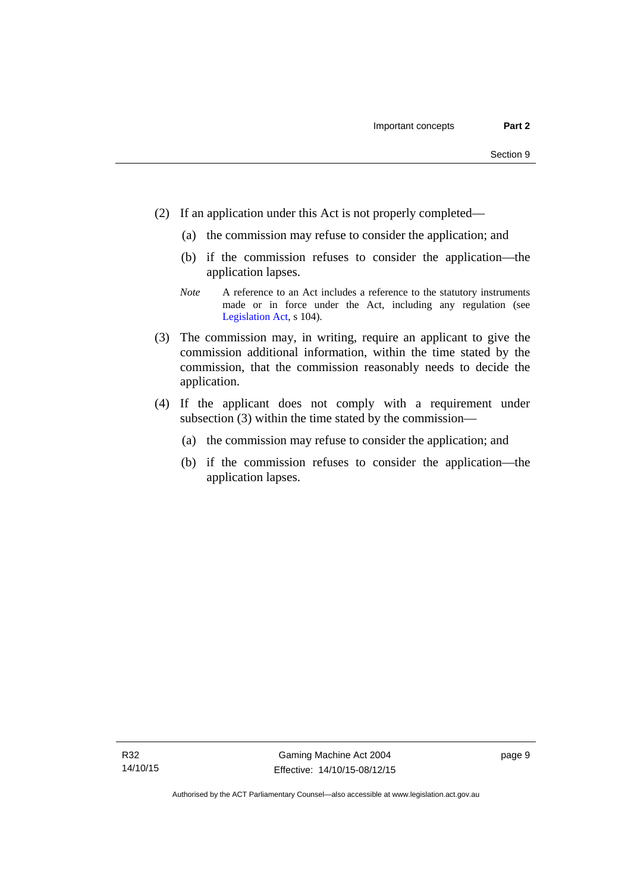(2) If an application under this Act is not properly completed—

(a) the commission may refuse to consider the application; and

(b) if the commission refuses to consider the application—the application lapses.

*Note* A reference to an Act includes a reference to the statutory instruments made or in force under the Act, including any regulation (see Legislation Act, s 104).

(3) The commission may, in writing, require an applicant to give the commission additional information, within the time stated by the commission, that the commission reasonably needs to decide the application.

(4) If the applicant does not comply with a requirement under subsection (3) within the time stated by the commission—

(a) the commission may refuse to consider the application; and

(b) if the commission refuses to consider the application—the application lapses.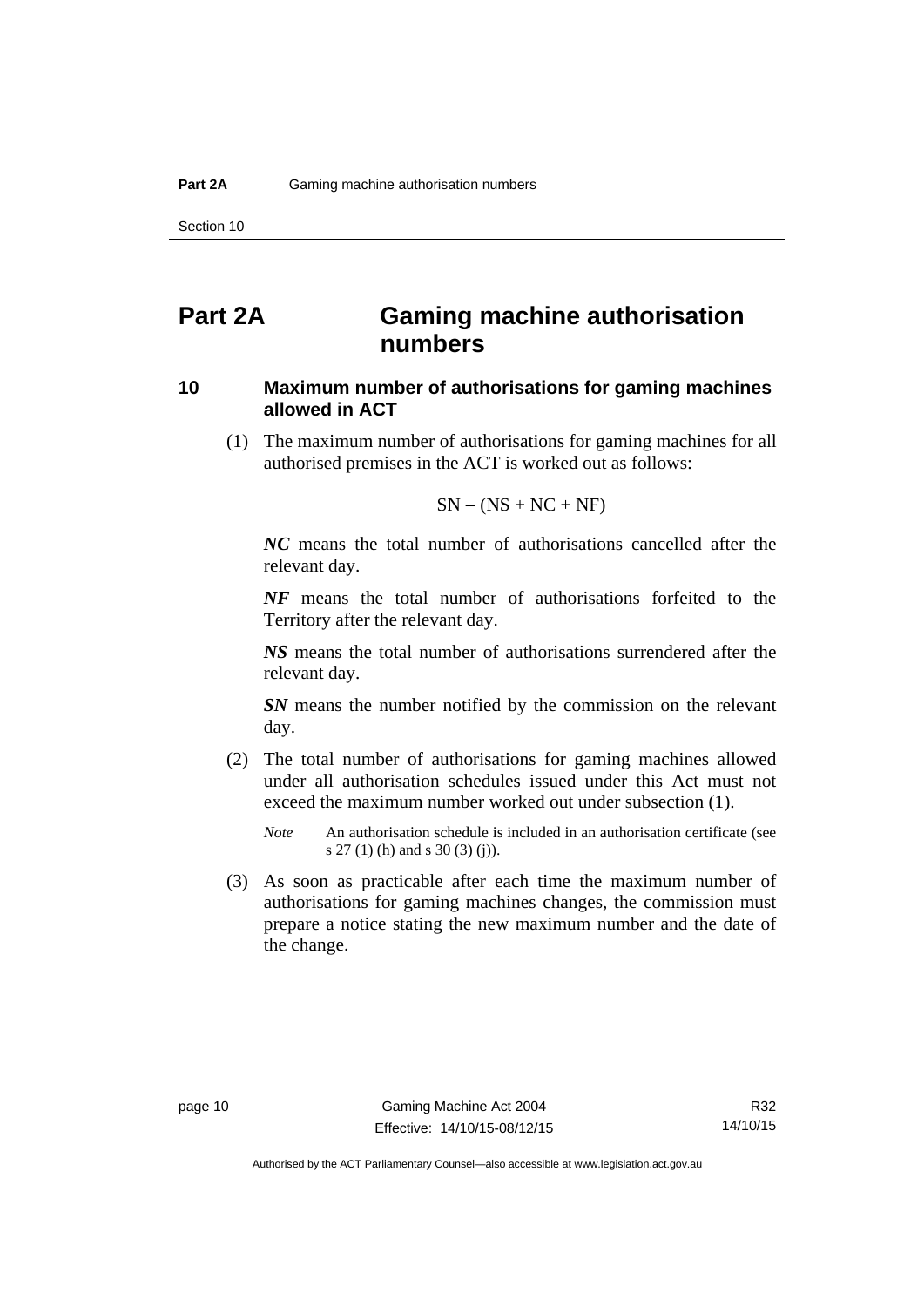# Part 2A Gaming machine authorisation numbers

### 10 Maximum number of authorisations for gaming machines allowed in ACT

(1) The maximum number of authorisations for gaming machines for all authorised premises in the ACT is worked out as follows:

$$SN - (NS + NC + NF)$$

***NC*** means the total number of authorisations cancelled after the relevant day.

***NF*** means the total number of authorisations forfeited to the Territory after the relevant day.

***NS*** means the total number of authorisations surrendered after the relevant day.

***SN*** means the number notified by the commission on the relevant day.

(2) The total number of authorisations for gaming machines allowed under all authorisation schedules issued under this Act must not exceed the maximum number worked out under subsection (1).

*Note* An authorisation schedule is included in an authorisation certificate (see s 27 (1) (h) and s 30 (3) (j)).

(3) As soon as practicable after each time the maximum number of authorisations for gaming machines changes, the commission must prepare a notice stating the new maximum number and the date of the change.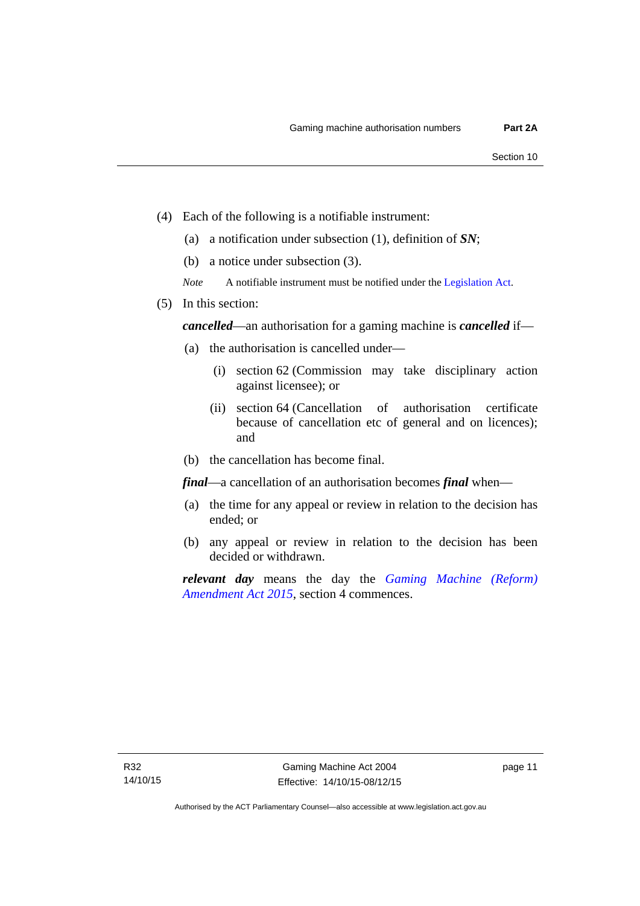(4) Each of the following is a notifiable instrument:

(a) a notification under subsection (1), definition of ***SN***;

(b) a notice under subsection (3).

*Note* A notifiable instrument must be notified under the Legislation Act.

(5) In this section:

***cancelled***—an authorisation for a gaming machine is ***cancelled*** if—

(a) the authorisation is cancelled under—

(i) section 62 (Commission may take disciplinary action against licensee); or

(ii) section 64 (Cancellation of authorisation certificate because of cancellation etc of general and on licences); and

(b) the cancellation has become final.

***final***—a cancellation of an authorisation becomes ***final*** when—

(a) the time for any appeal or review in relation to the decision has ended; or

(b) any appeal or review in relation to the decision has been decided or withdrawn.

***relevant day*** means the day the *Gaming Machine (Reform) Amendment Act 2015*, section 4 commences.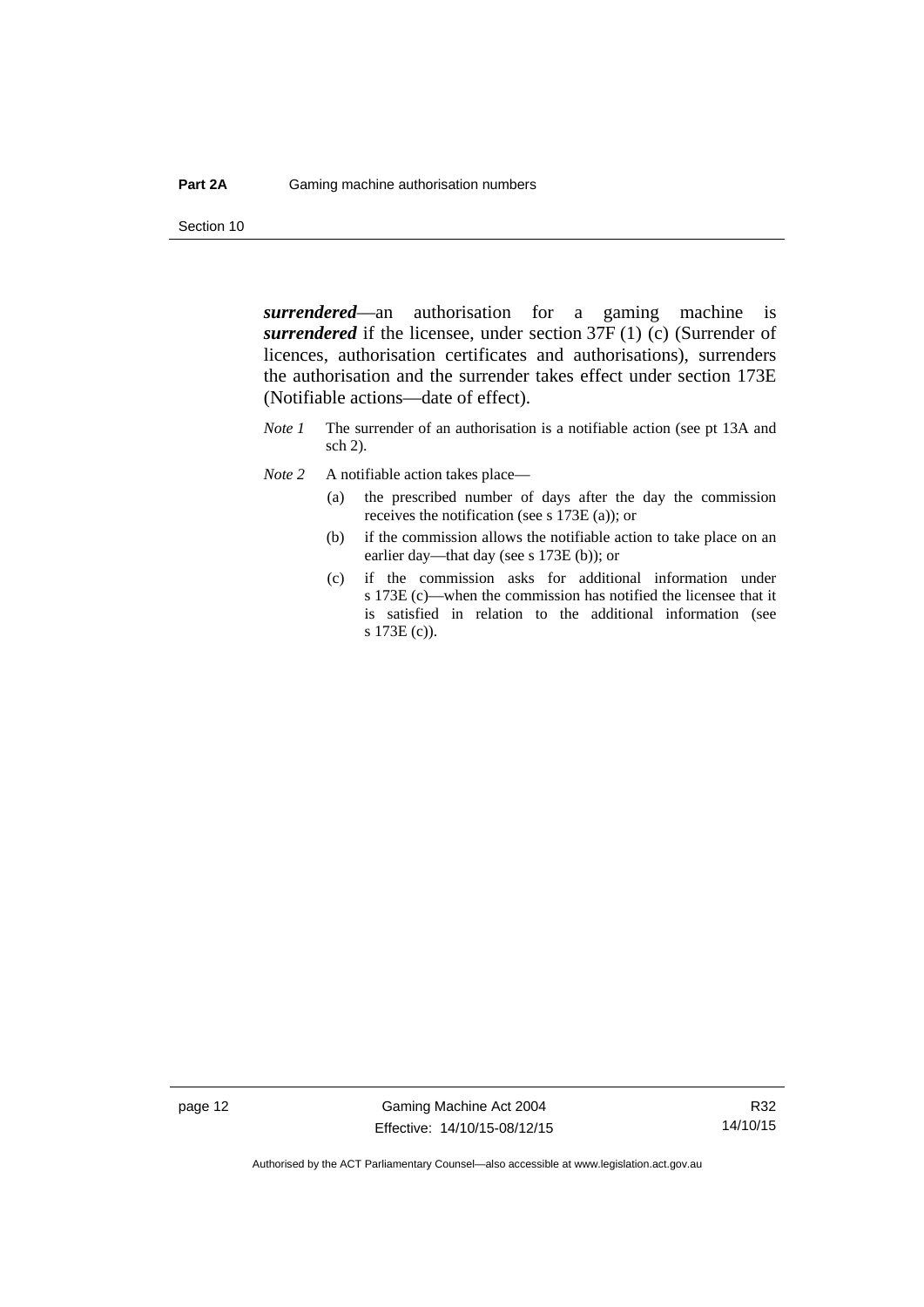***surrendered***—an authorisation for a gaming machine is ***surrendered*** if the licensee, under section 37F (1) (c) (Surrender of licences, authorisation certificates and authorisations), surrenders the authorisation and the surrender takes effect under section 173E (Notifiable actions—date of effect).

*Note 1* The surrender of an authorisation is a notifiable action (see pt 13A and sch 2).

*Note 2* A notifiable action takes place—

(a) the prescribed number of days after the day the commission receives the notification (see s 173E (a)); or

(b) if the commission allows the notifiable action to take place on an earlier day—that day (see s 173E (b)); or

(c) if the commission asks for additional information under s 173E (c)—when the commission has notified the licensee that it is satisfied in relation to the additional information (see s 173E (c)).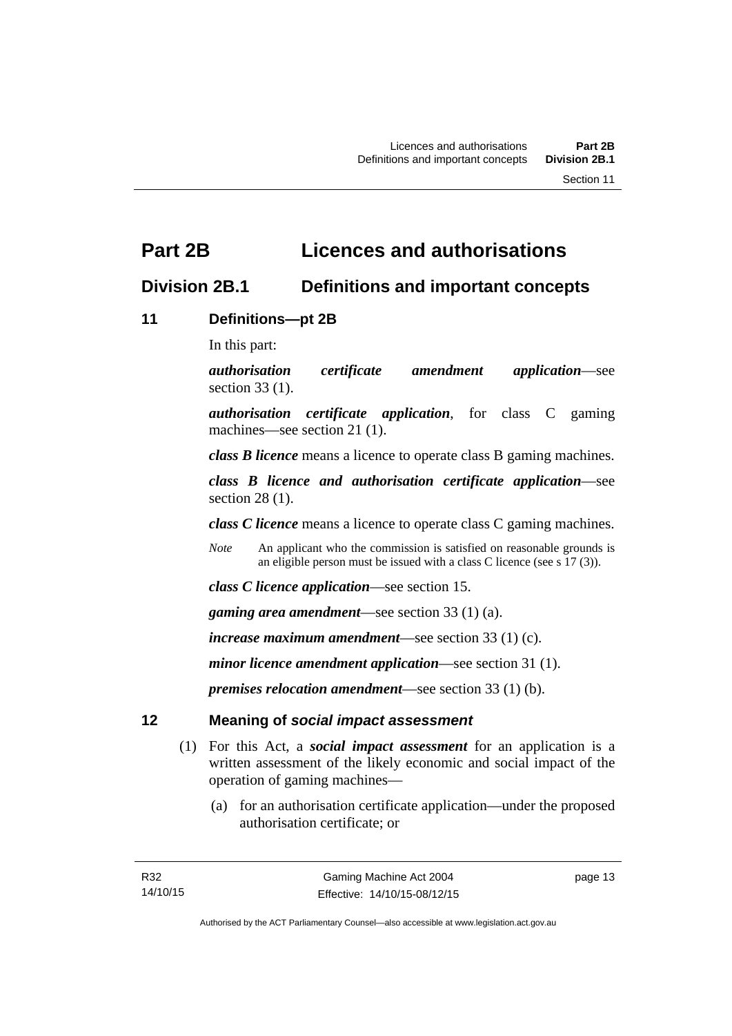# Part 2B Licences and authorisations

## Division 2B.1 Definitions and important concepts

### 11 Definitions—pt 2B

In this part:

***authorisation certificate amendment application***—see section 33 (1).

***authorisation certificate application***, for class C gaming machines—see section 21 (1).

***class B licence*** means a licence to operate class B gaming machines.

***class B licence and authorisation certificate application***—see section 28 (1).

***class C licence*** means a licence to operate class C gaming machines.

*Note* An applicant who the commission is satisfied on reasonable grounds is an eligible person must be issued with a class C licence (see s 17 (3)).

***class C licence application***—see section 15.

***gaming area amendment***—see section 33 (1) (a).

***increase maximum amendment***—see section 33 (1) (c).

***minor licence amendment application***—see section 31 (1).

***premises relocation amendment***—see section 33 (1) (b).

### 12 Meaning of *social impact assessment*

(1) For this Act, a ***social impact assessment*** for an application is a written assessment of the likely economic and social impact of the operation of gaming machines—

(a) for an authorisation certificate application—under the proposed authorisation certificate; or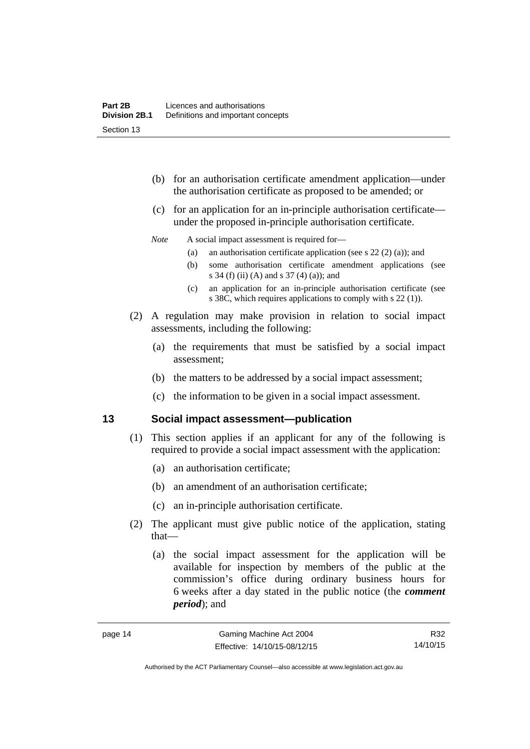(b) for an authorisation certificate amendment application—under the authorisation certificate as proposed to be amended; or

(c) for an application for an in-principle authorisation certificate—under the proposed in-principle authorisation certificate.

*Note* A social impact assessment is required for—

(a) an authorisation certificate application (see s 22 (2) (a)); and

(b) some authorisation certificate amendment applications (see s 34 (f) (ii) (A) and s 37 (4) (a)); and

(c) an application for an in-principle authorisation certificate (see s 38C, which requires applications to comply with s 22 (1)).

(2) A regulation may make provision in relation to social impact assessments, including the following:

(a) the requirements that must be satisfied by a social impact assessment;

(b) the matters to be addressed by a social impact assessment;

(c) the information to be given in a social impact assessment.

## 13 Social impact assessment—publication

(1) This section applies if an applicant for any of the following is required to provide a social impact assessment with the application:

(a) an authorisation certificate;

(b) an amendment of an authorisation certificate;

(c) an in-principle authorisation certificate.

(2) The applicant must give public notice of the application, stating that—

(a) the social impact assessment for the application will be available for inspection by members of the public at the commission's office during ordinary business hours for 6 weeks after a day stated in the public notice (the ***comment period***); and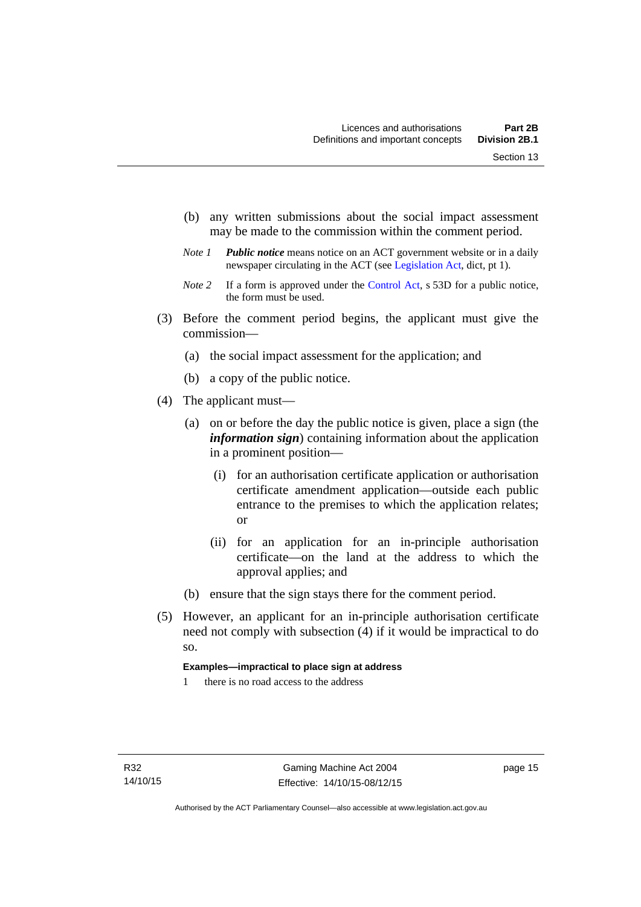(b) any written submissions about the social impact assessment may be made to the commission within the comment period.

*Note 1* ***Public notice*** means notice on an ACT government website or in a daily newspaper circulating in the ACT (see Legislation Act, dict, pt 1).

*Note 2* If a form is approved under the Control Act, s 53D for a public notice, the form must be used.

(3) Before the comment period begins, the applicant must give the commission—

(a) the social impact assessment for the application; and

(b) a copy of the public notice.

(4) The applicant must—

(a) on or before the day the public notice is given, place a sign (the ***information sign***) containing information about the application in a prominent position—

(i) for an authorisation certificate application or authorisation certificate amendment application—outside each public entrance to the premises to which the application relates; or

(ii) for an application for an in-principle authorisation certificate—on the land at the address to which the approval applies; and

(b) ensure that the sign stays there for the comment period.

(5) However, an applicant for an in-principle authorisation certificate need not comply with subsection (4) if it would be impractical to do so.

**Examples—impractical to place sign at address**

1 there is no road access to the address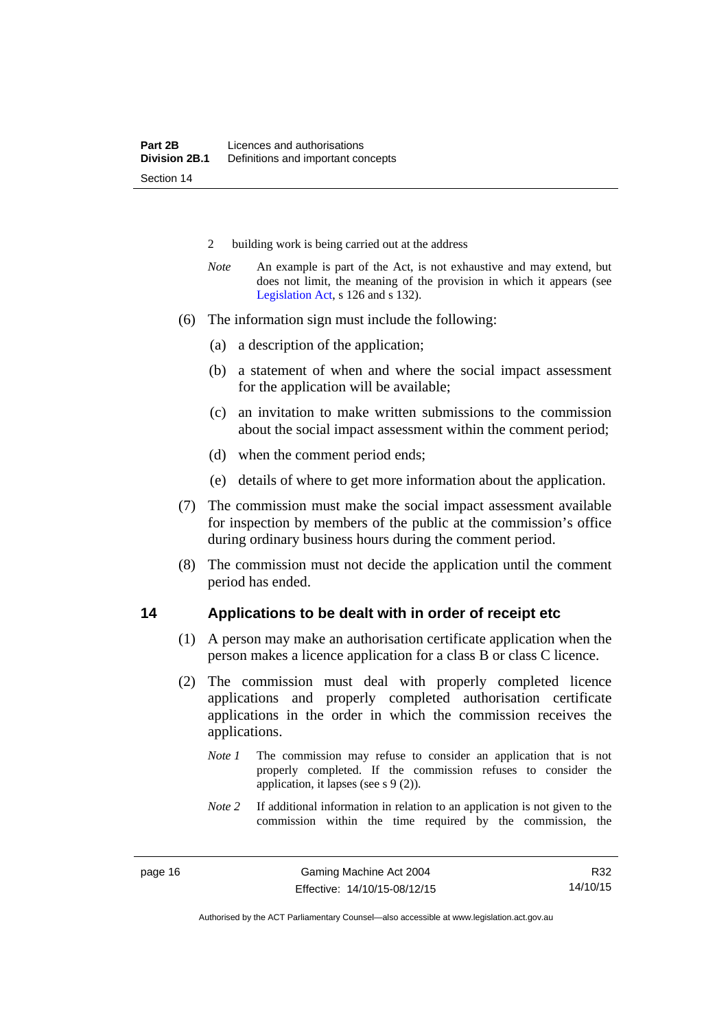2 building work is being carried out at the address

*Note* An example is part of the Act, is not exhaustive and may extend, but does not limit, the meaning of the provision in which it appears (see Legislation Act, s 126 and s 132).

(6) The information sign must include the following:

(a) a description of the application;

(b) a statement of when and where the social impact assessment for the application will be available;

(c) an invitation to make written submissions to the commission about the social impact assessment within the comment period;

(d) when the comment period ends;

(e) details of where to get more information about the application.

(7) The commission must make the social impact assessment available for inspection by members of the public at the commission's office during ordinary business hours during the comment period.

(8) The commission must not decide the application until the comment period has ended.

## 14 Applications to be dealt with in order of receipt etc

(1) A person may make an authorisation certificate application when the person makes a licence application for a class B or class C licence.

(2) The commission must deal with properly completed licence applications and properly completed authorisation certificate applications in the order in which the commission receives the applications.

*Note 1* The commission may refuse to consider an application that is not properly completed. If the commission refuses to consider the application, it lapses (see s 9 (2)).

*Note 2* If additional information in relation to an application is not given to the commission within the time required by the commission, the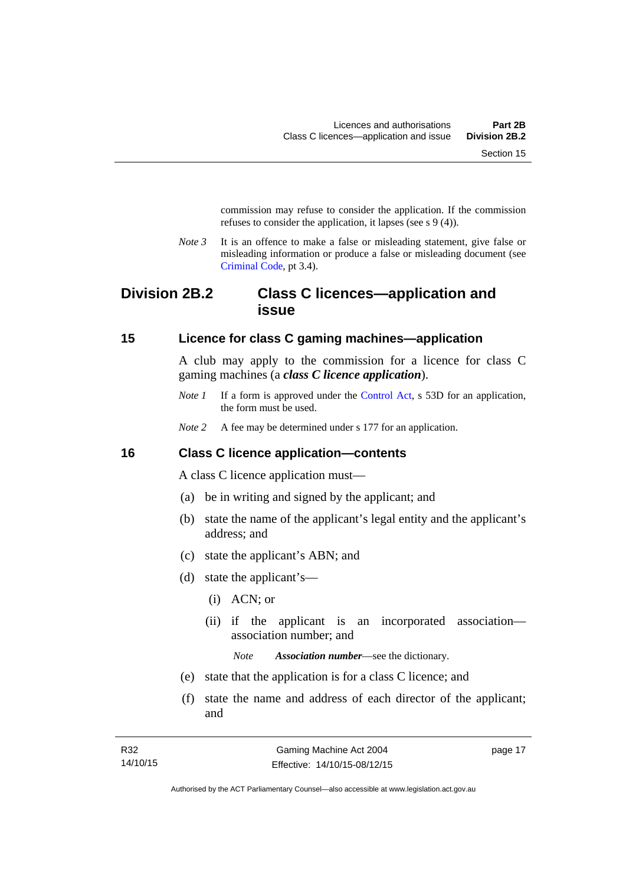commission may refuse to consider the application. If the commission refuses to consider the application, it lapses (see s 9 (4)).

*Note 3* It is an offence to make a false or misleading statement, give false or misleading information or produce a false or misleading document (see Criminal Code, pt 3.4).

## Division 2B.2 Class C licences—application and issue

### 15 Licence for class C gaming machines—application

A club may apply to the commission for a licence for class C gaming machines (a ***class C licence application***).

*Note 1* If a form is approved under the Control Act, s 53D for an application, the form must be used.

*Note 2* A fee may be determined under s 177 for an application.

### 16 Class C licence application—contents

A class C licence application must—

(a) be in writing and signed by the applicant; and

(b) state the name of the applicant's legal entity and the applicant's address; and

(c) state the applicant's ABN; and

(d) state the applicant's—

(i) ACN; or

(ii) if the applicant is an incorporated association—association number; and

*Note* ***Association number***—see the dictionary.

(e) state that the application is for a class C licence; and

(f) state the name and address of each director of the applicant; and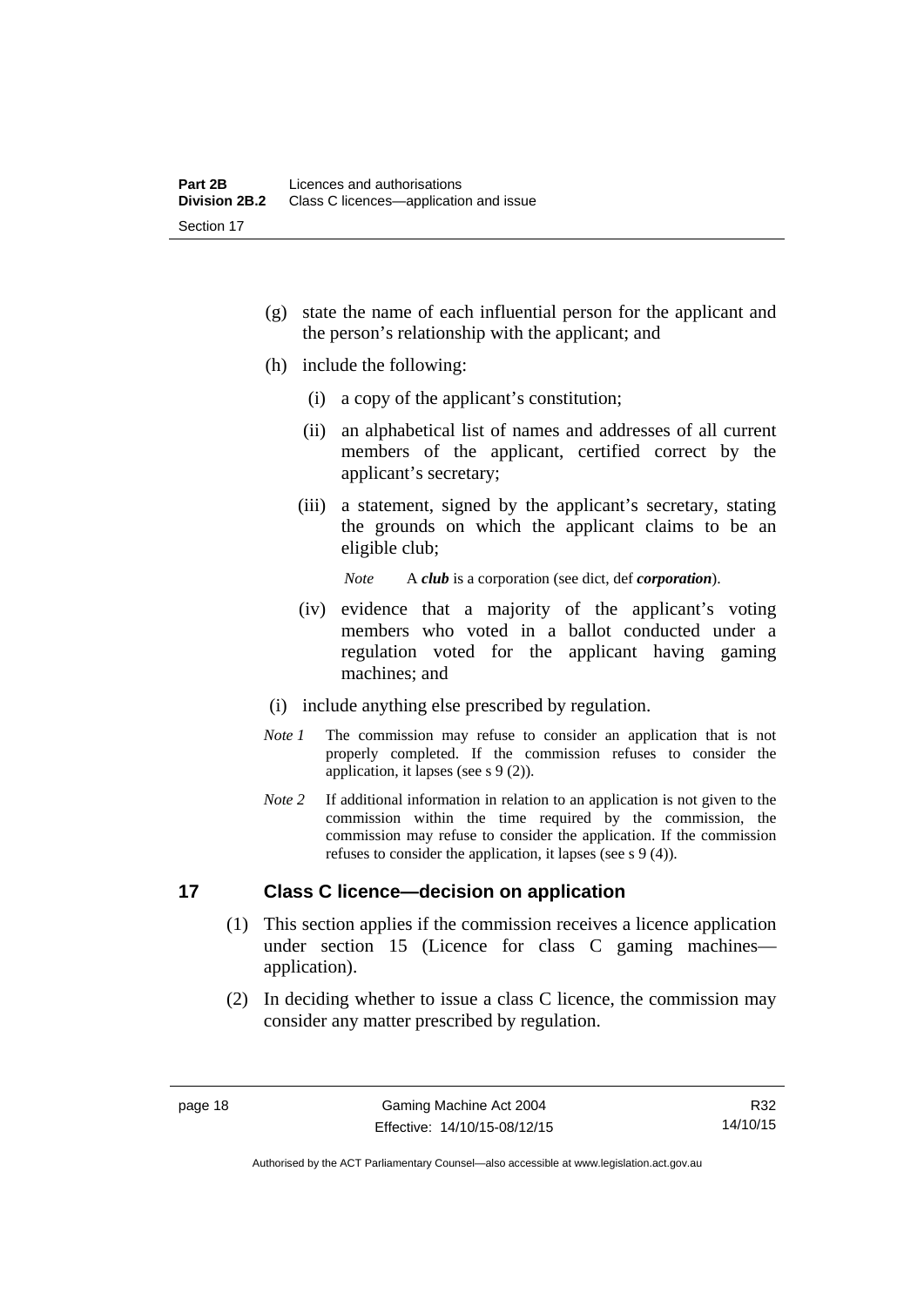(g) state the name of each influential person for the applicant and the person's relationship with the applicant; and

(h) include the following:

(i) a copy of the applicant's constitution;

(ii) an alphabetical list of names and addresses of all current members of the applicant, certified correct by the applicant's secretary;

(iii) a statement, signed by the applicant's secretary, stating the grounds on which the applicant claims to be an eligible club;

*Note* A ***club*** is a corporation (see dict, def ***corporation***).

(iv) evidence that a majority of the applicant's voting members who voted in a ballot conducted under a regulation voted for the applicant having gaming machines; and

(i) include anything else prescribed by regulation.

*Note 1* The commission may refuse to consider an application that is not properly completed. If the commission refuses to consider the application, it lapses (see s 9 (2)).

*Note 2* If additional information in relation to an application is not given to the commission within the time required by the commission, the commission may refuse to consider the application. If the commission refuses to consider the application, it lapses (see s 9 (4)).

## 17 Class C licence—decision on application

(1) This section applies if the commission receives a licence application under section 15 (Licence for class C gaming machines—application).

(2) In deciding whether to issue a class C licence, the commission may consider any matter prescribed by regulation.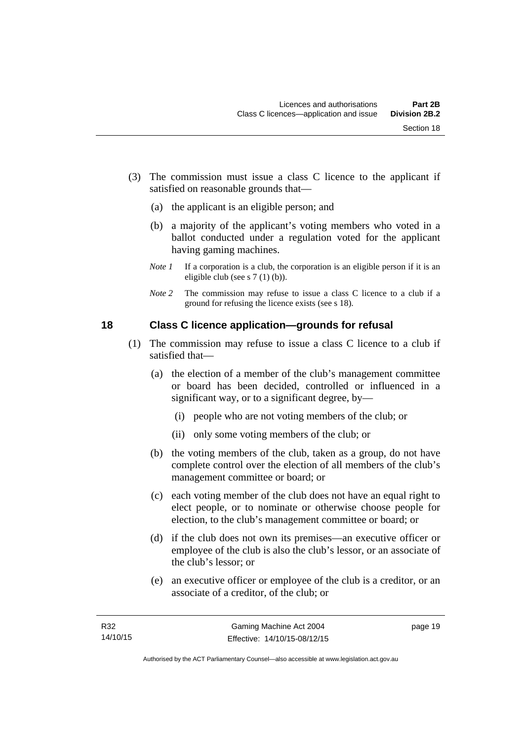(3) The commission must issue a class C licence to the applicant if satisfied on reasonable grounds that—

   (a) the applicant is an eligible person; and

   (b) a majority of the applicant's voting members who voted in a ballot conducted under a regulation voted for the applicant having gaming machines.

   *Note 1* If a corporation is a club, the corporation is an eligible person if it is an eligible club (see s 7 (1) (b)).

   *Note 2* The commission may refuse to issue a class C licence to a club if a ground for refusing the licence exists (see s 18).

## 18 Class C licence application—grounds for refusal

(1) The commission may refuse to issue a class C licence to a club if satisfied that—

   (a) the election of a member of the club's management committee or board has been decided, controlled or influenced in a significant way, or to a significant degree, by—

      (i) people who are not voting members of the club; or

      (ii) only some voting members of the club; or

   (b) the voting members of the club, taken as a group, do not have complete control over the election of all members of the club's management committee or board; or

   (c) each voting member of the club does not have an equal right to elect people, or to nominate or otherwise choose people for election, to the club's management committee or board; or

   (d) if the club does not own its premises—an executive officer or employee of the club is also the club's lessor, or an associate of the club's lessor; or

   (e) an executive officer or employee of the club is a creditor, or an associate of a creditor, of the club; or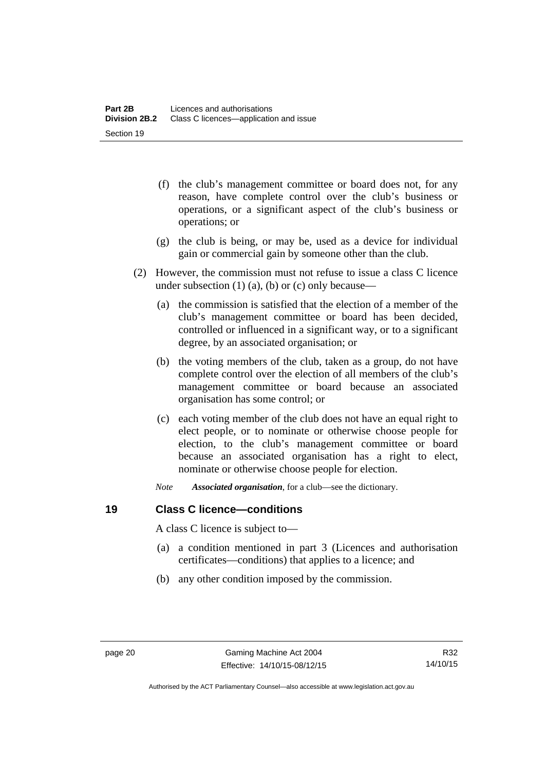(f) the club's management committee or board does not, for any reason, have complete control over the club's business or operations, or a significant aspect of the club's business or operations; or

(g) the club is being, or may be, used as a device for individual gain or commercial gain by someone other than the club.

(2) However, the commission must not refuse to issue a class C licence under subsection (1) (a), (b) or (c) only because—

(a) the commission is satisfied that the election of a member of the club's management committee or board has been decided, controlled or influenced in a significant way, or to a significant degree, by an associated organisation; or

(b) the voting members of the club, taken as a group, do not have complete control over the election of all members of the club's management committee or board because an associated organisation has some control; or

(c) each voting member of the club does not have an equal right to elect people, or to nominate or otherwise choose people for election, to the club's management committee or board because an associated organisation has a right to elect, nominate or otherwise choose people for election.

*Note* ***Associated organisation***, for a club—see the dictionary.

### 19 Class C licence—conditions

A class C licence is subject to—

(a) a condition mentioned in part 3 (Licences and authorisation certificates—conditions) that applies to a licence; and

(b) any other condition imposed by the commission.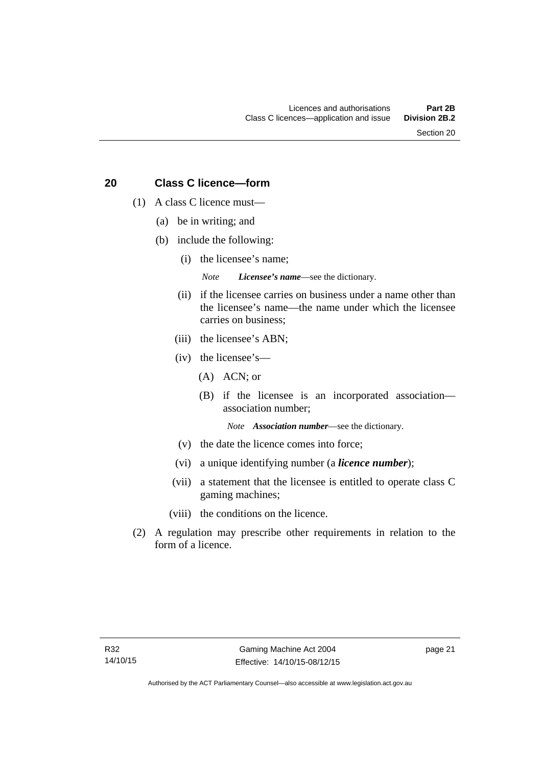## 20 Class C licence—form

(1) A class C licence must—

(a) be in writing; and

(b) include the following:

(i) the licensee's name;

*Note* ***Licensee's name***—see the dictionary.

(ii) if the licensee carries on business under a name other than the licensee's name—the name under which the licensee carries on business;

(iii) the licensee's ABN;

(iv) the licensee's—

(A) ACN; or

(B) if the licensee is an incorporated association—association number;

*Note* ***Association number***—see the dictionary.

(v) the date the licence comes into force;

(vi) a unique identifying number (a ***licence number***);

(vii) a statement that the licensee is entitled to operate class C gaming machines;

(viii) the conditions on the licence.

(2) A regulation may prescribe other requirements in relation to the form of a licence.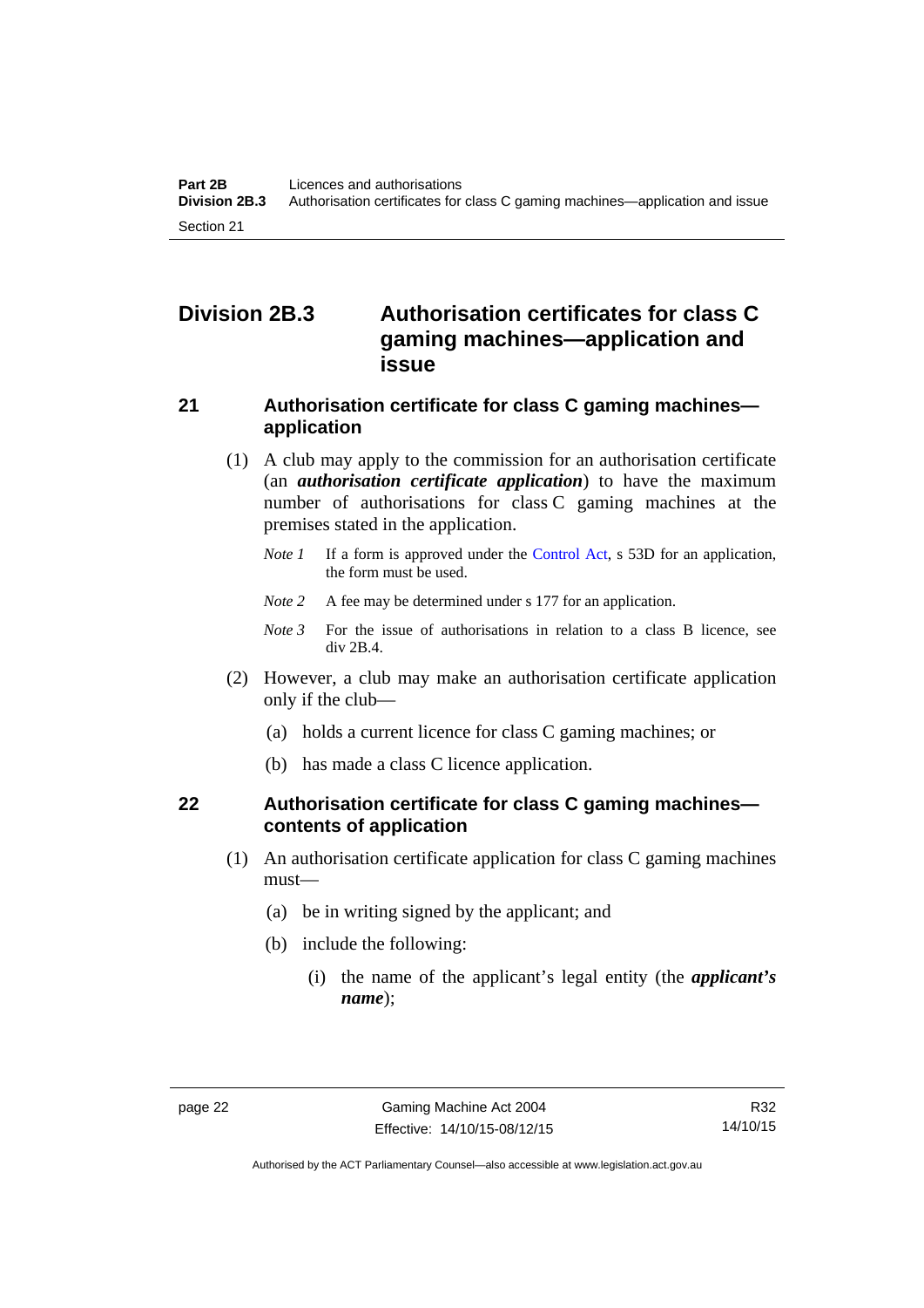## Division 2B.3 Authorisation certificates for class C gaming machines—application and issue

### 21 Authorisation certificate for class C gaming machines—application

(1) A club may apply to the commission for an authorisation certificate (an ***authorisation certificate application***) to have the maximum number of authorisations for class C gaming machines at the premises stated in the application.

*Note 1* If a form is approved under the Control Act, s 53D for an application, the form must be used.

*Note 2* A fee may be determined under s 177 for an application.

*Note 3* For the issue of authorisations in relation to a class B licence, see div 2B.4.

(2) However, a club may make an authorisation certificate application only if the club—

(a) holds a current licence for class C gaming machines; or

(b) has made a class C licence application.

### 22 Authorisation certificate for class C gaming machines—contents of application

(1) An authorisation certificate application for class C gaming machines must—

(a) be in writing signed by the applicant; and

(b) include the following:

(i) the name of the applicant's legal entity (the ***applicant's name***);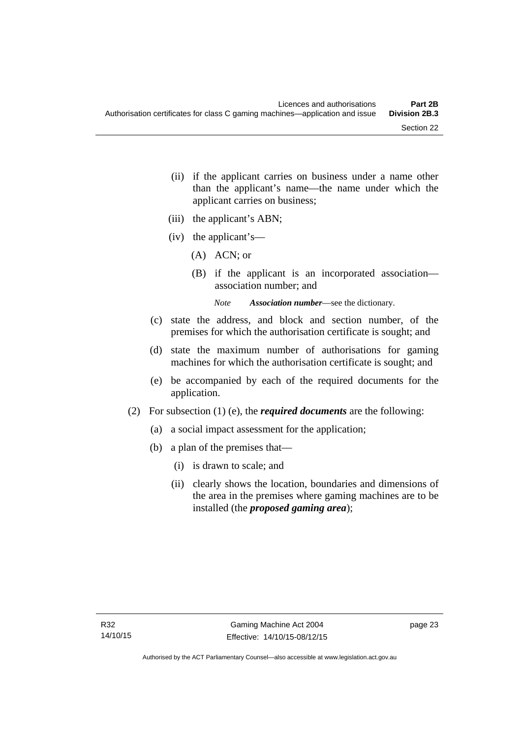(ii) if the applicant carries on business under a name other than the applicant's name—the name under which the applicant carries on business;

(iii) the applicant's ABN;

(iv) the applicant's—

(A) ACN; or

(B) if the applicant is an incorporated association—association number; and

*Note* ***Association number***—see the dictionary.

(c) state the address, and block and section number, of the premises for which the authorisation certificate is sought; and

(d) state the maximum number of authorisations for gaming machines for which the authorisation certificate is sought; and

(e) be accompanied by each of the required documents for the application.

(2) For subsection (1) (e), the ***required documents*** are the following:

(a) a social impact assessment for the application;

(b) a plan of the premises that—

(i) is drawn to scale; and

(ii) clearly shows the location, boundaries and dimensions of the area in the premises where gaming machines are to be installed (the ***proposed gaming area***);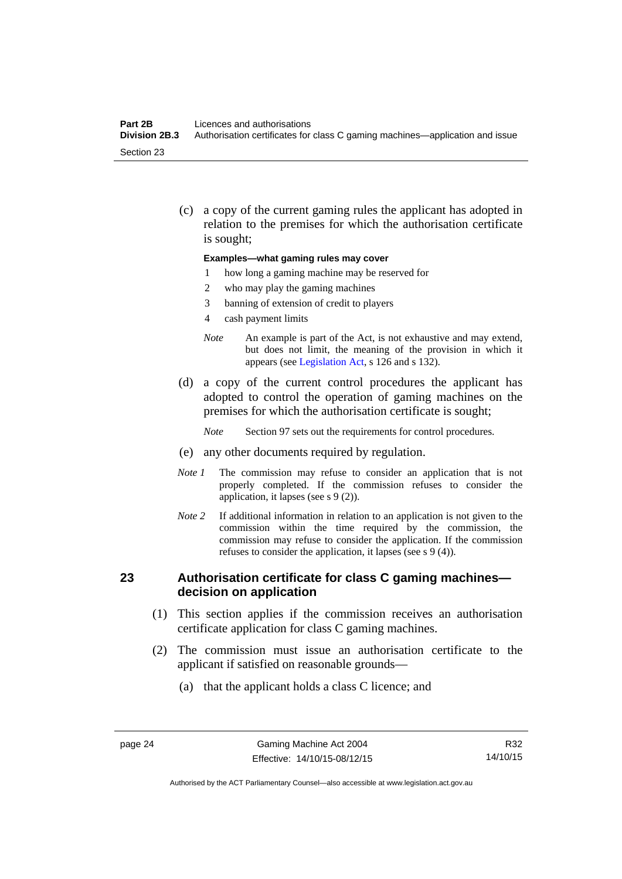(c) a copy of the current gaming rules the applicant has adopted in relation to the premises for which the authorisation certificate is sought;

**Examples—what gaming rules may cover**

1. how long a gaming machine may be reserved for
2. who may play the gaming machines
3. banning of extension of credit to players
4. cash payment limits

*Note* An example is part of the Act, is not exhaustive and may extend, but does not limit, the meaning of the provision in which it appears (see Legislation Act, s 126 and s 132).

(d) a copy of the current control procedures the applicant has adopted to control the operation of gaming machines on the premises for which the authorisation certificate is sought;

*Note* Section 97 sets out the requirements for control procedures.

(e) any other documents required by regulation.

*Note 1* The commission may refuse to consider an application that is not properly completed. If the commission refuses to consider the application, it lapses (see s 9 (2)).

*Note 2* If additional information in relation to an application is not given to the commission within the time required by the commission, the commission may refuse to consider the application. If the commission refuses to consider the application, it lapses (see s 9 (4)).

## 23 Authorisation certificate for class C gaming machines—decision on application

(1) This section applies if the commission receives an authorisation certificate application for class C gaming machines.

(2) The commission must issue an authorisation certificate to the applicant if satisfied on reasonable grounds—

(a) that the applicant holds a class C licence; and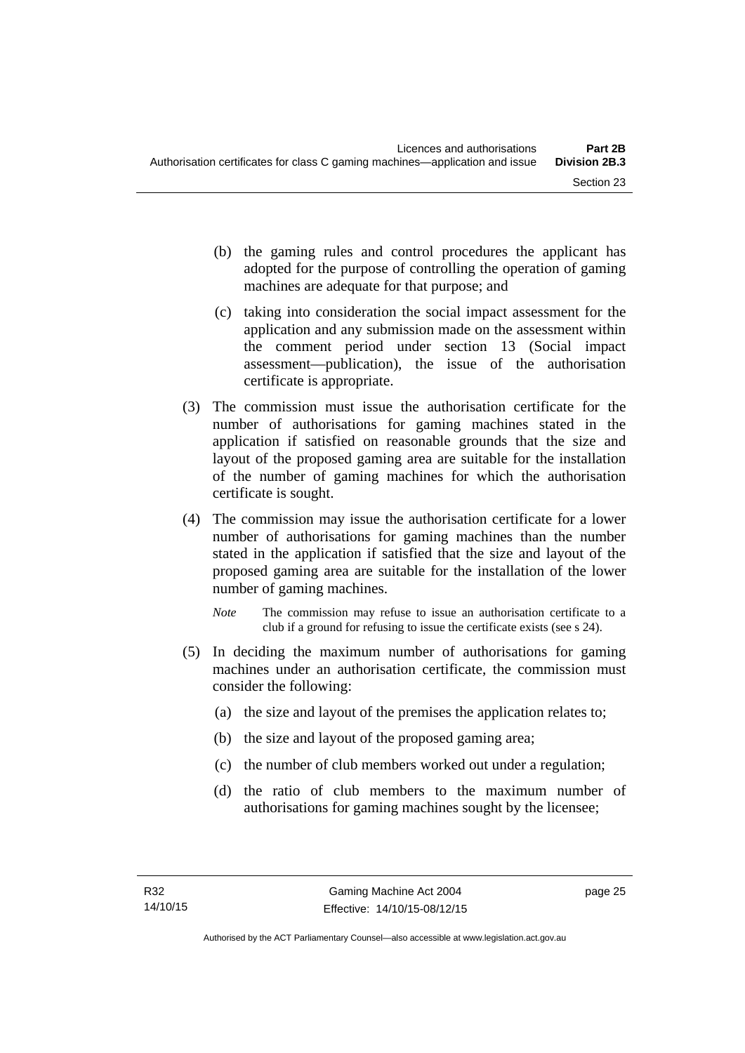(b) the gaming rules and control procedures the applicant has adopted for the purpose of controlling the operation of gaming machines are adequate for that purpose; and

(c) taking into consideration the social impact assessment for the application and any submission made on the assessment within the comment period under section 13 (Social impact assessment—publication), the issue of the authorisation certificate is appropriate.

(3) The commission must issue the authorisation certificate for the number of authorisations for gaming machines stated in the application if satisfied on reasonable grounds that the size and layout of the proposed gaming area are suitable for the installation of the number of gaming machines for which the authorisation certificate is sought.

(4) The commission may issue the authorisation certificate for a lower number of authorisations for gaming machines than the number stated in the application if satisfied that the size and layout of the proposed gaming area are suitable for the installation of the lower number of gaming machines.

*Note* The commission may refuse to issue an authorisation certificate to a club if a ground for refusing to issue the certificate exists (see s 24).

(5) In deciding the maximum number of authorisations for gaming machines under an authorisation certificate, the commission must consider the following:

(a) the size and layout of the premises the application relates to;

(b) the size and layout of the proposed gaming area;

(c) the number of club members worked out under a regulation;

(d) the ratio of club members to the maximum number of authorisations for gaming machines sought by the licensee;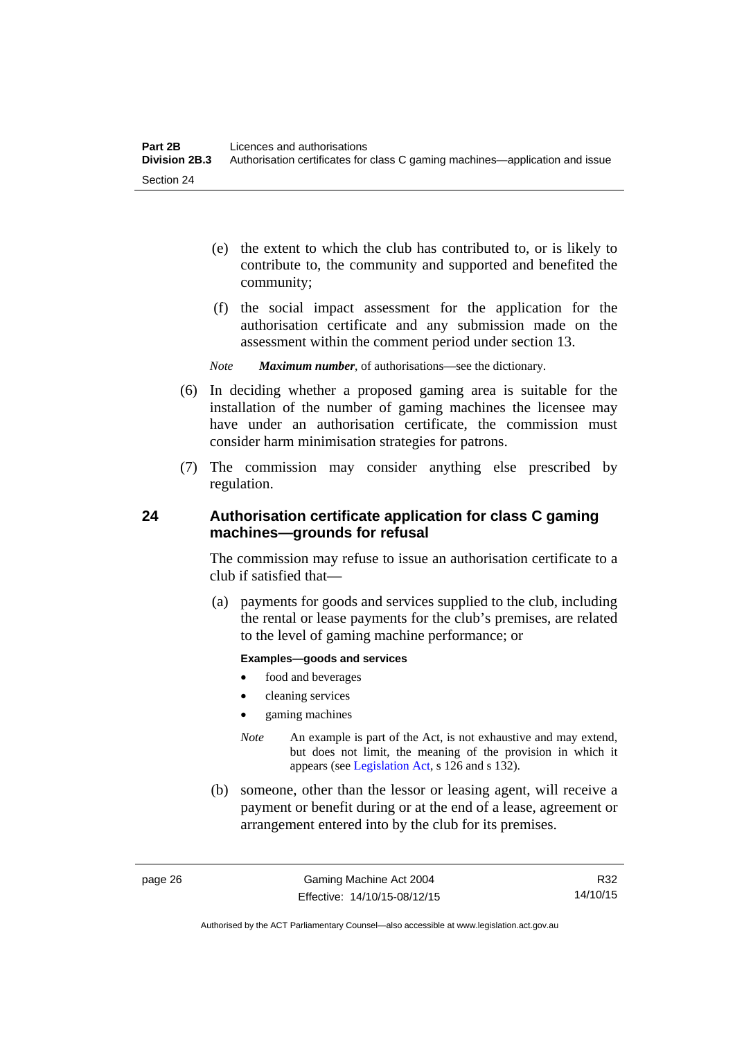(e) the extent to which the club has contributed to, or is likely to contribute to, the community and supported and benefited the community;

(f) the social impact assessment for the application for the authorisation certificate and any submission made on the assessment within the comment period under section 13.

*Note* ***Maximum number***, of authorisations—see the dictionary.

(6) In deciding whether a proposed gaming area is suitable for the installation of the number of gaming machines the licensee may have under an authorisation certificate, the commission must consider harm minimisation strategies for patrons.

(7) The commission may consider anything else prescribed by regulation.

## 24 Authorisation certificate application for class C gaming machines—grounds for refusal

The commission may refuse to issue an authorisation certificate to a club if satisfied that—

(a) payments for goods and services supplied to the club, including the rental or lease payments for the club's premises, are related to the level of gaming machine performance; or

**Examples—goods and services**

- food and beverages
- cleaning services
- gaming machines

*Note* An example is part of the Act, is not exhaustive and may extend, but does not limit, the meaning of the provision in which it appears (see Legislation Act, s 126 and s 132).

(b) someone, other than the lessor or leasing agent, will receive a payment or benefit during or at the end of a lease, agreement or arrangement entered into by the club for its premises.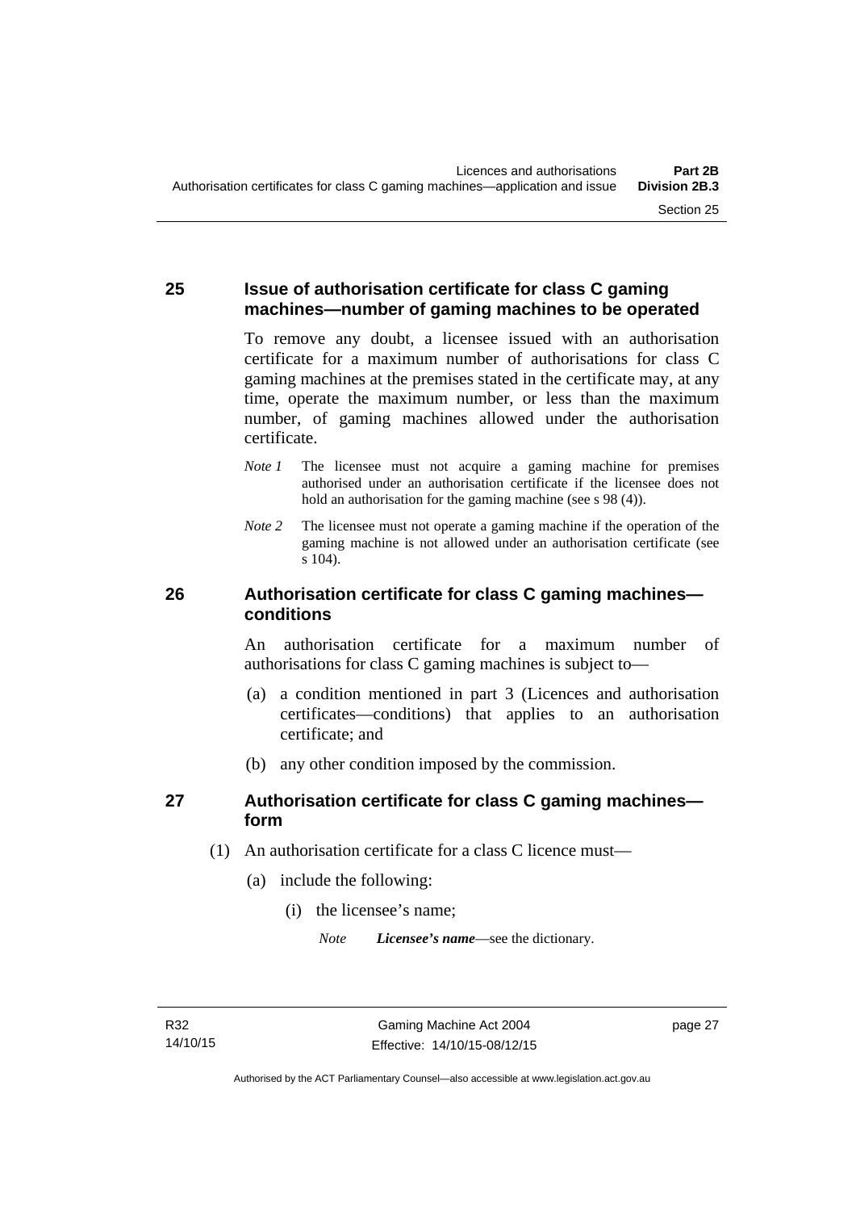## 25 Issue of authorisation certificate for class C gaming machines—number of gaming machines to be operated

To remove any doubt, a licensee issued with an authorisation certificate for a maximum number of authorisations for class C gaming machines at the premises stated in the certificate may, at any time, operate the maximum number, or less than the maximum number, of gaming machines allowed under the authorisation certificate.

*Note 1* The licensee must not acquire a gaming machine for premises authorised under an authorisation certificate if the licensee does not hold an authorisation for the gaming machine (see s 98 (4)).

*Note 2* The licensee must not operate a gaming machine if the operation of the gaming machine is not allowed under an authorisation certificate (see s 104).

## 26 Authorisation certificate for class C gaming machines—conditions

An authorisation certificate for a maximum number of authorisations for class C gaming machines is subject to—

(a) a condition mentioned in part 3 (Licences and authorisation certificates—conditions) that applies to an authorisation certificate; and

(b) any other condition imposed by the commission.

## 27 Authorisation certificate for class C gaming machines—form

(1) An authorisation certificate for a class C licence must—

(a) include the following:

(i) the licensee's name;

*Note* ***Licensee's name***—see the dictionary.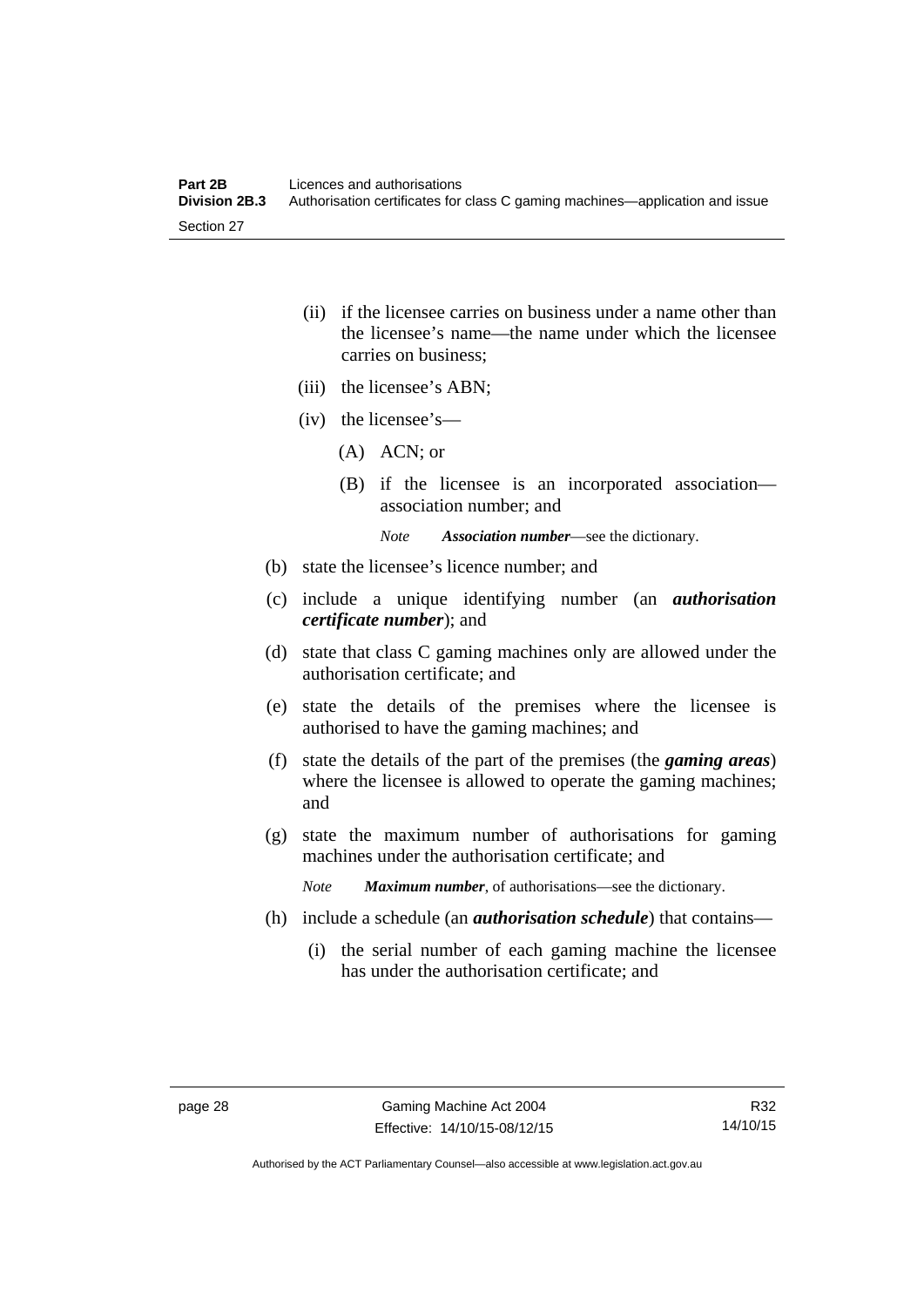(ii) if the licensee carries on business under a name other than the licensee's name—the name under which the licensee carries on business;

(iii) the licensee's ABN;

(iv) the licensee's—

(A) ACN; or

(B) if the licensee is an incorporated association—association number; and

*Note* ***Association number***—see the dictionary.

(b) state the licensee's licence number; and

(c) include a unique identifying number (an ***authorisation certificate number***); and

(d) state that class C gaming machines only are allowed under the authorisation certificate; and

(e) state the details of the premises where the licensee is authorised to have the gaming machines; and

(f) state the details of the part of the premises (the ***gaming areas***) where the licensee is allowed to operate the gaming machines; and

(g) state the maximum number of authorisations for gaming machines under the authorisation certificate; and

*Note* ***Maximum number***, of authorisations—see the dictionary.

(h) include a schedule (an ***authorisation schedule***) that contains—

(i) the serial number of each gaming machine the licensee has under the authorisation certificate; and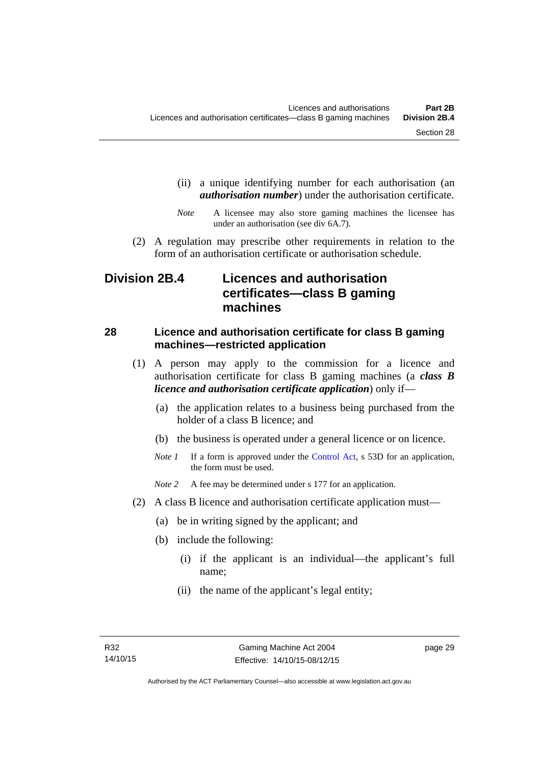(ii) a unique identifying number for each authorisation (an ***authorisation number***) under the authorisation certificate.

*Note* A licensee may also store gaming machines the licensee has under an authorisation (see div 6A.7).

(2) A regulation may prescribe other requirements in relation to the form of an authorisation certificate or authorisation schedule.

## Division 2B.4 Licences and authorisation certificates—class B gaming machines

### 28 Licence and authorisation certificate for class B gaming machines—restricted application

(1) A person may apply to the commission for a licence and authorisation certificate for class B gaming machines (a ***class B licence and authorisation certificate application***) only if—

(a) the application relates to a business being purchased from the holder of a class B licence; and

(b) the business is operated under a general licence or on licence.

*Note 1* If a form is approved under the Control Act, s 53D for an application, the form must be used.

*Note 2* A fee may be determined under s 177 for an application.

(2) A class B licence and authorisation certificate application must—

(a) be in writing signed by the applicant; and

(b) include the following:

(i) if the applicant is an individual—the applicant's full name;

(ii) the name of the applicant's legal entity;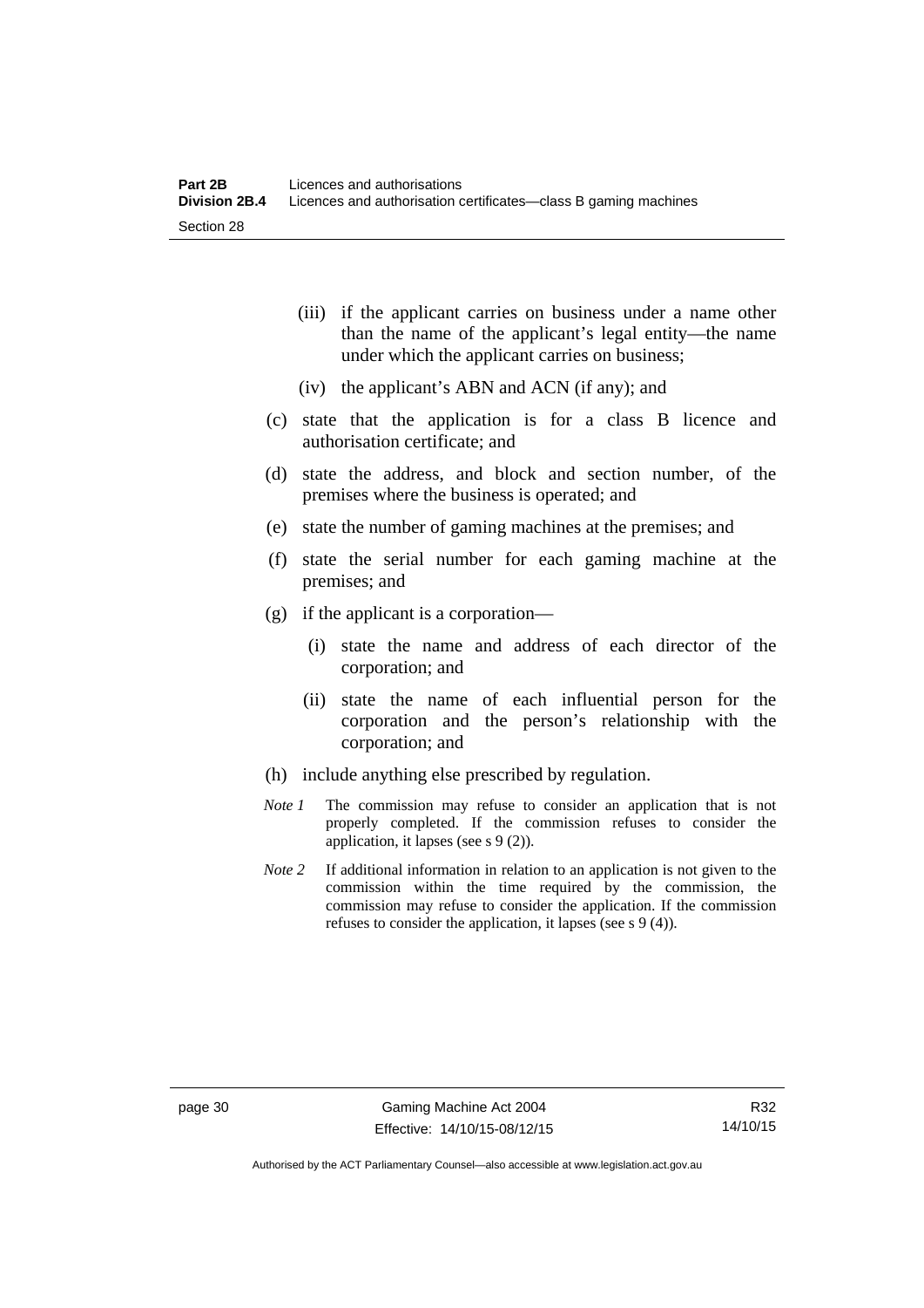(iii) if the applicant carries on business under a name other than the name of the applicant's legal entity—the name under which the applicant carries on business;

(iv) the applicant's ABN and ACN (if any); and

(c) state that the application is for a class B licence and authorisation certificate; and

(d) state the address, and block and section number, of the premises where the business is operated; and

(e) state the number of gaming machines at the premises; and

(f) state the serial number for each gaming machine at the premises; and

(g) if the applicant is a corporation—

(i) state the name and address of each director of the corporation; and

(ii) state the name of each influential person for the corporation and the person's relationship with the corporation; and

(h) include anything else prescribed by regulation.

*Note 1* The commission may refuse to consider an application that is not properly completed. If the commission refuses to consider the application, it lapses (see s 9 (2)).

*Note 2* If additional information in relation to an application is not given to the commission within the time required by the commission, the commission may refuse to consider the application. If the commission refuses to consider the application, it lapses (see s 9 (4)).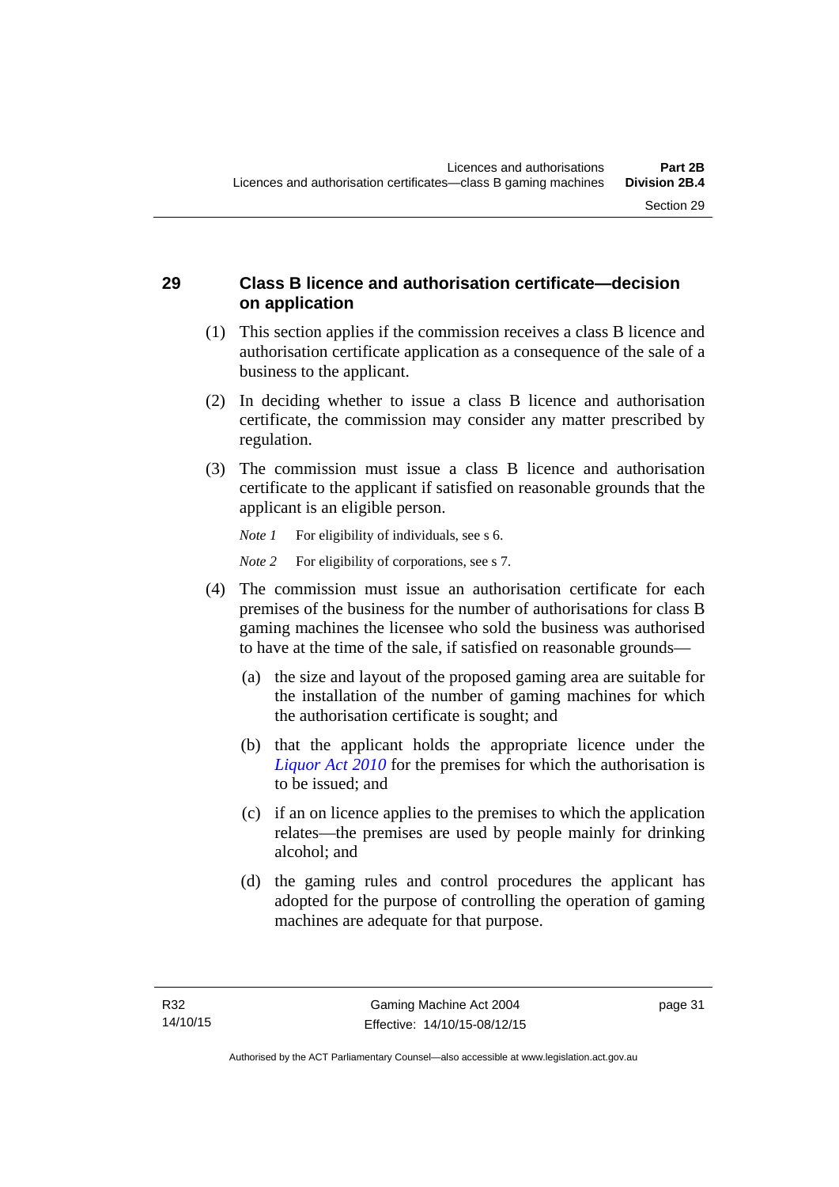## 29 Class B licence and authorisation certificate—decision on application

(1) This section applies if the commission receives a class B licence and authorisation certificate application as a consequence of the sale of a business to the applicant.

(2) In deciding whether to issue a class B licence and authorisation certificate, the commission may consider any matter prescribed by regulation.

(3) The commission must issue a class B licence and authorisation certificate to the applicant if satisfied on reasonable grounds that the applicant is an eligible person.

*Note 1* For eligibility of individuals, see s 6.

*Note 2* For eligibility of corporations, see s 7.

(4) The commission must issue an authorisation certificate for each premises of the business for the number of authorisations for class B gaming machines the licensee who sold the business was authorised to have at the time of the sale, if satisfied on reasonable grounds—

(a) the size and layout of the proposed gaming area are suitable for the installation of the number of gaming machines for which the authorisation certificate is sought; and

(b) that the applicant holds the appropriate licence under the *Liquor Act 2010* for the premises for which the authorisation is to be issued; and

(c) if an on licence applies to the premises to which the application relates—the premises are used by people mainly for drinking alcohol; and

(d) the gaming rules and control procedures the applicant has adopted for the purpose of controlling the operation of gaming machines are adequate for that purpose.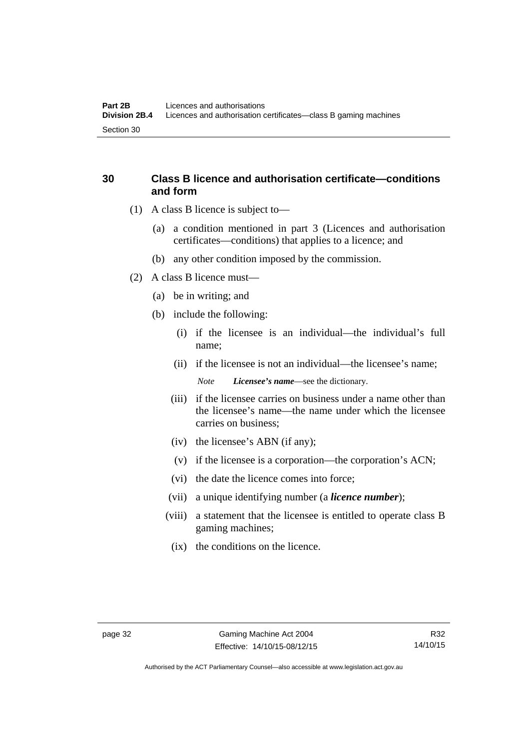## 30 Class B licence and authorisation certificate—conditions and form

(1) A class B licence is subject to—

(a) a condition mentioned in part 3 (Licences and authorisation certificates—conditions) that applies to a licence; and

(b) any other condition imposed by the commission.

(2) A class B licence must—

(a) be in writing; and

(b) include the following:

(i) if the licensee is an individual—the individual's full name;

(ii) if the licensee is not an individual—the licensee's name;

*Note* ***Licensee's name***—see the dictionary.

(iii) if the licensee carries on business under a name other than the licensee's name—the name under which the licensee carries on business;

(iv) the licensee's ABN (if any);

(v) if the licensee is a corporation—the corporation's ACN;

(vi) the date the licence comes into force;

(vii) a unique identifying number (a ***licence number***);

(viii) a statement that the licensee is entitled to operate class B gaming machines;

(ix) the conditions on the licence.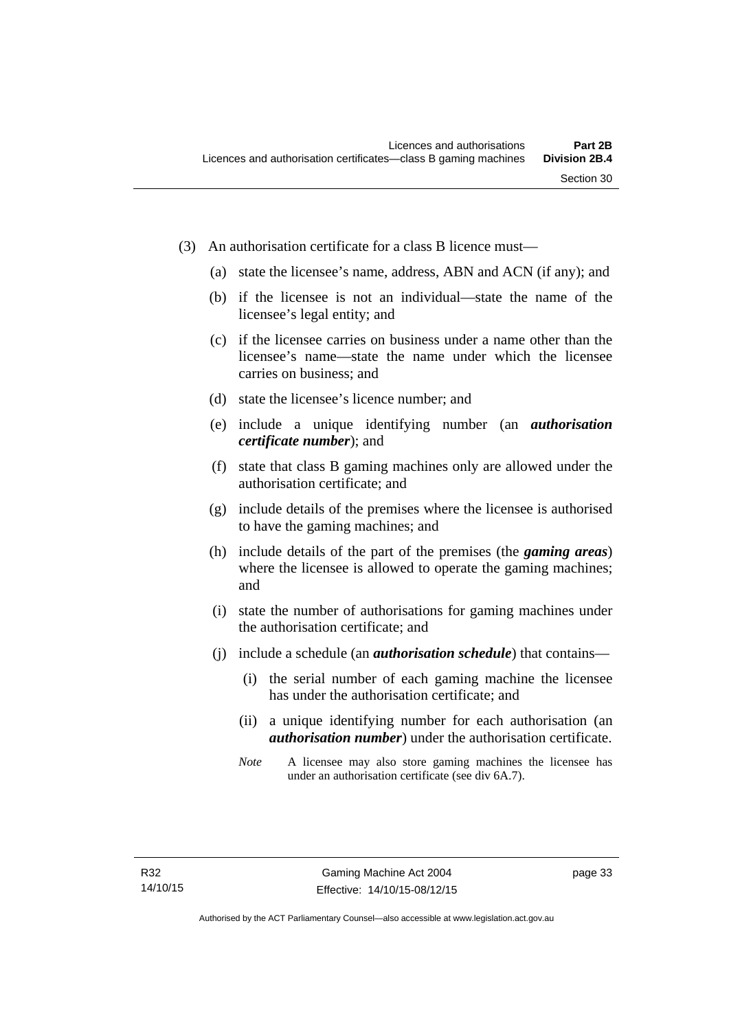(3) An authorisation certificate for a class B licence must—

(a) state the licensee's name, address, ABN and ACN (if any); and

(b) if the licensee is not an individual—state the name of the licensee's legal entity; and

(c) if the licensee carries on business under a name other than the licensee's name—state the name under which the licensee carries on business; and

(d) state the licensee's licence number; and

(e) include a unique identifying number (an ***authorisation certificate number***); and

(f) state that class B gaming machines only are allowed under the authorisation certificate; and

(g) include details of the premises where the licensee is authorised to have the gaming machines; and

(h) include details of the part of the premises (the ***gaming areas***) where the licensee is allowed to operate the gaming machines; and

(i) state the number of authorisations for gaming machines under the authorisation certificate; and

(j) include a schedule (an ***authorisation schedule***) that contains—

(i) the serial number of each gaming machine the licensee has under the authorisation certificate; and

(ii) a unique identifying number for each authorisation (an ***authorisation number***) under the authorisation certificate.

*Note* A licensee may also store gaming machines the licensee has under an authorisation certificate (see div 6A.7).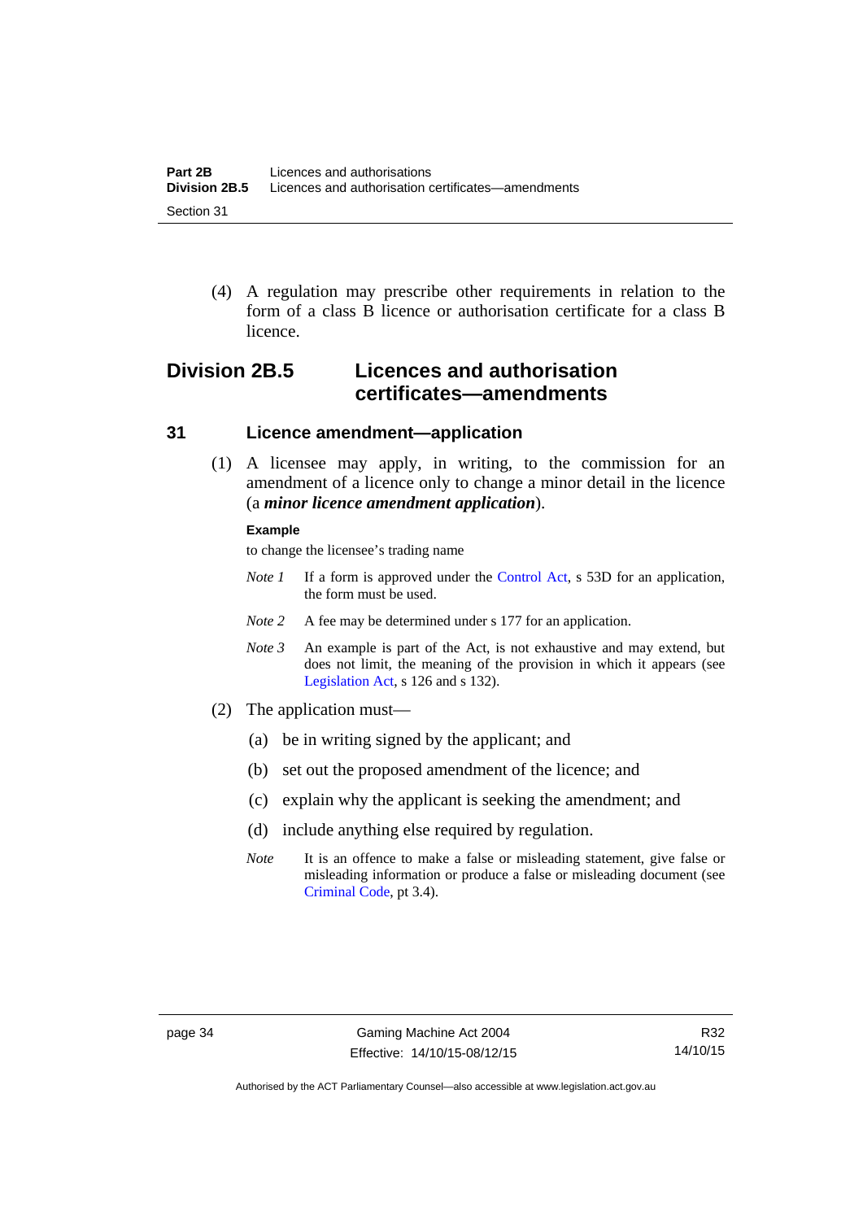(4) A regulation may prescribe other requirements in relation to the form of a class B licence or authorisation certificate for a class B licence.

## Division 2B.5 Licences and authorisation certificates—amendments

### 31 Licence amendment—application

(1) A licensee may apply, in writing, to the commission for an amendment of a licence only to change a minor detail in the licence (a ***minor licence amendment application***).

**Example**

to change the licensee's trading name

*Note 1* If a form is approved under the Control Act, s 53D for an application, the form must be used.

*Note 2* A fee may be determined under s 177 for an application.

*Note 3* An example is part of the Act, is not exhaustive and may extend, but does not limit, the meaning of the provision in which it appears (see Legislation Act, s 126 and s 132).

(2) The application must—

(a) be in writing signed by the applicant; and

(b) set out the proposed amendment of the licence; and

(c) explain why the applicant is seeking the amendment; and

(d) include anything else required by regulation.

*Note* It is an offence to make a false or misleading statement, give false or misleading information or produce a false or misleading document (see Criminal Code, pt 3.4).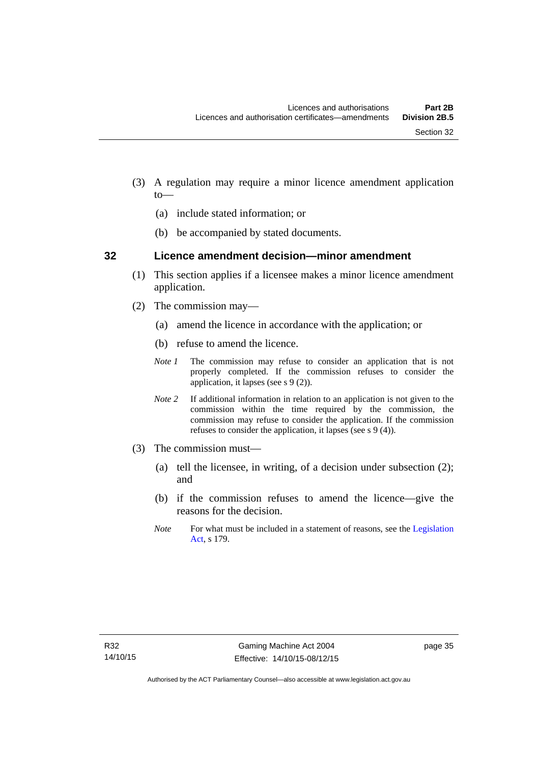(3) A regulation may require a minor licence amendment application to—

(a) include stated information; or

(b) be accompanied by stated documents.

## 32 Licence amendment decision—minor amendment

(1) This section applies if a licensee makes a minor licence amendment application.

(2) The commission may—

(a) amend the licence in accordance with the application; or

(b) refuse to amend the licence.

*Note 1* The commission may refuse to consider an application that is not properly completed. If the commission refuses to consider the application, it lapses (see s 9 (2)).

*Note 2* If additional information in relation to an application is not given to the commission within the time required by the commission, the commission may refuse to consider the application. If the commission refuses to consider the application, it lapses (see s 9 (4)).

(3) The commission must—

(a) tell the licensee, in writing, of a decision under subsection (2); and

(b) if the commission refuses to amend the licence—give the reasons for the decision.

*Note* For what must be included in a statement of reasons, see the Legislation Act, s 179.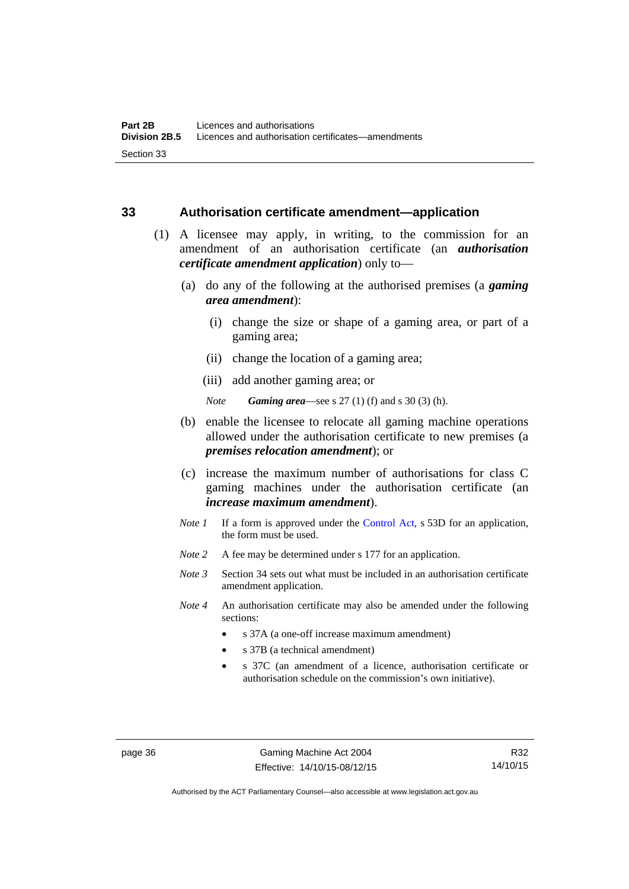## 33 Authorisation certificate amendment—application

(1) A licensee may apply, in writing, to the commission for an amendment of an authorisation certificate (an ***authorisation certificate amendment application***) only to—

(a) do any of the following at the authorised premises (a ***gaming area amendment***):

(i) change the size or shape of a gaming area, or part of a gaming area;

(ii) change the location of a gaming area;

(iii) add another gaming area; or

*Note* ***Gaming area***—see s 27 (1) (f) and s 30 (3) (h).

(b) enable the licensee to relocate all gaming machine operations allowed under the authorisation certificate to new premises (a ***premises relocation amendment***); or

(c) increase the maximum number of authorisations for class C gaming machines under the authorisation certificate (an ***increase maximum amendment***).

*Note 1* If a form is approved under the Control Act, s 53D for an application, the form must be used.

*Note 2* A fee may be determined under s 177 for an application.

*Note 3* Section 34 sets out what must be included in an authorisation certificate amendment application.

*Note 4* An authorisation certificate may also be amended under the following sections:

- s 37A (a one-off increase maximum amendment)
- s 37B (a technical amendment)
- s 37C (an amendment of a licence, authorisation certificate or authorisation schedule on the commission's own initiative).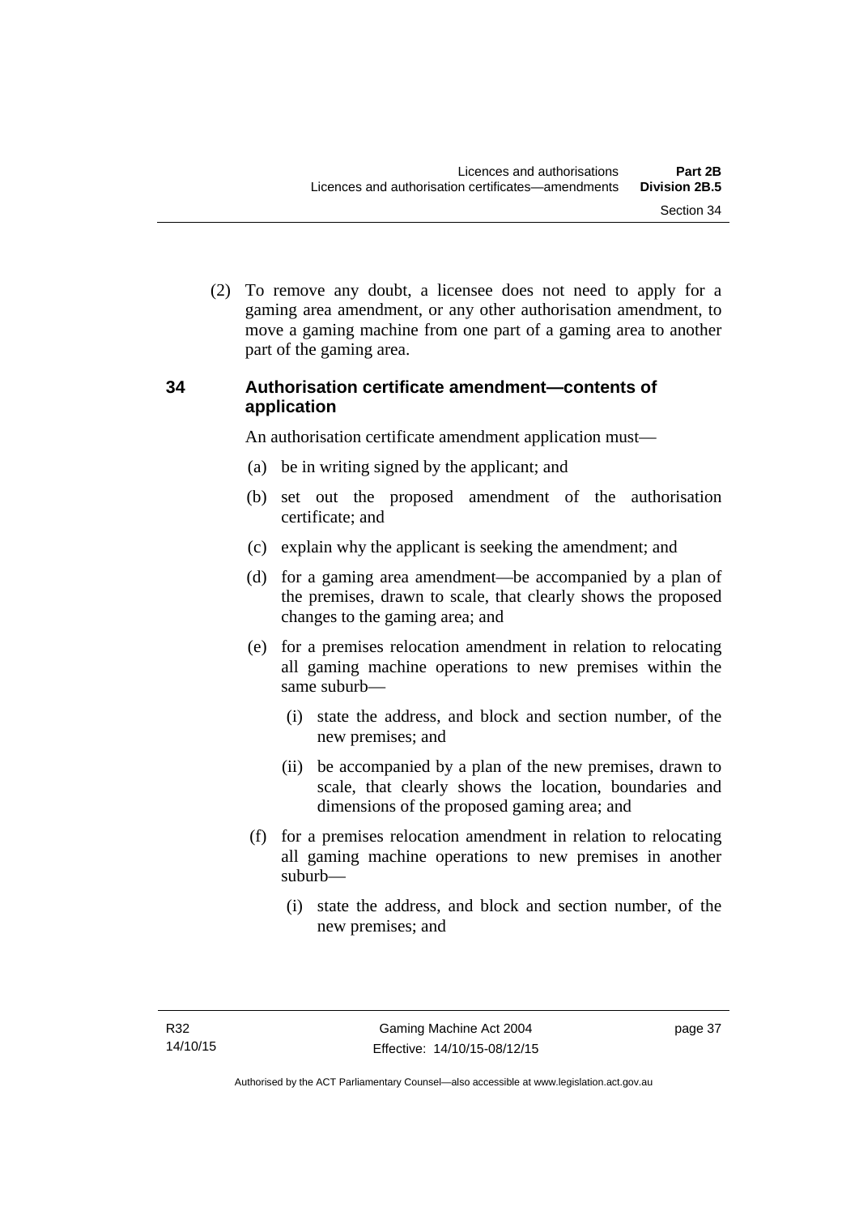(2) To remove any doubt, a licensee does not need to apply for a gaming area amendment, or any other authorisation amendment, to move a gaming machine from one part of a gaming area to another part of the gaming area.

## 34 Authorisation certificate amendment—contents of application

An authorisation certificate amendment application must—

(a) be in writing signed by the applicant; and

(b) set out the proposed amendment of the authorisation certificate; and

(c) explain why the applicant is seeking the amendment; and

(d) for a gaming area amendment—be accompanied by a plan of the premises, drawn to scale, that clearly shows the proposed changes to the gaming area; and

(e) for a premises relocation amendment in relation to relocating all gaming machine operations to new premises within the same suburb—

(i) state the address, and block and section number, of the new premises; and

(ii) be accompanied by a plan of the new premises, drawn to scale, that clearly shows the location, boundaries and dimensions of the proposed gaming area; and

(f) for a premises relocation amendment in relation to relocating all gaming machine operations to new premises in another suburb—

(i) state the address, and block and section number, of the new premises; and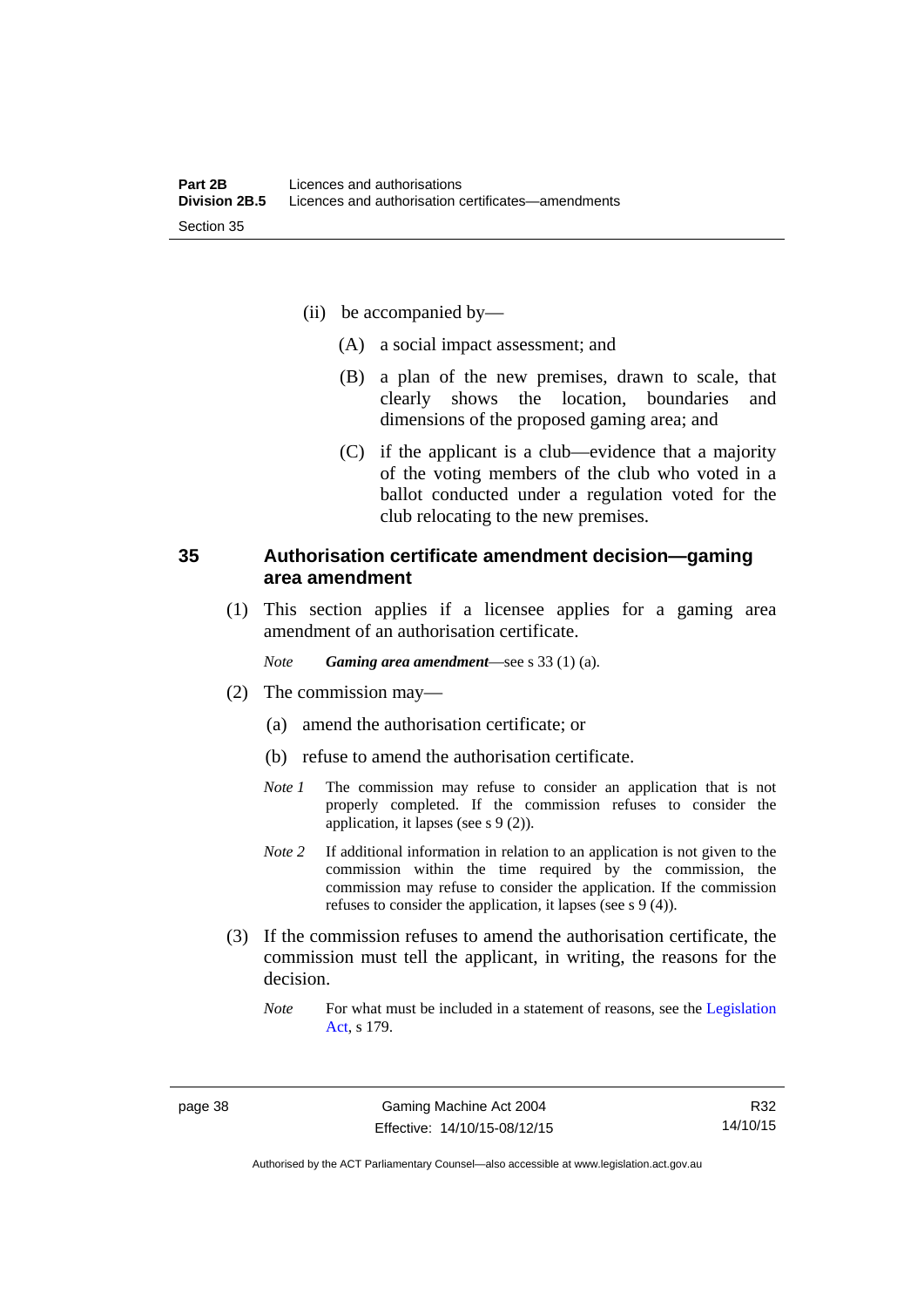(ii) be accompanied by—

(A) a social impact assessment; and

(B) a plan of the new premises, drawn to scale, that clearly shows the location, boundaries and dimensions of the proposed gaming area; and

(C) if the applicant is a club—evidence that a majority of the voting members of the club who voted in a ballot conducted under a regulation voted for the club relocating to the new premises.

### 35 Authorisation certificate amendment decision—gaming area amendment

(1) This section applies if a licensee applies for a gaming area amendment of an authorisation certificate.

*Note* ***Gaming area amendment***—see s 33 (1) (a).

(2) The commission may—

(a) amend the authorisation certificate; or

(b) refuse to amend the authorisation certificate.

*Note 1* The commission may refuse to consider an application that is not properly completed. If the commission refuses to consider the application, it lapses (see s 9 (2)).

*Note 2* If additional information in relation to an application is not given to the commission within the time required by the commission, the commission may refuse to consider the application. If the commission refuses to consider the application, it lapses (see s 9 (4)).

(3) If the commission refuses to amend the authorisation certificate, the commission must tell the applicant, in writing, the reasons for the decision.

*Note* For what must be included in a statement of reasons, see the Legislation Act, s 179.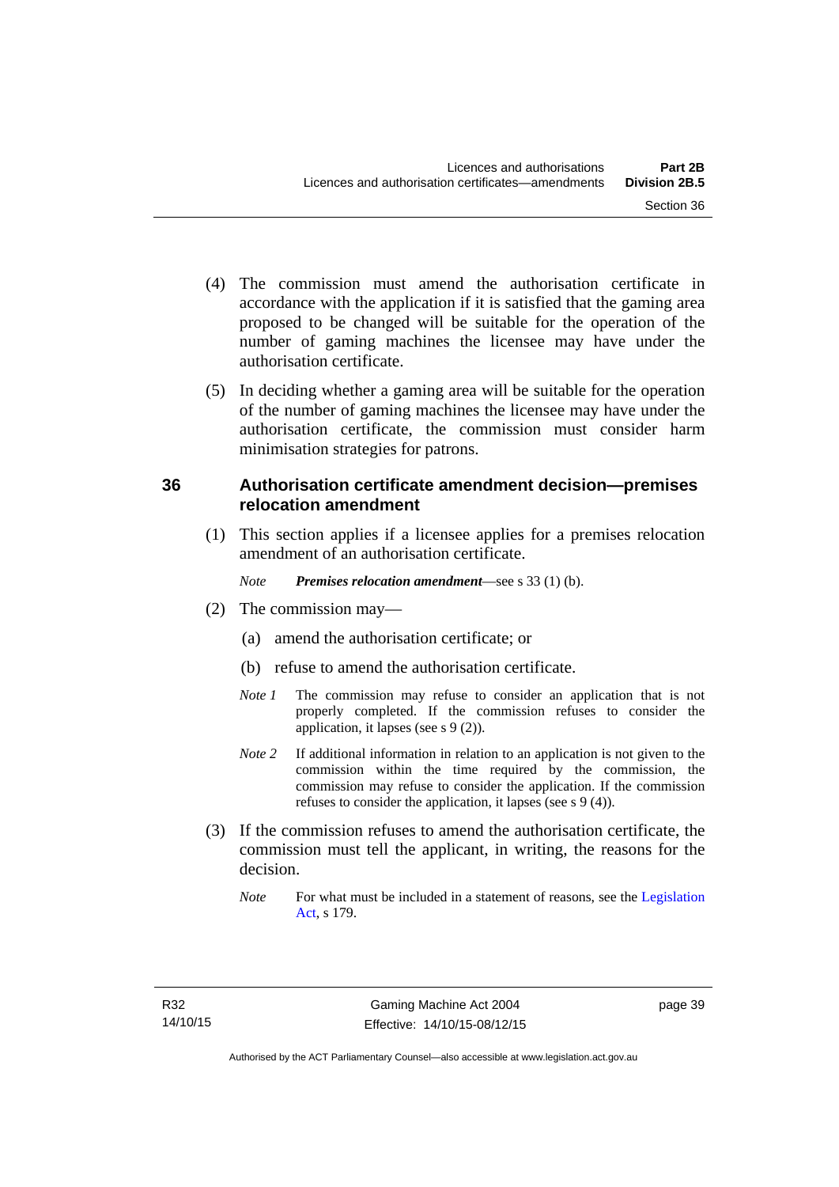(4) The commission must amend the authorisation certificate in accordance with the application if it is satisfied that the gaming area proposed to be changed will be suitable for the operation of the number of gaming machines the licensee may have under the authorisation certificate.

(5) In deciding whether a gaming area will be suitable for the operation of the number of gaming machines the licensee may have under the authorisation certificate, the commission must consider harm minimisation strategies for patrons.

## 36 Authorisation certificate amendment decision—premises relocation amendment

(1) This section applies if a licensee applies for a premises relocation amendment of an authorisation certificate.

*Note* ***Premises relocation amendment***—see s 33 (1) (b).

(2) The commission may—

(a) amend the authorisation certificate; or

(b) refuse to amend the authorisation certificate.

*Note 1* The commission may refuse to consider an application that is not properly completed. If the commission refuses to consider the application, it lapses (see s 9 (2)).

*Note 2* If additional information in relation to an application is not given to the commission within the time required by the commission, the commission may refuse to consider the application. If the commission refuses to consider the application, it lapses (see s 9 (4)).

(3) If the commission refuses to amend the authorisation certificate, the commission must tell the applicant, in writing, the reasons for the decision.

*Note* For what must be included in a statement of reasons, see the Legislation Act, s 179.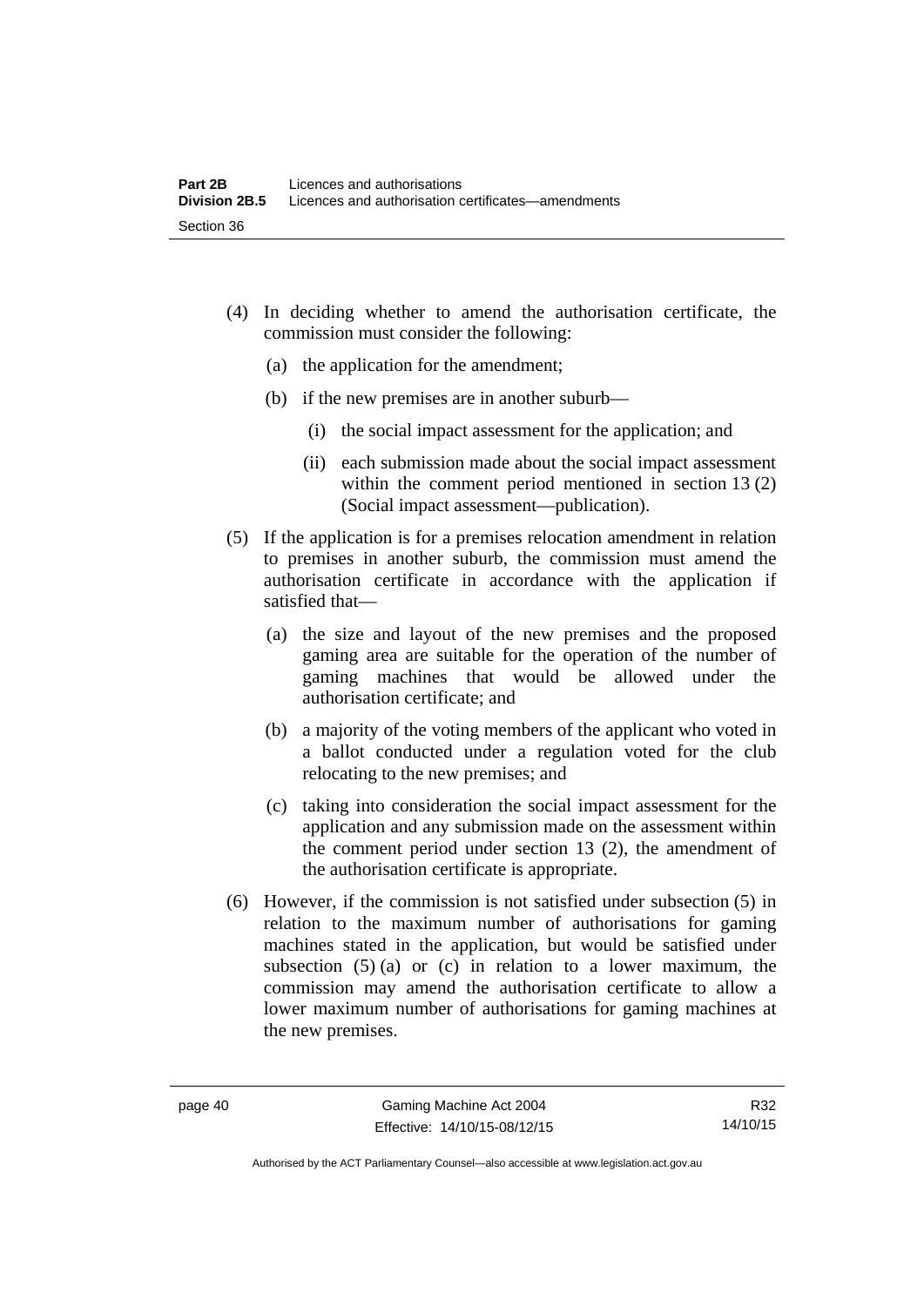(4) In deciding whether to amend the authorisation certificate, the commission must consider the following:

(a) the application for the amendment;

(b) if the new premises are in another suburb—

(i) the social impact assessment for the application; and

(ii) each submission made about the social impact assessment within the comment period mentioned in section 13 (2) (Social impact assessment—publication).

(5) If the application is for a premises relocation amendment in relation to premises in another suburb, the commission must amend the authorisation certificate in accordance with the application if satisfied that—

(a) the size and layout of the new premises and the proposed gaming area are suitable for the operation of the number of gaming machines that would be allowed under the authorisation certificate; and

(b) a majority of the voting members of the applicant who voted in a ballot conducted under a regulation voted for the club relocating to the new premises; and

(c) taking into consideration the social impact assessment for the application and any submission made on the assessment within the comment period under section 13 (2), the amendment of the authorisation certificate is appropriate.

(6) However, if the commission is not satisfied under subsection (5) in relation to the maximum number of authorisations for gaming machines stated in the application, but would be satisfied under subsection (5) (a) or (c) in relation to a lower maximum, the commission may amend the authorisation certificate to allow a lower maximum number of authorisations for gaming machines at the new premises.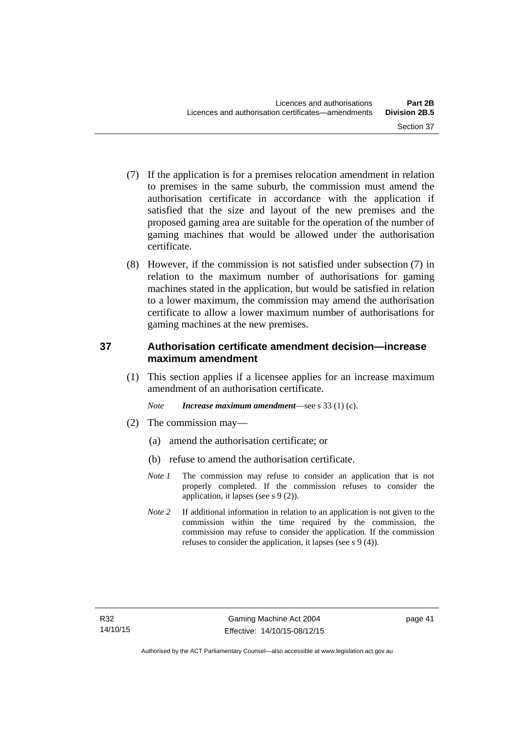(7) If the application is for a premises relocation amendment in relation to premises in the same suburb, the commission must amend the authorisation certificate in accordance with the application if satisfied that the size and layout of the new premises and the proposed gaming area are suitable for the operation of the number of gaming machines that would be allowed under the authorisation certificate.

(8) However, if the commission is not satisfied under subsection (7) in relation to the maximum number of authorisations for gaming machines stated in the application, but would be satisfied in relation to a lower maximum, the commission may amend the authorisation certificate to allow a lower maximum number of authorisations for gaming machines at the new premises.

## 37 Authorisation certificate amendment decision—increase maximum amendment

(1) This section applies if a licensee applies for an increase maximum amendment of an authorisation certificate.

*Note* ***Increase maximum amendment***—see s 33 (1) (c).

(2) The commission may—

(a) amend the authorisation certificate; or

(b) refuse to amend the authorisation certificate.

*Note 1* The commission may refuse to consider an application that is not properly completed. If the commission refuses to consider the application, it lapses (see s 9 (2)).

*Note 2* If additional information in relation to an application is not given to the commission within the time required by the commission, the commission may refuse to consider the application. If the commission refuses to consider the application, it lapses (see s 9 (4)).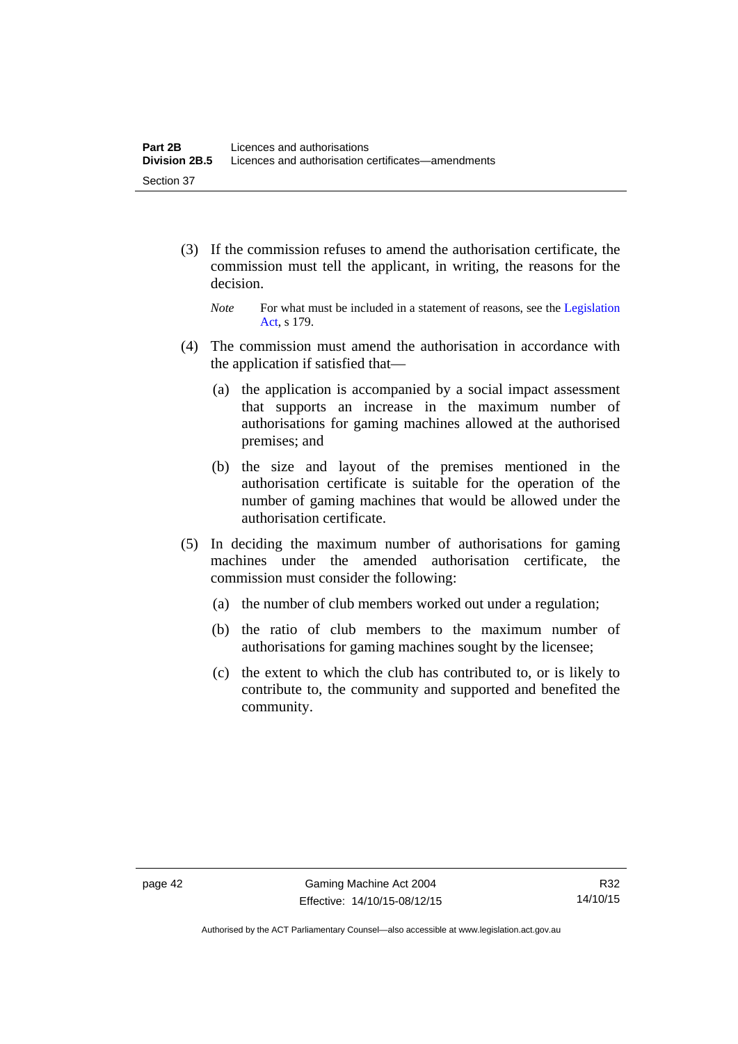(3) If the commission refuses to amend the authorisation certificate, the commission must tell the applicant, in writing, the reasons for the decision.

*Note* For what must be included in a statement of reasons, see the Legislation Act, s 179.

(4) The commission must amend the authorisation in accordance with the application if satisfied that—

(a) the application is accompanied by a social impact assessment that supports an increase in the maximum number of authorisations for gaming machines allowed at the authorised premises; and

(b) the size and layout of the premises mentioned in the authorisation certificate is suitable for the operation of the number of gaming machines that would be allowed under the authorisation certificate.

(5) In deciding the maximum number of authorisations for gaming machines under the amended authorisation certificate, the commission must consider the following:

(a) the number of club members worked out under a regulation;

(b) the ratio of club members to the maximum number of authorisations for gaming machines sought by the licensee;

(c) the extent to which the club has contributed to, or is likely to contribute to, the community and supported and benefited the community.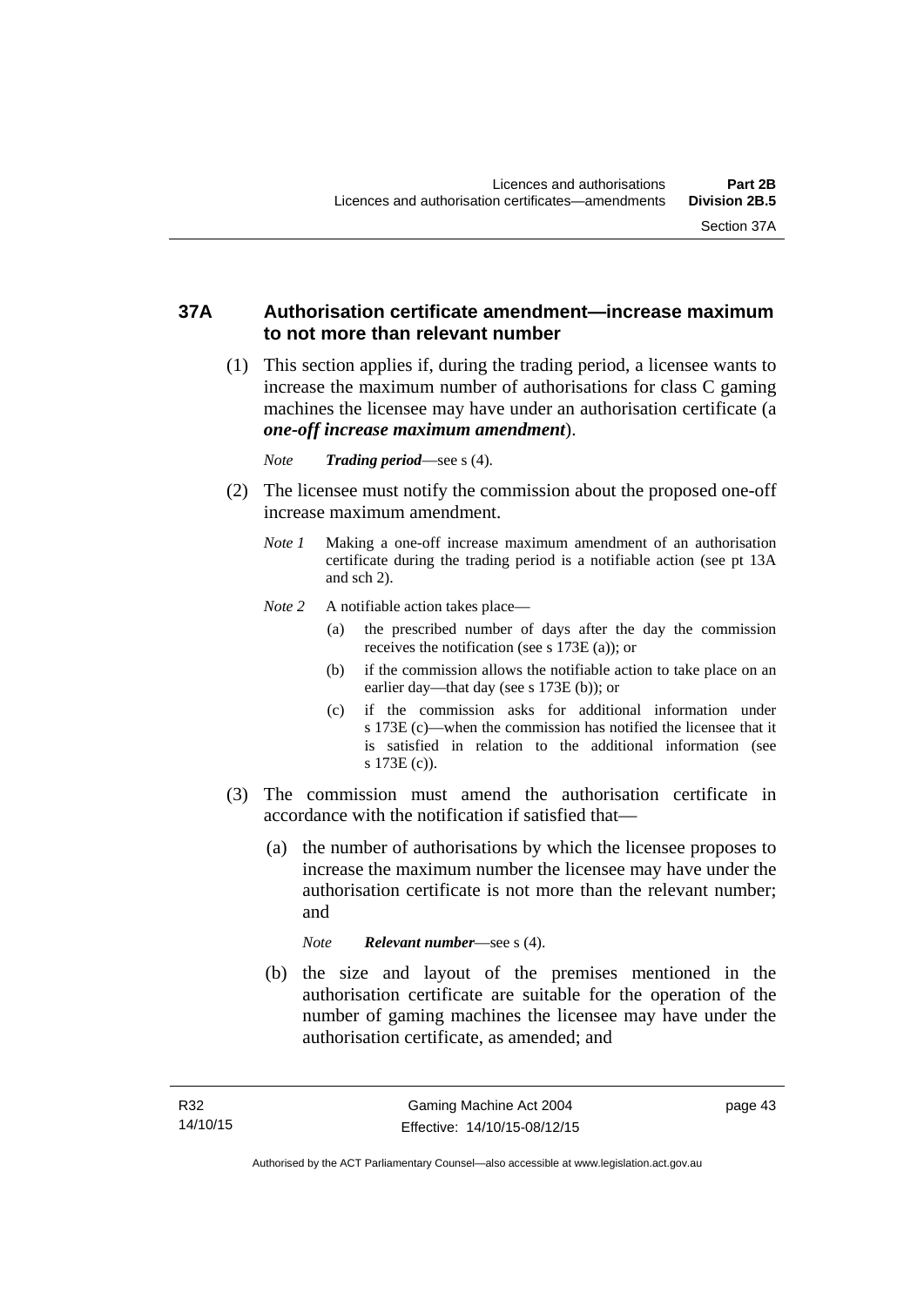## 37A Authorisation certificate amendment—increase maximum to not more than relevant number

(1) This section applies if, during the trading period, a licensee wants to increase the maximum number of authorisations for class C gaming machines the licensee may have under an authorisation certificate (a ***one-off increase maximum amendment***).

*Note* ***Trading period***—see s (4).

(2) The licensee must notify the commission about the proposed one-off increase maximum amendment.

*Note 1* Making a one-off increase maximum amendment of an authorisation certificate during the trading period is a notifiable action (see pt 13A and sch 2).

*Note 2* A notifiable action takes place—

(a) the prescribed number of days after the day the commission receives the notification (see s 173E (a)); or

(b) if the commission allows the notifiable action to take place on an earlier day—that day (see s 173E (b)); or

(c) if the commission asks for additional information under s 173E (c)—when the commission has notified the licensee that it is satisfied in relation to the additional information (see s 173E (c)).

(3) The commission must amend the authorisation certificate in accordance with the notification if satisfied that—

(a) the number of authorisations by which the licensee proposes to increase the maximum number the licensee may have under the authorisation certificate is not more than the relevant number; and

*Note* ***Relevant number***—see s (4).

(b) the size and layout of the premises mentioned in the authorisation certificate are suitable for the operation of the number of gaming machines the licensee may have under the authorisation certificate, as amended; and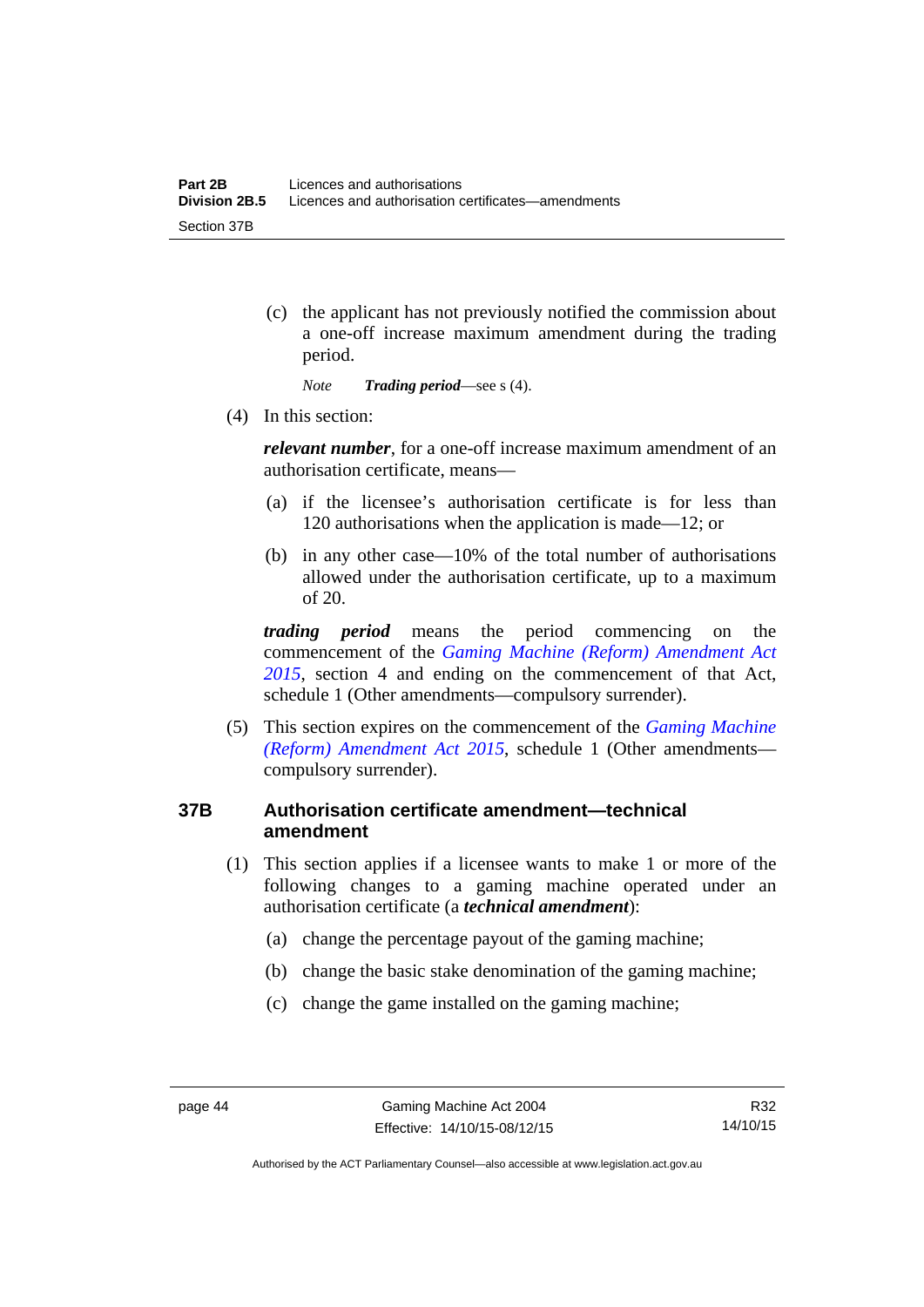(c) the applicant has not previously notified the commission about a one-off increase maximum amendment during the trading period.

*Note* ***Trading period***—see s (4).

(4) In this section:

***relevant number***, for a one-off increase maximum amendment of an authorisation certificate, means—

(a) if the licensee's authorisation certificate is for less than 120 authorisations when the application is made—12; or

(b) in any other case—10% of the total number of authorisations allowed under the authorisation certificate, up to a maximum of 20.

***trading period*** means the period commencing on the commencement of the *Gaming Machine (Reform) Amendment Act 2015*, section 4 and ending on the commencement of that Act, schedule 1 (Other amendments—compulsory surrender).

(5) This section expires on the commencement of the *Gaming Machine (Reform) Amendment Act 2015*, schedule 1 (Other amendments—compulsory surrender).

### 37B Authorisation certificate amendment—technical amendment

(1) This section applies if a licensee wants to make 1 or more of the following changes to a gaming machine operated under an authorisation certificate (a ***technical amendment***):

(a) change the percentage payout of the gaming machine;

(b) change the basic stake denomination of the gaming machine;

(c) change the game installed on the gaming machine;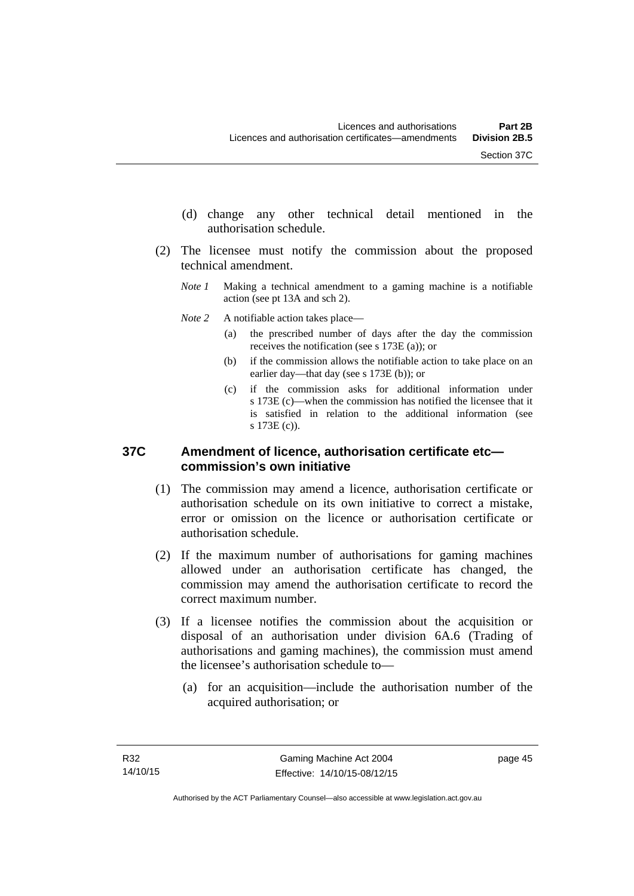(d) change any other technical detail mentioned in the authorisation schedule.

(2) The licensee must notify the commission about the proposed technical amendment.

*Note 1* Making a technical amendment to a gaming machine is a notifiable action (see pt 13A and sch 2).

*Note 2* A notifiable action takes place—

(a) the prescribed number of days after the day the commission receives the notification (see s 173E (a)); or

(b) if the commission allows the notifiable action to take place on an earlier day—that day (see s 173E (b)); or

(c) if the commission asks for additional information under s 173E (c)—when the commission has notified the licensee that it is satisfied in relation to the additional information (see s 173E (c)).

### 37C Amendment of licence, authorisation certificate etc—commission's own initiative

(1) The commission may amend a licence, authorisation certificate or authorisation schedule on its own initiative to correct a mistake, error or omission on the licence or authorisation certificate or authorisation schedule.

(2) If the maximum number of authorisations for gaming machines allowed under an authorisation certificate has changed, the commission may amend the authorisation certificate to record the correct maximum number.

(3) If a licensee notifies the commission about the acquisition or disposal of an authorisation under division 6A.6 (Trading of authorisations and gaming machines), the commission must amend the licensee's authorisation schedule to—

(a) for an acquisition—include the authorisation number of the acquired authorisation; or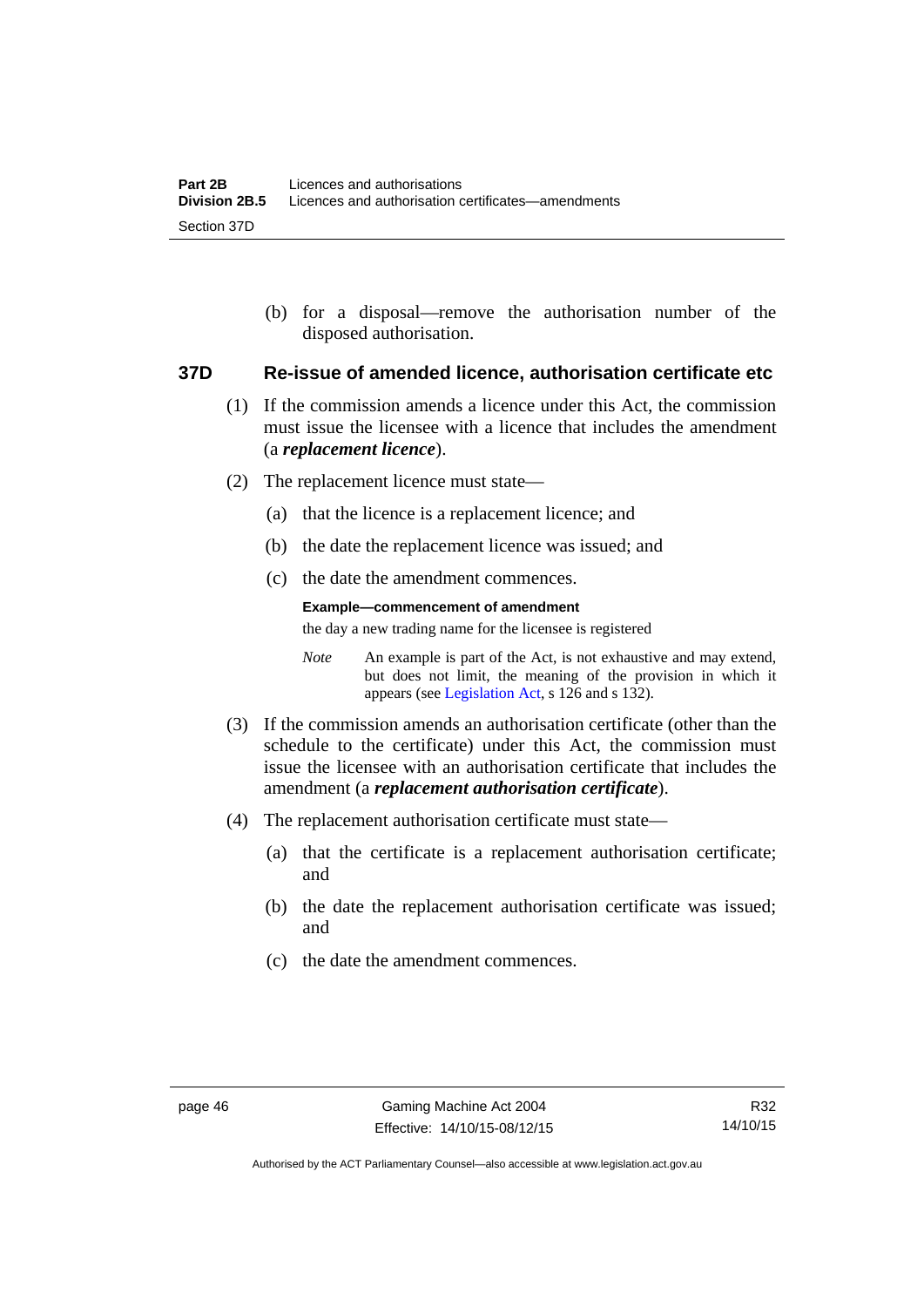(b) for a disposal—remove the authorisation number of the disposed authorisation.

### 37D Re-issue of amended licence, authorisation certificate etc

(1) If the commission amends a licence under this Act, the commission must issue the licensee with a licence that includes the amendment (a ***replacement licence***).

(2) The replacement licence must state—

(a) that the licence is a replacement licence; and

(b) the date the replacement licence was issued; and

(c) the date the amendment commences.

**Example—commencement of amendment**

the day a new trading name for the licensee is registered

*Note* An example is part of the Act, is not exhaustive and may extend, but does not limit, the meaning of the provision in which it appears (see Legislation Act, s 126 and s 132).

(3) If the commission amends an authorisation certificate (other than the schedule to the certificate) under this Act, the commission must issue the licensee with an authorisation certificate that includes the amendment (a ***replacement authorisation certificate***).

(4) The replacement authorisation certificate must state—

(a) that the certificate is a replacement authorisation certificate; and

(b) the date the replacement authorisation certificate was issued; and

(c) the date the amendment commences.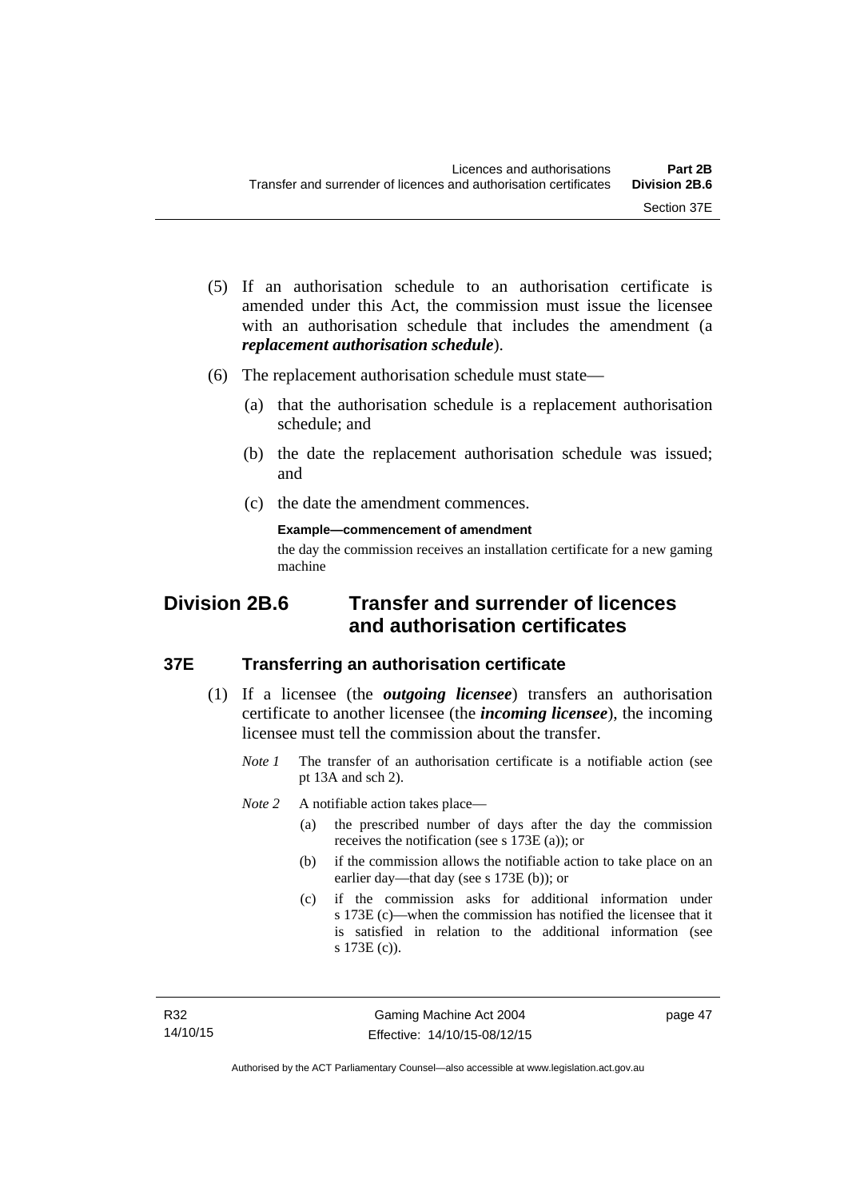(5) If an authorisation schedule to an authorisation certificate is amended under this Act, the commission must issue the licensee with an authorisation schedule that includes the amendment (a ***replacement authorisation schedule***).

(6) The replacement authorisation schedule must state—

(a) that the authorisation schedule is a replacement authorisation schedule; and

(b) the date the replacement authorisation schedule was issued; and

(c) the date the amendment commences.

**Example—commencement of amendment**

the day the commission receives an installation certificate for a new gaming machine

## Division 2B.6 Transfer and surrender of licences and authorisation certificates

### 37E Transferring an authorisation certificate

(1) If a licensee (the ***outgoing licensee***) transfers an authorisation certificate to another licensee (the ***incoming licensee***), the incoming licensee must tell the commission about the transfer.

*Note 1* The transfer of an authorisation certificate is a notifiable action (see pt 13A and sch 2).

*Note 2* A notifiable action takes place—

(a) the prescribed number of days after the day the commission receives the notification (see s 173E (a)); or

(b) if the commission allows the notifiable action to take place on an earlier day—that day (see s 173E (b)); or

(c) if the commission asks for additional information under s 173E (c)—when the commission has notified the licensee that it is satisfied in relation to the additional information (see s 173E (c)).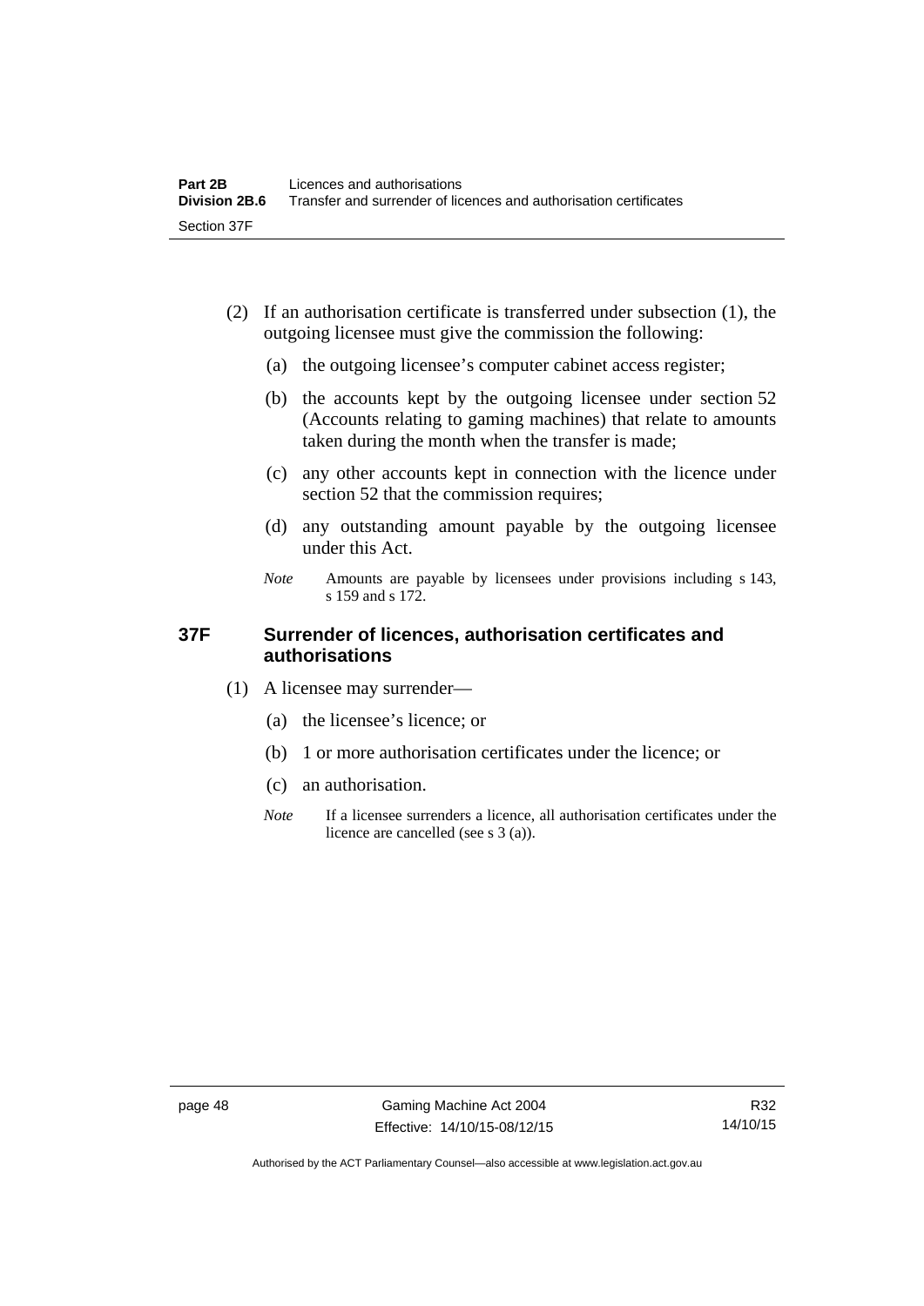(2) If an authorisation certificate is transferred under subsection (1), the outgoing licensee must give the commission the following:

   (a) the outgoing licensee's computer cabinet access register;

   (b) the accounts kept by the outgoing licensee under section 52 (Accounts relating to gaming machines) that relate to amounts taken during the month when the transfer is made;

   (c) any other accounts kept in connection with the licence under section 52 that the commission requires;

   (d) any outstanding amount payable by the outgoing licensee under this Act.

   *Note* Amounts are payable by licensees under provisions including s 143, s 159 and s 172.

### 37F Surrender of licences, authorisation certificates and authorisations

(1) A licensee may surrender—

   (a) the licensee's licence; or

   (b) 1 or more authorisation certificates under the licence; or

   (c) an authorisation.

   *Note* If a licensee surrenders a licence, all authorisation certificates under the licence are cancelled (see s 3 (a)).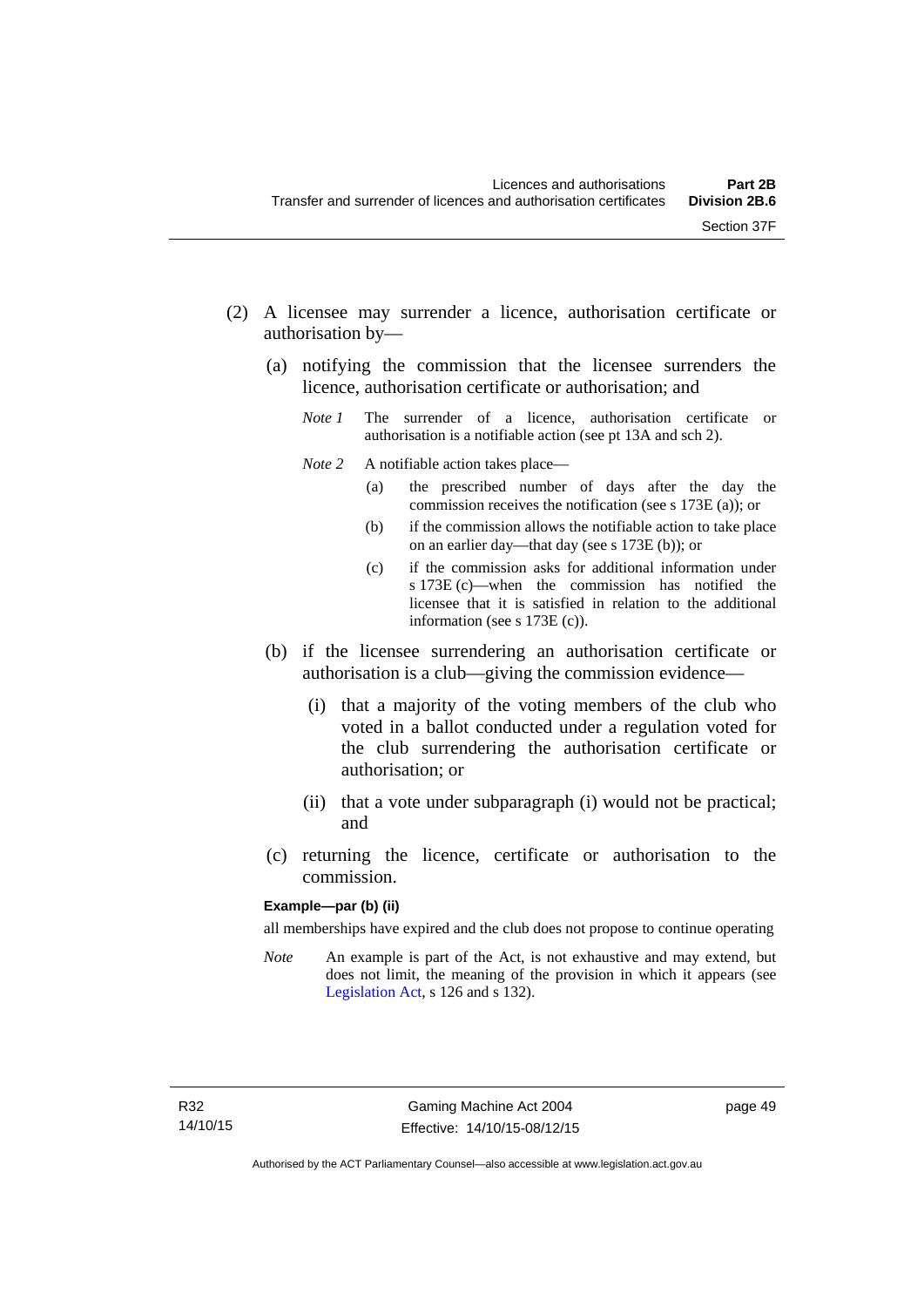(2) A licensee may surrender a licence, authorisation certificate or authorisation by—

(a) notifying the commission that the licensee surrenders the licence, authorisation certificate or authorisation; and

*Note 1* The surrender of a licence, authorisation certificate or authorisation is a notifiable action (see pt 13A and sch 2).

*Note 2* A notifiable action takes place—

(a) the prescribed number of days after the day the commission receives the notification (see s 173E (a)); or

(b) if the commission allows the notifiable action to take place on an earlier day—that day (see s 173E (b)); or

(c) if the commission asks for additional information under s 173E (c)—when the commission has notified the licensee that it is satisfied in relation to the additional information (see s 173E (c)).

(b) if the licensee surrendering an authorisation certificate or authorisation is a club—giving the commission evidence—

(i) that a majority of the voting members of the club who voted in a ballot conducted under a regulation voted for the club surrendering the authorisation certificate or authorisation; or

(ii) that a vote under subparagraph (i) would not be practical; and

(c) returning the licence, certificate or authorisation to the commission.

**Example—par (b) (ii)**

all memberships have expired and the club does not propose to continue operating

*Note* An example is part of the Act, is not exhaustive and may extend, but does not limit, the meaning of the provision in which it appears (see Legislation Act, s 126 and s 132).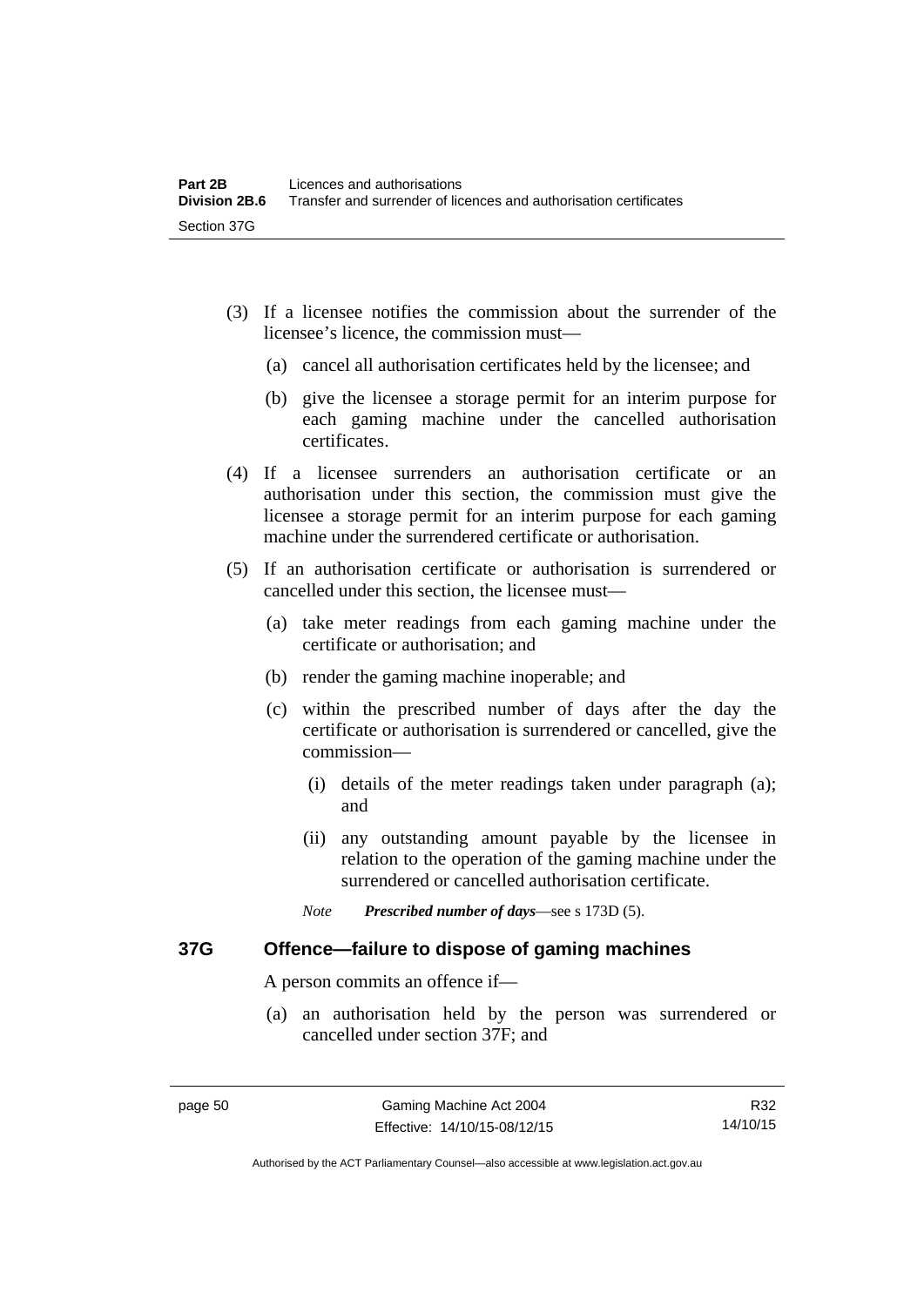(3) If a licensee notifies the commission about the surrender of the licensee's licence, the commission must—

   (a) cancel all authorisation certificates held by the licensee; and

   (b) give the licensee a storage permit for an interim purpose for each gaming machine under the cancelled authorisation certificates.

(4) If a licensee surrenders an authorisation certificate or an authorisation under this section, the commission must give the licensee a storage permit for an interim purpose for each gaming machine under the surrendered certificate or authorisation.

(5) If an authorisation certificate or authorisation is surrendered or cancelled under this section, the licensee must—

   (a) take meter readings from each gaming machine under the certificate or authorisation; and

   (b) render the gaming machine inoperable; and

   (c) within the prescribed number of days after the day the certificate or authorisation is surrendered or cancelled, give the commission—

      (i) details of the meter readings taken under paragraph (a); and

      (ii) any outstanding amount payable by the licensee in relation to the operation of the gaming machine under the surrendered or cancelled authorisation certificate.

   *Note* ***Prescribed number of days***—see s 173D (5).

### 37G Offence—failure to dispose of gaming machines

A person commits an offence if—

   (a) an authorisation held by the person was surrendered or cancelled under section 37F; and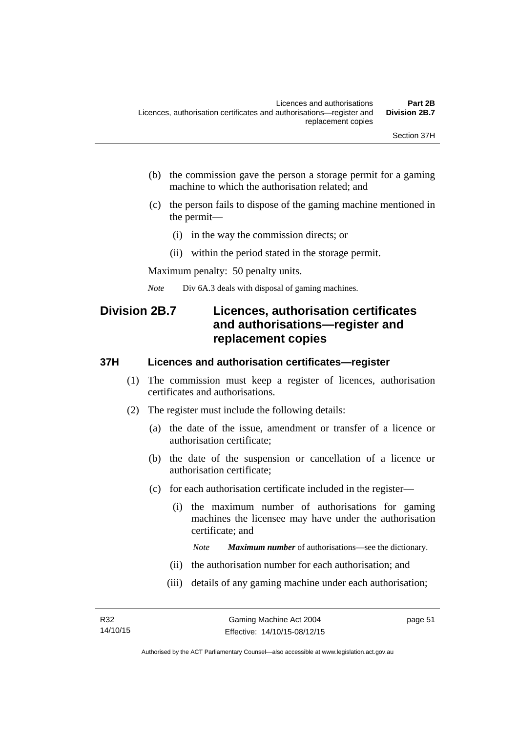(b) the commission gave the person a storage permit for a gaming machine to which the authorisation related; and

(c) the person fails to dispose of the gaming machine mentioned in the permit—

(i) in the way the commission directs; or

(ii) within the period stated in the storage permit.

Maximum penalty: 50 penalty units.

*Note* Div 6A.3 deals with disposal of gaming machines.

## Division 2B.7 Licences, authorisation certificates and authorisations—register and replacement copies

### 37H Licences and authorisation certificates—register

(1) The commission must keep a register of licences, authorisation certificates and authorisations.

(2) The register must include the following details:

(a) the date of the issue, amendment or transfer of a licence or authorisation certificate;

(b) the date of the suspension or cancellation of a licence or authorisation certificate;

(c) for each authorisation certificate included in the register—

(i) the maximum number of authorisations for gaming machines the licensee may have under the authorisation certificate; and

*Note* ***Maximum number*** of authorisations—see the dictionary.

(ii) the authorisation number for each authorisation; and

(iii) details of any gaming machine under each authorisation;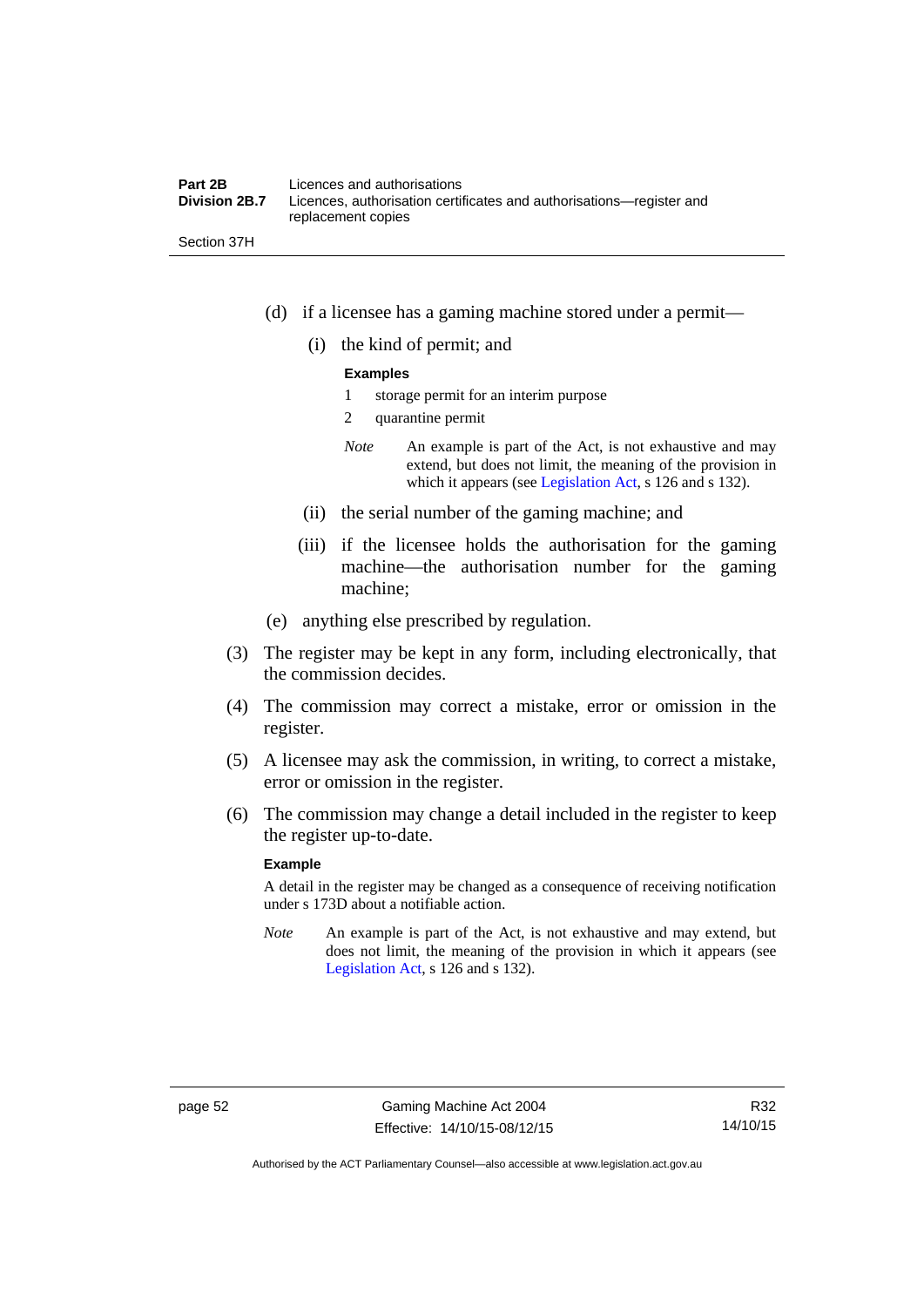(d) if a licensee has a gaming machine stored under a permit—

(i) the kind of permit; and

**Examples**

1 storage permit for an interim purpose

2 quarantine permit

*Note* An example is part of the Act, is not exhaustive and may extend, but does not limit, the meaning of the provision in which it appears (see Legislation Act, s 126 and s 132).

(ii) the serial number of the gaming machine; and

(iii) if the licensee holds the authorisation for the gaming machine—the authorisation number for the gaming machine;

(e) anything else prescribed by regulation.

(3) The register may be kept in any form, including electronically, that the commission decides.

(4) The commission may correct a mistake, error or omission in the register.

(5) A licensee may ask the commission, in writing, to correct a mistake, error or omission in the register.

(6) The commission may change a detail included in the register to keep the register up-to-date.

**Example**

A detail in the register may be changed as a consequence of receiving notification under s 173D about a notifiable action.

*Note* An example is part of the Act, is not exhaustive and may extend, but does not limit, the meaning of the provision in which it appears (see Legislation Act, s 126 and s 132).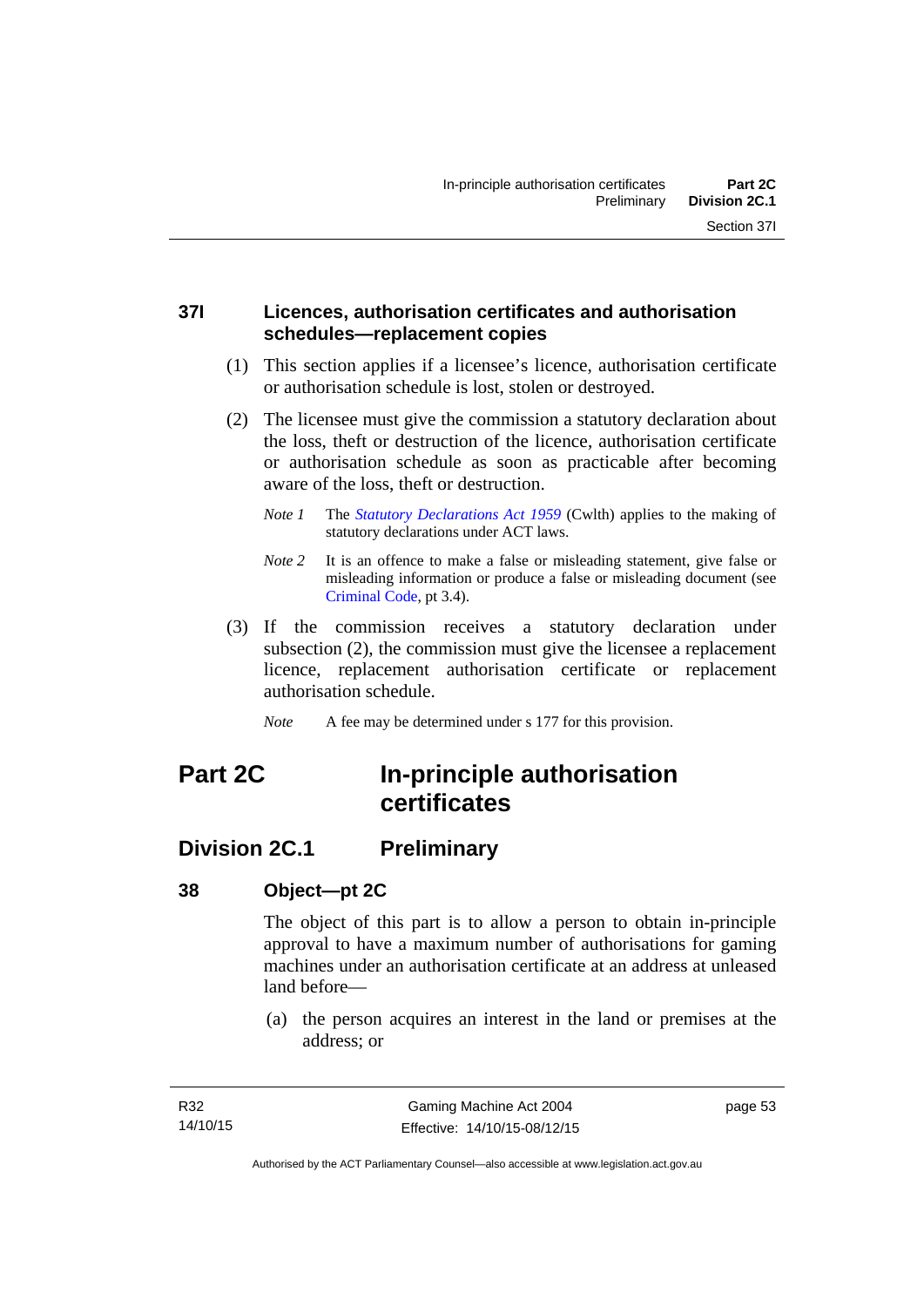### 37I Licences, authorisation certificates and authorisation schedules—replacement copies

(1) This section applies if a licensee's licence, authorisation certificate or authorisation schedule is lost, stolen or destroyed.

(2) The licensee must give the commission a statutory declaration about the loss, theft or destruction of the licence, authorisation certificate or authorisation schedule as soon as practicable after becoming aware of the loss, theft or destruction.

*Note 1* The *Statutory Declarations Act 1959* (Cwlth) applies to the making of statutory declarations under ACT laws.

*Note 2* It is an offence to make a false or misleading statement, give false or misleading information or produce a false or misleading document (see Criminal Code, pt 3.4).

(3) If the commission receives a statutory declaration under subsection (2), the commission must give the licensee a replacement licence, replacement authorisation certificate or replacement authorisation schedule.

*Note* A fee may be determined under s 177 for this provision.

# Part 2C In-principle authorisation certificates

## Division 2C.1 Preliminary

### 38 Object—pt 2C

The object of this part is to allow a person to obtain in-principle approval to have a maximum number of authorisations for gaming machines under an authorisation certificate at an address at unleased land before—

(a) the person acquires an interest in the land or premises at the address; or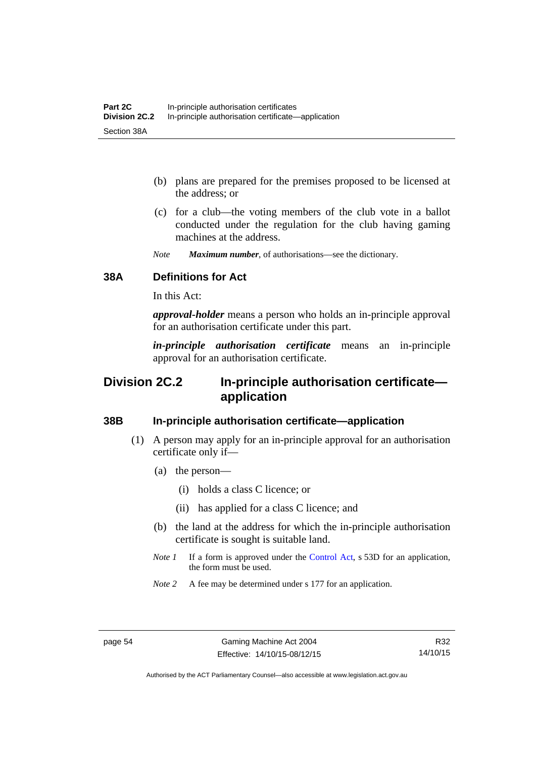(b) plans are prepared for the premises proposed to be licensed at the address; or

(c) for a club—the voting members of the club vote in a ballot conducted under the regulation for the club having gaming machines at the address.

*Note* ***Maximum number***, of authorisations—see the dictionary.

### 38A Definitions for Act

In this Act:

***approval-holder*** means a person who holds an in-principle approval for an authorisation certificate under this part.

***in-principle authorisation certificate*** means an in-principle approval for an authorisation certificate.

## Division 2C.2 In-principle authorisation certificate—application

### 38B In-principle authorisation certificate—application

(1) A person may apply for an in-principle approval for an authorisation certificate only if—

(a) the person—

(i) holds a class C licence; or

(ii) has applied for a class C licence; and

(b) the land at the address for which the in-principle authorisation certificate is sought is suitable land.

*Note 1* If a form is approved under the Control Act, s 53D for an application, the form must be used.

*Note 2* A fee may be determined under s 177 for an application.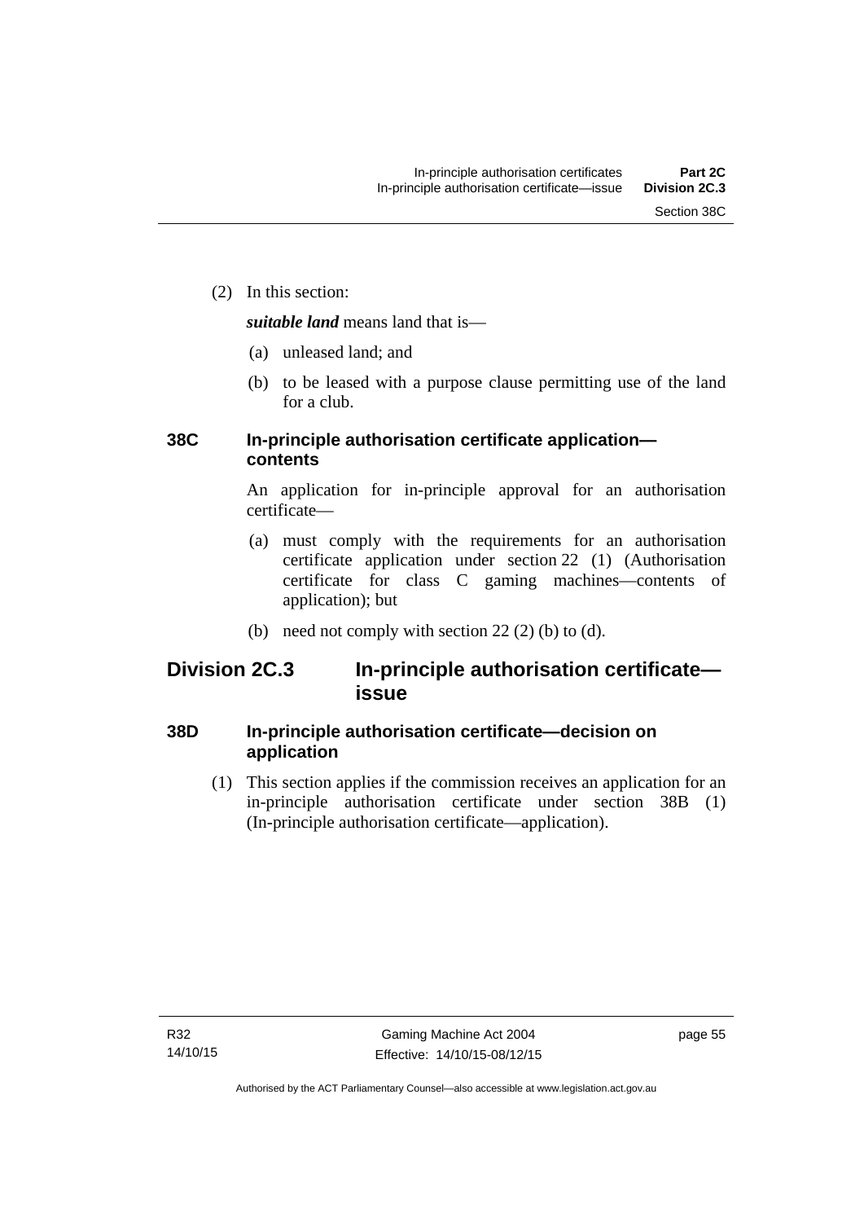(2) In this section:

***suitable land*** means land that is—

(a) unleased land; and

(b) to be leased with a purpose clause permitting use of the land for a club.

### 38C In-principle authorisation certificate application—contents

An application for in-principle approval for an authorisation certificate—

(a) must comply with the requirements for an authorisation certificate application under section 22 (1) (Authorisation certificate for class C gaming machines—contents of application); but

(b) need not comply with section 22 (2) (b) to (d).

## Division 2C.3 In-principle authorisation certificate—issue

### 38D In-principle authorisation certificate—decision on application

(1) This section applies if the commission receives an application for an in-principle authorisation certificate under section 38B (1) (In-principle authorisation certificate—application).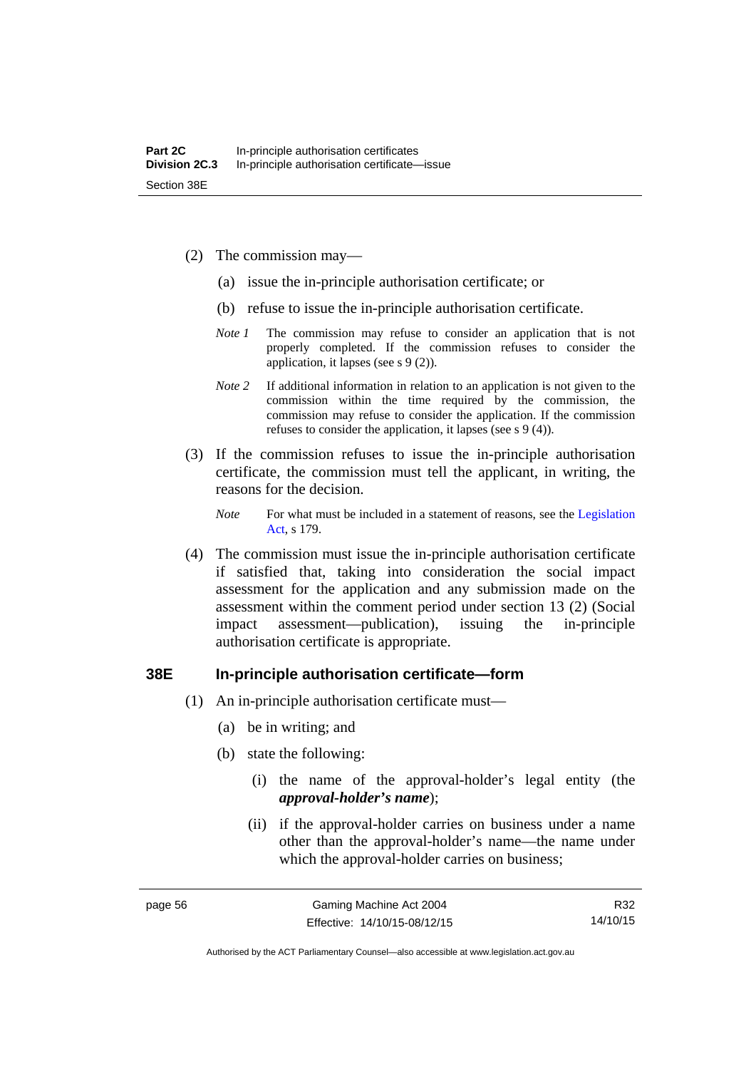(2) The commission may—

(a) issue the in-principle authorisation certificate; or

(b) refuse to issue the in-principle authorisation certificate.

*Note 1* The commission may refuse to consider an application that is not properly completed. If the commission refuses to consider the application, it lapses (see s 9 (2)).

*Note 2* If additional information in relation to an application is not given to the commission within the time required by the commission, the commission may refuse to consider the application. If the commission refuses to consider the application, it lapses (see s 9 (4)).

(3) If the commission refuses to issue the in-principle authorisation certificate, the commission must tell the applicant, in writing, the reasons for the decision.

*Note* For what must be included in a statement of reasons, see the Legislation Act, s 179.

(4) The commission must issue the in-principle authorisation certificate if satisfied that, taking into consideration the social impact assessment for the application and any submission made on the assessment within the comment period under section 13 (2) (Social impact assessment—publication), issuing the in-principle authorisation certificate is appropriate.

### 38E In-principle authorisation certificate—form

(1) An in-principle authorisation certificate must—

(a) be in writing; and

(b) state the following:

(i) the name of the approval-holder's legal entity (the ***approval-holder's name***);

(ii) if the approval-holder carries on business under a name other than the approval-holder's name—the name under which the approval-holder carries on business;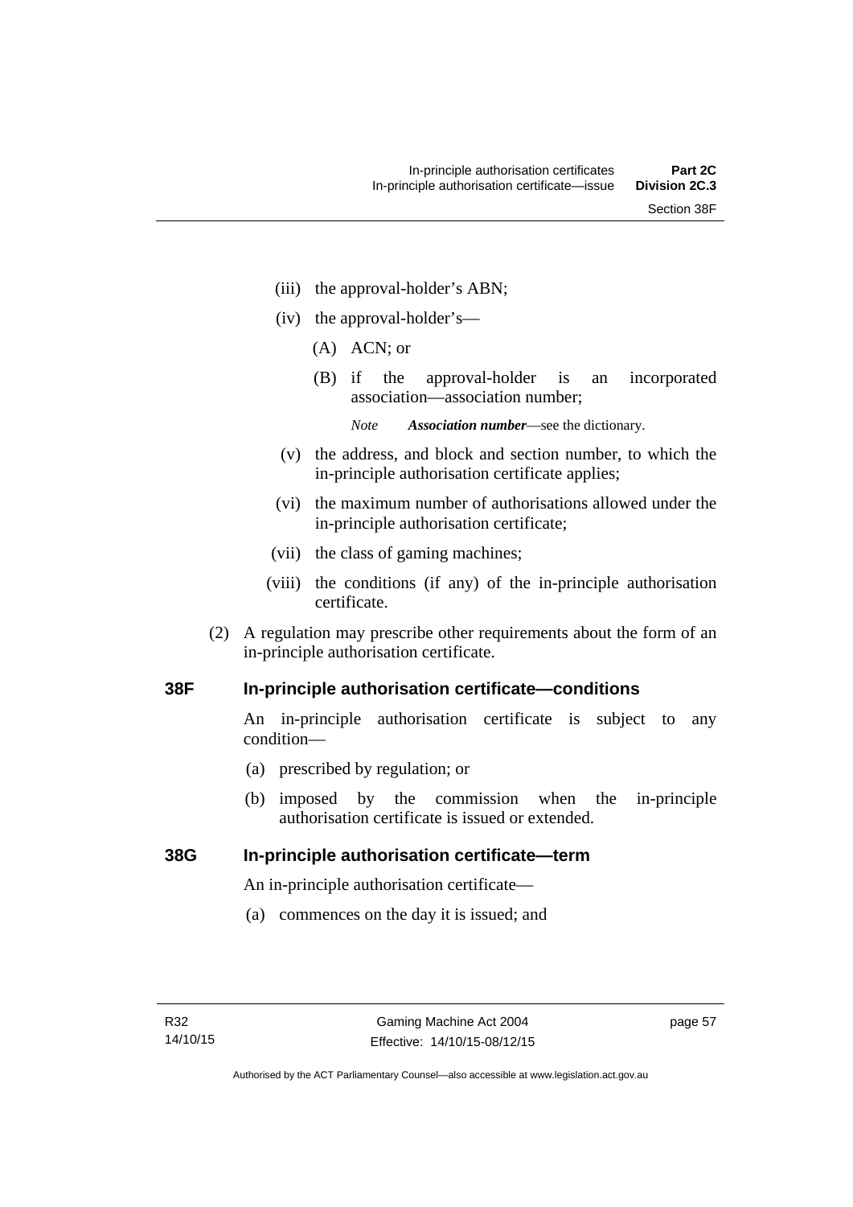(iii) the approval-holder's ABN;

(iv) the approval-holder's—

(A) ACN; or

(B) if the approval-holder is an incorporated association—association number;

*Note* ***Association number***—see the dictionary.

(v) the address, and block and section number, to which the in-principle authorisation certificate applies;

(vi) the maximum number of authorisations allowed under the in-principle authorisation certificate;

(vii) the class of gaming machines;

(viii) the conditions (if any) of the in-principle authorisation certificate.

(2) A regulation may prescribe other requirements about the form of an in-principle authorisation certificate.

### 38F In-principle authorisation certificate—conditions

An in-principle authorisation certificate is subject to any condition—

(a) prescribed by regulation; or

(b) imposed by the commission when the in-principle authorisation certificate is issued or extended.

### 38G In-principle authorisation certificate—term

An in-principle authorisation certificate—

(a) commences on the day it is issued; and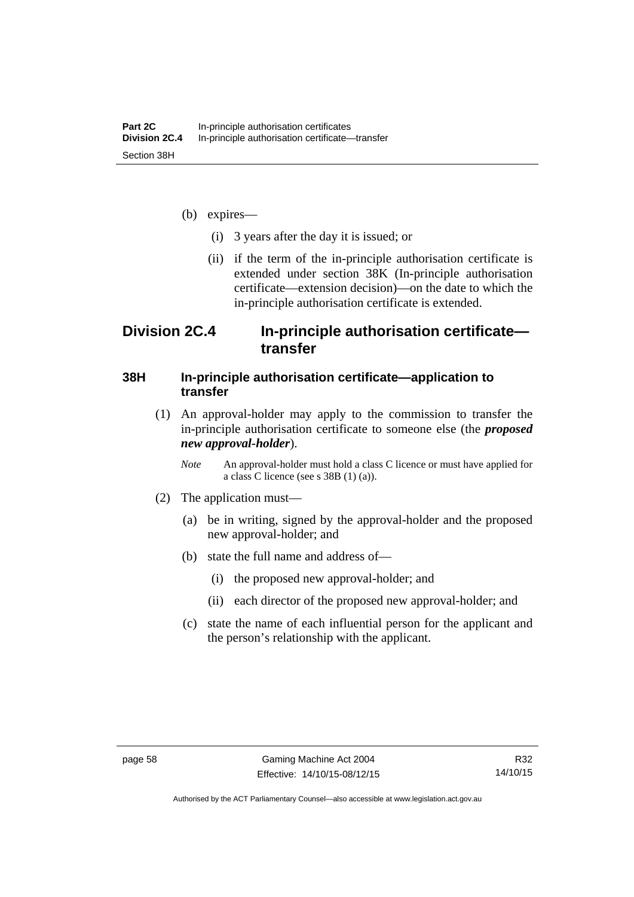(b) expires—

  (i) 3 years after the day it is issued; or

  (ii) if the term of the in-principle authorisation certificate is extended under section 38K (In-principle authorisation certificate—extension decision)—on the date to which the in-principle authorisation certificate is extended.

## Division 2C.4 In-principle authorisation certificate—transfer

### 38H In-principle authorisation certificate—application to transfer

(1) An approval-holder may apply to the commission to transfer the in-principle authorisation certificate to someone else (the ***proposed new approval-holder***).

*Note* An approval-holder must hold a class C licence or must have applied for a class C licence (see s 38B (1) (a)).

(2) The application must—

  (a) be in writing, signed by the approval-holder and the proposed new approval-holder; and

  (b) state the full name and address of—

    (i) the proposed new approval-holder; and

    (ii) each director of the proposed new approval-holder; and

  (c) state the name of each influential person for the applicant and the person's relationship with the applicant.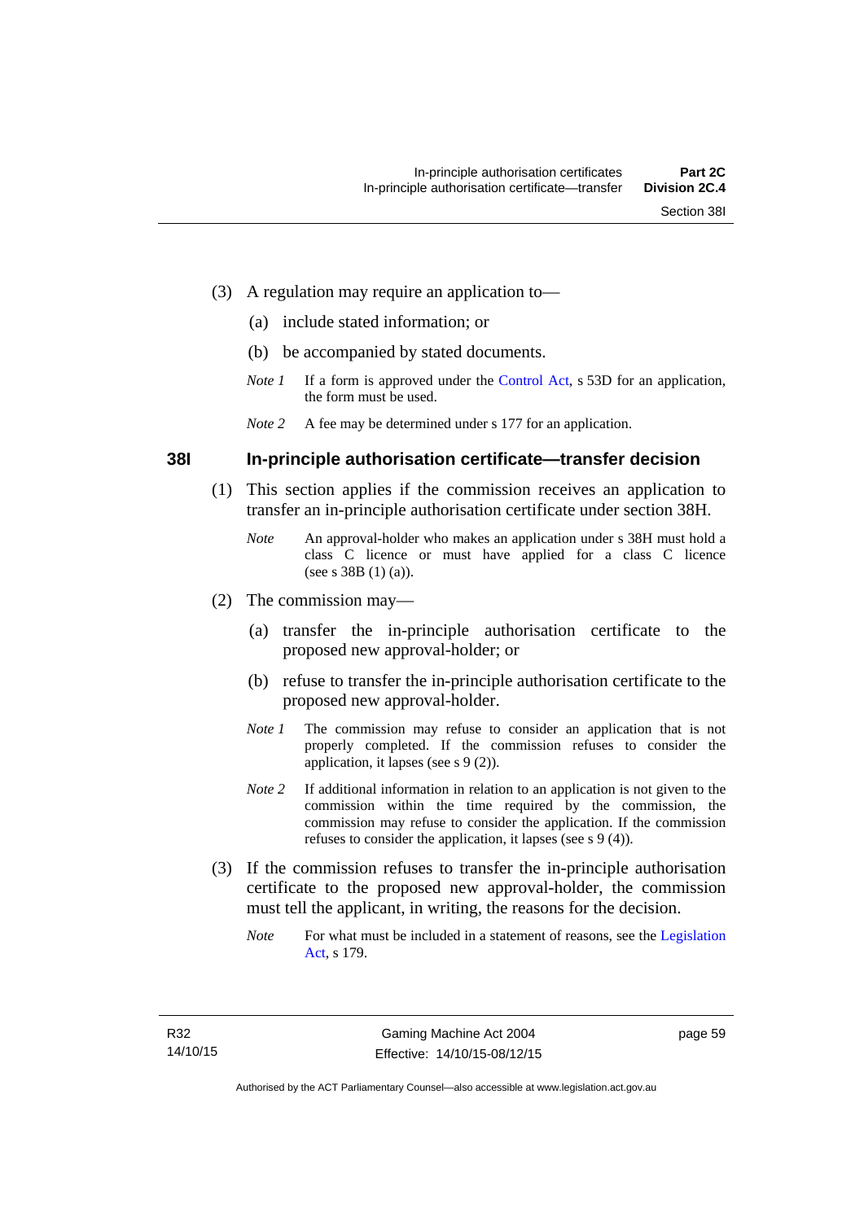(3) A regulation may require an application to—

(a) include stated information; or

(b) be accompanied by stated documents.

*Note 1* If a form is approved under the Control Act, s 53D for an application, the form must be used.

*Note 2* A fee may be determined under s 177 for an application.

### 38I In-principle authorisation certificate—transfer decision

(1) This section applies if the commission receives an application to transfer an in-principle authorisation certificate under section 38H.

*Note* An approval-holder who makes an application under s 38H must hold a class C licence or must have applied for a class C licence (see s 38B (1) (a)).

(2) The commission may—

(a) transfer the in-principle authorisation certificate to the proposed new approval-holder; or

(b) refuse to transfer the in-principle authorisation certificate to the proposed new approval-holder.

*Note 1* The commission may refuse to consider an application that is not properly completed. If the commission refuses to consider the application, it lapses (see s 9 (2)).

*Note 2* If additional information in relation to an application is not given to the commission within the time required by the commission, the commission may refuse to consider the application. If the commission refuses to consider the application, it lapses (see s 9 (4)).

(3) If the commission refuses to transfer the in-principle authorisation certificate to the proposed new approval-holder, the commission must tell the applicant, in writing, the reasons for the decision.

*Note* For what must be included in a statement of reasons, see the Legislation Act, s 179.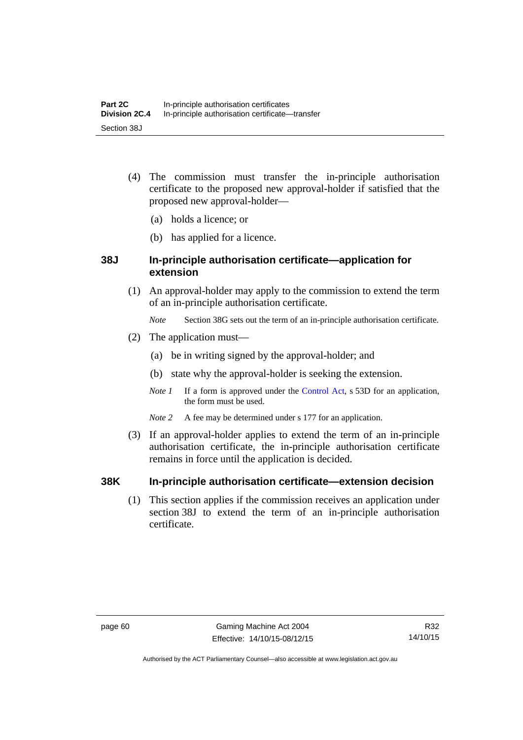(4) The commission must transfer the in-principle authorisation certificate to the proposed new approval-holder if satisfied that the proposed new approval-holder—

(a) holds a licence; or

(b) has applied for a licence.

### 38J In-principle authorisation certificate—application for extension

(1) An approval-holder may apply to the commission to extend the term of an in-principle authorisation certificate.

*Note* Section 38G sets out the term of an in-principle authorisation certificate.

(2) The application must—

(a) be in writing signed by the approval-holder; and

(b) state why the approval-holder is seeking the extension.

*Note 1* If a form is approved under the Control Act, s 53D for an application, the form must be used.

*Note 2* A fee may be determined under s 177 for an application.

(3) If an approval-holder applies to extend the term of an in-principle authorisation certificate, the in-principle authorisation certificate remains in force until the application is decided.

### 38K In-principle authorisation certificate—extension decision

(1) This section applies if the commission receives an application under section 38J to extend the term of an in-principle authorisation certificate.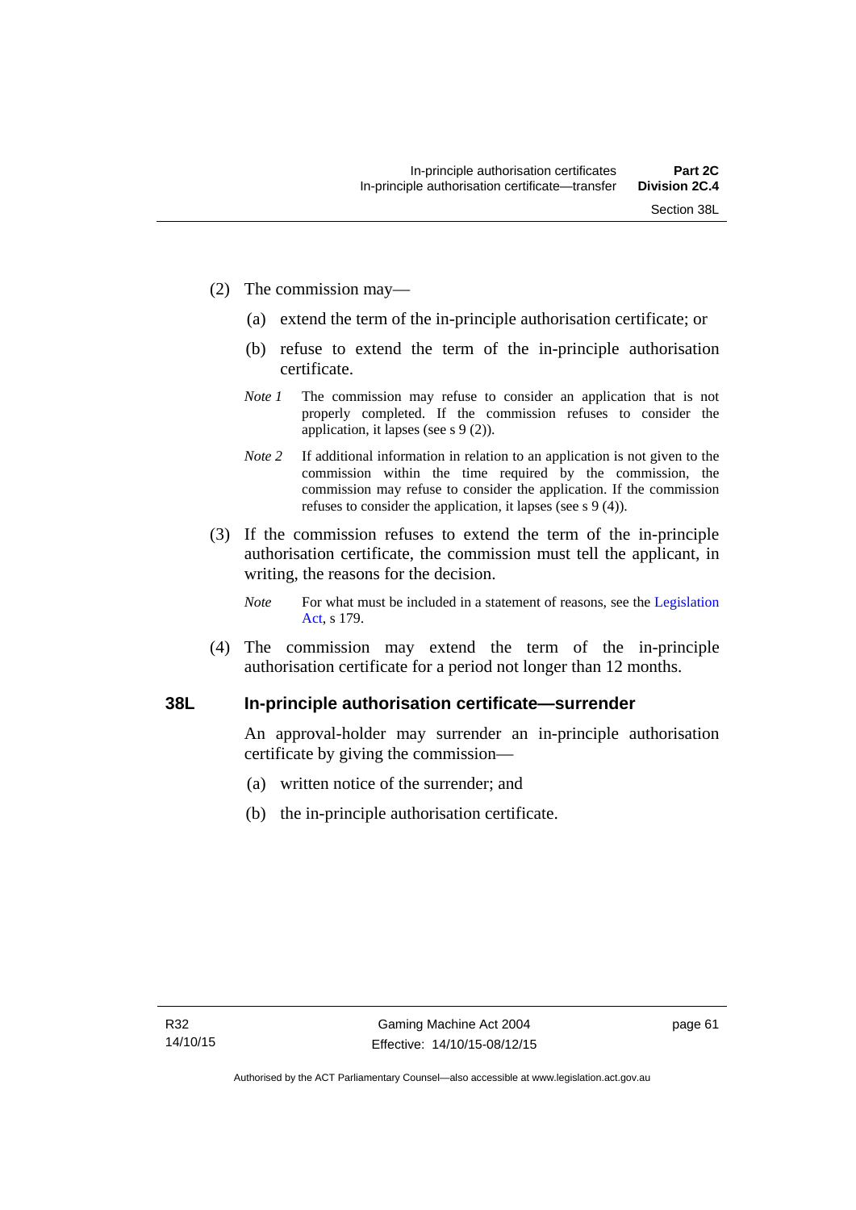(2) The commission may—

(a) extend the term of the in-principle authorisation certificate; or

(b) refuse to extend the term of the in-principle authorisation certificate.

*Note 1* The commission may refuse to consider an application that is not properly completed. If the commission refuses to consider the application, it lapses (see s 9 (2)).

*Note 2* If additional information in relation to an application is not given to the commission within the time required by the commission, the commission may refuse to consider the application. If the commission refuses to consider the application, it lapses (see s 9 (4)).

(3) If the commission refuses to extend the term of the in-principle authorisation certificate, the commission must tell the applicant, in writing, the reasons for the decision.

*Note* For what must be included in a statement of reasons, see the Legislation Act, s 179.

(4) The commission may extend the term of the in-principle authorisation certificate for a period not longer than 12 months.

### 38L In-principle authorisation certificate—surrender

An approval-holder may surrender an in-principle authorisation certificate by giving the commission—

(a) written notice of the surrender; and

(b) the in-principle authorisation certificate.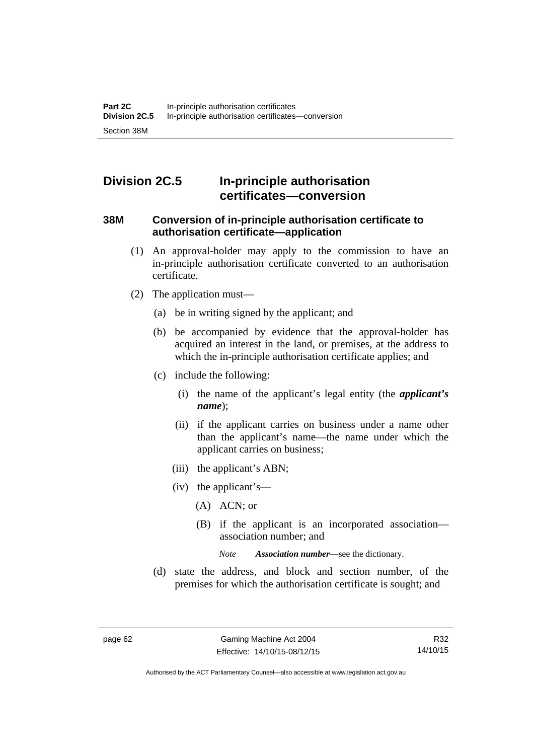## Division 2C.5 In-principle authorisation certificates—conversion

### 38M Conversion of in-principle authorisation certificate to authorisation certificate—application

(1) An approval-holder may apply to the commission to have an in-principle authorisation certificate converted to an authorisation certificate.

(2) The application must—

(a) be in writing signed by the applicant; and

(b) be accompanied by evidence that the approval-holder has acquired an interest in the land, or premises, at the address to which the in-principle authorisation certificate applies; and

(c) include the following:

(i) the name of the applicant's legal entity (the ***applicant's name***);

(ii) if the applicant carries on business under a name other than the applicant's name—the name under which the applicant carries on business;

(iii) the applicant's ABN;

(iv) the applicant's—

(A) ACN; or

(B) if the applicant is an incorporated association—association number; and

*Note* ***Association number***—see the dictionary.

(d) state the address, and block and section number, of the premises for which the authorisation certificate is sought; and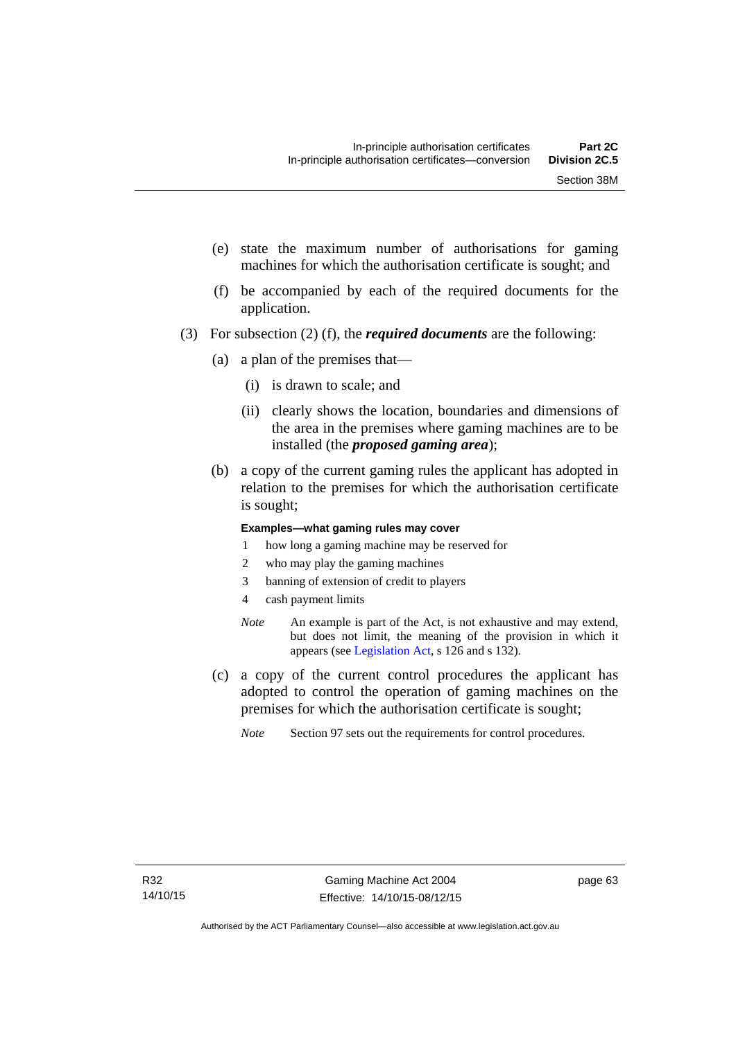(e) state the maximum number of authorisations for gaming machines for which the authorisation certificate is sought; and

(f) be accompanied by each of the required documents for the application.

(3) For subsection (2) (f), the ***required documents*** are the following:

(a) a plan of the premises that—

(i) is drawn to scale; and

(ii) clearly shows the location, boundaries and dimensions of the area in the premises where gaming machines are to be installed (the ***proposed gaming area***);

(b) a copy of the current gaming rules the applicant has adopted in relation to the premises for which the authorisation certificate is sought;

**Examples—what gaming rules may cover**

1 how long a gaming machine may be reserved for

2 who may play the gaming machines

3 banning of extension of credit to players

4 cash payment limits

*Note* An example is part of the Act, is not exhaustive and may extend, but does not limit, the meaning of the provision in which it appears (see Legislation Act, s 126 and s 132).

(c) a copy of the current control procedures the applicant has adopted to control the operation of gaming machines on the premises for which the authorisation certificate is sought;

*Note* Section 97 sets out the requirements for control procedures.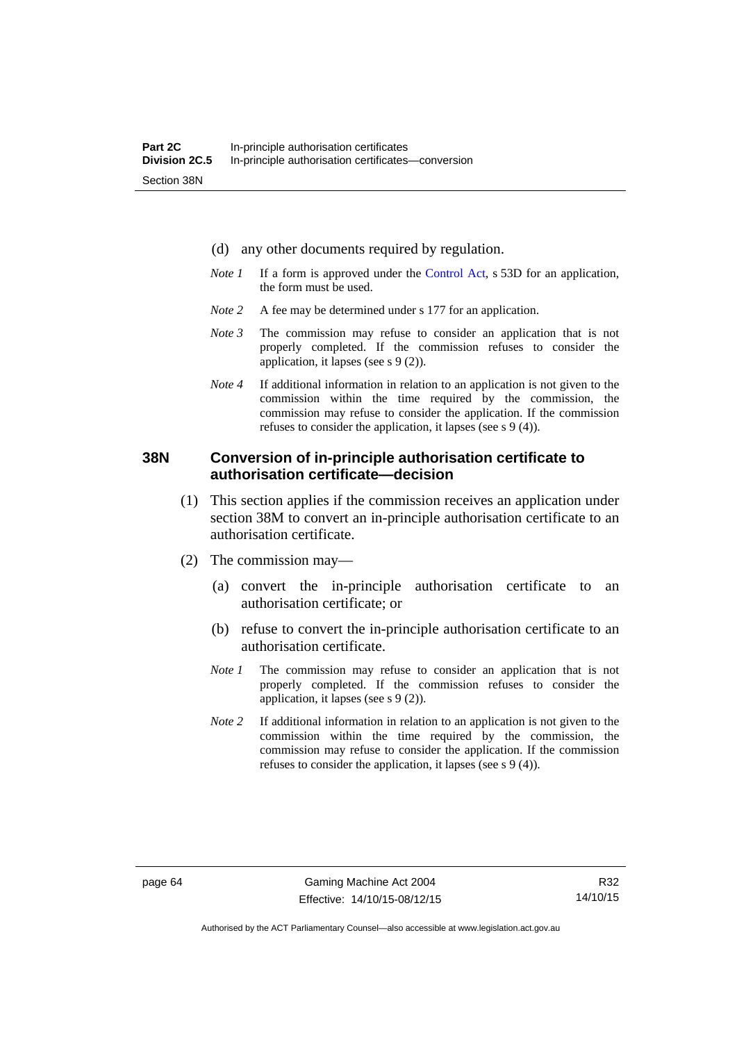(d) any other documents required by regulation.

*Note 1* If a form is approved under the Control Act, s 53D for an application, the form must be used.

*Note 2* A fee may be determined under s 177 for an application.

*Note 3* The commission may refuse to consider an application that is not properly completed. If the commission refuses to consider the application, it lapses (see s 9 (2)).

*Note 4* If additional information in relation to an application is not given to the commission within the time required by the commission, the commission may refuse to consider the application. If the commission refuses to consider the application, it lapses (see s 9 (4)).

## 38N Conversion of in-principle authorisation certificate to authorisation certificate—decision

(1) This section applies if the commission receives an application under section 38M to convert an in-principle authorisation certificate to an authorisation certificate.

(2) The commission may—

(a) convert the in-principle authorisation certificate to an authorisation certificate; or

(b) refuse to convert the in-principle authorisation certificate to an authorisation certificate.

*Note 1* The commission may refuse to consider an application that is not properly completed. If the commission refuses to consider the application, it lapses (see s 9 (2)).

*Note 2* If additional information in relation to an application is not given to the commission within the time required by the commission, the commission may refuse to consider the application. If the commission refuses to consider the application, it lapses (see s 9 (4)).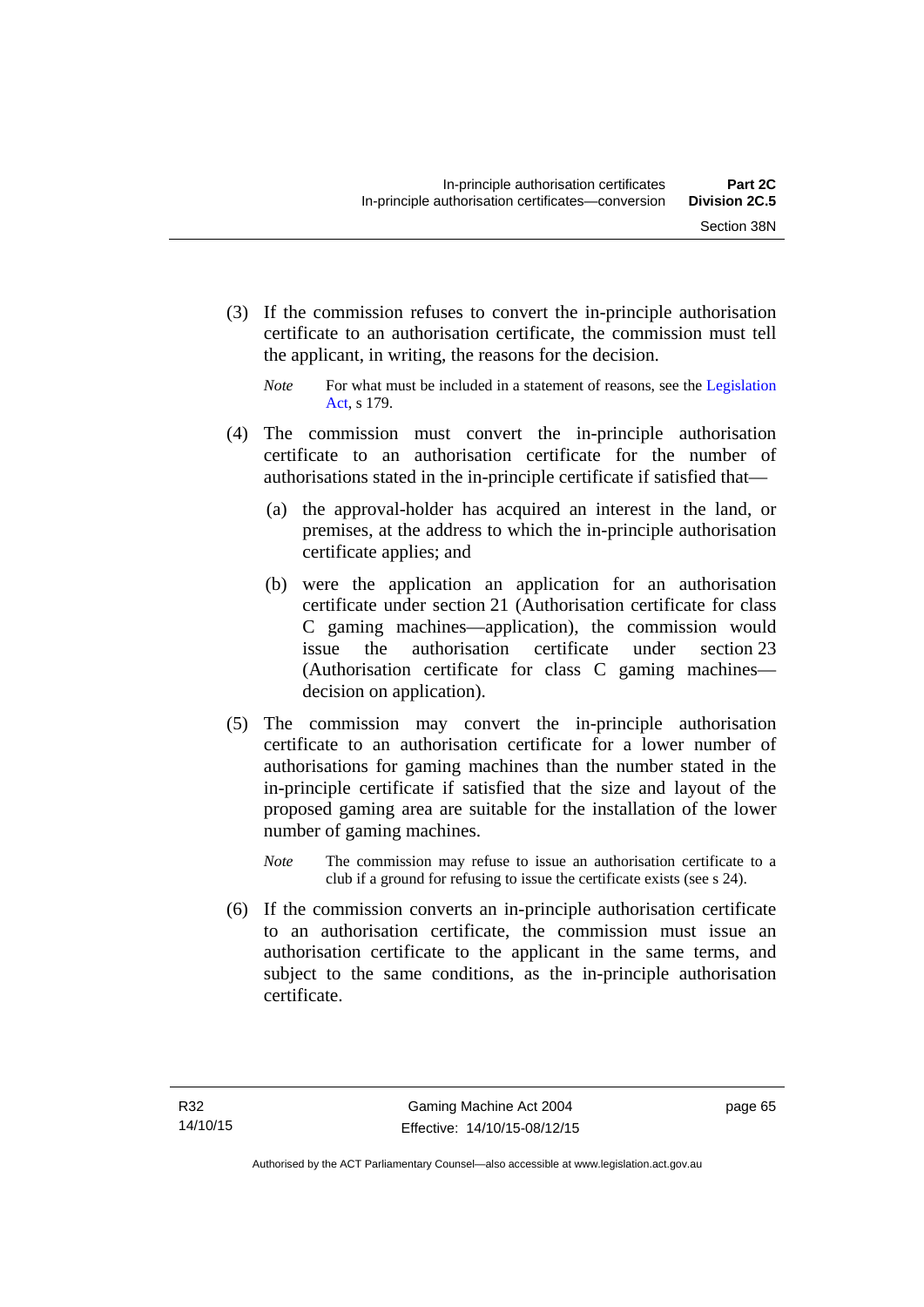(3) If the commission refuses to convert the in-principle authorisation certificate to an authorisation certificate, the commission must tell the applicant, in writing, the reasons for the decision.

*Note* For what must be included in a statement of reasons, see the Legislation Act, s 179.

(4) The commission must convert the in-principle authorisation certificate to an authorisation certificate for the number of authorisations stated in the in-principle certificate if satisfied that—

(a) the approval-holder has acquired an interest in the land, or premises, at the address to which the in-principle authorisation certificate applies; and

(b) were the application an application for an authorisation certificate under section 21 (Authorisation certificate for class C gaming machines—application), the commission would issue the authorisation certificate under section 23 (Authorisation certificate for class C gaming machines—decision on application).

(5) The commission may convert the in-principle authorisation certificate to an authorisation certificate for a lower number of authorisations for gaming machines than the number stated in the in-principle certificate if satisfied that the size and layout of the proposed gaming area are suitable for the installation of the lower number of gaming machines.

*Note* The commission may refuse to issue an authorisation certificate to a club if a ground for refusing to issue the certificate exists (see s 24).

(6) If the commission converts an in-principle authorisation certificate to an authorisation certificate, the commission must issue an authorisation certificate to the applicant in the same terms, and subject to the same conditions, as the in-principle authorisation certificate.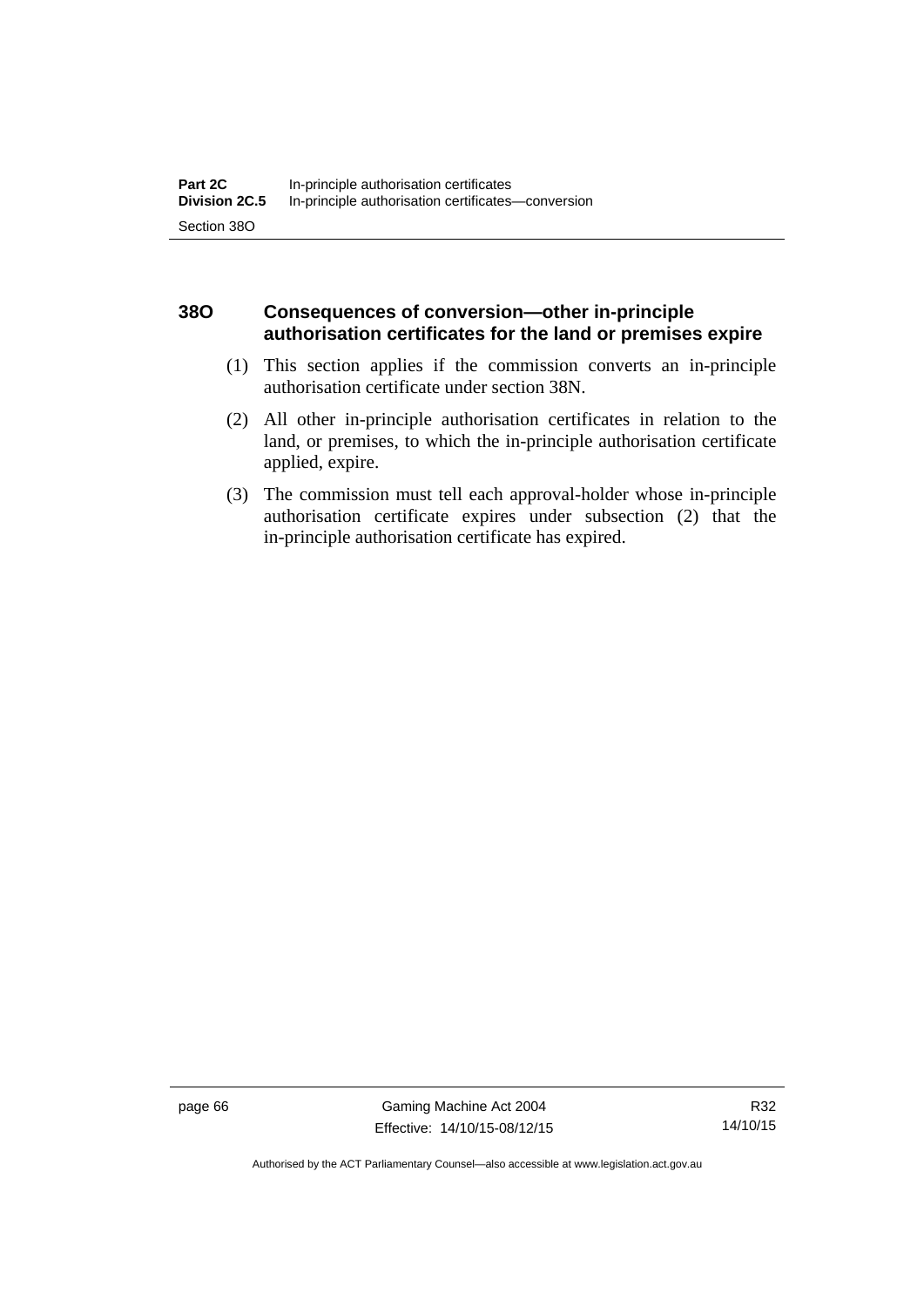### 38O Consequences of conversion—other in-principle authorisation certificates for the land or premises expire

(1) This section applies if the commission converts an in-principle authorisation certificate under section 38N.

(2) All other in-principle authorisation certificates in relation to the land, or premises, to which the in-principle authorisation certificate applied, expire.

(3) The commission must tell each approval-holder whose in-principle authorisation certificate expires under subsection (2) that the in-principle authorisation certificate has expired.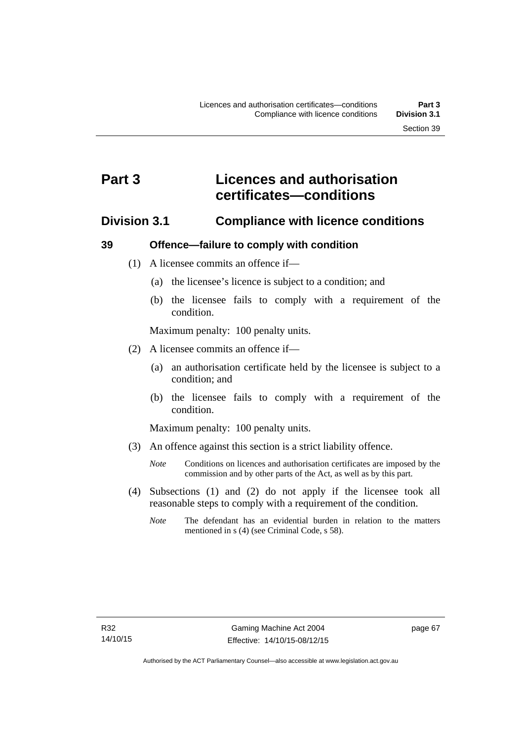# Part 3 Licences and authorisation certificates—conditions

## Division 3.1 Compliance with licence conditions

### 39 Offence—failure to comply with condition

(1) A licensee commits an offence if—

(a) the licensee's licence is subject to a condition; and

(b) the licensee fails to comply with a requirement of the condition.

Maximum penalty: 100 penalty units.

(2) A licensee commits an offence if—

(a) an authorisation certificate held by the licensee is subject to a condition; and

(b) the licensee fails to comply with a requirement of the condition.

Maximum penalty: 100 penalty units.

(3) An offence against this section is a strict liability offence.

*Note* Conditions on licences and authorisation certificates are imposed by the commission and by other parts of the Act, as well as by this part.

(4) Subsections (1) and (2) do not apply if the licensee took all reasonable steps to comply with a requirement of the condition.

*Note* The defendant has an evidential burden in relation to the matters mentioned in s (4) (see Criminal Code, s 58).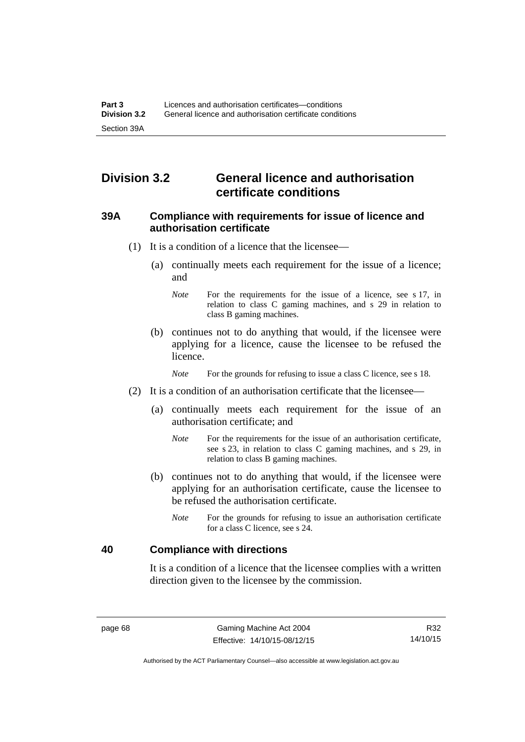## Division 3.2 General licence and authorisation certificate conditions

### 39A Compliance with requirements for issue of licence and authorisation certificate

(1) It is a condition of a licence that the licensee—

(a) continually meets each requirement for the issue of a licence; and

*Note* For the requirements for the issue of a licence, see s 17, in relation to class C gaming machines, and s 29 in relation to class B gaming machines.

(b) continues not to do anything that would, if the licensee were applying for a licence, cause the licensee to be refused the licence.

*Note* For the grounds for refusing to issue a class C licence, see s 18.

(2) It is a condition of an authorisation certificate that the licensee—

(a) continually meets each requirement for the issue of an authorisation certificate; and

*Note* For the requirements for the issue of an authorisation certificate, see s 23, in relation to class C gaming machines, and s 29, in relation to class B gaming machines.

(b) continues not to do anything that would, if the licensee were applying for an authorisation certificate, cause the licensee to be refused the authorisation certificate.

*Note* For the grounds for refusing to issue an authorisation certificate for a class C licence, see s 24.

### 40 Compliance with directions

It is a condition of a licence that the licensee complies with a written direction given to the licensee by the commission.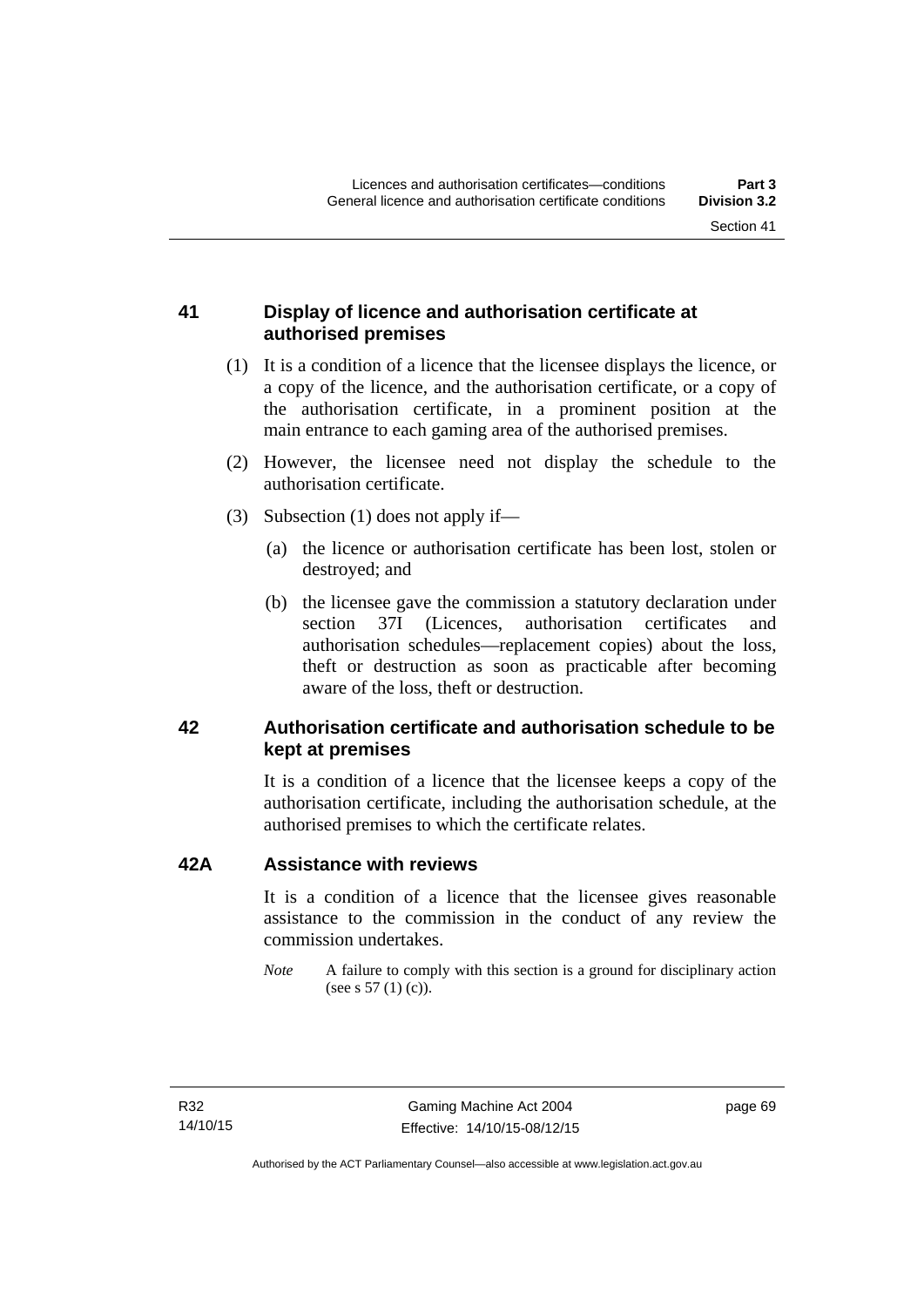## 41 Display of licence and authorisation certificate at authorised premises

(1) It is a condition of a licence that the licensee displays the licence, or a copy of the licence, and the authorisation certificate, or a copy of the authorisation certificate, in a prominent position at the main entrance to each gaming area of the authorised premises.

(2) However, the licensee need not display the schedule to the authorisation certificate.

(3) Subsection (1) does not apply if—

(a) the licence or authorisation certificate has been lost, stolen or destroyed; and

(b) the licensee gave the commission a statutory declaration under section 37I (Licences, authorisation certificates and authorisation schedules—replacement copies) about the loss, theft or destruction as soon as practicable after becoming aware of the loss, theft or destruction.

## 42 Authorisation certificate and authorisation schedule to be kept at premises

It is a condition of a licence that the licensee keeps a copy of the authorisation certificate, including the authorisation schedule, at the authorised premises to which the certificate relates.

## 42A Assistance with reviews

It is a condition of a licence that the licensee gives reasonable assistance to the commission in the conduct of any review the commission undertakes.

*Note* A failure to comply with this section is a ground for disciplinary action (see s 57 (1) (c)).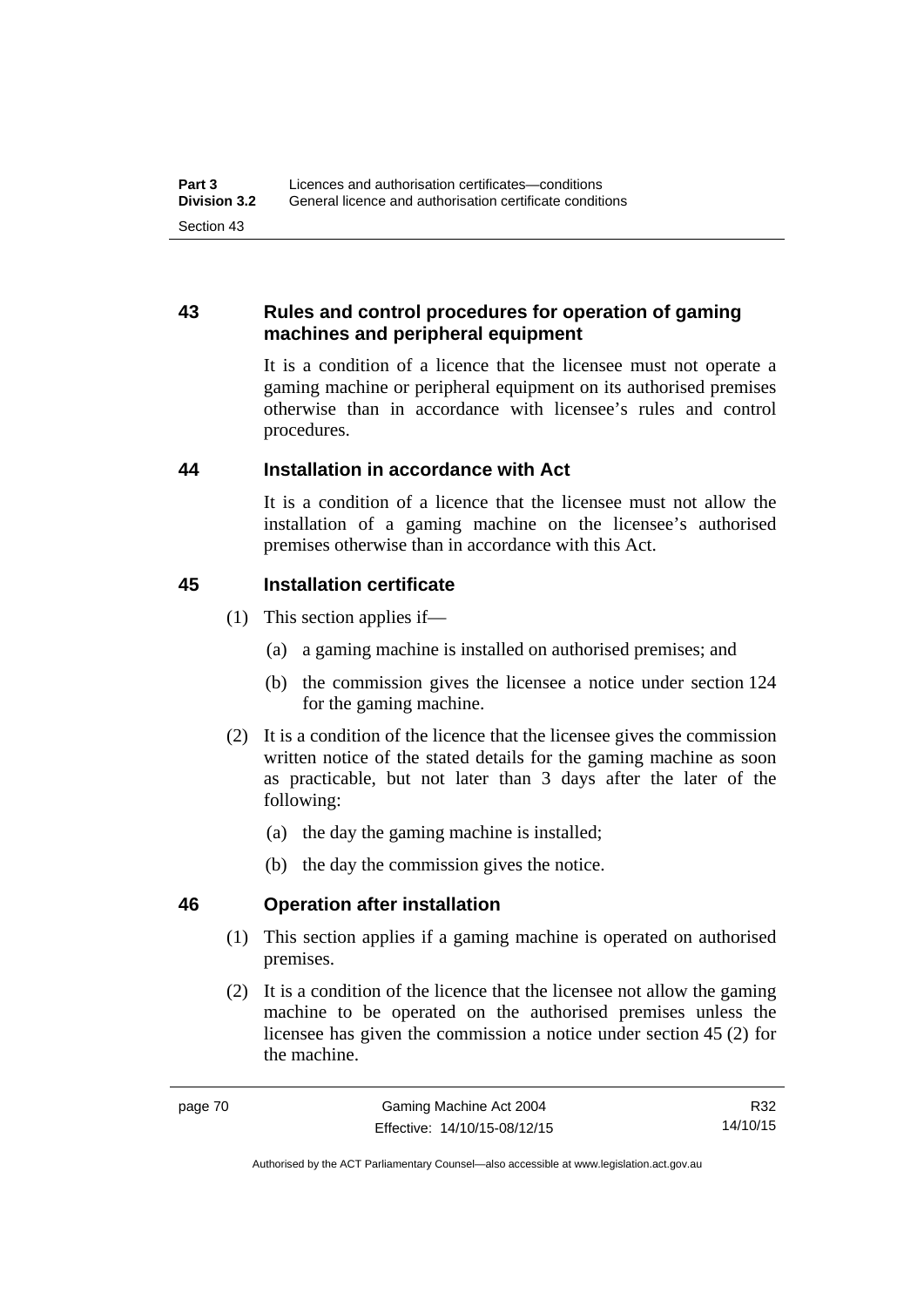## 43 Rules and control procedures for operation of gaming machines and peripheral equipment

It is a condition of a licence that the licensee must not operate a gaming machine or peripheral equipment on its authorised premises otherwise than in accordance with licensee's rules and control procedures.

## 44 Installation in accordance with Act

It is a condition of a licence that the licensee must not allow the installation of a gaming machine on the licensee's authorised premises otherwise than in accordance with this Act.

## 45 Installation certificate

(1) This section applies if—

(a) a gaming machine is installed on authorised premises; and

(b) the commission gives the licensee a notice under section 124 for the gaming machine.

(2) It is a condition of the licence that the licensee gives the commission written notice of the stated details for the gaming machine as soon as practicable, but not later than 3 days after the later of the following:

(a) the day the gaming machine is installed;

(b) the day the commission gives the notice.

## 46 Operation after installation

(1) This section applies if a gaming machine is operated on authorised premises.

(2) It is a condition of the licence that the licensee not allow the gaming machine to be operated on the authorised premises unless the licensee has given the commission a notice under section 45 (2) for the machine.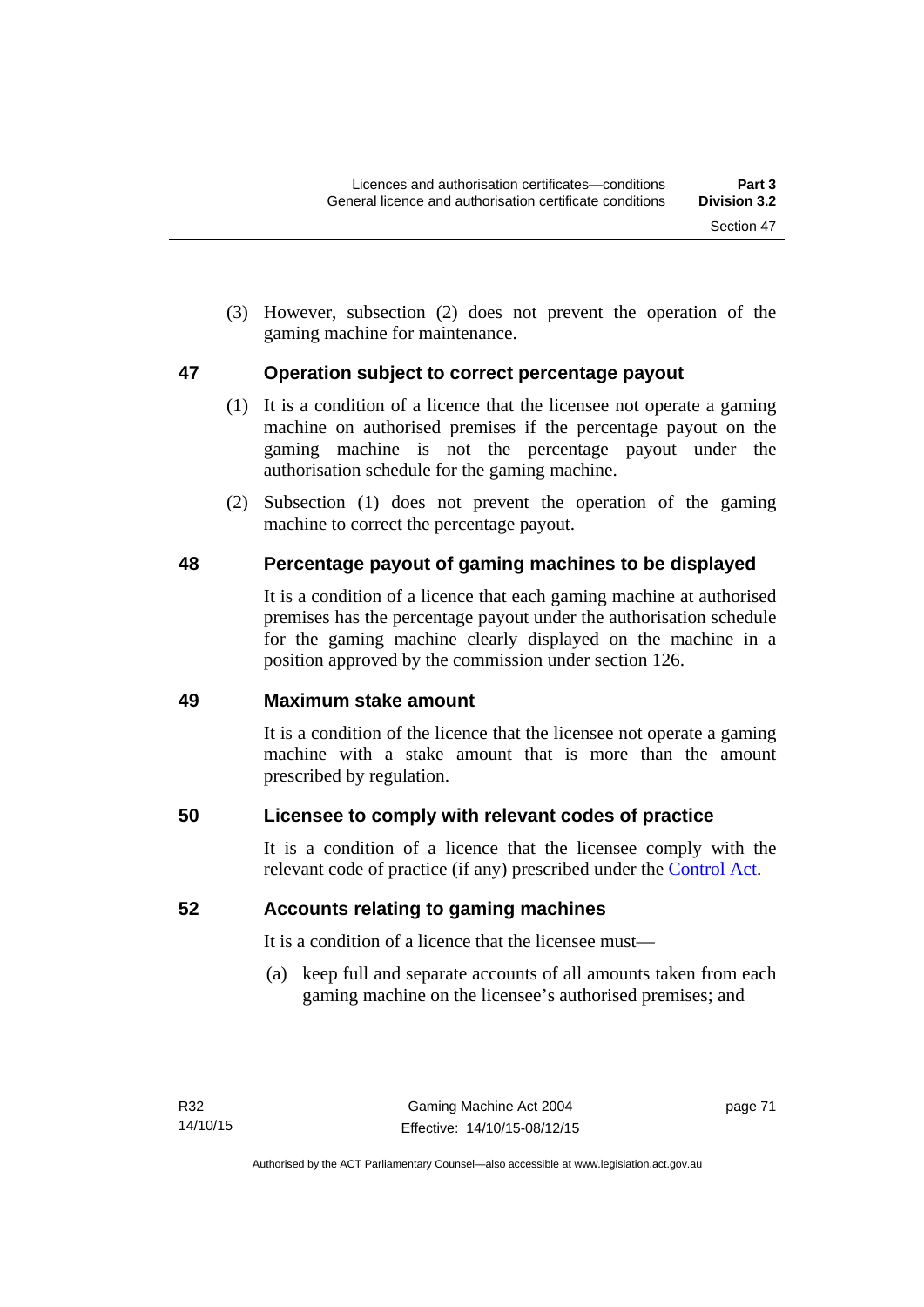(3) However, subsection (2) does not prevent the operation of the gaming machine for maintenance.

### 47 Operation subject to correct percentage payout

(1) It is a condition of a licence that the licensee not operate a gaming machine on authorised premises if the percentage payout on the gaming machine is not the percentage payout under the authorisation schedule for the gaming machine.

(2) Subsection (1) does not prevent the operation of the gaming machine to correct the percentage payout.

### 48 Percentage payout of gaming machines to be displayed

It is a condition of a licence that each gaming machine at authorised premises has the percentage payout under the authorisation schedule for the gaming machine clearly displayed on the machine in a position approved by the commission under section 126.

### 49 Maximum stake amount

It is a condition of the licence that the licensee not operate a gaming machine with a stake amount that is more than the amount prescribed by regulation.

### 50 Licensee to comply with relevant codes of practice

It is a condition of a licence that the licensee comply with the relevant code of practice (if any) prescribed under the Control Act.

### 52 Accounts relating to gaming machines

It is a condition of a licence that the licensee must—

(a) keep full and separate accounts of all amounts taken from each gaming machine on the licensee's authorised premises; and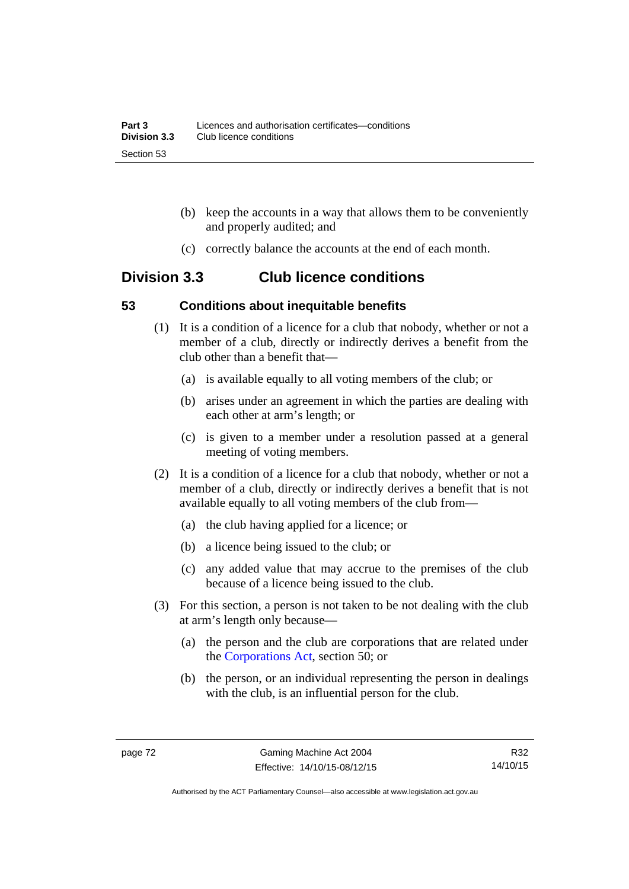(b) keep the accounts in a way that allows them to be conveniently and properly audited; and

(c) correctly balance the accounts at the end of each month.

## Division 3.3 Club licence conditions

### 53 Conditions about inequitable benefits

(1) It is a condition of a licence for a club that nobody, whether or not a member of a club, directly or indirectly derives a benefit from the club other than a benefit that—

(a) is available equally to all voting members of the club; or

(b) arises under an agreement in which the parties are dealing with each other at arm's length; or

(c) is given to a member under a resolution passed at a general meeting of voting members.

(2) It is a condition of a licence for a club that nobody, whether or not a member of a club, directly or indirectly derives a benefit that is not available equally to all voting members of the club from—

(a) the club having applied for a licence; or

(b) a licence being issued to the club; or

(c) any added value that may accrue to the premises of the club because of a licence being issued to the club.

(3) For this section, a person is not taken to be not dealing with the club at arm's length only because—

(a) the person and the club are corporations that are related under the Corporations Act, section 50; or

(b) the person, or an individual representing the person in dealings with the club, is an influential person for the club.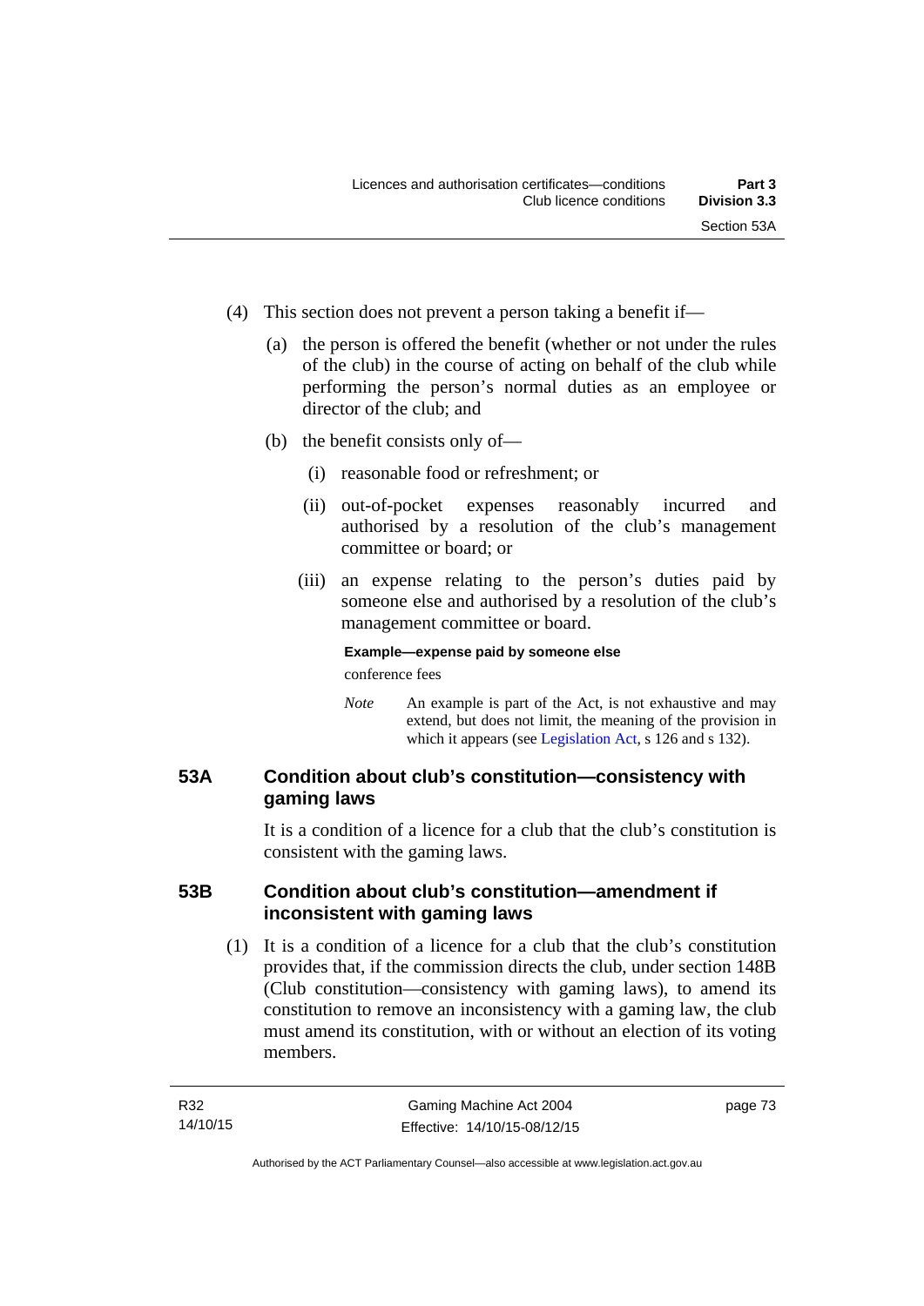(4) This section does not prevent a person taking a benefit if—

(a) the person is offered the benefit (whether or not under the rules of the club) in the course of acting on behalf of the club while performing the person's normal duties as an employee or director of the club; and

(b) the benefit consists only of—

(i) reasonable food or refreshment; or

(ii) out-of-pocket expenses reasonably incurred and authorised by a resolution of the club's management committee or board; or

(iii) an expense relating to the person's duties paid by someone else and authorised by a resolution of the club's management committee or board.

**Example—expense paid by someone else**

conference fees

*Note* An example is part of the Act, is not exhaustive and may extend, but does not limit, the meaning of the provision in which it appears (see Legislation Act, s 126 and s 132).

## 53A Condition about club's constitution—consistency with gaming laws

It is a condition of a licence for a club that the club's constitution is consistent with the gaming laws.

## 53B Condition about club's constitution—amendment if inconsistent with gaming laws

(1) It is a condition of a licence for a club that the club's constitution provides that, if the commission directs the club, under section 148B (Club constitution—consistency with gaming laws), to amend its constitution to remove an inconsistency with a gaming law, the club must amend its constitution, with or without an election of its voting members.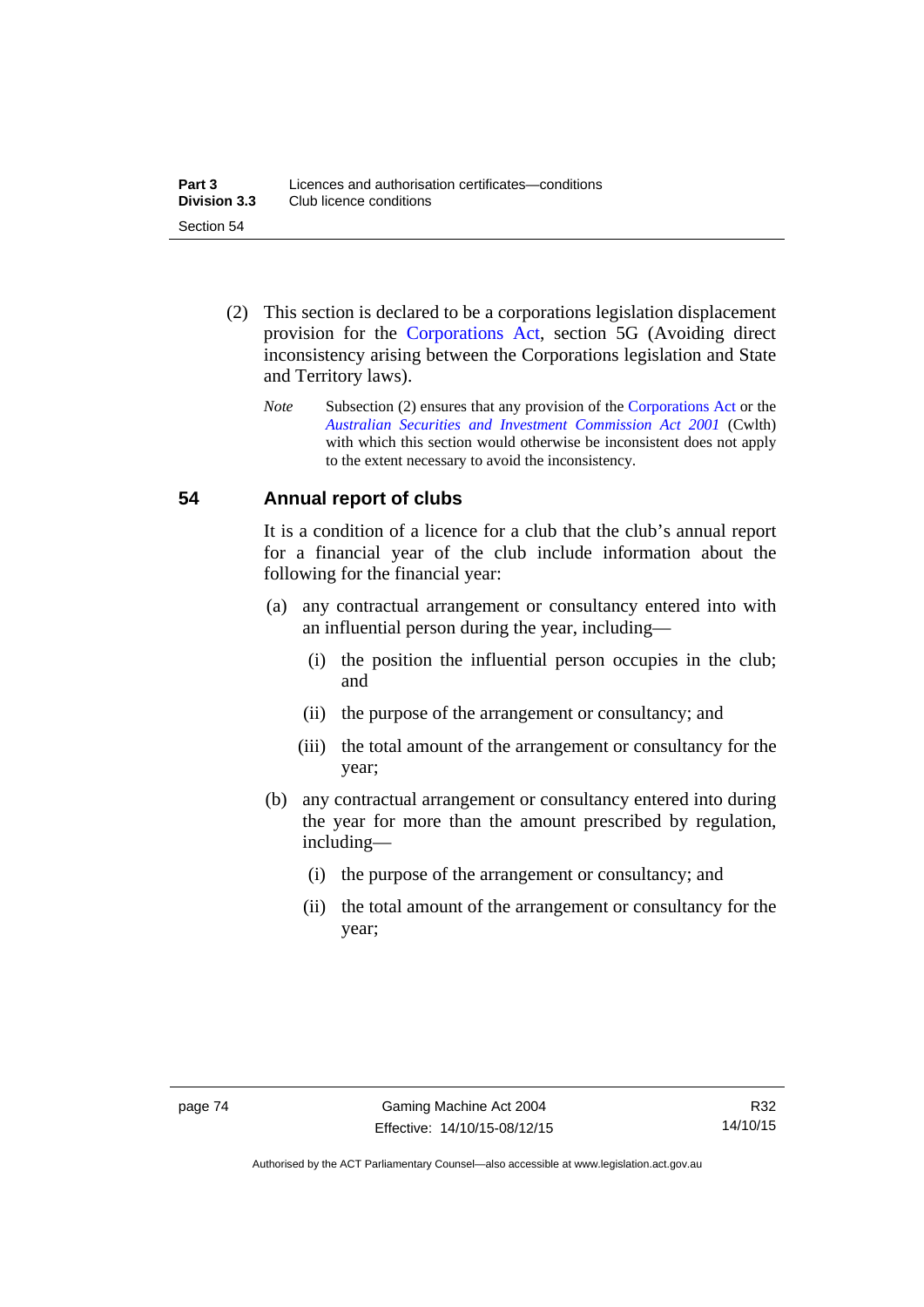(2) This section is declared to be a corporations legislation displacement provision for the Corporations Act, section 5G (Avoiding direct inconsistency arising between the Corporations legislation and State and Territory laws).

*Note* Subsection (2) ensures that any provision of the Corporations Act or the *Australian Securities and Investment Commission Act 2001* (Cwlth) with which this section would otherwise be inconsistent does not apply to the extent necessary to avoid the inconsistency.

## 54 Annual report of clubs

It is a condition of a licence for a club that the club's annual report for a financial year of the club include information about the following for the financial year:

(a) any contractual arrangement or consultancy entered into with an influential person during the year, including—

 (i) the position the influential person occupies in the club; and

 (ii) the purpose of the arrangement or consultancy; and

 (iii) the total amount of the arrangement or consultancy for the year;

(b) any contractual arrangement or consultancy entered into during the year for more than the amount prescribed by regulation, including—

 (i) the purpose of the arrangement or consultancy; and

 (ii) the total amount of the arrangement or consultancy for the year;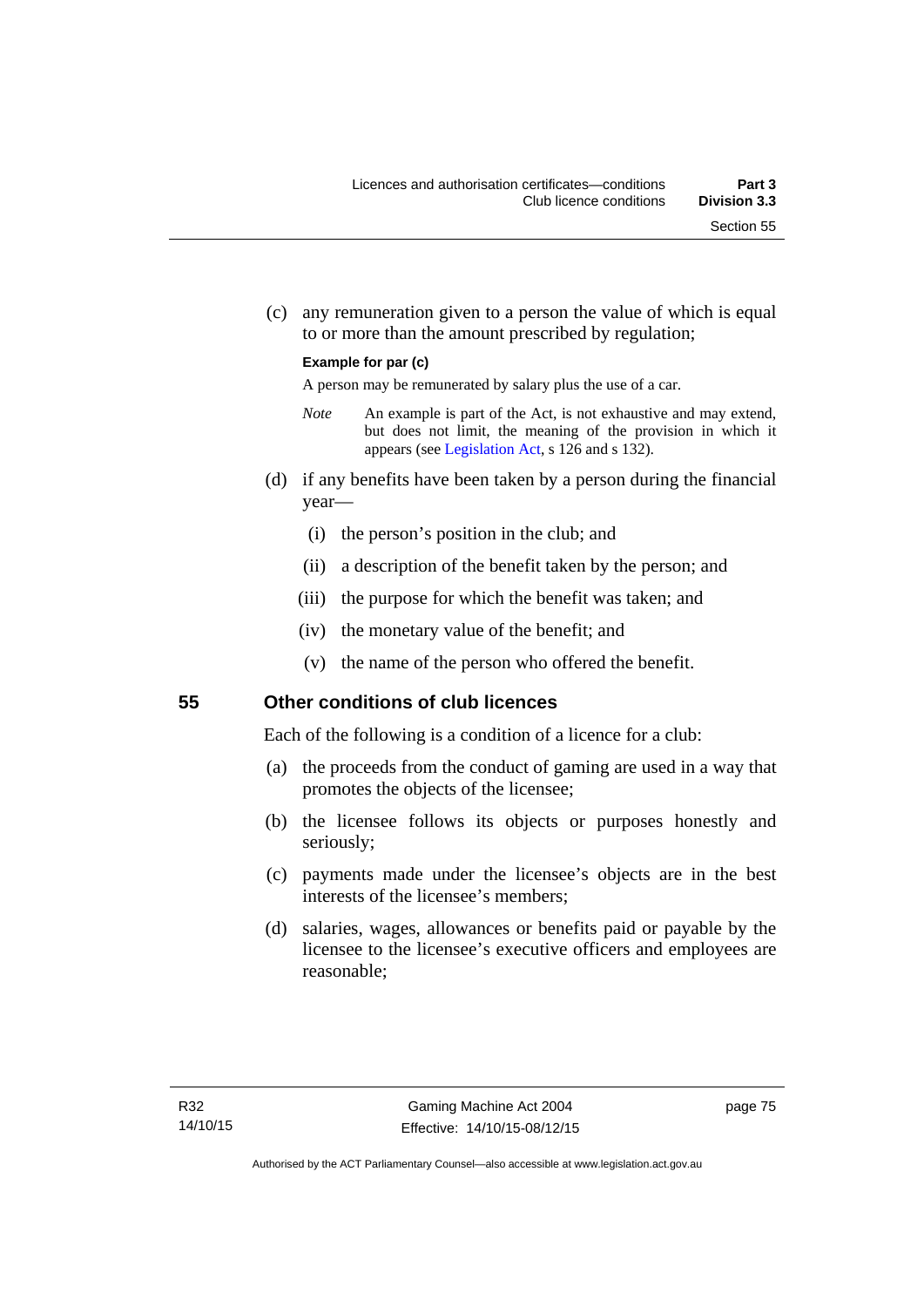(c) any remuneration given to a person the value of which is equal to or more than the amount prescribed by regulation;

**Example for par (c)**

A person may be remunerated by salary plus the use of a car.

*Note* An example is part of the Act, is not exhaustive and may extend, but does not limit, the meaning of the provision in which it appears (see Legislation Act, s 126 and s 132).

(d) if any benefits have been taken by a person during the financial year—

(i) the person's position in the club; and

(ii) a description of the benefit taken by the person; and

(iii) the purpose for which the benefit was taken; and

(iv) the monetary value of the benefit; and

(v) the name of the person who offered the benefit.

## 55 Other conditions of club licences

Each of the following is a condition of a licence for a club:

(a) the proceeds from the conduct of gaming are used in a way that promotes the objects of the licensee;

(b) the licensee follows its objects or purposes honestly and seriously;

(c) payments made under the licensee's objects are in the best interests of the licensee's members;

(d) salaries, wages, allowances or benefits paid or payable by the licensee to the licensee's executive officers and employees are reasonable;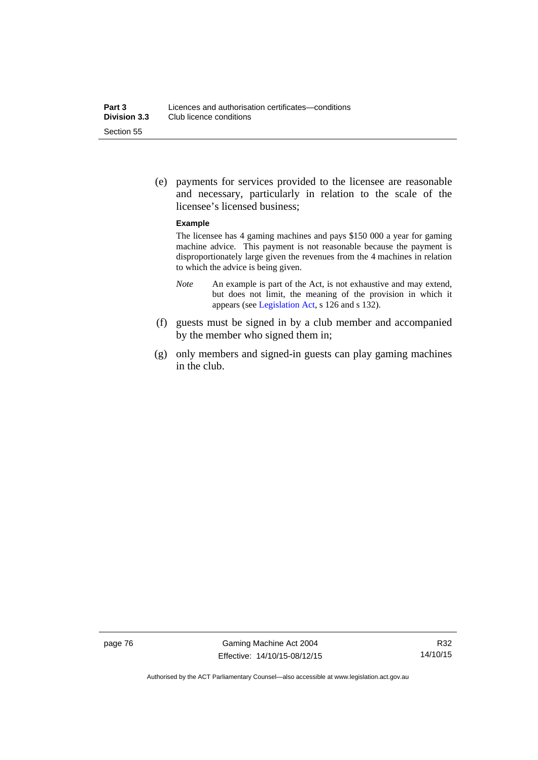(e) payments for services provided to the licensee are reasonable and necessary, particularly in relation to the scale of the licensee's licensed business;

**Example**

The licensee has 4 gaming machines and pays $150 000 a year for gaming machine advice. This payment is not reasonable because the payment is disproportionately large given the revenues from the 4 machines in relation to which the advice is being given.

*Note* An example is part of the Act, is not exhaustive and may extend, but does not limit, the meaning of the provision in which it appears (see Legislation Act, s 126 and s 132).

(f) guests must be signed in by a club member and accompanied by the member who signed them in;

(g) only members and signed-in guests can play gaming machines in the club.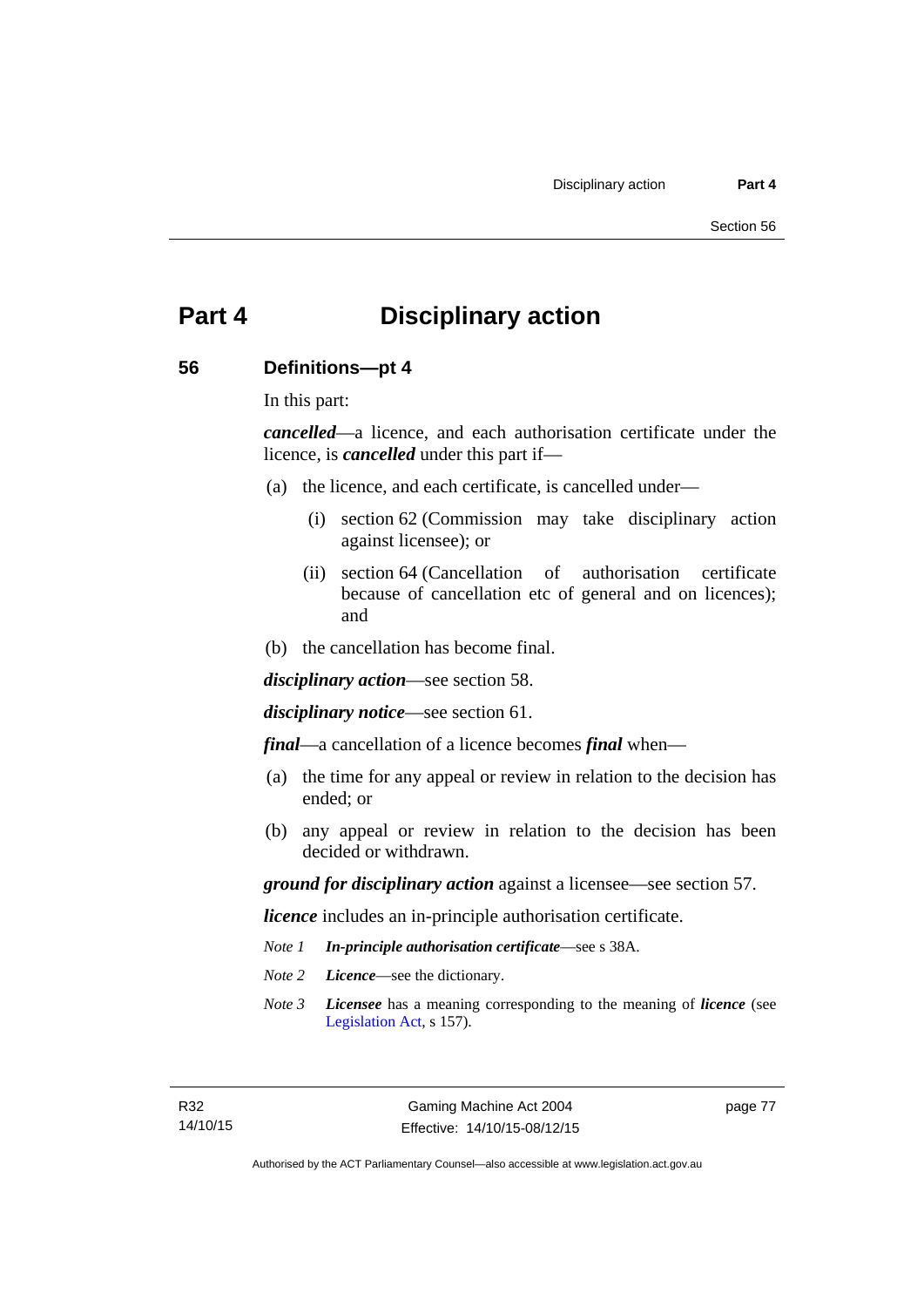# Part 4 Disciplinary action

## 56 Definitions—pt 4

In this part:

***cancelled***—a licence, and each authorisation certificate under the licence, is ***cancelled*** under this part if—

(a) the licence, and each certificate, is cancelled under—

(i) section 62 (Commission may take disciplinary action against licensee); or

(ii) section 64 (Cancellation of authorisation certificate because of cancellation etc of general and on licences); and

(b) the cancellation has become final.

***disciplinary action***—see section 58.

***disciplinary notice***—see section 61.

***final***—a cancellation of a licence becomes ***final*** when—

(a) the time for any appeal or review in relation to the decision has ended; or

(b) any appeal or review in relation to the decision has been decided or withdrawn.

***ground for disciplinary action*** against a licensee—see section 57.

***licence*** includes an in-principle authorisation certificate.

*Note 1* ***In-principle authorisation certificate***—see s 38A.

*Note 2* ***Licence***—see the dictionary.

*Note 3* ***Licensee*** has a meaning corresponding to the meaning of ***licence*** (see Legislation Act, s 157).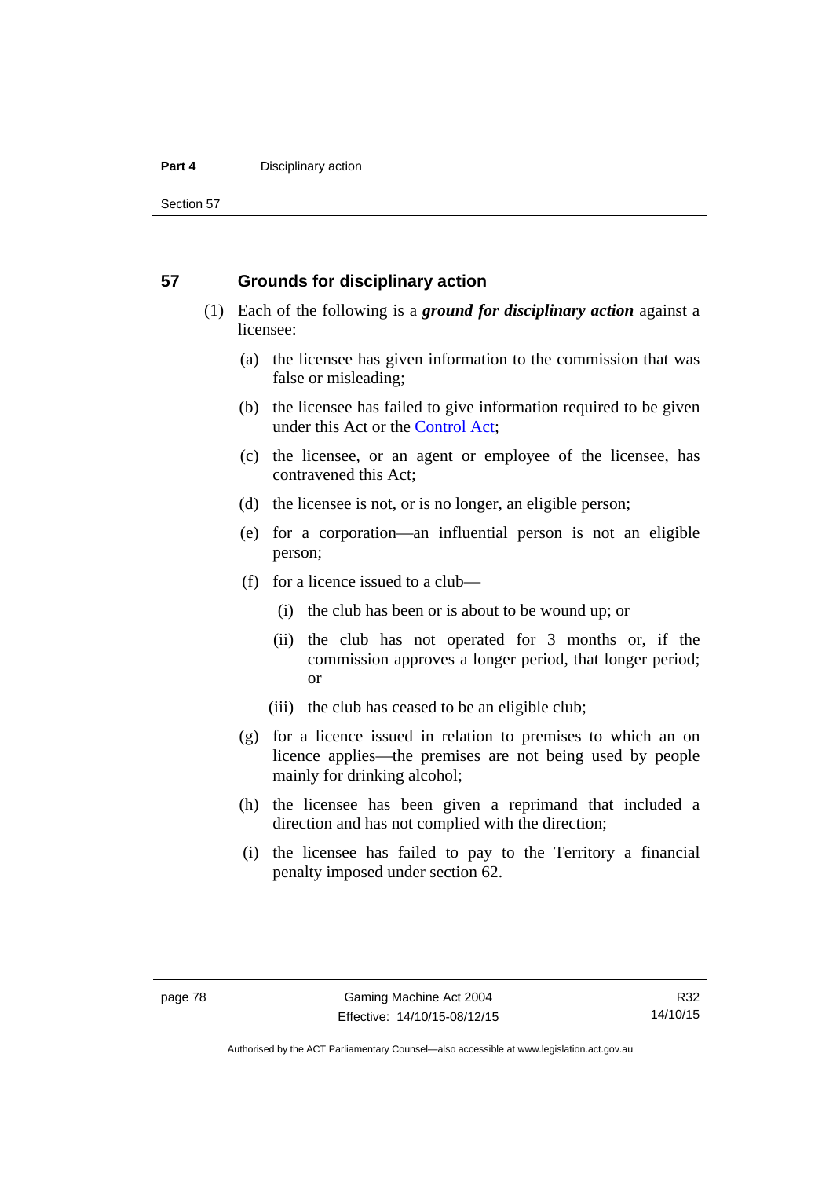## 57 Grounds for disciplinary action

(1) Each of the following is a ***ground for disciplinary action*** against a licensee:

(a) the licensee has given information to the commission that was false or misleading;

(b) the licensee has failed to give information required to be given under this Act or the Control Act;

(c) the licensee, or an agent or employee of the licensee, has contravened this Act;

(d) the licensee is not, or is no longer, an eligible person;

(e) for a corporation—an influential person is not an eligible person;

(f) for a licence issued to a club—

(i) the club has been or is about to be wound up; or

(ii) the club has not operated for 3 months or, if the commission approves a longer period, that longer period; or

(iii) the club has ceased to be an eligible club;

(g) for a licence issued in relation to premises to which an on licence applies—the premises are not being used by people mainly for drinking alcohol;

(h) the licensee has been given a reprimand that included a direction and has not complied with the direction;

(i) the licensee has failed to pay to the Territory a financial penalty imposed under section 62.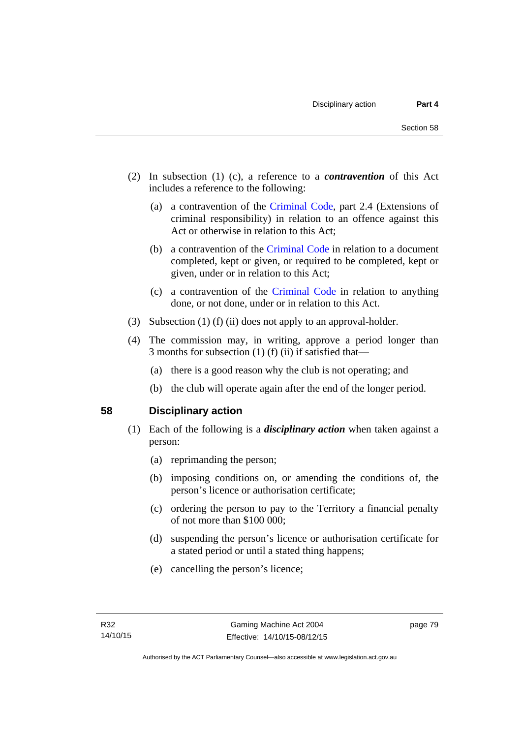(2) In subsection (1) (c), a reference to a ***contravention*** of this Act includes a reference to the following:

(a) a contravention of the Criminal Code, part 2.4 (Extensions of criminal responsibility) in relation to an offence against this Act or otherwise in relation to this Act;

(b) a contravention of the Criminal Code in relation to a document completed, kept or given, or required to be completed, kept or given, under or in relation to this Act;

(c) a contravention of the Criminal Code in relation to anything done, or not done, under or in relation to this Act.

(3) Subsection (1) (f) (ii) does not apply to an approval-holder.

(4) The commission may, in writing, approve a period longer than 3 months for subsection (1) (f) (ii) if satisfied that—

(a) there is a good reason why the club is not operating; and

(b) the club will operate again after the end of the longer period.

## 58 Disciplinary action

(1) Each of the following is a ***disciplinary action*** when taken against a person:

(a) reprimanding the person;

(b) imposing conditions on, or amending the conditions of, the person's licence or authorisation certificate;

(c) ordering the person to pay to the Territory a financial penalty of not more than $100 000;

(d) suspending the person's licence or authorisation certificate for a stated period or until a stated thing happens;

(e) cancelling the person's licence;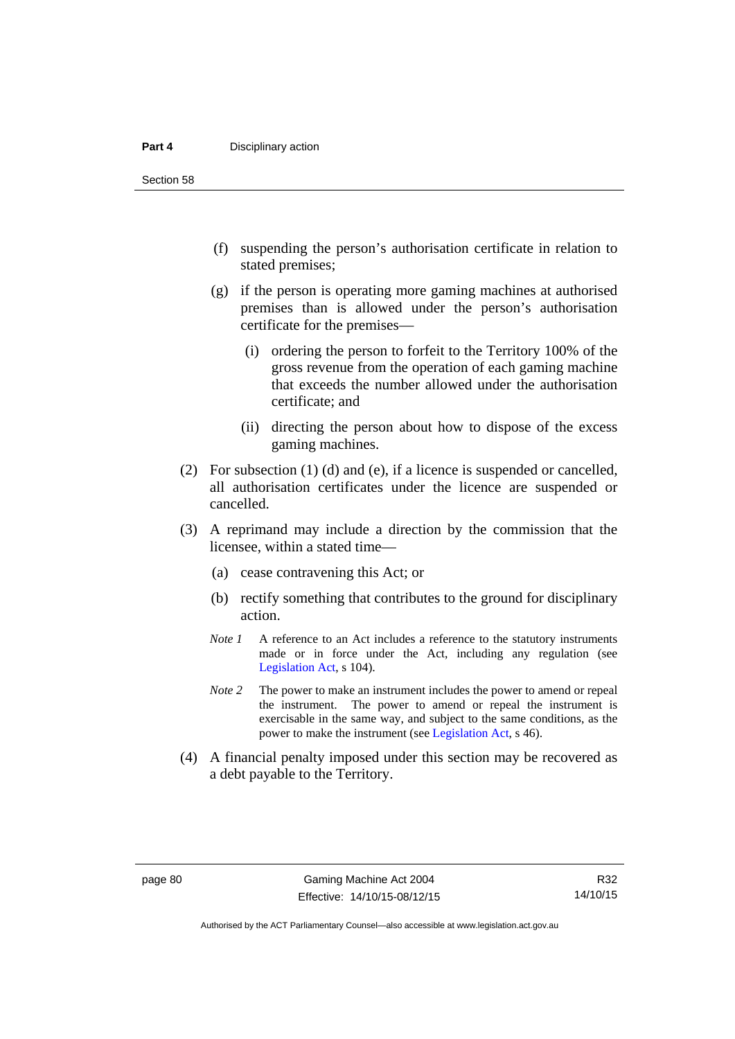(f) suspending the person's authorisation certificate in relation to stated premises;

(g) if the person is operating more gaming machines at authorised premises than is allowed under the person's authorisation certificate for the premises—

(i) ordering the person to forfeit to the Territory 100% of the gross revenue from the operation of each gaming machine that exceeds the number allowed under the authorisation certificate; and

(ii) directing the person about how to dispose of the excess gaming machines.

(2) For subsection (1) (d) and (e), if a licence is suspended or cancelled, all authorisation certificates under the licence are suspended or cancelled.

(3) A reprimand may include a direction by the commission that the licensee, within a stated time—

(a) cease contravening this Act; or

(b) rectify something that contributes to the ground for disciplinary action.

*Note 1* A reference to an Act includes a reference to the statutory instruments made or in force under the Act, including any regulation (see Legislation Act, s 104).

*Note 2* The power to make an instrument includes the power to amend or repeal the instrument. The power to amend or repeal the instrument is exercisable in the same way, and subject to the same conditions, as the power to make the instrument (see Legislation Act, s 46).

(4) A financial penalty imposed under this section may be recovered as a debt payable to the Territory.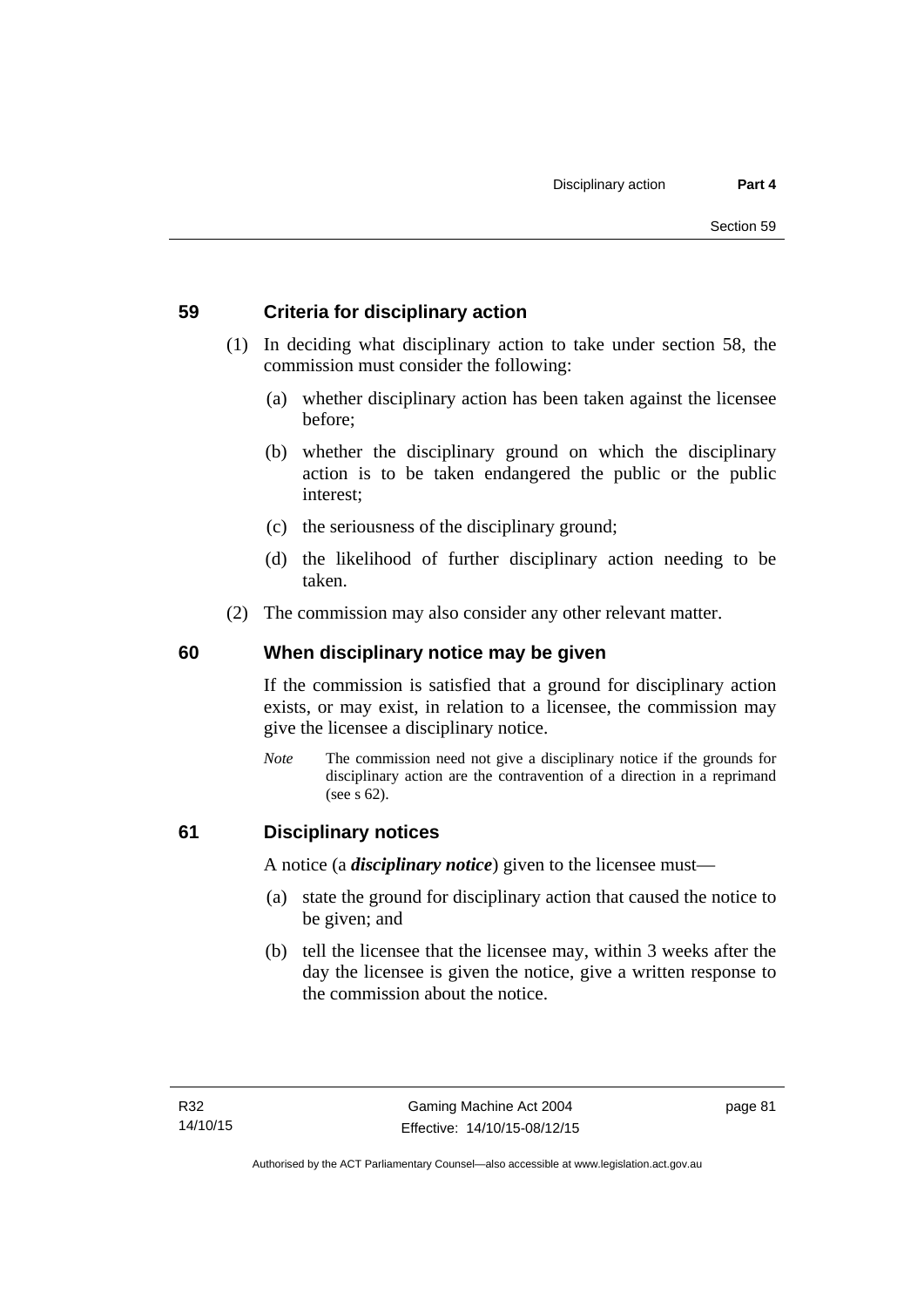## 59 Criteria for disciplinary action

(1) In deciding what disciplinary action to take under section 58, the commission must consider the following:

(a) whether disciplinary action has been taken against the licensee before;

(b) whether the disciplinary ground on which the disciplinary action is to be taken endangered the public or the public interest;

(c) the seriousness of the disciplinary ground;

(d) the likelihood of further disciplinary action needing to be taken.

(2) The commission may also consider any other relevant matter.

## 60 When disciplinary notice may be given

If the commission is satisfied that a ground for disciplinary action exists, or may exist, in relation to a licensee, the commission may give the licensee a disciplinary notice.

*Note* The commission need not give a disciplinary notice if the grounds for disciplinary action are the contravention of a direction in a reprimand (see s 62).

## 61 Disciplinary notices

A notice (a ***disciplinary notice***) given to the licensee must—

(a) state the ground for disciplinary action that caused the notice to be given; and

(b) tell the licensee that the licensee may, within 3 weeks after the day the licensee is given the notice, give a written response to the commission about the notice.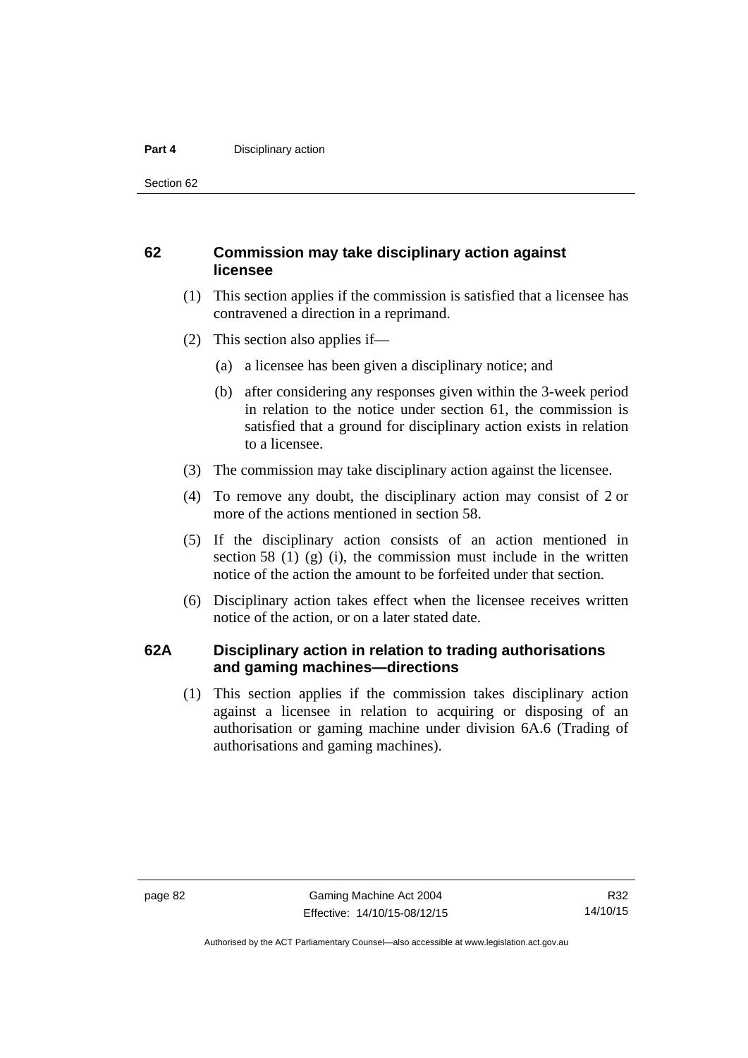## 62 Commission may take disciplinary action against licensee

(1) This section applies if the commission is satisfied that a licensee has contravened a direction in a reprimand.

(2) This section also applies if—

(a) a licensee has been given a disciplinary notice; and

(b) after considering any responses given within the 3-week period in relation to the notice under section 61, the commission is satisfied that a ground for disciplinary action exists in relation to a licensee.

(3) The commission may take disciplinary action against the licensee.

(4) To remove any doubt, the disciplinary action may consist of 2 or more of the actions mentioned in section 58.

(5) If the disciplinary action consists of an action mentioned in section 58 (1) (g) (i), the commission must include in the written notice of the action the amount to be forfeited under that section.

(6) Disciplinary action takes effect when the licensee receives written notice of the action, or on a later stated date.

## 62A Disciplinary action in relation to trading authorisations and gaming machines—directions

(1) This section applies if the commission takes disciplinary action against a licensee in relation to acquiring or disposing of an authorisation or gaming machine under division 6A.6 (Trading of authorisations and gaming machines).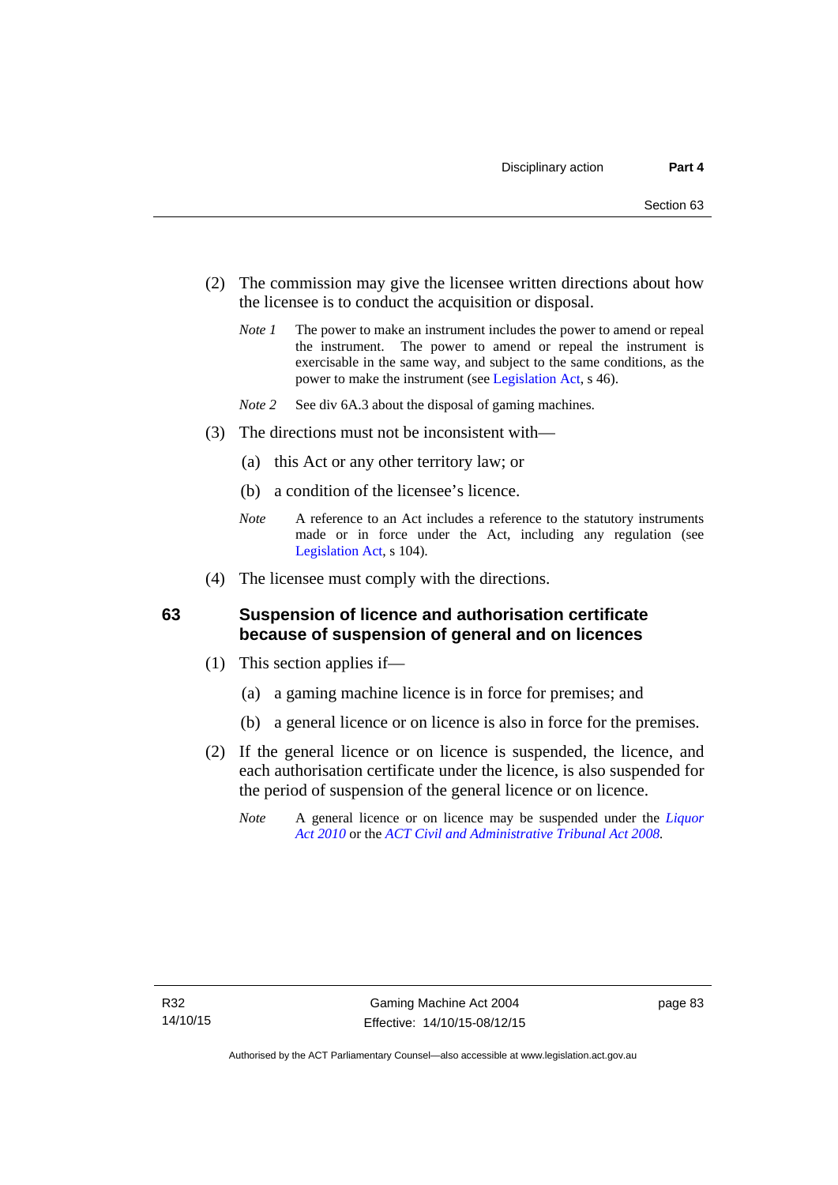(2) The commission may give the licensee written directions about how the licensee is to conduct the acquisition or disposal.

*Note 1* The power to make an instrument includes the power to amend or repeal the instrument. The power to amend or repeal the instrument is exercisable in the same way, and subject to the same conditions, as the power to make the instrument (see Legislation Act, s 46).

*Note 2* See div 6A.3 about the disposal of gaming machines.

(3) The directions must not be inconsistent with—

(a) this Act or any other territory law; or

(b) a condition of the licensee's licence.

*Note* A reference to an Act includes a reference to the statutory instruments made or in force under the Act, including any regulation (see Legislation Act, s 104).

(4) The licensee must comply with the directions.

## 63 Suspension of licence and authorisation certificate because of suspension of general and on licences

(1) This section applies if—

(a) a gaming machine licence is in force for premises; and

(b) a general licence or on licence is also in force for the premises.

(2) If the general licence or on licence is suspended, the licence, and each authorisation certificate under the licence, is also suspended for the period of suspension of the general licence or on licence.

*Note* A general licence or on licence may be suspended under the *Liquor Act 2010* or the *ACT Civil and Administrative Tribunal Act 2008*.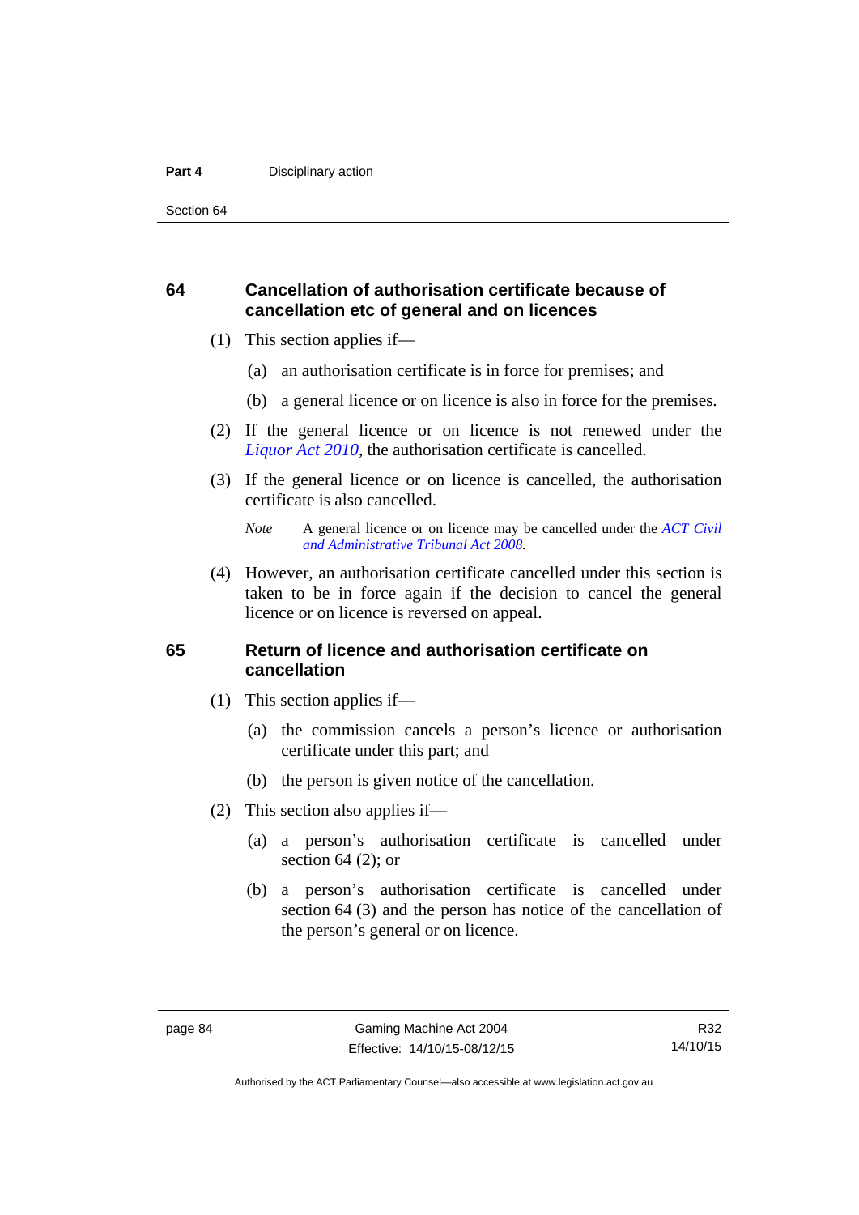## 64 Cancellation of authorisation certificate because of cancellation etc of general and on licences

(1) This section applies if—

(a) an authorisation certificate is in force for premises; and

(b) a general licence or on licence is also in force for the premises.

(2) If the general licence or on licence is not renewed under the *Liquor Act 2010*, the authorisation certificate is cancelled.

(3) If the general licence or on licence is cancelled, the authorisation certificate is also cancelled.

*Note* A general licence or on licence may be cancelled under the *ACT Civil and Administrative Tribunal Act 2008.*

(4) However, an authorisation certificate cancelled under this section is taken to be in force again if the decision to cancel the general licence or on licence is reversed on appeal.

## 65 Return of licence and authorisation certificate on cancellation

(1) This section applies if—

(a) the commission cancels a person's licence or authorisation certificate under this part; and

(b) the person is given notice of the cancellation.

(2) This section also applies if—

(a) a person's authorisation certificate is cancelled under section 64 (2); or

(b) a person's authorisation certificate is cancelled under section 64 (3) and the person has notice of the cancellation of the person's general or on licence.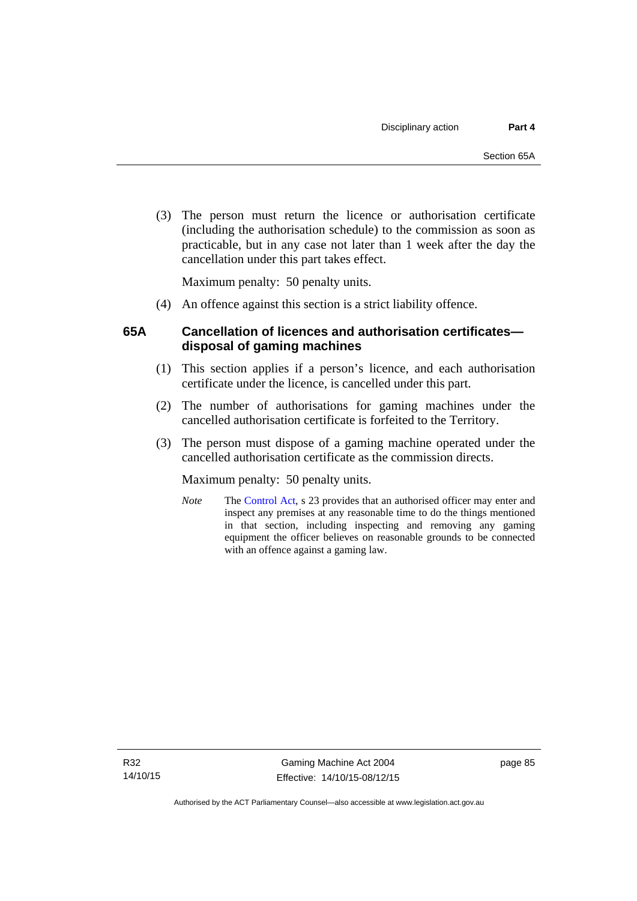(3) The person must return the licence or authorisation certificate (including the authorisation schedule) to the commission as soon as practicable, but in any case not later than 1 week after the day the cancellation under this part takes effect.

Maximum penalty: 50 penalty units.

(4) An offence against this section is a strict liability offence.

### 65A Cancellation of licences and authorisation certificates—disposal of gaming machines

(1) This section applies if a person's licence, and each authorisation certificate under the licence, is cancelled under this part.

(2) The number of authorisations for gaming machines under the cancelled authorisation certificate is forfeited to the Territory.

(3) The person must dispose of a gaming machine operated under the cancelled authorisation certificate as the commission directs.

Maximum penalty: 50 penalty units.

*Note* The Control Act, s 23 provides that an authorised officer may enter and inspect any premises at any reasonable time to do the things mentioned in that section, including inspecting and removing any gaming equipment the officer believes on reasonable grounds to be connected with an offence against a gaming law.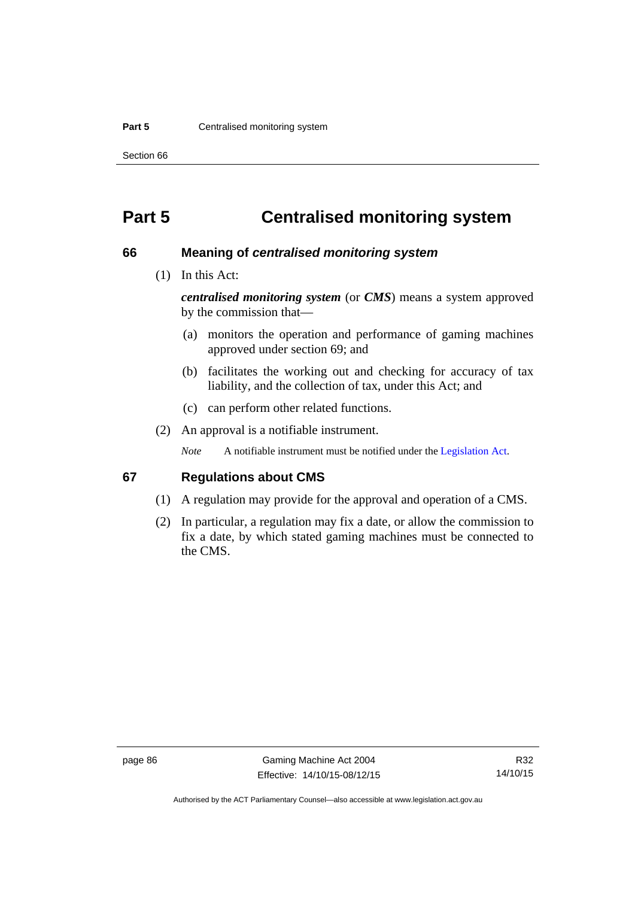# Part 5 Centralised monitoring system

## 66 Meaning of *centralised monitoring system*

(1) In this Act:

***centralised monitoring system*** (or ***CMS***) means a system approved by the commission that—

(a) monitors the operation and performance of gaming machines approved under section 69; and

(b) facilitates the working out and checking for accuracy of tax liability, and the collection of tax, under this Act; and

(c) can perform other related functions.

(2) An approval is a notifiable instrument.

*Note* A notifiable instrument must be notified under the Legislation Act.

## 67 Regulations about CMS

(1) A regulation may provide for the approval and operation of a CMS.

(2) In particular, a regulation may fix a date, or allow the commission to fix a date, by which stated gaming machines must be connected to the CMS.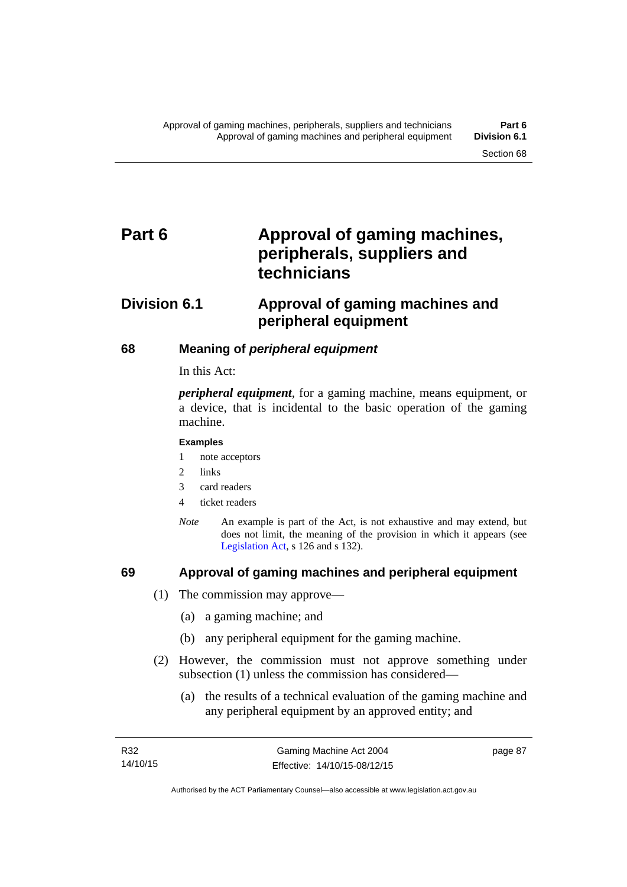# Part 6 Approval of gaming machines, peripherals, suppliers and technicians

## Division 6.1 Approval of gaming machines and peripheral equipment

### 68 Meaning of *peripheral equipment*

In this Act:

***peripheral equipment***, for a gaming machine, means equipment, or a device, that is incidental to the basic operation of the gaming machine.

**Examples**

1 note acceptors
2 links
3 card readers
4 ticket readers

*Note* An example is part of the Act, is not exhaustive and may extend, but does not limit, the meaning of the provision in which it appears (see Legislation Act, s 126 and s 132).

### 69 Approval of gaming machines and peripheral equipment

(1) The commission may approve—

(a) a gaming machine; and

(b) any peripheral equipment for the gaming machine.

(2) However, the commission must not approve something under subsection (1) unless the commission has considered—

(a) the results of a technical evaluation of the gaming machine and any peripheral equipment by an approved entity; and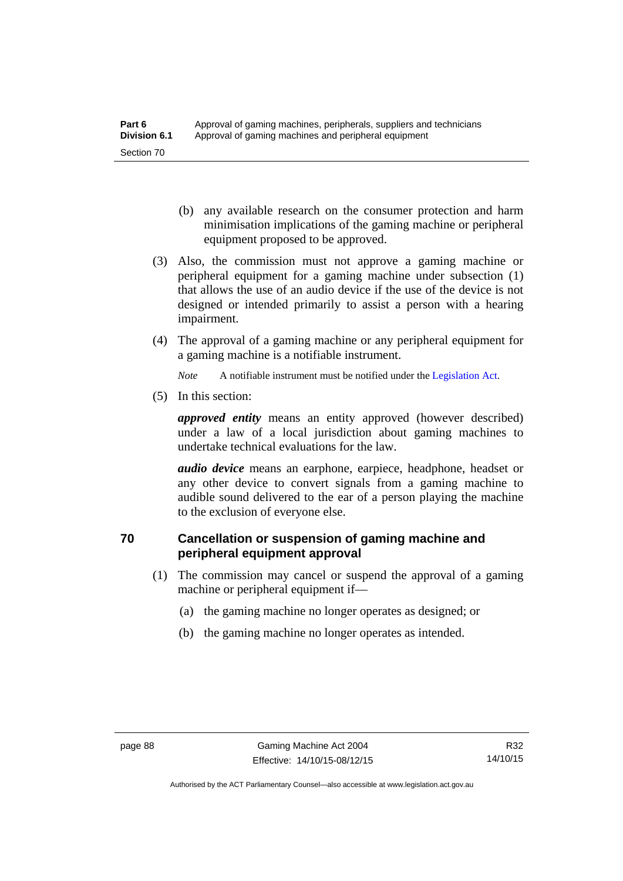(b) any available research on the consumer protection and harm minimisation implications of the gaming machine or peripheral equipment proposed to be approved.

(3) Also, the commission must not approve a gaming machine or peripheral equipment for a gaming machine under subsection (1) that allows the use of an audio device if the use of the device is not designed or intended primarily to assist a person with a hearing impairment.

(4) The approval of a gaming machine or any peripheral equipment for a gaming machine is a notifiable instrument.

*Note* A notifiable instrument must be notified under the Legislation Act.

(5) In this section:

***approved entity*** means an entity approved (however described) under a law of a local jurisdiction about gaming machines to undertake technical evaluations for the law.

***audio device*** means an earphone, earpiece, headphone, headset or any other device to convert signals from a gaming machine to audible sound delivered to the ear of a person playing the machine to the exclusion of everyone else.

## 70 Cancellation or suspension of gaming machine and peripheral equipment approval

(1) The commission may cancel or suspend the approval of a gaming machine or peripheral equipment if—

(a) the gaming machine no longer operates as designed; or

(b) the gaming machine no longer operates as intended.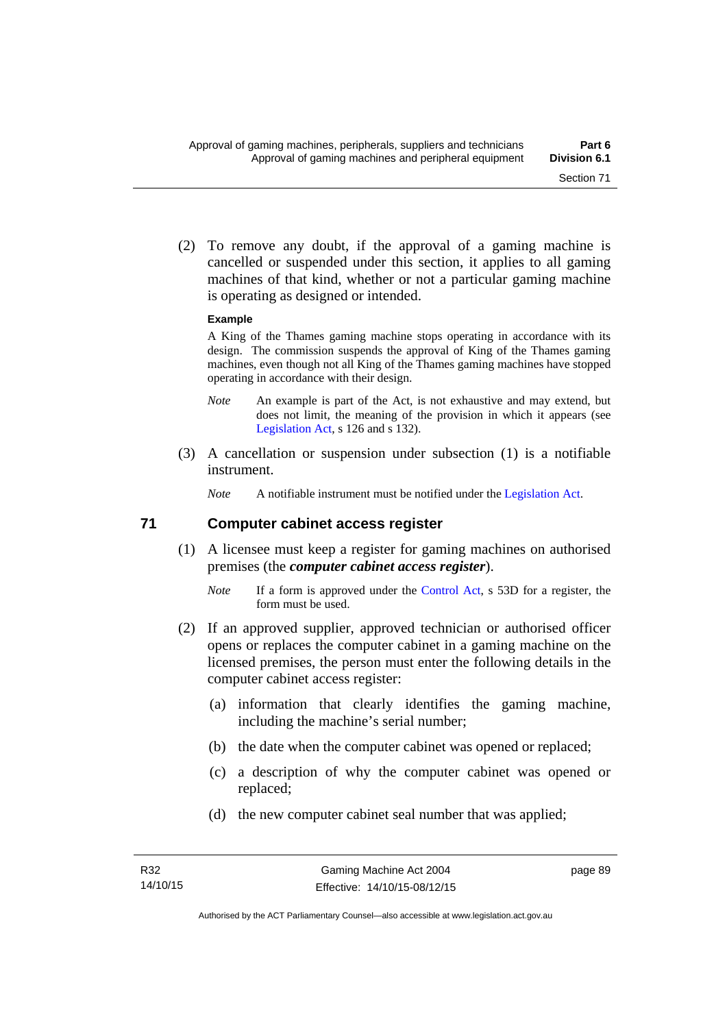(2) To remove any doubt, if the approval of a gaming machine is cancelled or suspended under this section, it applies to all gaming machines of that kind, whether or not a particular gaming machine is operating as designed or intended.

**Example**

A King of the Thames gaming machine stops operating in accordance with its design. The commission suspends the approval of King of the Thames gaming machines, even though not all King of the Thames gaming machines have stopped operating in accordance with their design.

*Note* An example is part of the Act, is not exhaustive and may extend, but does not limit, the meaning of the provision in which it appears (see Legislation Act, s 126 and s 132).

(3) A cancellation or suspension under subsection (1) is a notifiable instrument.

*Note* A notifiable instrument must be notified under the Legislation Act.

## 71 Computer cabinet access register

(1) A licensee must keep a register for gaming machines on authorised premises (the ***computer cabinet access register***).

*Note* If a form is approved under the Control Act, s 53D for a register, the form must be used.

(2) If an approved supplier, approved technician or authorised officer opens or replaces the computer cabinet in a gaming machine on the licensed premises, the person must enter the following details in the computer cabinet access register:

(a) information that clearly identifies the gaming machine, including the machine's serial number;

(b) the date when the computer cabinet was opened or replaced;

(c) a description of why the computer cabinet was opened or replaced;

(d) the new computer cabinet seal number that was applied;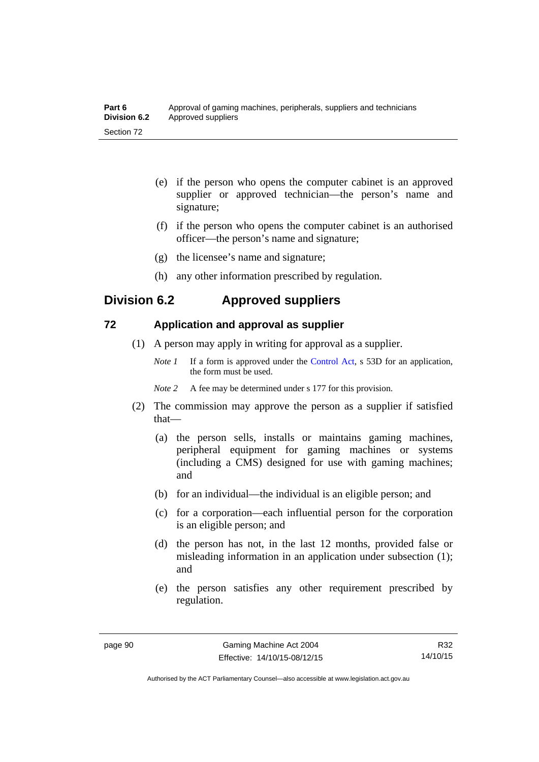(e) if the person who opens the computer cabinet is an approved supplier or approved technician—the person's name and signature;

(f) if the person who opens the computer cabinet is an authorised officer—the person's name and signature;

(g) the licensee's name and signature;

(h) any other information prescribed by regulation.

## Division 6.2 Approved suppliers

### 72 Application and approval as supplier

(1) A person may apply in writing for approval as a supplier.

*Note 1* If a form is approved under the Control Act, s 53D for an application, the form must be used.

*Note 2* A fee may be determined under s 177 for this provision.

(2) The commission may approve the person as a supplier if satisfied that—

(a) the person sells, installs or maintains gaming machines, peripheral equipment for gaming machines or systems (including a CMS) designed for use with gaming machines; and

(b) for an individual—the individual is an eligible person; and

(c) for a corporation—each influential person for the corporation is an eligible person; and

(d) the person has not, in the last 12 months, provided false or misleading information in an application under subsection (1); and

(e) the person satisfies any other requirement prescribed by regulation.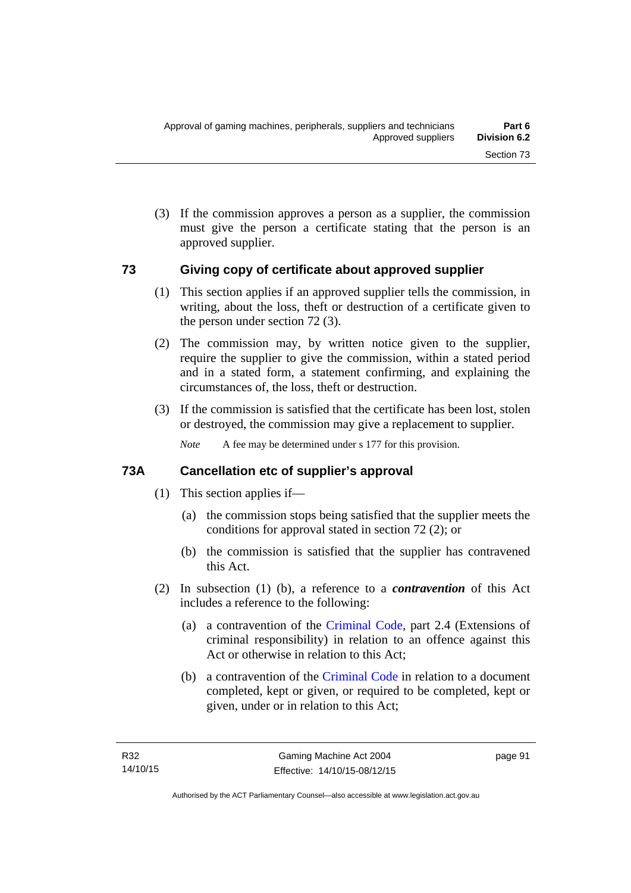(3) If the commission approves a person as a supplier, the commission must give the person a certificate stating that the person is an approved supplier.

## 73 Giving copy of certificate about approved supplier

(1) This section applies if an approved supplier tells the commission, in writing, about the loss, theft or destruction of a certificate given to the person under section 72 (3).

(2) The commission may, by written notice given to the supplier, require the supplier to give the commission, within a stated period and in a stated form, a statement confirming, and explaining the circumstances of, the loss, theft or destruction.

(3) If the commission is satisfied that the certificate has been lost, stolen or destroyed, the commission may give a replacement to supplier.

*Note* A fee may be determined under s 177 for this provision.

## 73A Cancellation etc of supplier's approval

(1) This section applies if—

(a) the commission stops being satisfied that the supplier meets the conditions for approval stated in section 72 (2); or

(b) the commission is satisfied that the supplier has contravened this Act.

(2) In subsection (1) (b), a reference to a ***contravention*** of this Act includes a reference to the following:

(a) a contravention of the Criminal Code, part 2.4 (Extensions of criminal responsibility) in relation to an offence against this Act or otherwise in relation to this Act;

(b) a contravention of the Criminal Code in relation to a document completed, kept or given, or required to be completed, kept or given, under or in relation to this Act;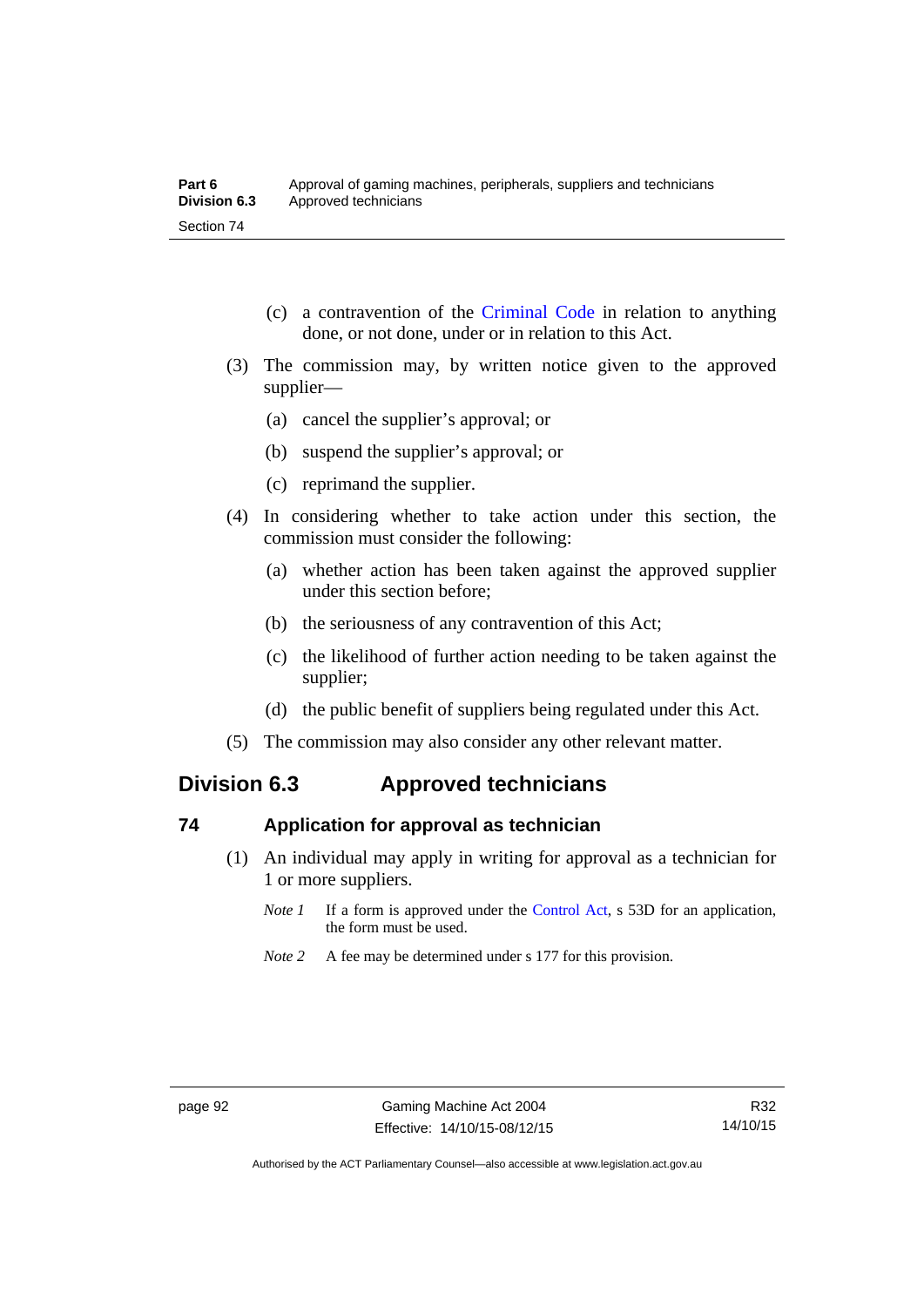(c) a contravention of the Criminal Code in relation to anything done, or not done, under or in relation to this Act.

(3) The commission may, by written notice given to the approved supplier—

(a) cancel the supplier's approval; or

(b) suspend the supplier's approval; or

(c) reprimand the supplier.

(4) In considering whether to take action under this section, the commission must consider the following:

(a) whether action has been taken against the approved supplier under this section before;

(b) the seriousness of any contravention of this Act;

(c) the likelihood of further action needing to be taken against the supplier;

(d) the public benefit of suppliers being regulated under this Act.

(5) The commission may also consider any other relevant matter.

## Division 6.3 Approved technicians

### 74 Application for approval as technician

(1) An individual may apply in writing for approval as a technician for 1 or more suppliers.

*Note 1* If a form is approved under the Control Act, s 53D for an application, the form must be used.

*Note 2* A fee may be determined under s 177 for this provision.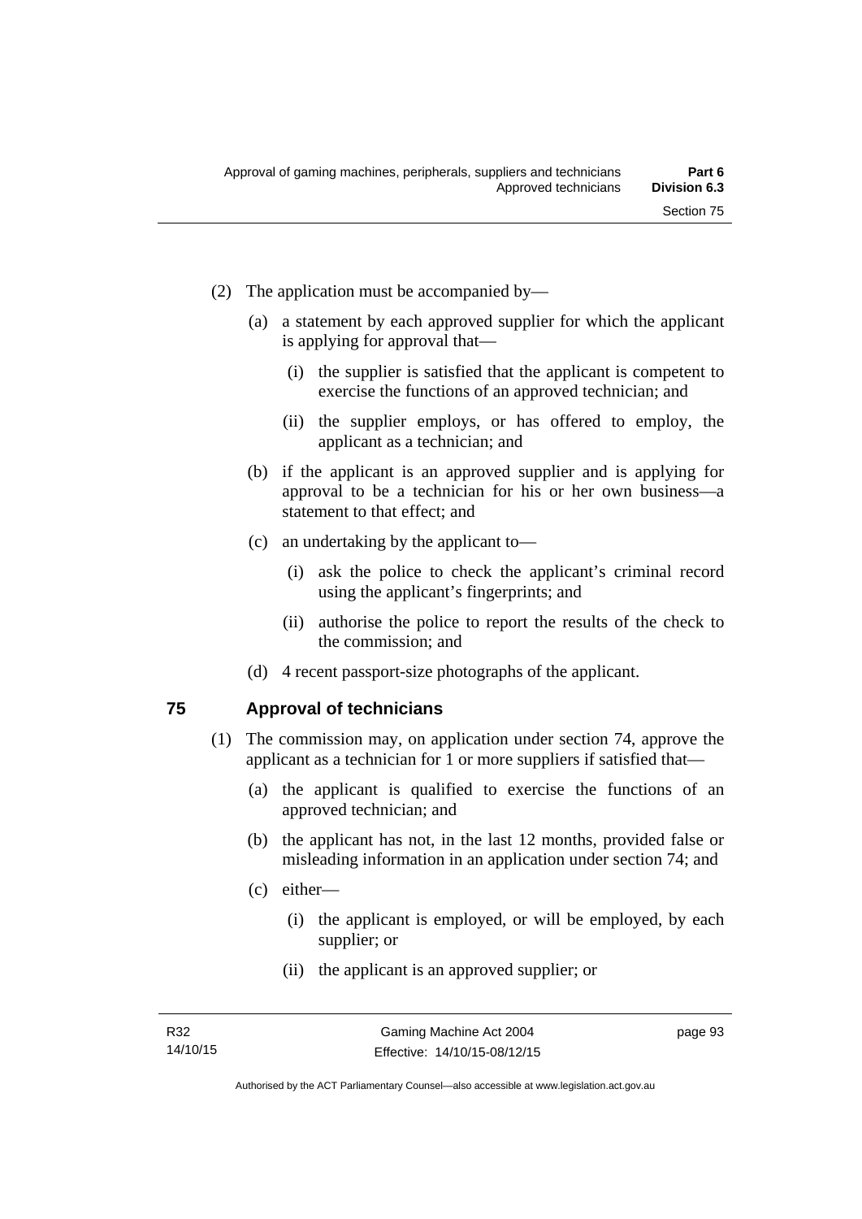(2) The application must be accompanied by—

(a) a statement by each approved supplier for which the applicant is applying for approval that—

(i) the supplier is satisfied that the applicant is competent to exercise the functions of an approved technician; and

(ii) the supplier employs, or has offered to employ, the applicant as a technician; and

(b) if the applicant is an approved supplier and is applying for approval to be a technician for his or her own business—a statement to that effect; and

(c) an undertaking by the applicant to—

(i) ask the police to check the applicant's criminal record using the applicant's fingerprints; and

(ii) authorise the police to report the results of the check to the commission; and

(d) 4 recent passport-size photographs of the applicant.

## 75 Approval of technicians

(1) The commission may, on application under section 74, approve the applicant as a technician for 1 or more suppliers if satisfied that—

(a) the applicant is qualified to exercise the functions of an approved technician; and

(b) the applicant has not, in the last 12 months, provided false or misleading information in an application under section 74; and

(c) either—

(i) the applicant is employed, or will be employed, by each supplier; or

(ii) the applicant is an approved supplier; or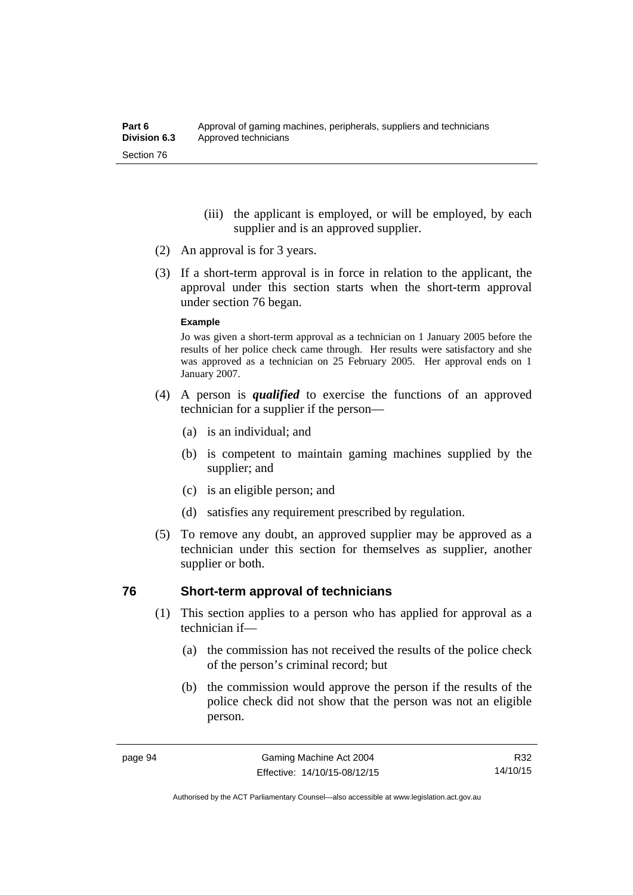(iii) the applicant is employed, or will be employed, by each supplier and is an approved supplier.

(2) An approval is for 3 years.

(3) If a short-term approval is in force in relation to the applicant, the approval under this section starts when the short-term approval under section 76 began.

**Example**

Jo was given a short-term approval as a technician on 1 January 2005 before the results of her police check came through. Her results were satisfactory and she was approved as a technician on 25 February 2005. Her approval ends on 1 January 2007.

(4) A person is ***qualified*** to exercise the functions of an approved technician for a supplier if the person—

(a) is an individual; and

(b) is competent to maintain gaming machines supplied by the supplier; and

(c) is an eligible person; and

(d) satisfies any requirement prescribed by regulation.

(5) To remove any doubt, an approved supplier may be approved as a technician under this section for themselves as supplier, another supplier or both.

## 76 Short-term approval of technicians

(1) This section applies to a person who has applied for approval as a technician if—

(a) the commission has not received the results of the police check of the person's criminal record; but

(b) the commission would approve the person if the results of the police check did not show that the person was not an eligible person.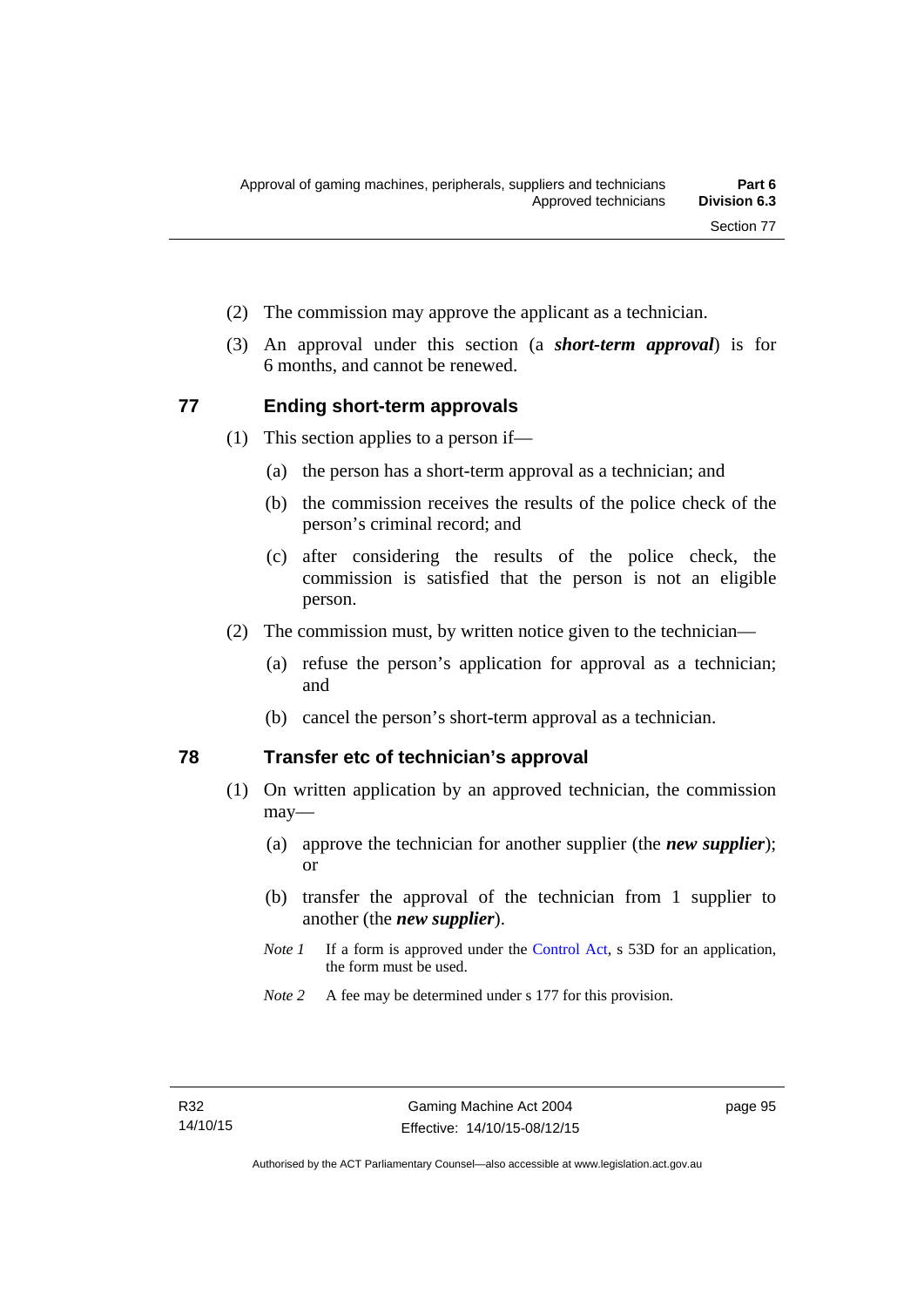(2) The commission may approve the applicant as a technician.

(3) An approval under this section (a ***short-term approval***) is for 6 months, and cannot be renewed.

## 77 Ending short-term approvals

(1) This section applies to a person if—

(a) the person has a short-term approval as a technician; and

(b) the commission receives the results of the police check of the person's criminal record; and

(c) after considering the results of the police check, the commission is satisfied that the person is not an eligible person.

(2) The commission must, by written notice given to the technician—

(a) refuse the person's application for approval as a technician; and

(b) cancel the person's short-term approval as a technician.

## 78 Transfer etc of technician's approval

(1) On written application by an approved technician, the commission may—

(a) approve the technician for another supplier (the ***new supplier***); or

(b) transfer the approval of the technician from 1 supplier to another (the ***new supplier***).

*Note 1* If a form is approved under the Control Act, s 53D for an application, the form must be used.

*Note 2* A fee may be determined under s 177 for this provision.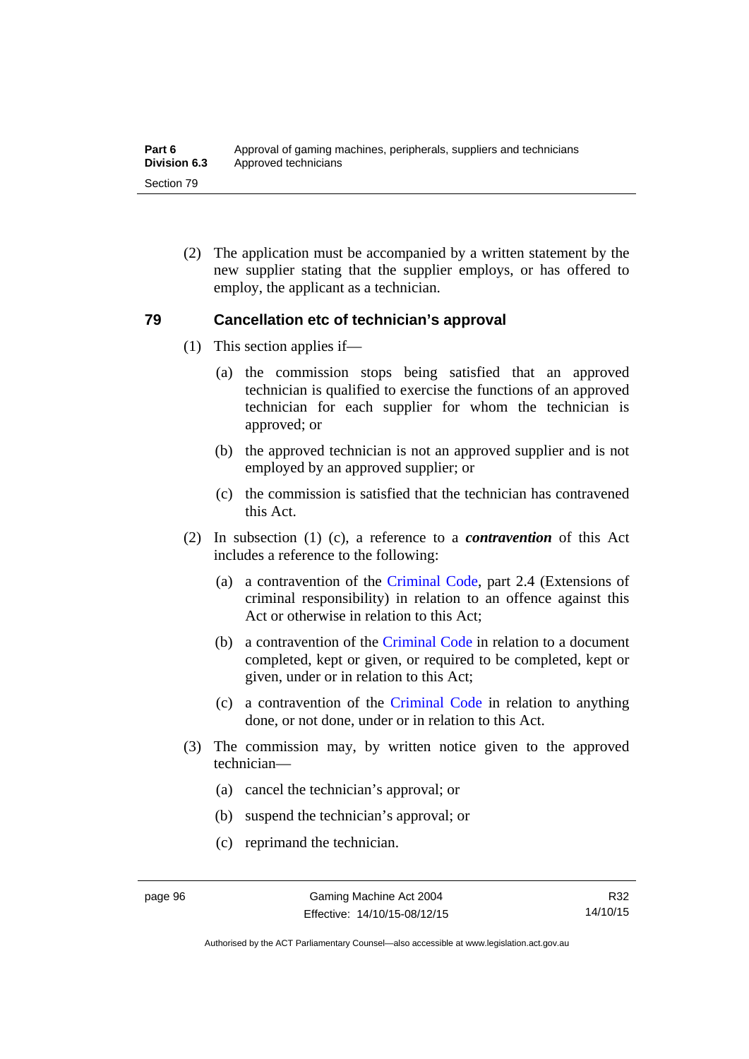(2) The application must be accompanied by a written statement by the new supplier stating that the supplier employs, or has offered to employ, the applicant as a technician.

## 79 Cancellation etc of technician's approval

(1) This section applies if—

(a) the commission stops being satisfied that an approved technician is qualified to exercise the functions of an approved technician for each supplier for whom the technician is approved; or

(b) the approved technician is not an approved supplier and is not employed by an approved supplier; or

(c) the commission is satisfied that the technician has contravened this Act.

(2) In subsection (1) (c), a reference to a ***contravention*** of this Act includes a reference to the following:

(a) a contravention of the Criminal Code, part 2.4 (Extensions of criminal responsibility) in relation to an offence against this Act or otherwise in relation to this Act;

(b) a contravention of the Criminal Code in relation to a document completed, kept or given, or required to be completed, kept or given, under or in relation to this Act;

(c) a contravention of the Criminal Code in relation to anything done, or not done, under or in relation to this Act.

(3) The commission may, by written notice given to the approved technician—

(a) cancel the technician's approval; or

(b) suspend the technician's approval; or

(c) reprimand the technician.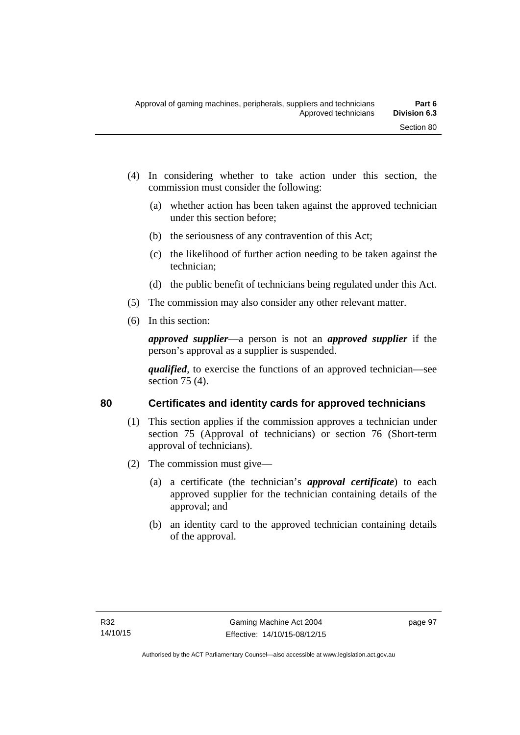(4) In considering whether to take action under this section, the commission must consider the following:

(a) whether action has been taken against the approved technician under this section before;

(b) the seriousness of any contravention of this Act;

(c) the likelihood of further action needing to be taken against the technician;

(d) the public benefit of technicians being regulated under this Act.

(5) The commission may also consider any other relevant matter.

(6) In this section:

***approved supplier***—a person is not an ***approved supplier*** if the person's approval as a supplier is suspended.

***qualified***, to exercise the functions of an approved technician—see section 75 (4).

## 80 Certificates and identity cards for approved technicians

(1) This section applies if the commission approves a technician under section 75 (Approval of technicians) or section 76 (Short-term approval of technicians).

(2) The commission must give—

(a) a certificate (the technician's ***approval certificate***) to each approved supplier for the technician containing details of the approval; and

(b) an identity card to the approved technician containing details of the approval.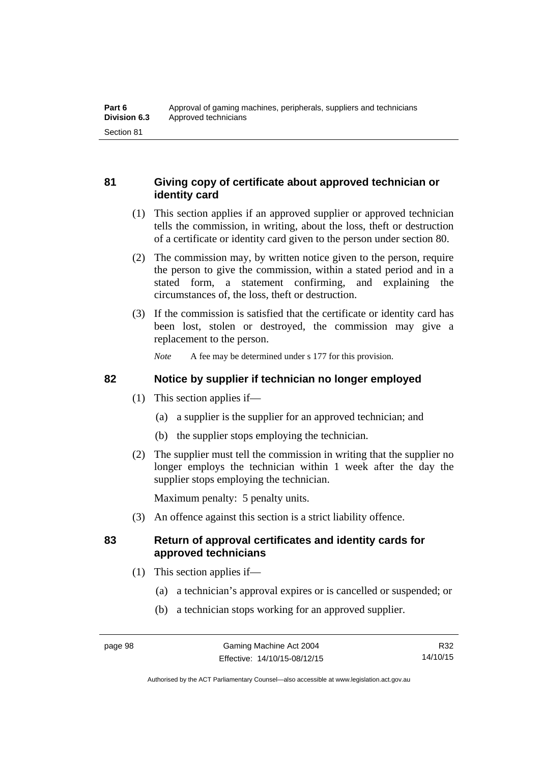## 81 Giving copy of certificate about approved technician or identity card

(1) This section applies if an approved supplier or approved technician tells the commission, in writing, about the loss, theft or destruction of a certificate or identity card given to the person under section 80.

(2) The commission may, by written notice given to the person, require the person to give the commission, within a stated period and in a stated form, a statement confirming, and explaining the circumstances of, the loss, theft or destruction.

(3) If the commission is satisfied that the certificate or identity card has been lost, stolen or destroyed, the commission may give a replacement to the person.

*Note* A fee may be determined under s 177 for this provision.

## 82 Notice by supplier if technician no longer employed

(1) This section applies if—

(a) a supplier is the supplier for an approved technician; and

(b) the supplier stops employing the technician.

(2) The supplier must tell the commission in writing that the supplier no longer employs the technician within 1 week after the day the supplier stops employing the technician.

Maximum penalty: 5 penalty units.

(3) An offence against this section is a strict liability offence.

## 83 Return of approval certificates and identity cards for approved technicians

(1) This section applies if—

(a) a technician's approval expires or is cancelled or suspended; or

(b) a technician stops working for an approved supplier.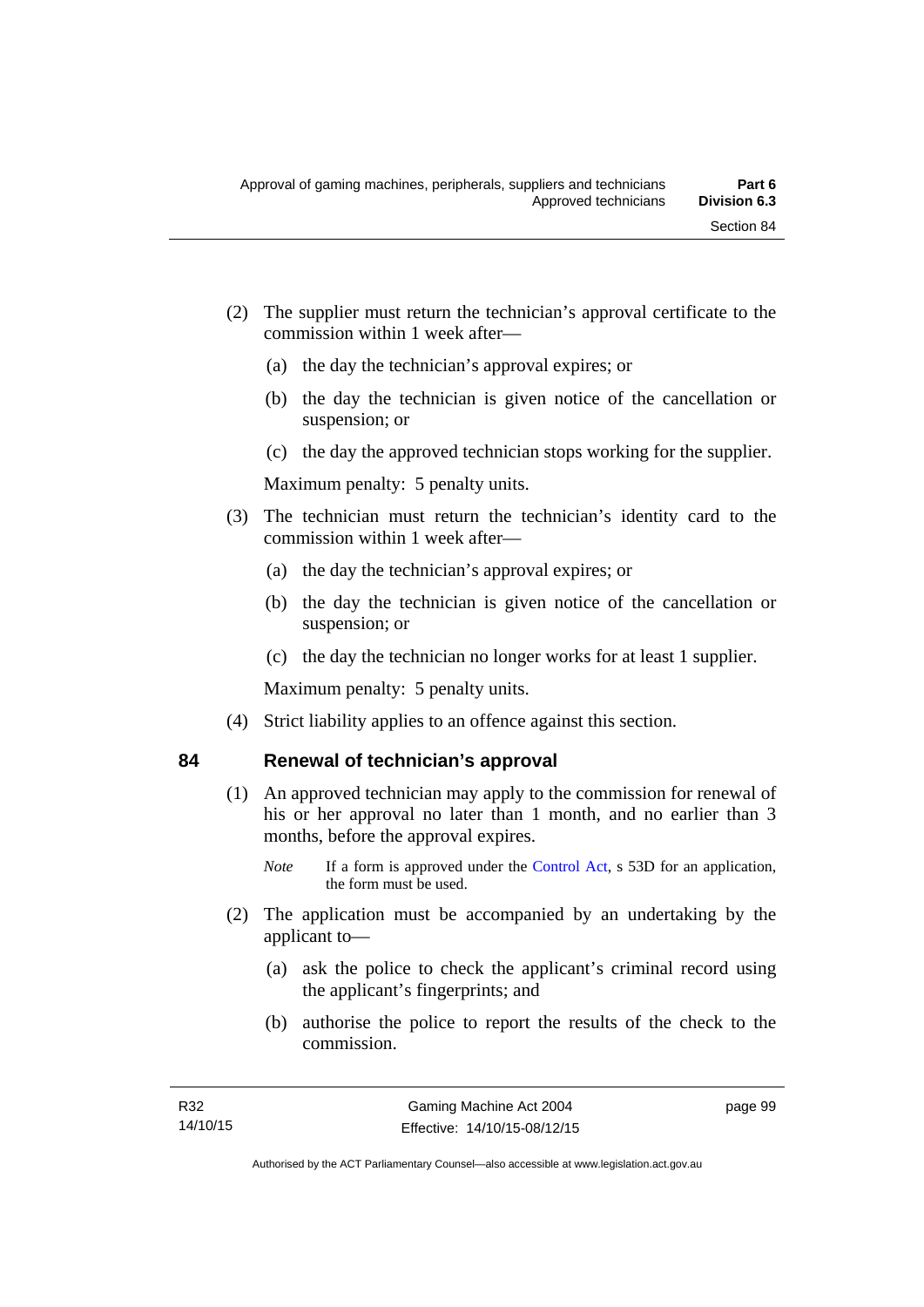(2) The supplier must return the technician's approval certificate to the commission within 1 week after—

(a) the day the technician's approval expires; or

(b) the day the technician is given notice of the cancellation or suspension; or

(c) the day the approved technician stops working for the supplier.

Maximum penalty: 5 penalty units.

(3) The technician must return the technician's identity card to the commission within 1 week after—

(a) the day the technician's approval expires; or

(b) the day the technician is given notice of the cancellation or suspension; or

(c) the day the technician no longer works for at least 1 supplier.

Maximum penalty: 5 penalty units.

(4) Strict liability applies to an offence against this section.

## 84 Renewal of technician's approval

(1) An approved technician may apply to the commission for renewal of his or her approval no later than 1 month, and no earlier than 3 months, before the approval expires.

*Note* If a form is approved under the Control Act, s 53D for an application, the form must be used.

(2) The application must be accompanied by an undertaking by the applicant to—

(a) ask the police to check the applicant's criminal record using the applicant's fingerprints; and

(b) authorise the police to report the results of the check to the commission.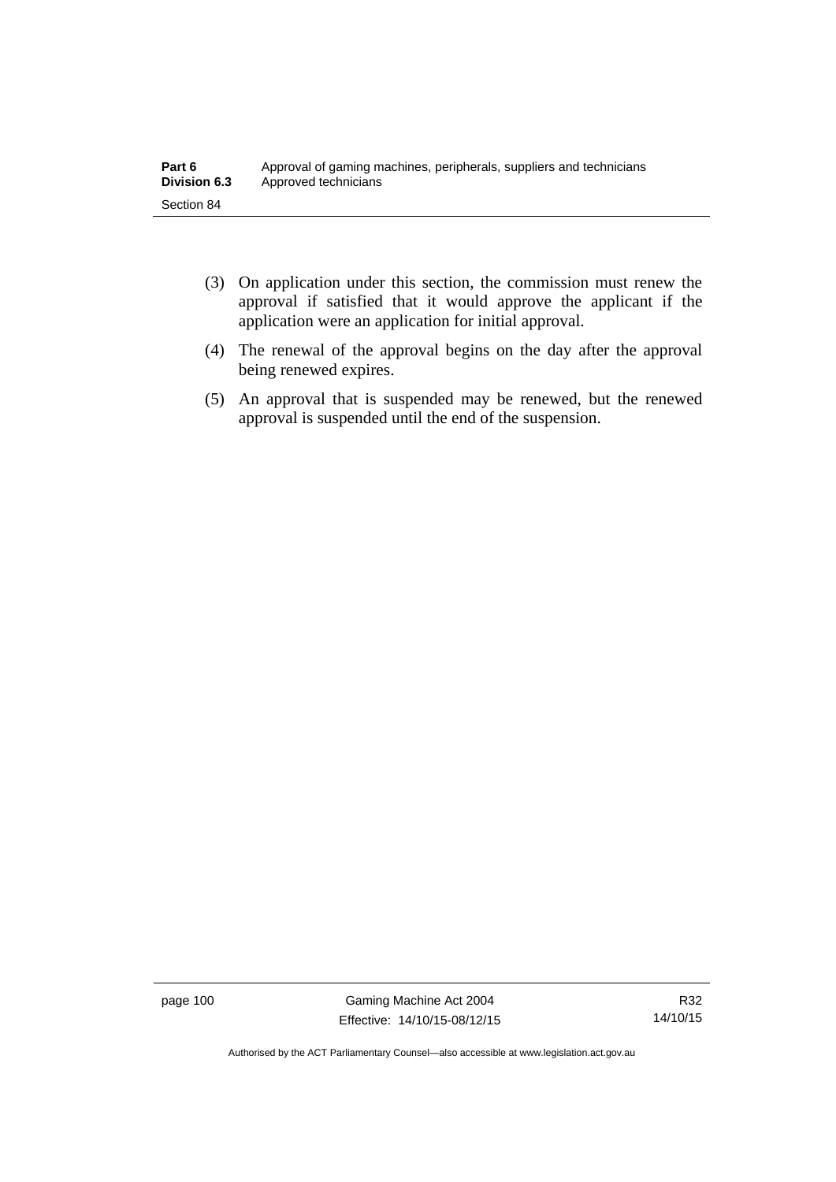(3) On application under this section, the commission must renew the approval if satisfied that it would approve the applicant if the application were an application for initial approval.

(4) The renewal of the approval begins on the day after the approval being renewed expires.

(5) An approval that is suspended may be renewed, but the renewed approval is suspended until the end of the suspension.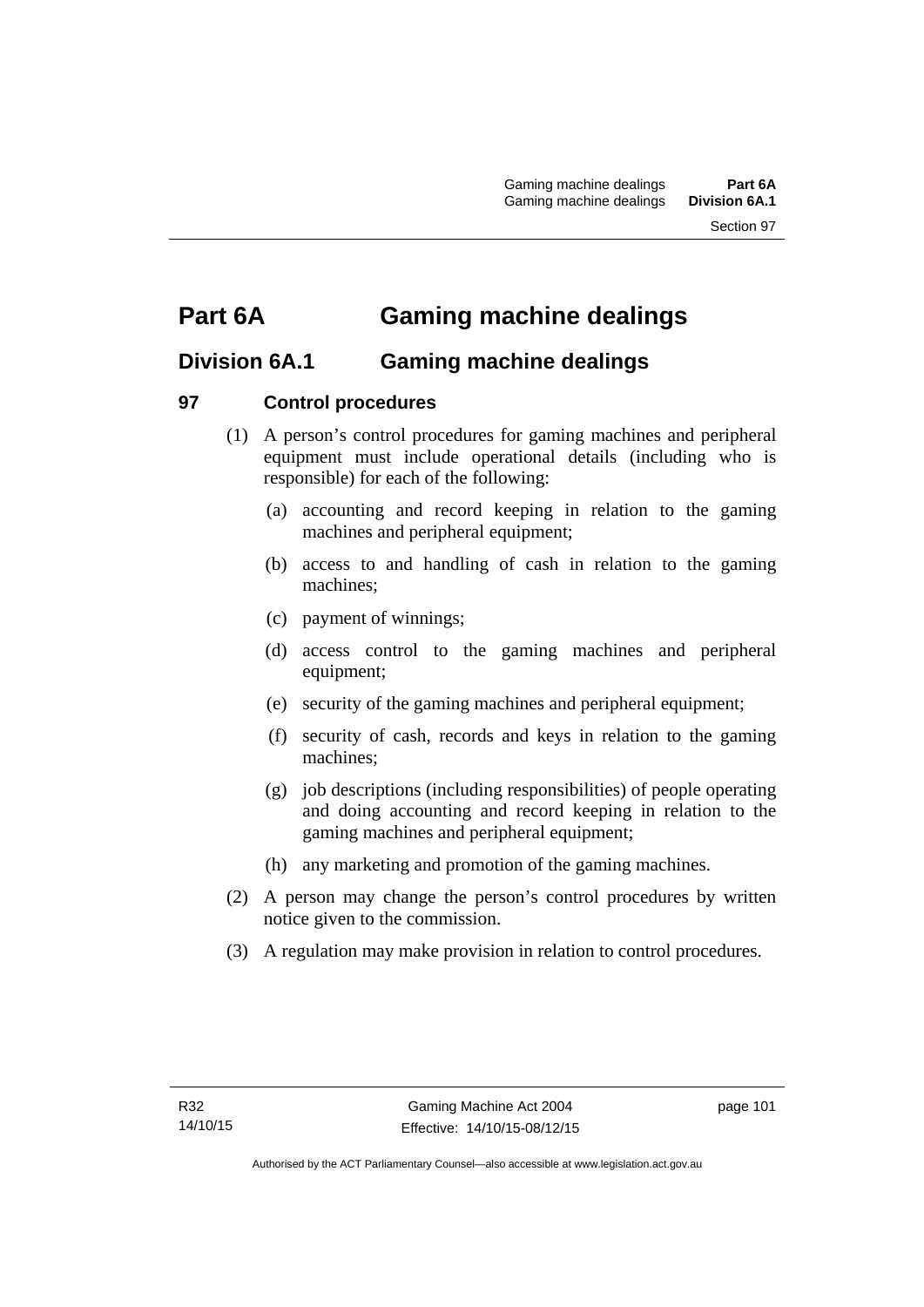# Part 6A Gaming machine dealings

## Division 6A.1 Gaming machine dealings

### 97 Control procedures

(1) A person's control procedures for gaming machines and peripheral equipment must include operational details (including who is responsible) for each of the following:

- (a) accounting and record keeping in relation to the gaming machines and peripheral equipment;
- (b) access to and handling of cash in relation to the gaming machines;
- (c) payment of winnings;
- (d) access control to the gaming machines and peripheral equipment;
- (e) security of the gaming machines and peripheral equipment;
- (f) security of cash, records and keys in relation to the gaming machines;
- (g) job descriptions (including responsibilities) of people operating and doing accounting and record keeping in relation to the gaming machines and peripheral equipment;
- (h) any marketing and promotion of the gaming machines.

(2) A person may change the person's control procedures by written notice given to the commission.

(3) A regulation may make provision in relation to control procedures.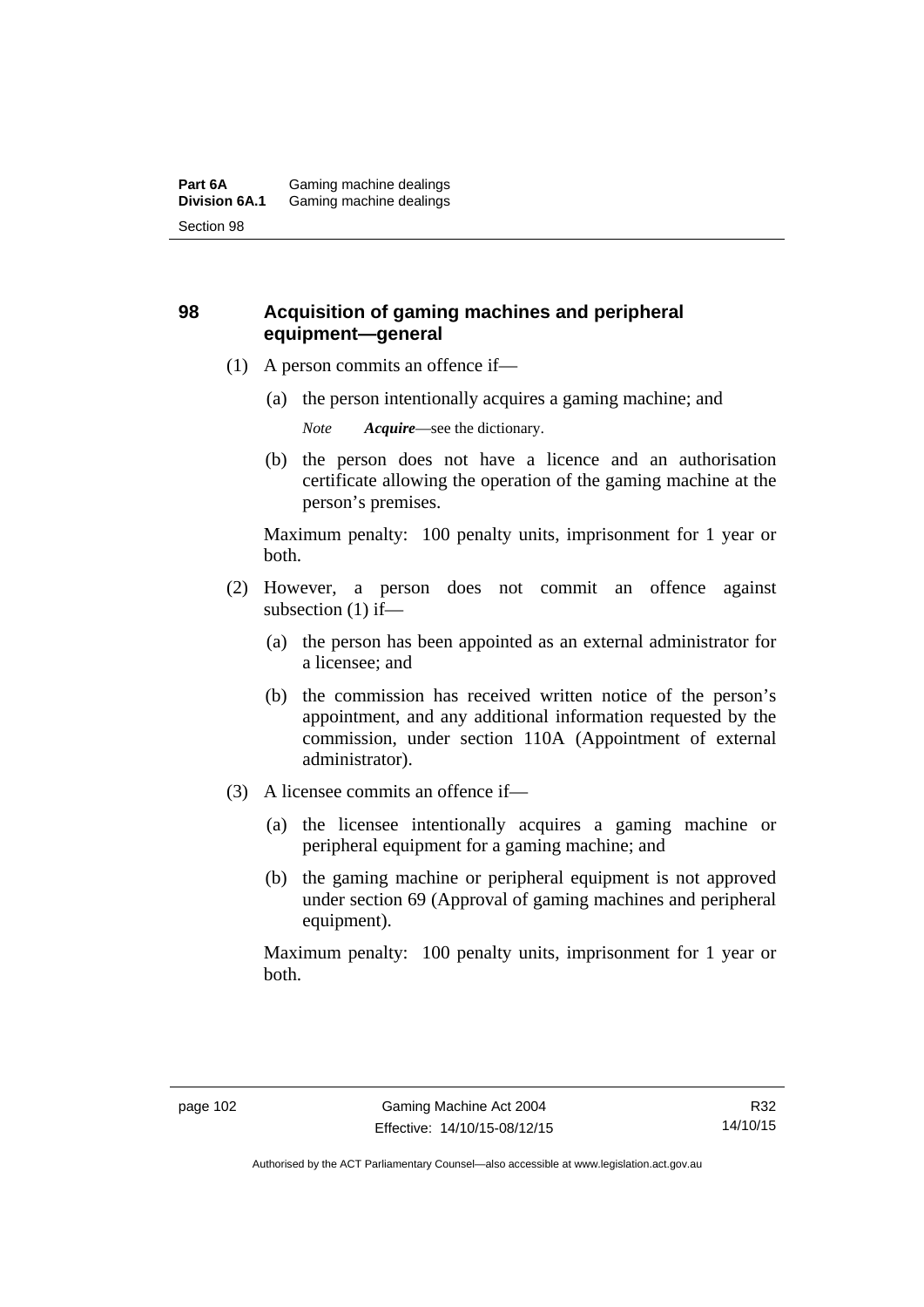## 98 Acquisition of gaming machines and peripheral equipment—general

(1) A person commits an offence if—

(a) the person intentionally acquires a gaming machine; and

*Note* ***Acquire***—see the dictionary.

(b) the person does not have a licence and an authorisation certificate allowing the operation of the gaming machine at the person's premises.

Maximum penalty: 100 penalty units, imprisonment for 1 year or both.

(2) However, a person does not commit an offence against subsection (1) if—

(a) the person has been appointed as an external administrator for a licensee; and

(b) the commission has received written notice of the person's appointment, and any additional information requested by the commission, under section 110A (Appointment of external administrator).

(3) A licensee commits an offence if—

(a) the licensee intentionally acquires a gaming machine or peripheral equipment for a gaming machine; and

(b) the gaming machine or peripheral equipment is not approved under section 69 (Approval of gaming machines and peripheral equipment).

Maximum penalty: 100 penalty units, imprisonment for 1 year or both.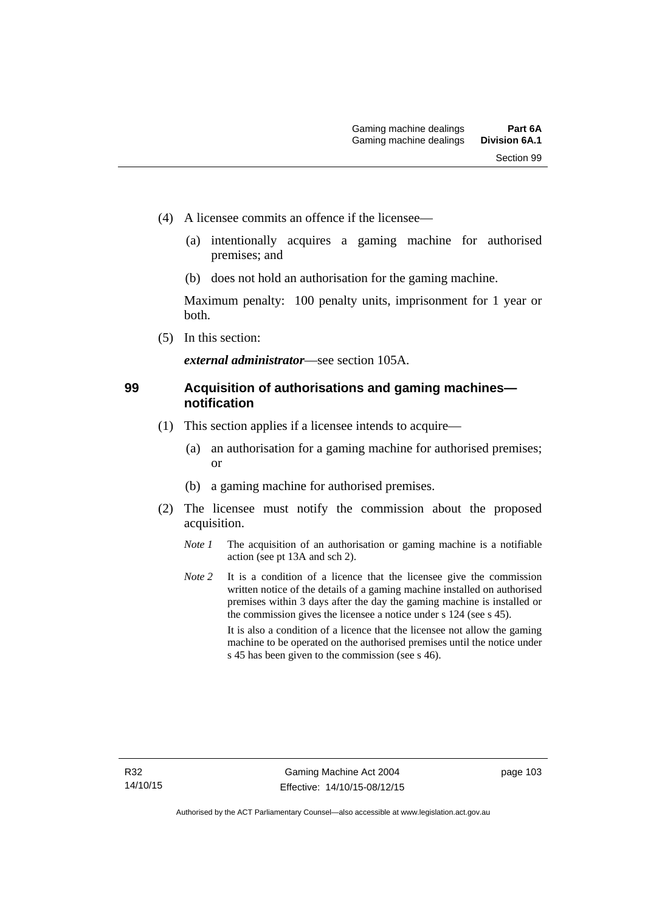(4) A licensee commits an offence if the licensee—

(a) intentionally acquires a gaming machine for authorised premises; and

(b) does not hold an authorisation for the gaming machine.

Maximum penalty: 100 penalty units, imprisonment for 1 year or both.

(5) In this section:

***external administrator***—see section 105A.

## 99 Acquisition of authorisations and gaming machines—notification

(1) This section applies if a licensee intends to acquire—

(a) an authorisation for a gaming machine for authorised premises; or

(b) a gaming machine for authorised premises.

(2) The licensee must notify the commission about the proposed acquisition.

*Note 1* The acquisition of an authorisation or gaming machine is a notifiable action (see pt 13A and sch 2).

*Note 2* It is a condition of a licence that the licensee give the commission written notice of the details of a gaming machine installed on authorised premises within 3 days after the day the gaming machine is installed or the commission gives the licensee a notice under s 124 (see s 45).

It is also a condition of a licence that the licensee not allow the gaming machine to be operated on the authorised premises until the notice under s 45 has been given to the commission (see s 46).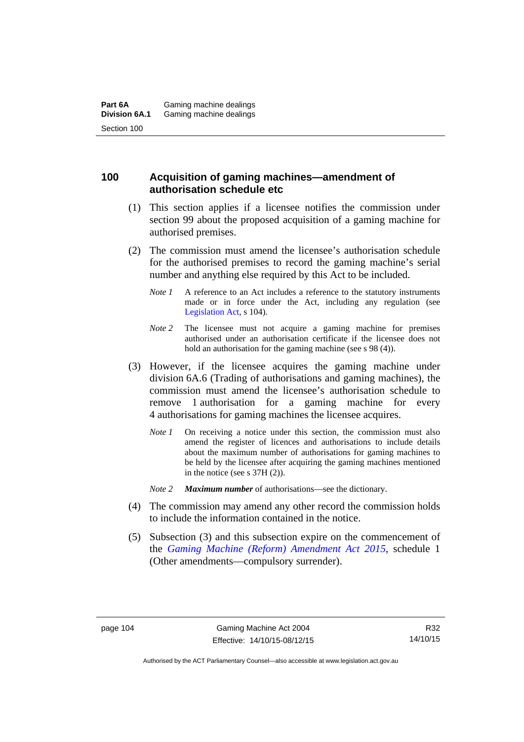## 100 Acquisition of gaming machines—amendment of authorisation schedule etc

(1) This section applies if a licensee notifies the commission under section 99 about the proposed acquisition of a gaming machine for authorised premises.

(2) The commission must amend the licensee's authorisation schedule for the authorised premises to record the gaming machine's serial number and anything else required by this Act to be included.

*Note 1* A reference to an Act includes a reference to the statutory instruments made or in force under the Act, including any regulation (see Legislation Act, s 104).

*Note 2* The licensee must not acquire a gaming machine for premises authorised under an authorisation certificate if the licensee does not hold an authorisation for the gaming machine (see s 98 (4)).

(3) However, if the licensee acquires the gaming machine under division 6A.6 (Trading of authorisations and gaming machines), the commission must amend the licensee's authorisation schedule to remove 1 authorisation for a gaming machine for every 4 authorisations for gaming machines the licensee acquires.

*Note 1* On receiving a notice under this section, the commission must also amend the register of licences and authorisations to include details about the maximum number of authorisations for gaming machines to be held by the licensee after acquiring the gaming machines mentioned in the notice (see s 37H (2)).

*Note 2* ***Maximum number*** of authorisations—see the dictionary.

(4) The commission may amend any other record the commission holds to include the information contained in the notice.

(5) Subsection (3) and this subsection expire on the commencement of the *Gaming Machine (Reform) Amendment Act 2015*, schedule 1 (Other amendments—compulsory surrender).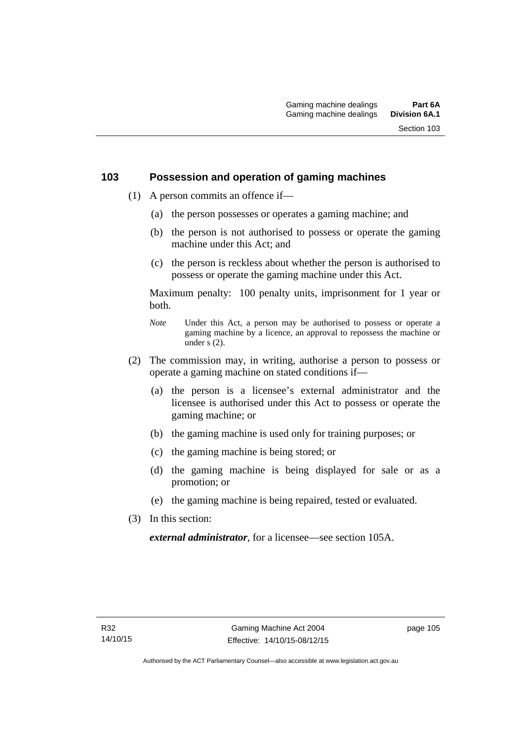## 103 Possession and operation of gaming machines

(1) A person commits an offence if—

(a) the person possesses or operates a gaming machine; and

(b) the person is not authorised to possess or operate the gaming machine under this Act; and

(c) the person is reckless about whether the person is authorised to possess or operate the gaming machine under this Act.

Maximum penalty: 100 penalty units, imprisonment for 1 year or both.

*Note* Under this Act, a person may be authorised to possess or operate a gaming machine by a licence, an approval to repossess the machine or under s (2).

(2) The commission may, in writing, authorise a person to possess or operate a gaming machine on stated conditions if—

(a) the person is a licensee's external administrator and the licensee is authorised under this Act to possess or operate the gaming machine; or

(b) the gaming machine is used only for training purposes; or

(c) the gaming machine is being stored; or

(d) the gaming machine is being displayed for sale or as a promotion; or

(e) the gaming machine is being repaired, tested or evaluated.

(3) In this section:

***external administrator***, for a licensee—see section 105A.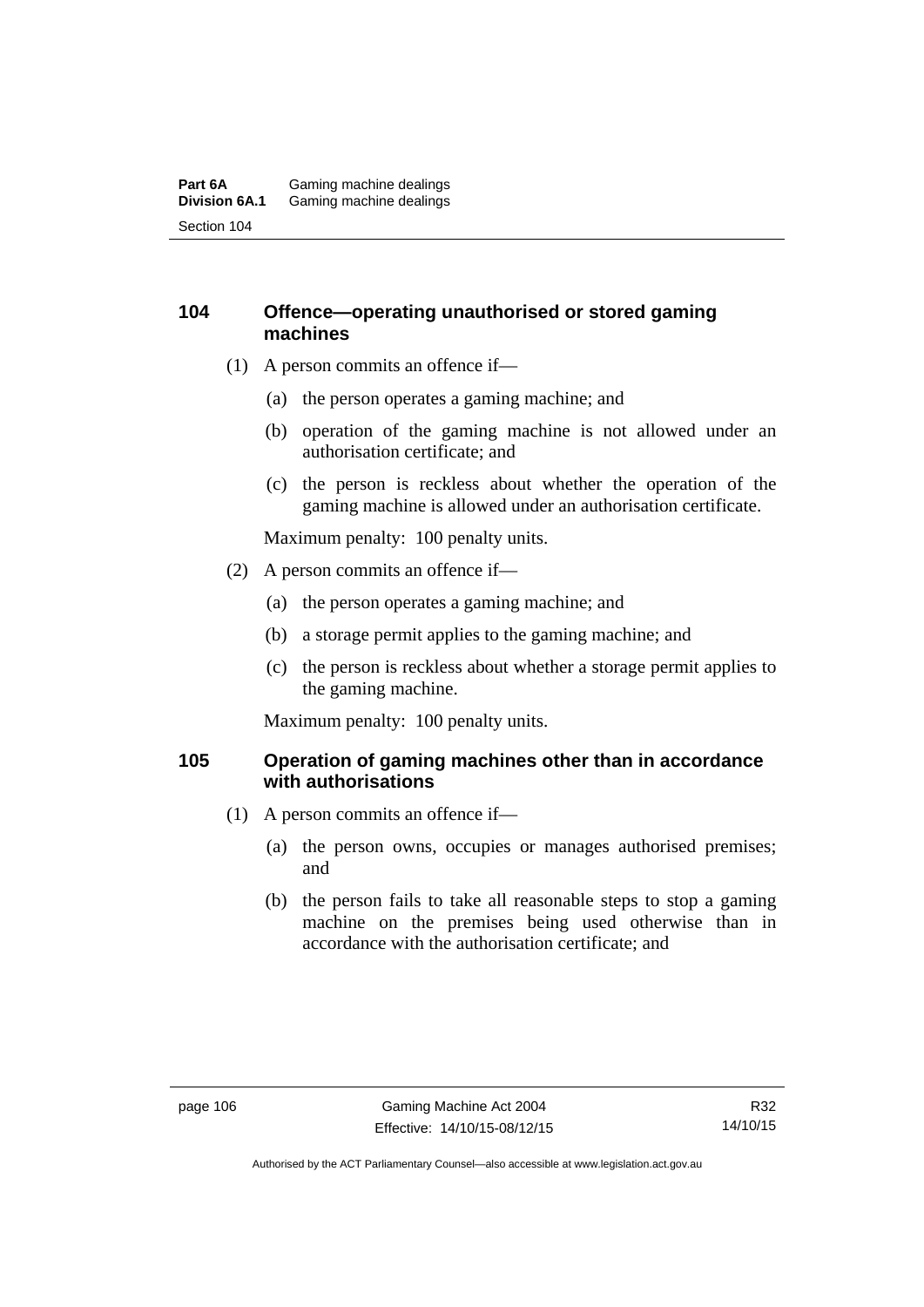### 104 Offence—operating unauthorised or stored gaming machines

(1) A person commits an offence if—

(a) the person operates a gaming machine; and

(b) operation of the gaming machine is not allowed under an authorisation certificate; and

(c) the person is reckless about whether the operation of the gaming machine is allowed under an authorisation certificate.

Maximum penalty: 100 penalty units.

(2) A person commits an offence if—

(a) the person operates a gaming machine; and

(b) a storage permit applies to the gaming machine; and

(c) the person is reckless about whether a storage permit applies to the gaming machine.

Maximum penalty: 100 penalty units.

### 105 Operation of gaming machines other than in accordance with authorisations

(1) A person commits an offence if—

(a) the person owns, occupies or manages authorised premises; and

(b) the person fails to take all reasonable steps to stop a gaming machine on the premises being used otherwise than in accordance with the authorisation certificate; and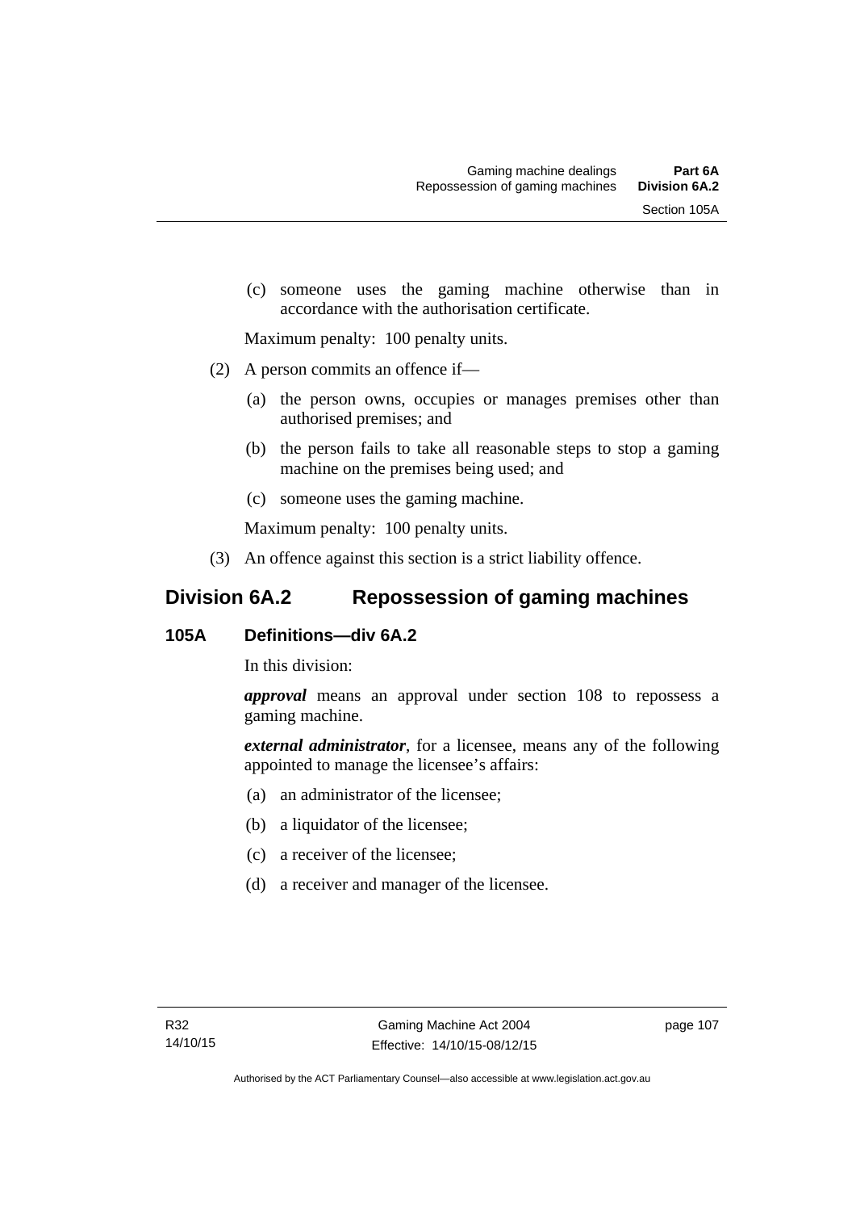(c) someone uses the gaming machine otherwise than in accordance with the authorisation certificate.

Maximum penalty: 100 penalty units.

(2) A person commits an offence if—

(a) the person owns, occupies or manages premises other than authorised premises; and

(b) the person fails to take all reasonable steps to stop a gaming machine on the premises being used; and

(c) someone uses the gaming machine.

Maximum penalty: 100 penalty units.

(3) An offence against this section is a strict liability offence.

## Division 6A.2 Repossession of gaming machines

### 105A Definitions—div 6A.2

In this division:

***approval*** means an approval under section 108 to repossess a gaming machine.

***external administrator***, for a licensee, means any of the following appointed to manage the licensee's affairs:

(a) an administrator of the licensee;

(b) a liquidator of the licensee;

(c) a receiver of the licensee;

(d) a receiver and manager of the licensee.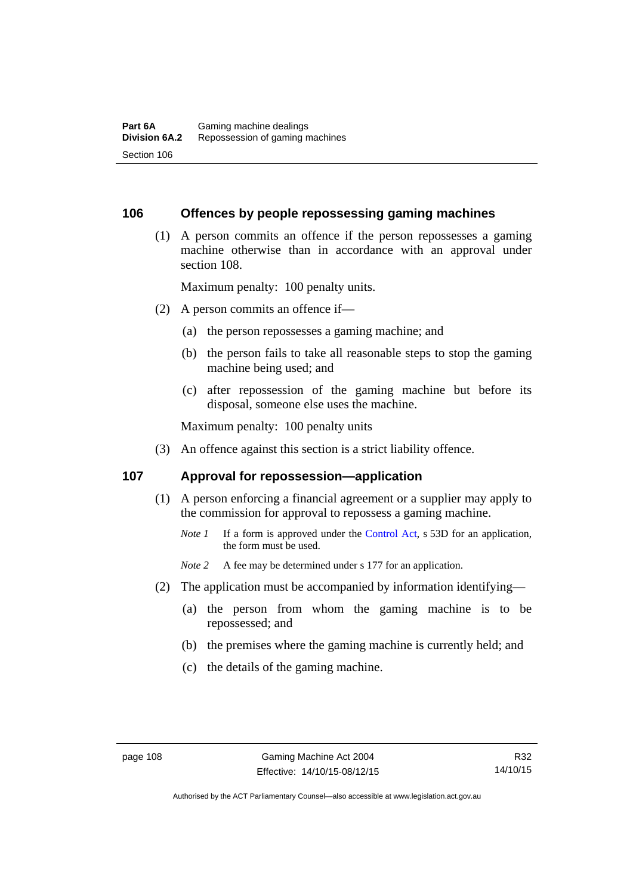### 106 Offences by people repossessing gaming machines

(1) A person commits an offence if the person repossesses a gaming machine otherwise than in accordance with an approval under section 108.

Maximum penalty: 100 penalty units.

(2) A person commits an offence if—

(a) the person repossesses a gaming machine; and

(b) the person fails to take all reasonable steps to stop the gaming machine being used; and

(c) after repossession of the gaming machine but before its disposal, someone else uses the machine.

Maximum penalty: 100 penalty units

(3) An offence against this section is a strict liability offence.

### 107 Approval for repossession—application

(1) A person enforcing a financial agreement or a supplier may apply to the commission for approval to repossess a gaming machine.

*Note 1* If a form is approved under the Control Act, s 53D for an application, the form must be used.

*Note 2* A fee may be determined under s 177 for an application.

(2) The application must be accompanied by information identifying—

(a) the person from whom the gaming machine is to be repossessed; and

(b) the premises where the gaming machine is currently held; and

(c) the details of the gaming machine.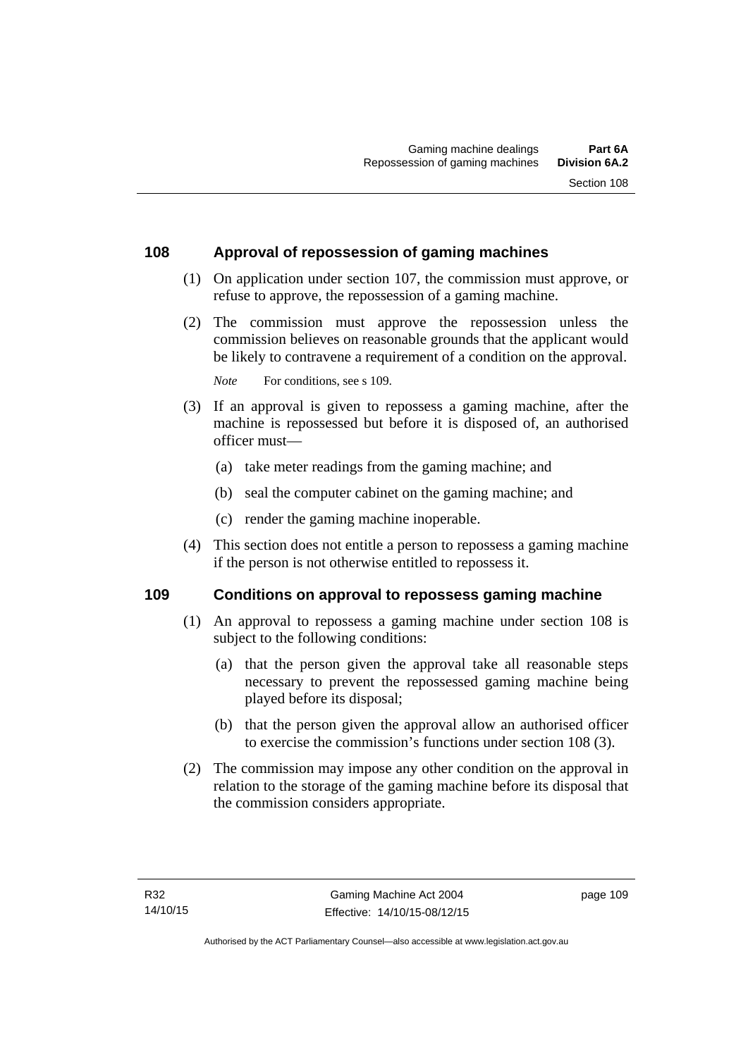## 108 Approval of repossession of gaming machines

(1) On application under section 107, the commission must approve, or refuse to approve, the repossession of a gaming machine.

(2) The commission must approve the repossession unless the commission believes on reasonable grounds that the applicant would be likely to contravene a requirement of a condition on the approval.

*Note* For conditions, see s 109.

(3) If an approval is given to repossess a gaming machine, after the machine is repossessed but before it is disposed of, an authorised officer must—

(a) take meter readings from the gaming machine; and

(b) seal the computer cabinet on the gaming machine; and

(c) render the gaming machine inoperable.

(4) This section does not entitle a person to repossess a gaming machine if the person is not otherwise entitled to repossess it.

## 109 Conditions on approval to repossess gaming machine

(1) An approval to repossess a gaming machine under section 108 is subject to the following conditions:

(a) that the person given the approval take all reasonable steps necessary to prevent the repossessed gaming machine being played before its disposal;

(b) that the person given the approval allow an authorised officer to exercise the commission's functions under section 108 (3).

(2) The commission may impose any other condition on the approval in relation to the storage of the gaming machine before its disposal that the commission considers appropriate.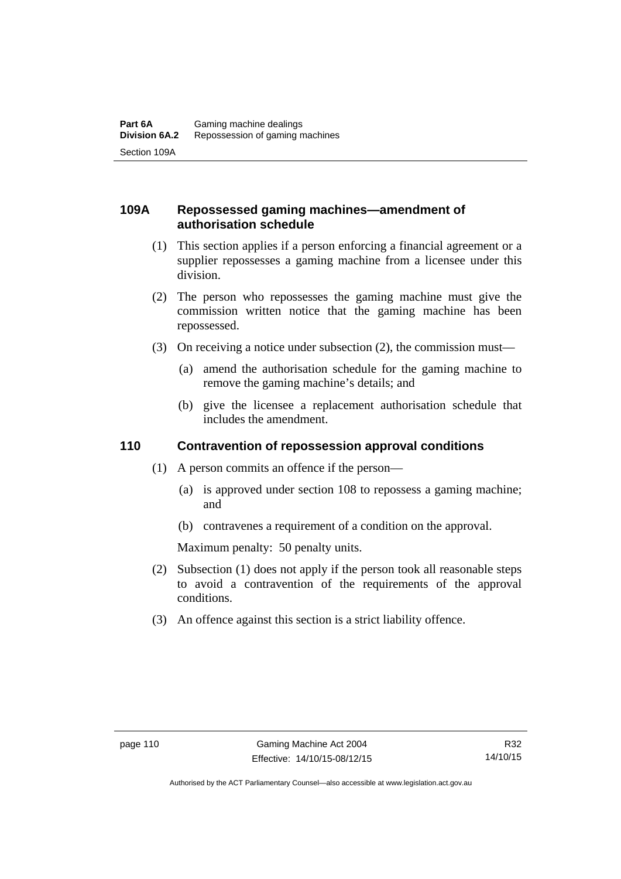### 109A Repossessed gaming machines—amendment of authorisation schedule

(1) This section applies if a person enforcing a financial agreement or a supplier repossesses a gaming machine from a licensee under this division.

(2) The person who repossesses the gaming machine must give the commission written notice that the gaming machine has been repossessed.

(3) On receiving a notice under subsection (2), the commission must—

(a) amend the authorisation schedule for the gaming machine to remove the gaming machine's details; and

(b) give the licensee a replacement authorisation schedule that includes the amendment.

### 110 Contravention of repossession approval conditions

(1) A person commits an offence if the person—

(a) is approved under section 108 to repossess a gaming machine; and

(b) contravenes a requirement of a condition on the approval.

Maximum penalty: 50 penalty units.

(2) Subsection (1) does not apply if the person took all reasonable steps to avoid a contravention of the requirements of the approval conditions.

(3) An offence against this section is a strict liability offence.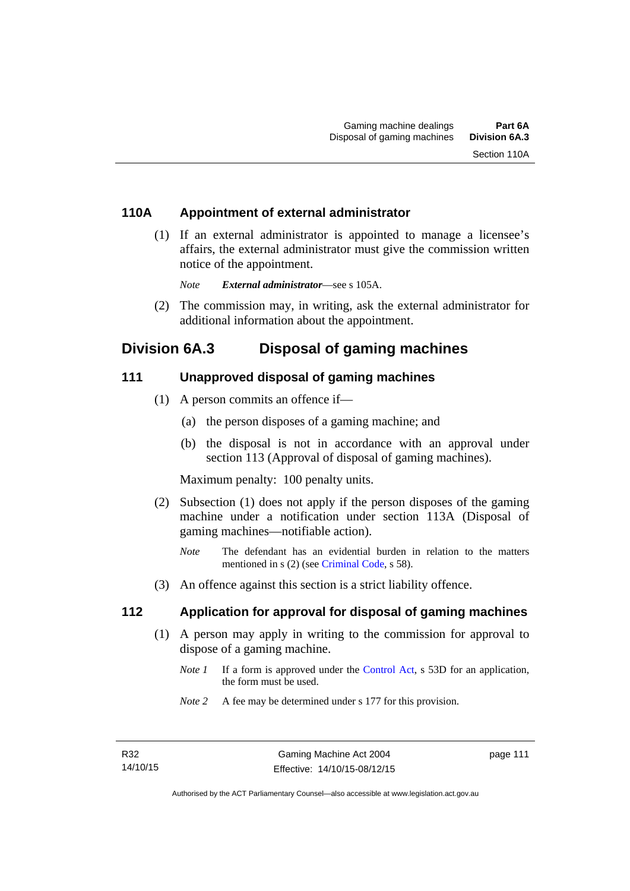## 110A Appointment of external administrator

(1) If an external administrator is appointed to manage a licensee's affairs, the external administrator must give the commission written notice of the appointment.

*Note* ***External administrator***—see s 105A.

(2) The commission may, in writing, ask the external administrator for additional information about the appointment.

# Division 6A.3 Disposal of gaming machines

## 111 Unapproved disposal of gaming machines

(1) A person commits an offence if—

(a) the person disposes of a gaming machine; and

(b) the disposal is not in accordance with an approval under section 113 (Approval of disposal of gaming machines).

Maximum penalty: 100 penalty units.

(2) Subsection (1) does not apply if the person disposes of the gaming machine under a notification under section 113A (Disposal of gaming machines—notifiable action).

*Note* The defendant has an evidential burden in relation to the matters mentioned in s (2) (see Criminal Code, s 58).

(3) An offence against this section is a strict liability offence.

## 112 Application for approval for disposal of gaming machines

(1) A person may apply in writing to the commission for approval to dispose of a gaming machine.

*Note 1* If a form is approved under the Control Act, s 53D for an application, the form must be used.

*Note 2* A fee may be determined under s 177 for this provision.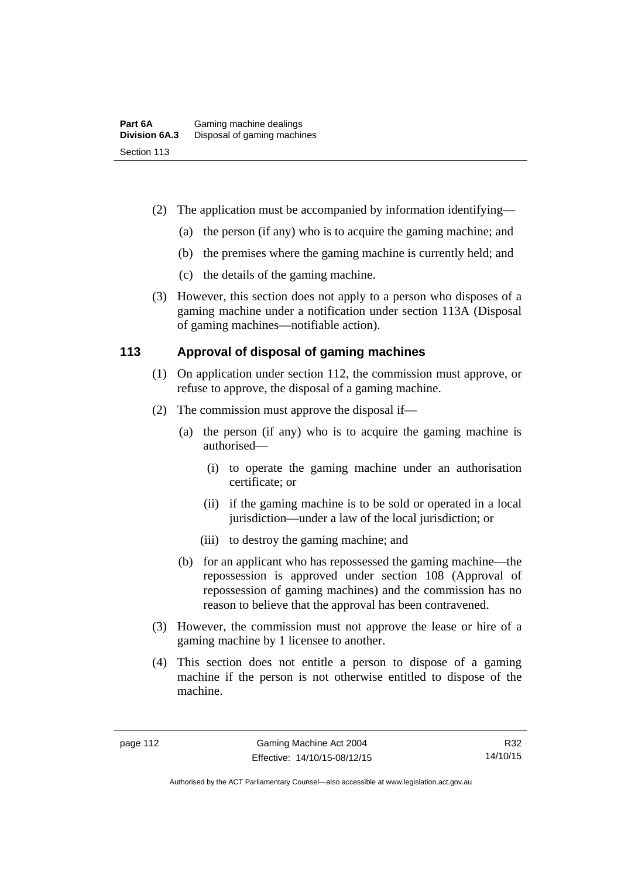(2) The application must be accompanied by information identifying—

(a) the person (if any) who is to acquire the gaming machine; and

(b) the premises where the gaming machine is currently held; and

(c) the details of the gaming machine.

(3) However, this section does not apply to a person who disposes of a gaming machine under a notification under section 113A (Disposal of gaming machines—notifiable action).

## 113 Approval of disposal of gaming machines

(1) On application under section 112, the commission must approve, or refuse to approve, the disposal of a gaming machine.

(2) The commission must approve the disposal if—

(a) the person (if any) who is to acquire the gaming machine is authorised—

(i) to operate the gaming machine under an authorisation certificate; or

(ii) if the gaming machine is to be sold or operated in a local jurisdiction—under a law of the local jurisdiction; or

(iii) to destroy the gaming machine; and

(b) for an applicant who has repossessed the gaming machine—the repossession is approved under section 108 (Approval of repossession of gaming machines) and the commission has no reason to believe that the approval has been contravened.

(3) However, the commission must not approve the lease or hire of a gaming machine by 1 licensee to another.

(4) This section does not entitle a person to dispose of a gaming machine if the person is not otherwise entitled to dispose of the machine.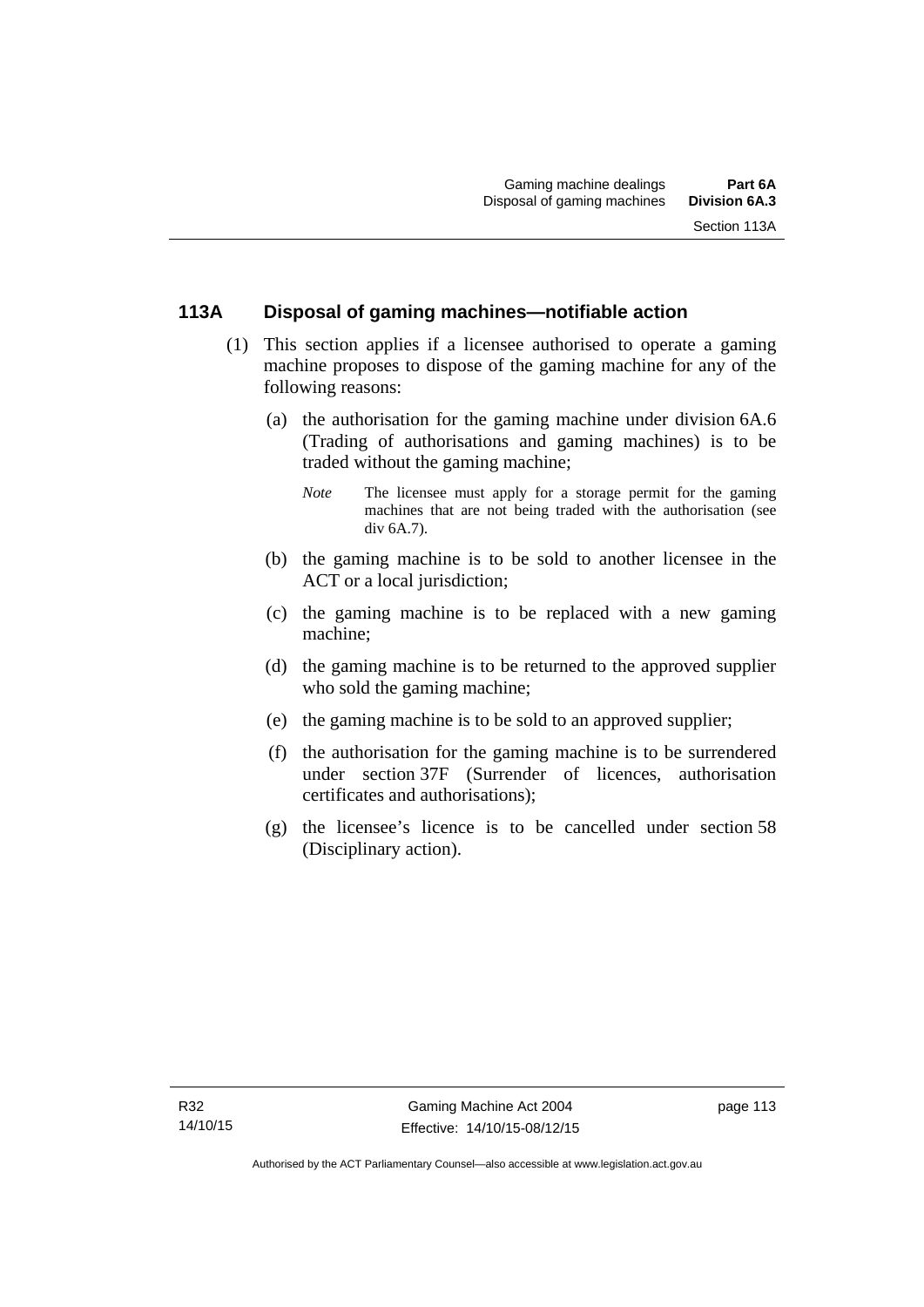## 113A Disposal of gaming machines—notifiable action

(1) This section applies if a licensee authorised to operate a gaming machine proposes to dispose of the gaming machine for any of the following reasons:

(a) the authorisation for the gaming machine under division 6A.6 (Trading of authorisations and gaming machines) is to be traded without the gaming machine;

*Note* The licensee must apply for a storage permit for the gaming machines that are not being traded with the authorisation (see div 6A.7).

(b) the gaming machine is to be sold to another licensee in the ACT or a local jurisdiction;

(c) the gaming machine is to be replaced with a new gaming machine;

(d) the gaming machine is to be returned to the approved supplier who sold the gaming machine;

(e) the gaming machine is to be sold to an approved supplier;

(f) the authorisation for the gaming machine is to be surrendered under section 37F (Surrender of licences, authorisation certificates and authorisations);

(g) the licensee's licence is to be cancelled under section 58 (Disciplinary action).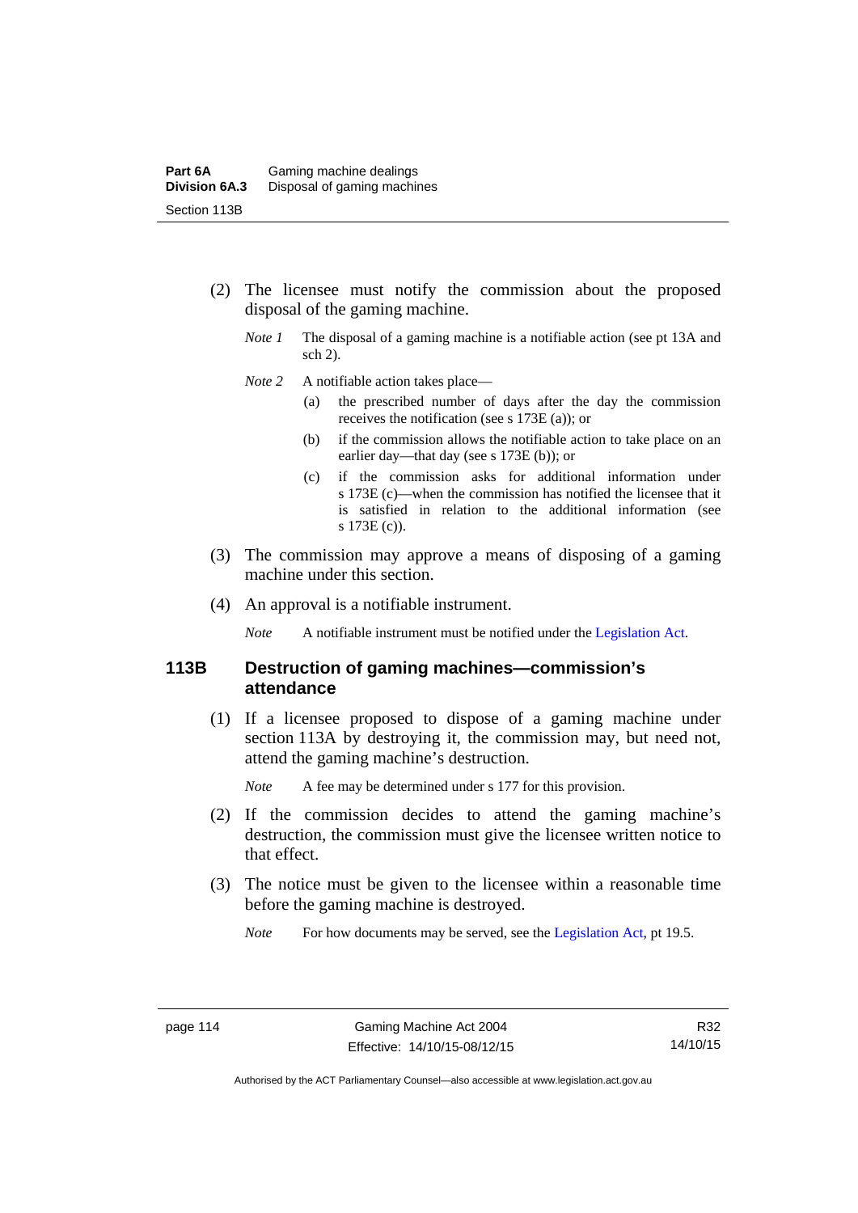(2) The licensee must notify the commission about the proposed disposal of the gaming machine.

*Note 1* The disposal of a gaming machine is a notifiable action (see pt 13A and sch 2).

*Note 2* A notifiable action takes place—

(a) the prescribed number of days after the day the commission receives the notification (see s 173E (a)); or

(b) if the commission allows the notifiable action to take place on an earlier day—that day (see s 173E (b)); or

(c) if the commission asks for additional information under s 173E (c)—when the commission has notified the licensee that it is satisfied in relation to the additional information (see s 173E (c)).

(3) The commission may approve a means of disposing of a gaming machine under this section.

(4) An approval is a notifiable instrument.

*Note* A notifiable instrument must be notified under the Legislation Act.

## 113B Destruction of gaming machines—commission's attendance

(1) If a licensee proposed to dispose of a gaming machine under section 113A by destroying it, the commission may, but need not, attend the gaming machine's destruction.

*Note* A fee may be determined under s 177 for this provision.

(2) If the commission decides to attend the gaming machine's destruction, the commission must give the licensee written notice to that effect.

(3) The notice must be given to the licensee within a reasonable time before the gaming machine is destroyed.

*Note* For how documents may be served, see the Legislation Act, pt 19.5.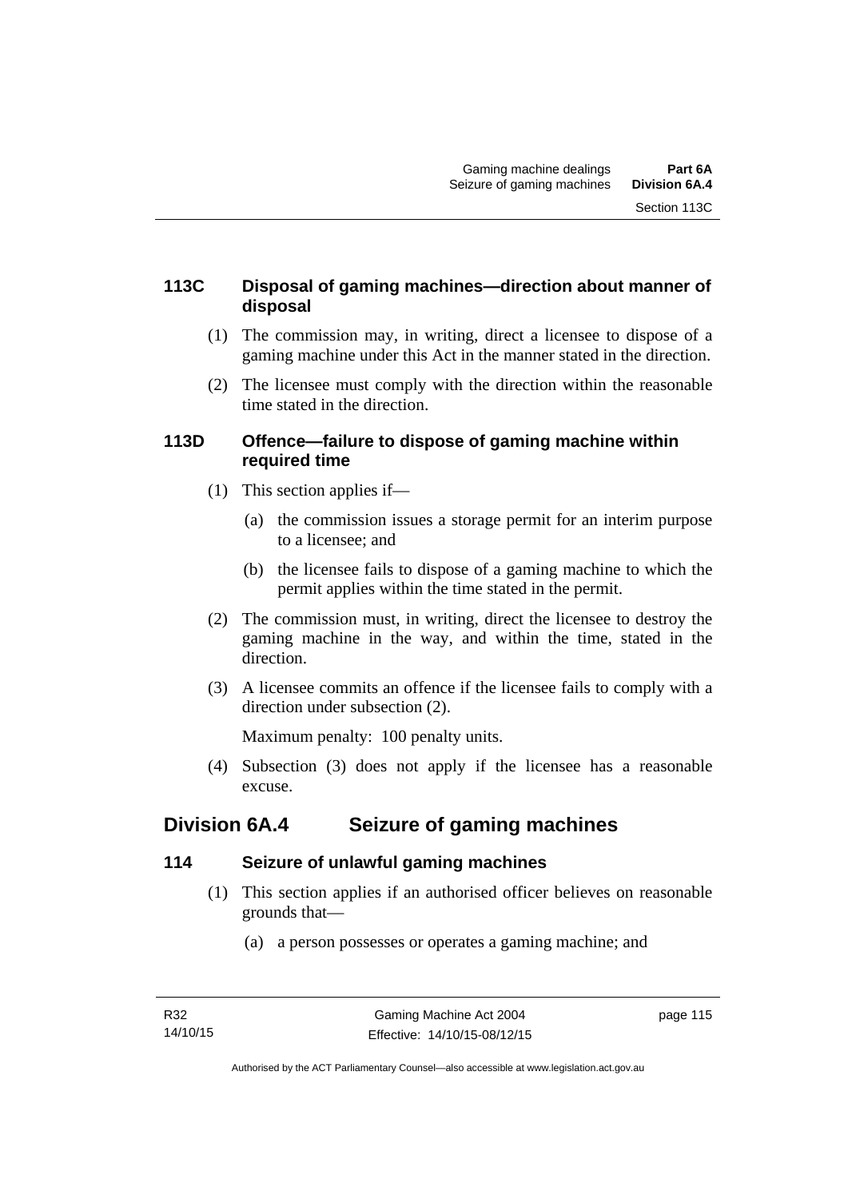### 113C Disposal of gaming machines—direction about manner of disposal

(1) The commission may, in writing, direct a licensee to dispose of a gaming machine under this Act in the manner stated in the direction.

(2) The licensee must comply with the direction within the reasonable time stated in the direction.

### 113D Offence—failure to dispose of gaming machine within required time

(1) This section applies if—

(a) the commission issues a storage permit for an interim purpose to a licensee; and

(b) the licensee fails to dispose of a gaming machine to which the permit applies within the time stated in the permit.

(2) The commission must, in writing, direct the licensee to destroy the gaming machine in the way, and within the time, stated in the direction.

(3) A licensee commits an offence if the licensee fails to comply with a direction under subsection (2).

Maximum penalty: 100 penalty units.

(4) Subsection (3) does not apply if the licensee has a reasonable excuse.

## Division 6A.4 Seizure of gaming machines

### 114 Seizure of unlawful gaming machines

(1) This section applies if an authorised officer believes on reasonable grounds that—

(a) a person possesses or operates a gaming machine; and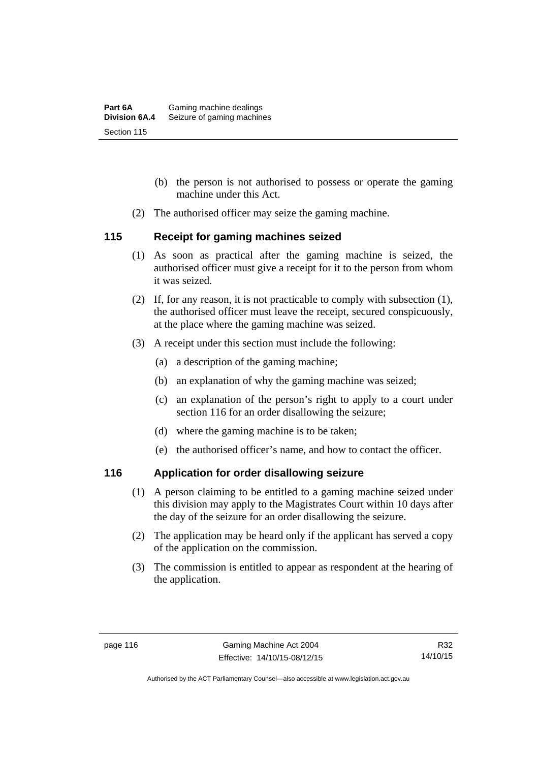(b) the person is not authorised to possess or operate the gaming machine under this Act.

(2) The authorised officer may seize the gaming machine.

## 115 Receipt for gaming machines seized

(1) As soon as practical after the gaming machine is seized, the authorised officer must give a receipt for it to the person from whom it was seized.

(2) If, for any reason, it is not practicable to comply with subsection (1), the authorised officer must leave the receipt, secured conspicuously, at the place where the gaming machine was seized.

(3) A receipt under this section must include the following:

(a) a description of the gaming machine;

(b) an explanation of why the gaming machine was seized;

(c) an explanation of the person's right to apply to a court under section 116 for an order disallowing the seizure;

(d) where the gaming machine is to be taken;

(e) the authorised officer's name, and how to contact the officer.

## 116 Application for order disallowing seizure

(1) A person claiming to be entitled to a gaming machine seized under this division may apply to the Magistrates Court within 10 days after the day of the seizure for an order disallowing the seizure.

(2) The application may be heard only if the applicant has served a copy of the application on the commission.

(3) The commission is entitled to appear as respondent at the hearing of the application.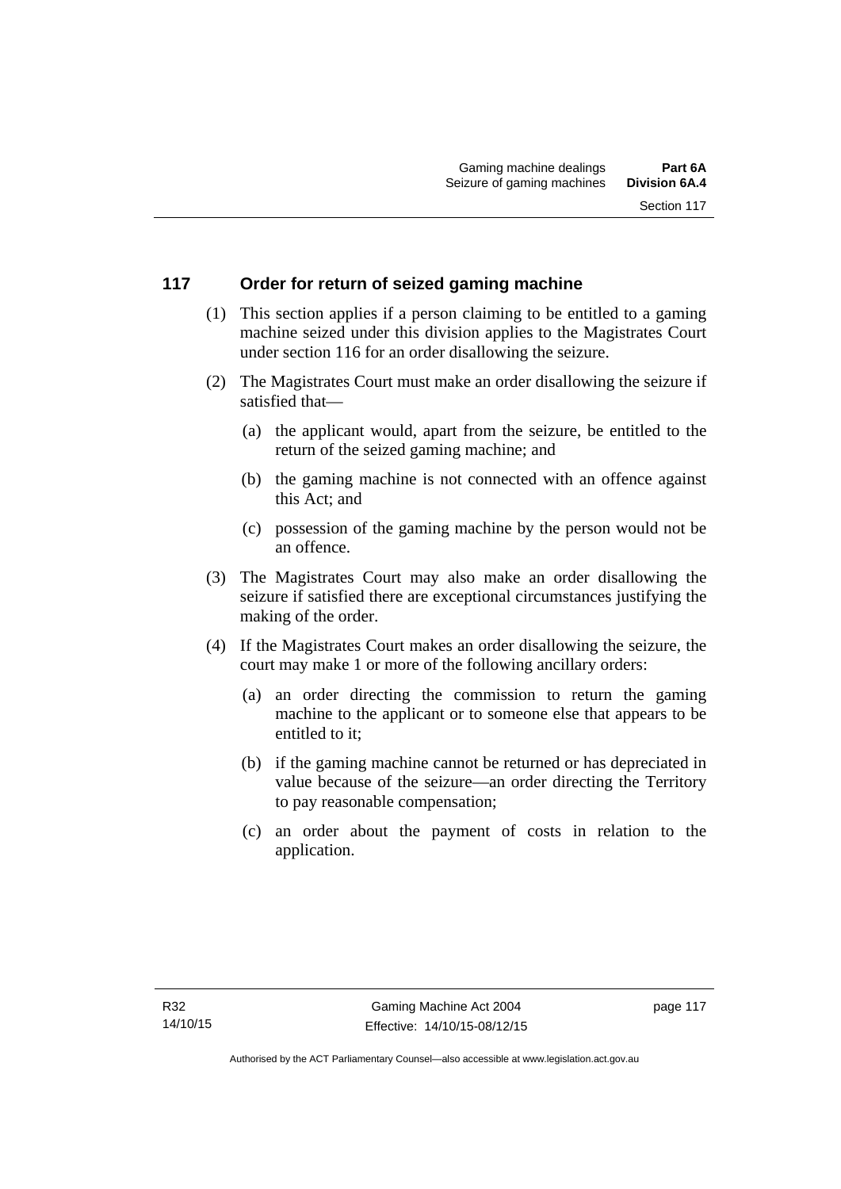## 117 Order for return of seized gaming machine

(1) This section applies if a person claiming to be entitled to a gaming machine seized under this division applies to the Magistrates Court under section 116 for an order disallowing the seizure.

(2) The Magistrates Court must make an order disallowing the seizure if satisfied that—

(a) the applicant would, apart from the seizure, be entitled to the return of the seized gaming machine; and

(b) the gaming machine is not connected with an offence against this Act; and

(c) possession of the gaming machine by the person would not be an offence.

(3) The Magistrates Court may also make an order disallowing the seizure if satisfied there are exceptional circumstances justifying the making of the order.

(4) If the Magistrates Court makes an order disallowing the seizure, the court may make 1 or more of the following ancillary orders:

(a) an order directing the commission to return the gaming machine to the applicant or to someone else that appears to be entitled to it;

(b) if the gaming machine cannot be returned or has depreciated in value because of the seizure—an order directing the Territory to pay reasonable compensation;

(c) an order about the payment of costs in relation to the application.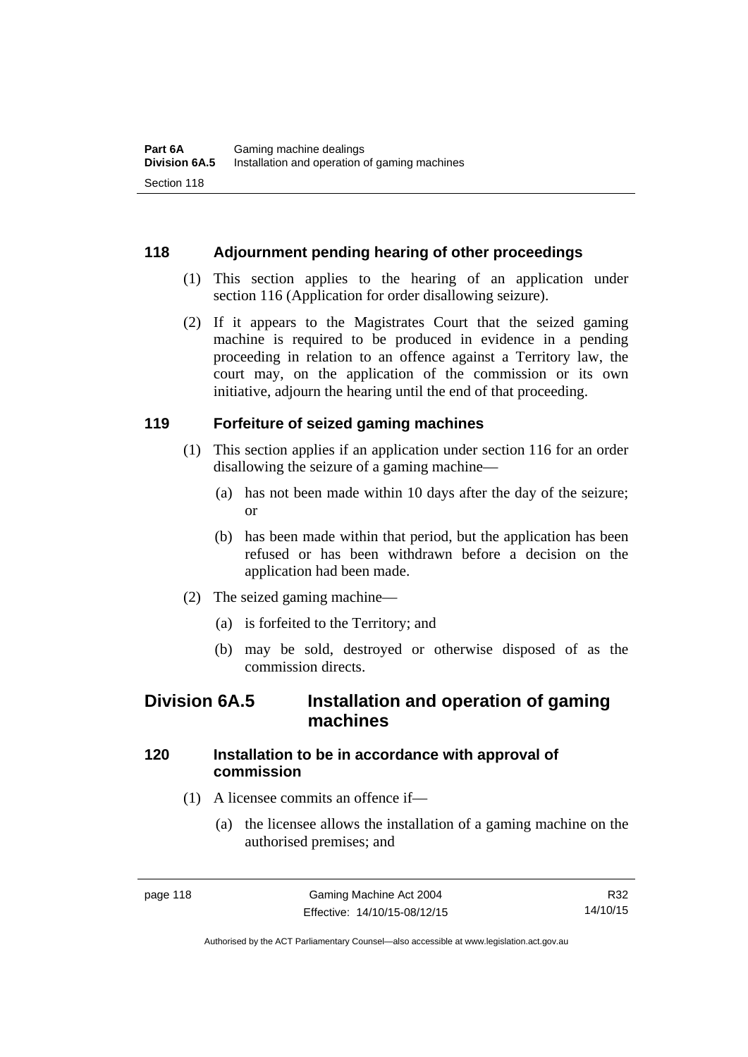## 118 Adjournment pending hearing of other proceedings

(1) This section applies to the hearing of an application under section 116 (Application for order disallowing seizure).

(2) If it appears to the Magistrates Court that the seized gaming machine is required to be produced in evidence in a pending proceeding in relation to an offence against a Territory law, the court may, on the application of the commission or its own initiative, adjourn the hearing until the end of that proceeding.

## 119 Forfeiture of seized gaming machines

(1) This section applies if an application under section 116 for an order disallowing the seizure of a gaming machine—

(a) has not been made within 10 days after the day of the seizure; or

(b) has been made within that period, but the application has been refused or has been withdrawn before a decision on the application had been made.

(2) The seized gaming machine—

(a) is forfeited to the Territory; and

(b) may be sold, destroyed or otherwise disposed of as the commission directs.

# Division 6A.5 Installation and operation of gaming machines

## 120 Installation to be in accordance with approval of commission

(1) A licensee commits an offence if—

(a) the licensee allows the installation of a gaming machine on the authorised premises; and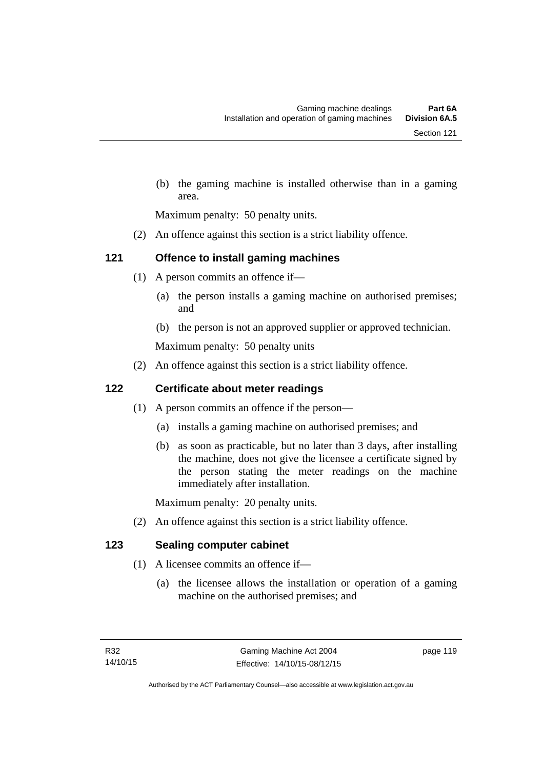(b) the gaming machine is installed otherwise than in a gaming area.

Maximum penalty: 50 penalty units.

(2) An offence against this section is a strict liability offence.

## 121 Offence to install gaming machines

(1) A person commits an offence if—

(a) the person installs a gaming machine on authorised premises; and

(b) the person is not an approved supplier or approved technician.

Maximum penalty: 50 penalty units

(2) An offence against this section is a strict liability offence.

## 122 Certificate about meter readings

(1) A person commits an offence if the person—

(a) installs a gaming machine on authorised premises; and

(b) as soon as practicable, but no later than 3 days, after installing the machine, does not give the licensee a certificate signed by the person stating the meter readings on the machine immediately after installation.

Maximum penalty: 20 penalty units.

(2) An offence against this section is a strict liability offence.

## 123 Sealing computer cabinet

(1) A licensee commits an offence if—

(a) the licensee allows the installation or operation of a gaming machine on the authorised premises; and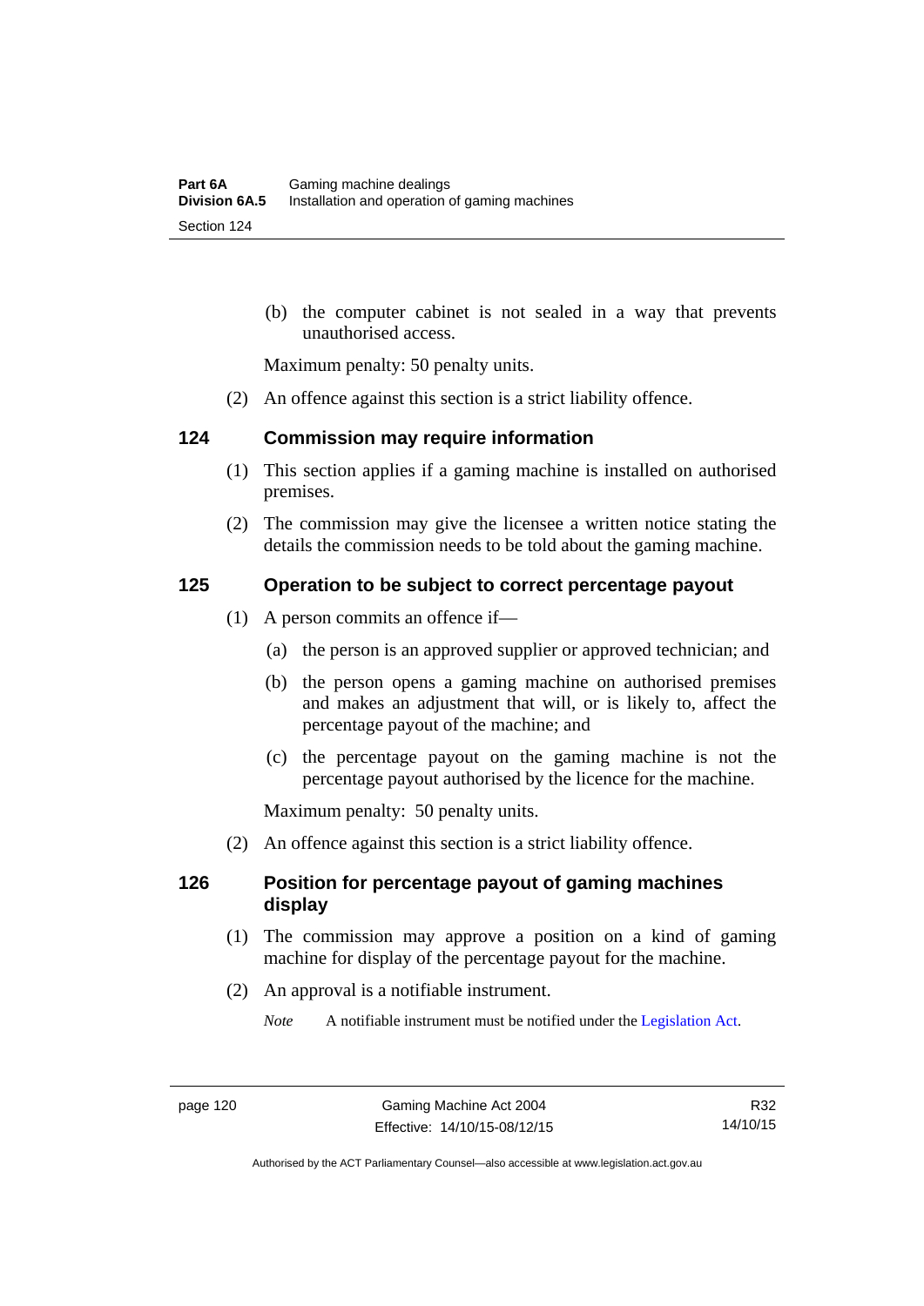(b) the computer cabinet is not sealed in a way that prevents unauthorised access.

Maximum penalty: 50 penalty units.

(2) An offence against this section is a strict liability offence.

### 124 Commission may require information

(1) This section applies if a gaming machine is installed on authorised premises.

(2) The commission may give the licensee a written notice stating the details the commission needs to be told about the gaming machine.

### 125 Operation to be subject to correct percentage payout

(1) A person commits an offence if—

(a) the person is an approved supplier or approved technician; and

(b) the person opens a gaming machine on authorised premises and makes an adjustment that will, or is likely to, affect the percentage payout of the machine; and

(c) the percentage payout on the gaming machine is not the percentage payout authorised by the licence for the machine.

Maximum penalty: 50 penalty units.

(2) An offence against this section is a strict liability offence.

### 126 Position for percentage payout of gaming machines display

(1) The commission may approve a position on a kind of gaming machine for display of the percentage payout for the machine.

(2) An approval is a notifiable instrument.

*Note* A notifiable instrument must be notified under the Legislation Act.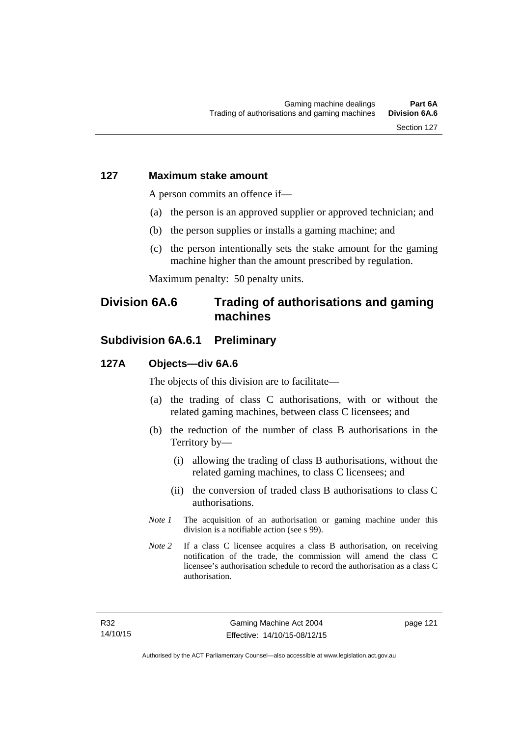### 127 Maximum stake amount

A person commits an offence if—

(a) the person is an approved supplier or approved technician; and

(b) the person supplies or installs a gaming machine; and

(c) the person intentionally sets the stake amount for the gaming machine higher than the amount prescribed by regulation.

Maximum penalty: 50 penalty units.

## Division 6A.6 Trading of authorisations and gaming machines

## Subdivision 6A.6.1 Preliminary

### 127A Objects—div 6A.6

The objects of this division are to facilitate—

(a) the trading of class C authorisations, with or without the related gaming machines, between class C licensees; and

(b) the reduction of the number of class B authorisations in the Territory by—

 (i) allowing the trading of class B authorisations, without the related gaming machines, to class C licensees; and

 (ii) the conversion of traded class B authorisations to class C authorisations.

*Note 1* The acquisition of an authorisation or gaming machine under this division is a notifiable action (see s 99).

*Note 2* If a class C licensee acquires a class B authorisation, on receiving notification of the trade, the commission will amend the class C licensee's authorisation schedule to record the authorisation as a class C authorisation.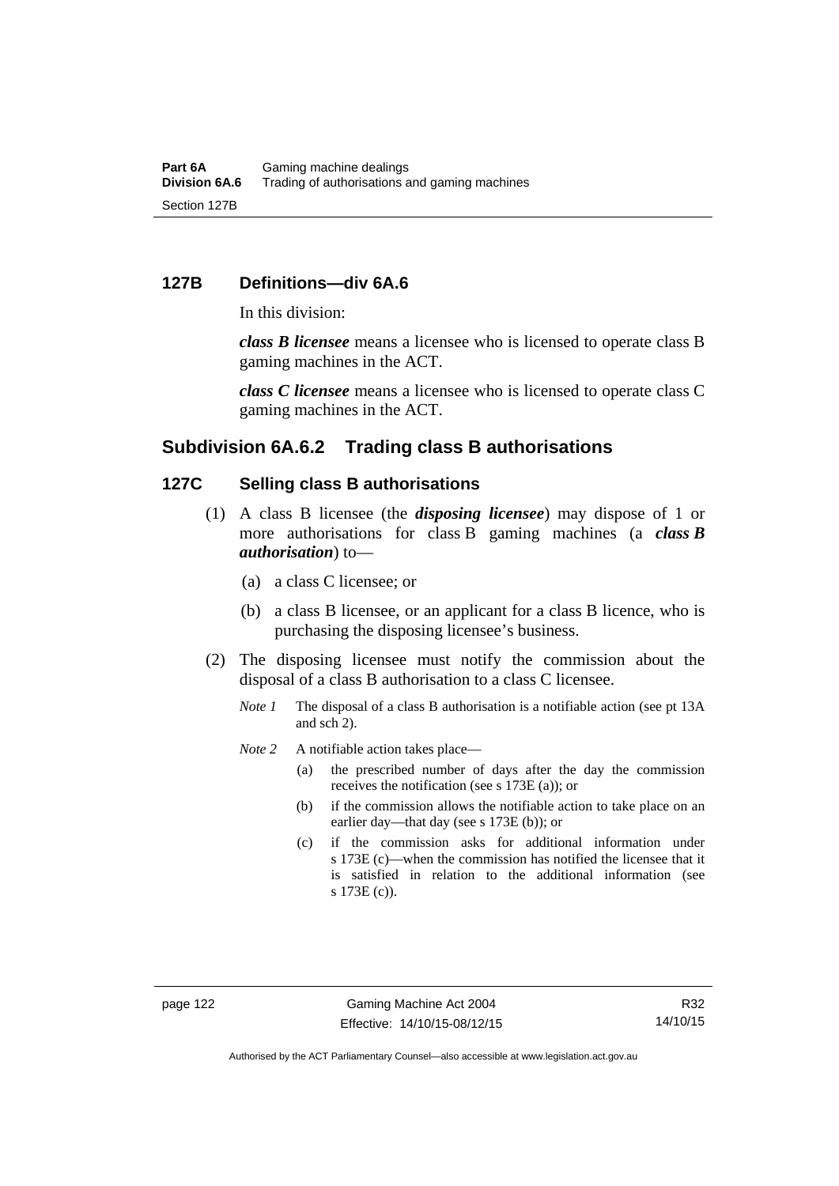## 127B Definitions—div 6A.6

In this division:

***class B licensee*** means a licensee who is licensed to operate class B gaming machines in the ACT.

***class C licensee*** means a licensee who is licensed to operate class C gaming machines in the ACT.

## Subdivision 6A.6.2 Trading class B authorisations

### 127C Selling class B authorisations

(1) A class B licensee (the ***disposing licensee***) may dispose of 1 or more authorisations for class B gaming machines (a ***class B authorisation***) to—

(a) a class C licensee; or

(b) a class B licensee, or an applicant for a class B licence, who is purchasing the disposing licensee's business.

(2) The disposing licensee must notify the commission about the disposal of a class B authorisation to a class C licensee.

*Note 1* The disposal of a class B authorisation is a notifiable action (see pt 13A and sch 2).

*Note 2* A notifiable action takes place—

(a) the prescribed number of days after the day the commission receives the notification (see s 173E (a)); or

(b) if the commission allows the notifiable action to take place on an earlier day—that day (see s 173E (b)); or

(c) if the commission asks for additional information under s 173E (c)—when the commission has notified the licensee that it is satisfied in relation to the additional information (see s 173E (c)).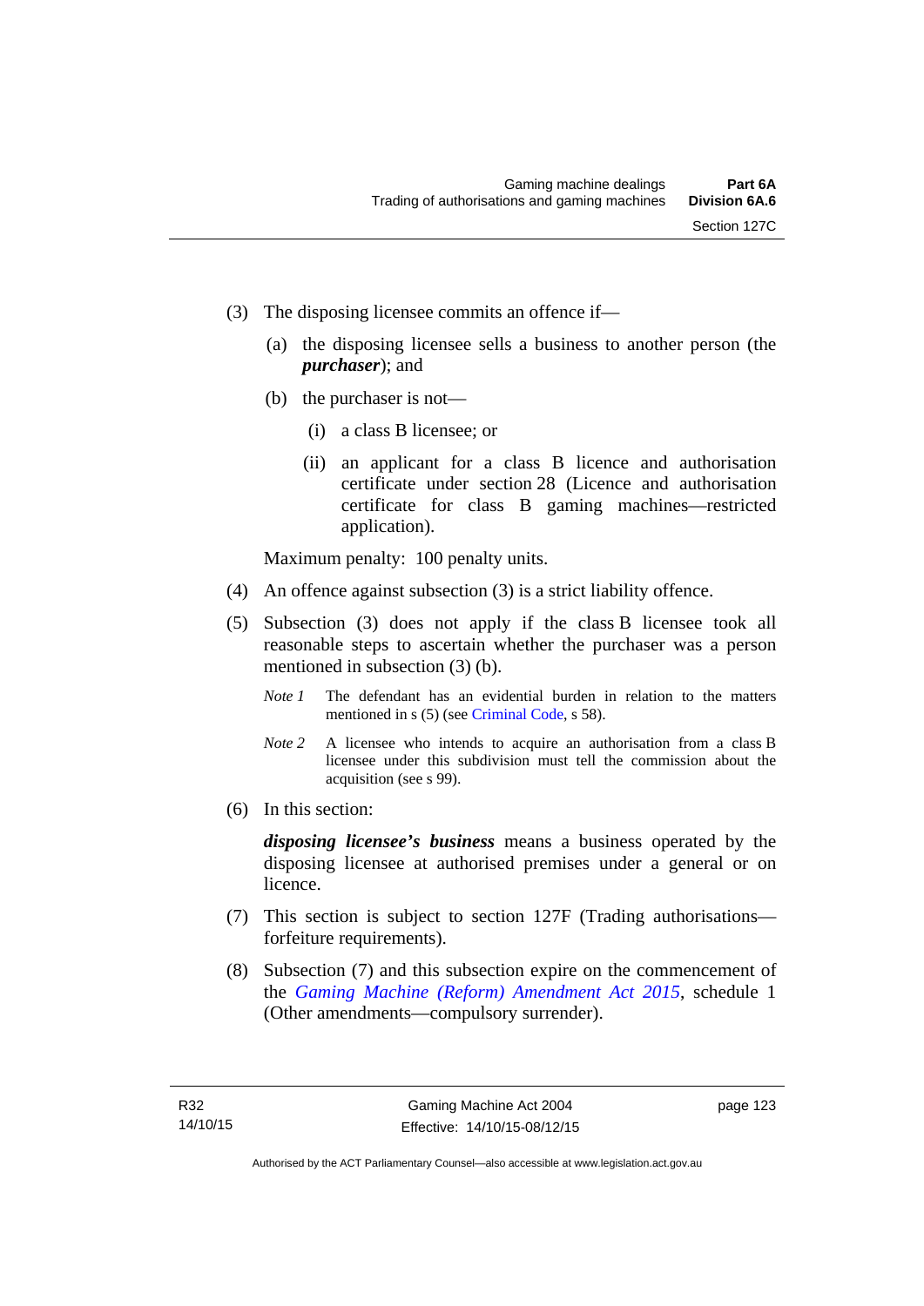(3) The disposing licensee commits an offence if—

(a) the disposing licensee sells a business to another person (the ***purchaser***); and

(b) the purchaser is not—

(i) a class B licensee; or

(ii) an applicant for a class B licence and authorisation certificate under section 28 (Licence and authorisation certificate for class B gaming machines—restricted application).

Maximum penalty: 100 penalty units.

(4) An offence against subsection (3) is a strict liability offence.

(5) Subsection (3) does not apply if the class B licensee took all reasonable steps to ascertain whether the purchaser was a person mentioned in subsection (3) (b).

*Note 1* The defendant has an evidential burden in relation to the matters mentioned in s (5) (see Criminal Code, s 58).

*Note 2* A licensee who intends to acquire an authorisation from a class B licensee under this subdivision must tell the commission about the acquisition (see s 99).

(6) In this section:

***disposing licensee's business*** means a business operated by the disposing licensee at authorised premises under a general or on licence.

(7) This section is subject to section 127F (Trading authorisations—forfeiture requirements).

(8) Subsection (7) and this subsection expire on the commencement of the *Gaming Machine (Reform) Amendment Act 2015*, schedule 1 (Other amendments—compulsory surrender).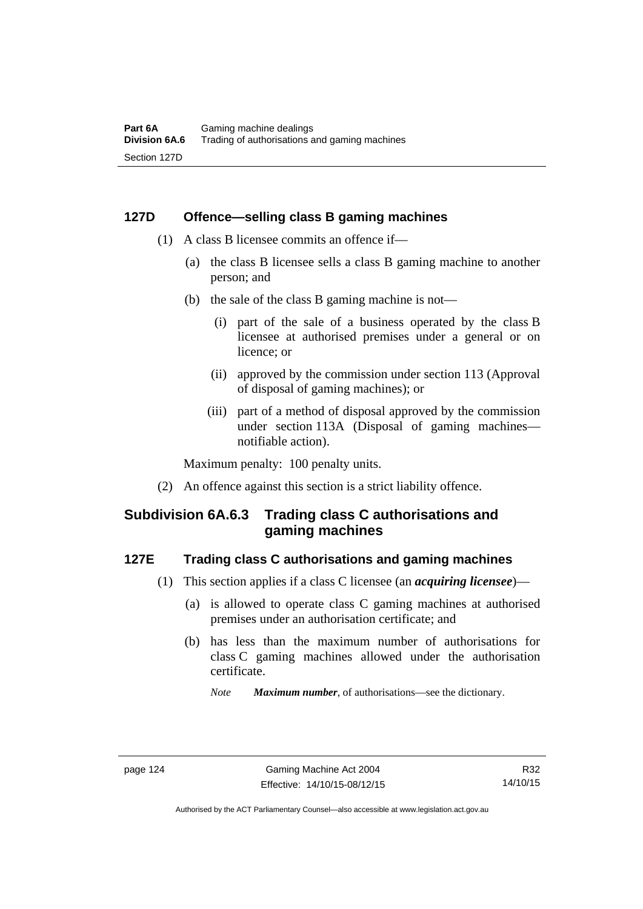### 127D Offence—selling class B gaming machines

(1) A class B licensee commits an offence if—

(a) the class B licensee sells a class B gaming machine to another person; and

(b) the sale of the class B gaming machine is not—

(i) part of the sale of a business operated by the class B licensee at authorised premises under a general or on licence; or

(ii) approved by the commission under section 113 (Approval of disposal of gaming machines); or

(iii) part of a method of disposal approved by the commission under section 113A (Disposal of gaming machines—notifiable action).

Maximum penalty: 100 penalty units.

(2) An offence against this section is a strict liability offence.

## Subdivision 6A.6.3 Trading class C authorisations and gaming machines

### 127E Trading class C authorisations and gaming machines

(1) This section applies if a class C licensee (an ***acquiring licensee***)—

(a) is allowed to operate class C gaming machines at authorised premises under an authorisation certificate; and

(b) has less than the maximum number of authorisations for class C gaming machines allowed under the authorisation certificate.

*Note* ***Maximum number***, of authorisations—see the dictionary.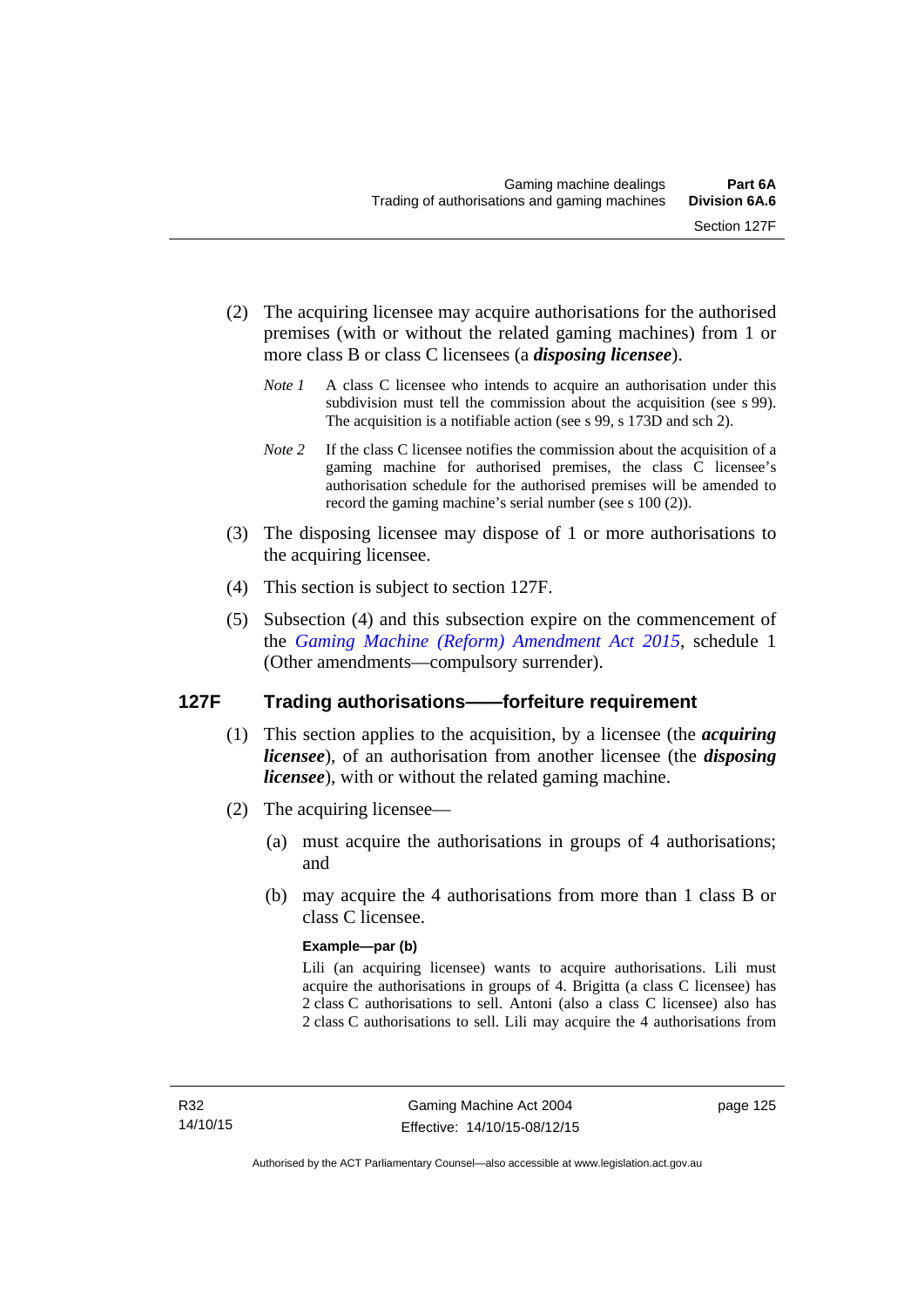(2) The acquiring licensee may acquire authorisations for the authorised premises (with or without the related gaming machines) from 1 or more class B or class C licensees (a ***disposing licensee***).

*Note 1* A class C licensee who intends to acquire an authorisation under this subdivision must tell the commission about the acquisition (see s 99). The acquisition is a notifiable action (see s 99, s 173D and sch 2).

*Note 2* If the class C licensee notifies the commission about the acquisition of a gaming machine for authorised premises, the class C licensee's authorisation schedule for the authorised premises will be amended to record the gaming machine's serial number (see s 100 (2)).

(3) The disposing licensee may dispose of 1 or more authorisations to the acquiring licensee.

(4) This section is subject to section 127F.

(5) Subsection (4) and this subsection expire on the commencement of the *Gaming Machine (Reform) Amendment Act 2015*, schedule 1 (Other amendments—compulsory surrender).

## 127F Trading authorisations——forfeiture requirement

(1) This section applies to the acquisition, by a licensee (the ***acquiring licensee***), of an authorisation from another licensee (the ***disposing licensee***), with or without the related gaming machine.

(2) The acquiring licensee—

(a) must acquire the authorisations in groups of 4 authorisations; and

(b) may acquire the 4 authorisations from more than 1 class B or class C licensee.

**Example—par (b)**

Lili (an acquiring licensee) wants to acquire authorisations. Lili must acquire the authorisations in groups of 4. Brigitta (a class C licensee) has 2 class C authorisations to sell. Antoni (also a class C licensee) also has 2 class C authorisations to sell. Lili may acquire the 4 authorisations from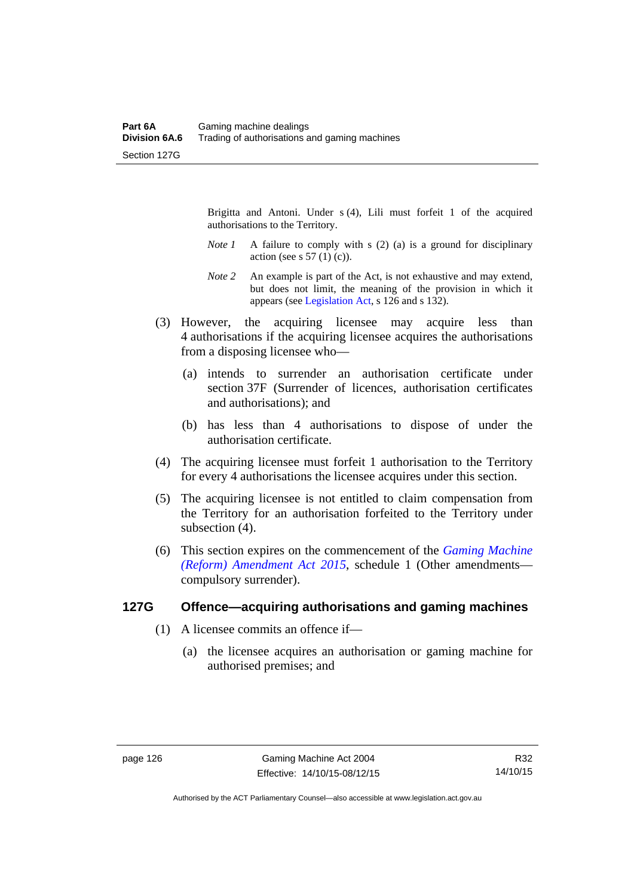Brigitta and Antoni. Under s (4), Lili must forfeit 1 of the acquired authorisations to the Territory.

*Note 1* A failure to comply with s (2) (a) is a ground for disciplinary action (see s 57 (1) (c)).

*Note 2* An example is part of the Act, is not exhaustive and may extend, but does not limit, the meaning of the provision in which it appears (see Legislation Act, s 126 and s 132).

(3) However, the acquiring licensee may acquire less than 4 authorisations if the acquiring licensee acquires the authorisations from a disposing licensee who—

(a) intends to surrender an authorisation certificate under section 37F (Surrender of licences, authorisation certificates and authorisations); and

(b) has less than 4 authorisations to dispose of under the authorisation certificate.

(4) The acquiring licensee must forfeit 1 authorisation to the Territory for every 4 authorisations the licensee acquires under this section.

(5) The acquiring licensee is not entitled to claim compensation from the Territory for an authorisation forfeited to the Territory under subsection (4).

(6) This section expires on the commencement of the *Gaming Machine (Reform) Amendment Act 2015*, schedule 1 (Other amendments—compulsory surrender).

### 127G Offence—acquiring authorisations and gaming machines

(1) A licensee commits an offence if—

(a) the licensee acquires an authorisation or gaming machine for authorised premises; and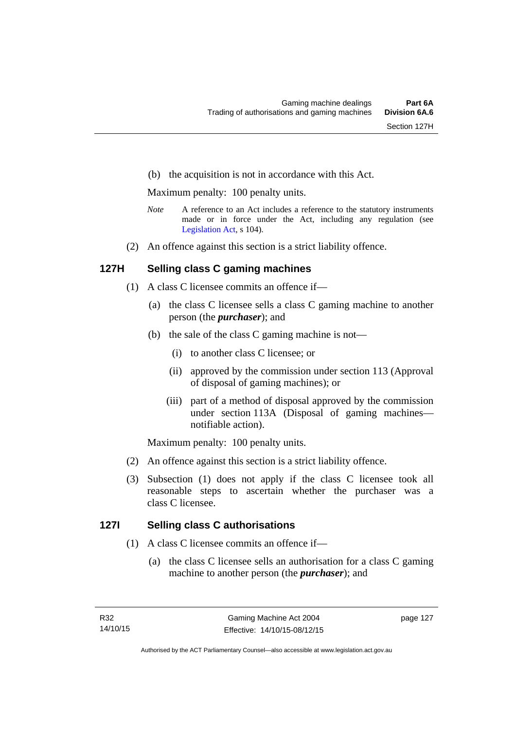(b) the acquisition is not in accordance with this Act.

Maximum penalty: 100 penalty units.

*Note* A reference to an Act includes a reference to the statutory instruments made or in force under the Act, including any regulation (see Legislation Act, s 104).

(2) An offence against this section is a strict liability offence.

## 127H Selling class C gaming machines

(1) A class C licensee commits an offence if—

(a) the class C licensee sells a class C gaming machine to another person (the ***purchaser***); and

(b) the sale of the class C gaming machine is not—

(i) to another class C licensee; or

(ii) approved by the commission under section 113 (Approval of disposal of gaming machines); or

(iii) part of a method of disposal approved by the commission under section 113A (Disposal of gaming machines—notifiable action).

Maximum penalty: 100 penalty units.

(2) An offence against this section is a strict liability offence.

(3) Subsection (1) does not apply if the class C licensee took all reasonable steps to ascertain whether the purchaser was a class C licensee.

## 127I Selling class C authorisations

(1) A class C licensee commits an offence if—

(a) the class C licensee sells an authorisation for a class C gaming machine to another person (the ***purchaser***); and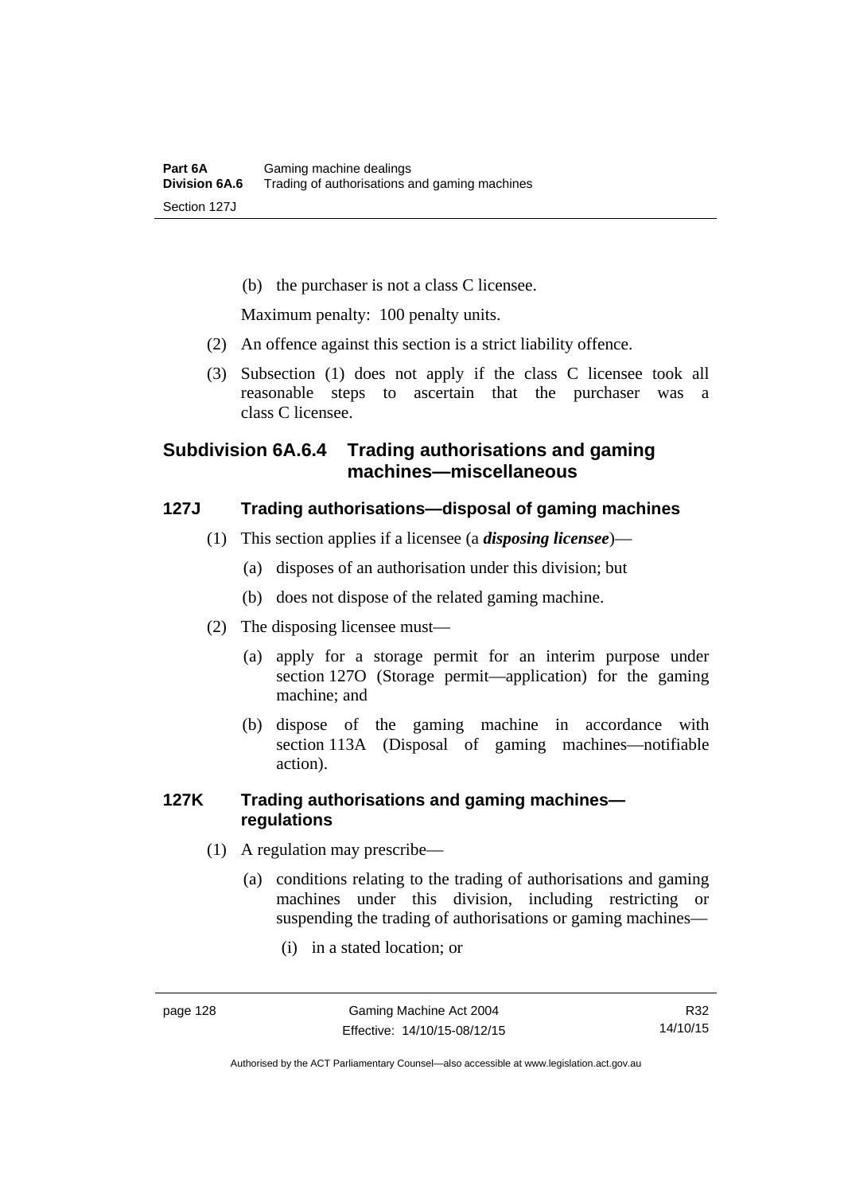(b) the purchaser is not a class C licensee.

Maximum penalty: 100 penalty units.

(2) An offence against this section is a strict liability offence.

(3) Subsection (1) does not apply if the class C licensee took all reasonable steps to ascertain that the purchaser was a class C licensee.

## Subdivision 6A.6.4 Trading authorisations and gaming machines—miscellaneous

### 127J Trading authorisations—disposal of gaming machines

(1) This section applies if a licensee (a ***disposing licensee***)—

(a) disposes of an authorisation under this division; but

(b) does not dispose of the related gaming machine.

(2) The disposing licensee must—

(a) apply for a storage permit for an interim purpose under section 127O (Storage permit—application) for the gaming machine; and

(b) dispose of the gaming machine in accordance with section 113A (Disposal of gaming machines—notifiable action).

### 127K Trading authorisations and gaming machines—regulations

(1) A regulation may prescribe—

(a) conditions relating to the trading of authorisations and gaming machines under this division, including restricting or suspending the trading of authorisations or gaming machines—

(i) in a stated location; or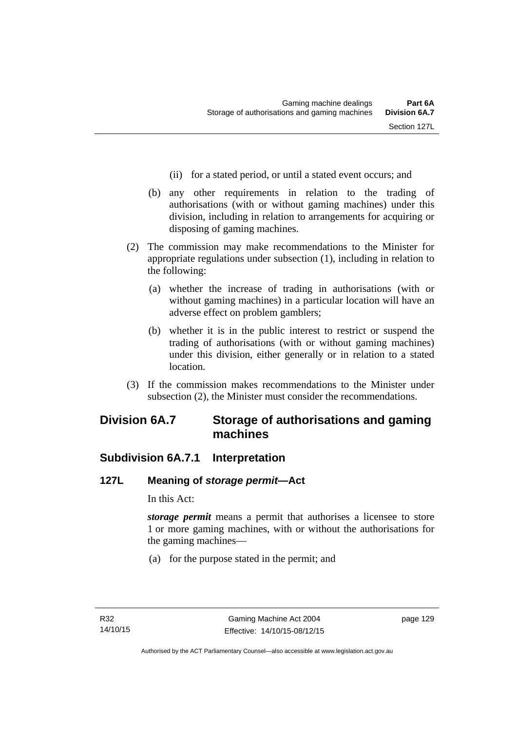(ii) for a stated period, or until a stated event occurs; and

(b) any other requirements in relation to the trading of authorisations (with or without gaming machines) under this division, including in relation to arrangements for acquiring or disposing of gaming machines.

(2) The commission may make recommendations to the Minister for appropriate regulations under subsection (1), including in relation to the following:

(a) whether the increase of trading in authorisations (with or without gaming machines) in a particular location will have an adverse effect on problem gamblers;

(b) whether it is in the public interest to restrict or suspend the trading of authorisations (with or without gaming machines) under this division, either generally or in relation to a stated location.

(3) If the commission makes recommendations to the Minister under subsection (2), the Minister must consider the recommendations.

## Division 6A.7 Storage of authorisations and gaming machines

### Subdivision 6A.7.1 Interpretation

#### 127L Meaning of *storage permit*—Act

In this Act:

***storage permit*** means a permit that authorises a licensee to store 1 or more gaming machines, with or without the authorisations for the gaming machines—

(a) for the purpose stated in the permit; and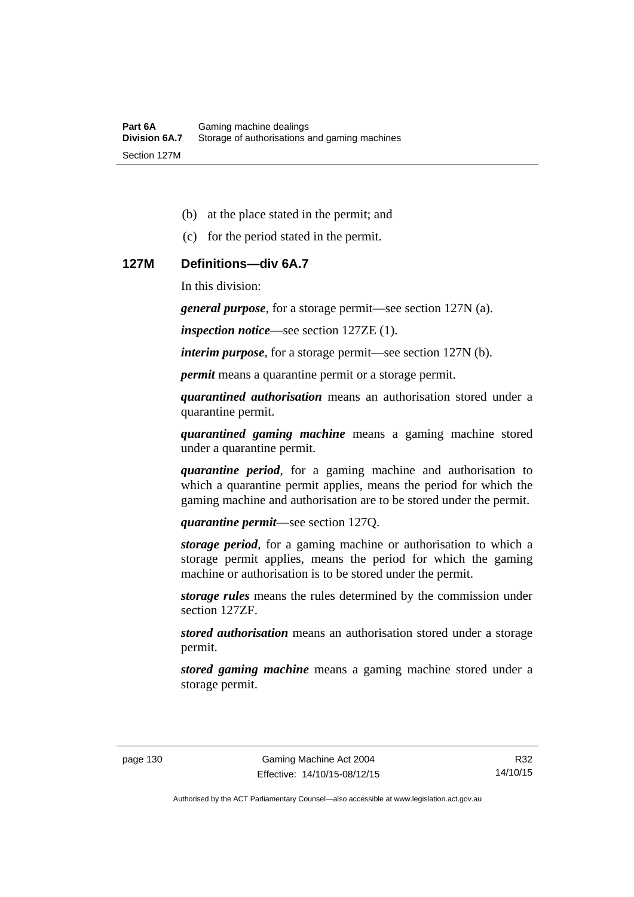(b) at the place stated in the permit; and

(c) for the period stated in the permit.

### 127M Definitions—div 6A.7

In this division:

***general purpose***, for a storage permit—see section 127N (a).

***inspection notice***—see section 127ZE (1).

***interim purpose***, for a storage permit—see section 127N (b).

***permit*** means a quarantine permit or a storage permit.

***quarantined authorisation*** means an authorisation stored under a quarantine permit.

***quarantined gaming machine*** means a gaming machine stored under a quarantine permit.

***quarantine period***, for a gaming machine and authorisation to which a quarantine permit applies, means the period for which the gaming machine and authorisation are to be stored under the permit.

***quarantine permit***—see section 127Q.

***storage period***, for a gaming machine or authorisation to which a storage permit applies, means the period for which the gaming machine or authorisation is to be stored under the permit.

***storage rules*** means the rules determined by the commission under section 127ZF.

***stored authorisation*** means an authorisation stored under a storage permit.

***stored gaming machine*** means a gaming machine stored under a storage permit.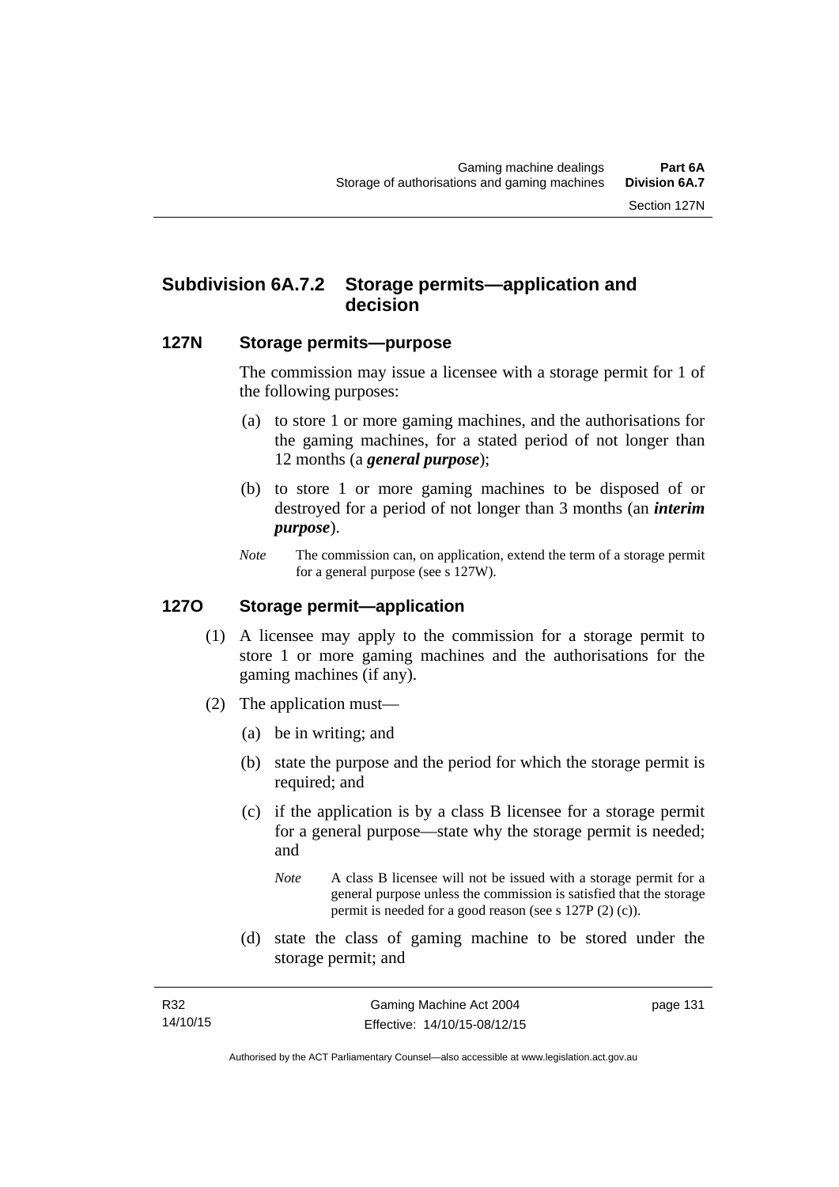## Subdivision 6A.7.2 Storage permits—application and decision

### 127N Storage permits—purpose

The commission may issue a licensee with a storage permit for 1 of the following purposes:

(a) to store 1 or more gaming machines, and the authorisations for the gaming machines, for a stated period of not longer than 12 months (a ***general purpose***);

(b) to store 1 or more gaming machines to be disposed of or destroyed for a period of not longer than 3 months (an ***interim purpose***).

*Note* The commission can, on application, extend the term of a storage permit for a general purpose (see s 127W).

### 127O Storage permit—application

(1) A licensee may apply to the commission for a storage permit to store 1 or more gaming machines and the authorisations for the gaming machines (if any).

(2) The application must—

(a) be in writing; and

(b) state the purpose and the period for which the storage permit is required; and

(c) if the application is by a class B licensee for a storage permit for a general purpose—state why the storage permit is needed; and

*Note* A class B licensee will not be issued with a storage permit for a general purpose unless the commission is satisfied that the storage permit is needed for a good reason (see s 127P (2) (c)).

(d) state the class of gaming machine to be stored under the storage permit; and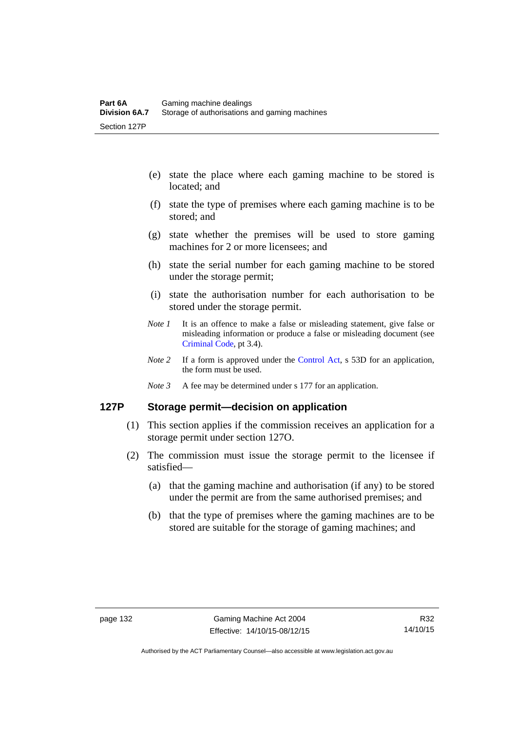(e) state the place where each gaming machine to be stored is located; and

(f) state the type of premises where each gaming machine is to be stored; and

(g) state whether the premises will be used to store gaming machines for 2 or more licensees; and

(h) state the serial number for each gaming machine to be stored under the storage permit;

(i) state the authorisation number for each authorisation to be stored under the storage permit.

*Note 1* It is an offence to make a false or misleading statement, give false or misleading information or produce a false or misleading document (see Criminal Code, pt 3.4).

*Note 2* If a form is approved under the Control Act, s 53D for an application, the form must be used.

*Note 3* A fee may be determined under s 177 for an application.

### 127P Storage permit—decision on application

(1) This section applies if the commission receives an application for a storage permit under section 127O.

(2) The commission must issue the storage permit to the licensee if satisfied—

(a) that the gaming machine and authorisation (if any) to be stored under the permit are from the same authorised premises; and

(b) that the type of premises where the gaming machines are to be stored are suitable for the storage of gaming machines; and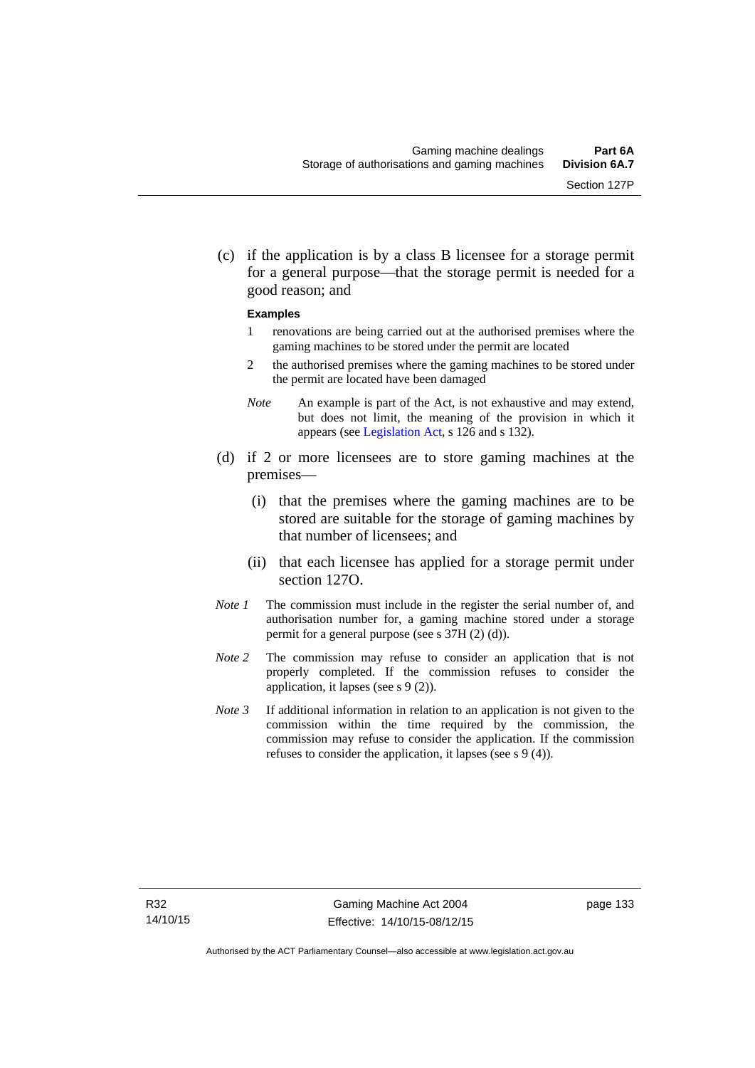(c) if the application is by a class B licensee for a storage permit for a general purpose—that the storage permit is needed for a good reason; and

**Examples**

1 renovations are being carried out at the authorised premises where the gaming machines to be stored under the permit are located

2 the authorised premises where the gaming machines to be stored under the permit are located have been damaged

*Note* An example is part of the Act, is not exhaustive and may extend, but does not limit, the meaning of the provision in which it appears (see Legislation Act, s 126 and s 132).

(d) if 2 or more licensees are to store gaming machines at the premises—

(i) that the premises where the gaming machines are to be stored are suitable for the storage of gaming machines by that number of licensees; and

(ii) that each licensee has applied for a storage permit under section 127O.

*Note 1* The commission must include in the register the serial number of, and authorisation number for, a gaming machine stored under a storage permit for a general purpose (see s 37H (2) (d)).

*Note 2* The commission may refuse to consider an application that is not properly completed. If the commission refuses to consider the application, it lapses (see s 9 (2)).

*Note 3* If additional information in relation to an application is not given to the commission within the time required by the commission, the commission may refuse to consider the application. If the commission refuses to consider the application, it lapses (see s 9 (4)).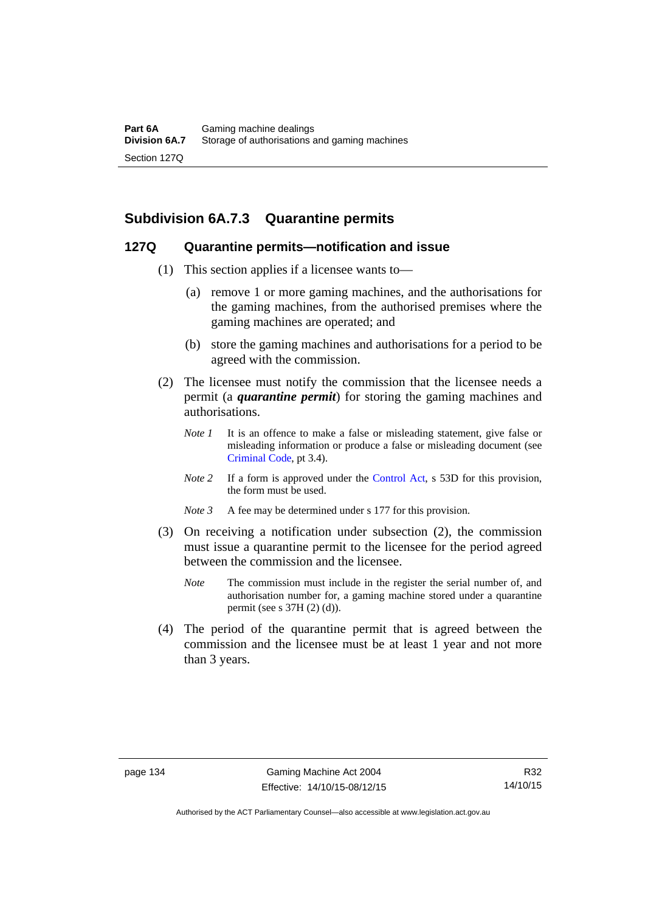## Subdivision 6A.7.3 Quarantine permits

### 127Q Quarantine permits—notification and issue

(1) This section applies if a licensee wants to—

(a) remove 1 or more gaming machines, and the authorisations for the gaming machines, from the authorised premises where the gaming machines are operated; and

(b) store the gaming machines and authorisations for a period to be agreed with the commission.

(2) The licensee must notify the commission that the licensee needs a permit (a ***quarantine permit***) for storing the gaming machines and authorisations.

*Note 1* It is an offence to make a false or misleading statement, give false or misleading information or produce a false or misleading document (see Criminal Code, pt 3.4).

*Note 2* If a form is approved under the Control Act, s 53D for this provision, the form must be used.

*Note 3* A fee may be determined under s 177 for this provision.

(3) On receiving a notification under subsection (2), the commission must issue a quarantine permit to the licensee for the period agreed between the commission and the licensee.

*Note* The commission must include in the register the serial number of, and authorisation number for, a gaming machine stored under a quarantine permit (see s 37H (2) (d)).

(4) The period of the quarantine permit that is agreed between the commission and the licensee must be at least 1 year and not more than 3 years.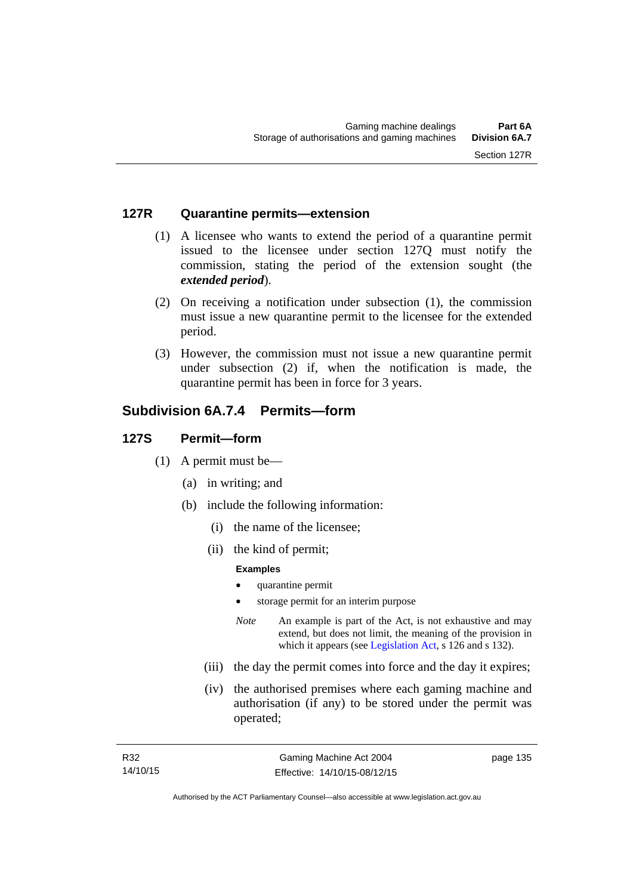### 127R Quarantine permits—extension

(1) A licensee who wants to extend the period of a quarantine permit issued to the licensee under section 127Q must notify the commission, stating the period of the extension sought (the ***extended period***).

(2) On receiving a notification under subsection (1), the commission must issue a new quarantine permit to the licensee for the extended period.

(3) However, the commission must not issue a new quarantine permit under subsection (2) if, when the notification is made, the quarantine permit has been in force for 3 years.

## Subdivision 6A.7.4 Permits—form

### 127S Permit—form

(1) A permit must be—

(a) in writing; and

(b) include the following information:

(i) the name of the licensee;

(ii) the kind of permit;

**Examples**

- quarantine permit
- storage permit for an interim purpose

*Note* An example is part of the Act, is not exhaustive and may extend, but does not limit, the meaning of the provision in which it appears (see Legislation Act, s 126 and s 132).

(iii) the day the permit comes into force and the day it expires;

(iv) the authorised premises where each gaming machine and authorisation (if any) to be stored under the permit was operated;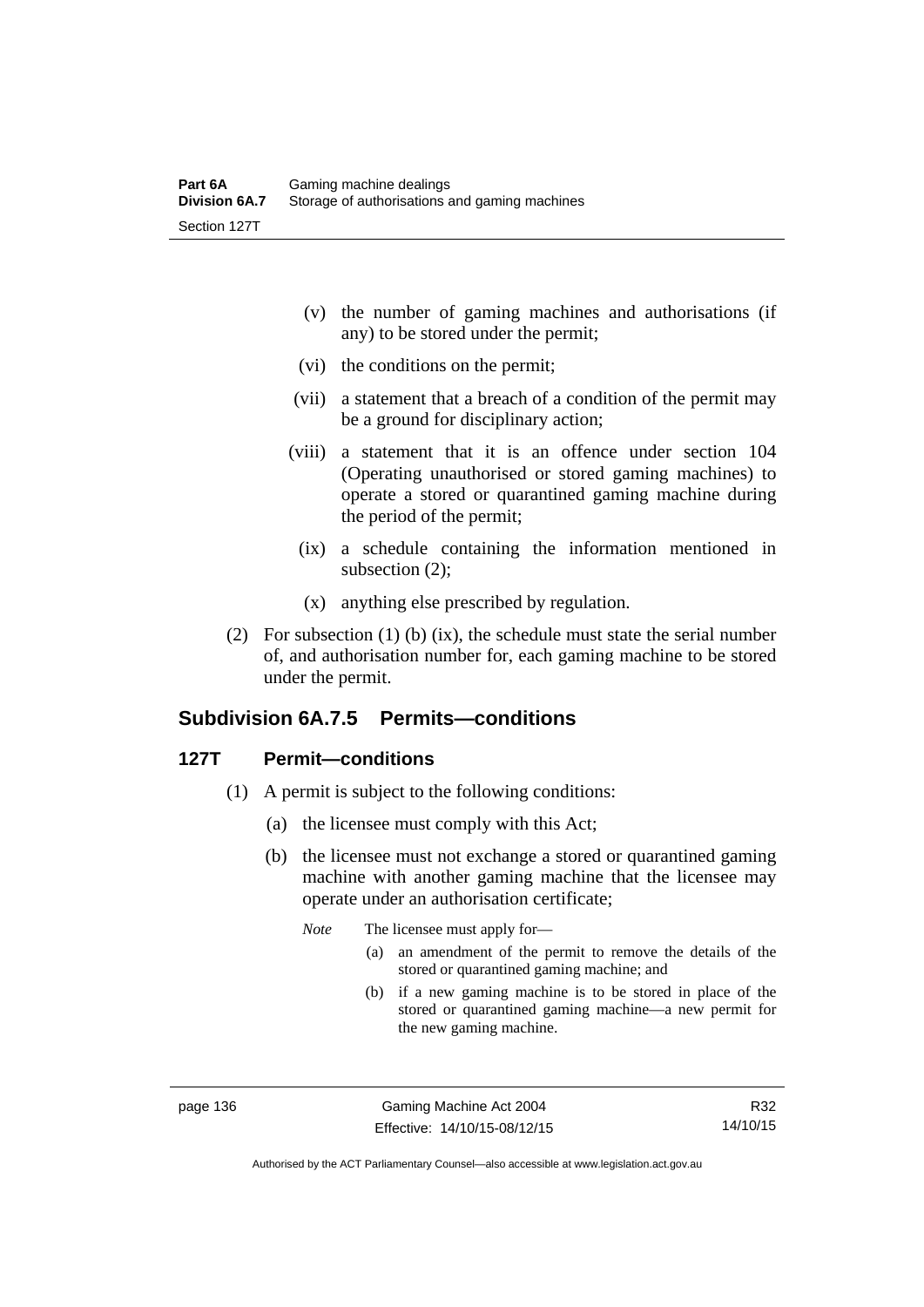(v) the number of gaming machines and authorisations (if any) to be stored under the permit;

(vi) the conditions on the permit;

(vii) a statement that a breach of a condition of the permit may be a ground for disciplinary action;

(viii) a statement that it is an offence under section 104 (Operating unauthorised or stored gaming machines) to operate a stored or quarantined gaming machine during the period of the permit;

(ix) a schedule containing the information mentioned in subsection (2);

(x) anything else prescribed by regulation.

(2) For subsection (1) (b) (ix), the schedule must state the serial number of, and authorisation number for, each gaming machine to be stored under the permit.

## Subdivision 6A.7.5 Permits—conditions

### 127T Permit—conditions

(1) A permit is subject to the following conditions:

(a) the licensee must comply with this Act;

(b) the licensee must not exchange a stored or quarantined gaming machine with another gaming machine that the licensee may operate under an authorisation certificate;

*Note* The licensee must apply for—

(a) an amendment of the permit to remove the details of the stored or quarantined gaming machine; and

(b) if a new gaming machine is to be stored in place of the stored or quarantined gaming machine—a new permit for the new gaming machine.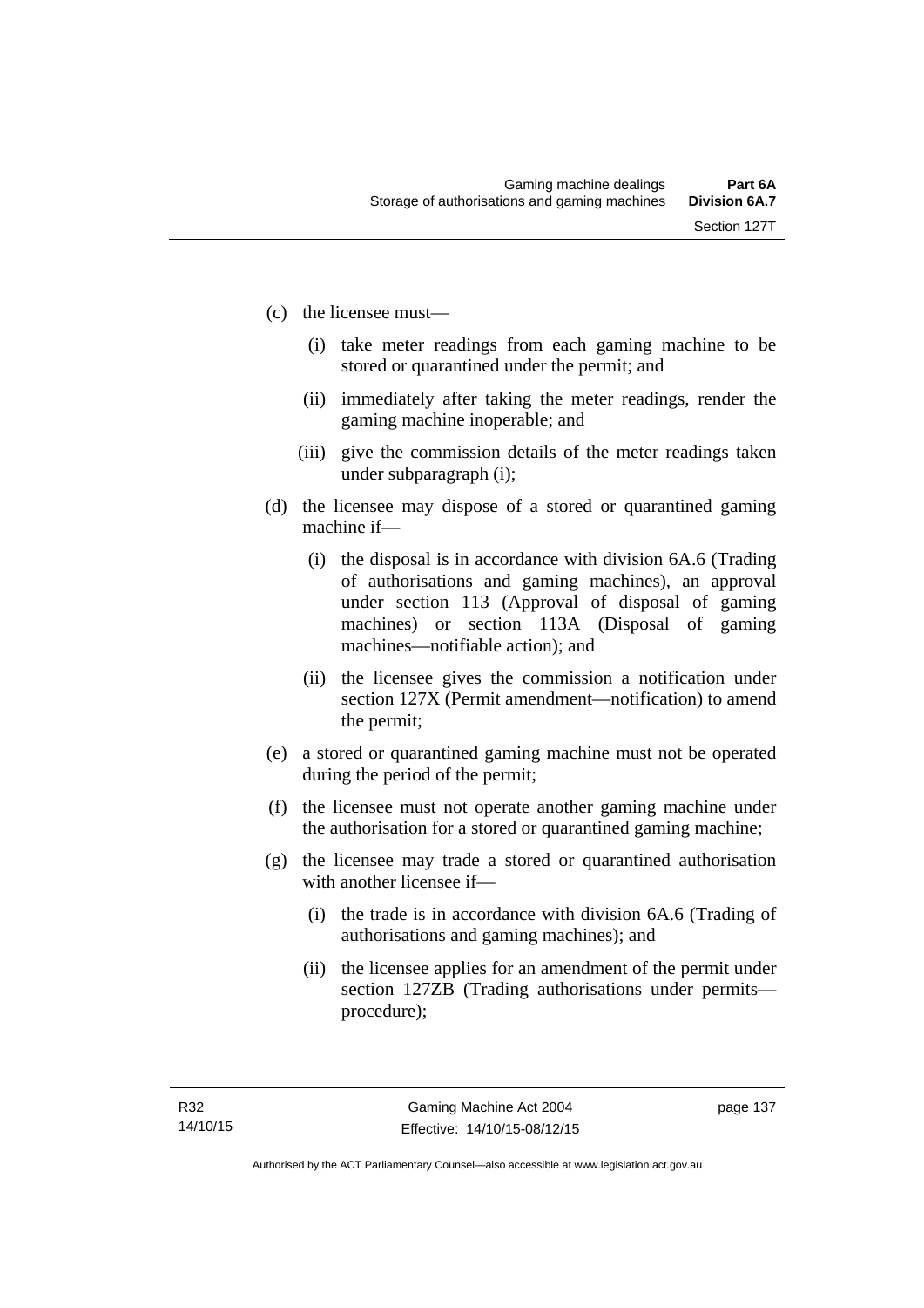(c) the licensee must—

  (i) take meter readings from each gaming machine to be stored or quarantined under the permit; and

  (ii) immediately after taking the meter readings, render the gaming machine inoperable; and

  (iii) give the commission details of the meter readings taken under subparagraph (i);

(d) the licensee may dispose of a stored or quarantined gaming machine if—

  (i) the disposal is in accordance with division 6A.6 (Trading of authorisations and gaming machines), an approval under section 113 (Approval of disposal of gaming machines) or section 113A (Disposal of gaming machines—notifiable action); and

  (ii) the licensee gives the commission a notification under section 127X (Permit amendment—notification) to amend the permit;

(e) a stored or quarantined gaming machine must not be operated during the period of the permit;

(f) the licensee must not operate another gaming machine under the authorisation for a stored or quarantined gaming machine;

(g) the licensee may trade a stored or quarantined authorisation with another licensee if—

  (i) the trade is in accordance with division 6A.6 (Trading of authorisations and gaming machines); and

  (ii) the licensee applies for an amendment of the permit under section 127ZB (Trading authorisations under permits—procedure);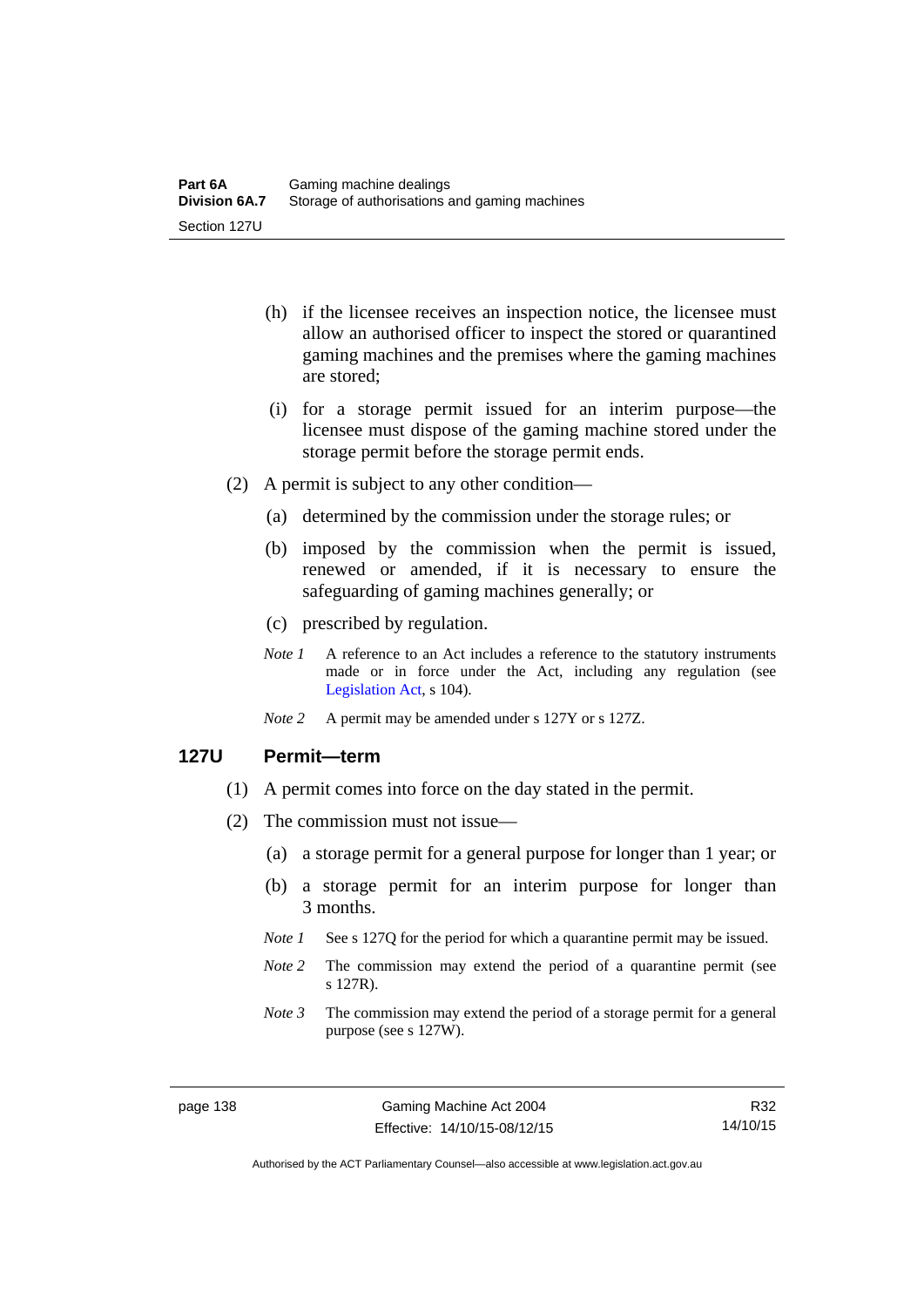(h) if the licensee receives an inspection notice, the licensee must allow an authorised officer to inspect the stored or quarantined gaming machines and the premises where the gaming machines are stored;

(i) for a storage permit issued for an interim purpose—the licensee must dispose of the gaming machine stored under the storage permit before the storage permit ends.

(2) A permit is subject to any other condition—

(a) determined by the commission under the storage rules; or

(b) imposed by the commission when the permit is issued, renewed or amended, if it is necessary to ensure the safeguarding of gaming machines generally; or

(c) prescribed by regulation.

*Note 1* A reference to an Act includes a reference to the statutory instruments made or in force under the Act, including any regulation (see Legislation Act, s 104).

*Note 2* A permit may be amended under s 127Y or s 127Z.

## 127U Permit—term

(1) A permit comes into force on the day stated in the permit.

(2) The commission must not issue—

(a) a storage permit for a general purpose for longer than 1 year; or

(b) a storage permit for an interim purpose for longer than 3 months.

*Note 1* See s 127Q for the period for which a quarantine permit may be issued.

*Note 2* The commission may extend the period of a quarantine permit (see s 127R).

*Note 3* The commission may extend the period of a storage permit for a general purpose (see s 127W).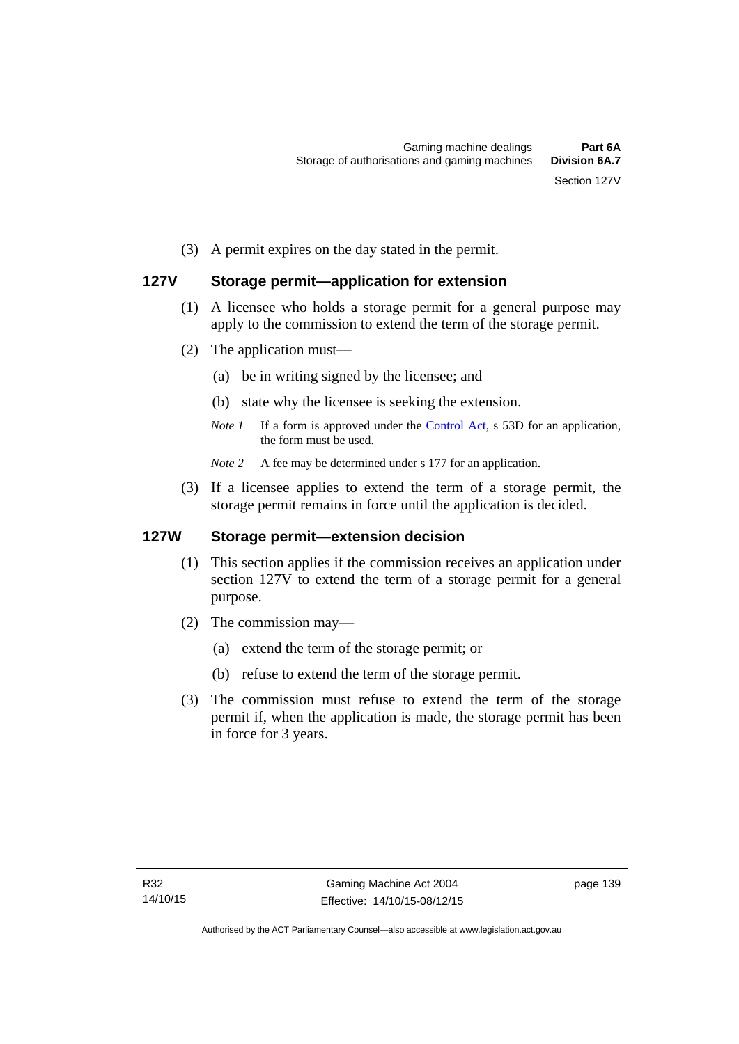(3) A permit expires on the day stated in the permit.

## 127V Storage permit—application for extension

(1) A licensee who holds a storage permit for a general purpose may apply to the commission to extend the term of the storage permit.

(2) The application must—

(a) be in writing signed by the licensee; and

(b) state why the licensee is seeking the extension.

*Note 1* If a form is approved under the Control Act, s 53D for an application, the form must be used.

*Note 2* A fee may be determined under s 177 for an application.

(3) If a licensee applies to extend the term of a storage permit, the storage permit remains in force until the application is decided.

## 127W Storage permit—extension decision

(1) This section applies if the commission receives an application under section 127V to extend the term of a storage permit for a general purpose.

(2) The commission may—

(a) extend the term of the storage permit; or

(b) refuse to extend the term of the storage permit.

(3) The commission must refuse to extend the term of the storage permit if, when the application is made, the storage permit has been in force for 3 years.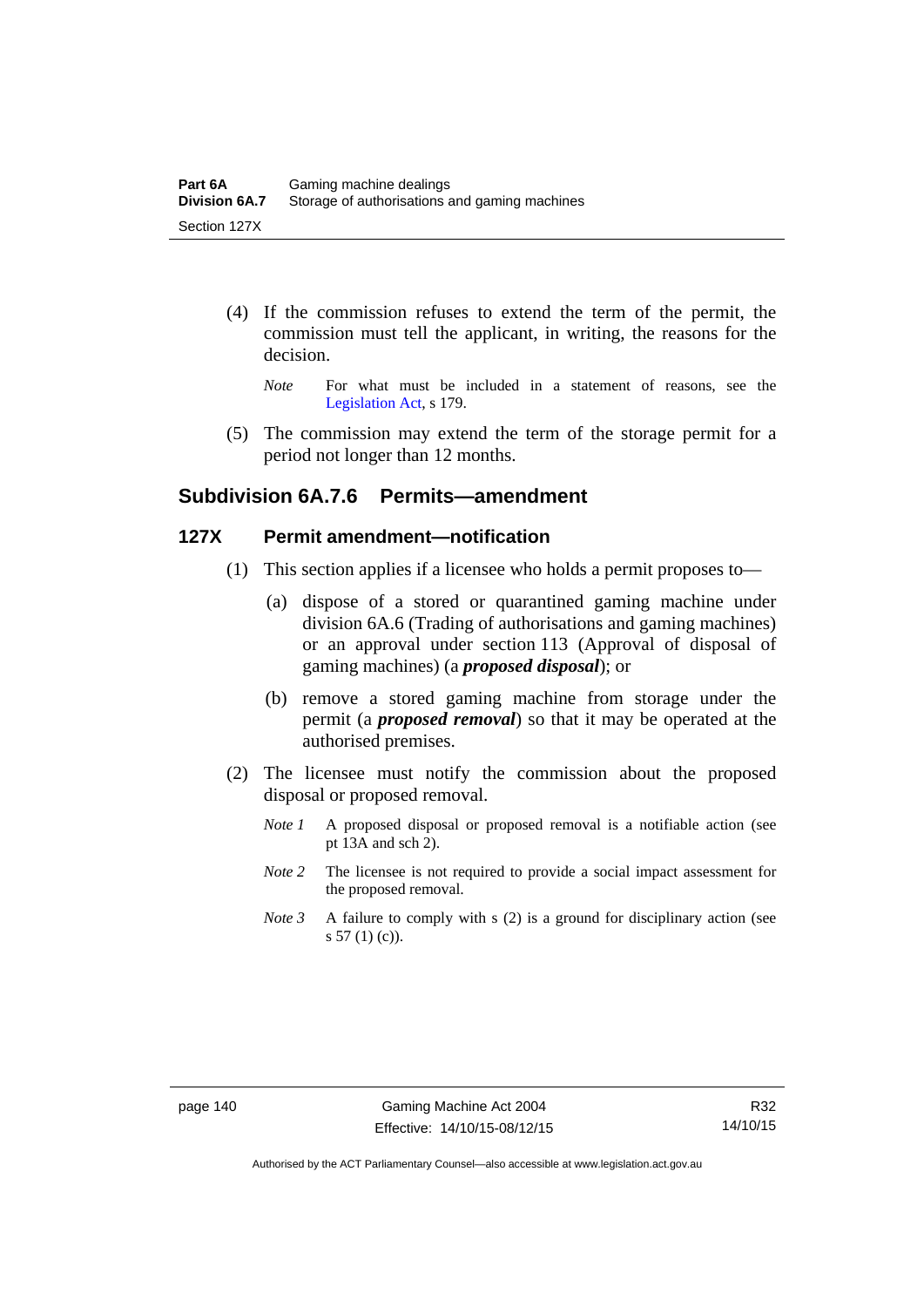(4) If the commission refuses to extend the term of the permit, the commission must tell the applicant, in writing, the reasons for the decision.

*Note* For what must be included in a statement of reasons, see the Legislation Act, s 179.

(5) The commission may extend the term of the storage permit for a period not longer than 12 months.

## Subdivision 6A.7.6 Permits—amendment

### 127X Permit amendment—notification

(1) This section applies if a licensee who holds a permit proposes to—

(a) dispose of a stored or quarantined gaming machine under division 6A.6 (Trading of authorisations and gaming machines) or an approval under section 113 (Approval of disposal of gaming machines) (a ***proposed disposal***); or

(b) remove a stored gaming machine from storage under the permit (a ***proposed removal***) so that it may be operated at the authorised premises.

(2) The licensee must notify the commission about the proposed disposal or proposed removal.

*Note 1* A proposed disposal or proposed removal is a notifiable action (see pt 13A and sch 2).

*Note 2* The licensee is not required to provide a social impact assessment for the proposed removal.

*Note 3* A failure to comply with s (2) is a ground for disciplinary action (see s 57 (1) (c)).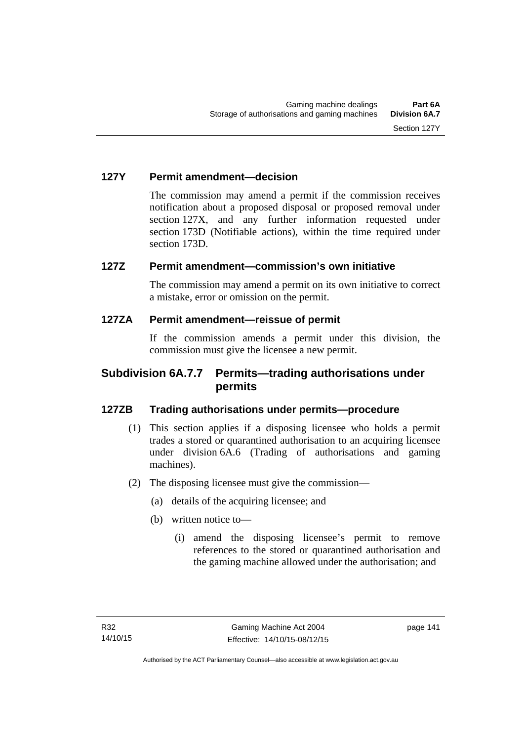### 127Y Permit amendment—decision

The commission may amend a permit if the commission receives notification about a proposed disposal or proposed removal under section 127X, and any further information requested under section 173D (Notifiable actions), within the time required under section 173D.

### 127Z Permit amendment—commission's own initiative

The commission may amend a permit on its own initiative to correct a mistake, error or omission on the permit.

### 127ZA Permit amendment—reissue of permit

If the commission amends a permit under this division, the commission must give the licensee a new permit.

## Subdivision 6A.7.7 Permits—trading authorisations under permits

### 127ZB Trading authorisations under permits—procedure

(1) This section applies if a disposing licensee who holds a permit trades a stored or quarantined authorisation to an acquiring licensee under division 6A.6 (Trading of authorisations and gaming machines).

(2) The disposing licensee must give the commission—

(a) details of the acquiring licensee; and

(b) written notice to—

(i) amend the disposing licensee's permit to remove references to the stored or quarantined authorisation and the gaming machine allowed under the authorisation; and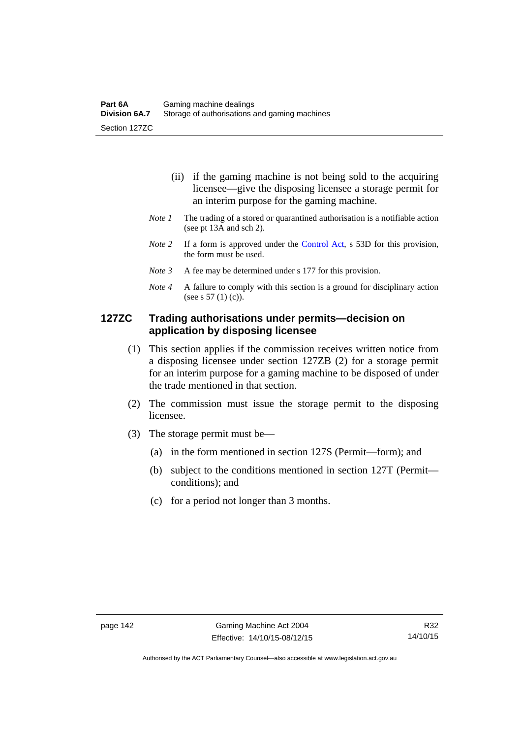(ii) if the gaming machine is not being sold to the acquiring licensee—give the disposing licensee a storage permit for an interim purpose for the gaming machine.

*Note 1* The trading of a stored or quarantined authorisation is a notifiable action (see pt 13A and sch 2).

*Note 2* If a form is approved under the Control Act, s 53D for this provision, the form must be used.

*Note 3* A fee may be determined under s 177 for this provision.

*Note 4* A failure to comply with this section is a ground for disciplinary action (see s 57 (1) (c)).

### 127ZC Trading authorisations under permits—decision on application by disposing licensee

(1) This section applies if the commission receives written notice from a disposing licensee under section 127ZB (2) for a storage permit for an interim purpose for a gaming machine to be disposed of under the trade mentioned in that section.

(2) The commission must issue the storage permit to the disposing licensee.

(3) The storage permit must be—

(a) in the form mentioned in section 127S (Permit—form); and

(b) subject to the conditions mentioned in section 127T (Permit—conditions); and

(c) for a period not longer than 3 months.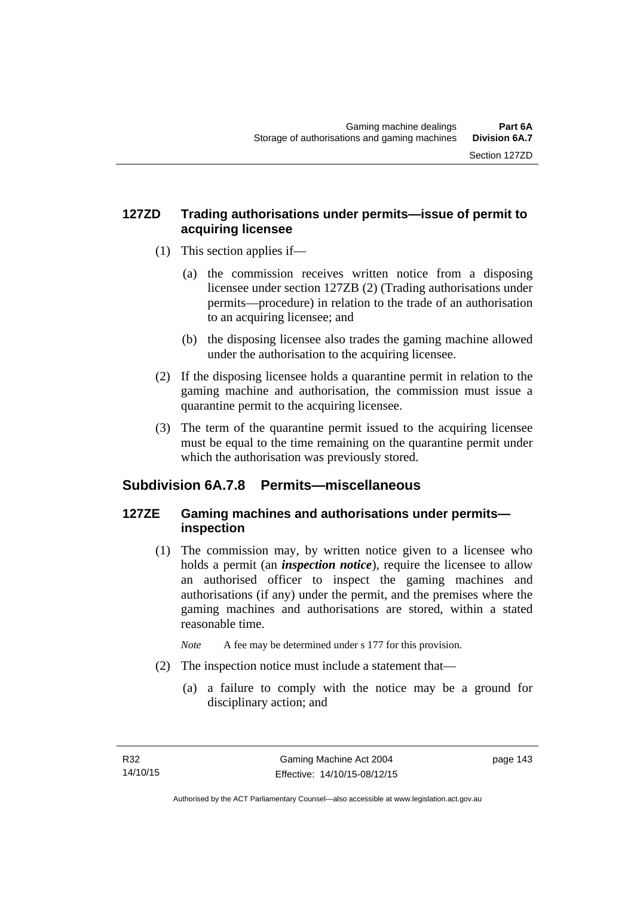## 127ZD Trading authorisations under permits—issue of permit to acquiring licensee

(1) This section applies if—

(a) the commission receives written notice from a disposing licensee under section 127ZB (2) (Trading authorisations under permits—procedure) in relation to the trade of an authorisation to an acquiring licensee; and

(b) the disposing licensee also trades the gaming machine allowed under the authorisation to the acquiring licensee.

(2) If the disposing licensee holds a quarantine permit in relation to the gaming machine and authorisation, the commission must issue a quarantine permit to the acquiring licensee.

(3) The term of the quarantine permit issued to the acquiring licensee must be equal to the time remaining on the quarantine permit under which the authorisation was previously stored.

# Subdivision 6A.7.8 Permits—miscellaneous

## 127ZE Gaming machines and authorisations under permits—inspection

(1) The commission may, by written notice given to a licensee who holds a permit (an ***inspection notice***), require the licensee to allow an authorised officer to inspect the gaming machines and authorisations (if any) under the permit, and the premises where the gaming machines and authorisations are stored, within a stated reasonable time.

*Note* A fee may be determined under s 177 for this provision.

(2) The inspection notice must include a statement that—

(a) a failure to comply with the notice may be a ground for disciplinary action; and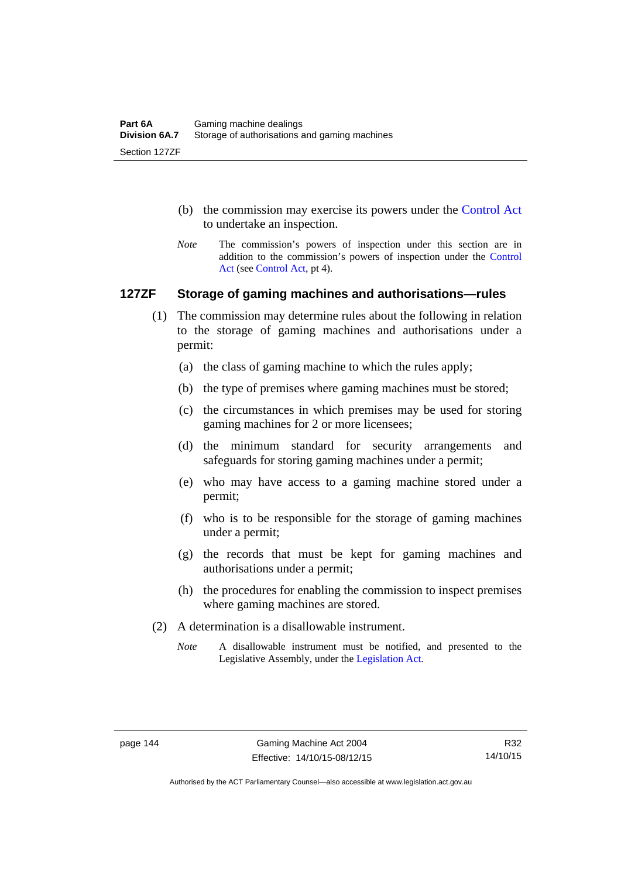(b) the commission may exercise its powers under the Control Act to undertake an inspection.

*Note* The commission's powers of inspection under this section are in addition to the commission's powers of inspection under the Control Act (see Control Act, pt 4).

### 127ZF Storage of gaming machines and authorisations—rules

(1) The commission may determine rules about the following in relation to the storage of gaming machines and authorisations under a permit:

(a) the class of gaming machine to which the rules apply;

(b) the type of premises where gaming machines must be stored;

(c) the circumstances in which premises may be used for storing gaming machines for 2 or more licensees;

(d) the minimum standard for security arrangements and safeguards for storing gaming machines under a permit;

(e) who may have access to a gaming machine stored under a permit;

(f) who is to be responsible for the storage of gaming machines under a permit;

(g) the records that must be kept for gaming machines and authorisations under a permit;

(h) the procedures for enabling the commission to inspect premises where gaming machines are stored.

(2) A determination is a disallowable instrument.

*Note* A disallowable instrument must be notified, and presented to the Legislative Assembly, under the Legislation Act.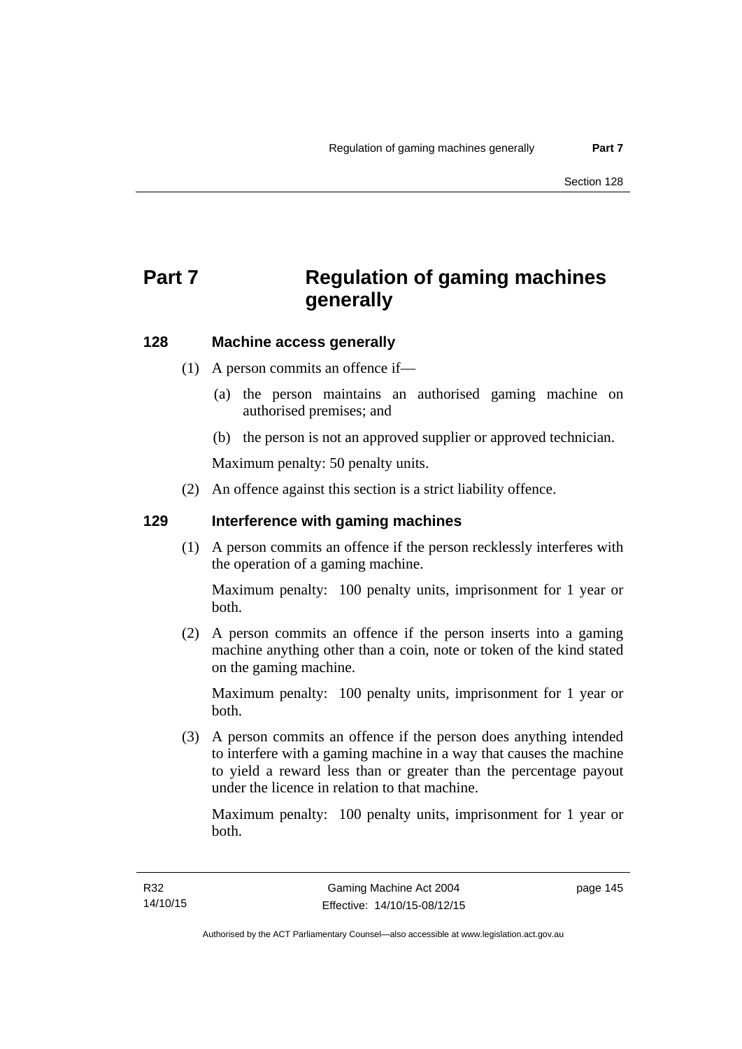# Part 7 Regulation of gaming machines generally

## 128 Machine access generally

(1) A person commits an offence if—

(a) the person maintains an authorised gaming machine on authorised premises; and

(b) the person is not an approved supplier or approved technician.

Maximum penalty: 50 penalty units.

(2) An offence against this section is a strict liability offence.

## 129 Interference with gaming machines

(1) A person commits an offence if the person recklessly interferes with the operation of a gaming machine.

Maximum penalty: 100 penalty units, imprisonment for 1 year or both.

(2) A person commits an offence if the person inserts into a gaming machine anything other than a coin, note or token of the kind stated on the gaming machine.

Maximum penalty: 100 penalty units, imprisonment for 1 year or both.

(3) A person commits an offence if the person does anything intended to interfere with a gaming machine in a way that causes the machine to yield a reward less than or greater than the percentage payout under the licence in relation to that machine.

Maximum penalty: 100 penalty units, imprisonment for 1 year or both.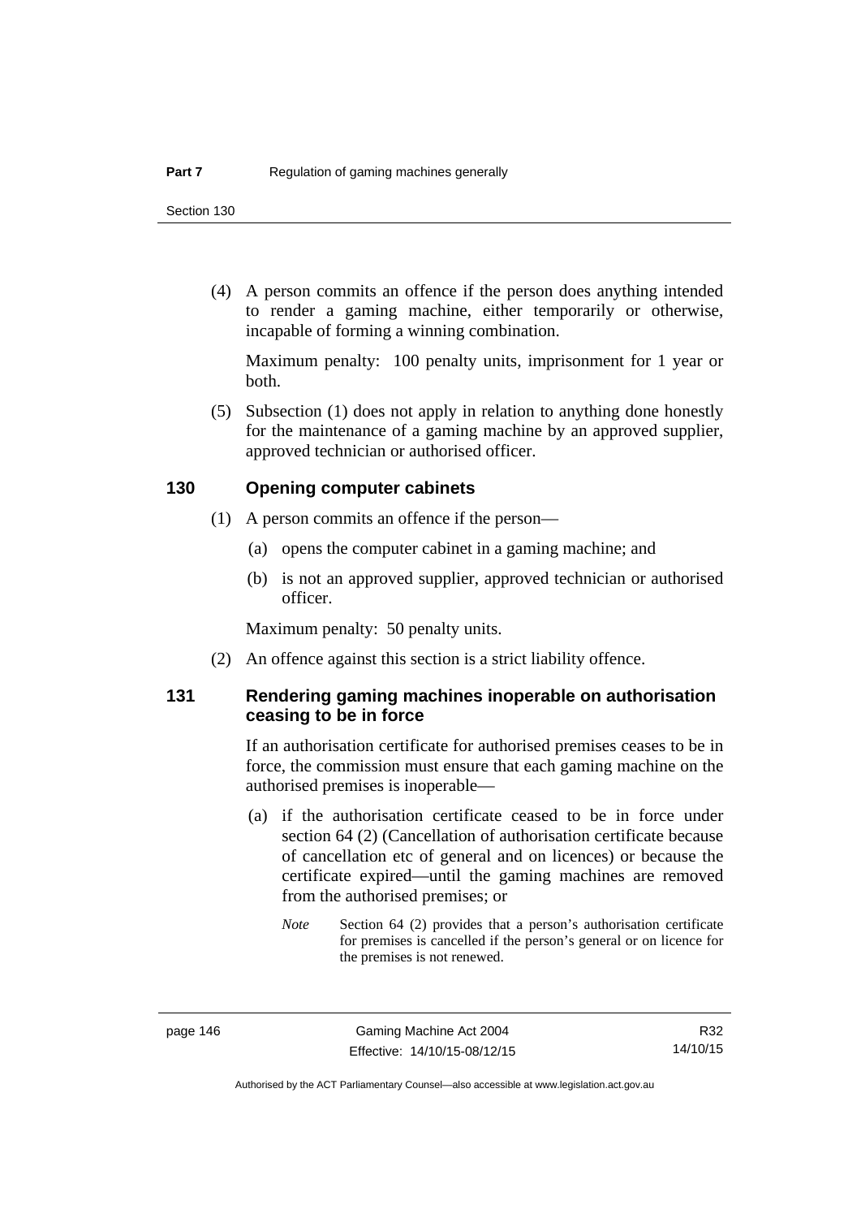(4) A person commits an offence if the person does anything intended to render a gaming machine, either temporarily or otherwise, incapable of forming a winning combination.

Maximum penalty: 100 penalty units, imprisonment for 1 year or both.

(5) Subsection (1) does not apply in relation to anything done honestly for the maintenance of a gaming machine by an approved supplier, approved technician or authorised officer.

## 130 Opening computer cabinets

(1) A person commits an offence if the person—

(a) opens the computer cabinet in a gaming machine; and

(b) is not an approved supplier, approved technician or authorised officer.

Maximum penalty: 50 penalty units.

(2) An offence against this section is a strict liability offence.

## 131 Rendering gaming machines inoperable on authorisation ceasing to be in force

If an authorisation certificate for authorised premises ceases to be in force, the commission must ensure that each gaming machine on the authorised premises is inoperable—

(a) if the authorisation certificate ceased to be in force under section 64 (2) (Cancellation of authorisation certificate because of cancellation etc of general and on licences) or because the certificate expired—until the gaming machines are removed from the authorised premises; or

*Note* Section 64 (2) provides that a person's authorisation certificate for premises is cancelled if the person's general or on licence for the premises is not renewed.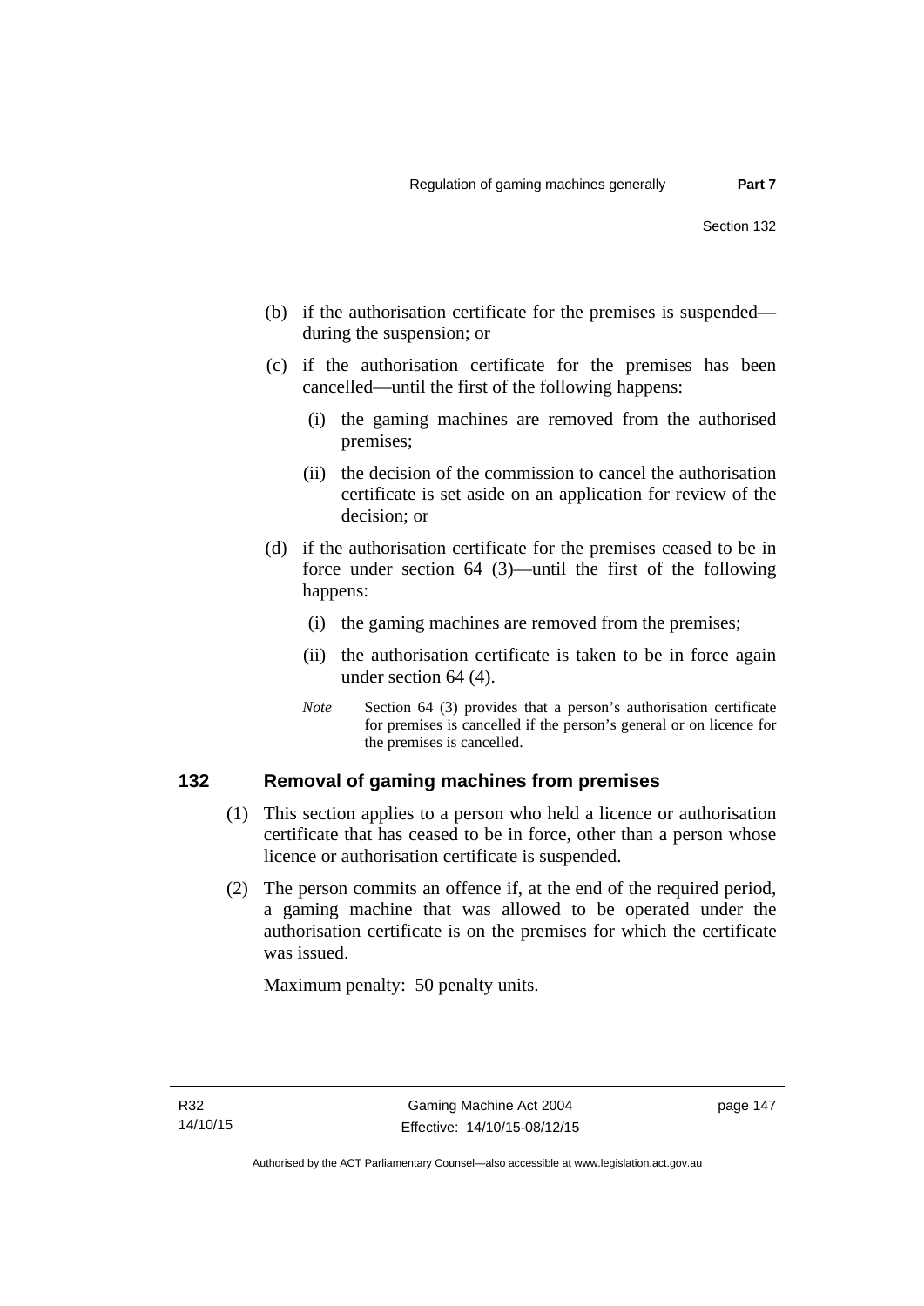(b) if the authorisation certificate for the premises is suspended—during the suspension; or

(c) if the authorisation certificate for the premises has been cancelled—until the first of the following happens:

  (i) the gaming machines are removed from the authorised premises;

  (ii) the decision of the commission to cancel the authorisation certificate is set aside on an application for review of the decision; or

(d) if the authorisation certificate for the premises ceased to be in force under section 64 (3)—until the first of the following happens:

  (i) the gaming machines are removed from the premises;

  (ii) the authorisation certificate is taken to be in force again under section 64 (4).

*Note* Section 64 (3) provides that a person's authorisation certificate for premises is cancelled if the person's general or on licence for the premises is cancelled.

## 132 Removal of gaming machines from premises

(1) This section applies to a person who held a licence or authorisation certificate that has ceased to be in force, other than a person whose licence or authorisation certificate is suspended.

(2) The person commits an offence if, at the end of the required period, a gaming machine that was allowed to be operated under the authorisation certificate is on the premises for which the certificate was issued.

Maximum penalty: 50 penalty units.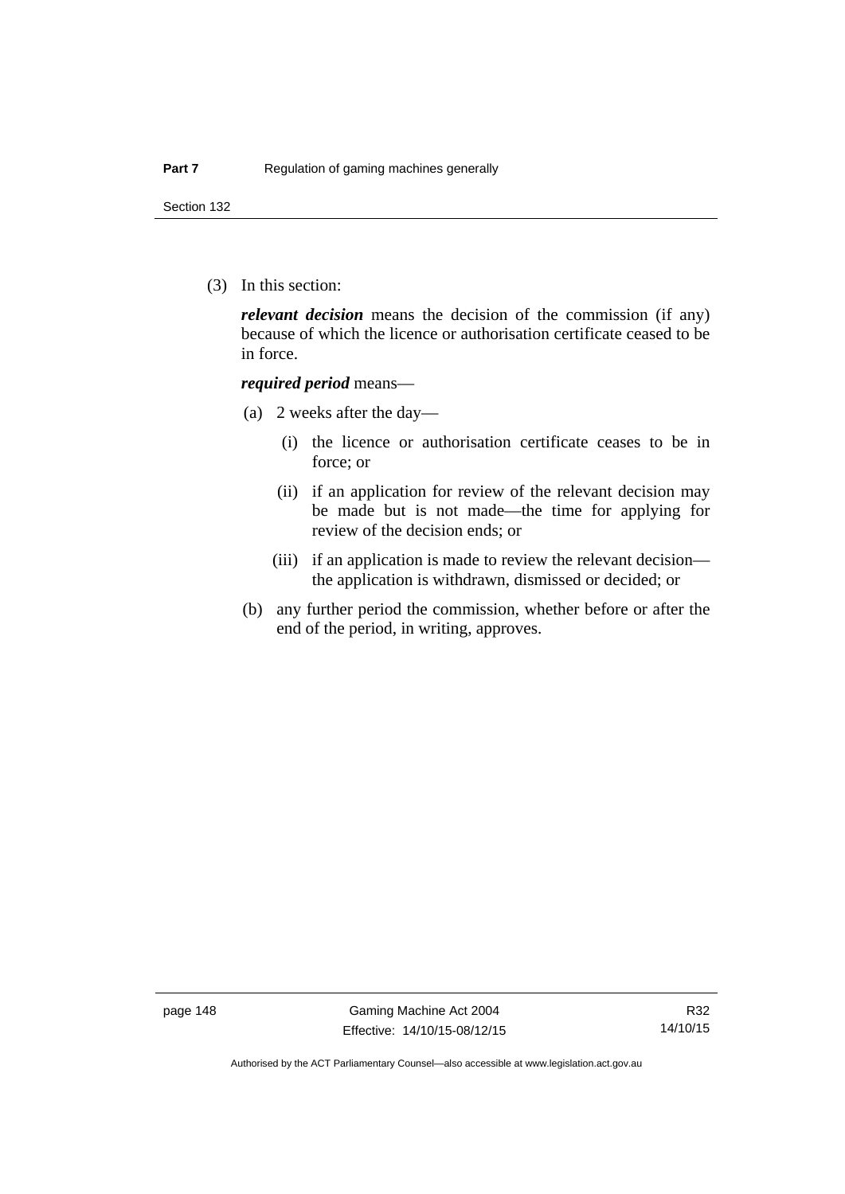(3) In this section:

***relevant decision*** means the decision of the commission (if any) because of which the licence or authorisation certificate ceased to be in force.

***required period*** means—

(a) 2 weeks after the day—

(i) the licence or authorisation certificate ceases to be in force; or

(ii) if an application for review of the relevant decision may be made but is not made—the time for applying for review of the decision ends; or

(iii) if an application is made to review the relevant decision—the application is withdrawn, dismissed or decided; or

(b) any further period the commission, whether before or after the end of the period, in writing, approves.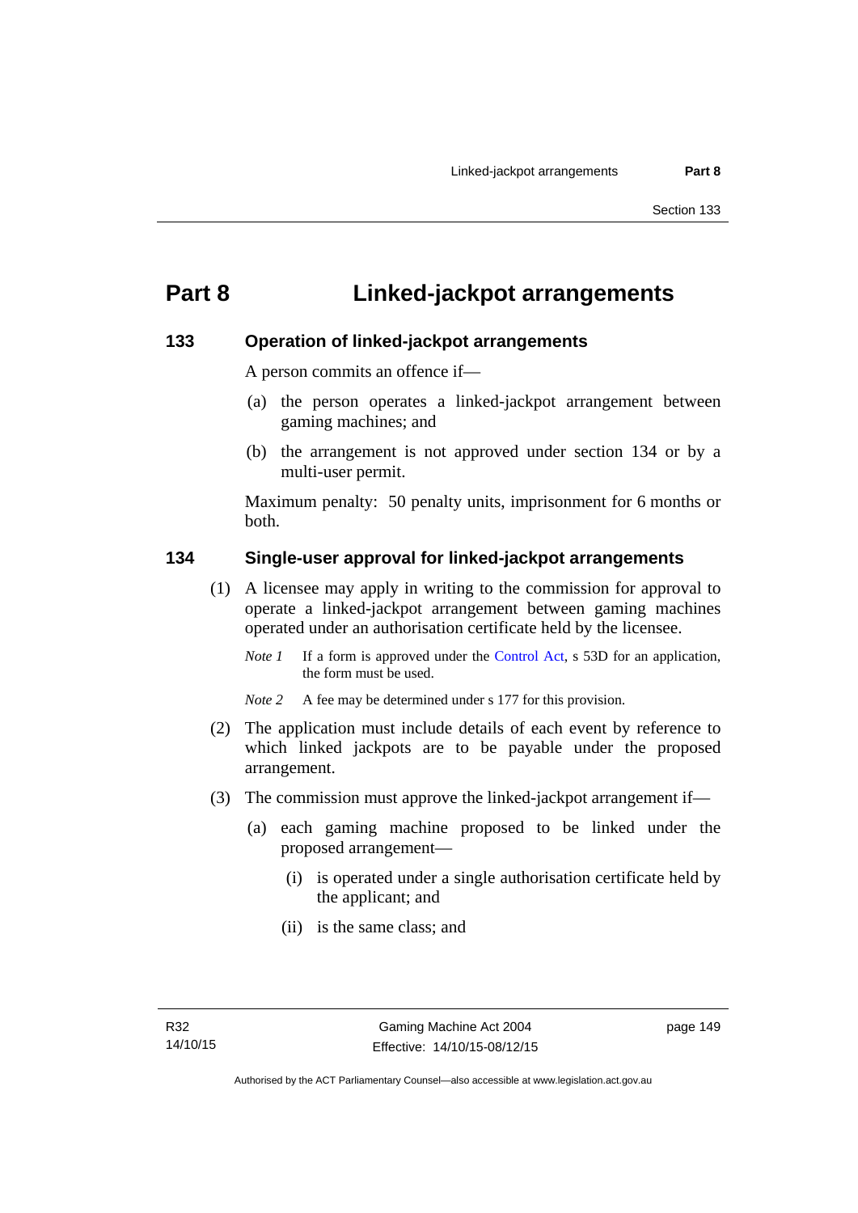# Part 8 Linked-jackpot arrangements

## 133 Operation of linked-jackpot arrangements

A person commits an offence if—

(a) the person operates a linked-jackpot arrangement between gaming machines; and

(b) the arrangement is not approved under section 134 or by a multi-user permit.

Maximum penalty: 50 penalty units, imprisonment for 6 months or both.

## 134 Single-user approval for linked-jackpot arrangements

(1) A licensee may apply in writing to the commission for approval to operate a linked-jackpot arrangement between gaming machines operated under an authorisation certificate held by the licensee.

*Note 1* If a form is approved under the Control Act, s 53D for an application, the form must be used.

*Note 2* A fee may be determined under s 177 for this provision.

(2) The application must include details of each event by reference to which linked jackpots are to be payable under the proposed arrangement.

(3) The commission must approve the linked-jackpot arrangement if—

(a) each gaming machine proposed to be linked under the proposed arrangement—

(i) is operated under a single authorisation certificate held by the applicant; and

(ii) is the same class; and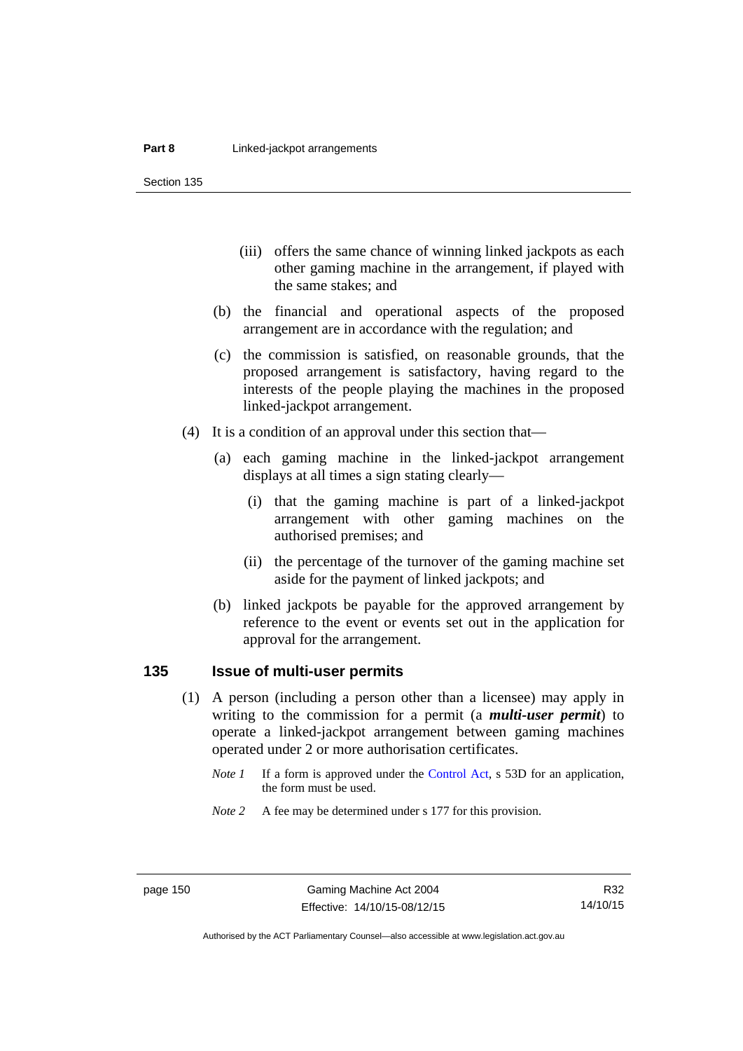(iii) offers the same chance of winning linked jackpots as each other gaming machine in the arrangement, if played with the same stakes; and

(b) the financial and operational aspects of the proposed arrangement are in accordance with the regulation; and

(c) the commission is satisfied, on reasonable grounds, that the proposed arrangement is satisfactory, having regard to the interests of the people playing the machines in the proposed linked-jackpot arrangement.

(4) It is a condition of an approval under this section that—

(a) each gaming machine in the linked-jackpot arrangement displays at all times a sign stating clearly—

(i) that the gaming machine is part of a linked-jackpot arrangement with other gaming machines on the authorised premises; and

(ii) the percentage of the turnover of the gaming machine set aside for the payment of linked jackpots; and

(b) linked jackpots be payable for the approved arrangement by reference to the event or events set out in the application for approval for the arrangement.

## 135 Issue of multi-user permits

(1) A person (including a person other than a licensee) may apply in writing to the commission for a permit (a ***multi-user permit***) to operate a linked-jackpot arrangement between gaming machines operated under 2 or more authorisation certificates.

*Note 1* If a form is approved under the Control Act, s 53D for an application, the form must be used.

*Note 2* A fee may be determined under s 177 for this provision.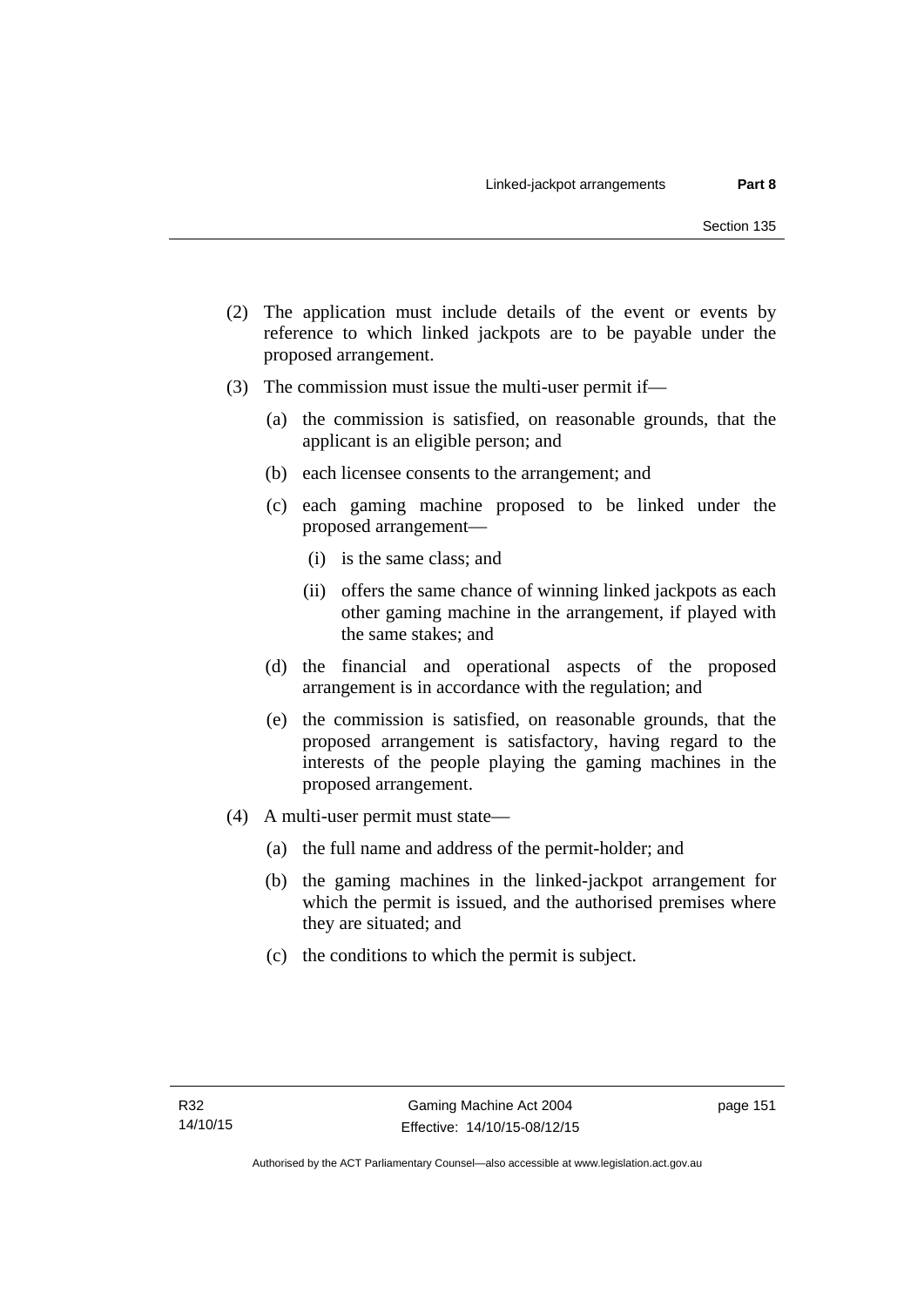(2) The application must include details of the event or events by reference to which linked jackpots are to be payable under the proposed arrangement.

(3) The commission must issue the multi-user permit if—

   (a) the commission is satisfied, on reasonable grounds, that the applicant is an eligible person; and

   (b) each licensee consents to the arrangement; and

   (c) each gaming machine proposed to be linked under the proposed arrangement—

      (i) is the same class; and

      (ii) offers the same chance of winning linked jackpots as each other gaming machine in the arrangement, if played with the same stakes; and

   (d) the financial and operational aspects of the proposed arrangement is in accordance with the regulation; and

   (e) the commission is satisfied, on reasonable grounds, that the proposed arrangement is satisfactory, having regard to the interests of the people playing the gaming machines in the proposed arrangement.

(4) A multi-user permit must state—

   (a) the full name and address of the permit-holder; and

   (b) the gaming machines in the linked-jackpot arrangement for which the permit is issued, and the authorised premises where they are situated; and

   (c) the conditions to which the permit is subject.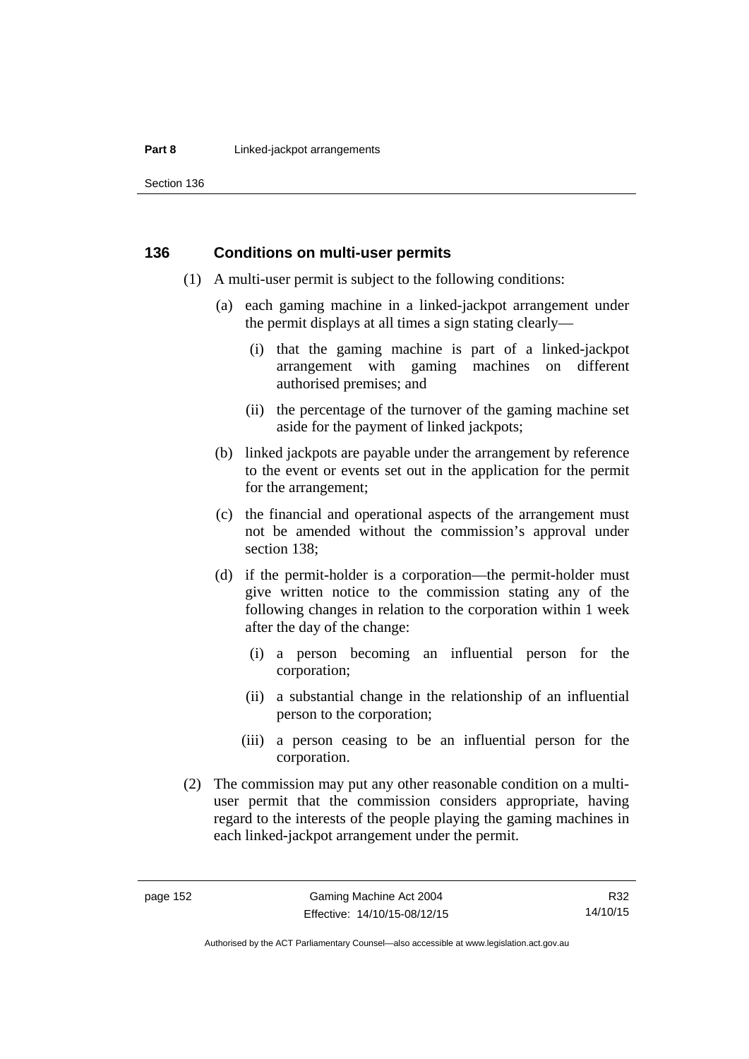## 136 Conditions on multi-user permits

(1) A multi-user permit is subject to the following conditions:

(a) each gaming machine in a linked-jackpot arrangement under the permit displays at all times a sign stating clearly—

(i) that the gaming machine is part of a linked-jackpot arrangement with gaming machines on different authorised premises; and

(ii) the percentage of the turnover of the gaming machine set aside for the payment of linked jackpots;

(b) linked jackpots are payable under the arrangement by reference to the event or events set out in the application for the permit for the arrangement;

(c) the financial and operational aspects of the arrangement must not be amended without the commission's approval under section 138;

(d) if the permit-holder is a corporation—the permit-holder must give written notice to the commission stating any of the following changes in relation to the corporation within 1 week after the day of the change:

(i) a person becoming an influential person for the corporation;

(ii) a substantial change in the relationship of an influential person to the corporation;

(iii) a person ceasing to be an influential person for the corporation.

(2) The commission may put any other reasonable condition on a multi-user permit that the commission considers appropriate, having regard to the interests of the people playing the gaming machines in each linked-jackpot arrangement under the permit.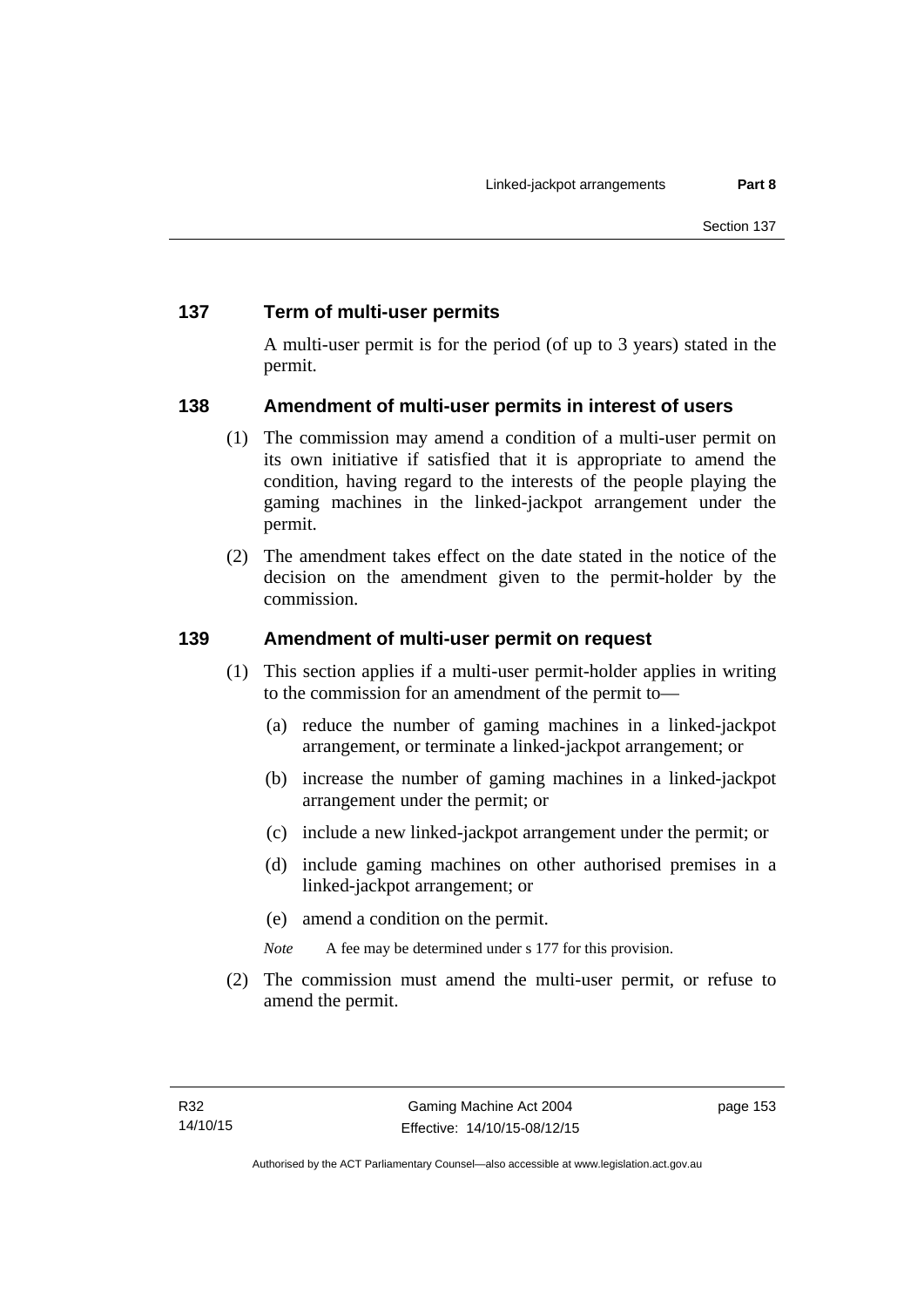## 137 Term of multi-user permits

A multi-user permit is for the period (of up to 3 years) stated in the permit.

## 138 Amendment of multi-user permits in interest of users

(1) The commission may amend a condition of a multi-user permit on its own initiative if satisfied that it is appropriate to amend the condition, having regard to the interests of the people playing the gaming machines in the linked-jackpot arrangement under the permit.

(2) The amendment takes effect on the date stated in the notice of the decision on the amendment given to the permit-holder by the commission.

## 139 Amendment of multi-user permit on request

(1) This section applies if a multi-user permit-holder applies in writing to the commission for an amendment of the permit to—

(a) reduce the number of gaming machines in a linked-jackpot arrangement, or terminate a linked-jackpot arrangement; or

(b) increase the number of gaming machines in a linked-jackpot arrangement under the permit; or

(c) include a new linked-jackpot arrangement under the permit; or

(d) include gaming machines on other authorised premises in a linked-jackpot arrangement; or

(e) amend a condition on the permit.

*Note* A fee may be determined under s 177 for this provision.

(2) The commission must amend the multi-user permit, or refuse to amend the permit.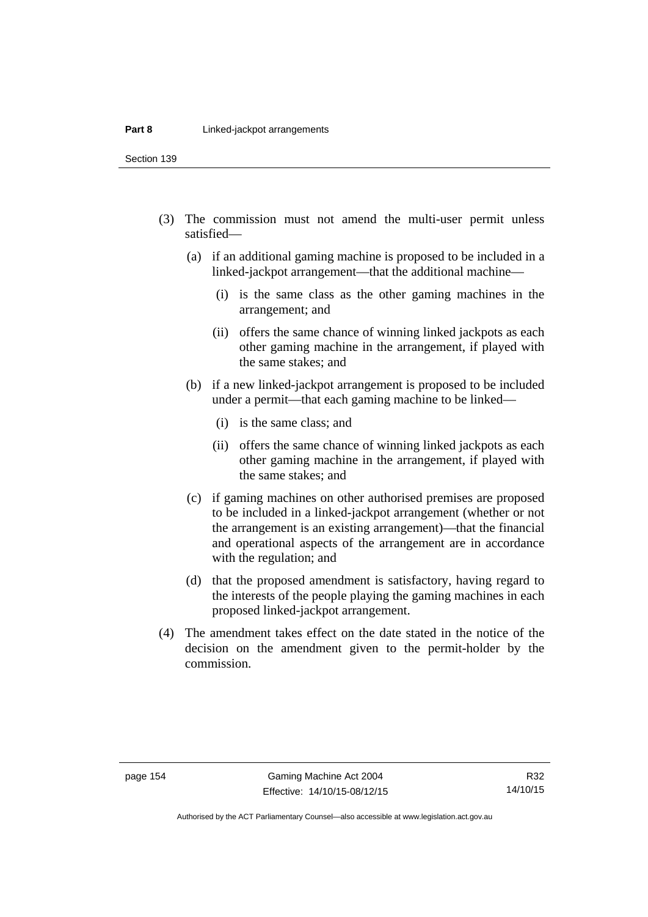(3) The commission must not amend the multi-user permit unless satisfied—

(a) if an additional gaming machine is proposed to be included in a linked-jackpot arrangement—that the additional machine—

(i) is the same class as the other gaming machines in the arrangement; and

(ii) offers the same chance of winning linked jackpots as each other gaming machine in the arrangement, if played with the same stakes; and

(b) if a new linked-jackpot arrangement is proposed to be included under a permit—that each gaming machine to be linked—

(i) is the same class; and

(ii) offers the same chance of winning linked jackpots as each other gaming machine in the arrangement, if played with the same stakes; and

(c) if gaming machines on other authorised premises are proposed to be included in a linked-jackpot arrangement (whether or not the arrangement is an existing arrangement)—that the financial and operational aspects of the arrangement are in accordance with the regulation; and

(d) that the proposed amendment is satisfactory, having regard to the interests of the people playing the gaming machines in each proposed linked-jackpot arrangement.

(4) The amendment takes effect on the date stated in the notice of the decision on the amendment given to the permit-holder by the commission.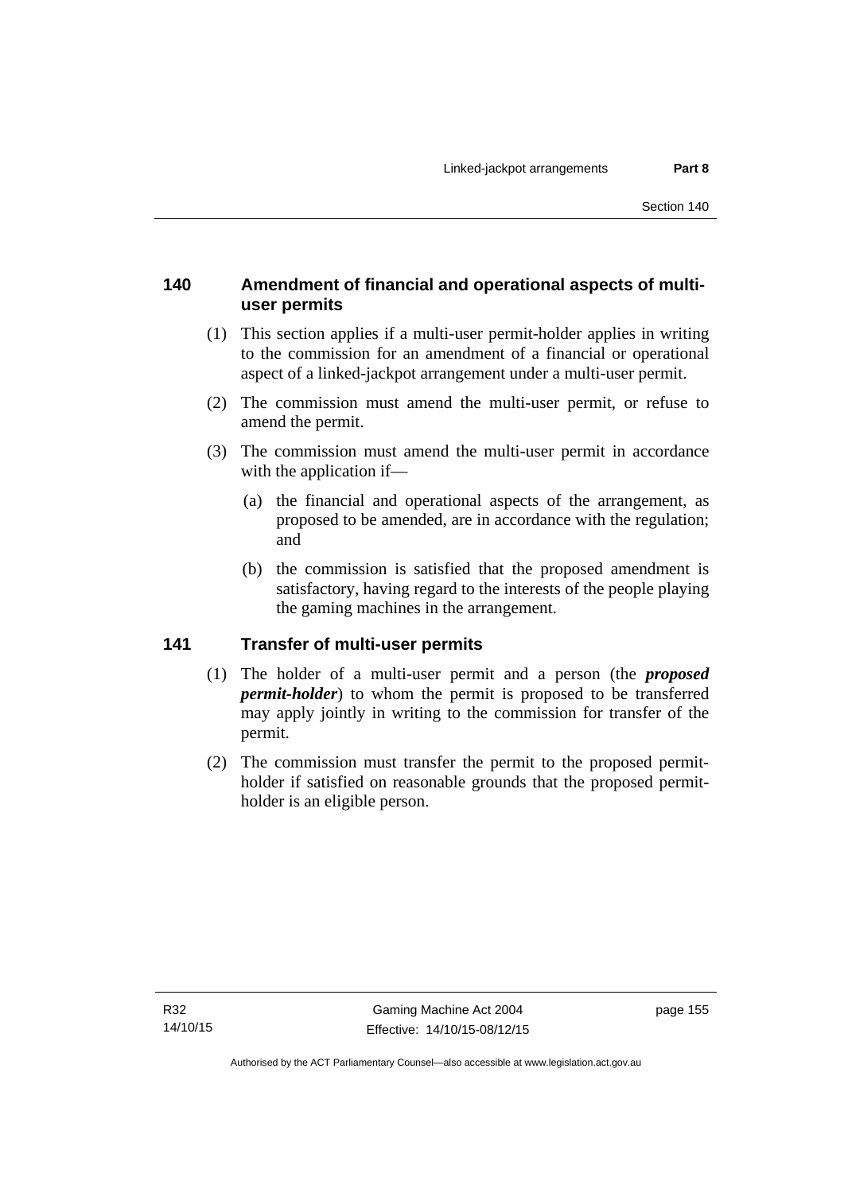### 140 Amendment of financial and operational aspects of multi-user permits

(1) This section applies if a multi-user permit-holder applies in writing to the commission for an amendment of a financial or operational aspect of a linked-jackpot arrangement under a multi-user permit.

(2) The commission must amend the multi-user permit, or refuse to amend the permit.

(3) The commission must amend the multi-user permit in accordance with the application if—

(a) the financial and operational aspects of the arrangement, as proposed to be amended, are in accordance with the regulation; and

(b) the commission is satisfied that the proposed amendment is satisfactory, having regard to the interests of the people playing the gaming machines in the arrangement.

### 141 Transfer of multi-user permits

(1) The holder of a multi-user permit and a person (the ***proposed permit-holder***) to whom the permit is proposed to be transferred may apply jointly in writing to the commission for transfer of the permit.

(2) The commission must transfer the permit to the proposed permit-holder if satisfied on reasonable grounds that the proposed permit-holder is an eligible person.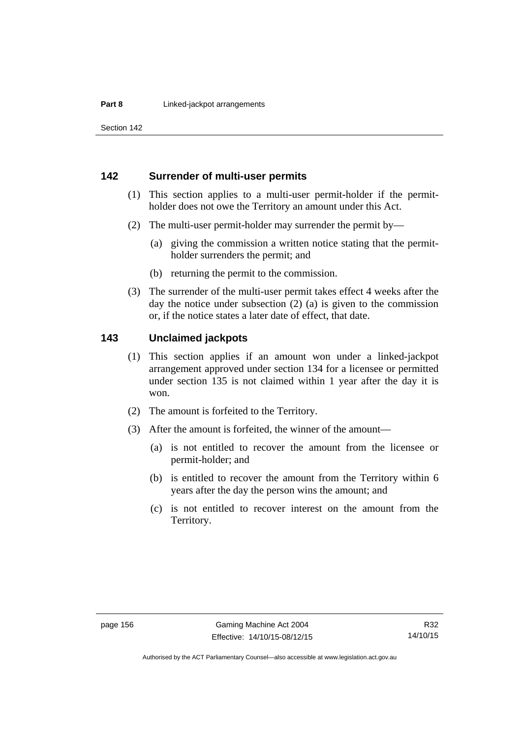### 142 Surrender of multi-user permits

(1) This section applies to a multi-user permit-holder if the permit-holder does not owe the Territory an amount under this Act.

(2) The multi-user permit-holder may surrender the permit by—

  (a) giving the commission a written notice stating that the permit-holder surrenders the permit; and

  (b) returning the permit to the commission.

(3) The surrender of the multi-user permit takes effect 4 weeks after the day the notice under subsection (2) (a) is given to the commission or, if the notice states a later date of effect, that date.

### 143 Unclaimed jackpots

(1) This section applies if an amount won under a linked-jackpot arrangement approved under section 134 for a licensee or permitted under section 135 is not claimed within 1 year after the day it is won.

(2) The amount is forfeited to the Territory.

(3) After the amount is forfeited, the winner of the amount—

  (a) is not entitled to recover the amount from the licensee or permit-holder; and

  (b) is entitled to recover the amount from the Territory within 6 years after the day the person wins the amount; and

  (c) is not entitled to recover interest on the amount from the Territory.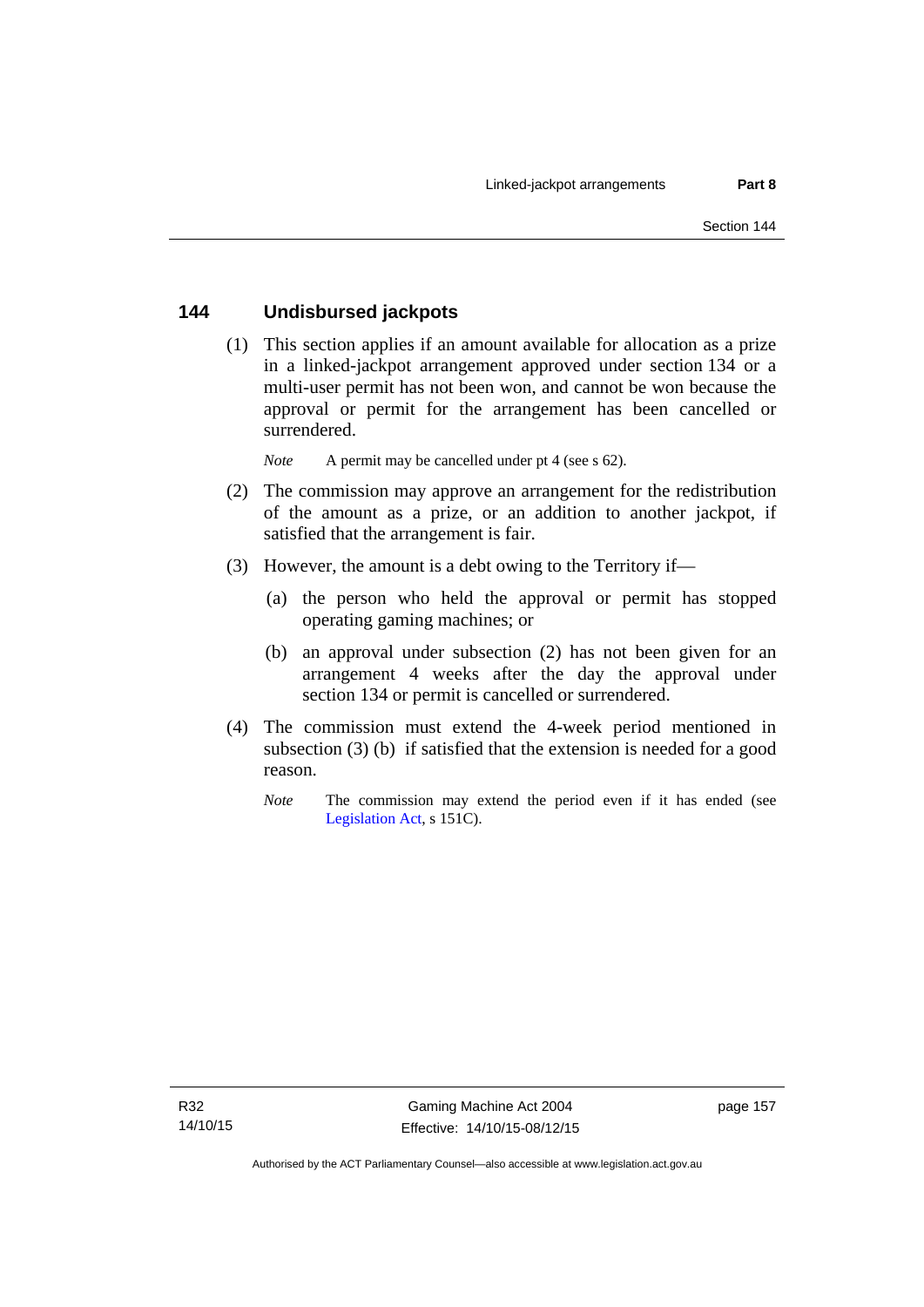## 144 Undisbursed jackpots

(1) This section applies if an amount available for allocation as a prize in a linked-jackpot arrangement approved under section 134 or a multi-user permit has not been won, and cannot be won because the approval or permit for the arrangement has been cancelled or surrendered.

*Note* A permit may be cancelled under pt 4 (see s 62).

(2) The commission may approve an arrangement for the redistribution of the amount as a prize, or an addition to another jackpot, if satisfied that the arrangement is fair.

(3) However, the amount is a debt owing to the Territory if—

(a) the person who held the approval or permit has stopped operating gaming machines; or

(b) an approval under subsection (2) has not been given for an arrangement 4 weeks after the day the approval under section 134 or permit is cancelled or surrendered.

(4) The commission must extend the 4-week period mentioned in subsection (3) (b) if satisfied that the extension is needed for a good reason.

*Note* The commission may extend the period even if it has ended (see Legislation Act, s 151C).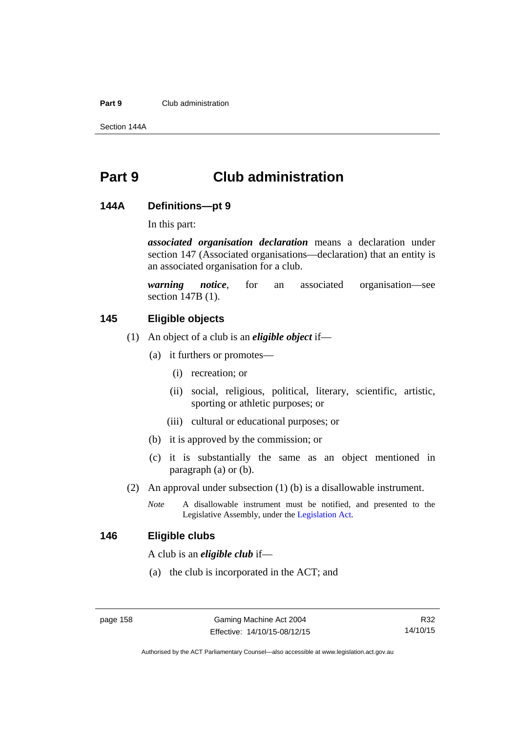# Part 9 Club administration

## 144A Definitions—pt 9

In this part:

***associated organisation declaration*** means a declaration under section 147 (Associated organisations—declaration) that an entity is an associated organisation for a club.

***warning notice***, for an associated organisation—see section 147B (1).

## 145 Eligible objects

(1) An object of a club is an ***eligible object*** if—

(a) it furthers or promotes—

(i) recreation; or

(ii) social, religious, political, literary, scientific, artistic, sporting or athletic purposes; or

(iii) cultural or educational purposes; or

(b) it is approved by the commission; or

(c) it is substantially the same as an object mentioned in paragraph (a) or (b).

(2) An approval under subsection (1) (b) is a disallowable instrument.

*Note* A disallowable instrument must be notified, and presented to the Legislative Assembly, under the Legislation Act.

## 146 Eligible clubs

A club is an ***eligible club*** if—

(a) the club is incorporated in the ACT; and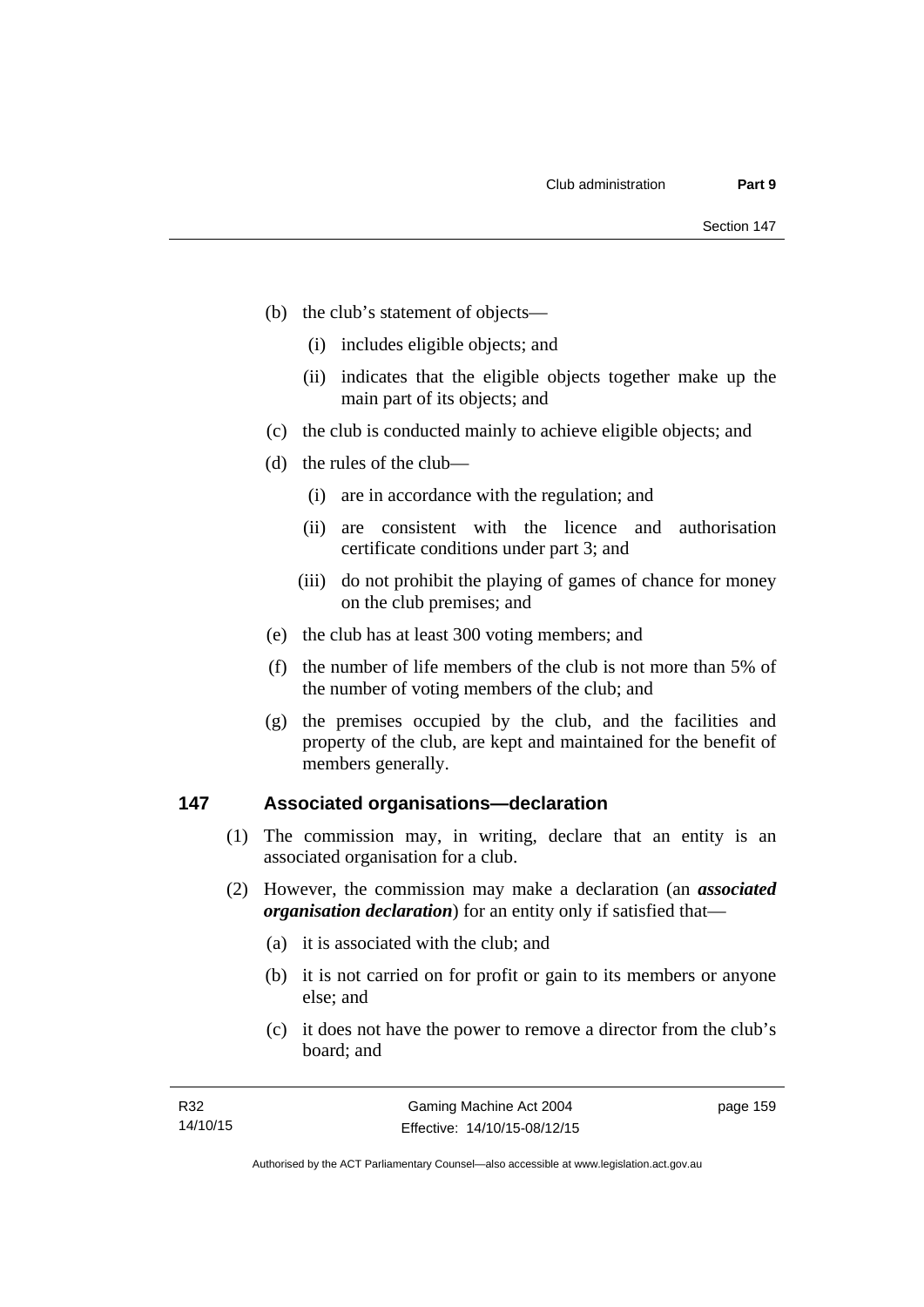(b) the club's statement of objects—

(i) includes eligible objects; and

(ii) indicates that the eligible objects together make up the main part of its objects; and

(c) the club is conducted mainly to achieve eligible objects; and

(d) the rules of the club—

(i) are in accordance with the regulation; and

(ii) are consistent with the licence and authorisation certificate conditions under part 3; and

(iii) do not prohibit the playing of games of chance for money on the club premises; and

(e) the club has at least 300 voting members; and

(f) the number of life members of the club is not more than 5% of the number of voting members of the club; and

(g) the premises occupied by the club, and the facilities and property of the club, are kept and maintained for the benefit of members generally.

## 147 Associated organisations—declaration

(1) The commission may, in writing, declare that an entity is an associated organisation for a club.

(2) However, the commission may make a declaration (an ***associated organisation declaration***) for an entity only if satisfied that—

(a) it is associated with the club; and

(b) it is not carried on for profit or gain to its members or anyone else; and

(c) it does not have the power to remove a director from the club's board; and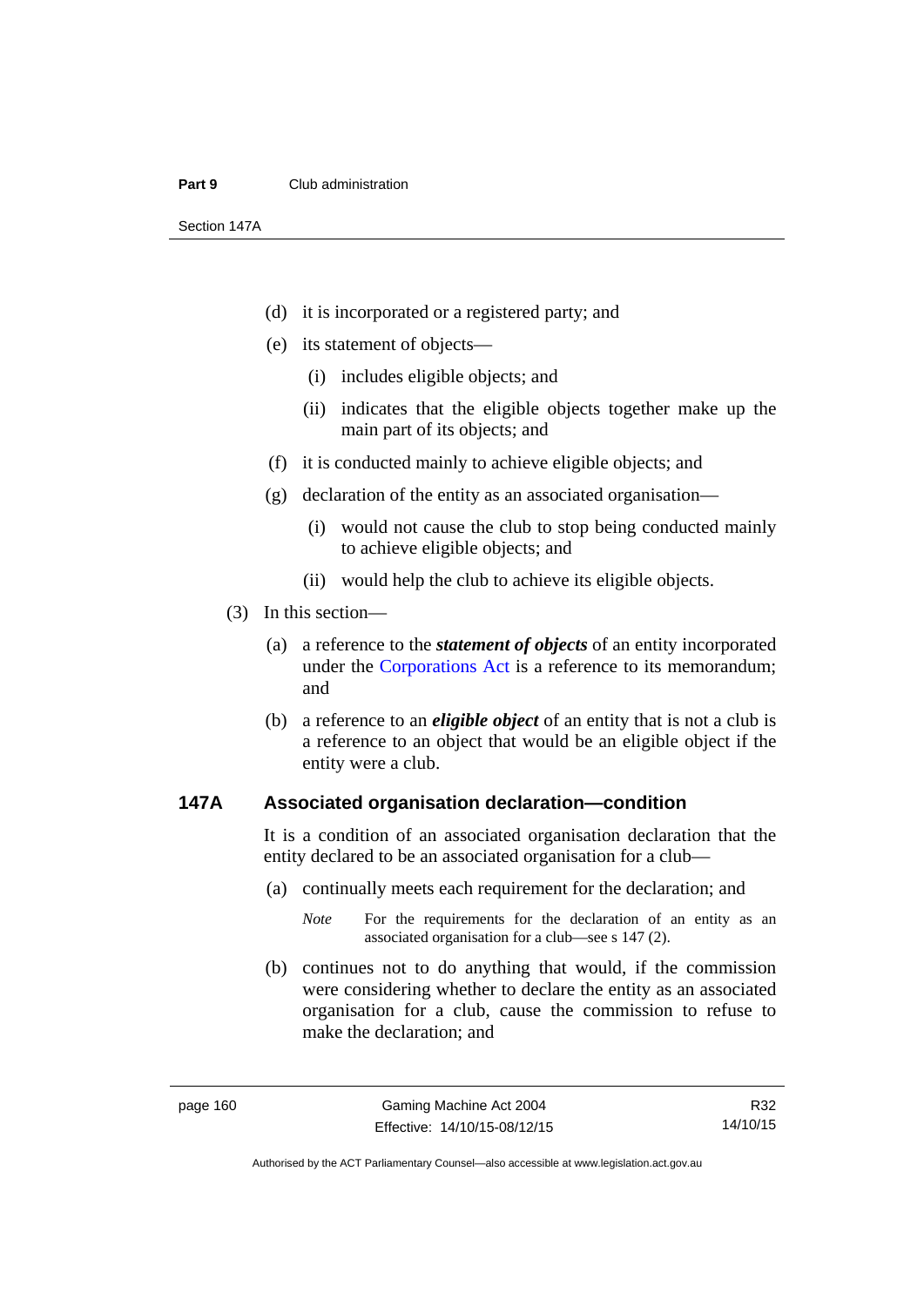(d) it is incorporated or a registered party; and

(e) its statement of objects—

(i) includes eligible objects; and

(ii) indicates that the eligible objects together make up the main part of its objects; and

(f) it is conducted mainly to achieve eligible objects; and

(g) declaration of the entity as an associated organisation—

(i) would not cause the club to stop being conducted mainly to achieve eligible objects; and

(ii) would help the club to achieve its eligible objects.

(3) In this section—

(a) a reference to the ***statement of objects*** of an entity incorporated under the Corporations Act is a reference to its memorandum; and

(b) a reference to an ***eligible object*** of an entity that is not a club is a reference to an object that would be an eligible object if the entity were a club.

## 147A Associated organisation declaration—condition

It is a condition of an associated organisation declaration that the entity declared to be an associated organisation for a club—

(a) continually meets each requirement for the declaration; and

*Note* For the requirements for the declaration of an entity as an associated organisation for a club—see s 147 (2).

(b) continues not to do anything that would, if the commission were considering whether to declare the entity as an associated organisation for a club, cause the commission to refuse to make the declaration; and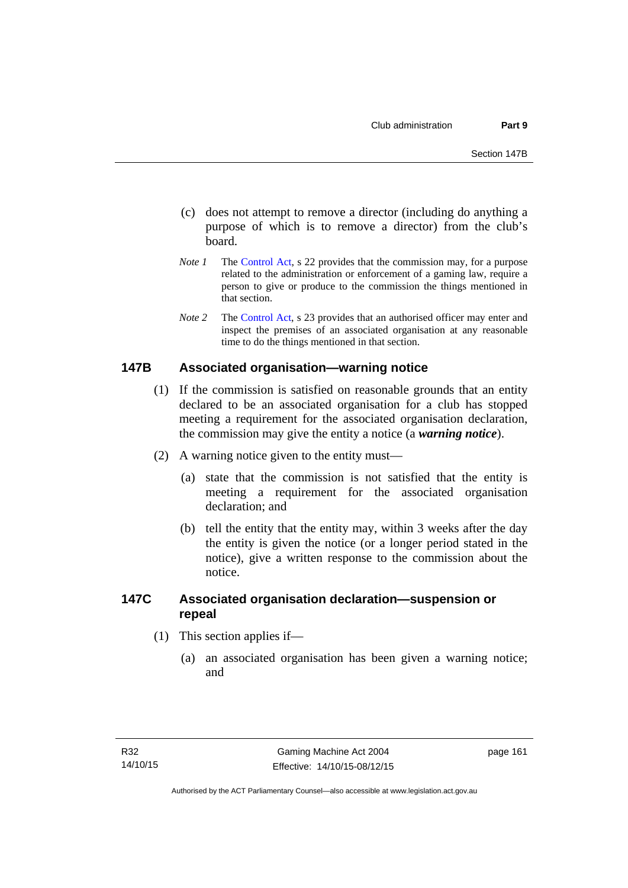(c) does not attempt to remove a director (including do anything a purpose of which is to remove a director) from the club's board.

*Note 1* The Control Act, s 22 provides that the commission may, for a purpose related to the administration or enforcement of a gaming law, require a person to give or produce to the commission the things mentioned in that section.

*Note 2* The Control Act, s 23 provides that an authorised officer may enter and inspect the premises of an associated organisation at any reasonable time to do the things mentioned in that section.

## 147B Associated organisation—warning notice

(1) If the commission is satisfied on reasonable grounds that an entity declared to be an associated organisation for a club has stopped meeting a requirement for the associated organisation declaration, the commission may give the entity a notice (a ***warning notice***).

(2) A warning notice given to the entity must—

(a) state that the commission is not satisfied that the entity is meeting a requirement for the associated organisation declaration; and

(b) tell the entity that the entity may, within 3 weeks after the day the entity is given the notice (or a longer period stated in the notice), give a written response to the commission about the notice.

## 147C Associated organisation declaration—suspension or repeal

(1) This section applies if—

(a) an associated organisation has been given a warning notice; and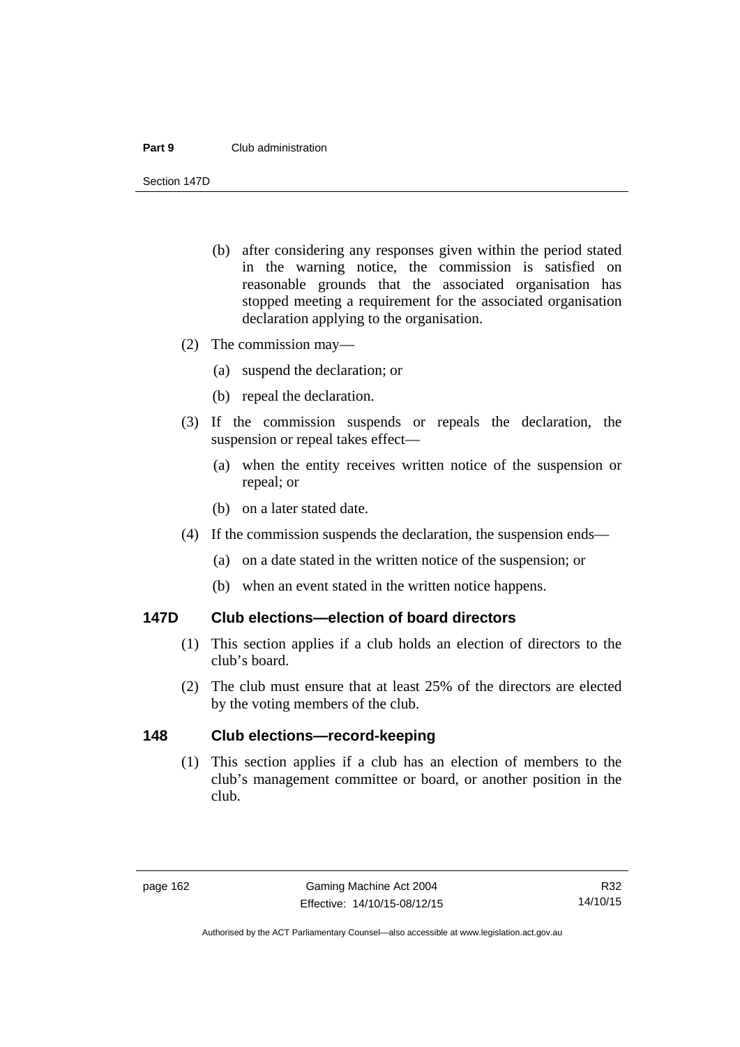(b) after considering any responses given within the period stated in the warning notice, the commission is satisfied on reasonable grounds that the associated organisation has stopped meeting a requirement for the associated organisation declaration applying to the organisation.

(2) The commission may—

(a) suspend the declaration; or

(b) repeal the declaration.

(3) If the commission suspends or repeals the declaration, the suspension or repeal takes effect—

(a) when the entity receives written notice of the suspension or repeal; or

(b) on a later stated date.

(4) If the commission suspends the declaration, the suspension ends—

(a) on a date stated in the written notice of the suspension; or

(b) when an event stated in the written notice happens.

### 147D Club elections—election of board directors

(1) This section applies if a club holds an election of directors to the club's board.

(2) The club must ensure that at least 25% of the directors are elected by the voting members of the club.

### 148 Club elections—record-keeping

(1) This section applies if a club has an election of members to the club's management committee or board, or another position in the club.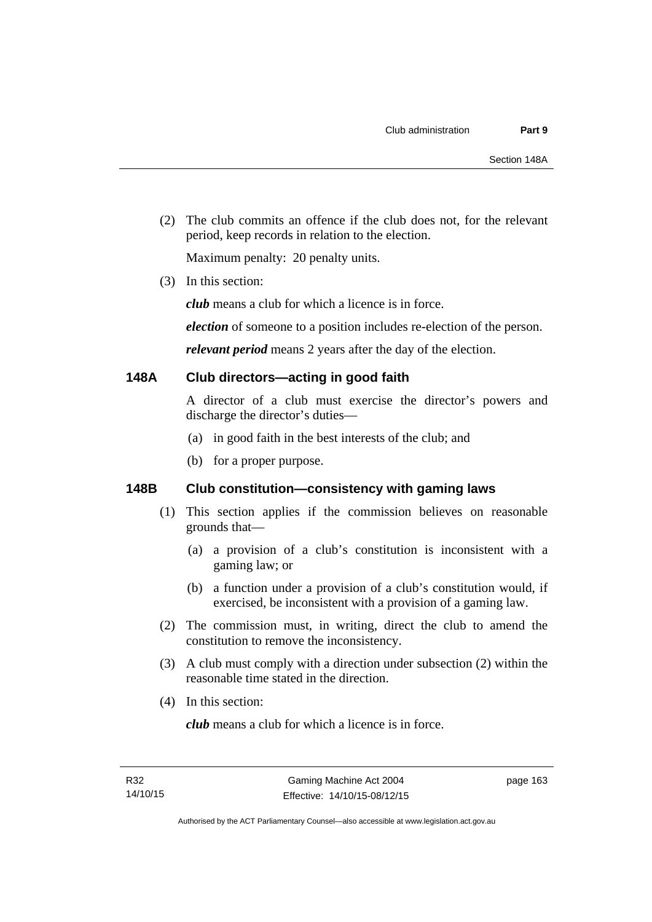(2) The club commits an offence if the club does not, for the relevant period, keep records in relation to the election.

Maximum penalty: 20 penalty units.

(3) In this section:

***club*** means a club for which a licence is in force.

***election*** of someone to a position includes re-election of the person.

***relevant period*** means 2 years after the day of the election.

### 148A Club directors—acting in good faith

A director of a club must exercise the director's powers and discharge the director's duties—

(a) in good faith in the best interests of the club; and

(b) for a proper purpose.

### 148B Club constitution—consistency with gaming laws

(1) This section applies if the commission believes on reasonable grounds that—

(a) a provision of a club's constitution is inconsistent with a gaming law; or

(b) a function under a provision of a club's constitution would, if exercised, be inconsistent with a provision of a gaming law.

(2) The commission must, in writing, direct the club to amend the constitution to remove the inconsistency.

(3) A club must comply with a direction under subsection (2) within the reasonable time stated in the direction.

(4) In this section:

***club*** means a club for which a licence is in force.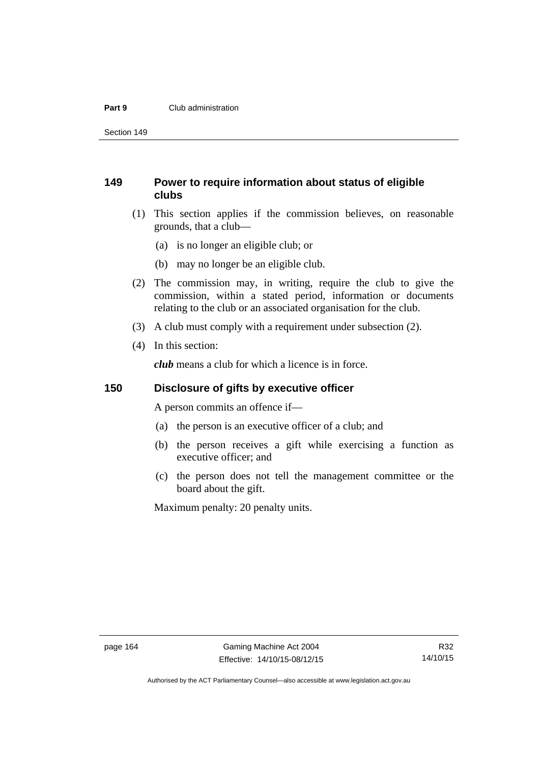## 149 Power to require information about status of eligible clubs

(1) This section applies if the commission believes, on reasonable grounds, that a club—

(a) is no longer an eligible club; or

(b) may no longer be an eligible club.

(2) The commission may, in writing, require the club to give the commission, within a stated period, information or documents relating to the club or an associated organisation for the club.

(3) A club must comply with a requirement under subsection (2).

(4) In this section:

***club*** means a club for which a licence is in force.

## 150 Disclosure of gifts by executive officer

A person commits an offence if—

(a) the person is an executive officer of a club; and

(b) the person receives a gift while exercising a function as executive officer; and

(c) the person does not tell the management committee or the board about the gift.

Maximum penalty: 20 penalty units.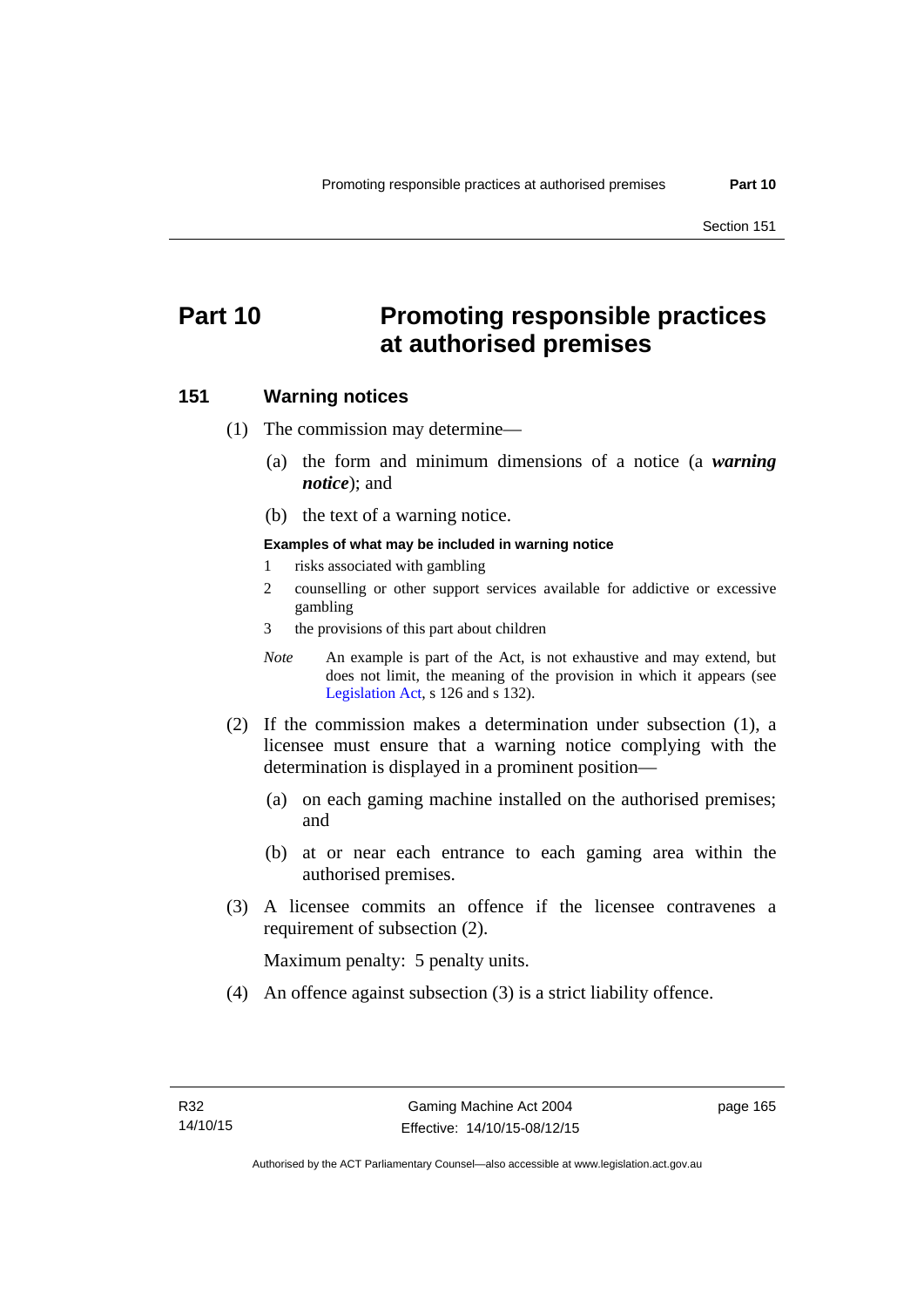# Part 10 Promoting responsible practices at authorised premises

## 151 Warning notices

(1) The commission may determine—

(a) the form and minimum dimensions of a notice (a ***warning notice***); and

(b) the text of a warning notice.

**Examples of what may be included in warning notice**

1 risks associated with gambling

2 counselling or other support services available for addictive or excessive gambling

3 the provisions of this part about children

*Note* An example is part of the Act, is not exhaustive and may extend, but does not limit, the meaning of the provision in which it appears (see Legislation Act, s 126 and s 132).

(2) If the commission makes a determination under subsection (1), a licensee must ensure that a warning notice complying with the determination is displayed in a prominent position—

(a) on each gaming machine installed on the authorised premises; and

(b) at or near each entrance to each gaming area within the authorised premises.

(3) A licensee commits an offence if the licensee contravenes a requirement of subsection (2).

Maximum penalty: 5 penalty units.

(4) An offence against subsection (3) is a strict liability offence.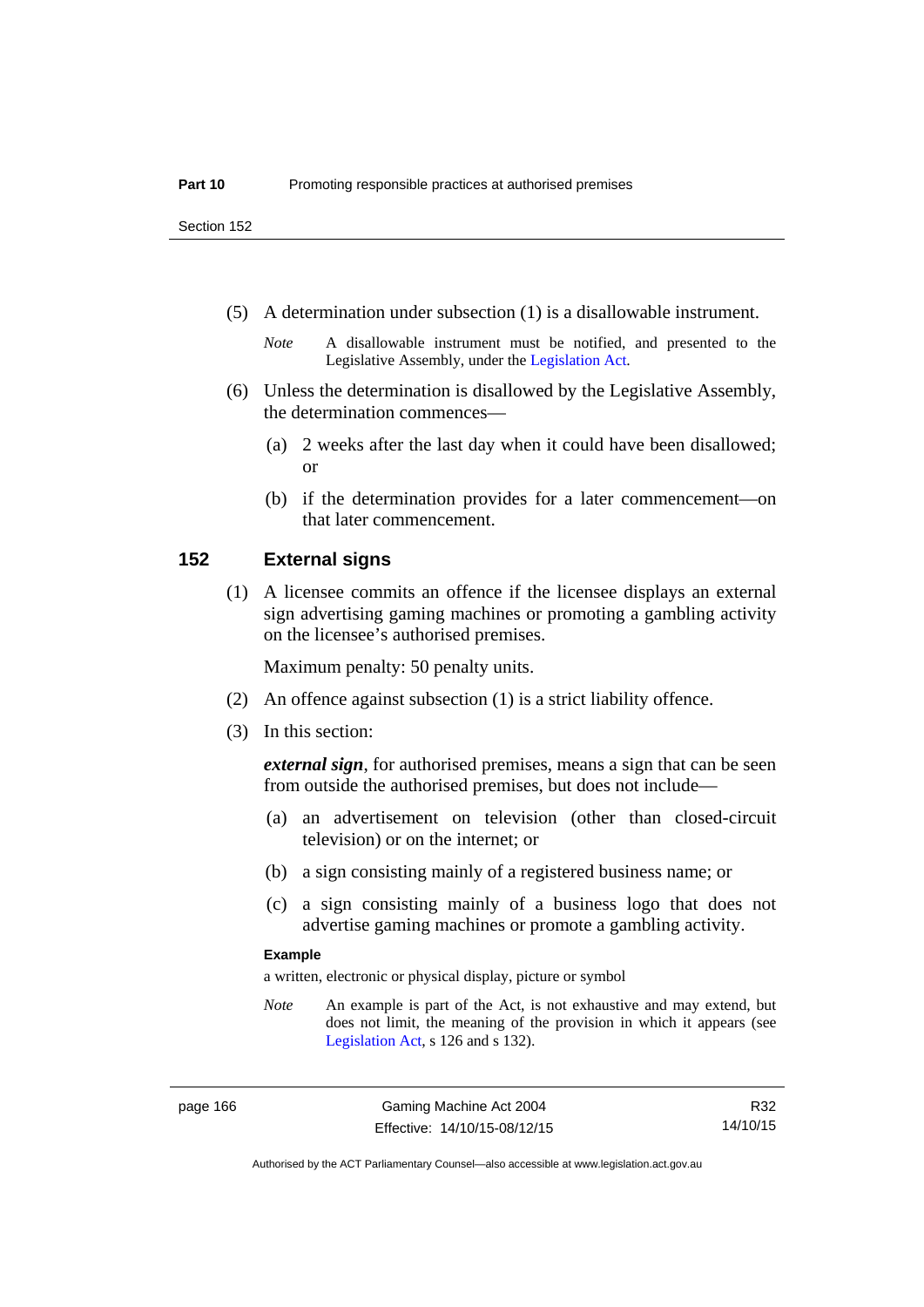(5) A determination under subsection (1) is a disallowable instrument.

*Note* A disallowable instrument must be notified, and presented to the Legislative Assembly, under the Legislation Act.

(6) Unless the determination is disallowed by the Legislative Assembly, the determination commences—

(a) 2 weeks after the last day when it could have been disallowed; or

(b) if the determination provides for a later commencement—on that later commencement.

## 152 External signs

(1) A licensee commits an offence if the licensee displays an external sign advertising gaming machines or promoting a gambling activity on the licensee's authorised premises.

Maximum penalty: 50 penalty units.

(2) An offence against subsection (1) is a strict liability offence.

(3) In this section:

***external sign***, for authorised premises, means a sign that can be seen from outside the authorised premises, but does not include—

(a) an advertisement on television (other than closed-circuit television) or on the internet; or

(b) a sign consisting mainly of a registered business name; or

(c) a sign consisting mainly of a business logo that does not advertise gaming machines or promote a gambling activity.

**Example**

a written, electronic or physical display, picture or symbol

*Note* An example is part of the Act, is not exhaustive and may extend, but does not limit, the meaning of the provision in which it appears (see Legislation Act, s 126 and s 132).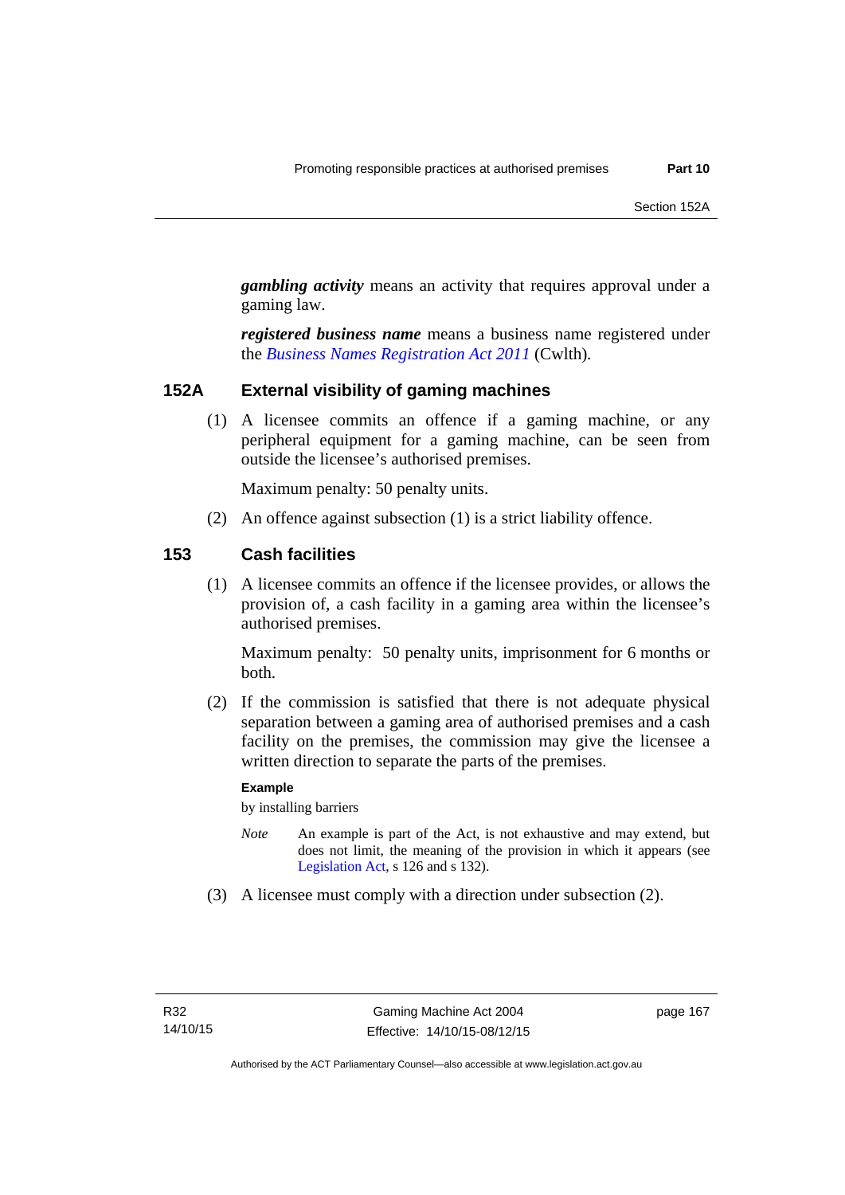***gambling activity*** means an activity that requires approval under a gaming law.

***registered business name*** means a business name registered under the *Business Names Registration Act 2011* (Cwlth).

## 152A External visibility of gaming machines

(1) A licensee commits an offence if a gaming machine, or any peripheral equipment for a gaming machine, can be seen from outside the licensee's authorised premises.

Maximum penalty: 50 penalty units.

(2) An offence against subsection (1) is a strict liability offence.

## 153 Cash facilities

(1) A licensee commits an offence if the licensee provides, or allows the provision of, a cash facility in a gaming area within the licensee's authorised premises.

Maximum penalty: 50 penalty units, imprisonment for 6 months or both.

(2) If the commission is satisfied that there is not adequate physical separation between a gaming area of authorised premises and a cash facility on the premises, the commission may give the licensee a written direction to separate the parts of the premises.

**Example**

by installing barriers

*Note* An example is part of the Act, is not exhaustive and may extend, but does not limit, the meaning of the provision in which it appears (see Legislation Act, s 126 and s 132).

(3) A licensee must comply with a direction under subsection (2).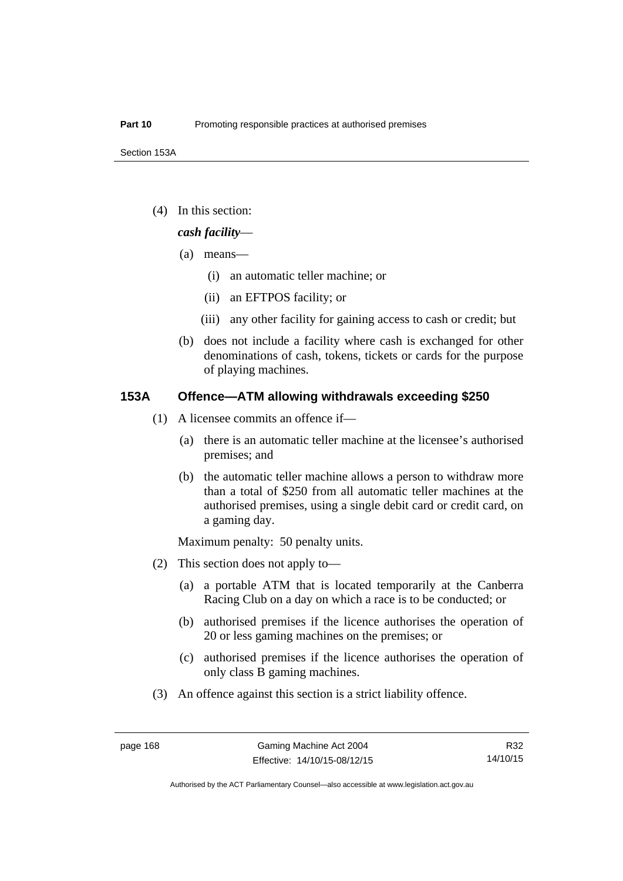(4) In this section:

***cash facility***—

(a) means—

(i) an automatic teller machine; or

(ii) an EFTPOS facility; or

(iii) any other facility for gaining access to cash or credit; but

(b) does not include a facility where cash is exchanged for other denominations of cash, tokens, tickets or cards for the purpose of playing machines.

## 153A Offence—ATM allowing withdrawals exceeding $250

(1) A licensee commits an offence if—

(a) there is an automatic teller machine at the licensee's authorised premises; and

(b) the automatic teller machine allows a person to withdraw more than a total of $250 from all automatic teller machines at the authorised premises, using a single debit card or credit card, on a gaming day.

Maximum penalty: 50 penalty units.

(2) This section does not apply to—

(a) a portable ATM that is located temporarily at the Canberra Racing Club on a day on which a race is to be conducted; or

(b) authorised premises if the licence authorises the operation of 20 or less gaming machines on the premises; or

(c) authorised premises if the licence authorises the operation of only class B gaming machines.

(3) An offence against this section is a strict liability offence.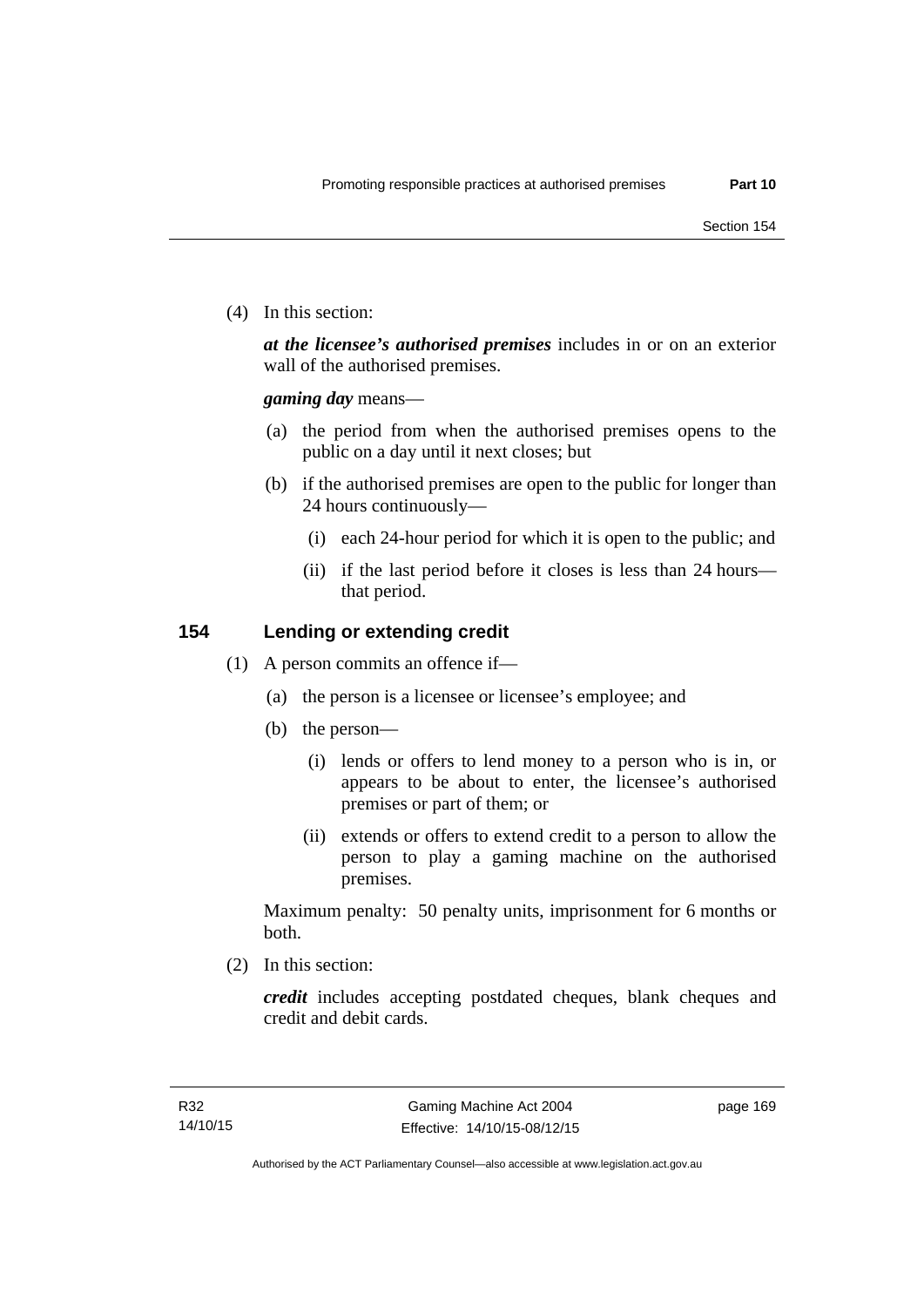(4) In this section:

***at the licensee's authorised premises*** includes in or on an exterior wall of the authorised premises.

***gaming day*** means—

(a) the period from when the authorised premises opens to the public on a day until it next closes; but

(b) if the authorised premises are open to the public for longer than 24 hours continuously—

(i) each 24-hour period for which it is open to the public; and

(ii) if the last period before it closes is less than 24 hours—that period.

## 154 Lending or extending credit

(1) A person commits an offence if—

(a) the person is a licensee or licensee's employee; and

(b) the person—

(i) lends or offers to lend money to a person who is in, or appears to be about to enter, the licensee's authorised premises or part of them; or

(ii) extends or offers to extend credit to a person to allow the person to play a gaming machine on the authorised premises.

Maximum penalty: 50 penalty units, imprisonment for 6 months or both.

(2) In this section:

***credit*** includes accepting postdated cheques, blank cheques and credit and debit cards.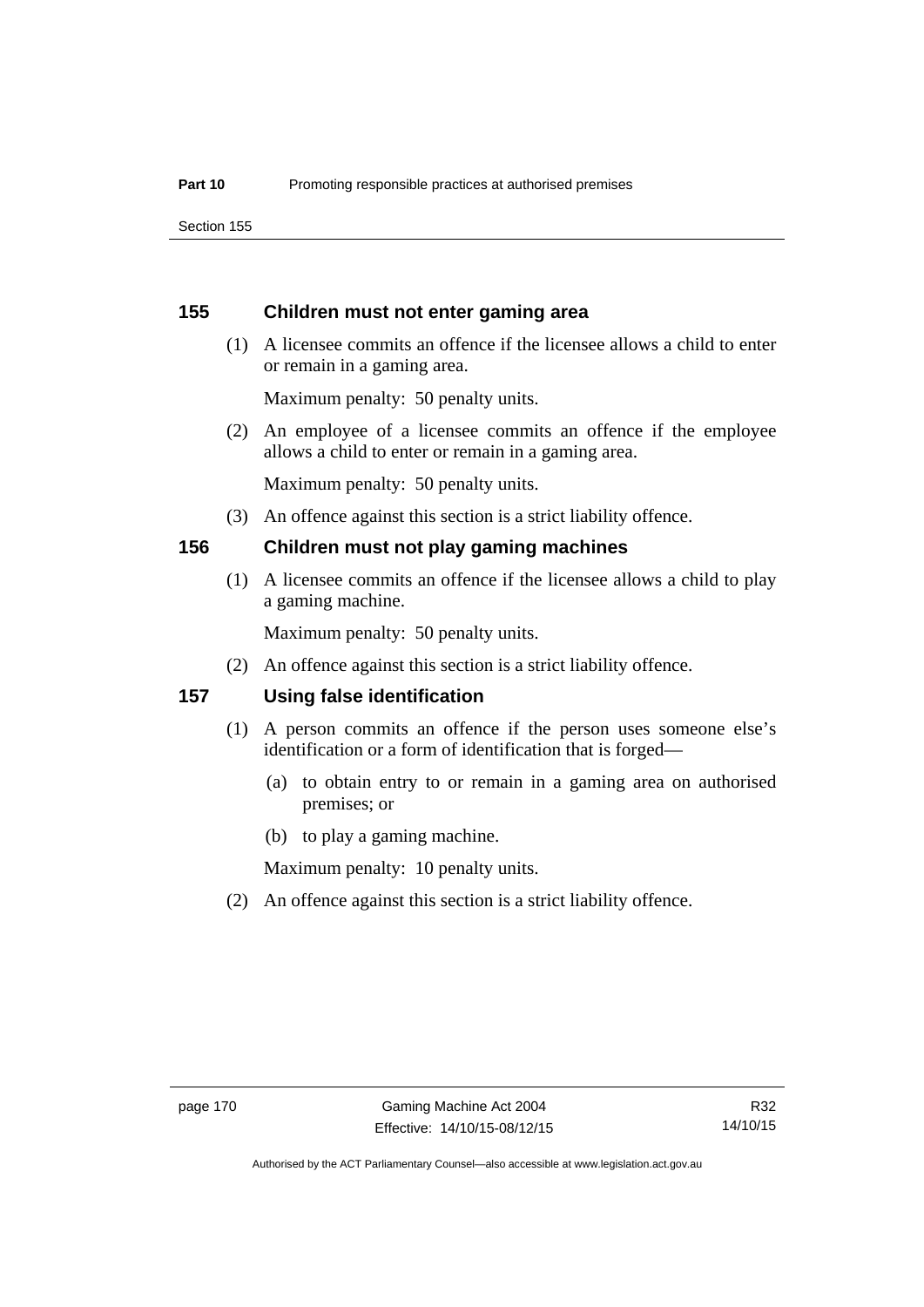## 155 Children must not enter gaming area

(1) A licensee commits an offence if the licensee allows a child to enter or remain in a gaming area.

Maximum penalty: 50 penalty units.

(2) An employee of a licensee commits an offence if the employee allows a child to enter or remain in a gaming area.

Maximum penalty: 50 penalty units.

(3) An offence against this section is a strict liability offence.

## 156 Children must not play gaming machines

(1) A licensee commits an offence if the licensee allows a child to play a gaming machine.

Maximum penalty: 50 penalty units.

(2) An offence against this section is a strict liability offence.

## 157 Using false identification

(1) A person commits an offence if the person uses someone else's identification or a form of identification that is forged—

(a) to obtain entry to or remain in a gaming area on authorised premises; or

(b) to play a gaming machine.

Maximum penalty: 10 penalty units.

(2) An offence against this section is a strict liability offence.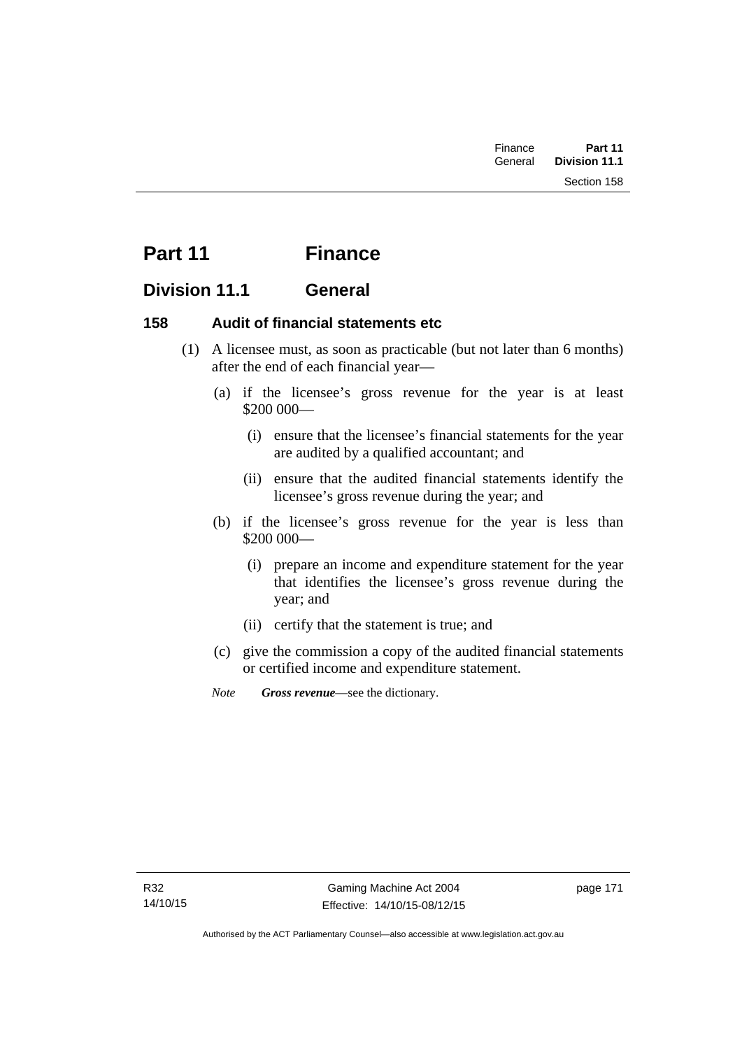# Part 11 Finance

## Division 11.1 General

### 158 Audit of financial statements etc

(1) A licensee must, as soon as practicable (but not later than 6 months) after the end of each financial year—

(a) if the licensee's gross revenue for the year is at least $200 000—

(i) ensure that the licensee's financial statements for the year are audited by a qualified accountant; and

(ii) ensure that the audited financial statements identify the licensee's gross revenue during the year; and

(b) if the licensee's gross revenue for the year is less than $200 000—

(i) prepare an income and expenditure statement for the year that identifies the licensee's gross revenue during the year; and

(ii) certify that the statement is true; and

(c) give the commission a copy of the audited financial statements or certified income and expenditure statement.

*Note* ***Gross revenue***—see the dictionary.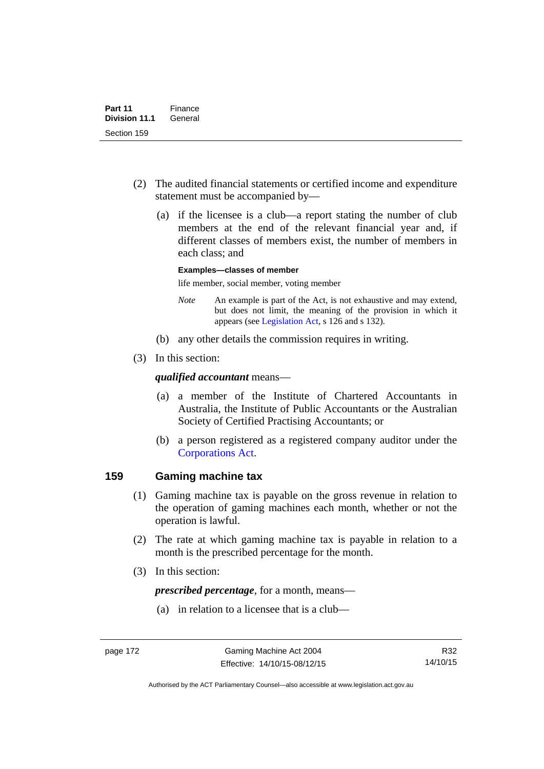(2) The audited financial statements or certified income and expenditure statement must be accompanied by—

(a) if the licensee is a club—a report stating the number of club members at the end of the relevant financial year and, if different classes of members exist, the number of members in each class; and

**Examples—classes of member**

life member, social member, voting member

*Note* An example is part of the Act, is not exhaustive and may extend, but does not limit, the meaning of the provision in which it appears (see Legislation Act, s 126 and s 132).

(b) any other details the commission requires in writing.

(3) In this section:

***qualified accountant*** means—

(a) a member of the Institute of Chartered Accountants in Australia, the Institute of Public Accountants or the Australian Society of Certified Practising Accountants; or

(b) a person registered as a registered company auditor under the Corporations Act.

## 159 Gaming machine tax

(1) Gaming machine tax is payable on the gross revenue in relation to the operation of gaming machines each month, whether or not the operation is lawful.

(2) The rate at which gaming machine tax is payable in relation to a month is the prescribed percentage for the month.

(3) In this section:

***prescribed percentage***, for a month, means—

(a) in relation to a licensee that is a club—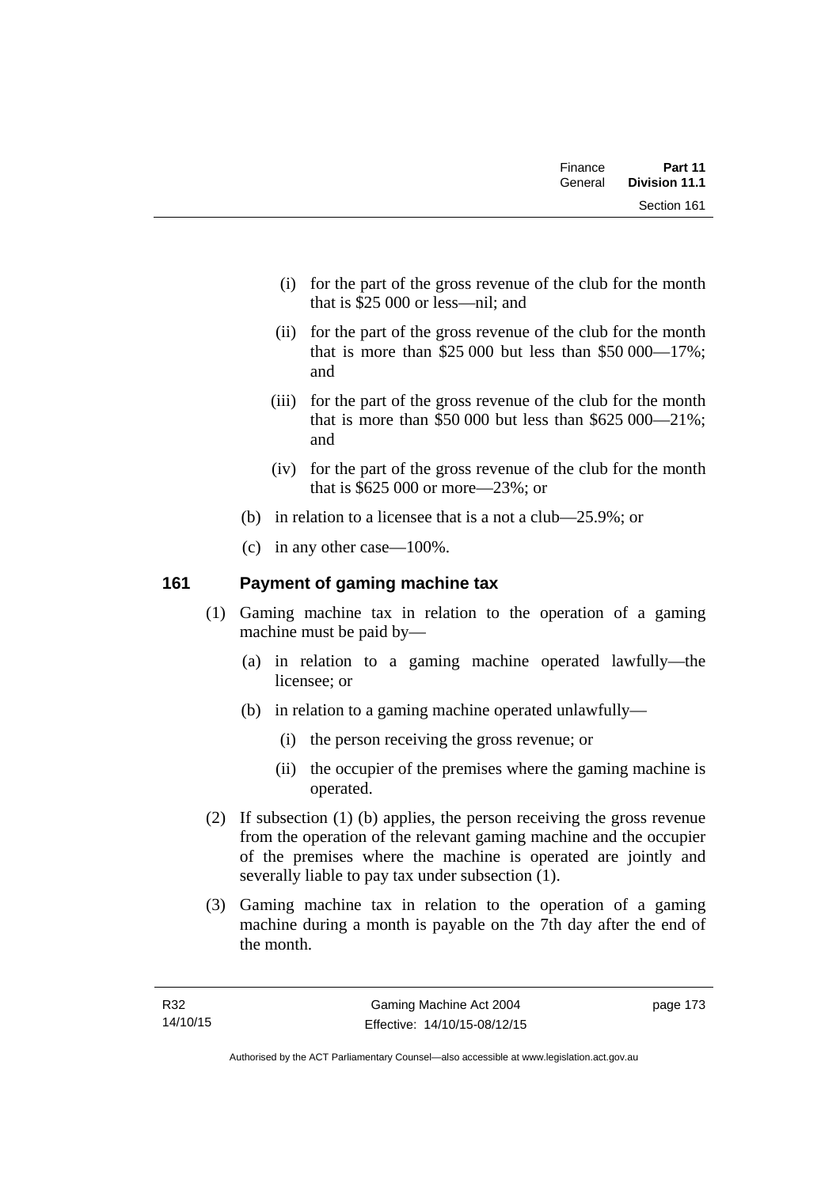(i) for the part of the gross revenue of the club for the month that is $25 000 or less—nil; and

(ii) for the part of the gross revenue of the club for the month that is more than $25 000 but less than $50 000—17%; and

(iii) for the part of the gross revenue of the club for the month that is more than $50 000 but less than $625 000—21%; and

(iv) for the part of the gross revenue of the club for the month that is $625 000 or more—23%; or

(b) in relation to a licensee that is a not a club—25.9%; or

(c) in any other case—100%.

## 161 Payment of gaming machine tax

(1) Gaming machine tax in relation to the operation of a gaming machine must be paid by—

(a) in relation to a gaming machine operated lawfully—the licensee; or

(b) in relation to a gaming machine operated unlawfully—

(i) the person receiving the gross revenue; or

(ii) the occupier of the premises where the gaming machine is operated.

(2) If subsection (1) (b) applies, the person receiving the gross revenue from the operation of the relevant gaming machine and the occupier of the premises where the machine is operated are jointly and severally liable to pay tax under subsection (1).

(3) Gaming machine tax in relation to the operation of a gaming machine during a month is payable on the 7th day after the end of the month.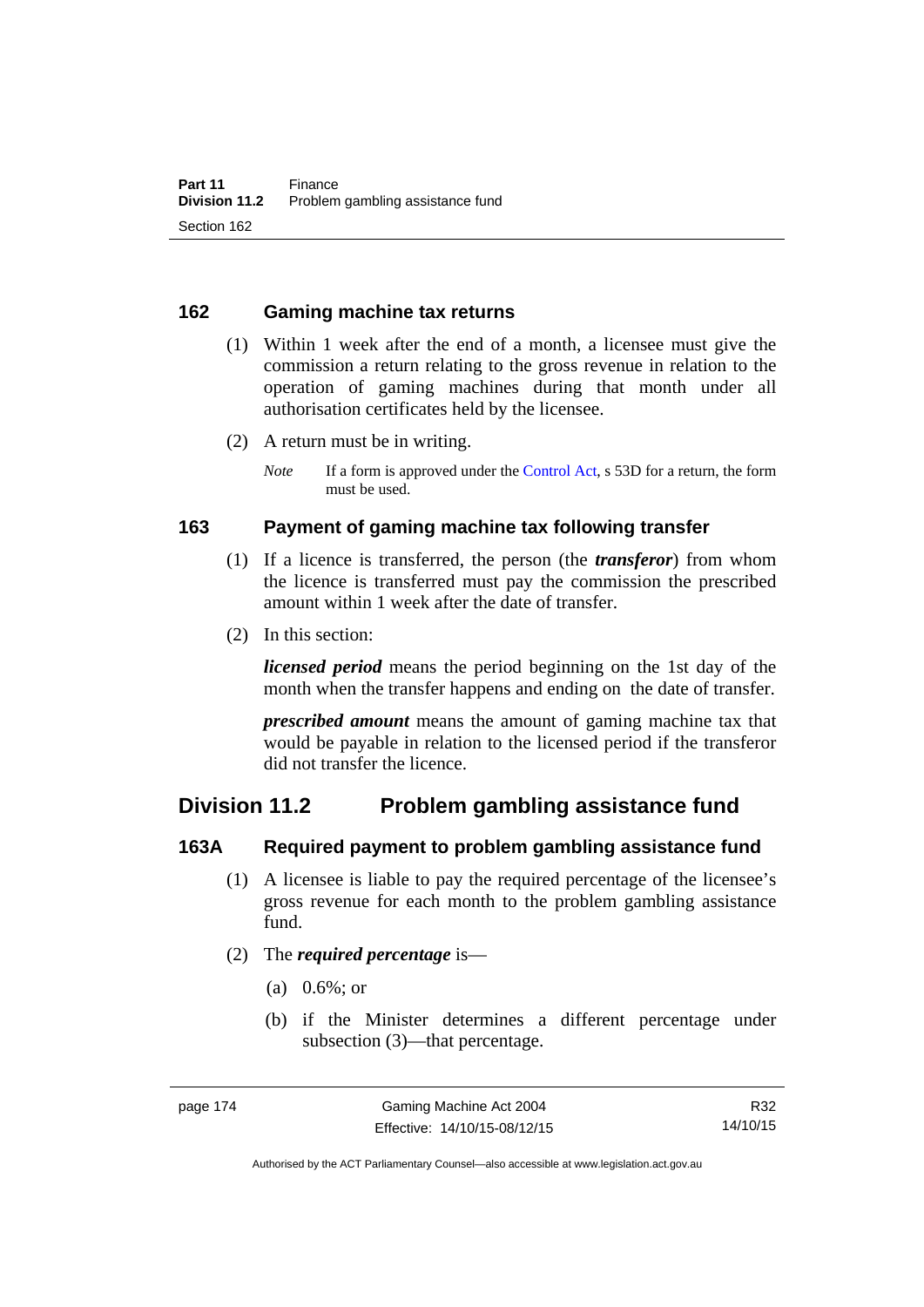## 162 Gaming machine tax returns

(1) Within 1 week after the end of a month, a licensee must give the commission a return relating to the gross revenue in relation to the operation of gaming machines during that month under all authorisation certificates held by the licensee.

(2) A return must be in writing.

*Note* If a form is approved under the Control Act, s 53D for a return, the form must be used.

## 163 Payment of gaming machine tax following transfer

(1) If a licence is transferred, the person (the ***transferor***) from whom the licence is transferred must pay the commission the prescribed amount within 1 week after the date of transfer.

(2) In this section:

***licensed period*** means the period beginning on the 1st day of the month when the transfer happens and ending on the date of transfer.

***prescribed amount*** means the amount of gaming machine tax that would be payable in relation to the licensed period if the transferor did not transfer the licence.

# Division 11.2 Problem gambling assistance fund

## 163A Required payment to problem gambling assistance fund

(1) A licensee is liable to pay the required percentage of the licensee's gross revenue for each month to the problem gambling assistance fund.

(2) The ***required percentage*** is—

(a) 0.6%; or

(b) if the Minister determines a different percentage under subsection (3)—that percentage.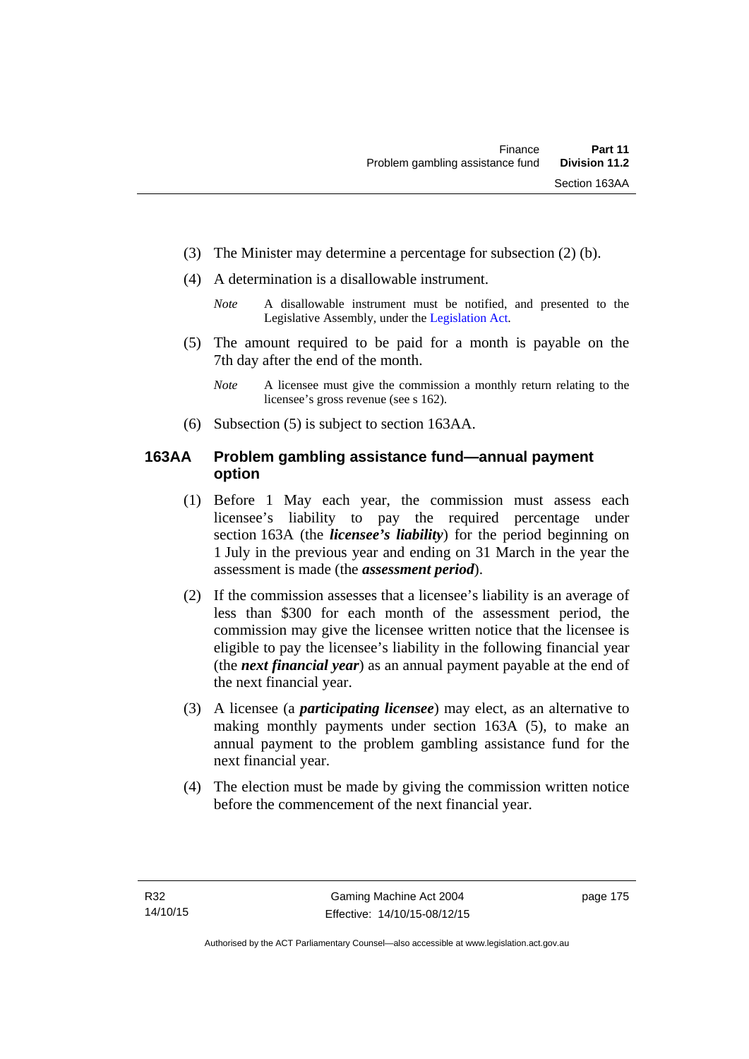(3) The Minister may determine a percentage for subsection (2) (b).

(4) A determination is a disallowable instrument.

*Note* A disallowable instrument must be notified, and presented to the Legislative Assembly, under the Legislation Act.

(5) The amount required to be paid for a month is payable on the 7th day after the end of the month.

*Note* A licensee must give the commission a monthly return relating to the licensee's gross revenue (see s 162).

(6) Subsection (5) is subject to section 163AA.

### 163AA Problem gambling assistance fund—annual payment option

(1) Before 1 May each year, the commission must assess each licensee's liability to pay the required percentage under section 163A (the ***licensee's liability***) for the period beginning on 1 July in the previous year and ending on 31 March in the year the assessment is made (the ***assessment period***).

(2) If the commission assesses that a licensee's liability is an average of less than $300 for each month of the assessment period, the commission may give the licensee written notice that the licensee is eligible to pay the licensee's liability in the following financial year (the ***next financial year***) as an annual payment payable at the end of the next financial year.

(3) A licensee (a ***participating licensee***) may elect, as an alternative to making monthly payments under section 163A (5), to make an annual payment to the problem gambling assistance fund for the next financial year.

(4) The election must be made by giving the commission written notice before the commencement of the next financial year.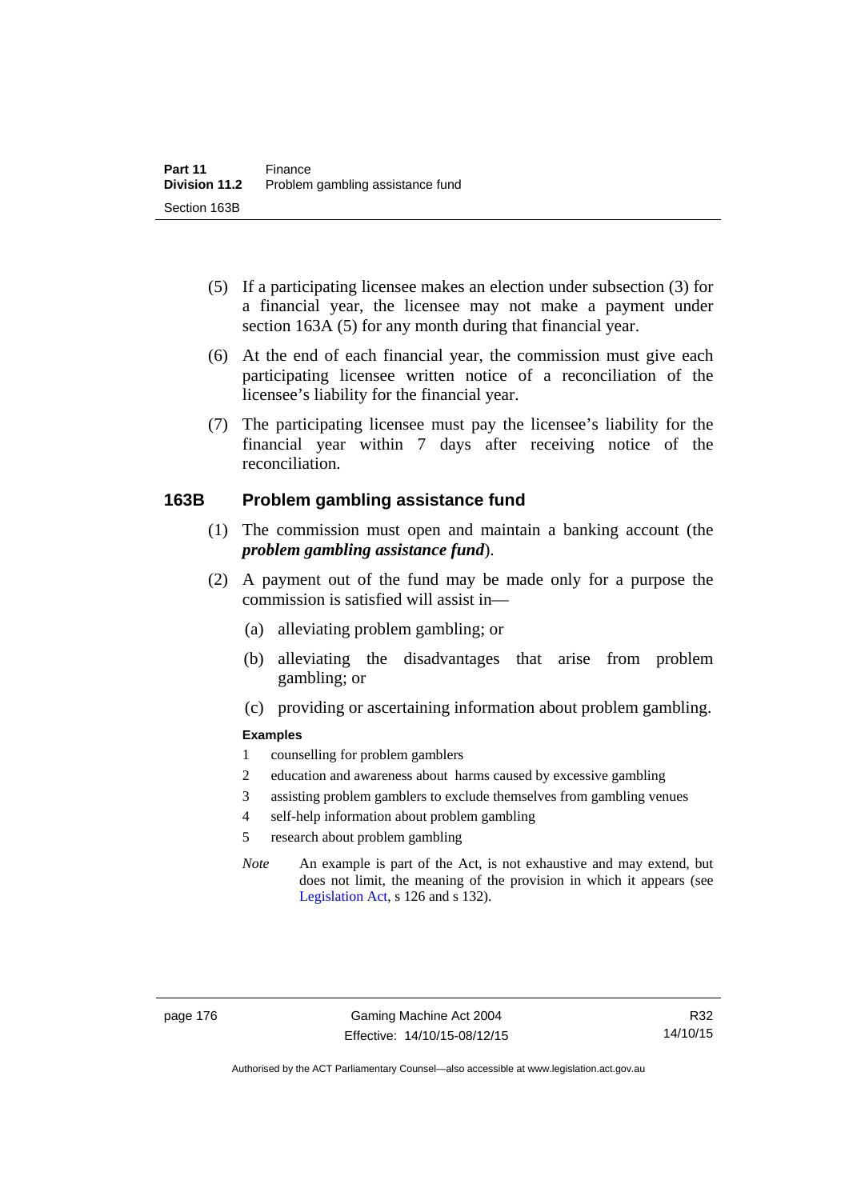(5) If a participating licensee makes an election under subsection (3) for a financial year, the licensee may not make a payment under section 163A (5) for any month during that financial year.

(6) At the end of each financial year, the commission must give each participating licensee written notice of a reconciliation of the licensee's liability for the financial year.

(7) The participating licensee must pay the licensee's liability for the financial year within 7 days after receiving notice of the reconciliation.

### 163B Problem gambling assistance fund

(1) The commission must open and maintain a banking account (the ***problem gambling assistance fund***).

(2) A payment out of the fund may be made only for a purpose the commission is satisfied will assist in—

(a) alleviating problem gambling; or

(b) alleviating the disadvantages that arise from problem gambling; or

(c) providing or ascertaining information about problem gambling.

**Examples**

1 counselling for problem gamblers

2 education and awareness about harms caused by excessive gambling

3 assisting problem gamblers to exclude themselves from gambling venues

4 self-help information about problem gambling

5 research about problem gambling

*Note* An example is part of the Act, is not exhaustive and may extend, but does not limit, the meaning of the provision in which it appears (see Legislation Act, s 126 and s 132).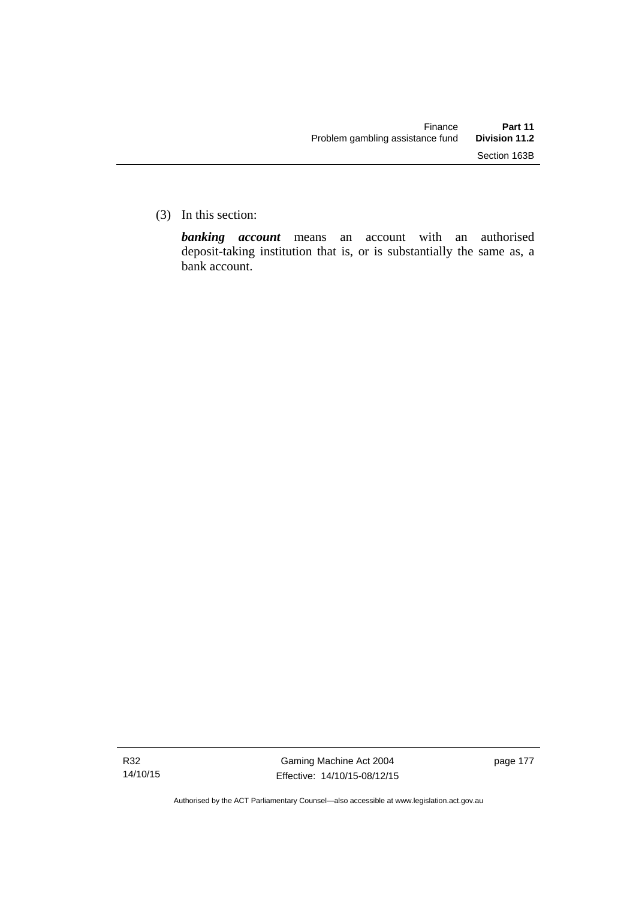(3) In this section:

***banking account*** means an account with an authorised deposit-taking institution that is, or is substantially the same as, a bank account.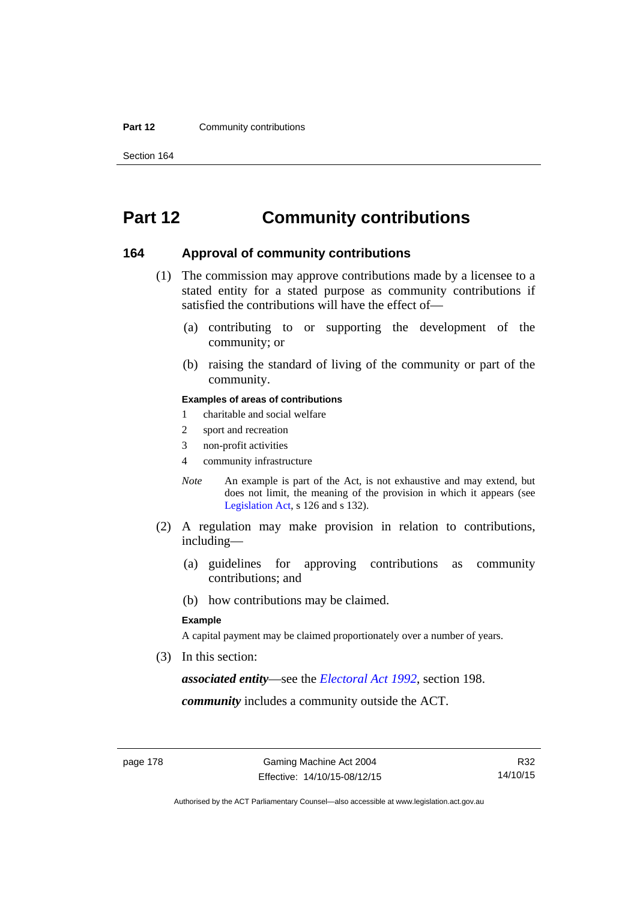# Part 12 Community contributions

## 164 Approval of community contributions

(1) The commission may approve contributions made by a licensee to a stated entity for a stated purpose as community contributions if satisfied the contributions will have the effect of—

(a) contributing to or supporting the development of the community; or

(b) raising the standard of living of the community or part of the community.

**Examples of areas of contributions**

1 charitable and social welfare

2 sport and recreation

3 non-profit activities

4 community infrastructure

*Note* An example is part of the Act, is not exhaustive and may extend, but does not limit, the meaning of the provision in which it appears (see Legislation Act, s 126 and s 132).

(2) A regulation may make provision in relation to contributions, including—

(a) guidelines for approving contributions as community contributions; and

(b) how contributions may be claimed.

**Example**

A capital payment may be claimed proportionately over a number of years.

(3) In this section:

***associated entity***—see the *Electoral Act 1992*, section 198.

***community*** includes a community outside the ACT.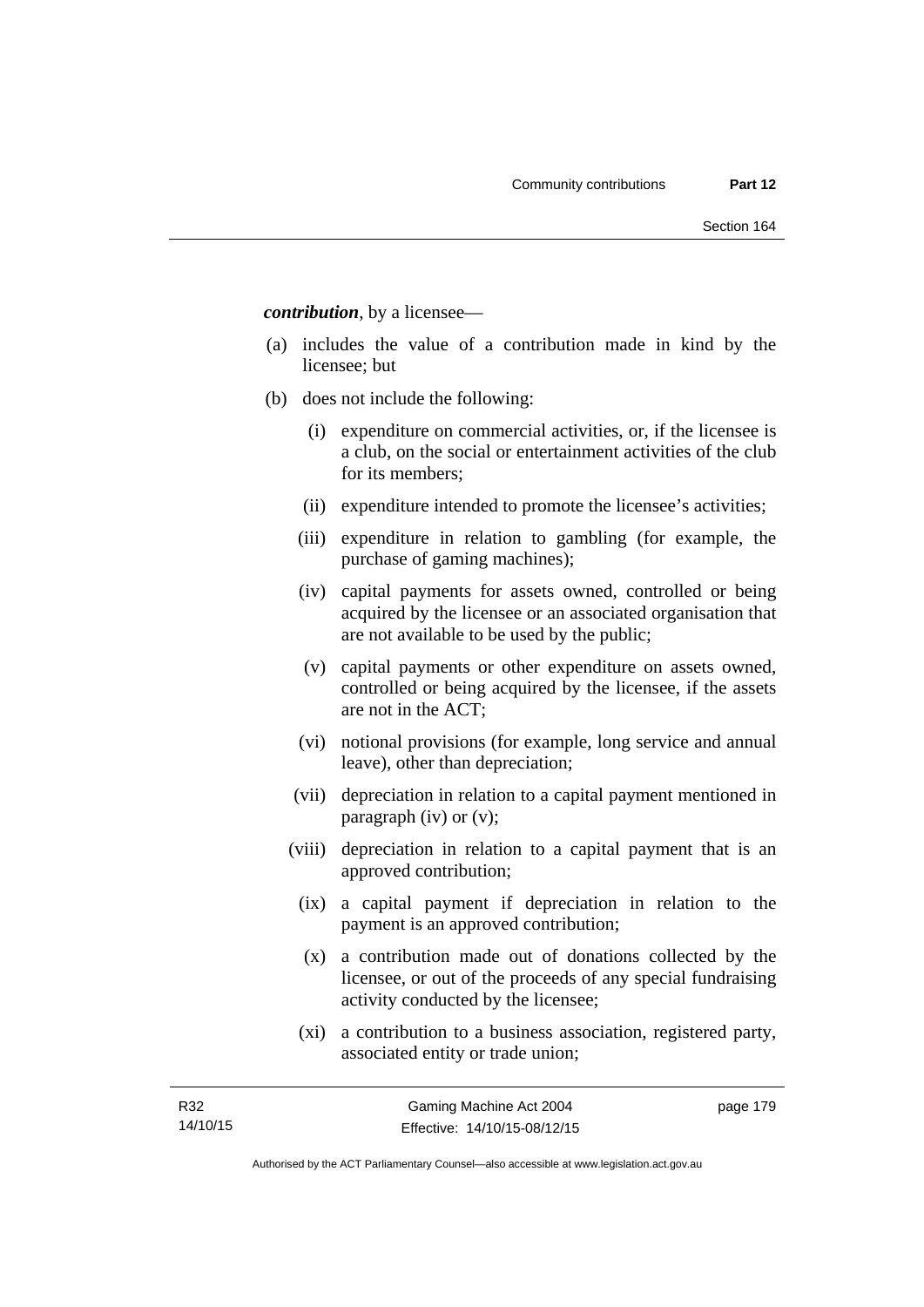***contribution***, by a licensee—

(a) includes the value of a contribution made in kind by the licensee; but

(b) does not include the following:

  (i) expenditure on commercial activities, or, if the licensee is a club, on the social or entertainment activities of the club for its members;

  (ii) expenditure intended to promote the licensee's activities;

  (iii) expenditure in relation to gambling (for example, the purchase of gaming machines);

  (iv) capital payments for assets owned, controlled or being acquired by the licensee or an associated organisation that are not available to be used by the public;

  (v) capital payments or other expenditure on assets owned, controlled or being acquired by the licensee, if the assets are not in the ACT;

  (vi) notional provisions (for example, long service and annual leave), other than depreciation;

  (vii) depreciation in relation to a capital payment mentioned in paragraph (iv) or (v);

  (viii) depreciation in relation to a capital payment that is an approved contribution;

  (ix) a capital payment if depreciation in relation to the payment is an approved contribution;

  (x) a contribution made out of donations collected by the licensee, or out of the proceeds of any special fundraising activity conducted by the licensee;

  (xi) a contribution to a business association, registered party, associated entity or trade union;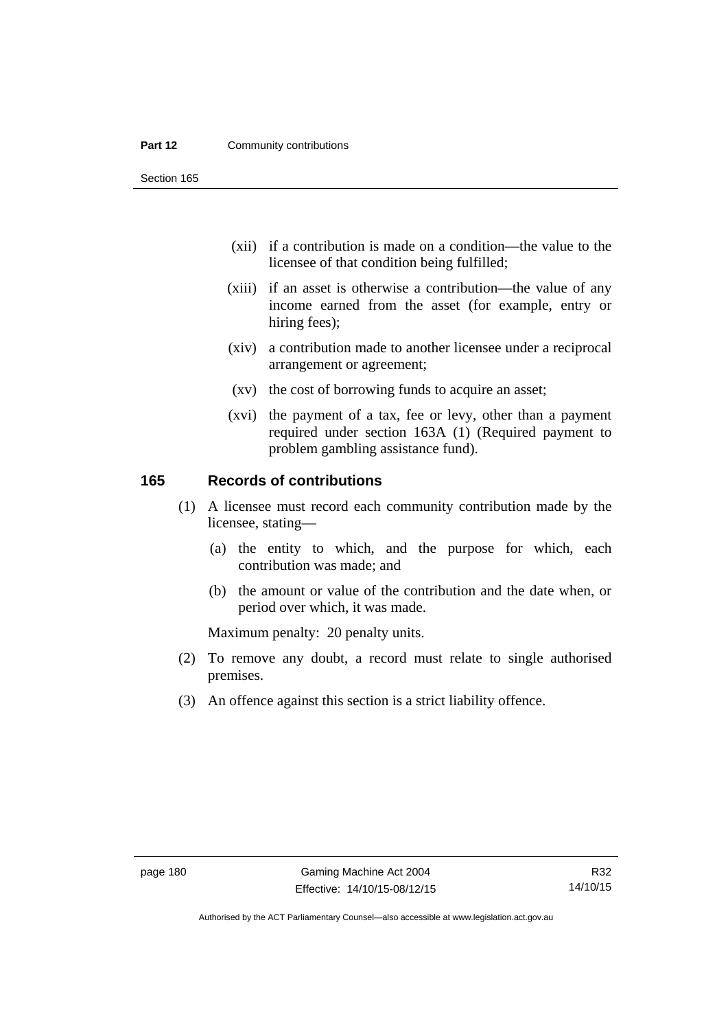(xii) if a contribution is made on a condition—the value to the licensee of that condition being fulfilled;

(xiii) if an asset is otherwise a contribution—the value of any income earned from the asset (for example, entry or hiring fees);

(xiv) a contribution made to another licensee under a reciprocal arrangement or agreement;

(xv) the cost of borrowing funds to acquire an asset;

(xvi) the payment of a tax, fee or levy, other than a payment required under section 163A (1) (Required payment to problem gambling assistance fund).

## 165 Records of contributions

(1) A licensee must record each community contribution made by the licensee, stating—

(a) the entity to which, and the purpose for which, each contribution was made; and

(b) the amount or value of the contribution and the date when, or period over which, it was made.

Maximum penalty: 20 penalty units.

(2) To remove any doubt, a record must relate to single authorised premises.

(3) An offence against this section is a strict liability offence.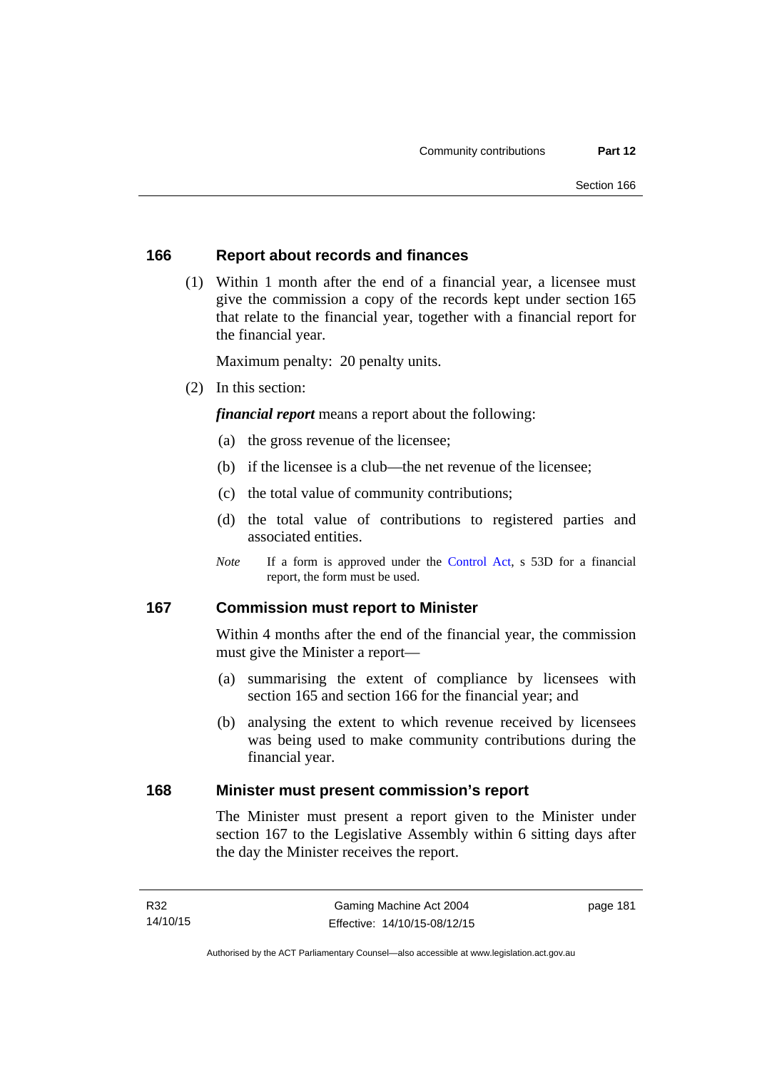### 166 Report about records and finances

(1) Within 1 month after the end of a financial year, a licensee must give the commission a copy of the records kept under section 165 that relate to the financial year, together with a financial report for the financial year.

Maximum penalty: 20 penalty units.

(2) In this section:

***financial report*** means a report about the following:

(a) the gross revenue of the licensee;

(b) if the licensee is a club—the net revenue of the licensee;

(c) the total value of community contributions;

(d) the total value of contributions to registered parties and associated entities.

*Note* If a form is approved under the Control Act, s 53D for a financial report, the form must be used.

### 167 Commission must report to Minister

Within 4 months after the end of the financial year, the commission must give the Minister a report—

(a) summarising the extent of compliance by licensees with section 165 and section 166 for the financial year; and

(b) analysing the extent to which revenue received by licensees was being used to make community contributions during the financial year.

### 168 Minister must present commission's report

The Minister must present a report given to the Minister under section 167 to the Legislative Assembly within 6 sitting days after the day the Minister receives the report.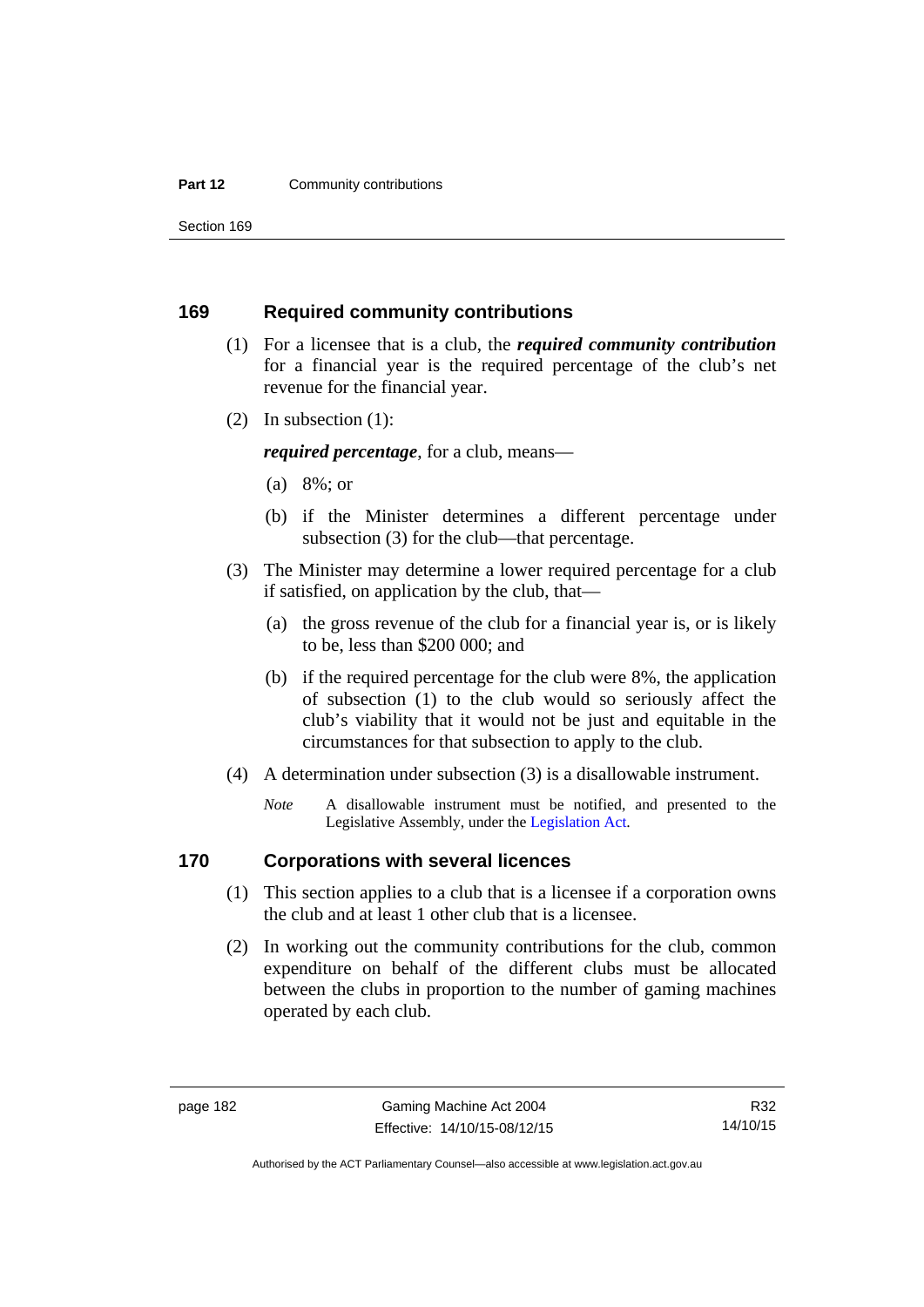## 169 Required community contributions

(1) For a licensee that is a club, the ***required community contribution*** for a financial year is the required percentage of the club's net revenue for the financial year.

(2) In subsection (1):

***required percentage***, for a club, means—

(a) 8%; or

(b) if the Minister determines a different percentage under subsection (3) for the club—that percentage.

(3) The Minister may determine a lower required percentage for a club if satisfied, on application by the club, that—

(a) the gross revenue of the club for a financial year is, or is likely to be, less than $200 000; and

(b) if the required percentage for the club were 8%, the application of subsection (1) to the club would so seriously affect the club's viability that it would not be just and equitable in the circumstances for that subsection to apply to the club.

(4) A determination under subsection (3) is a disallowable instrument.

*Note* A disallowable instrument must be notified, and presented to the Legislative Assembly, under the Legislation Act.

## 170 Corporations with several licences

(1) This section applies to a club that is a licensee if a corporation owns the club and at least 1 other club that is a licensee.

(2) In working out the community contributions for the club, common expenditure on behalf of the different clubs must be allocated between the clubs in proportion to the number of gaming machines operated by each club.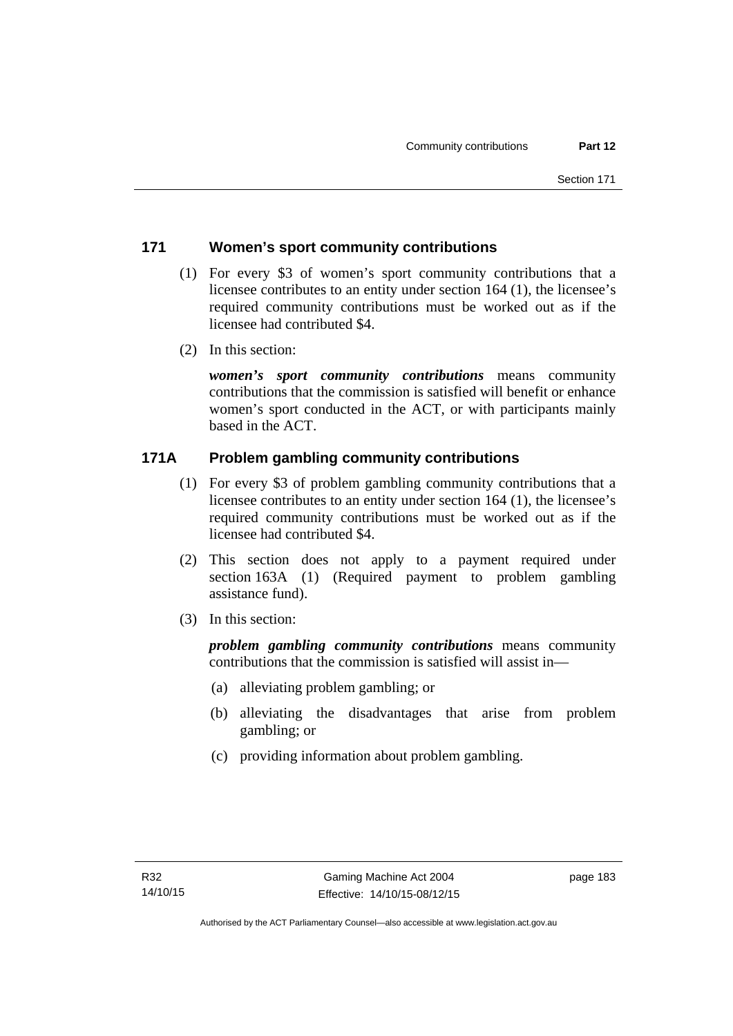## 171 Women's sport community contributions

(1) For every \$3 of women's sport community contributions that a licensee contributes to an entity under section 164 (1), the licensee's required community contributions must be worked out as if the licensee had contributed \$4.

(2) In this section:

***women's sport community contributions*** means community contributions that the commission is satisfied will benefit or enhance women's sport conducted in the ACT, or with participants mainly based in the ACT.

## 171A Problem gambling community contributions

(1) For every \$3 of problem gambling community contributions that a licensee contributes to an entity under section 164 (1), the licensee's required community contributions must be worked out as if the licensee had contributed \$4.

(2) This section does not apply to a payment required under section 163A (1) (Required payment to problem gambling assistance fund).

(3) In this section:

***problem gambling community contributions*** means community contributions that the commission is satisfied will assist in—

(a) alleviating problem gambling; or

(b) alleviating the disadvantages that arise from problem gambling; or

(c) providing information about problem gambling.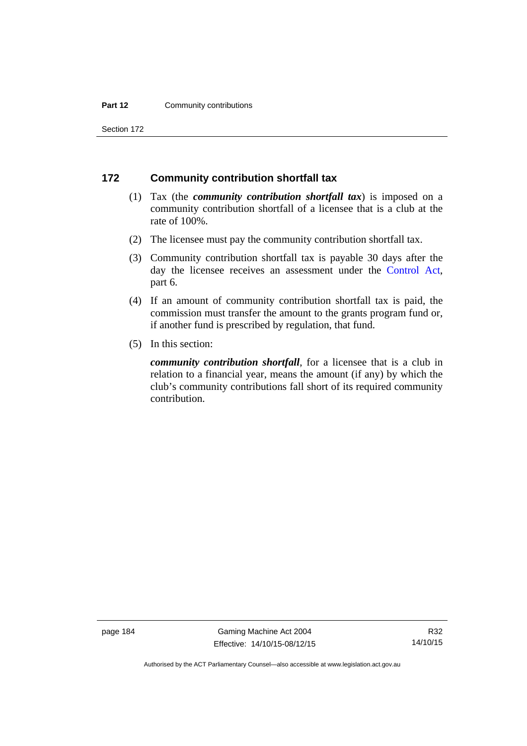## 172 Community contribution shortfall tax

(1) Tax (the ***community contribution shortfall tax***) is imposed on a community contribution shortfall of a licensee that is a club at the rate of 100%.

(2) The licensee must pay the community contribution shortfall tax.

(3) Community contribution shortfall tax is payable 30 days after the day the licensee receives an assessment under the Control Act, part 6.

(4) If an amount of community contribution shortfall tax is paid, the commission must transfer the amount to the grants program fund or, if another fund is prescribed by regulation, that fund.

(5) In this section:

***community contribution shortfall***, for a licensee that is a club in relation to a financial year, means the amount (if any) by which the club's community contributions fall short of its required community contribution.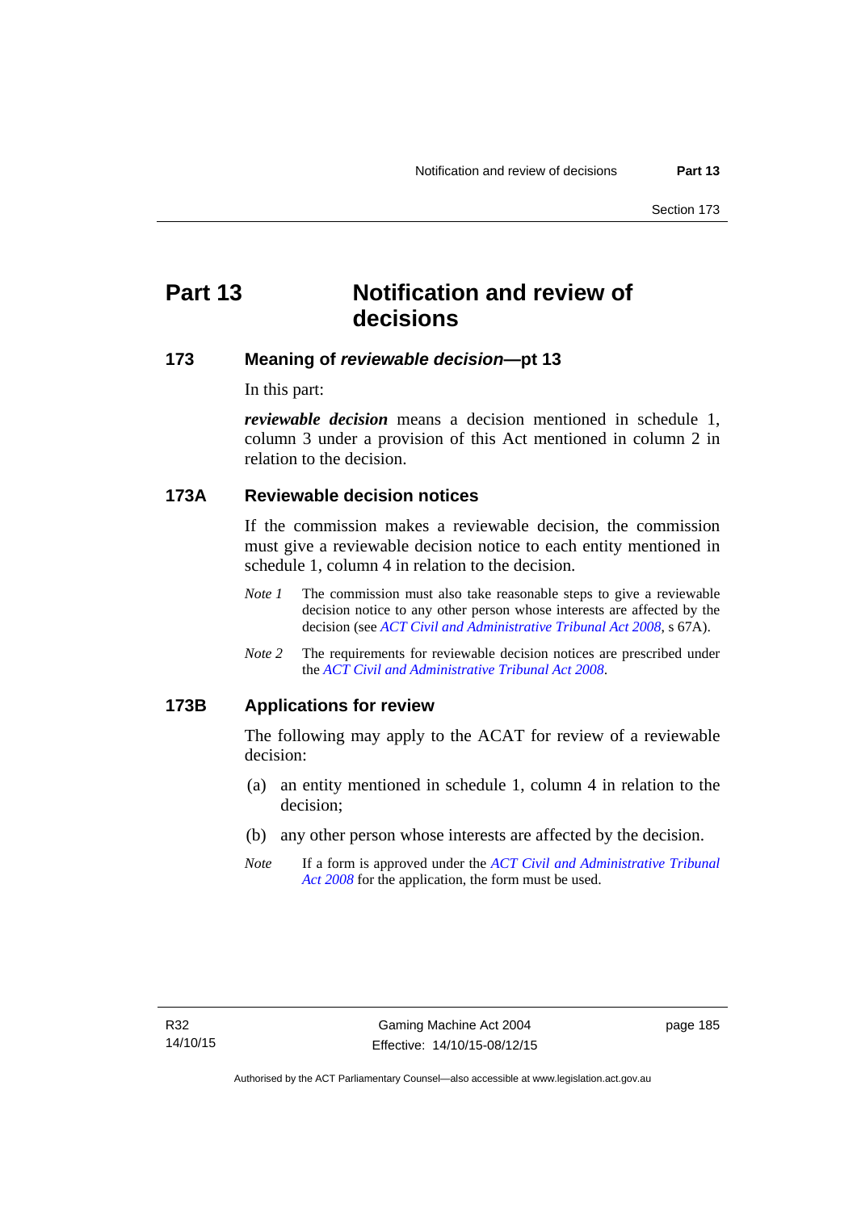# Part 13 Notification and review of decisions

## 173 Meaning of *reviewable decision*—pt 13

In this part:

***reviewable decision*** means a decision mentioned in schedule 1, column 3 under a provision of this Act mentioned in column 2 in relation to the decision.

## 173A Reviewable decision notices

If the commission makes a reviewable decision, the commission must give a reviewable decision notice to each entity mentioned in schedule 1, column 4 in relation to the decision.

*Note 1* The commission must also take reasonable steps to give a reviewable decision notice to any other person whose interests are affected by the decision (see *ACT Civil and Administrative Tribunal Act 2008*, s 67A).

*Note 2* The requirements for reviewable decision notices are prescribed under the *ACT Civil and Administrative Tribunal Act 2008*.

## 173B Applications for review

The following may apply to the ACAT for review of a reviewable decision:

(a) an entity mentioned in schedule 1, column 4 in relation to the decision;

(b) any other person whose interests are affected by the decision.

*Note* If a form is approved under the *ACT Civil and Administrative Tribunal Act 2008* for the application, the form must be used.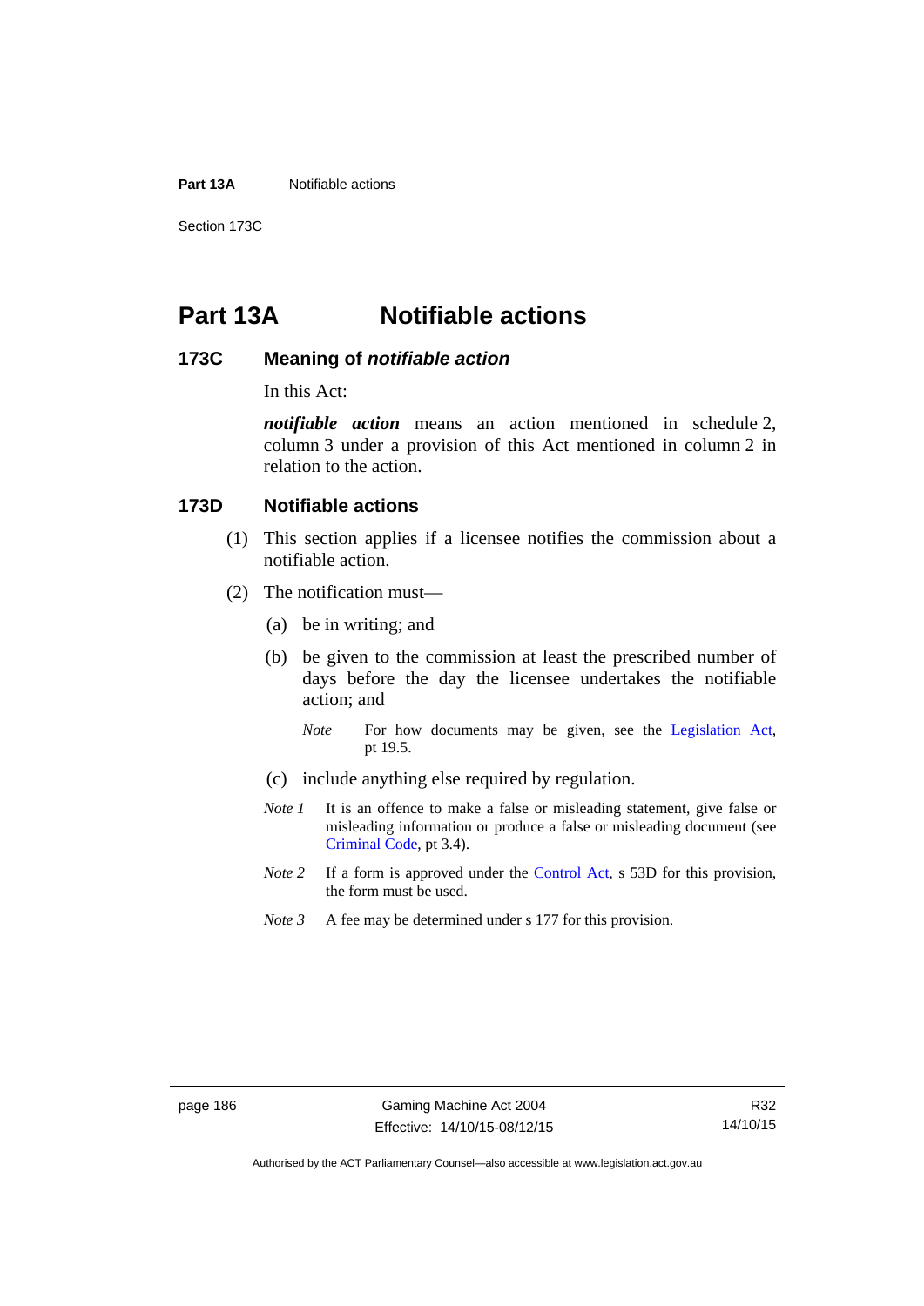# Part 13A Notifiable actions

## 173C Meaning of *notifiable action*

In this Act:

***notifiable action*** means an action mentioned in schedule 2, column 3 under a provision of this Act mentioned in column 2 in relation to the action.

## 173D Notifiable actions

(1) This section applies if a licensee notifies the commission about a notifiable action.

(2) The notification must—

(a) be in writing; and

(b) be given to the commission at least the prescribed number of days before the day the licensee undertakes the notifiable action; and

*Note* For how documents may be given, see the Legislation Act, pt 19.5.

(c) include anything else required by regulation.

*Note 1* It is an offence to make a false or misleading statement, give false or misleading information or produce a false or misleading document (see Criminal Code, pt 3.4).

*Note 2* If a form is approved under the Control Act, s 53D for this provision, the form must be used.

*Note 3* A fee may be determined under s 177 for this provision.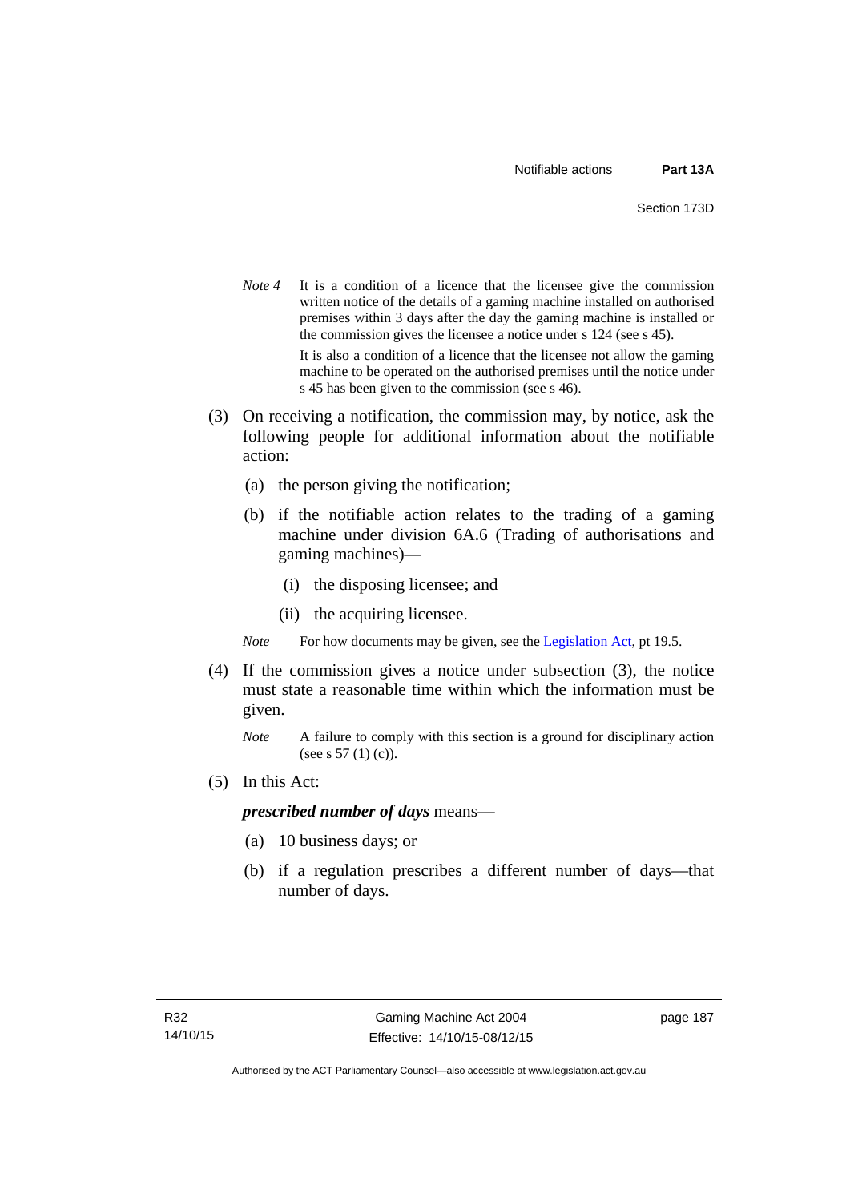*Note 4* It is a condition of a licence that the licensee give the commission written notice of the details of a gaming machine installed on authorised premises within 3 days after the day the gaming machine is installed or the commission gives the licensee a notice under s 124 (see s 45).

It is also a condition of a licence that the licensee not allow the gaming machine to be operated on the authorised premises until the notice under s 45 has been given to the commission (see s 46).

(3) On receiving a notification, the commission may, by notice, ask the following people for additional information about the notifiable action:

(a) the person giving the notification;

(b) if the notifiable action relates to the trading of a gaming machine under division 6A.6 (Trading of authorisations and gaming machines)—

(i) the disposing licensee; and

(ii) the acquiring licensee.

*Note* For how documents may be given, see the Legislation Act, pt 19.5.

(4) If the commission gives a notice under subsection (3), the notice must state a reasonable time within which the information must be given.

*Note* A failure to comply with this section is a ground for disciplinary action (see s 57 (1) (c)).

(5) In this Act:

***prescribed number of days*** means—

(a) 10 business days; or

(b) if a regulation prescribes a different number of days—that number of days.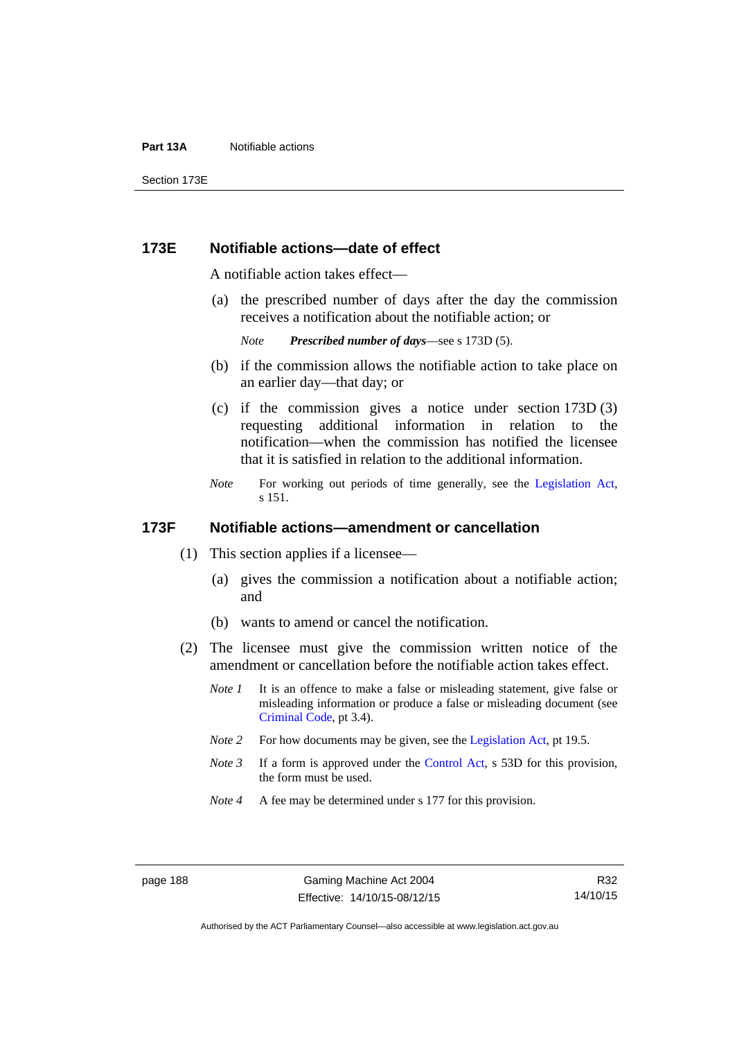## 173E Notifiable actions—date of effect

A notifiable action takes effect—

(a) the prescribed number of days after the day the commission receives a notification about the notifiable action; or

*Note* ***Prescribed number of days***—see s 173D (5).

(b) if the commission allows the notifiable action to take place on an earlier day—that day; or

(c) if the commission gives a notice under section 173D (3) requesting additional information in relation to the notification—when the commission has notified the licensee that it is satisfied in relation to the additional information.

*Note* For working out periods of time generally, see the Legislation Act, s 151.

## 173F Notifiable actions—amendment or cancellation

(1) This section applies if a licensee—

(a) gives the commission a notification about a notifiable action; and

(b) wants to amend or cancel the notification.

(2) The licensee must give the commission written notice of the amendment or cancellation before the notifiable action takes effect.

*Note 1* It is an offence to make a false or misleading statement, give false or misleading information or produce a false or misleading document (see Criminal Code, pt 3.4).

*Note 2* For how documents may be given, see the Legislation Act, pt 19.5.

*Note 3* If a form is approved under the Control Act, s 53D for this provision, the form must be used.

*Note 4* A fee may be determined under s 177 for this provision.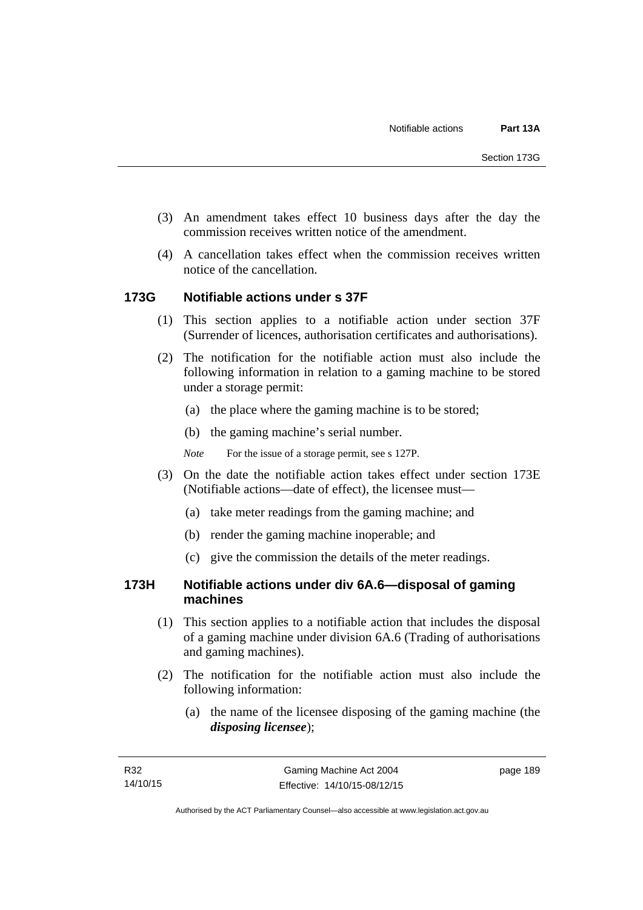(3) An amendment takes effect 10 business days after the day the commission receives written notice of the amendment.

(4) A cancellation takes effect when the commission receives written notice of the cancellation.

### 173G Notifiable actions under s 37F

(1) This section applies to a notifiable action under section 37F (Surrender of licences, authorisation certificates and authorisations).

(2) The notification for the notifiable action must also include the following information in relation to a gaming machine to be stored under a storage permit:

(a) the place where the gaming machine is to be stored;

(b) the gaming machine's serial number.

*Note* For the issue of a storage permit, see s 127P.

(3) On the date the notifiable action takes effect under section 173E (Notifiable actions—date of effect), the licensee must—

(a) take meter readings from the gaming machine; and

(b) render the gaming machine inoperable; and

(c) give the commission the details of the meter readings.

### 173H Notifiable actions under div 6A.6—disposal of gaming machines

(1) This section applies to a notifiable action that includes the disposal of a gaming machine under division 6A.6 (Trading of authorisations and gaming machines).

(2) The notification for the notifiable action must also include the following information:

(a) the name of the licensee disposing of the gaming machine (the ***disposing licensee***);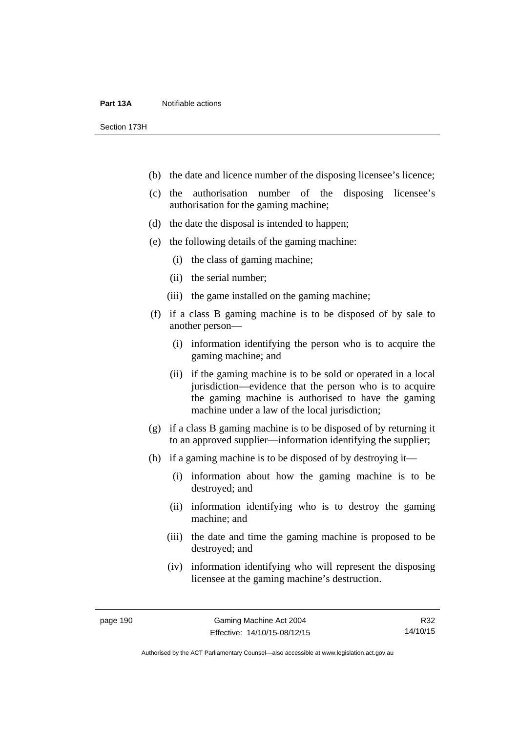(b) the date and licence number of the disposing licensee's licence;

(c) the authorisation number of the disposing licensee's authorisation for the gaming machine;

(d) the date the disposal is intended to happen;

(e) the following details of the gaming machine:

   (i) the class of gaming machine;

   (ii) the serial number;

   (iii) the game installed on the gaming machine;

(f) if a class B gaming machine is to be disposed of by sale to another person—

   (i) information identifying the person who is to acquire the gaming machine; and

   (ii) if the gaming machine is to be sold or operated in a local jurisdiction—evidence that the person who is to acquire the gaming machine is authorised to have the gaming machine under a law of the local jurisdiction;

(g) if a class B gaming machine is to be disposed of by returning it to an approved supplier—information identifying the supplier;

(h) if a gaming machine is to be disposed of by destroying it—

   (i) information about how the gaming machine is to be destroyed; and

   (ii) information identifying who is to destroy the gaming machine; and

   (iii) the date and time the gaming machine is proposed to be destroyed; and

   (iv) information identifying who will represent the disposing licensee at the gaming machine's destruction.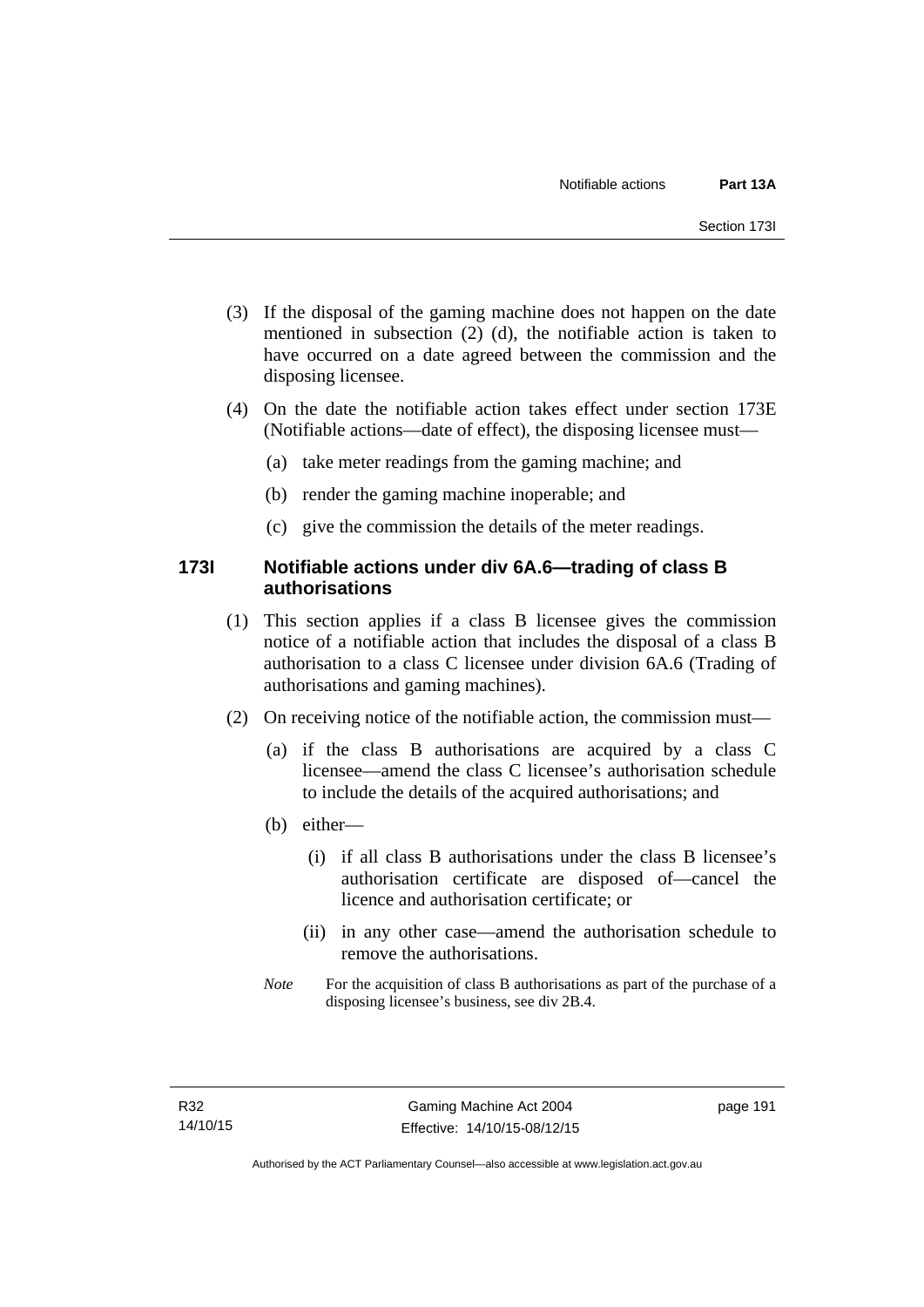(3) If the disposal of the gaming machine does not happen on the date mentioned in subsection (2) (d), the notifiable action is taken to have occurred on a date agreed between the commission and the disposing licensee.

(4) On the date the notifiable action takes effect under section 173E (Notifiable actions—date of effect), the disposing licensee must—

(a) take meter readings from the gaming machine; and

(b) render the gaming machine inoperable; and

(c) give the commission the details of the meter readings.

### 173I Notifiable actions under div 6A.6—trading of class B authorisations

(1) This section applies if a class B licensee gives the commission notice of a notifiable action that includes the disposal of a class B authorisation to a class C licensee under division 6A.6 (Trading of authorisations and gaming machines).

(2) On receiving notice of the notifiable action, the commission must—

(a) if the class B authorisations are acquired by a class C licensee—amend the class C licensee's authorisation schedule to include the details of the acquired authorisations; and

(b) either—

(i) if all class B authorisations under the class B licensee's authorisation certificate are disposed of—cancel the licence and authorisation certificate; or

(ii) in any other case—amend the authorisation schedule to remove the authorisations.

*Note* For the acquisition of class B authorisations as part of the purchase of a disposing licensee's business, see div 2B.4.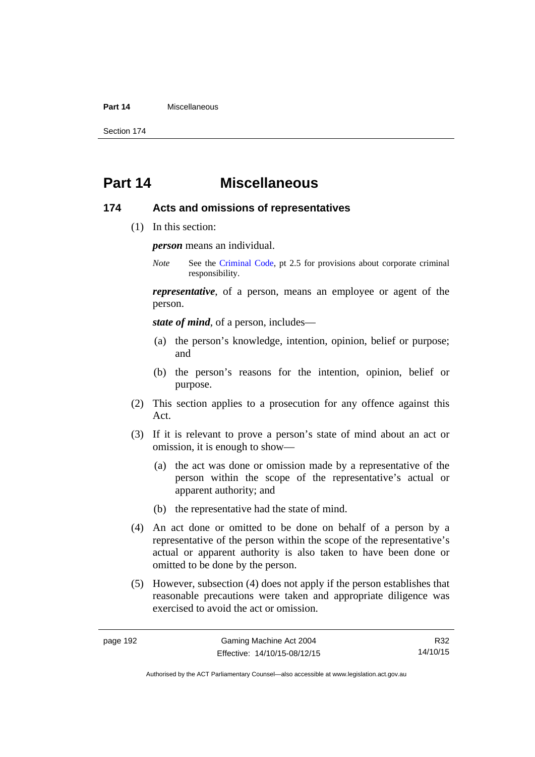# Part 14 Miscellaneous

## 174 Acts and omissions of representatives

(1) In this section:

***person*** means an individual.

*Note* See the Criminal Code, pt 2.5 for provisions about corporate criminal responsibility.

***representative***, of a person, means an employee or agent of the person.

***state of mind***, of a person, includes—

(a) the person's knowledge, intention, opinion, belief or purpose; and

(b) the person's reasons for the intention, opinion, belief or purpose.

(2) This section applies to a prosecution for any offence against this Act.

(3) If it is relevant to prove a person's state of mind about an act or omission, it is enough to show—

(a) the act was done or omission made by a representative of the person within the scope of the representative's actual or apparent authority; and

(b) the representative had the state of mind.

(4) An act done or omitted to be done on behalf of a person by a representative of the person within the scope of the representative's actual or apparent authority is also taken to have been done or omitted to be done by the person.

(5) However, subsection (4) does not apply if the person establishes that reasonable precautions were taken and appropriate diligence was exercised to avoid the act or omission.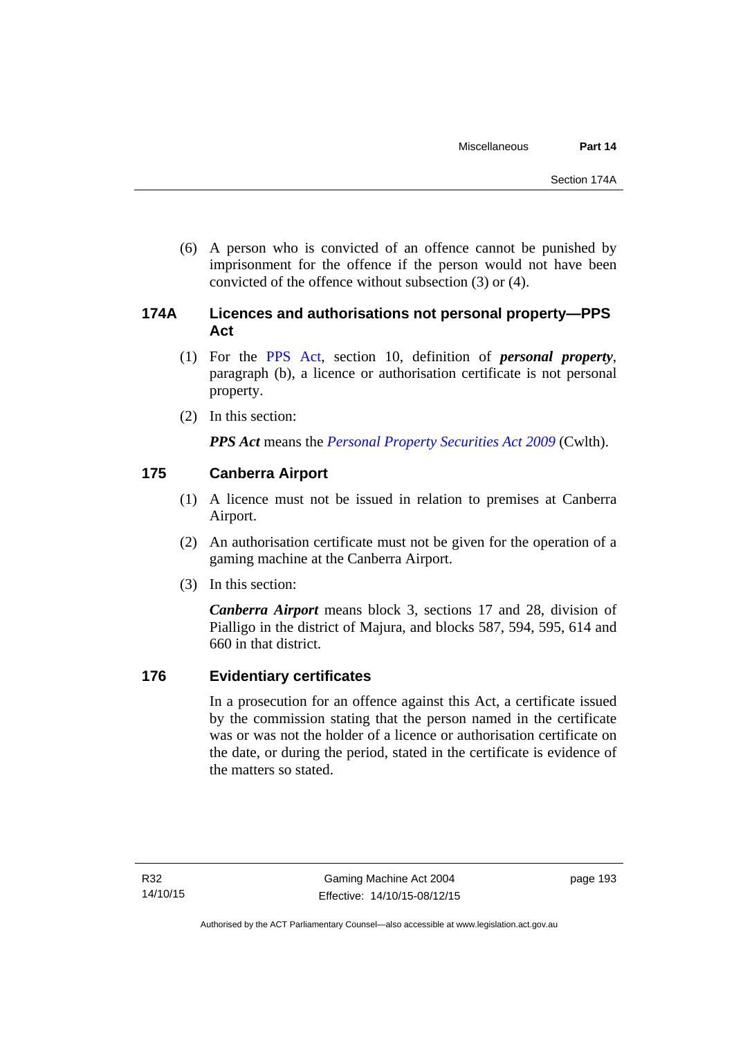(6) A person who is convicted of an offence cannot be punished by imprisonment for the offence if the person would not have been convicted of the offence without subsection (3) or (4).

## 174A Licences and authorisations not personal property—PPS Act

(1) For the PPS Act, section 10, definition of ***personal property***, paragraph (b), a licence or authorisation certificate is not personal property.

(2) In this section:

***PPS Act*** means the *Personal Property Securities Act 2009* (Cwlth).

## 175 Canberra Airport

(1) A licence must not be issued in relation to premises at Canberra Airport.

(2) An authorisation certificate must not be given for the operation of a gaming machine at the Canberra Airport.

(3) In this section:

***Canberra Airport*** means block 3, sections 17 and 28, division of Pialligo in the district of Majura, and blocks 587, 594, 595, 614 and 660 in that district.

## 176 Evidentiary certificates

In a prosecution for an offence against this Act, a certificate issued by the commission stating that the person named in the certificate was or was not the holder of a licence or authorisation certificate on the date, or during the period, stated in the certificate is evidence of the matters so stated.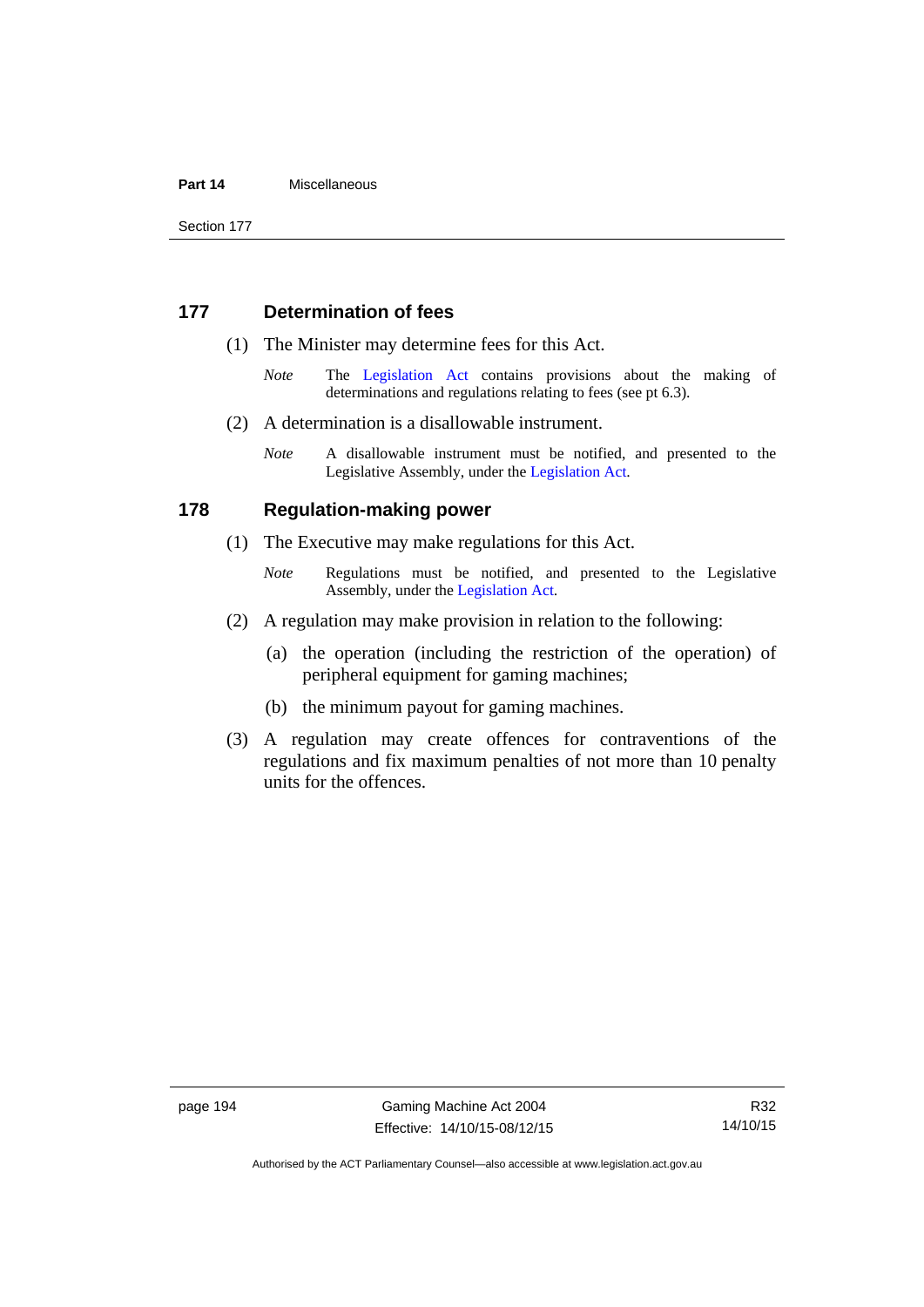## 177 Determination of fees

(1) The Minister may determine fees for this Act.

*Note* The Legislation Act contains provisions about the making of determinations and regulations relating to fees (see pt 6.3).

(2) A determination is a disallowable instrument.

*Note* A disallowable instrument must be notified, and presented to the Legislative Assembly, under the Legislation Act.

## 178 Regulation-making power

(1) The Executive may make regulations for this Act.

*Note* Regulations must be notified, and presented to the Legislative Assembly, under the Legislation Act.

(2) A regulation may make provision in relation to the following:

(a) the operation (including the restriction of the operation) of peripheral equipment for gaming machines;

(b) the minimum payout for gaming machines.

(3) A regulation may create offences for contraventions of the regulations and fix maximum penalties of not more than 10 penalty units for the offences.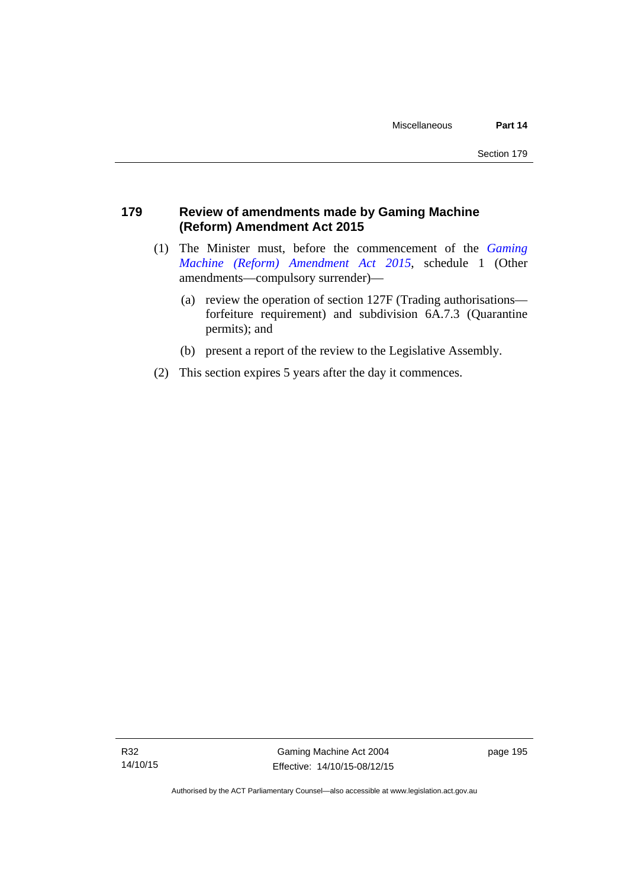## 179 Review of amendments made by Gaming Machine (Reform) Amendment Act 2015

(1) The Minister must, before the commencement of the *Gaming Machine (Reform) Amendment Act 2015*, schedule 1 (Other amendments—compulsory surrender)—

(a) review the operation of section 127F (Trading authorisations—forfeiture requirement) and subdivision 6A.7.3 (Quarantine permits); and

(b) present a report of the review to the Legislative Assembly.

(2) This section expires 5 years after the day it commences.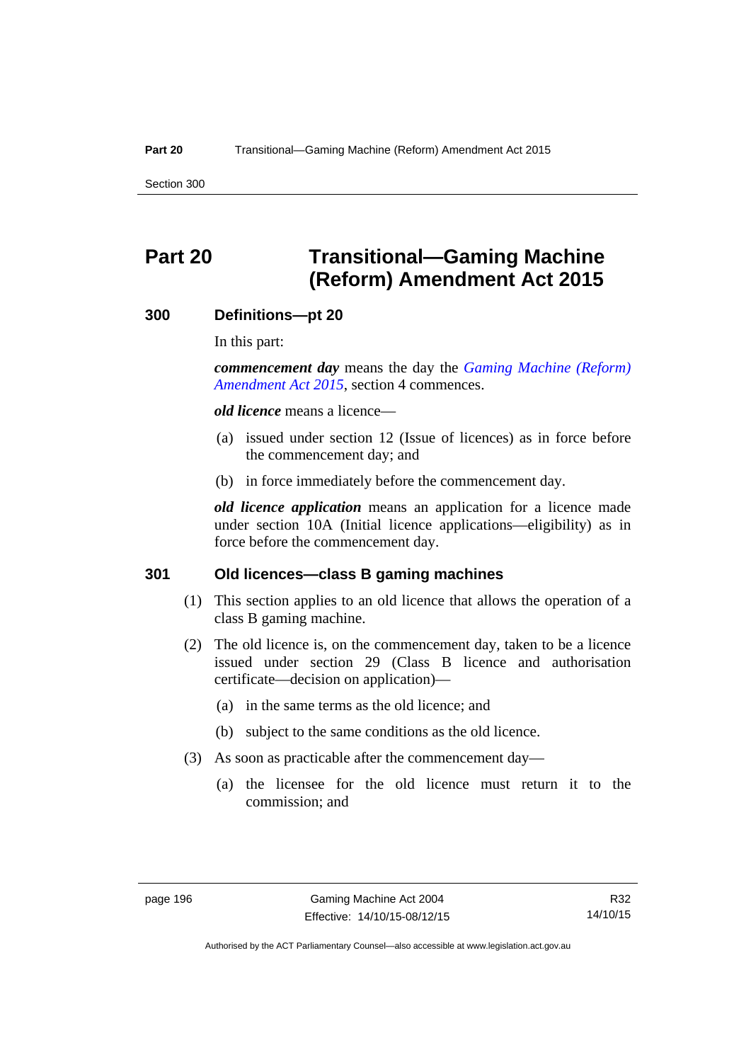# Part 20 Transitional—Gaming Machine (Reform) Amendment Act 2015

### 300 Definitions—pt 20

In this part:

***commencement day*** means the day the *Gaming Machine (Reform) Amendment Act 2015*, section 4 commences.

***old licence*** means a licence—

(a) issued under section 12 (Issue of licences) as in force before the commencement day; and

(b) in force immediately before the commencement day.

***old licence application*** means an application for a licence made under section 10A (Initial licence applications—eligibility) as in force before the commencement day.

### 301 Old licences—class B gaming machines

(1) This section applies to an old licence that allows the operation of a class B gaming machine.

(2) The old licence is, on the commencement day, taken to be a licence issued under section 29 (Class B licence and authorisation certificate—decision on application)—

(a) in the same terms as the old licence; and

(b) subject to the same conditions as the old licence.

(3) As soon as practicable after the commencement day—

(a) the licensee for the old licence must return it to the commission; and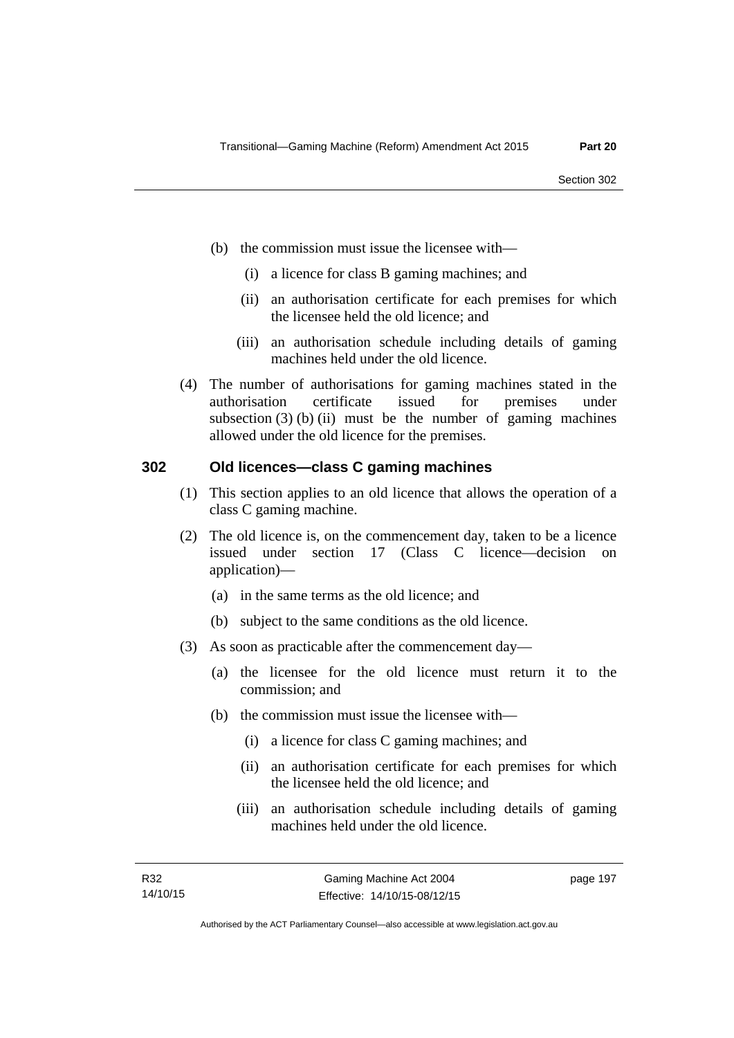(b) the commission must issue the licensee with—

   (i) a licence for class B gaming machines; and

   (ii) an authorisation certificate for each premises for which the licensee held the old licence; and

   (iii) an authorisation schedule including details of gaming machines held under the old licence.

(4) The number of authorisations for gaming machines stated in the authorisation certificate issued for premises under subsection (3) (b) (ii) must be the number of gaming machines allowed under the old licence for the premises.

## 302 Old licences—class C gaming machines

(1) This section applies to an old licence that allows the operation of a class C gaming machine.

(2) The old licence is, on the commencement day, taken to be a licence issued under section 17 (Class C licence—decision on application)—

   (a) in the same terms as the old licence; and

   (b) subject to the same conditions as the old licence.

(3) As soon as practicable after the commencement day—

   (a) the licensee for the old licence must return it to the commission; and

   (b) the commission must issue the licensee with—

      (i) a licence for class C gaming machines; and

      (ii) an authorisation certificate for each premises for which the licensee held the old licence; and

      (iii) an authorisation schedule including details of gaming machines held under the old licence.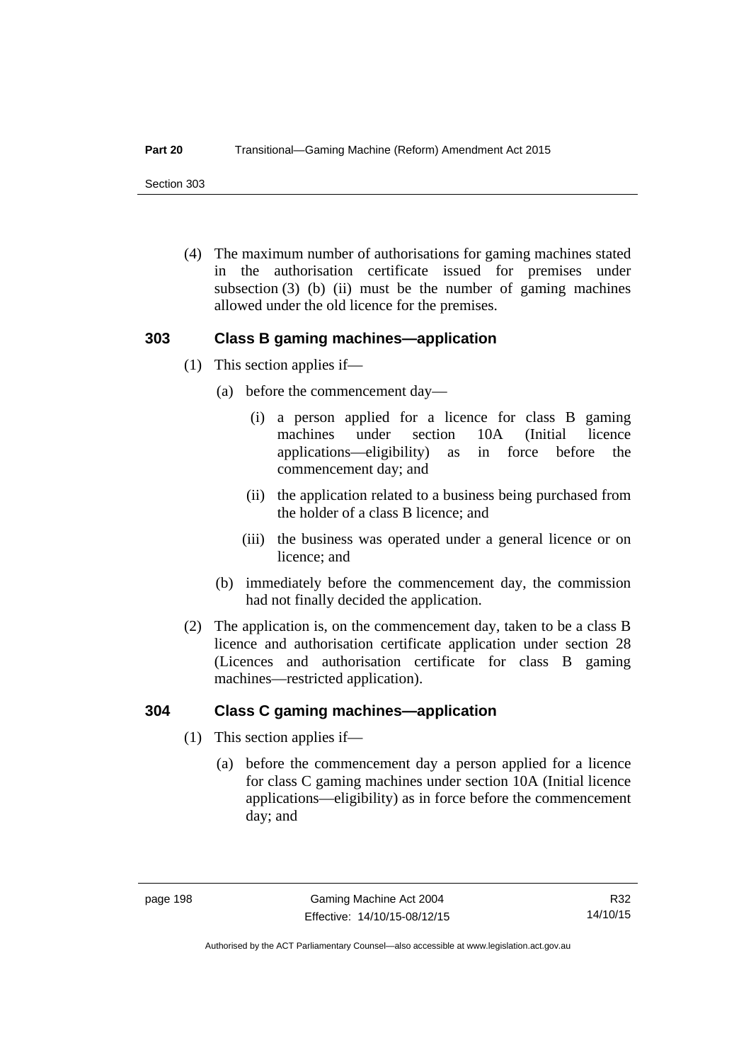(4) The maximum number of authorisations for gaming machines stated in the authorisation certificate issued for premises under subsection (3) (b) (ii) must be the number of gaming machines allowed under the old licence for the premises.

### 303 Class B gaming machines—application

(1) This section applies if—

(a) before the commencement day—

(i) a person applied for a licence for class B gaming machines under section 10A (Initial licence applications—eligibility) as in force before the commencement day; and

(ii) the application related to a business being purchased from the holder of a class B licence; and

(iii) the business was operated under a general licence or on licence; and

(b) immediately before the commencement day, the commission had not finally decided the application.

(2) The application is, on the commencement day, taken to be a class B licence and authorisation certificate application under section 28 (Licences and authorisation certificate for class B gaming machines—restricted application).

### 304 Class C gaming machines—application

(1) This section applies if—

(a) before the commencement day a person applied for a licence for class C gaming machines under section 10A (Initial licence applications—eligibility) as in force before the commencement day; and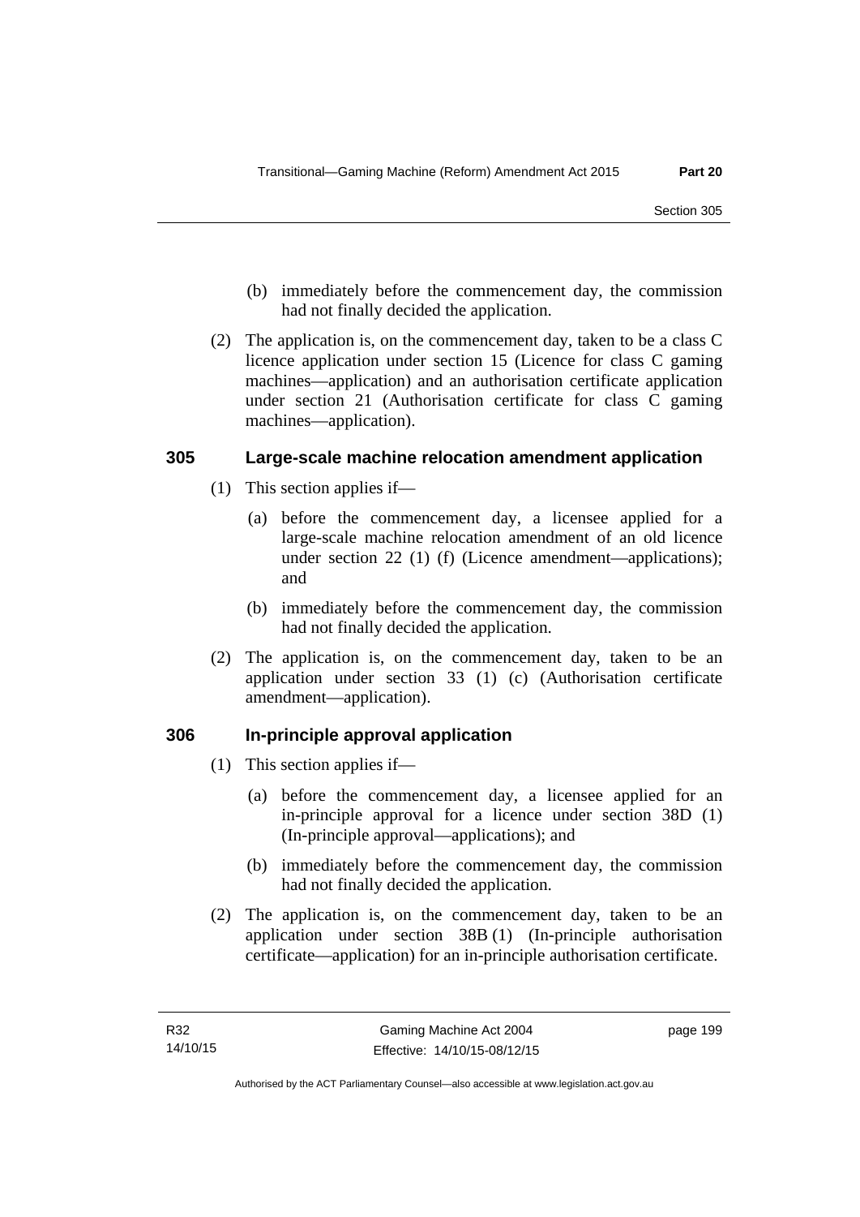(b) immediately before the commencement day, the commission had not finally decided the application.

(2) The application is, on the commencement day, taken to be a class C licence application under section 15 (Licence for class C gaming machines—application) and an authorisation certificate application under section 21 (Authorisation certificate for class C gaming machines—application).

### 305 Large-scale machine relocation amendment application

(1) This section applies if—

(a) before the commencement day, a licensee applied for a large-scale machine relocation amendment of an old licence under section 22 (1) (f) (Licence amendment—applications); and

(b) immediately before the commencement day, the commission had not finally decided the application.

(2) The application is, on the commencement day, taken to be an application under section 33 (1) (c) (Authorisation certificate amendment—application).

### 306 In-principle approval application

(1) This section applies if—

(a) before the commencement day, a licensee applied for an in-principle approval for a licence under section 38D (1) (In-principle approval—applications); and

(b) immediately before the commencement day, the commission had not finally decided the application.

(2) The application is, on the commencement day, taken to be an application under section 38B (1) (In-principle authorisation certificate—application) for an in-principle authorisation certificate.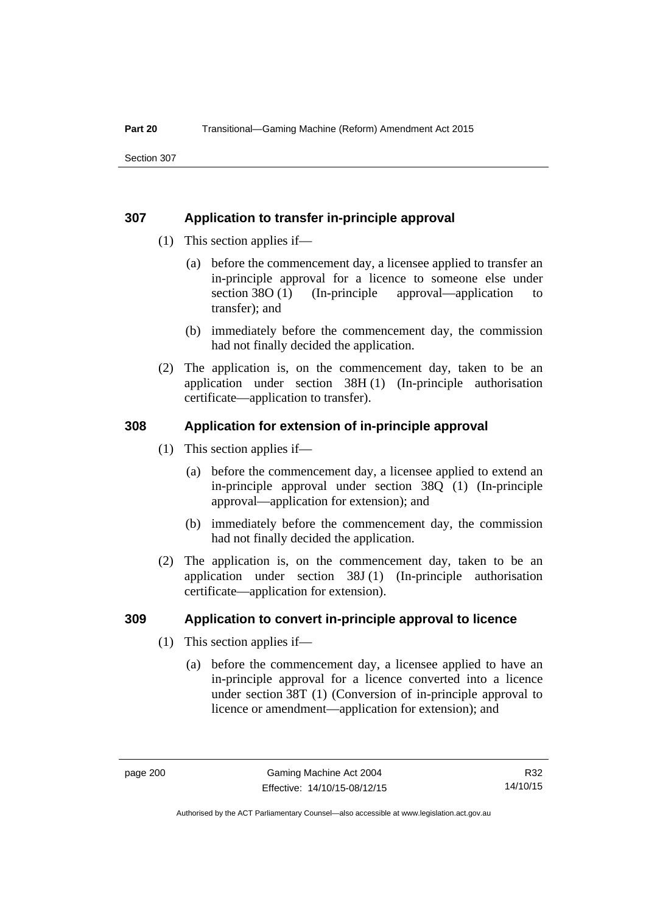## 307 Application to transfer in-principle approval

(1) This section applies if—

(a) before the commencement day, a licensee applied to transfer an in-principle approval for a licence to someone else under section 38O (1) (In-principle approval—application to transfer); and

(b) immediately before the commencement day, the commission had not finally decided the application.

(2) The application is, on the commencement day, taken to be an application under section 38H (1) (In-principle authorisation certificate—application to transfer).

## 308 Application for extension of in-principle approval

(1) This section applies if—

(a) before the commencement day, a licensee applied to extend an in-principle approval under section 38Q (1) (In-principle approval—application for extension); and

(b) immediately before the commencement day, the commission had not finally decided the application.

(2) The application is, on the commencement day, taken to be an application under section 38J (1) (In-principle authorisation certificate—application for extension).

## 309 Application to convert in-principle approval to licence

(1) This section applies if—

(a) before the commencement day, a licensee applied to have an in-principle approval for a licence converted into a licence under section 38T (1) (Conversion of in-principle approval to licence or amendment—application for extension); and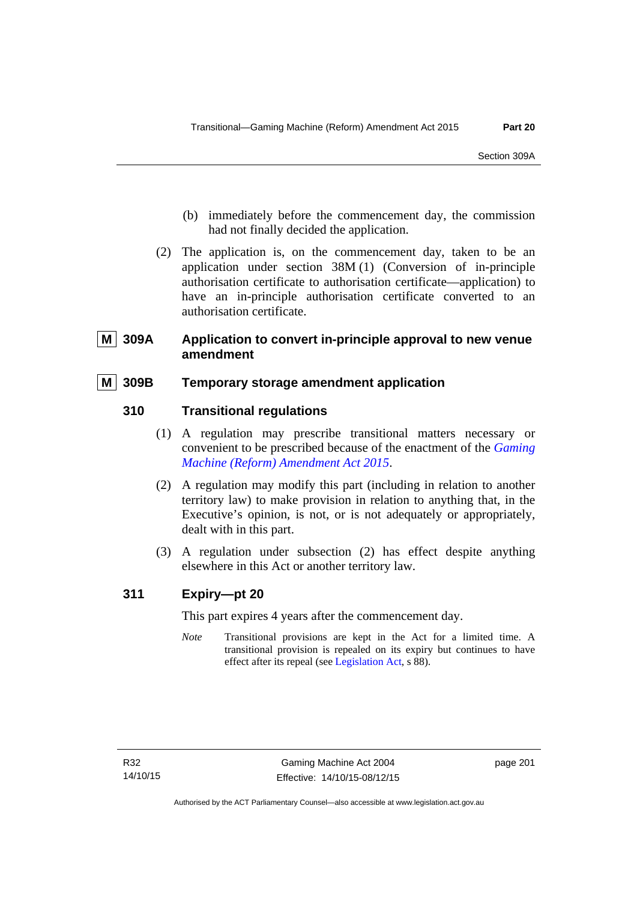(b) immediately before the commencement day, the commission had not finally decided the application.

(2) The application is, on the commencement day, taken to be an application under section 38M (1) (Conversion of in-principle authorisation certificate to authorisation certificate—application) to have an in-principle authorisation certificate converted to an authorisation certificate.

### M 309A Application to convert in-principle approval to new venue amendment

### M 309B Temporary storage amendment application

### 310 Transitional regulations

(1) A regulation may prescribe transitional matters necessary or convenient to be prescribed because of the enactment of the *Gaming Machine (Reform) Amendment Act 2015*.

(2) A regulation may modify this part (including in relation to another territory law) to make provision in relation to anything that, in the Executive's opinion, is not, or is not adequately or appropriately, dealt with in this part.

(3) A regulation under subsection (2) has effect despite anything elsewhere in this Act or another territory law.

### 311 Expiry—pt 20

This part expires 4 years after the commencement day.

*Note* Transitional provisions are kept in the Act for a limited time. A transitional provision is repealed on its expiry but continues to have effect after its repeal (see Legislation Act, s 88).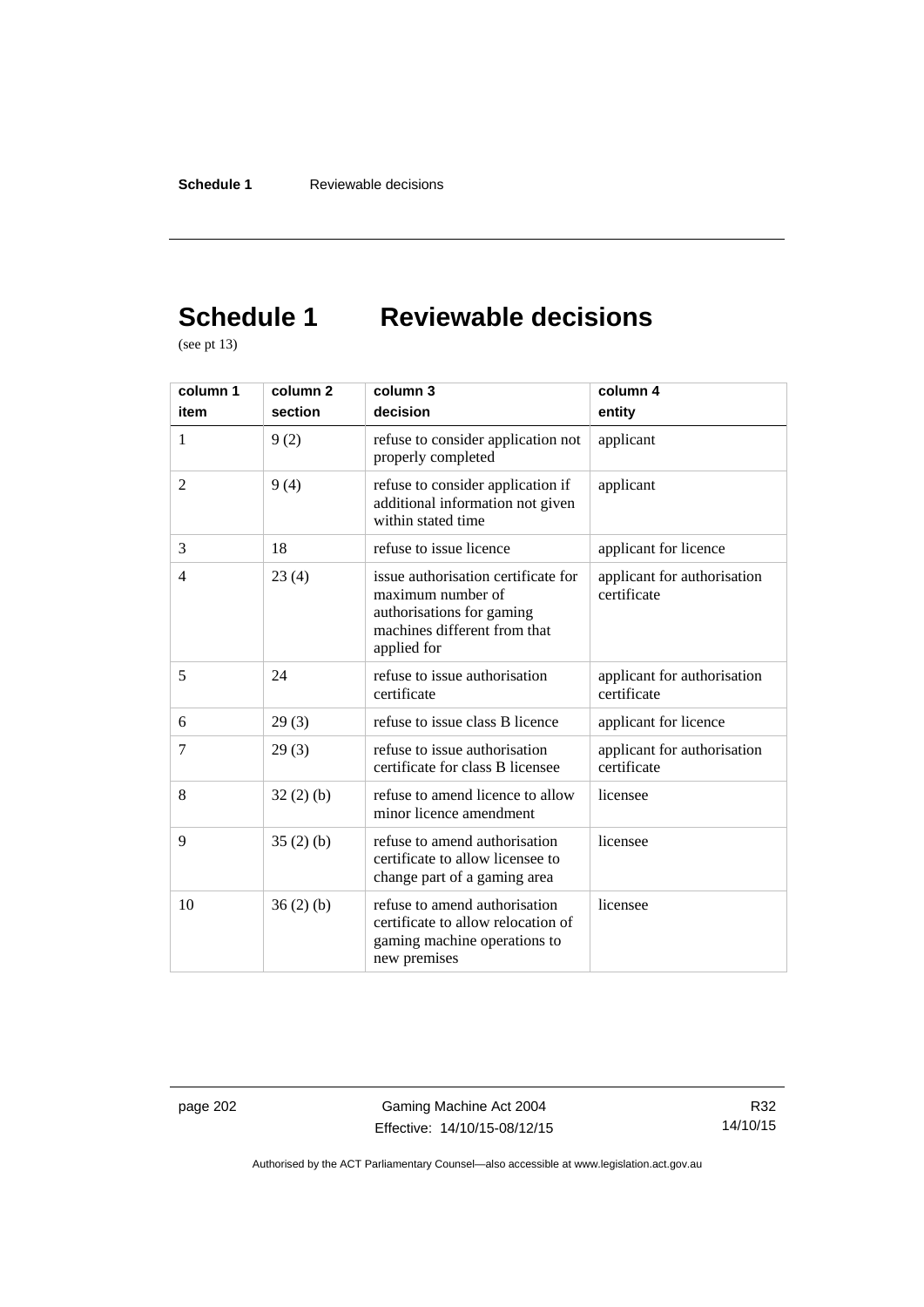# Schedule 1 Reviewable decisions

(see pt 13)

| column 1<br>item | column 2<br>section | column 3<br>decision | column 4<br>entity |
|---|---|---|---|
| 1 | 9 (2) | refuse to consider application not properly completed | applicant |
| 2 | 9 (4) | refuse to consider application if additional information not given within stated time | applicant |
| 3 | 18 | refuse to issue licence | applicant for licence |
| 4 | 23 (4) | issue authorisation certificate for maximum number of authorisations for gaming machines different from that applied for | applicant for authorisation certificate |
| 5 | 24 | refuse to issue authorisation certificate | applicant for authorisation certificate |
| 6 | 29 (3) | refuse to issue class B licence | applicant for licence |
| 7 | 29 (3) | refuse to issue authorisation certificate for class B licensee | applicant for authorisation certificate |
| 8 | 32 (2) (b) | refuse to amend licence to allow minor licence amendment | licensee |
| 9 | 35 (2) (b) | refuse to amend authorisation certificate to allow licensee to change part of a gaming area | licensee |
| 10 | 36 (2) (b) | refuse to amend authorisation certificate to allow relocation of gaming machine operations to new premises | licensee |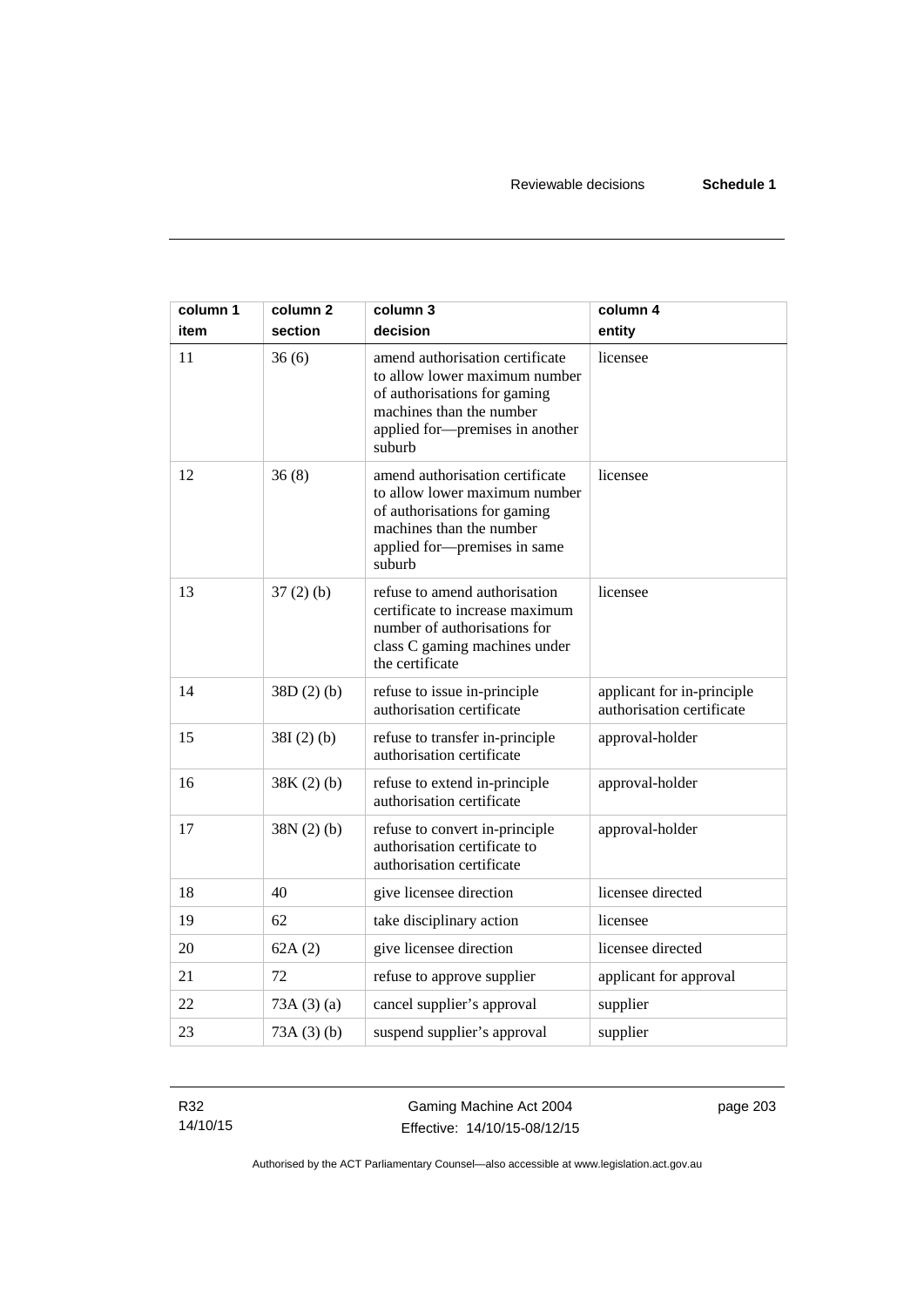| column 1 item | column 2 section | column 3 decision | column 4 entity |
|---|---|---|---|
| 11 | 36 (6) | amend authorisation certificate to allow lower maximum number of authorisations for gaming machines than the number applied for—premises in another suburb | licensee |
| 12 | 36 (8) | amend authorisation certificate to allow lower maximum number of authorisations for gaming machines than the number applied for—premises in same suburb | licensee |
| 13 | 37 (2) (b) | refuse to amend authorisation certificate to increase maximum number of authorisations for class C gaming machines under the certificate | licensee |
| 14 | 38D (2) (b) | refuse to issue in-principle authorisation certificate | applicant for in-principle authorisation certificate |
| 15 | 38I (2) (b) | refuse to transfer in-principle authorisation certificate | approval-holder |
| 16 | 38K (2) (b) | refuse to extend in-principle authorisation certificate | approval-holder |
| 17 | 38N (2) (b) | refuse to convert in-principle authorisation certificate to authorisation certificate | approval-holder |
| 18 | 40 | give licensee direction | licensee directed |
| 19 | 62 | take disciplinary action | licensee |
| 20 | 62A (2) | give licensee direction | licensee directed |
| 21 | 72 | refuse to approve supplier | applicant for approval |
| 22 | 73A (3) (a) | cancel supplier's approval | supplier |
| 23 | 73A (3) (b) | suspend supplier's approval | supplier |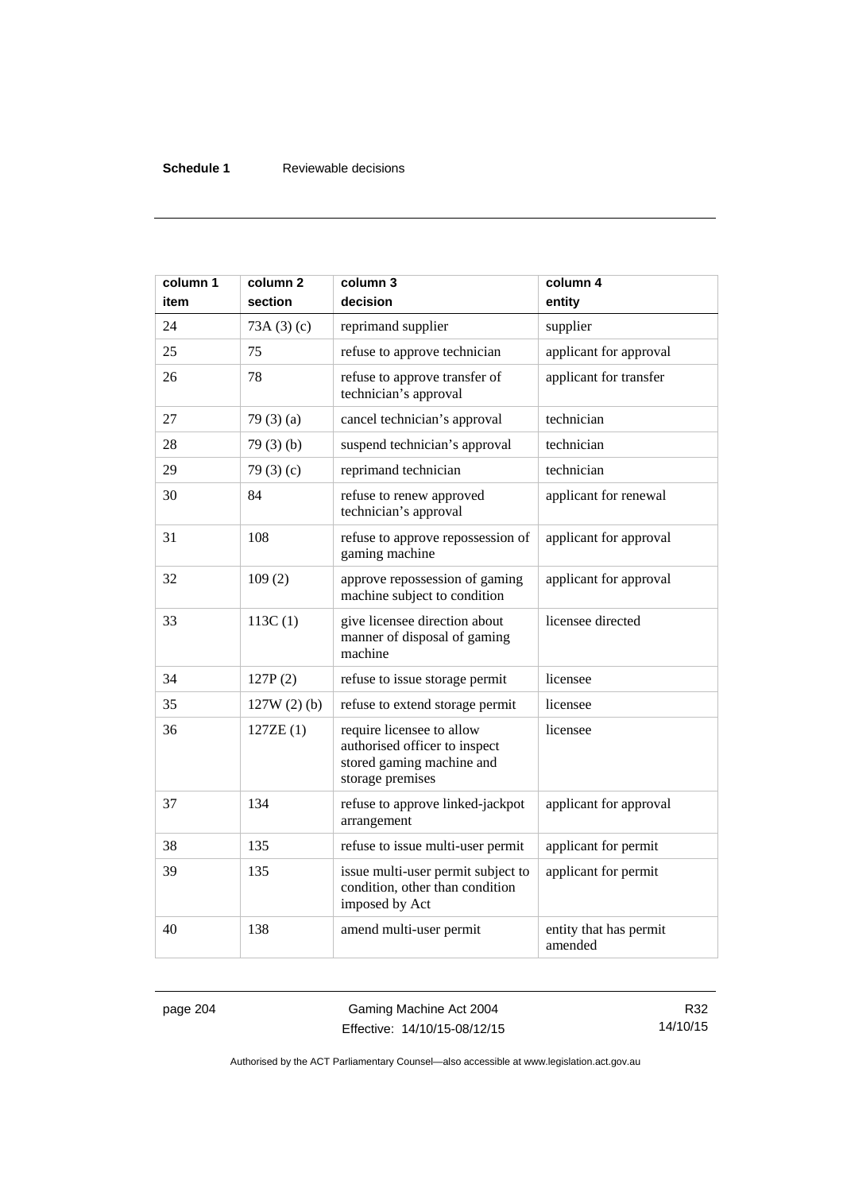| column 1<br>item | column 2<br>section | column 3<br>decision | column 4<br>entity |
|---|---|---|---|
| 24 | 73A (3) (c) | reprimand supplier | supplier |
| 25 | 75 | refuse to approve technician | applicant for approval |
| 26 | 78 | refuse to approve transfer of technician's approval | applicant for transfer |
| 27 | 79 (3) (a) | cancel technician's approval | technician |
| 28 | 79 (3) (b) | suspend technician's approval | technician |
| 29 | 79 (3) (c) | reprimand technician | technician |
| 30 | 84 | refuse to renew approved technician's approval | applicant for renewal |
| 31 | 108 | refuse to approve repossession of gaming machine | applicant for approval |
| 32 | 109 (2) | approve repossession of gaming machine subject to condition | applicant for approval |
| 33 | 113C (1) | give licensee direction about manner of disposal of gaming machine | licensee directed |
| 34 | 127P (2) | refuse to issue storage permit | licensee |
| 35 | 127W (2) (b) | refuse to extend storage permit | licensee |
| 36 | 127ZE (1) | require licensee to allow authorised officer to inspect stored gaming machine and storage premises | licensee |
| 37 | 134 | refuse to approve linked-jackpot arrangement | applicant for approval |
| 38 | 135 | refuse to issue multi-user permit | applicant for permit |
| 39 | 135 | issue multi-user permit subject to condition, other than condition imposed by Act | applicant for permit |
| 40 | 138 | amend multi-user permit | entity that has permit amended |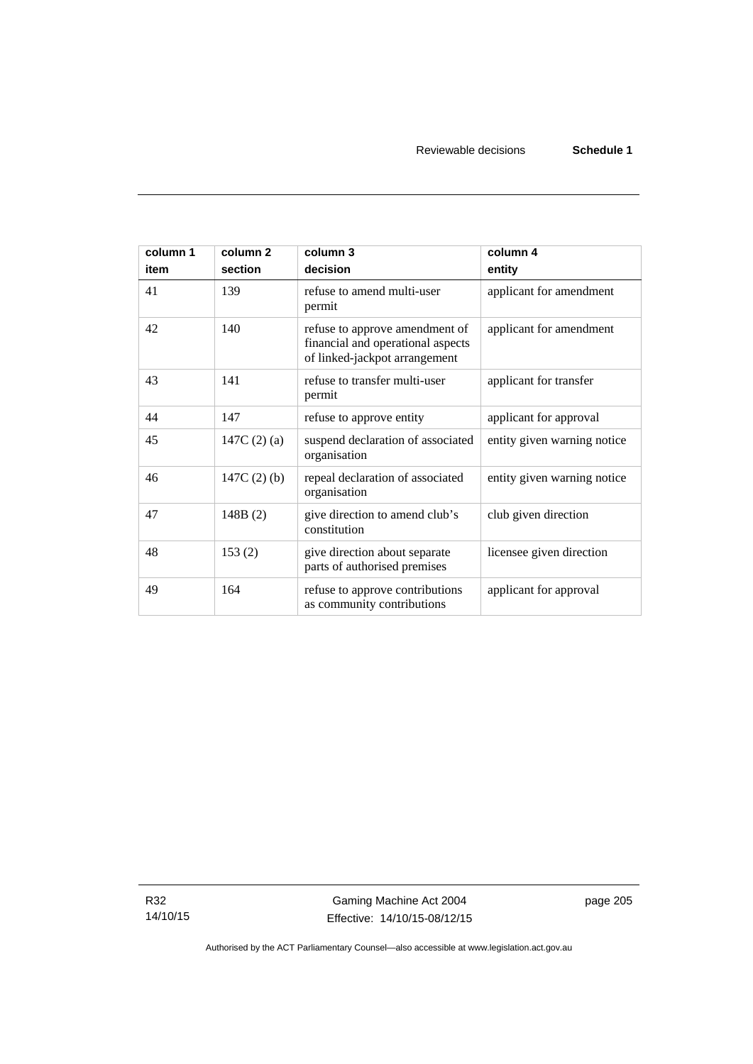| column 1 item | column 2 section | column 3 decision | column 4 entity |
|---|---|---|---|
| 41 | 139 | refuse to amend multi-user permit | applicant for amendment |
| 42 | 140 | refuse to approve amendment of financial and operational aspects of linked-jackpot arrangement | applicant for amendment |
| 43 | 141 | refuse to transfer multi-user permit | applicant for transfer |
| 44 | 147 | refuse to approve entity | applicant for approval |
| 45 | 147C (2) (a) | suspend declaration of associated organisation | entity given warning notice |
| 46 | 147C (2) (b) | repeal declaration of associated organisation | entity given warning notice |
| 47 | 148B (2) | give direction to amend club's constitution | club given direction |
| 48 | 153 (2) | give direction about separate parts of authorised premises | licensee given direction |
| 49 | 164 | refuse to approve contributions as community contributions | applicant for approval |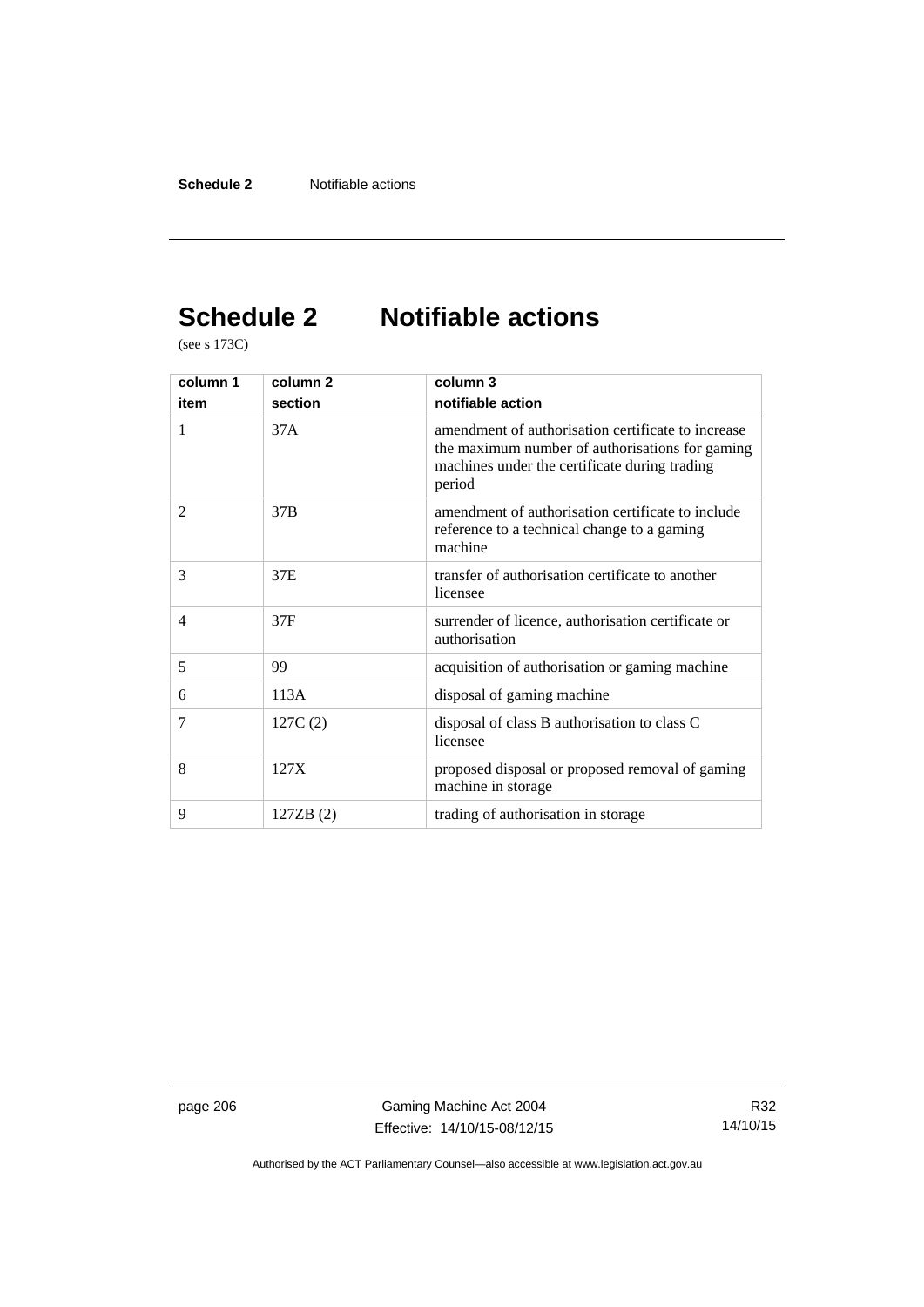# Schedule 2 Notifiable actions

(see s 173C)

| column 1<br>item | column 2<br>section | column 3<br>notifiable action |
|---|---|---|
| 1 | 37A | amendment of authorisation certificate to increase the maximum number of authorisations for gaming machines under the certificate during trading period |
| 2 | 37B | amendment of authorisation certificate to include reference to a technical change to a gaming machine |
| 3 | 37E | transfer of authorisation certificate to another licensee |
| 4 | 37F | surrender of licence, authorisation certificate or authorisation |
| 5 | 99 | acquisition of authorisation or gaming machine |
| 6 | 113A | disposal of gaming machine |
| 7 | 127C (2) | disposal of class B authorisation to class C licensee |
| 8 | 127X | proposed disposal or proposed removal of gaming machine in storage |
| 9 | 127ZB (2) | trading of authorisation in storage |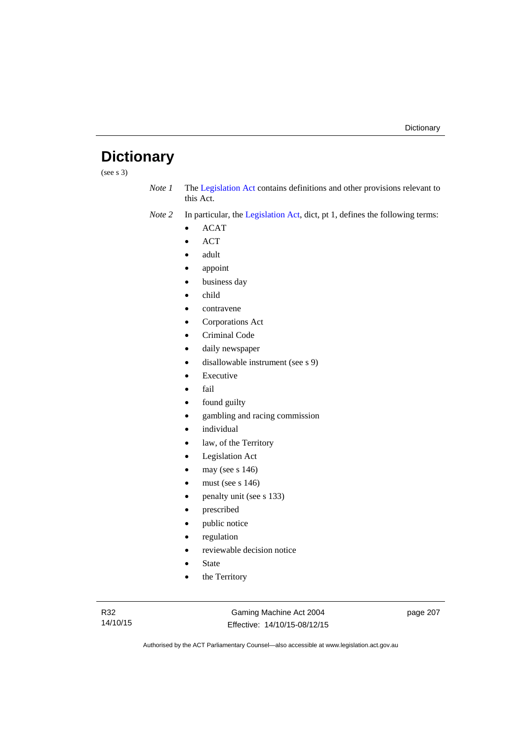# Dictionary

(see s 3)

*Note 1* The Legislation Act contains definitions and other provisions relevant to this Act.

*Note 2* In particular, the Legislation Act, dict, pt 1, defines the following terms:

- ACAT
- ACT
- adult
- appoint
- business day
- child
- contravene
- Corporations Act
- Criminal Code
- daily newspaper
- disallowable instrument (see s 9)
- Executive
- fail
- found guilty
- gambling and racing commission
- individual
- law, of the Territory
- Legislation Act
- may (see s 146)
- must (see s 146)
- penalty unit (see s 133)
- prescribed
- public notice
- regulation
- reviewable decision notice
- State
- the Territory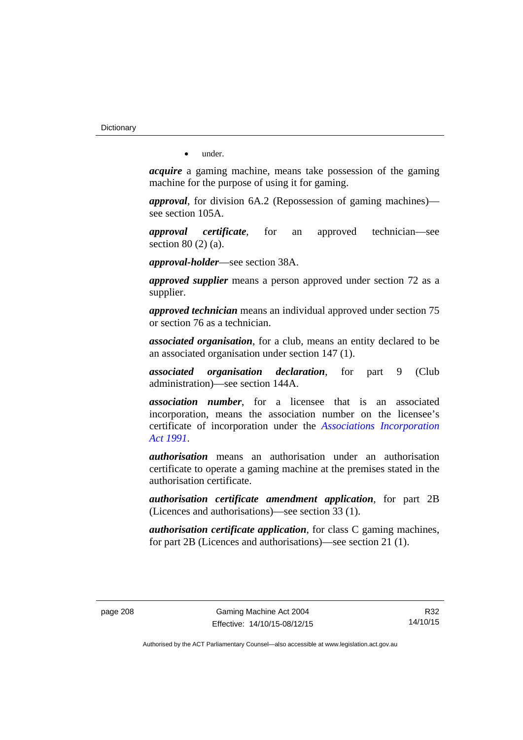- under.

***acquire*** a gaming machine, means take possession of the gaming machine for the purpose of using it for gaming.

***approval***, for division 6A.2 (Repossession of gaming machines)—see section 105A.

***approval certificate***, for an approved technician—see section 80 (2) (a).

***approval-holder***—see section 38A.

***approved supplier*** means a person approved under section 72 as a supplier.

***approved technician*** means an individual approved under section 75 or section 76 as a technician.

***associated organisation***, for a club, means an entity declared to be an associated organisation under section 147 (1).

***associated organisation declaration***, for part 9 (Club administration)—see section 144A.

***association number***, for a licensee that is an associated incorporation, means the association number on the licensee's certificate of incorporation under the *Associations Incorporation Act 1991*.

***authorisation*** means an authorisation under an authorisation certificate to operate a gaming machine at the premises stated in the authorisation certificate.

***authorisation certificate amendment application***, for part 2B (Licences and authorisations)—see section 33 (1).

***authorisation certificate application***, for class C gaming machines, for part 2B (Licences and authorisations)—see section 21 (1).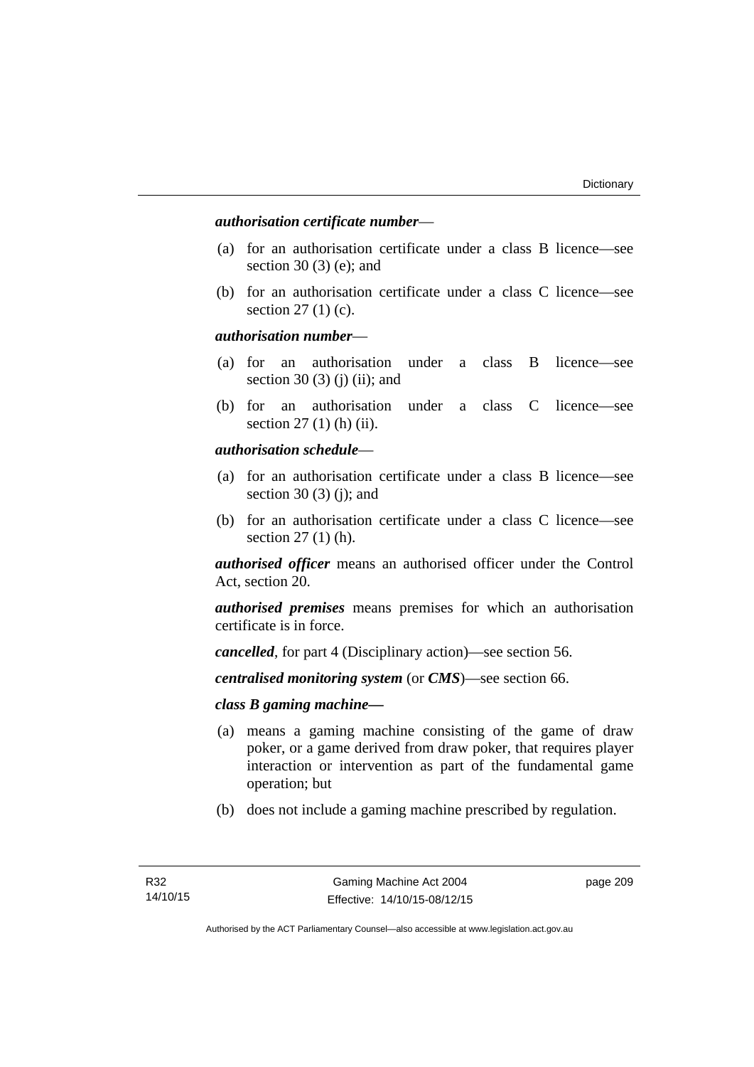***authorisation certificate number***—

(a) for an authorisation certificate under a class B licence—see section 30 (3) (e); and

(b) for an authorisation certificate under a class C licence—see section 27 (1) (c).

***authorisation number***—

(a) for an authorisation under a class B licence—see section 30 (3) (j) (ii); and

(b) for an authorisation under a class C licence—see section 27 (1) (h) (ii).

***authorisation schedule***—

(a) for an authorisation certificate under a class B licence—see section 30 (3) (j); and

(b) for an authorisation certificate under a class C licence—see section 27 (1) (h).

***authorised officer*** means an authorised officer under the Control Act, section 20.

***authorised premises*** means premises for which an authorisation certificate is in force.

***cancelled***, for part 4 (Disciplinary action)—see section 56.

***centralised monitoring system*** (or ***CMS***)—see section 66.

***class B gaming machine—***

(a) means a gaming machine consisting of the game of draw poker, or a game derived from draw poker, that requires player interaction or intervention as part of the fundamental game operation; but

(b) does not include a gaming machine prescribed by regulation.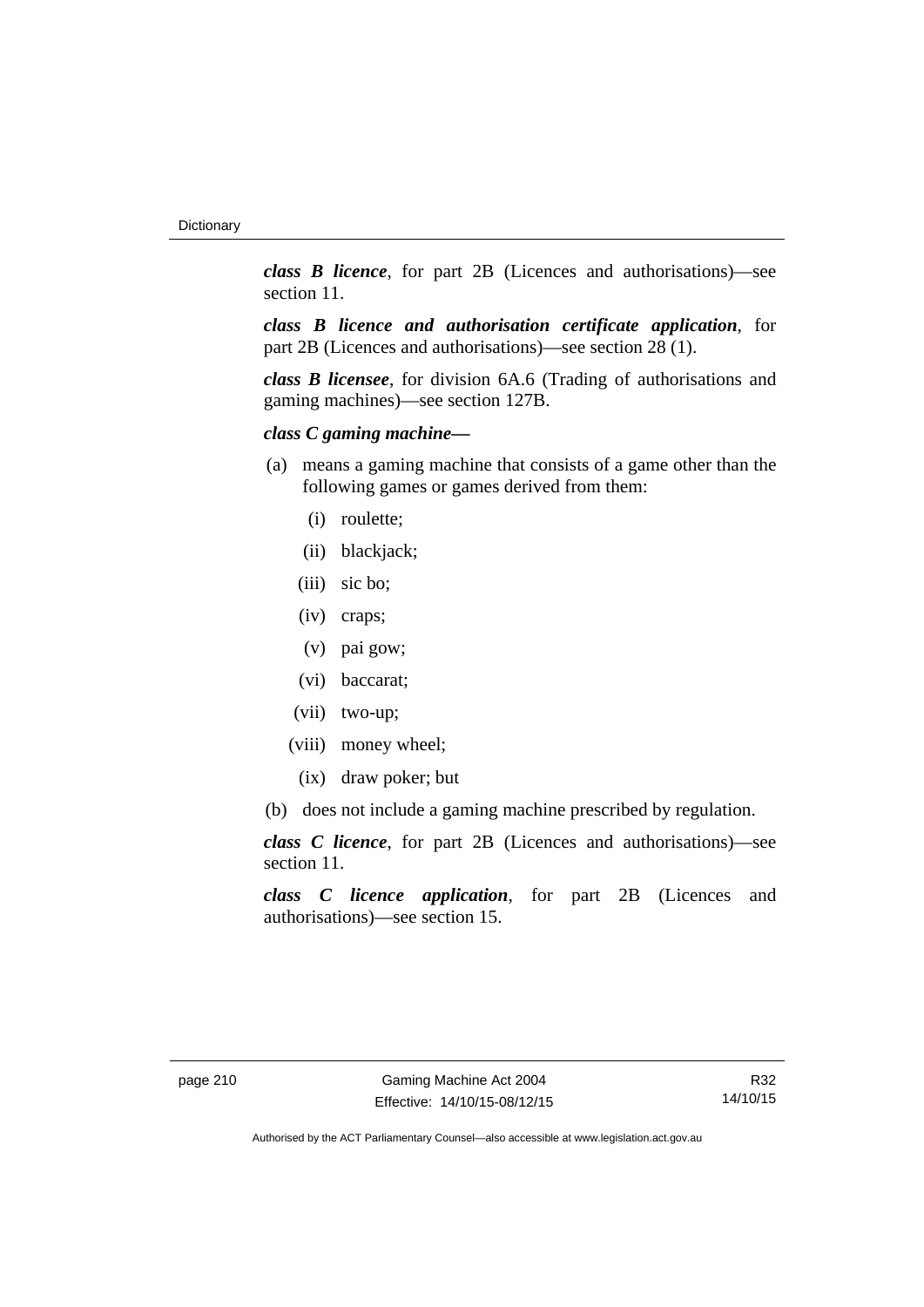***class B licence***, for part 2B (Licences and authorisations)—see section 11.

***class B licence and authorisation certificate application***, for part 2B (Licences and authorisations)—see section 28 (1).

***class B licensee***, for division 6A.6 (Trading of authorisations and gaming machines)—see section 127B.

***class C gaming machine***—

(a) means a gaming machine that consists of a game other than the following games or games derived from them:

  (i) roulette;

  (ii) blackjack;

  (iii) sic bo;

  (iv) craps;

  (v) pai gow;

  (vi) baccarat;

  (vii) two-up;

  (viii) money wheel;

  (ix) draw poker; but

(b) does not include a gaming machine prescribed by regulation.

***class C licence***, for part 2B (Licences and authorisations)—see section 11.

***class C licence application***, for part 2B (Licences and authorisations)—see section 15.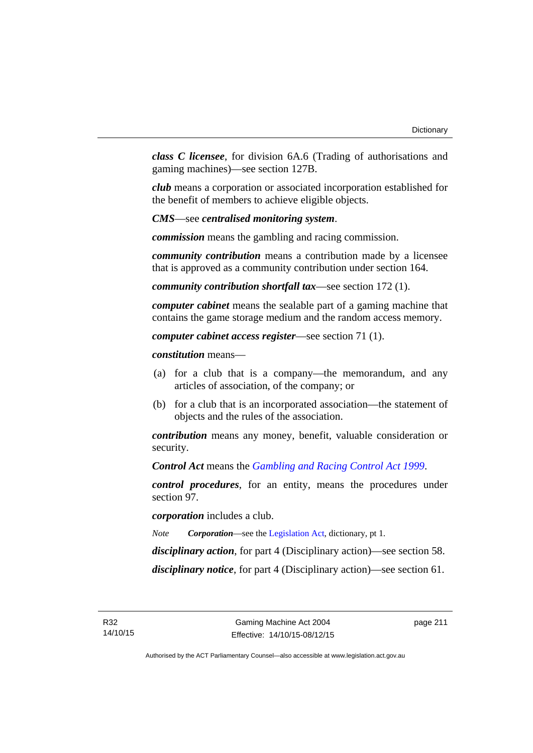***class C licensee***, for division 6A.6 (Trading of authorisations and gaming machines)—see section 127B.

***club*** means a corporation or associated incorporation established for the benefit of members to achieve eligible objects.

***CMS***—see ***centralised monitoring system***.

***commission*** means the gambling and racing commission.

***community contribution*** means a contribution made by a licensee that is approved as a community contribution under section 164.

***community contribution shortfall tax***—see section 172 (1).

***computer cabinet*** means the sealable part of a gaming machine that contains the game storage medium and the random access memory.

***computer cabinet access register***—see section 71 (1).

***constitution*** means—

(a) for a club that is a company—the memorandum, and any articles of association, of the company; or

(b) for a club that is an incorporated association—the statement of objects and the rules of the association.

***contribution*** means any money, benefit, valuable consideration or security.

***Control Act*** means the *Gambling and Racing Control Act 1999*.

***control procedures***, for an entity, means the procedures under section 97.

***corporation*** includes a club.

*Note* ***Corporation***—see the Legislation Act, dictionary, pt 1.

***disciplinary action***, for part 4 (Disciplinary action)—see section 58.

***disciplinary notice***, for part 4 (Disciplinary action)—see section 61.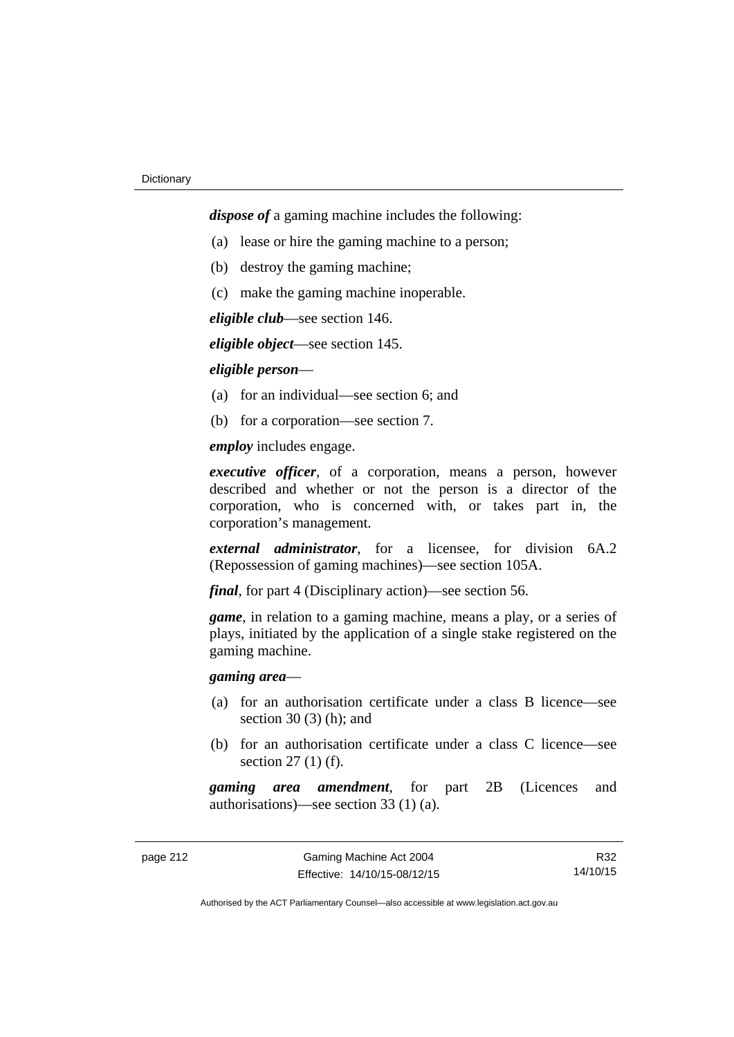***dispose of*** a gaming machine includes the following:

(a) lease or hire the gaming machine to a person;

(b) destroy the gaming machine;

(c) make the gaming machine inoperable.

***eligible club***—see section 146.

***eligible object***—see section 145.

***eligible person***—

(a) for an individual—see section 6; and

(b) for a corporation—see section 7.

***employ*** includes engage.

***executive officer***, of a corporation, means a person, however described and whether or not the person is a director of the corporation, who is concerned with, or takes part in, the corporation's management.

***external administrator***, for a licensee, for division 6A.2 (Repossession of gaming machines)—see section 105A.

***final***, for part 4 (Disciplinary action)—see section 56.

***game***, in relation to a gaming machine, means a play, or a series of plays, initiated by the application of a single stake registered on the gaming machine.

***gaming area***—

(a) for an authorisation certificate under a class B licence—see section 30 (3) (h); and

(b) for an authorisation certificate under a class C licence—see section 27 (1) (f).

***gaming area amendment***, for part 2B (Licences and authorisations)—see section 33 (1) (a).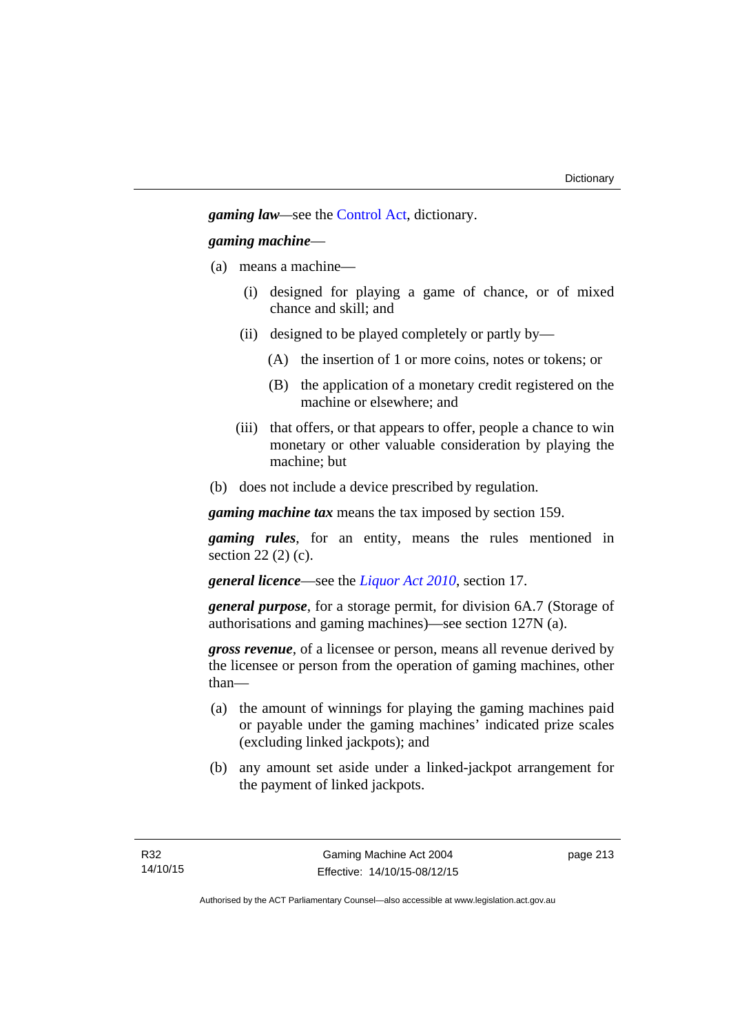***gaming law***—see the Control Act, dictionary.

***gaming machine***—

(a) means a machine—

  (i) designed for playing a game of chance, or of mixed chance and skill; and

  (ii) designed to be played completely or partly by—

    (A) the insertion of 1 or more coins, notes or tokens; or

    (B) the application of a monetary credit registered on the machine or elsewhere; and

  (iii) that offers, or that appears to offer, people a chance to win monetary or other valuable consideration by playing the machine; but

(b) does not include a device prescribed by regulation.

***gaming machine tax*** means the tax imposed by section 159.

***gaming rules***, for an entity, means the rules mentioned in section 22 (2) (c).

***general licence***—see the *Liquor Act 2010*, section 17.

***general purpose***, for a storage permit, for division 6A.7 (Storage of authorisations and gaming machines)—see section 127N (a).

***gross revenue***, of a licensee or person, means all revenue derived by the licensee or person from the operation of gaming machines, other than—

(a) the amount of winnings for playing the gaming machines paid or payable under the gaming machines' indicated prize scales (excluding linked jackpots); and

(b) any amount set aside under a linked-jackpot arrangement for the payment of linked jackpots.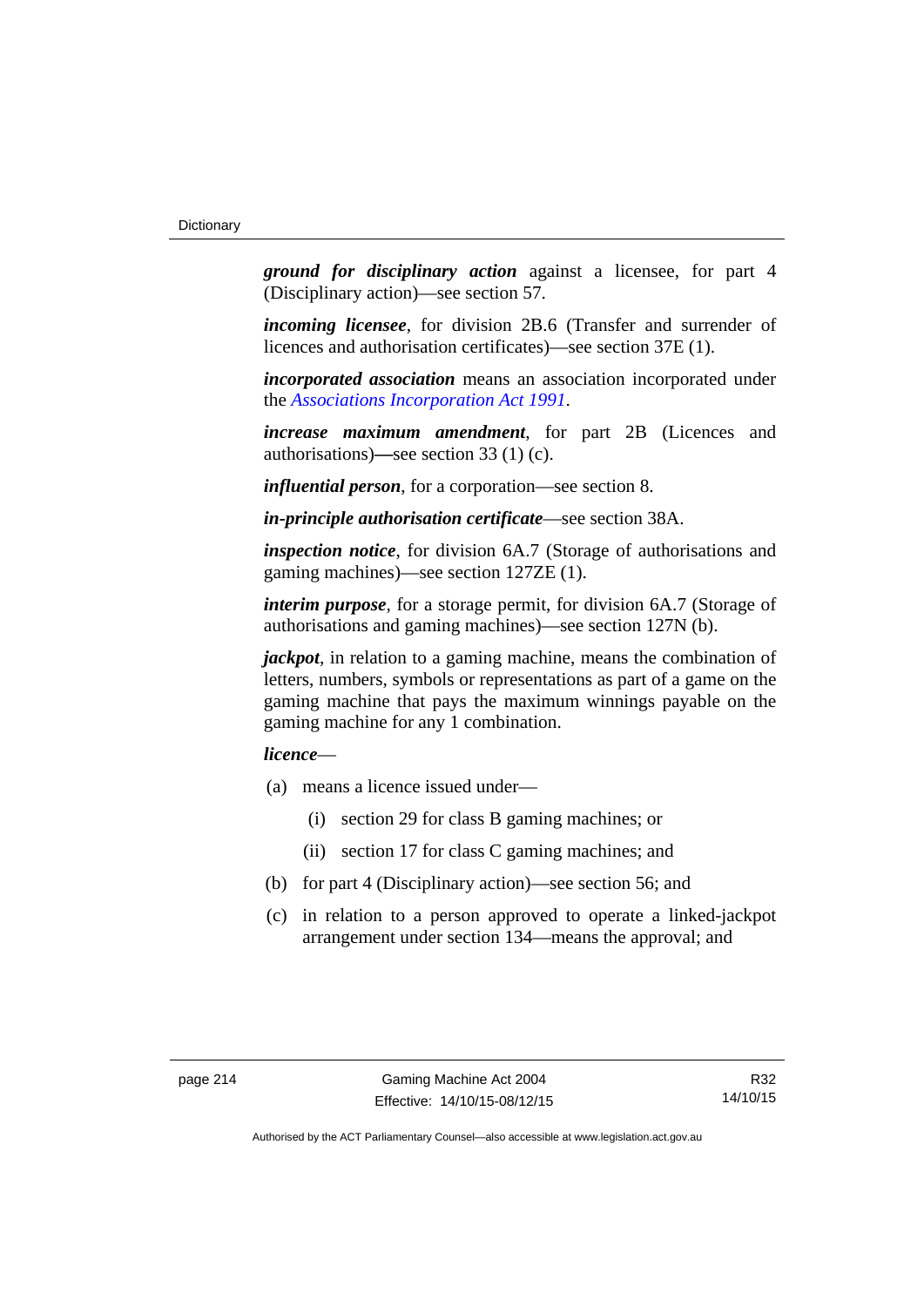***ground for disciplinary action*** against a licensee, for part 4 (Disciplinary action)—see section 57.

***incoming licensee***, for division 2B.6 (Transfer and surrender of licences and authorisation certificates)—see section 37E (1).

***incorporated association*** means an association incorporated under the *Associations Incorporation Act 1991*.

***increase maximum amendment***, for part 2B (Licences and authorisations)—see section 33 (1) (c).

***influential person***, for a corporation—see section 8.

***in-principle authorisation certificate***—see section 38A.

***inspection notice***, for division 6A.7 (Storage of authorisations and gaming machines)—see section 127ZE (1).

***interim purpose***, for a storage permit, for division 6A.7 (Storage of authorisations and gaming machines)—see section 127N (b).

***jackpot***, in relation to a gaming machine, means the combination of letters, numbers, symbols or representations as part of a game on the gaming machine that pays the maximum winnings payable on the gaming machine for any 1 combination.

***licence***—

(a) means a licence issued under—

  (i) section 29 for class B gaming machines; or

  (ii) section 17 for class C gaming machines; and

(b) for part 4 (Disciplinary action)—see section 56; and

(c) in relation to a person approved to operate a linked-jackpot arrangement under section 134—means the approval; and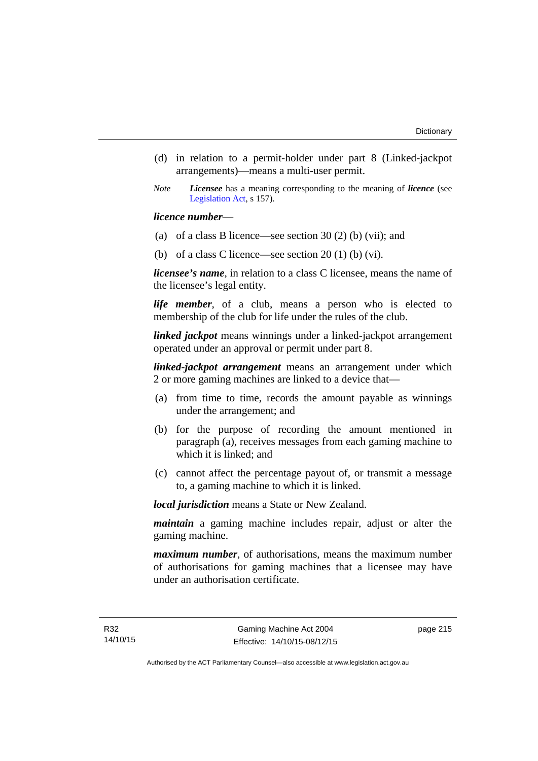(d) in relation to a permit-holder under part 8 (Linked-jackpot arrangements)—means a multi-user permit.

*Note* ***Licensee*** has a meaning corresponding to the meaning of ***licence*** (see Legislation Act, s 157).

***licence number***—

(a) of a class B licence—see section 30 (2) (b) (vii); and

(b) of a class C licence—see section 20 (1) (b) (vi).

***licensee's name***, in relation to a class C licensee, means the name of the licensee's legal entity.

***life member***, of a club, means a person who is elected to membership of the club for life under the rules of the club.

***linked jackpot*** means winnings under a linked-jackpot arrangement operated under an approval or permit under part 8.

***linked-jackpot arrangement*** means an arrangement under which 2 or more gaming machines are linked to a device that—

(a) from time to time, records the amount payable as winnings under the arrangement; and

(b) for the purpose of recording the amount mentioned in paragraph (a), receives messages from each gaming machine to which it is linked; and

(c) cannot affect the percentage payout of, or transmit a message to, a gaming machine to which it is linked.

***local jurisdiction*** means a State or New Zealand.

***maintain*** a gaming machine includes repair, adjust or alter the gaming machine.

***maximum number***, of authorisations, means the maximum number of authorisations for gaming machines that a licensee may have under an authorisation certificate.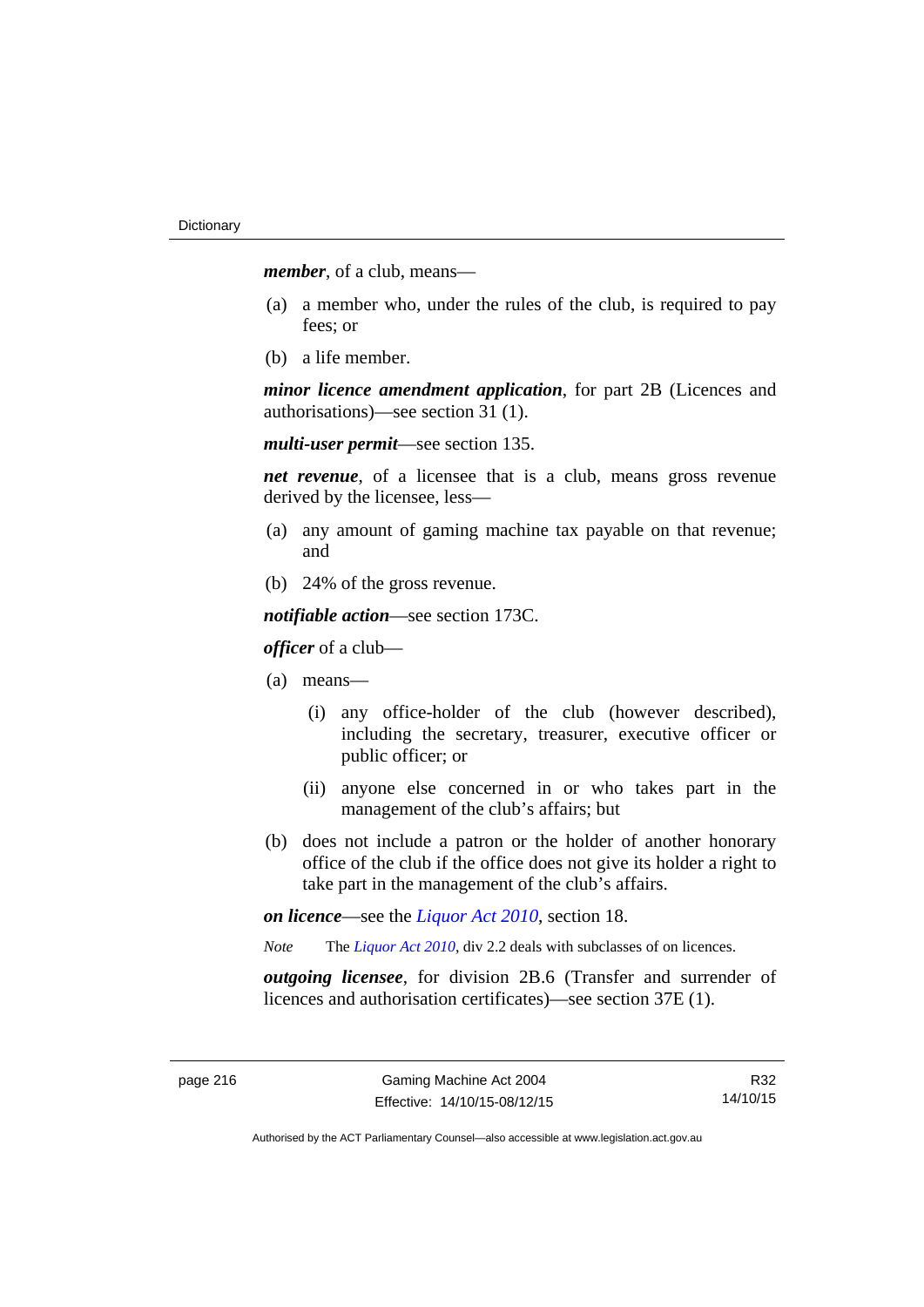***member***, of a club, means—

(a) a member who, under the rules of the club, is required to pay fees; or

(b) a life member.

***minor licence amendment application***, for part 2B (Licences and authorisations)—see section 31 (1).

***multi-user permit***—see section 135.

***net revenue***, of a licensee that is a club, means gross revenue derived by the licensee, less—

(a) any amount of gaming machine tax payable on that revenue; and

(b) 24% of the gross revenue.

***notifiable action***—see section 173C.

***officer*** of a club—

(a) means—

(i) any office-holder of the club (however described), including the secretary, treasurer, executive officer or public officer; or

(ii) anyone else concerned in or who takes part in the management of the club's affairs; but

(b) does not include a patron or the holder of another honorary office of the club if the office does not give its holder a right to take part in the management of the club's affairs.

***on licence***—see the *Liquor Act 2010*, section 18.

*Note* The *Liquor Act 2010*, div 2.2 deals with subclasses of on licences.

***outgoing licensee***, for division 2B.6 (Transfer and surrender of licences and authorisation certificates)—see section 37E (1).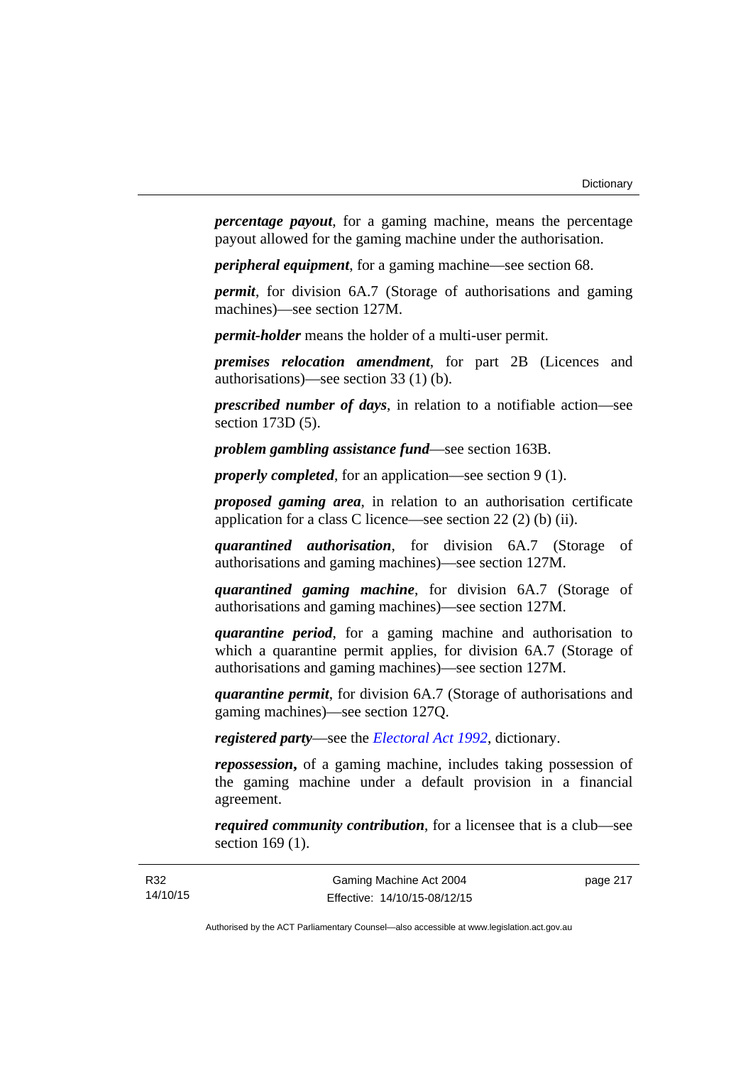***percentage payout***, for a gaming machine, means the percentage payout allowed for the gaming machine under the authorisation.

***peripheral equipment***, for a gaming machine—see section 68.

***permit***, for division 6A.7 (Storage of authorisations and gaming machines)—see section 127M.

***permit-holder*** means the holder of a multi-user permit.

***premises relocation amendment***, for part 2B (Licences and authorisations)—see section 33 (1) (b).

***prescribed number of days***, in relation to a notifiable action—see section 173D (5).

***problem gambling assistance fund***—see section 163B.

***properly completed***, for an application—see section 9 (1).

***proposed gaming area***, in relation to an authorisation certificate application for a class C licence—see section 22 (2) (b) (ii).

***quarantined authorisation***, for division 6A.7 (Storage of authorisations and gaming machines)—see section 127M.

***quarantined gaming machine***, for division 6A.7 (Storage of authorisations and gaming machines)—see section 127M.

***quarantine period***, for a gaming machine and authorisation to which a quarantine permit applies, for division 6A.7 (Storage of authorisations and gaming machines)—see section 127M.

***quarantine permit***, for division 6A.7 (Storage of authorisations and gaming machines)—see section 127Q.

***registered party***—see the *Electoral Act 1992*, dictionary.

***repossession*****,** of a gaming machine, includes taking possession of the gaming machine under a default provision in a financial agreement.

***required community contribution***, for a licensee that is a club—see section 169 (1).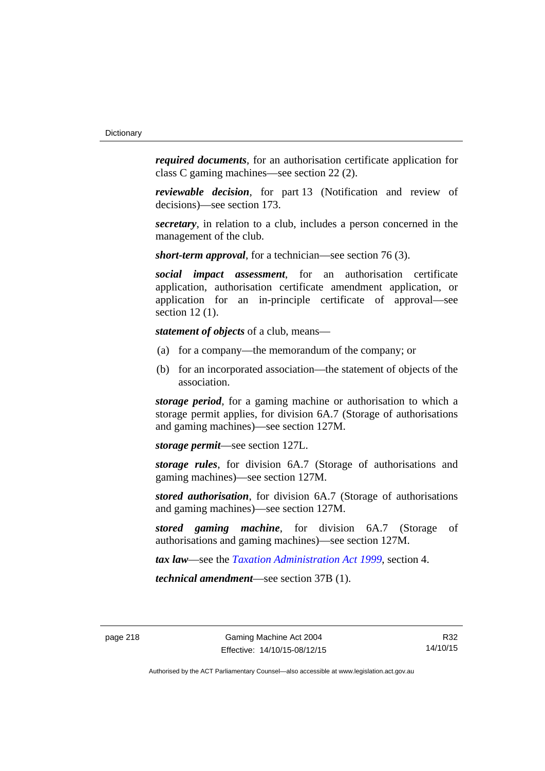***required documents***, for an authorisation certificate application for class C gaming machines—see section 22 (2).

***reviewable decision***, for part 13 (Notification and review of decisions)—see section 173.

***secretary***, in relation to a club, includes a person concerned in the management of the club.

***short-term approval***, for a technician—see section 76 (3).

***social impact assessment***, for an authorisation certificate application, authorisation certificate amendment application, or application for an in-principle certificate of approval—see section 12 (1).

***statement of objects*** of a club, means—

(a) for a company—the memorandum of the company; or

(b) for an incorporated association—the statement of objects of the association.

***storage period***, for a gaming machine or authorisation to which a storage permit applies, for division 6A.7 (Storage of authorisations and gaming machines)—see section 127M.

***storage permit***—see section 127L.

***storage rules***, for division 6A.7 (Storage of authorisations and gaming machines)—see section 127M.

***stored authorisation***, for division 6A.7 (Storage of authorisations and gaming machines)—see section 127M.

***stored gaming machine***, for division 6A.7 (Storage of authorisations and gaming machines)—see section 127M.

***tax law***—see the *Taxation Administration Act 1999*, section 4.

***technical amendment***—see section 37B (1).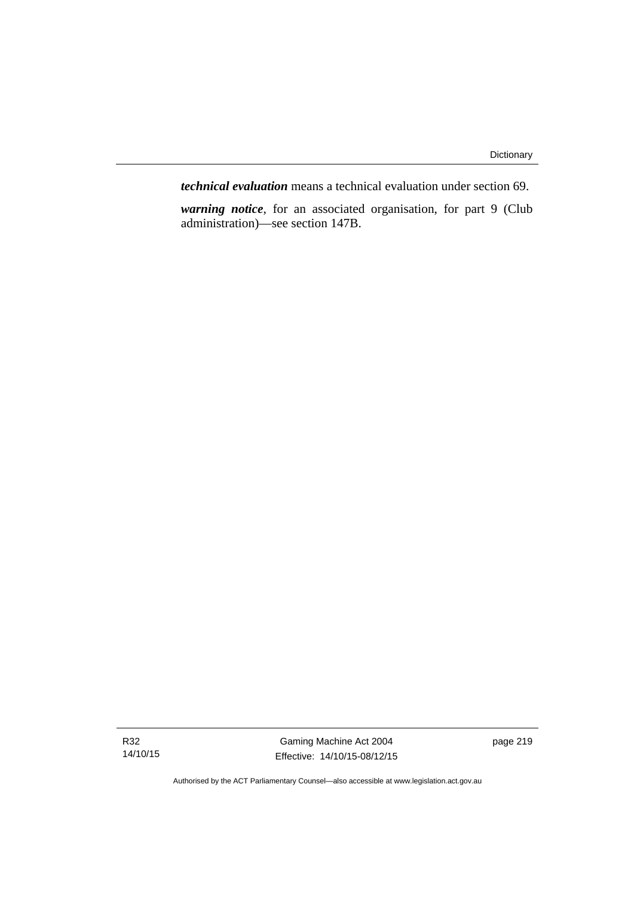***technical evaluation*** means a technical evaluation under section 69.

***warning notice***, for an associated organisation, for part 9 (Club administration)—see section 147B.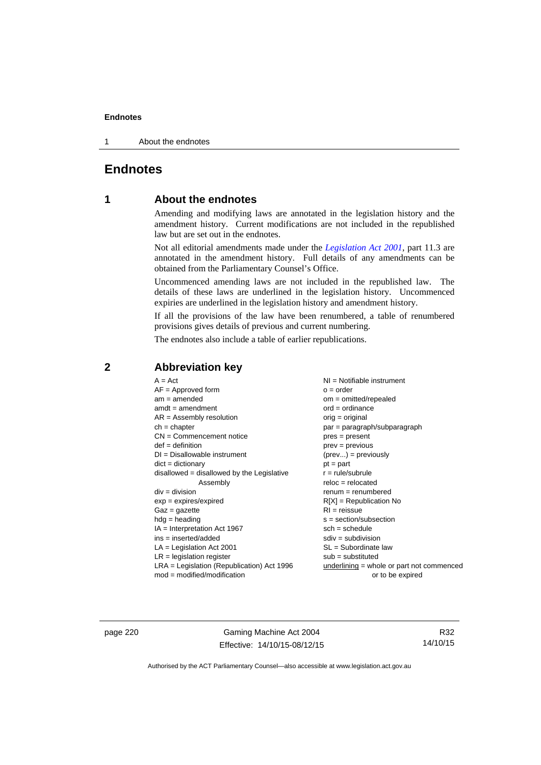# Endnotes

## 1 About the endnotes

Amending and modifying laws are annotated in the legislation history and the amendment history. Current modifications are not included in the republished law but are set out in the endnotes.

Not all editorial amendments made under the *Legislation Act 2001*, part 11.3 are annotated in the amendment history. Full details of any amendments can be obtained from the Parliamentary Counsel's Office.

Uncommenced amending laws are not included in the republished law. The details of these laws are underlined in the legislation history. Uncommenced expiries are underlined in the legislation history and amendment history.

If all the provisions of the law have been renumbered, a table of renumbered provisions gives details of previous and current numbering.

The endnotes also include a table of earlier republications.

## 2 Abbreviation key

A = Act
AF = Approved form
am = amended
amdt = amendment
AR = Assembly resolution
ch = chapter
CN = Commencement notice
def = definition
DI = Disallowable instrument
dict = dictionary
disallowed = disallowed by the Legislative Assembly
div = division
exp = expires/expired
Gaz = gazette
hdg = heading
IA = Interpretation Act 1967
ins = inserted/added
LA = Legislation Act 2001
LR = legislation register
LRA = Legislation (Republication) Act 1996
mod = modified/modification
NI = Notifiable instrument
o = order
om = omitted/repealed
ord = ordinance
orig = original
par = paragraph/subparagraph
pres = present
prev = previous
(prev...) = previously
pt = part
r = rule/subrule
reloc = relocated
renum = renumbered
R[X] = Republication No
RI = reissue
s = section/subsection
sch = schedule
sdiv = subdivision
SL = Subordinate law
sub = substituted
underlining = whole or part not commenced or to be expired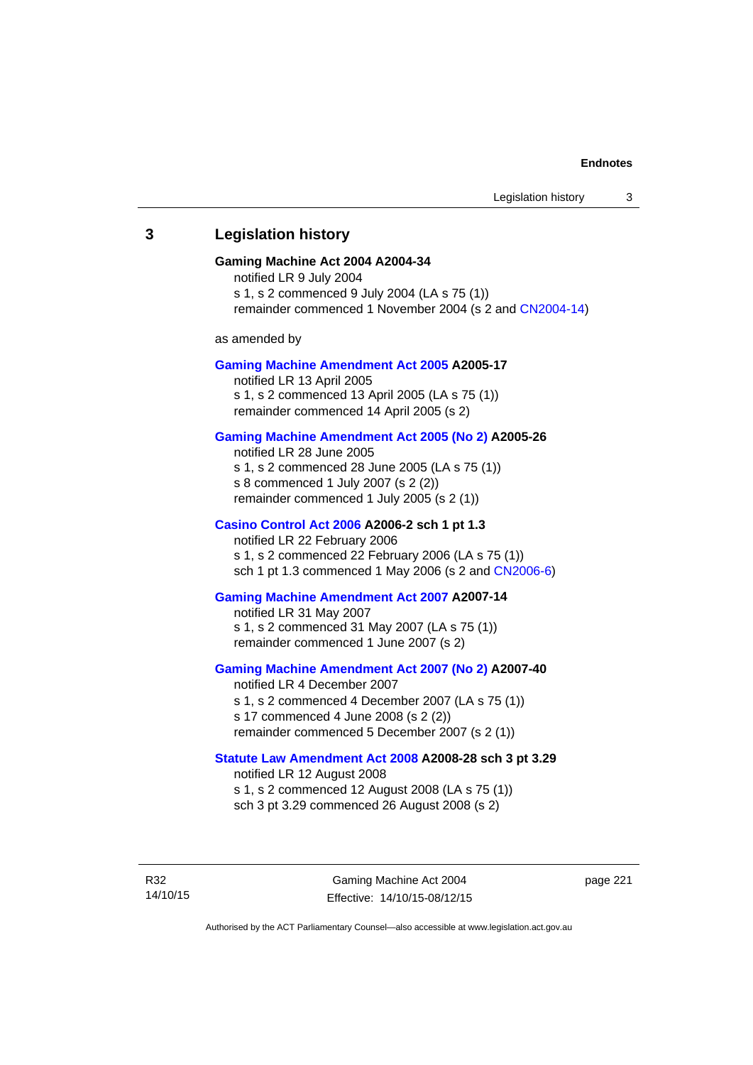## 3 Legislation history

**Gaming Machine Act 2004 A2004-34**

notified LR 9 July 2004

s 1, s 2 commenced 9 July 2004 (LA s 75 (1))

remainder commenced 1 November 2004 (s 2 and CN2004-14)

as amended by

**Gaming Machine Amendment Act 2005 A2005-17**

notified LR 13 April 2005

s 1, s 2 commenced 13 April 2005 (LA s 75 (1))

remainder commenced 14 April 2005 (s 2)

**Gaming Machine Amendment Act 2005 (No 2) A2005-26**

notified LR 28 June 2005

s 1, s 2 commenced 28 June 2005 (LA s 75 (1))

s 8 commenced 1 July 2007 (s 2 (2))

remainder commenced 1 July 2005 (s 2 (1))

**Casino Control Act 2006 A2006-2 sch 1 pt 1.3**

notified LR 22 February 2006

s 1, s 2 commenced 22 February 2006 (LA s 75 (1))

sch 1 pt 1.3 commenced 1 May 2006 (s 2 and CN2006-6)

**Gaming Machine Amendment Act 2007 A2007-14**

notified LR 31 May 2007

s 1, s 2 commenced 31 May 2007 (LA s 75 (1))

remainder commenced 1 June 2007 (s 2)

**Gaming Machine Amendment Act 2007 (No 2) A2007-40**

notified LR 4 December 2007

s 1, s 2 commenced 4 December 2007 (LA s 75 (1))

s 17 commenced 4 June 2008 (s 2 (2))

remainder commenced 5 December 2007 (s 2 (1))

**Statute Law Amendment Act 2008 A2008-28 sch 3 pt 3.29**

notified LR 12 August 2008

s 1, s 2 commenced 12 August 2008 (LA s 75 (1))

sch 3 pt 3.29 commenced 26 August 2008 (s 2)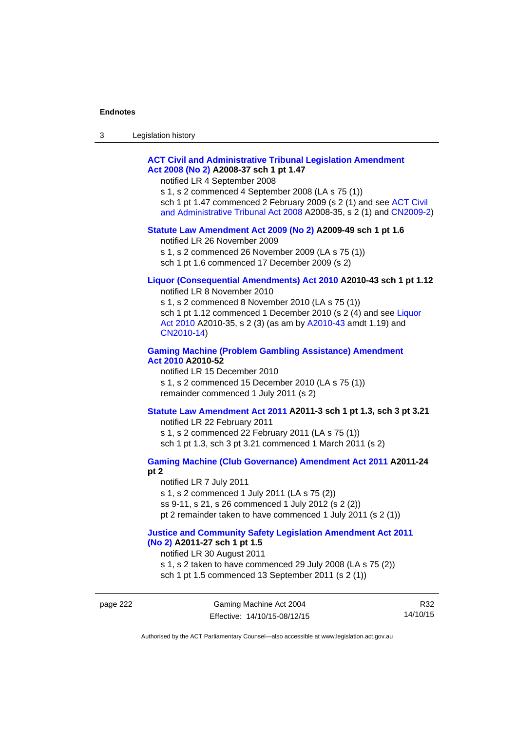**ACT Civil and Administrative Tribunal Legislation Amendment Act 2008 (No 2) A2008-37 sch 1 pt 1.47**

notified LR 4 September 2008

s 1, s 2 commenced 4 September 2008 (LA s 75 (1))

sch 1 pt 1.47 commenced 2 February 2009 (s 2 (1) and see ACT Civil and Administrative Tribunal Act 2008 A2008-35, s 2 (1) and CN2009-2)

**Statute Law Amendment Act 2009 (No 2) A2009-49 sch 1 pt 1.6**

notified LR 26 November 2009

s 1, s 2 commenced 26 November 2009 (LA s 75 (1))

sch 1 pt 1.6 commenced 17 December 2009 (s 2)

**Liquor (Consequential Amendments) Act 2010 A2010-43 sch 1 pt 1.12**

notified LR 8 November 2010

s 1, s 2 commenced 8 November 2010 (LA s 75 (1))

sch 1 pt 1.12 commenced 1 December 2010 (s 2 (4) and see Liquor Act 2010 A2010-35, s 2 (3) (as am by A2010-43 amdt 1.19) and CN2010-14)

**Gaming Machine (Problem Gambling Assistance) Amendment Act 2010 A2010-52**

notified LR 15 December 2010

s 1, s 2 commenced 15 December 2010 (LA s 75 (1))

remainder commenced 1 July 2011 (s 2)

**Statute Law Amendment Act 2011 A2011-3 sch 1 pt 1.3, sch 3 pt 3.21**

notified LR 22 February 2011

s 1, s 2 commenced 22 February 2011 (LA s 75 (1))

sch 1 pt 1.3, sch 3 pt 3.21 commenced 1 March 2011 (s 2)

**Gaming Machine (Club Governance) Amendment Act 2011 A2011-24 pt 2**

notified LR 7 July 2011

s 1, s 2 commenced 1 July 2011 (LA s 75 (2))

ss 9-11, s 21, s 26 commenced 1 July 2012 (s 2 (2))

pt 2 remainder taken to have commenced 1 July 2011 (s 2 (1))

**Justice and Community Safety Legislation Amendment Act 2011 (No 2) A2011-27 sch 1 pt 1.5**

notified LR 30 August 2011

s 1, s 2 taken to have commenced 29 July 2008 (LA s 75 (2))

sch 1 pt 1.5 commenced 13 September 2011 (s 2 (1))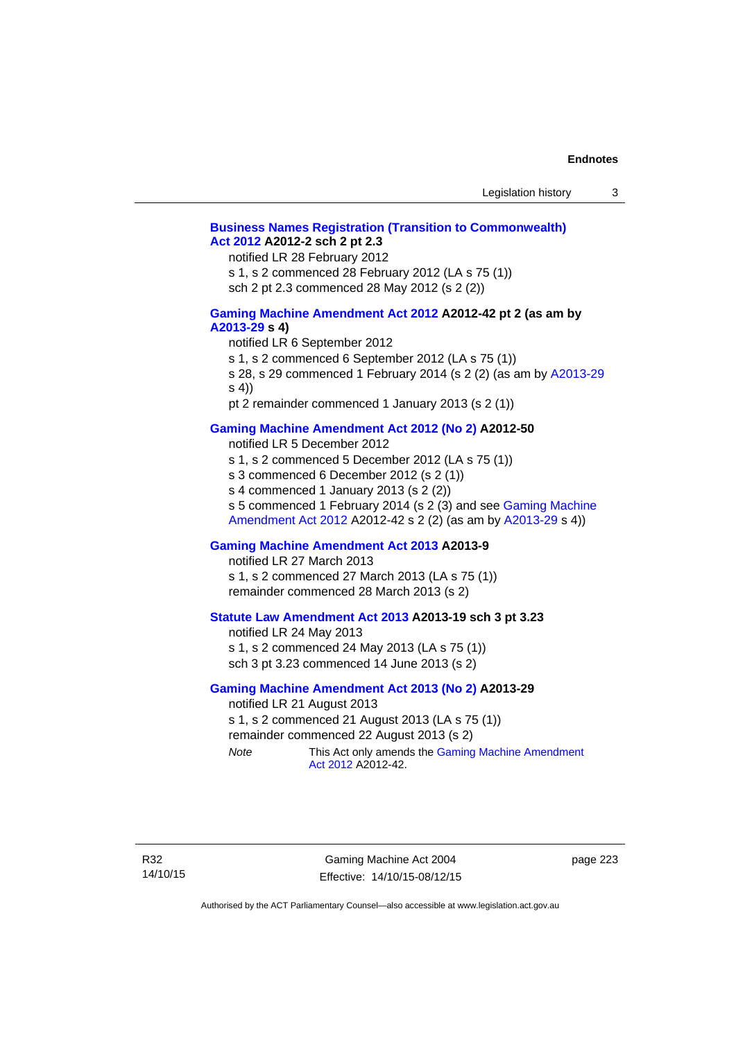**Business Names Registration (Transition to Commonwealth) Act 2012 A2012-2 sch 2 pt 2.3**

notified LR 28 February 2012

s 1, s 2 commenced 28 February 2012 (LA s 75 (1))

sch 2 pt 2.3 commenced 28 May 2012 (s 2 (2))

**Gaming Machine Amendment Act 2012 A2012-42 pt 2 (as am by A2013-29 s 4)**

notified LR 6 September 2012

s 1, s 2 commenced 6 September 2012 (LA s 75 (1))

s 28, s 29 commenced 1 February 2014 (s 2 (2) (as am by A2013-29 s 4))

pt 2 remainder commenced 1 January 2013 (s 2 (1))

**Gaming Machine Amendment Act 2012 (No 2) A2012-50**

notified LR 5 December 2012

s 1, s 2 commenced 5 December 2012 (LA s 75 (1))

s 3 commenced 6 December 2012 (s 2 (1))

s 4 commenced 1 January 2013 (s 2 (2))

s 5 commenced 1 February 2014 (s 2 (3) and see Gaming Machine Amendment Act 2012 A2012-42 s 2 (2) (as am by A2013-29 s 4))

**Gaming Machine Amendment Act 2013 A2013-9**

notified LR 27 March 2013

s 1, s 2 commenced 27 March 2013 (LA s 75 (1))

remainder commenced 28 March 2013 (s 2)

**Statute Law Amendment Act 2013 A2013-19 sch 3 pt 3.23**

notified LR 24 May 2013

s 1, s 2 commenced 24 May 2013 (LA s 75 (1))

sch 3 pt 3.23 commenced 14 June 2013 (s 2)

**Gaming Machine Amendment Act 2013 (No 2) A2013-29**

notified LR 21 August 2013

s 1, s 2 commenced 21 August 2013 (LA s 75 (1))

remainder commenced 22 August 2013 (s 2)

*Note* This Act only amends the Gaming Machine Amendment Act 2012 A2012-42.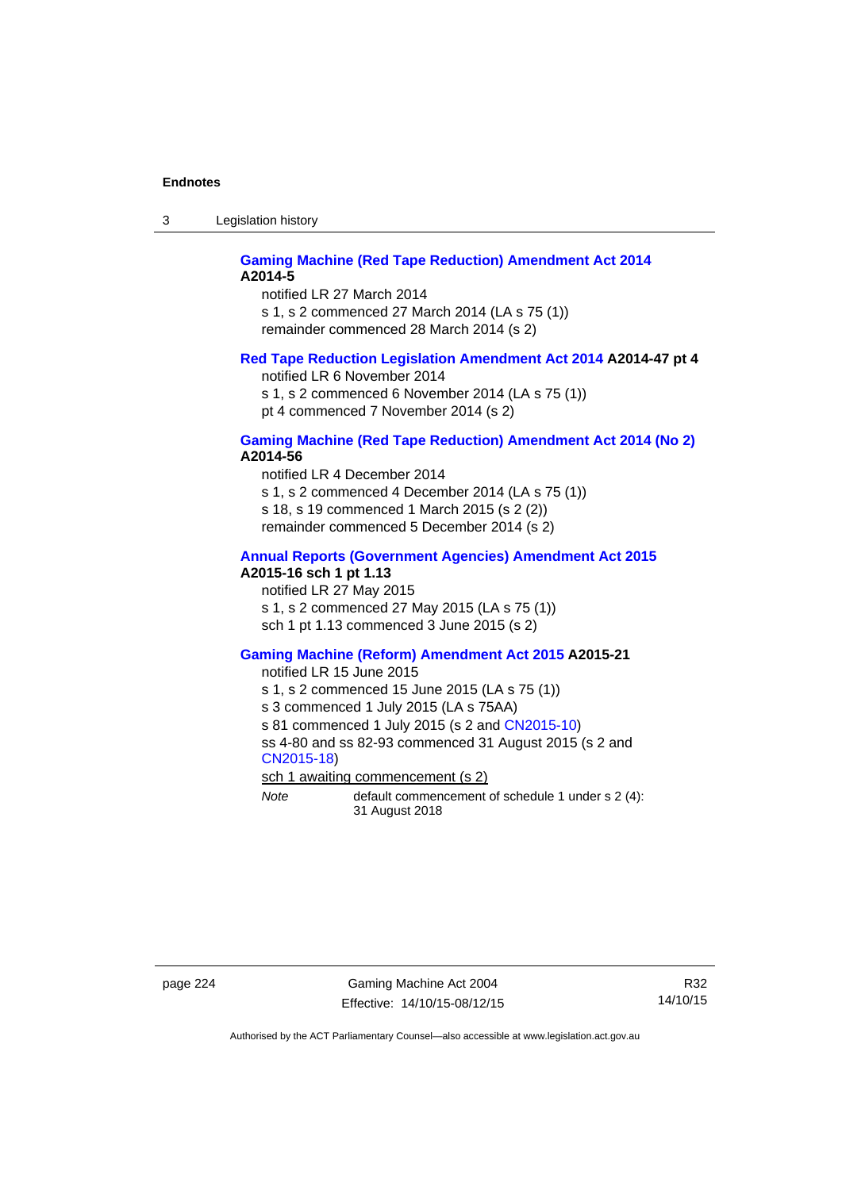**Gaming Machine (Red Tape Reduction) Amendment Act 2014 A2014-5**

notified LR 27 March 2014
s 1, s 2 commenced 27 March 2014 (LA s 75 (1))
remainder commenced 28 March 2014 (s 2)

**Red Tape Reduction Legislation Amendment Act 2014 A2014-47 pt 4**

notified LR 6 November 2014
s 1, s 2 commenced 6 November 2014 (LA s 75 (1))
pt 4 commenced 7 November 2014 (s 2)

**Gaming Machine (Red Tape Reduction) Amendment Act 2014 (No 2) A2014-56**

notified LR 4 December 2014
s 1, s 2 commenced 4 December 2014 (LA s 75 (1))
s 18, s 19 commenced 1 March 2015 (s 2 (2))
remainder commenced 5 December 2014 (s 2)

**Annual Reports (Government Agencies) Amendment Act 2015 A2015-16 sch 1 pt 1.13**

notified LR 27 May 2015
s 1, s 2 commenced 27 May 2015 (LA s 75 (1))
sch 1 pt 1.13 commenced 3 June 2015 (s 2)

**Gaming Machine (Reform) Amendment Act 2015 A2015-21**

notified LR 15 June 2015
s 1, s 2 commenced 15 June 2015 (LA s 75 (1))
s 3 commenced 1 July 2015 (LA s 75AA)
s 81 commenced 1 July 2015 (s 2 and CN2015-10)
ss 4-80 and ss 82-93 commenced 31 August 2015 (s 2 and CN2015-18)
sch 1 awaiting commencement (s 2)

*Note* default commencement of schedule 1 under s 2 (4): 31 August 2018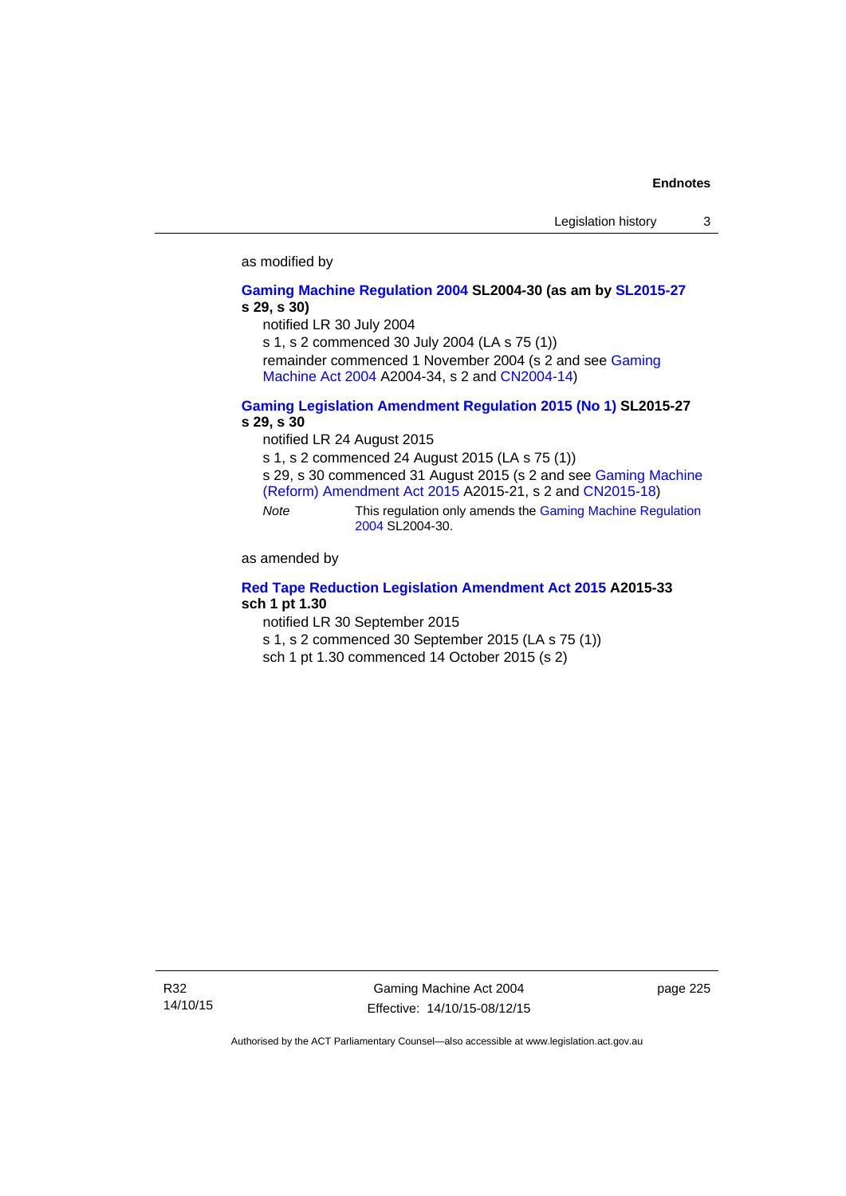as modified by

**Gaming Machine Regulation 2004 SL2004-30 (as am by SL2015-27 s 29, s 30)**

notified LR 30 July 2004

s 1, s 2 commenced 30 July 2004 (LA s 75 (1))

remainder commenced 1 November 2004 (s 2 and see Gaming Machine Act 2004 A2004-34, s 2 and CN2004-14)

**Gaming Legislation Amendment Regulation 2015 (No 1) SL2015-27 s 29, s 30**

notified LR 24 August 2015

s 1, s 2 commenced 24 August 2015 (LA s 75 (1))

s 29, s 30 commenced 31 August 2015 (s 2 and see Gaming Machine (Reform) Amendment Act 2015 A2015-21, s 2 and CN2015-18)

*Note* This regulation only amends the Gaming Machine Regulation 2004 SL2004-30.

as amended by

**Red Tape Reduction Legislation Amendment Act 2015 A2015-33 sch 1 pt 1.30**

notified LR 30 September 2015

s 1, s 2 commenced 30 September 2015 (LA s 75 (1))

sch 1 pt 1.30 commenced 14 October 2015 (s 2)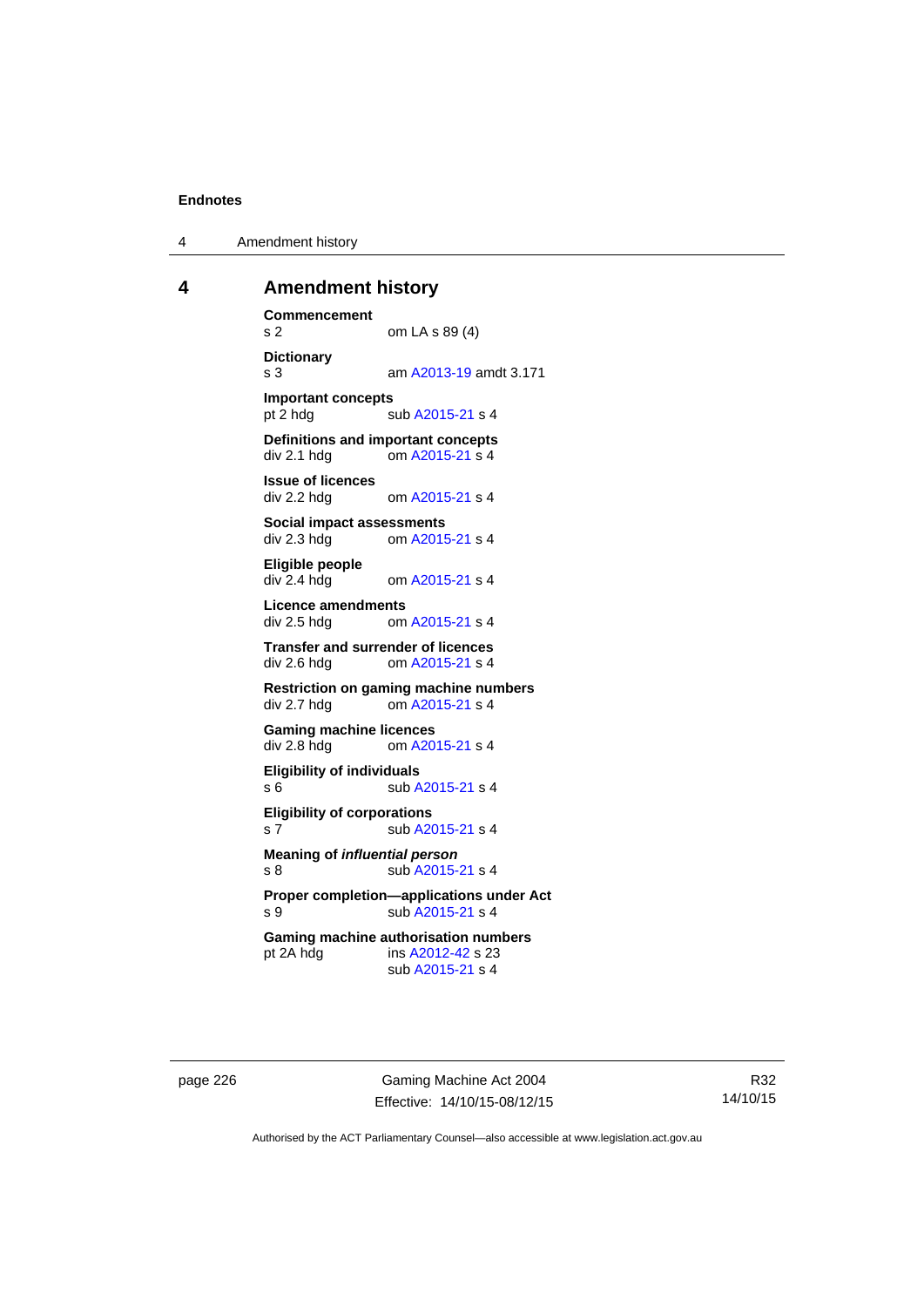# 4 Amendment history

**Commencement**
s 2 om LA s 89 (4)

**Dictionary**
s 3 am A2013-19 amdt 3.171

**Important concepts**
pt 2 hdg sub A2015-21 s 4

**Definitions and important concepts**
div 2.1 hdg om A2015-21 s 4

**Issue of licences**
div 2.2 hdg om A2015-21 s 4

**Social impact assessments**
div 2.3 hdg om A2015-21 s 4

**Eligible people**
div 2.4 hdg om A2015-21 s 4

**Licence amendments**
div 2.5 hdg om A2015-21 s 4

**Transfer and surrender of licences**
div 2.6 hdg om A2015-21 s 4

**Restriction on gaming machine numbers**
div 2.7 hdg om A2015-21 s 4

**Gaming machine licences**
div 2.8 hdg om A2015-21 s 4

**Eligibility of individuals**
s 6 sub A2015-21 s 4

**Eligibility of corporations**
s 7 sub A2015-21 s 4

**Meaning of *influential person***
s 8 sub A2015-21 s 4

**Proper completion—applications under Act**
s 9 sub A2015-21 s 4

**Gaming machine authorisation numbers**
pt 2A hdg ins A2012-42 s 23
sub A2015-21 s 4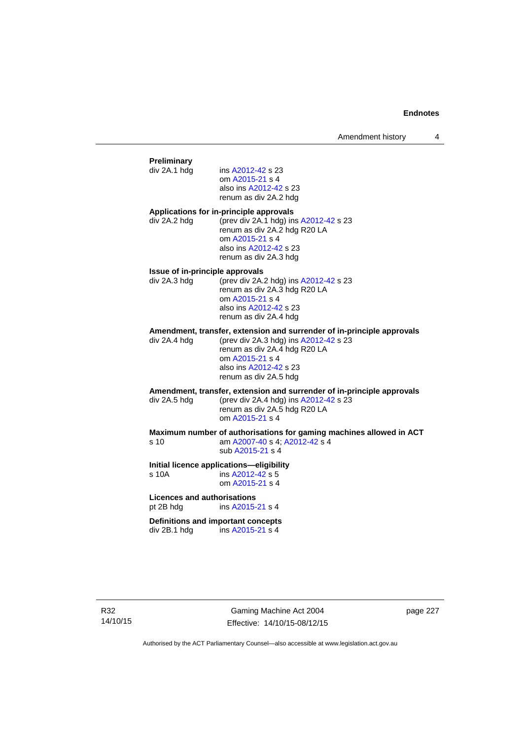**Preliminary**

div 2A.1 hdg ins A2012-42 s 23
om A2015-21 s 4
also ins A2012-42 s 23
renum as div 2A.2 hdg

**Applications for in-principle approvals**

div 2A.2 hdg (prev div 2A.1 hdg) ins A2012-42 s 23
renum as div 2A.2 hdg R20 LA
om A2015-21 s 4
also ins A2012-42 s 23
renum as div 2A.3 hdg

**Issue of in-principle approvals**

div 2A.3 hdg (prev div 2A.2 hdg) ins A2012-42 s 23
renum as div 2A.3 hdg R20 LA
om A2015-21 s 4
also ins A2012-42 s 23
renum as div 2A.4 hdg

**Amendment, transfer, extension and surrender of in-principle approvals**

div 2A.4 hdg (prev div 2A.3 hdg) ins A2012-42 s 23
renum as div 2A.4 hdg R20 LA
om A2015-21 s 4
also ins A2012-42 s 23
renum as div 2A.5 hdg

**Amendment, transfer, extension and surrender of in-principle approvals**

div 2A.5 hdg (prev div 2A.4 hdg) ins A2012-42 s 23
renum as div 2A.5 hdg R20 LA
om A2015-21 s 4

**Maximum number of authorisations for gaming machines allowed in ACT**

s 10 am A2007-40 s 4; A2012-42 s 4
sub A2015-21 s 4

**Initial licence applications—eligibility**

s 10A ins A2012-42 s 5
om A2015-21 s 4

**Licences and authorisations**

pt 2B hdg ins A2015-21 s 4

**Definitions and important concepts**

div 2B.1 hdg ins A2015-21 s 4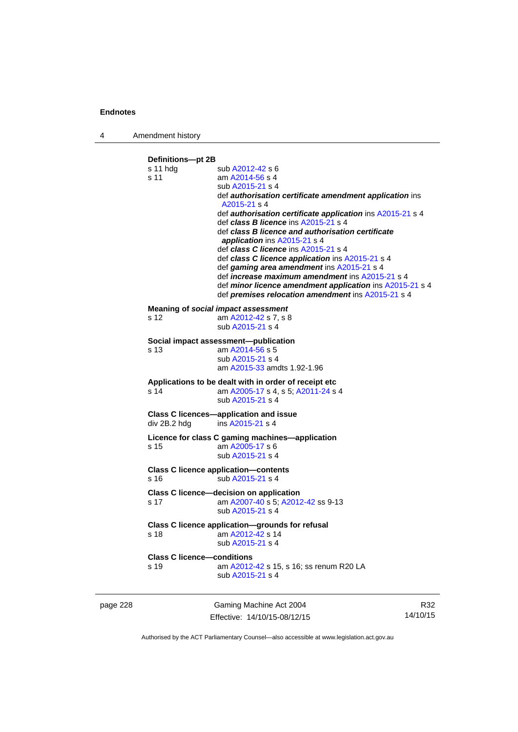**Definitions—pt 2B**

s 11 hdg sub A2012-42 s 6

s 11 am A2014-56 s 4
sub A2015-21 s 4
def ***authorisation certificate amendment application*** ins A2015-21 s 4
def ***authorisation certificate application*** ins A2015-21 s 4
def ***class B licence*** ins A2015-21 s 4
def ***class B licence and authorisation certificate application*** ins A2015-21 s 4
def ***class C licence*** ins A2015-21 s 4
def ***class C licence application*** ins A2015-21 s 4
def ***gaming area amendment*** ins A2015-21 s 4
def ***increase maximum amendment*** ins A2015-21 s 4
def ***minor licence amendment application*** ins A2015-21 s 4
def ***premises relocation amendment*** ins A2015-21 s 4

**Meaning of *social impact assessment***

s 12 am A2012-42 s 7, s 8
sub A2015-21 s 4

**Social impact assessment—publication**

s 13 am A2014-56 s 5
sub A2015-21 s 4
am A2015-33 amdts 1.92-1.96

**Applications to be dealt with in order of receipt etc**

s 14 am A2005-17 s 4, s 5; A2011-24 s 4
sub A2015-21 s 4

**Class C licences—application and issue**

div 2B.2 hdg ins A2015-21 s 4

**Licence for class C gaming machines—application**

s 15 am A2005-17 s 6
sub A2015-21 s 4

**Class C licence application—contents**

s 16 sub A2015-21 s 4

**Class C licence—decision on application**

s 17 am A2007-40 s 5; A2012-42 ss 9-13
sub A2015-21 s 4

**Class C licence application—grounds for refusal**

s 18 am A2012-42 s 14
sub A2015-21 s 4

**Class C licence—conditions**

s 19 am A2012-42 s 15, s 16; ss renum R20 LA
sub A2015-21 s 4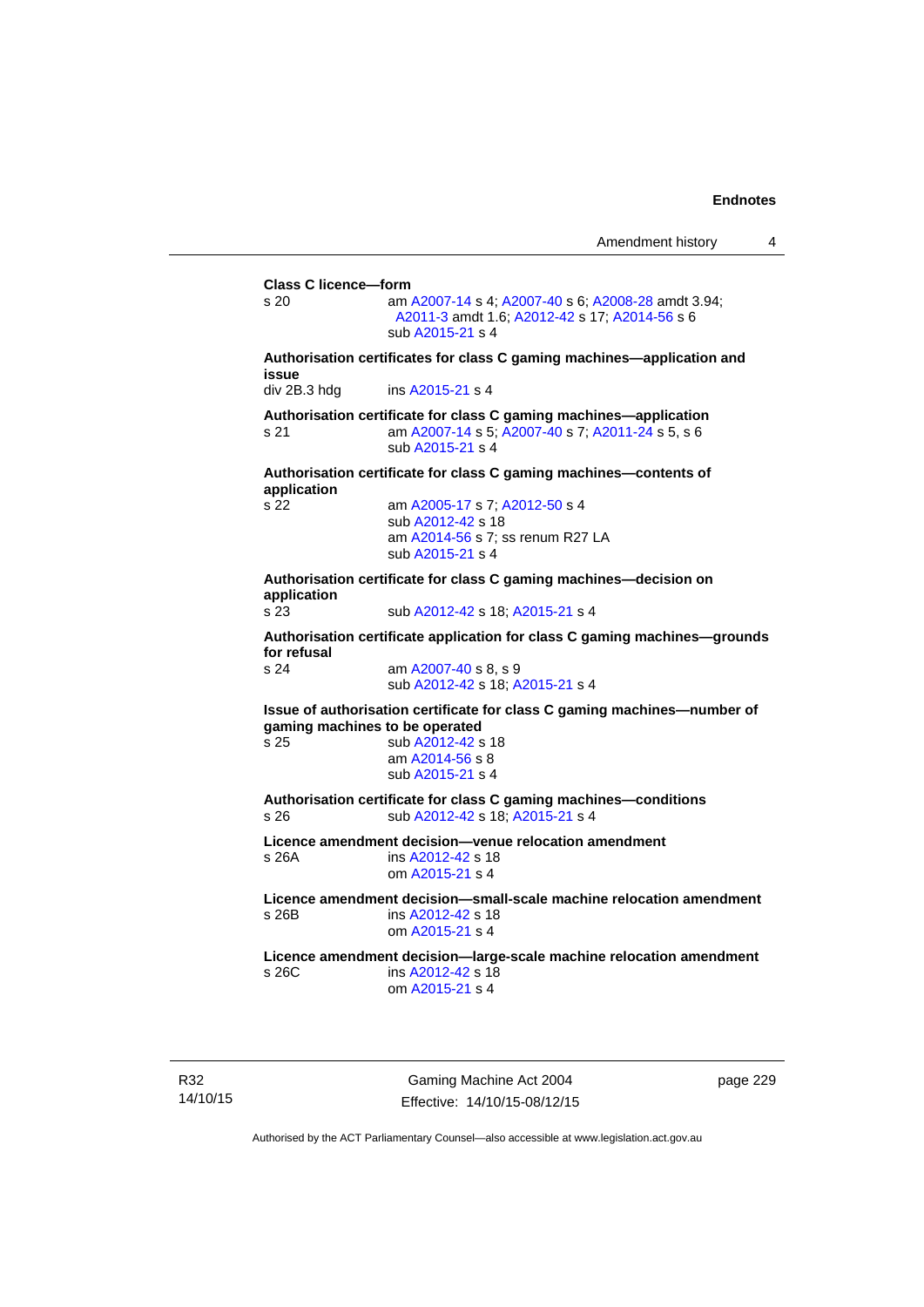**Class C licence—form**

s 20 am A2007-14 s 4; A2007-40 s 6; A2008-28 amdt 3.94; A2011-3 amdt 1.6; A2012-42 s 17; A2014-56 s 6
sub A2015-21 s 4

**Authorisation certificates for class C gaming machines—application and issue**

div 2B.3 hdg ins A2015-21 s 4

**Authorisation certificate for class C gaming machines—application**

s 21 am A2007-14 s 5; A2007-40 s 7; A2011-24 s 5, s 6
sub A2015-21 s 4

**Authorisation certificate for class C gaming machines—contents of application**

s 22 am A2005-17 s 7; A2012-50 s 4
sub A2012-42 s 18
am A2014-56 s 7; ss renum R27 LA
sub A2015-21 s 4

**Authorisation certificate for class C gaming machines—decision on application**

s 23 sub A2012-42 s 18; A2015-21 s 4

**Authorisation certificate application for class C gaming machines—grounds for refusal**

s 24 am A2007-40 s 8, s 9
sub A2012-42 s 18; A2015-21 s 4

**Issue of authorisation certificate for class C gaming machines—number of gaming machines to be operated**

s 25 sub A2012-42 s 18
am A2014-56 s 8
sub A2015-21 s 4

**Authorisation certificate for class C gaming machines—conditions**

s 26 sub A2012-42 s 18; A2015-21 s 4

**Licence amendment decision—venue relocation amendment**

s 26A ins A2012-42 s 18
om A2015-21 s 4

**Licence amendment decision—small-scale machine relocation amendment**

s 26B ins A2012-42 s 18
om A2015-21 s 4

**Licence amendment decision—large-scale machine relocation amendment**

s 26C ins A2012-42 s 18
om A2015-21 s 4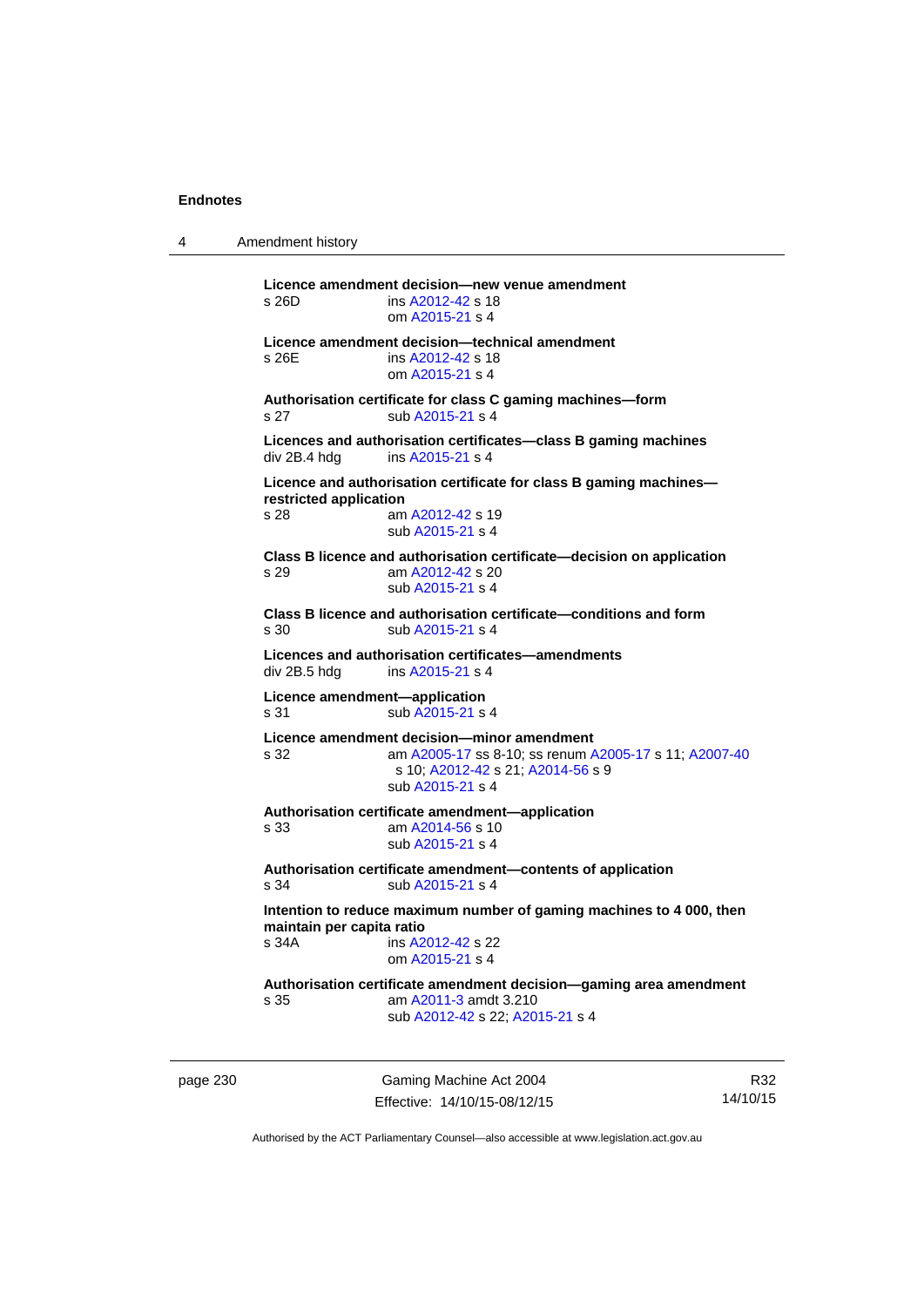**Licence amendment decision—new venue amendment**

s 26D ins A2012-42 s 18
om A2015-21 s 4

**Licence amendment decision—technical amendment**

s 26E ins A2012-42 s 18
om A2015-21 s 4

**Authorisation certificate for class C gaming machines—form**

s 27 sub A2015-21 s 4

**Licences and authorisation certificates—class B gaming machines**

div 2B.4 hdg ins A2015-21 s 4

**Licence and authorisation certificate for class B gaming machines—restricted application**

s 28 am A2012-42 s 19
sub A2015-21 s 4

**Class B licence and authorisation certificate—decision on application**

s 29 am A2012-42 s 20
sub A2015-21 s 4

**Class B licence and authorisation certificate—conditions and form**

s 30 sub A2015-21 s 4

**Licences and authorisation certificates—amendments**

div 2B.5 hdg ins A2015-21 s 4

**Licence amendment—application**

s 31 sub A2015-21 s 4

**Licence amendment decision—minor amendment**

s 32 am A2005-17 ss 8-10; ss renum A2005-17 s 11; A2007-40 s 10; A2012-42 s 21; A2014-56 s 9
sub A2015-21 s 4

**Authorisation certificate amendment—application**

s 33 am A2014-56 s 10
sub A2015-21 s 4

**Authorisation certificate amendment—contents of application**

s 34 sub A2015-21 s 4

**Intention to reduce maximum number of gaming machines to 4 000, then maintain per capita ratio**

s 34A ins A2012-42 s 22
om A2015-21 s 4

**Authorisation certificate amendment decision—gaming area amendment**

s 35 am A2011-3 amdt 3.210
sub A2012-42 s 22; A2015-21 s 4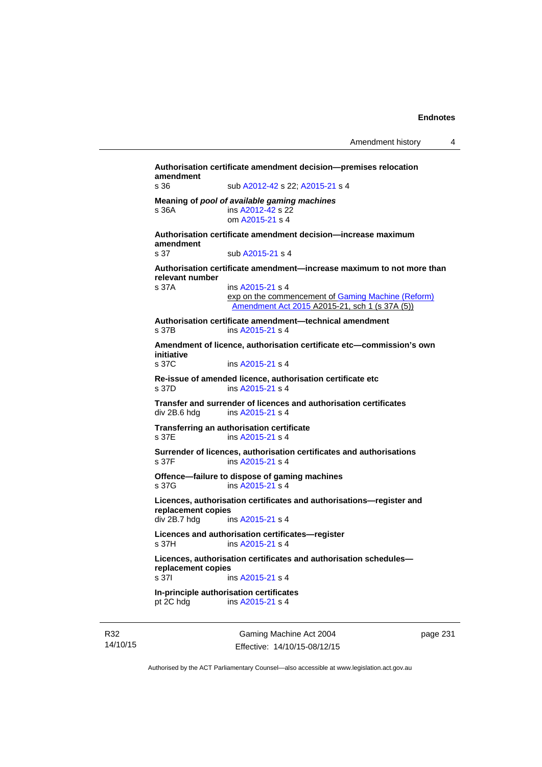**Authorisation certificate amendment decision—premises relocation amendment**
s 36 sub A2012-42 s 22; A2015-21 s 4

**Meaning of *pool of available gaming machines***
s 36A ins A2012-42 s 22
om A2015-21 s 4

**Authorisation certificate amendment decision—increase maximum amendment**
s 37 sub A2015-21 s 4

**Authorisation certificate amendment—increase maximum to not more than relevant number**
s 37A ins A2015-21 s 4
exp on the commencement of Gaming Machine (Reform) Amendment Act 2015 A2015-21, sch 1 (s 37A (5))

**Authorisation certificate amendment—technical amendment**
s 37B ins A2015-21 s 4

**Amendment of licence, authorisation certificate etc—commission's own initiative**
s 37C ins A2015-21 s 4

**Re-issue of amended licence, authorisation certificate etc**
s 37D ins A2015-21 s 4

**Transfer and surrender of licences and authorisation certificates**
div 2B.6 hdg ins A2015-21 s 4

**Transferring an authorisation certificate**
s 37E ins A2015-21 s 4

**Surrender of licences, authorisation certificates and authorisations**
s 37F ins A2015-21 s 4

**Offence—failure to dispose of gaming machines**
s 37G ins A2015-21 s 4

**Licences, authorisation certificates and authorisations—register and replacement copies**
div 2B.7 hdg ins A2015-21 s 4

**Licences and authorisation certificates—register**
s 37H ins A2015-21 s 4

**Licences, authorisation certificates and authorisation schedules—replacement copies**
s 37I ins A2015-21 s 4

**In-principle authorisation certificates**
pt 2C hdg ins A2015-21 s 4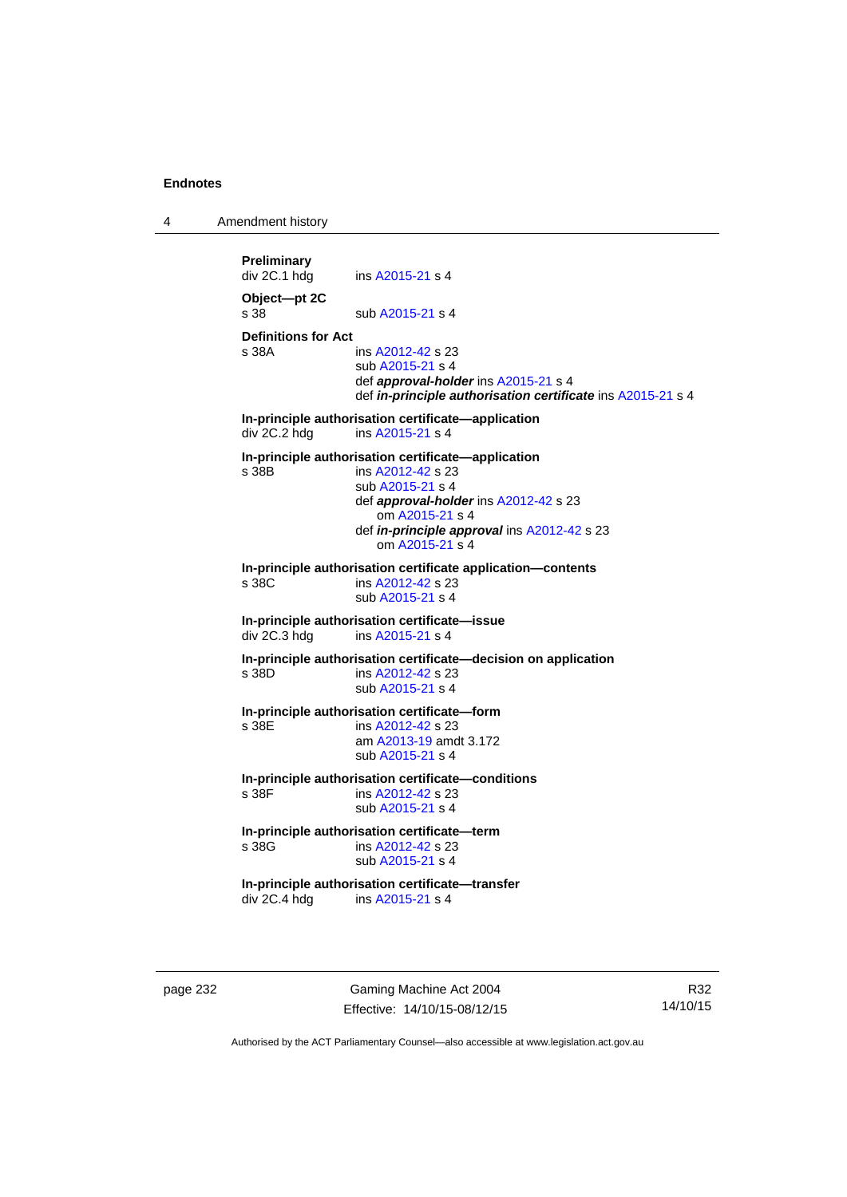**Preliminary**
div 2C.1 hdg ins A2015-21 s 4

**Object—pt 2C**
s 38 sub A2015-21 s 4

**Definitions for Act**
s 38A ins A2012-42 s 23
sub A2015-21 s 4
def ***approval-holder*** ins A2015-21 s 4
def ***in-principle authorisation certificate*** ins A2015-21 s 4

**In-principle authorisation certificate—application**
div 2C.2 hdg ins A2015-21 s 4

**In-principle authorisation certificate—application**
s 38B ins A2012-42 s 23
sub A2015-21 s 4
def ***approval-holder*** ins A2012-42 s 23
om A2015-21 s 4
def ***in-principle approval*** ins A2012-42 s 23
om A2015-21 s 4

**In-principle authorisation certificate application—contents**
s 38C ins A2012-42 s 23
sub A2015-21 s 4

**In-principle authorisation certificate—issue**
div 2C.3 hdg ins A2015-21 s 4

**In-principle authorisation certificate—decision on application**
s 38D ins A2012-42 s 23
sub A2015-21 s 4

**In-principle authorisation certificate—form**
s 38E ins A2012-42 s 23
am A2013-19 amdt 3.172
sub A2015-21 s 4

**In-principle authorisation certificate—conditions**
s 38F ins A2012-42 s 23
sub A2015-21 s 4

**In-principle authorisation certificate—term**
s 38G ins A2012-42 s 23
sub A2015-21 s 4

**In-principle authorisation certificate—transfer**
div 2C.4 hdg ins A2015-21 s 4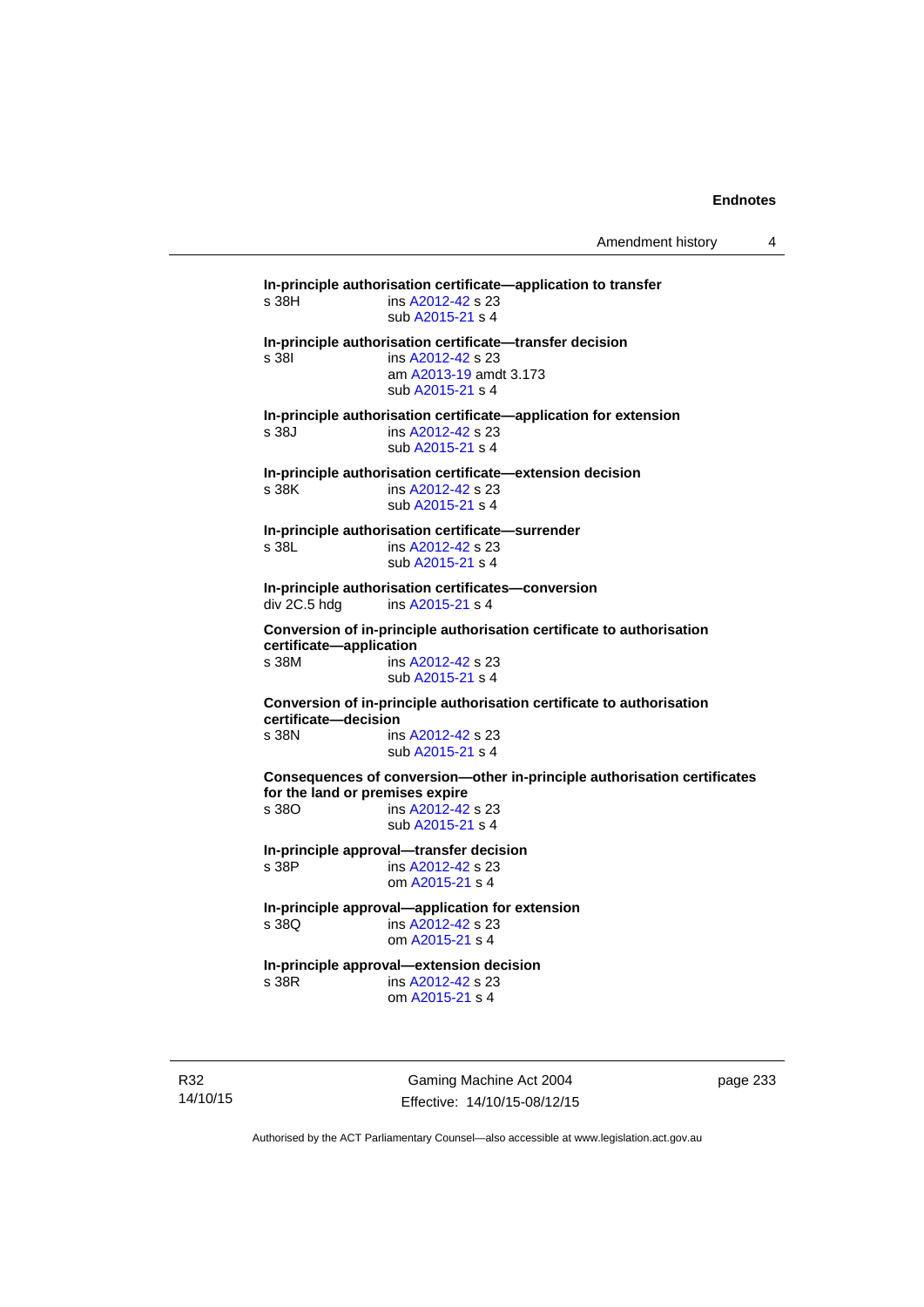**In-principle authorisation certificate—application to transfer**

s 38H ins A2012-42 s 23
sub A2015-21 s 4

**In-principle authorisation certificate—transfer decision**

s 38I ins A2012-42 s 23
am A2013-19 amdt 3.173
sub A2015-21 s 4

**In-principle authorisation certificate—application for extension**

s 38J ins A2012-42 s 23
sub A2015-21 s 4

**In-principle authorisation certificate—extension decision**

s 38K ins A2012-42 s 23
sub A2015-21 s 4

**In-principle authorisation certificate—surrender**

s 38L ins A2012-42 s 23
sub A2015-21 s 4

**In-principle authorisation certificates—conversion**

div 2C.5 hdg ins A2015-21 s 4

**Conversion of in-principle authorisation certificate to authorisation certificate—application**

s 38M ins A2012-42 s 23
sub A2015-21 s 4

**Conversion of in-principle authorisation certificate to authorisation certificate—decision**

s 38N ins A2012-42 s 23
sub A2015-21 s 4

**Consequences of conversion—other in-principle authorisation certificates for the land or premises expire**

s 38O ins A2012-42 s 23
sub A2015-21 s 4

**In-principle approval—transfer decision**

s 38P ins A2012-42 s 23
om A2015-21 s 4

**In-principle approval—application for extension**

s 38Q ins A2012-42 s 23
om A2015-21 s 4

**In-principle approval—extension decision**

s 38R ins A2012-42 s 23
om A2015-21 s 4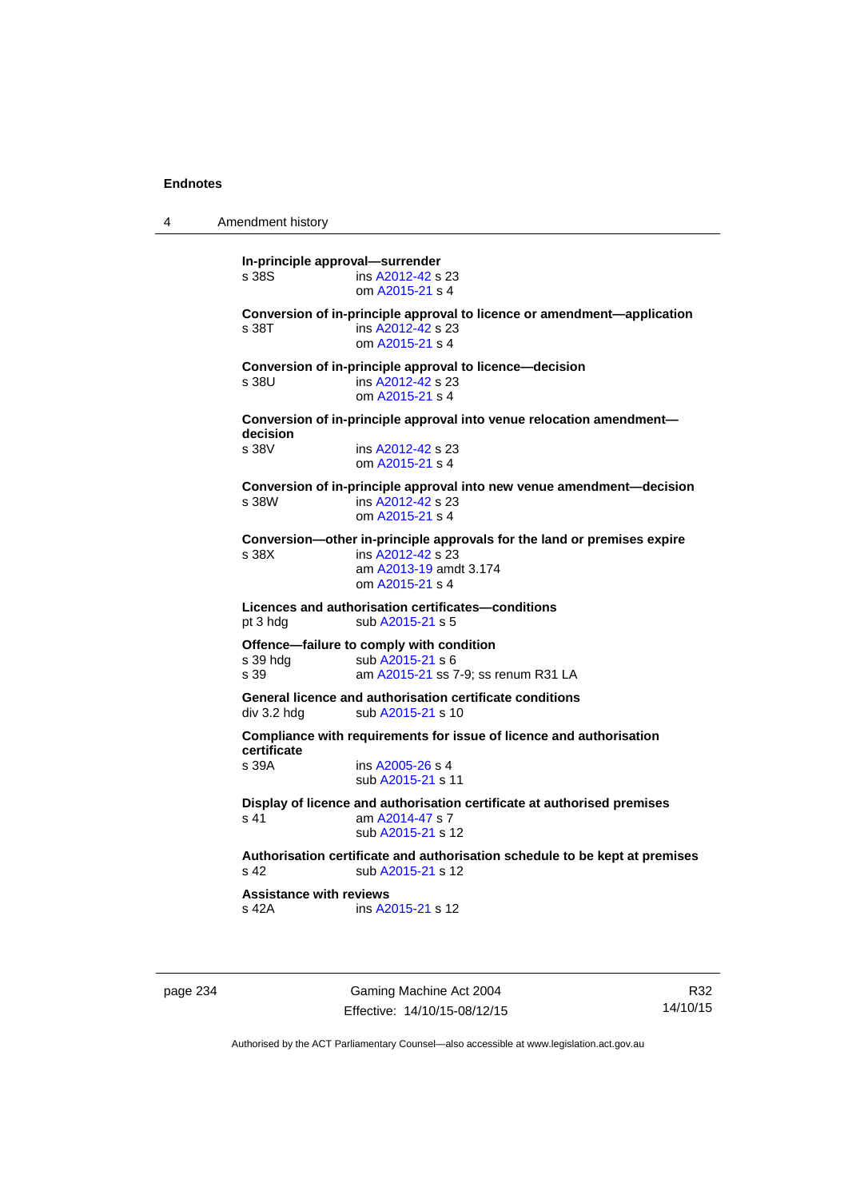**In-principle approval—surrender**

s 38S ins A2012-42 s 23
om A2015-21 s 4

**Conversion of in-principle approval to licence or amendment—application**

s 38T ins A2012-42 s 23
om A2015-21 s 4

**Conversion of in-principle approval to licence—decision**

s 38U ins A2012-42 s 23
om A2015-21 s 4

**Conversion of in-principle approval into venue relocation amendment—decision**

s 38V ins A2012-42 s 23
om A2015-21 s 4

**Conversion of in-principle approval into new venue amendment—decision**

s 38W ins A2012-42 s 23
om A2015-21 s 4

**Conversion—other in-principle approvals for the land or premises expire**

s 38X ins A2012-42 s 23
am A2013-19 amdt 3.174
om A2015-21 s 4

**Licences and authorisation certificates—conditions**

pt 3 hdg sub A2015-21 s 5

**Offence—failure to comply with condition**

s 39 hdg sub A2015-21 s 6
s 39 am A2015-21 ss 7-9; ss renum R31 LA

**General licence and authorisation certificate conditions**

div 3.2 hdg sub A2015-21 s 10

**Compliance with requirements for issue of licence and authorisation certificate**

s 39A ins A2005-26 s 4
sub A2015-21 s 11

**Display of licence and authorisation certificate at authorised premises**

s 41 am A2014-47 s 7
sub A2015-21 s 12

**Authorisation certificate and authorisation schedule to be kept at premises**

s 42 sub A2015-21 s 12

**Assistance with reviews**

s 42A ins A2015-21 s 12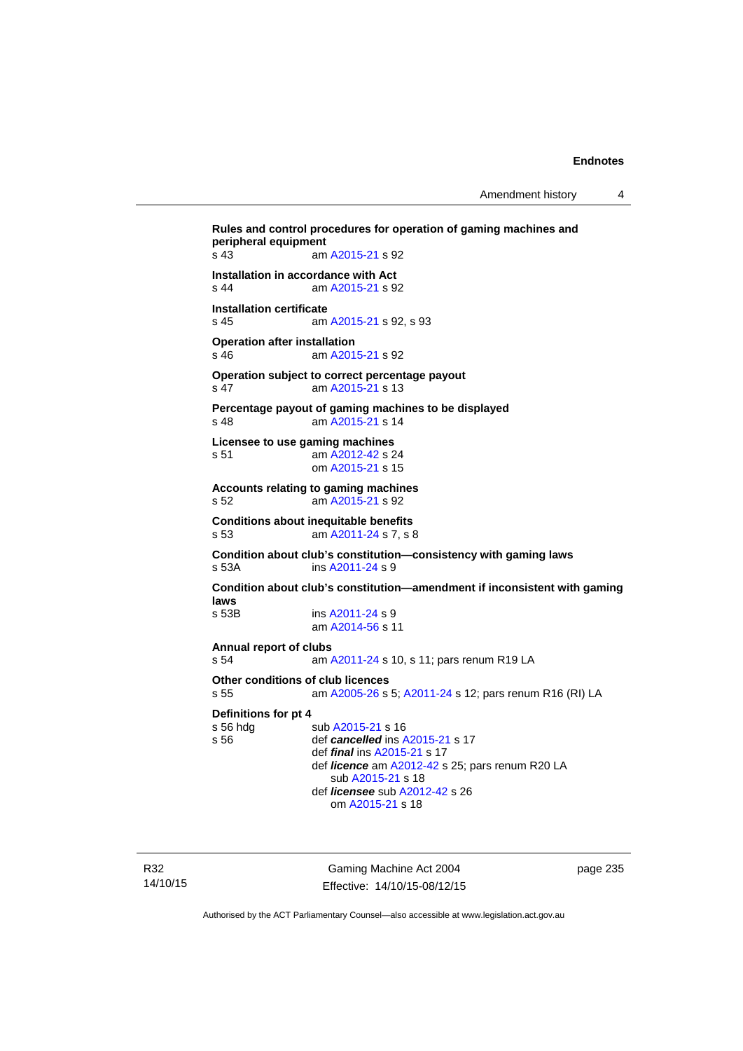**Rules and control procedures for operation of gaming machines and peripheral equipment**
s 43 am A2015-21 s 92

**Installation in accordance with Act**
s 44 am A2015-21 s 92

**Installation certificate**
s 45 am A2015-21 s 92, s 93

**Operation after installation**
s 46 am A2015-21 s 92

**Operation subject to correct percentage payout**
s 47 am A2015-21 s 13

**Percentage payout of gaming machines to be displayed**
s 48 am A2015-21 s 14

**Licensee to use gaming machines**
s 51 am A2012-42 s 24
om A2015-21 s 15

**Accounts relating to gaming machines**
s 52 am A2015-21 s 92

**Conditions about inequitable benefits**
s 53 am A2011-24 s 7, s 8

**Condition about club's constitution—consistency with gaming laws**
s 53A ins A2011-24 s 9

**Condition about club's constitution—amendment if inconsistent with gaming laws**
s 53B ins A2011-24 s 9
am A2014-56 s 11

**Annual report of clubs**
s 54 am A2011-24 s 10, s 11; pars renum R19 LA

**Other conditions of club licences**
s 55 am A2005-26 s 5; A2011-24 s 12; pars renum R16 (RI) LA

**Definitions for pt 4**
s 56 hdg sub A2015-21 s 16
s 56 def ***cancelled*** ins A2015-21 s 17
def ***final*** ins A2015-21 s 17
def ***licence*** am A2012-42 s 25; pars renum R20 LA
sub A2015-21 s 18
def ***licensee*** sub A2012-42 s 26
om A2015-21 s 18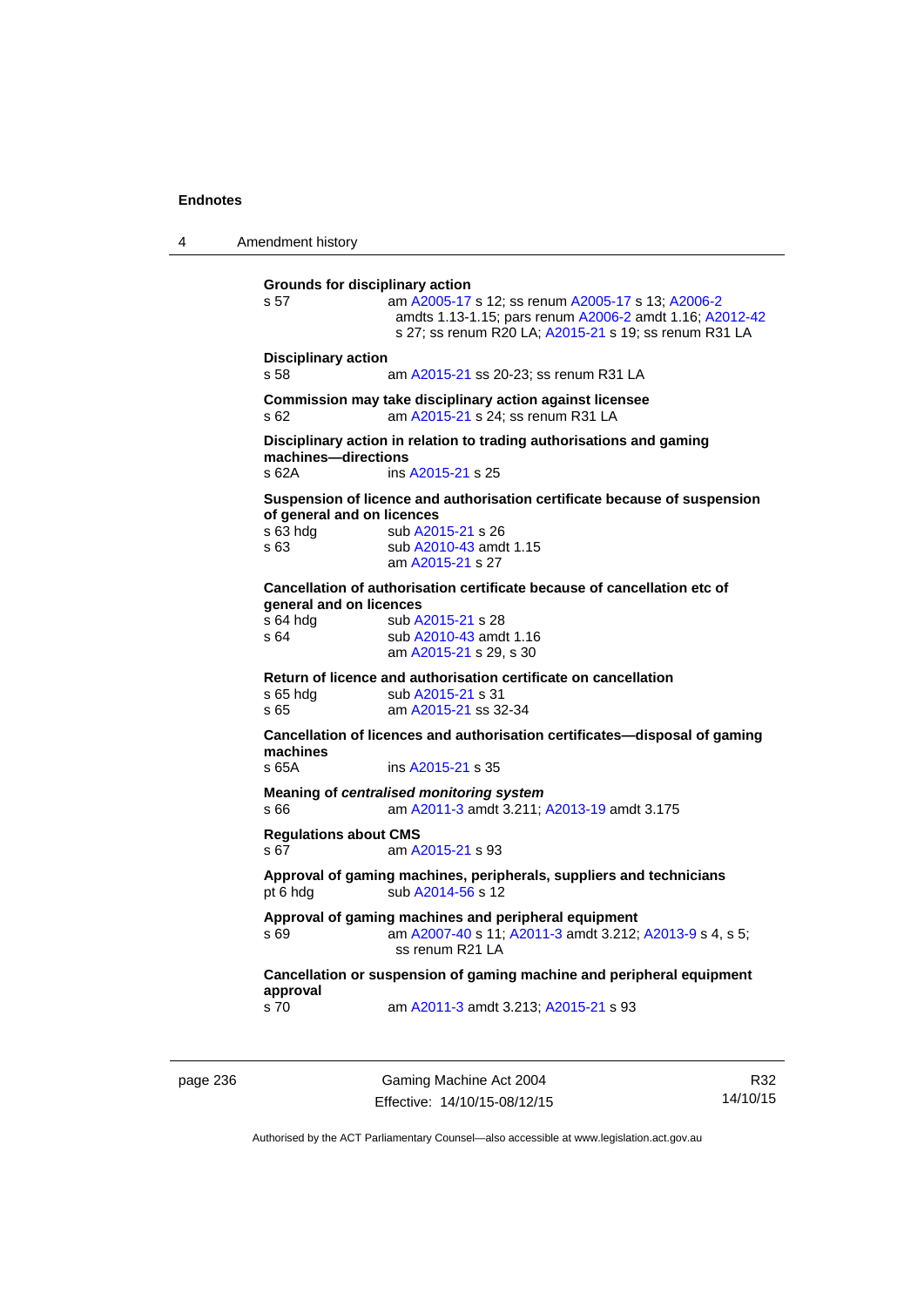**Grounds for disciplinary action**

s 57 am A2005-17 s 12; ss renum A2005-17 s 13; A2006-2 amdts 1.13-1.15; pars renum A2006-2 amdt 1.16; A2012-42 s 27; ss renum R20 LA; A2015-21 s 19; ss renum R31 LA

**Disciplinary action**

s 58 am A2015-21 ss 20-23; ss renum R31 LA

**Commission may take disciplinary action against licensee**

s 62 am A2015-21 s 24; ss renum R31 LA

**Disciplinary action in relation to trading authorisations and gaming machines—directions**

s 62A ins A2015-21 s 25

**Suspension of licence and authorisation certificate because of suspension of general and on licences**

s 63 hdg sub A2015-21 s 26

s 63 sub A2010-43 amdt 1.15; am A2015-21 s 27

**Cancellation of authorisation certificate because of cancellation etc of general and on licences**

s 64 hdg sub A2015-21 s 28

s 64 sub A2010-43 amdt 1.16; am A2015-21 s 29, s 30

**Return of licence and authorisation certificate on cancellation**

s 65 hdg sub A2015-21 s 31

s 65 am A2015-21 ss 32-34

**Cancellation of licences and authorisation certificates—disposal of gaming machines**

s 65A ins A2015-21 s 35

**Meaning of *centralised monitoring system***

s 66 am A2011-3 amdt 3.211; A2013-19 amdt 3.175

**Regulations about CMS**

s 67 am A2015-21 s 93

**Approval of gaming machines, peripherals, suppliers and technicians**

pt 6 hdg sub A2014-56 s 12

**Approval of gaming machines and peripheral equipment**

s 69 am A2007-40 s 11; A2011-3 amdt 3.212; A2013-9 s 4, s 5; ss renum R21 LA

**Cancellation or suspension of gaming machine and peripheral equipment approval**

s 70 am A2011-3 amdt 3.213; A2015-21 s 93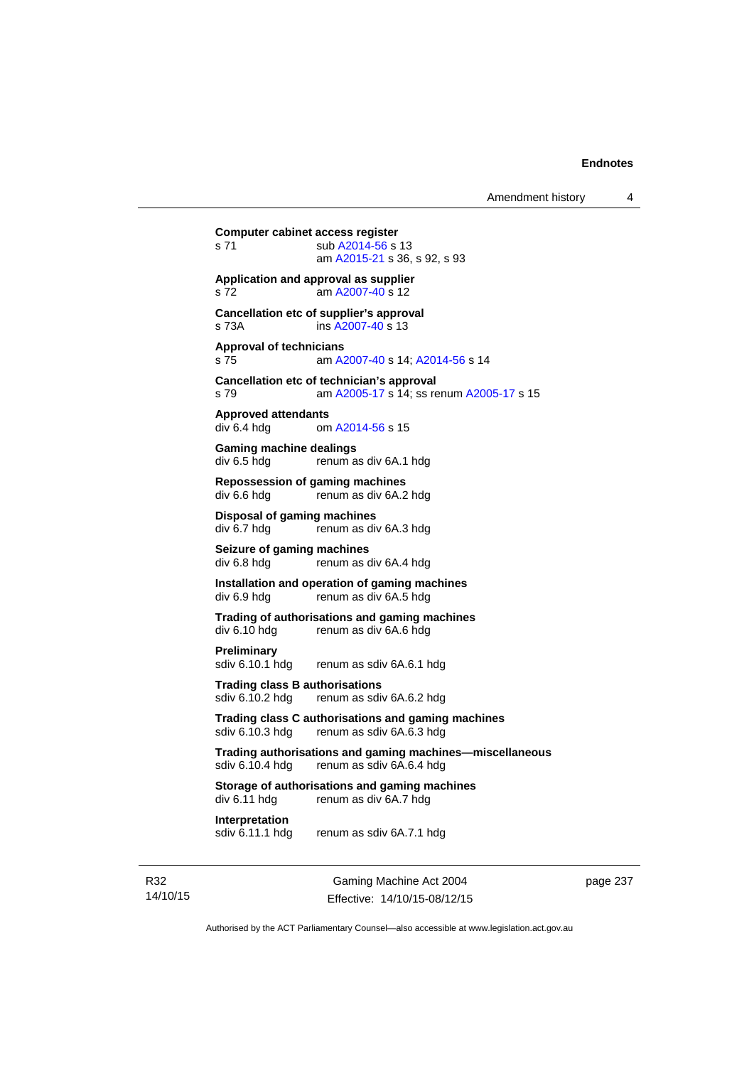**Computer cabinet access register**
s 71 sub A2014-56 s 13
am A2015-21 s 36, s 92, s 93

**Application and approval as supplier**
s 72 am A2007-40 s 12

**Cancellation etc of supplier's approval**
s 73A ins A2007-40 s 13

**Approval of technicians**
s 75 am A2007-40 s 14; A2014-56 s 14

**Cancellation etc of technician's approval**
s 79 am A2005-17 s 14; ss renum A2005-17 s 15

**Approved attendants**
div 6.4 hdg om A2014-56 s 15

**Gaming machine dealings**
div 6.5 hdg renum as div 6A.1 hdg

**Repossession of gaming machines**
div 6.6 hdg renum as div 6A.2 hdg

**Disposal of gaming machines**
div 6.7 hdg renum as div 6A.3 hdg

**Seizure of gaming machines**
div 6.8 hdg renum as div 6A.4 hdg

**Installation and operation of gaming machines**
div 6.9 hdg renum as div 6A.5 hdg

**Trading of authorisations and gaming machines**
div 6.10 hdg renum as div 6A.6 hdg

**Preliminary**
sdiv 6.10.1 hdg renum as sdiv 6A.6.1 hdg

**Trading class B authorisations**
sdiv 6.10.2 hdg renum as sdiv 6A.6.2 hdg

**Trading class C authorisations and gaming machines**
sdiv 6.10.3 hdg renum as sdiv 6A.6.3 hdg

**Trading authorisations and gaming machines—miscellaneous**
sdiv 6.10.4 hdg renum as sdiv 6A.6.4 hdg

**Storage of authorisations and gaming machines**
div 6.11 hdg renum as div 6A.7 hdg

**Interpretation**
sdiv 6.11.1 hdg renum as sdiv 6A.7.1 hdg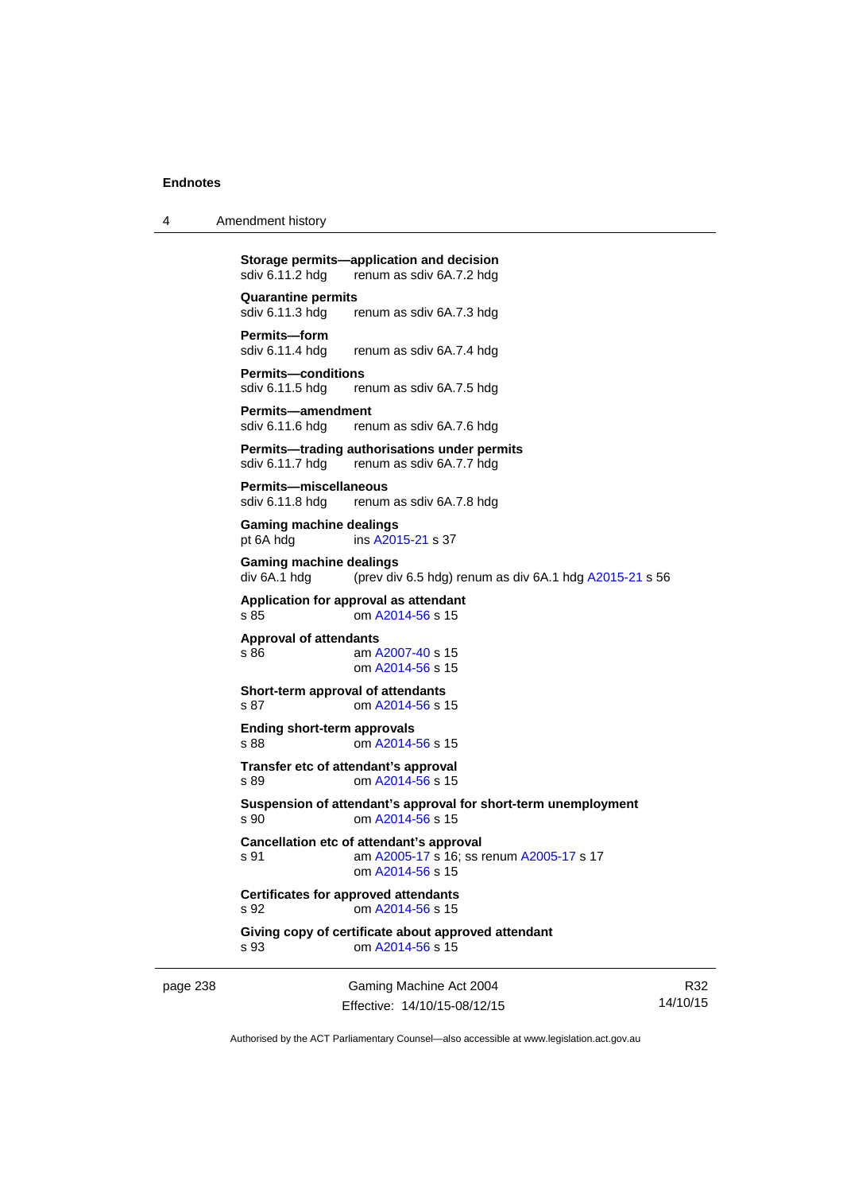**Storage permits—application and decision**
sdiv 6.11.2 hdg renum as sdiv 6A.7.2 hdg

**Quarantine permits**
sdiv 6.11.3 hdg renum as sdiv 6A.7.3 hdg

**Permits—form**
sdiv 6.11.4 hdg renum as sdiv 6A.7.4 hdg

**Permits—conditions**
sdiv 6.11.5 hdg renum as sdiv 6A.7.5 hdg

**Permits—amendment**
sdiv 6.11.6 hdg renum as sdiv 6A.7.6 hdg

**Permits—trading authorisations under permits**
sdiv 6.11.7 hdg renum as sdiv 6A.7.7 hdg

**Permits—miscellaneous**
sdiv 6.11.8 hdg renum as sdiv 6A.7.8 hdg

**Gaming machine dealings**
pt 6A hdg ins A2015-21 s 37

**Gaming machine dealings**
div 6A.1 hdg (prev div 6.5 hdg) renum as div 6A.1 hdg A2015-21 s 56

**Application for approval as attendant**
s 85 om A2014-56 s 15

**Approval of attendants**
s 86 am A2007-40 s 15
om A2014-56 s 15

**Short-term approval of attendants**
s 87 om A2014-56 s 15

**Ending short-term approvals**
s 88 om A2014-56 s 15

**Transfer etc of attendant's approval**
s 89 om A2014-56 s 15

**Suspension of attendant's approval for short-term unemployment**
s 90 om A2014-56 s 15

**Cancellation etc of attendant's approval**
s 91 am A2005-17 s 16; ss renum A2005-17 s 17
om A2014-56 s 15

**Certificates for approved attendants**
s 92 om A2014-56 s 15

**Giving copy of certificate about approved attendant**
s 93 om A2014-56 s 15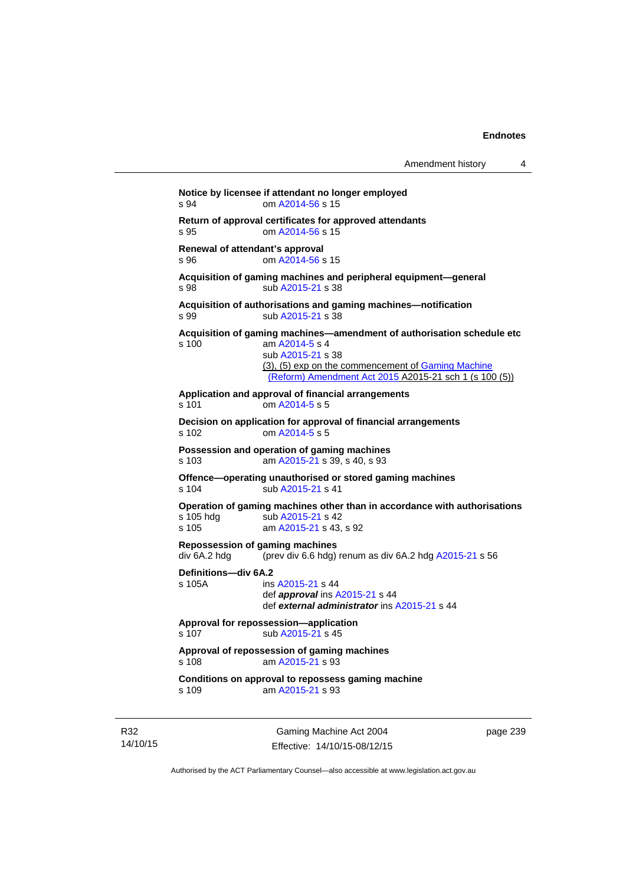**Notice by licensee if attendant no longer employed**
s 94 om A2014-56 s 15

**Return of approval certificates for approved attendants**
s 95 om A2014-56 s 15

**Renewal of attendant's approval**
s 96 om A2014-56 s 15

**Acquisition of gaming machines and peripheral equipment—general**
s 98 sub A2015-21 s 38

**Acquisition of authorisations and gaming machines—notification**
s 99 sub A2015-21 s 38

**Acquisition of gaming machines—amendment of authorisation schedule etc**
s 100 am A2014-5 s 4
sub A2015-21 s 38
(3), (5) exp on the commencement of Gaming Machine (Reform) Amendment Act 2015 A2015-21 sch 1 (s 100 (5))

**Application and approval of financial arrangements**
s 101 om A2014-5 s 5

**Decision on application for approval of financial arrangements**
s 102 om A2014-5 s 5

**Possession and operation of gaming machines**
s 103 am A2015-21 s 39, s 40, s 93

**Offence—operating unauthorised or stored gaming machines**
s 104 sub A2015-21 s 41

**Operation of gaming machines other than in accordance with authorisations**
s 105 hdg sub A2015-21 s 42
s 105 am A2015-21 s 43, s 92

**Repossession of gaming machines**
div 6A.2 hdg (prev div 6.6 hdg) renum as div 6A.2 hdg A2015-21 s 56

**Definitions—div 6A.2**
s 105A ins A2015-21 s 44
def ***approval*** ins A2015-21 s 44
def ***external administrator*** ins A2015-21 s 44

**Approval for repossession—application**
s 107 sub A2015-21 s 45

**Approval of repossession of gaming machines**
s 108 am A2015-21 s 93

**Conditions on approval to repossess gaming machine**
s 109 am A2015-21 s 93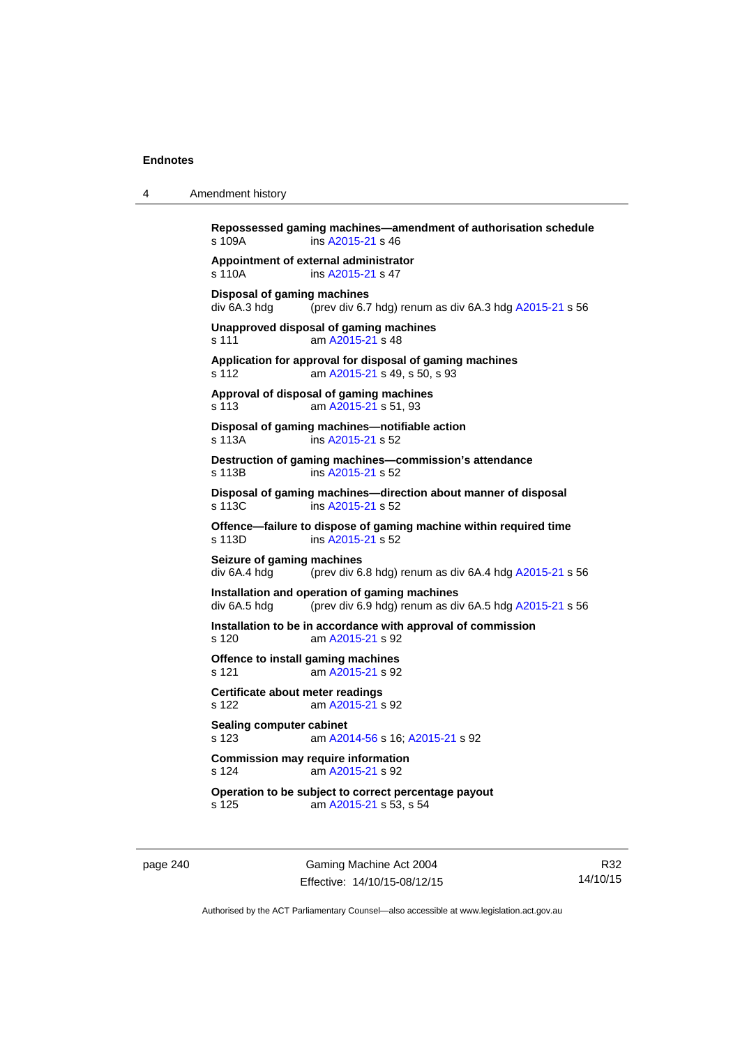**Repossessed gaming machines—amendment of authorisation schedule**
s 109A ins A2015-21 s 46

**Appointment of external administrator**
s 110A ins A2015-21 s 47

**Disposal of gaming machines**
div 6A.3 hdg (prev div 6.7 hdg) renum as div 6A.3 hdg A2015-21 s 56

**Unapproved disposal of gaming machines**
s 111 am A2015-21 s 48

**Application for approval for disposal of gaming machines**
s 112 am A2015-21 s 49, s 50, s 93

**Approval of disposal of gaming machines**
s 113 am A2015-21 s 51, 93

**Disposal of gaming machines—notifiable action**
s 113A ins A2015-21 s 52

**Destruction of gaming machines—commission's attendance**
s 113B ins A2015-21 s 52

**Disposal of gaming machines—direction about manner of disposal**
s 113C ins A2015-21 s 52

**Offence—failure to dispose of gaming machine within required time**
s 113D ins A2015-21 s 52

**Seizure of gaming machines**
div 6A.4 hdg (prev div 6.8 hdg) renum as div 6A.4 hdg A2015-21 s 56

**Installation and operation of gaming machines**
div 6A.5 hdg (prev div 6.9 hdg) renum as div 6A.5 hdg A2015-21 s 56

**Installation to be in accordance with approval of commission**
s 120 am A2015-21 s 92

**Offence to install gaming machines**
s 121 am A2015-21 s 92

**Certificate about meter readings**
s 122 am A2015-21 s 92

**Sealing computer cabinet**
s 123 am A2014-56 s 16; A2015-21 s 92

**Commission may require information**
s 124 am A2015-21 s 92

**Operation to be subject to correct percentage payout**
s 125 am A2015-21 s 53, s 54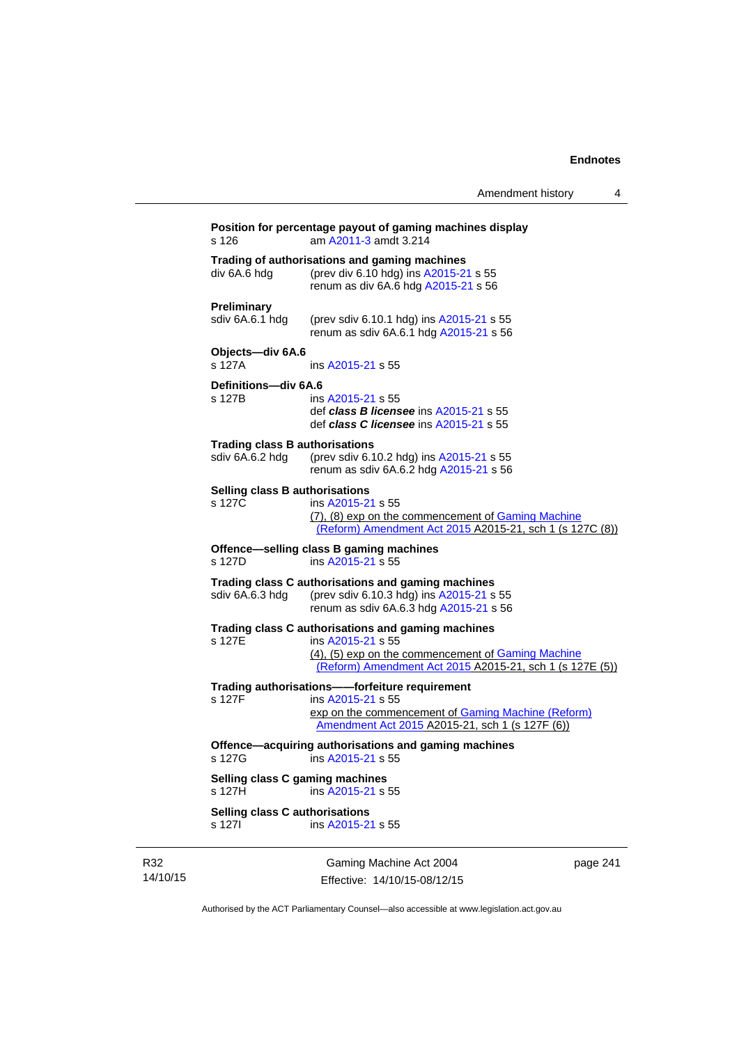**Position for percentage payout of gaming machines display**
s 126 am A2011-3 amdt 3.214

**Trading of authorisations and gaming machines**
div 6A.6 hdg (prev div 6.10 hdg) ins A2015-21 s 55
renum as div 6A.6 hdg A2015-21 s 56

**Preliminary**
sdiv 6A.6.1 hdg (prev sdiv 6.10.1 hdg) ins A2015-21 s 55
renum as sdiv 6A.6.1 hdg A2015-21 s 56

**Objects—div 6A.6**
s 127A ins A2015-21 s 55

**Definitions—div 6A.6**
s 127B ins A2015-21 s 55
def ***class B licensee*** ins A2015-21 s 55
def ***class C licensee*** ins A2015-21 s 55

**Trading class B authorisations**
sdiv 6A.6.2 hdg (prev sdiv 6.10.2 hdg) ins A2015-21 s 55
renum as sdiv 6A.6.2 hdg A2015-21 s 56

**Selling class B authorisations**
s 127C ins A2015-21 s 55
(7), (8) exp on the commencement of Gaming Machine (Reform) Amendment Act 2015 A2015-21, sch 1 (s 127C (8))

**Offence—selling class B gaming machines**
s 127D ins A2015-21 s 55

**Trading class C authorisations and gaming machines**
sdiv 6A.6.3 hdg (prev sdiv 6.10.3 hdg) ins A2015-21 s 55
renum as sdiv 6A.6.3 hdg A2015-21 s 56

**Trading class C authorisations and gaming machines**
s 127E ins A2015-21 s 55
(4), (5) exp on the commencement of Gaming Machine (Reform) Amendment Act 2015 A2015-21, sch 1 (s 127E (5))

**Trading authorisations——forfeiture requirement**
s 127F ins A2015-21 s 55
exp on the commencement of Gaming Machine (Reform) Amendment Act 2015 A2015-21, sch 1 (s 127F (6))

**Offence—acquiring authorisations and gaming machines**
s 127G ins A2015-21 s 55

**Selling class C gaming machines**
s 127H ins A2015-21 s 55

**Selling class C authorisations**
s 127I ins A2015-21 s 55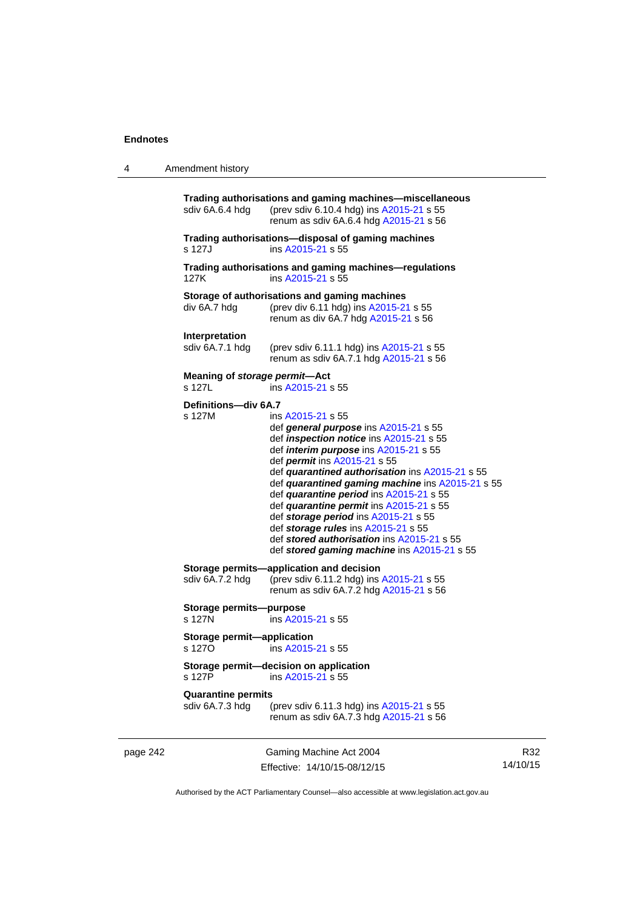**Trading authorisations and gaming machines—miscellaneous**
sdiv 6A.6.4 hdg (prev sdiv 6.10.4 hdg) ins A2015-21 s 55
renum as sdiv 6A.6.4 hdg A2015-21 s 56

**Trading authorisations—disposal of gaming machines**
s 127J ins A2015-21 s 55

**Trading authorisations and gaming machines—regulations**
127K ins A2015-21 s 55

**Storage of authorisations and gaming machines**
div 6A.7 hdg (prev div 6.11 hdg) ins A2015-21 s 55
renum as div 6A.7 hdg A2015-21 s 56

**Interpretation**
sdiv 6A.7.1 hdg (prev sdiv 6.11.1 hdg) ins A2015-21 s 55
renum as sdiv 6A.7.1 hdg A2015-21 s 56

**Meaning of *storage permit*—Act**
s 127L ins A2015-21 s 55

**Definitions—div 6A.7**
s 127M ins A2015-21 s 55
def ***general purpose*** ins A2015-21 s 55
def ***inspection notice*** ins A2015-21 s 55
def ***interim purpose*** ins A2015-21 s 55
def ***permit*** ins A2015-21 s 55
def ***quarantined authorisation*** ins A2015-21 s 55
def ***quarantined gaming machine*** ins A2015-21 s 55
def ***quarantine period*** ins A2015-21 s 55
def ***quarantine permit*** ins A2015-21 s 55
def ***storage period*** ins A2015-21 s 55
def ***storage rules*** ins A2015-21 s 55
def ***stored authorisation*** ins A2015-21 s 55
def ***stored gaming machine*** ins A2015-21 s 55

**Storage permits—application and decision**
sdiv 6A.7.2 hdg (prev sdiv 6.11.2 hdg) ins A2015-21 s 55
renum as sdiv 6A.7.2 hdg A2015-21 s 56

**Storage permits—purpose**
s 127N ins A2015-21 s 55

**Storage permit—application**
s 127O ins A2015-21 s 55

**Storage permit—decision on application**
s 127P ins A2015-21 s 55

**Quarantine permits**
sdiv 6A.7.3 hdg (prev sdiv 6.11.3 hdg) ins A2015-21 s 55
renum as sdiv 6A.7.3 hdg A2015-21 s 56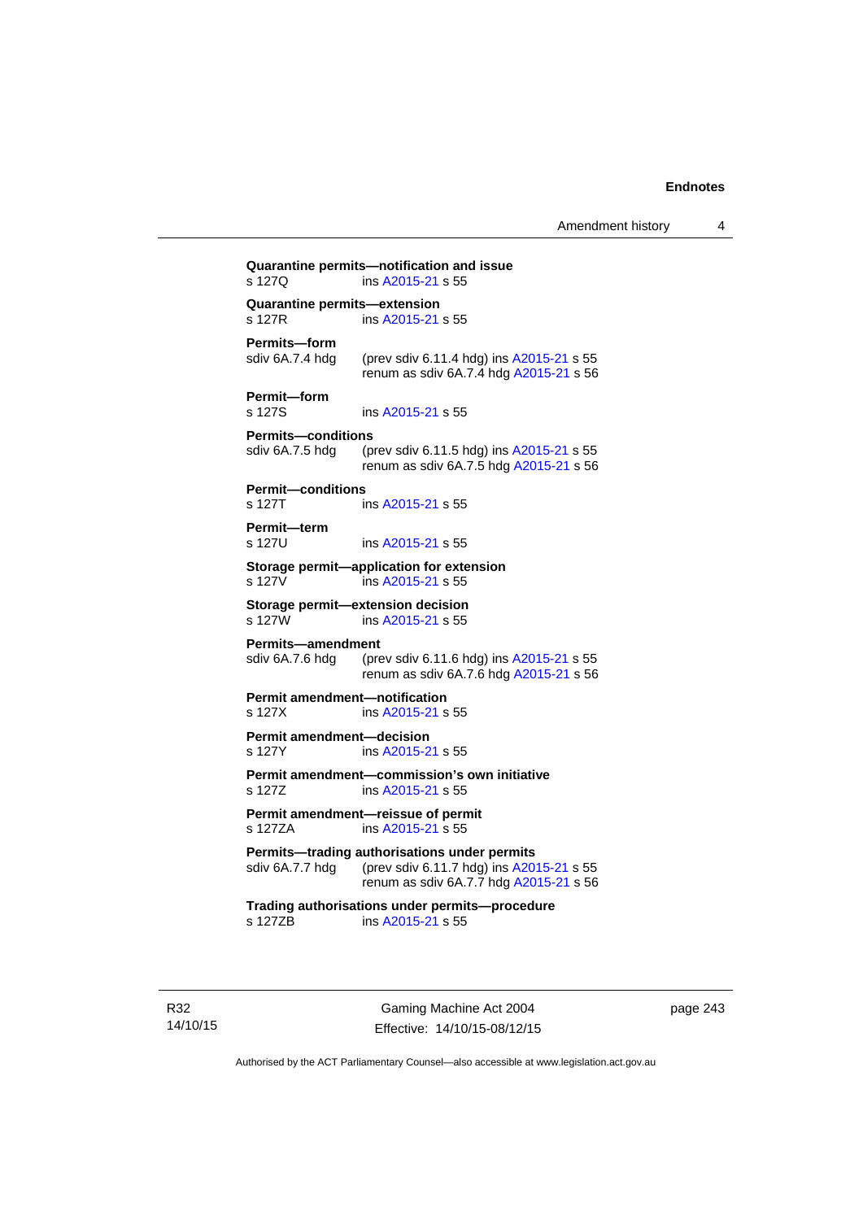**Quarantine permits—notification and issue**
s 127Q ins A2015-21 s 55

**Quarantine permits—extension**
s 127R ins A2015-21 s 55

**Permits—form**
sdiv 6A.7.4 hdg (prev sdiv 6.11.4 hdg) ins A2015-21 s 55
renum as sdiv 6A.7.4 hdg A2015-21 s 56

**Permit—form**
s 127S ins A2015-21 s 55

**Permits—conditions**
sdiv 6A.7.5 hdg (prev sdiv 6.11.5 hdg) ins A2015-21 s 55
renum as sdiv 6A.7.5 hdg A2015-21 s 56

**Permit—conditions**
s 127T ins A2015-21 s 55

**Permit—term**
s 127U ins A2015-21 s 55

**Storage permit—application for extension**
s 127V ins A2015-21 s 55

**Storage permit—extension decision**
s 127W ins A2015-21 s 55

**Permits—amendment**
sdiv 6A.7.6 hdg (prev sdiv 6.11.6 hdg) ins A2015-21 s 55
renum as sdiv 6A.7.6 hdg A2015-21 s 56

**Permit amendment—notification**
s 127X ins A2015-21 s 55

**Permit amendment—decision**
s 127Y ins A2015-21 s 55

**Permit amendment—commission's own initiative**
s 127Z ins A2015-21 s 55

**Permit amendment—reissue of permit**
s 127ZA ins A2015-21 s 55

**Permits—trading authorisations under permits**
sdiv 6A.7.7 hdg (prev sdiv 6.11.7 hdg) ins A2015-21 s 55
renum as sdiv 6A.7.7 hdg A2015-21 s 56

**Trading authorisations under permits—procedure**
s 127ZB ins A2015-21 s 55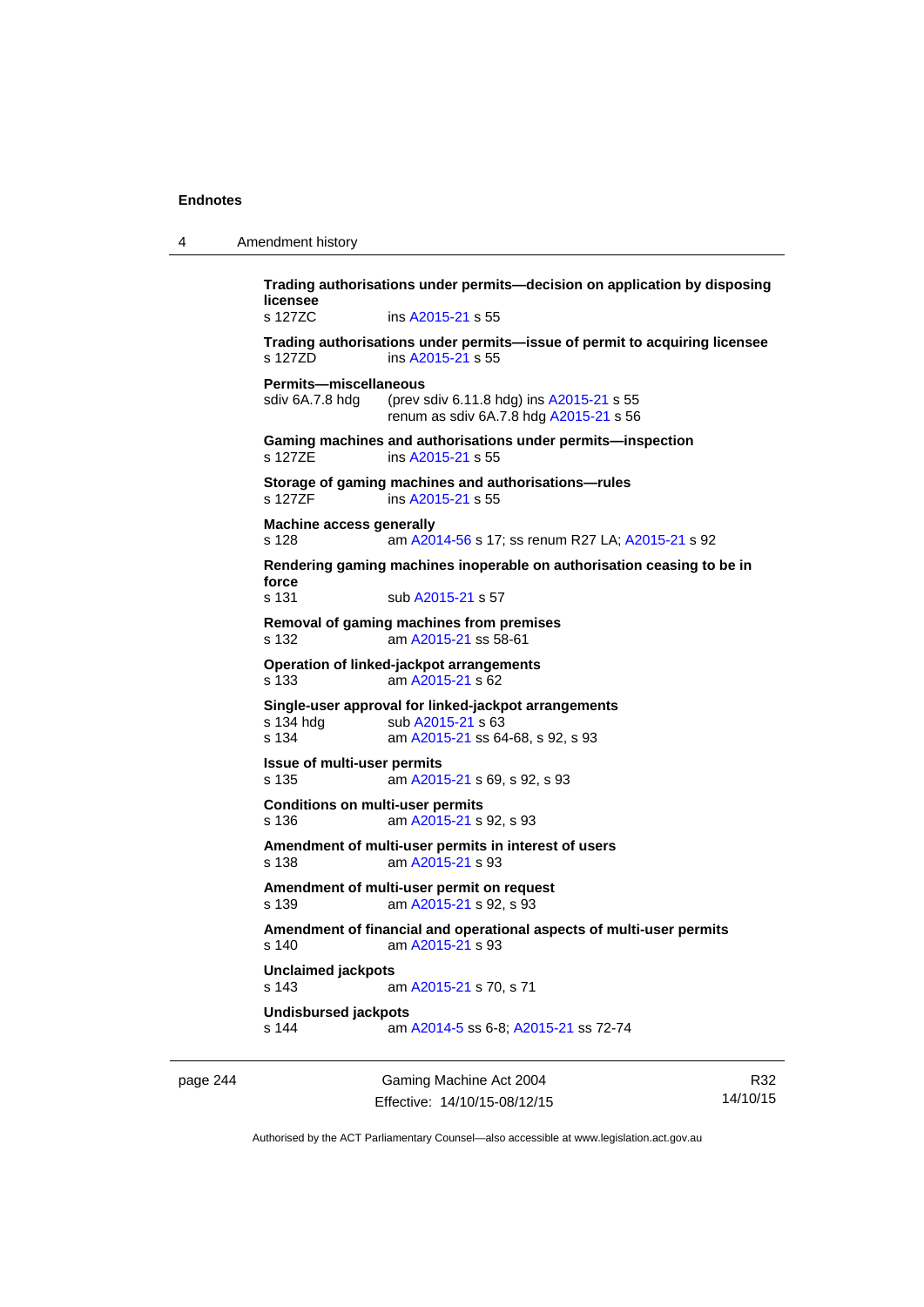**Trading authorisations under permits—decision on application by disposing licensee**
s 127ZC ins A2015-21 s 55

**Trading authorisations under permits—issue of permit to acquiring licensee**
s 127ZD ins A2015-21 s 55

**Permits—miscellaneous**
sdiv 6A.7.8 hdg (prev sdiv 6.11.8 hdg) ins A2015-21 s 55
renum as sdiv 6A.7.8 hdg A2015-21 s 56

**Gaming machines and authorisations under permits—inspection**
s 127ZE ins A2015-21 s 55

**Storage of gaming machines and authorisations—rules**
s 127ZF ins A2015-21 s 55

**Machine access generally**
s 128 am A2014-56 s 17; ss renum R27 LA; A2015-21 s 92

**Rendering gaming machines inoperable on authorisation ceasing to be in force**
s 131 sub A2015-21 s 57

**Removal of gaming machines from premises**
s 132 am A2015-21 ss 58-61

**Operation of linked-jackpot arrangements**
s 133 am A2015-21 s 62

**Single-user approval for linked-jackpot arrangements**
s 134 hdg sub A2015-21 s 63
s 134 am A2015-21 ss 64-68, s 92, s 93

**Issue of multi-user permits**
s 135 am A2015-21 s 69, s 92, s 93

**Conditions on multi-user permits**
s 136 am A2015-21 s 92, s 93

**Amendment of multi-user permits in interest of users**
s 138 am A2015-21 s 93

**Amendment of multi-user permit on request**
s 139 am A2015-21 s 92, s 93

**Amendment of financial and operational aspects of multi-user permits**
s 140 am A2015-21 s 93

**Unclaimed jackpots**
s 143 am A2015-21 s 70, s 71

**Undisbursed jackpots**
s 144 am A2014-5 ss 6-8; A2015-21 ss 72-74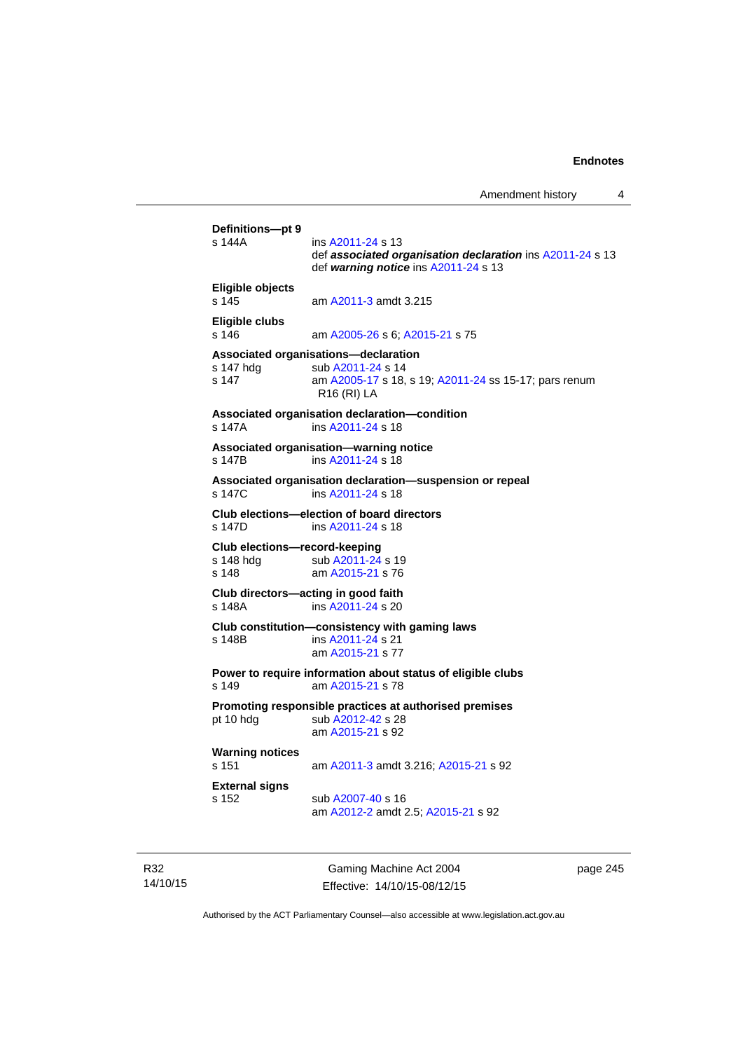**Definitions—pt 9**
s 144A ins A2011-24 s 13
def ***associated organisation declaration*** ins A2011-24 s 13
def ***warning notice*** ins A2011-24 s 13

**Eligible objects**
s 145 am A2011-3 amdt 3.215

**Eligible clubs**
s 146 am A2005-26 s 6; A2015-21 s 75

**Associated organisations—declaration**
s 147 hdg sub A2011-24 s 14
s 147 am A2005-17 s 18, s 19; A2011-24 ss 15-17; pars renum R16 (RI) LA

**Associated organisation declaration—condition**
s 147A ins A2011-24 s 18

**Associated organisation—warning notice**
s 147B ins A2011-24 s 18

**Associated organisation declaration—suspension or repeal**
s 147C ins A2011-24 s 18

**Club elections—election of board directors**
s 147D ins A2011-24 s 18

**Club elections—record-keeping**
s 148 hdg sub A2011-24 s 19
s 148 am A2015-21 s 76

**Club directors—acting in good faith**
s 148A ins A2011-24 s 20

**Club constitution—consistency with gaming laws**
s 148B ins A2011-24 s 21
am A2015-21 s 77

**Power to require information about status of eligible clubs**
s 149 am A2015-21 s 78

**Promoting responsible practices at authorised premises**
pt 10 hdg sub A2012-42 s 28
am A2015-21 s 92

**Warning notices**
s 151 am A2011-3 amdt 3.216; A2015-21 s 92

**External signs**
s 152 sub A2007-40 s 16
am A2012-2 amdt 2.5; A2015-21 s 92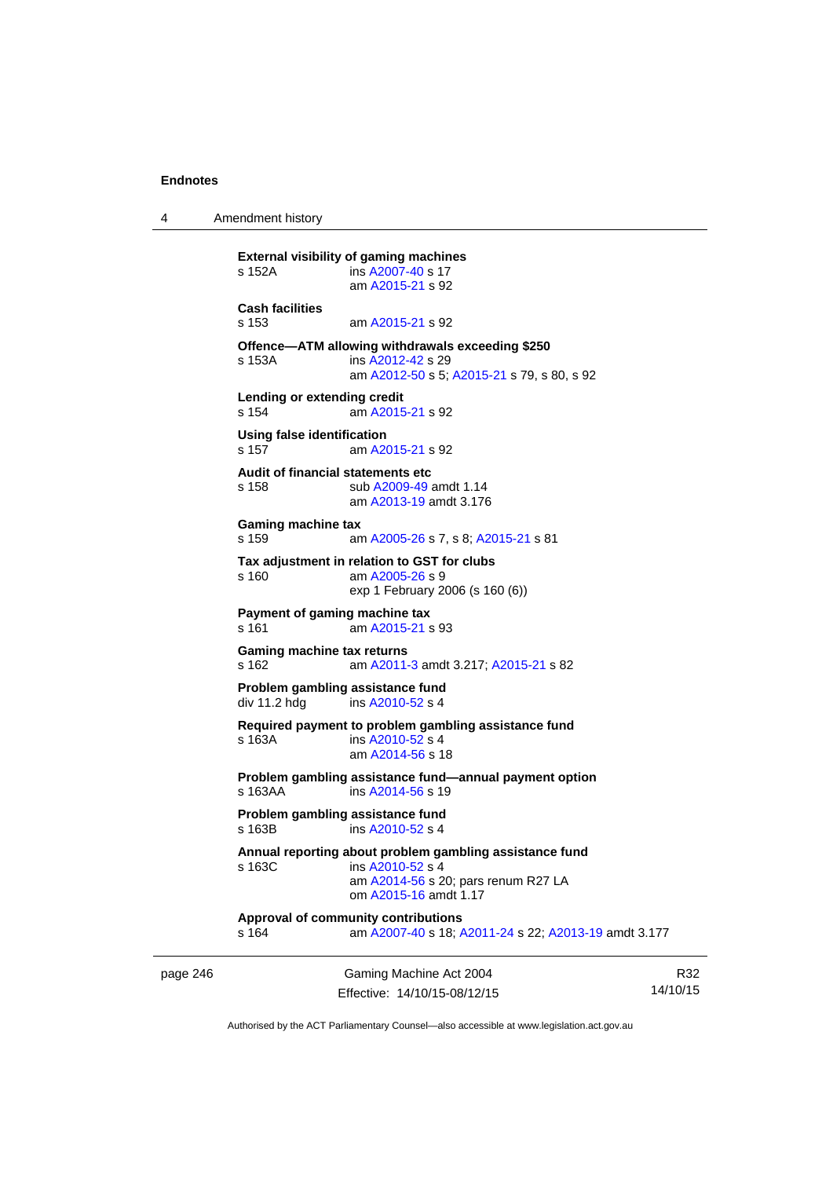**External visibility of gaming machines**
s 152A ins A2007-40 s 17
am A2015-21 s 92

**Cash facilities**
s 153 am A2015-21 s 92

**Offence—ATM allowing withdrawals exceeding $250**
s 153A ins A2012-42 s 29
am A2012-50 s 5; A2015-21 s 79, s 80, s 92

**Lending or extending credit**
s 154 am A2015-21 s 92

**Using false identification**
s 157 am A2015-21 s 92

**Audit of financial statements etc**
s 158 sub A2009-49 amdt 1.14
am A2013-19 amdt 3.176

**Gaming machine tax**
s 159 am A2005-26 s 7, s 8; A2015-21 s 81

**Tax adjustment in relation to GST for clubs**
s 160 am A2005-26 s 9
exp 1 February 2006 (s 160 (6))

**Payment of gaming machine tax**
s 161 am A2015-21 s 93

**Gaming machine tax returns**
s 162 am A2011-3 amdt 3.217; A2015-21 s 82

**Problem gambling assistance fund**
div 11.2 hdg ins A2010-52 s 4

**Required payment to problem gambling assistance fund**
s 163A ins A2010-52 s 4
am A2014-56 s 18

**Problem gambling assistance fund—annual payment option**
s 163AA ins A2014-56 s 19

**Problem gambling assistance fund**
s 163B ins A2010-52 s 4

**Annual reporting about problem gambling assistance fund**
s 163C ins A2010-52 s 4
am A2014-56 s 20; pars renum R27 LA
om A2015-16 amdt 1.17

**Approval of community contributions**
s 164 am A2007-40 s 18; A2011-24 s 22; A2013-19 amdt 3.177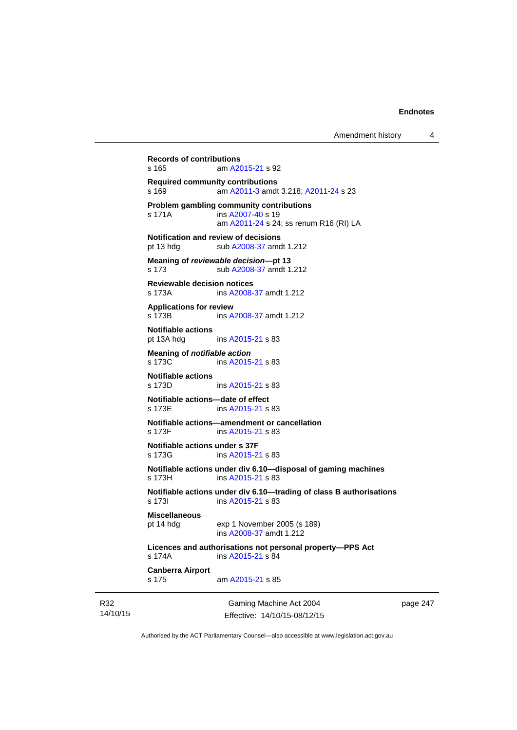**Records of contributions**
s 165 am A2015-21 s 92

**Required community contributions**
s 169 am A2011-3 amdt 3.218; A2011-24 s 23

**Problem gambling community contributions**
s 171A ins A2007-40 s 19
am A2011-24 s 24; ss renum R16 (RI) LA

**Notification and review of decisions**
pt 13 hdg sub A2008-37 amdt 1.212

**Meaning of *reviewable decision*—pt 13**
s 173 sub A2008-37 amdt 1.212

**Reviewable decision notices**
s 173A ins A2008-37 amdt 1.212

**Applications for review**
s 173B ins A2008-37 amdt 1.212

**Notifiable actions**
pt 13A hdg ins A2015-21 s 83

**Meaning of *notifiable action***
s 173C ins A2015-21 s 83

**Notifiable actions**
s 173D ins A2015-21 s 83

**Notifiable actions—date of effect**
s 173E ins A2015-21 s 83

**Notifiable actions—amendment or cancellation**
s 173F ins A2015-21 s 83

**Notifiable actions under s 37F**
s 173G ins A2015-21 s 83

**Notifiable actions under div 6.10—disposal of gaming machines**
s 173H ins A2015-21 s 83

**Notifiable actions under div 6.10—trading of class B authorisations**
s 173I ins A2015-21 s 83

**Miscellaneous**
pt 14 hdg exp 1 November 2005 (s 189)
ins A2008-37 amdt 1.212

**Licences and authorisations not personal property—PPS Act**
s 174A ins A2015-21 s 84

**Canberra Airport**
s 175 am A2015-21 s 85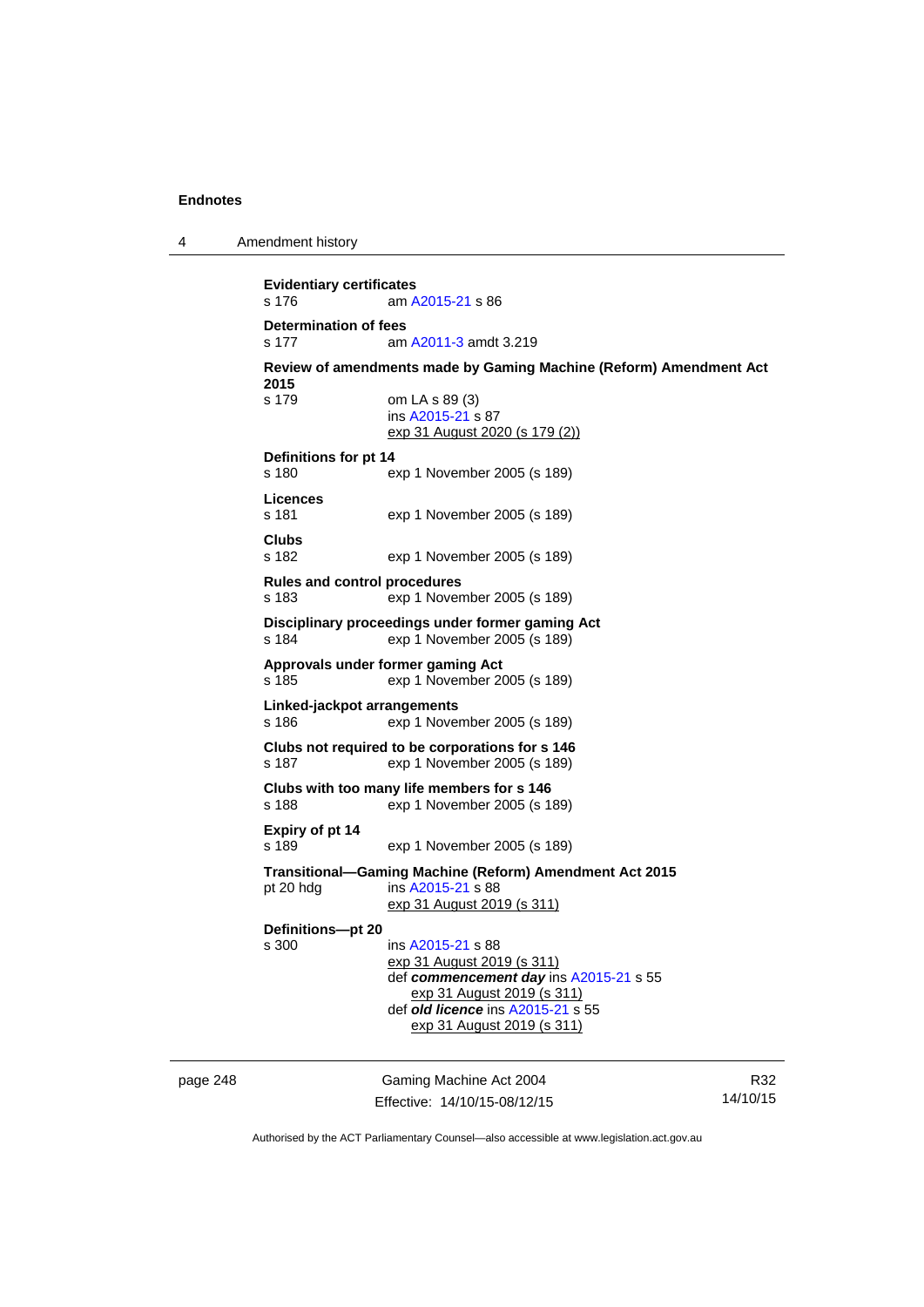**Evidentiary certificates**
s 176 am A2015-21 s 86

**Determination of fees**
s 177 am A2011-3 amdt 3.219

**Review of amendments made by Gaming Machine (Reform) Amendment Act 2015**
s 179 om LA s 89 (3)
ins A2015-21 s 87
exp 31 August 2020 (s 179 (2))

**Definitions for pt 14**
s 180 exp 1 November 2005 (s 189)

**Licences**
s 181 exp 1 November 2005 (s 189)

**Clubs**
s 182 exp 1 November 2005 (s 189)

**Rules and control procedures**
s 183 exp 1 November 2005 (s 189)

**Disciplinary proceedings under former gaming Act**
s 184 exp 1 November 2005 (s 189)

**Approvals under former gaming Act**
s 185 exp 1 November 2005 (s 189)

**Linked-jackpot arrangements**
s 186 exp 1 November 2005 (s 189)

**Clubs not required to be corporations for s 146**
s 187 exp 1 November 2005 (s 189)

**Clubs with too many life members for s 146**
s 188 exp 1 November 2005 (s 189)

**Expiry of pt 14**
s 189 exp 1 November 2005 (s 189)

**Transitional—Gaming Machine (Reform) Amendment Act 2015**
pt 20 hdg ins A2015-21 s 88
exp 31 August 2019 (s 311)

**Definitions—pt 20**
s 300 ins A2015-21 s 88
exp 31 August 2019 (s 311)
def ***commencement day*** ins A2015-21 s 55
exp 31 August 2019 (s 311)
def ***old licence*** ins A2015-21 s 55
exp 31 August 2019 (s 311)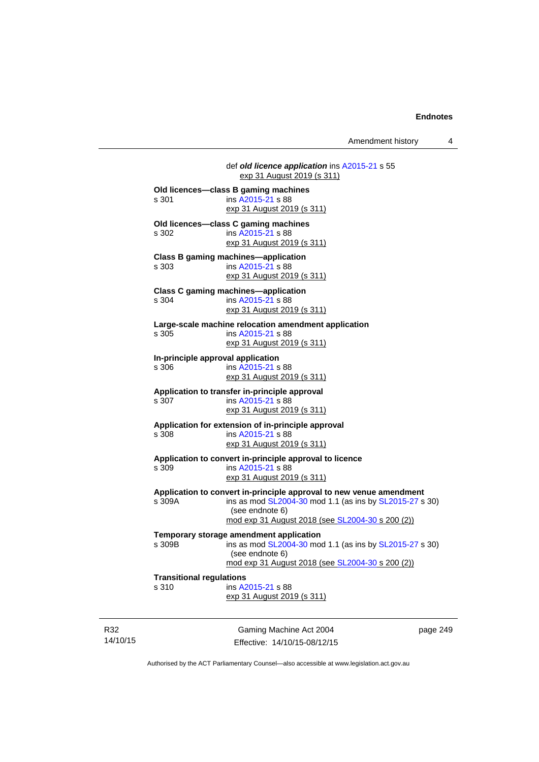def ***old licence application*** ins A2015-21 s 55
exp 31 August 2019 (s 311)

**Old licences—class B gaming machines**
s 301 ins A2015-21 s 88
exp 31 August 2019 (s 311)

**Old licences—class C gaming machines**
s 302 ins A2015-21 s 88
exp 31 August 2019 (s 311)

**Class B gaming machines—application**
s 303 ins A2015-21 s 88
exp 31 August 2019 (s 311)

**Class C gaming machines—application**
s 304 ins A2015-21 s 88
exp 31 August 2019 (s 311)

**Large-scale machine relocation amendment application**
s 305 ins A2015-21 s 88
exp 31 August 2019 (s 311)

**In-principle approval application**
s 306 ins A2015-21 s 88
exp 31 August 2019 (s 311)

**Application to transfer in-principle approval**
s 307 ins A2015-21 s 88
exp 31 August 2019 (s 311)

**Application for extension of in-principle approval**
s 308 ins A2015-21 s 88
exp 31 August 2019 (s 311)

**Application to convert in-principle approval to licence**
s 309 ins A2015-21 s 88
exp 31 August 2019 (s 311)

**Application to convert in-principle approval to new venue amendment**
s 309A ins as mod SL2004-30 mod 1.1 (as ins by SL2015-27 s 30) (see endnote 6)
mod exp 31 August 2018 (see SL2004-30 s 200 (2))

**Temporary storage amendment application**
s 309B ins as mod SL2004-30 mod 1.1 (as ins by SL2015-27 s 30) (see endnote 6)
mod exp 31 August 2018 (see SL2004-30 s 200 (2))

**Transitional regulations**
s 310 ins A2015-21 s 88
exp 31 August 2019 (s 311)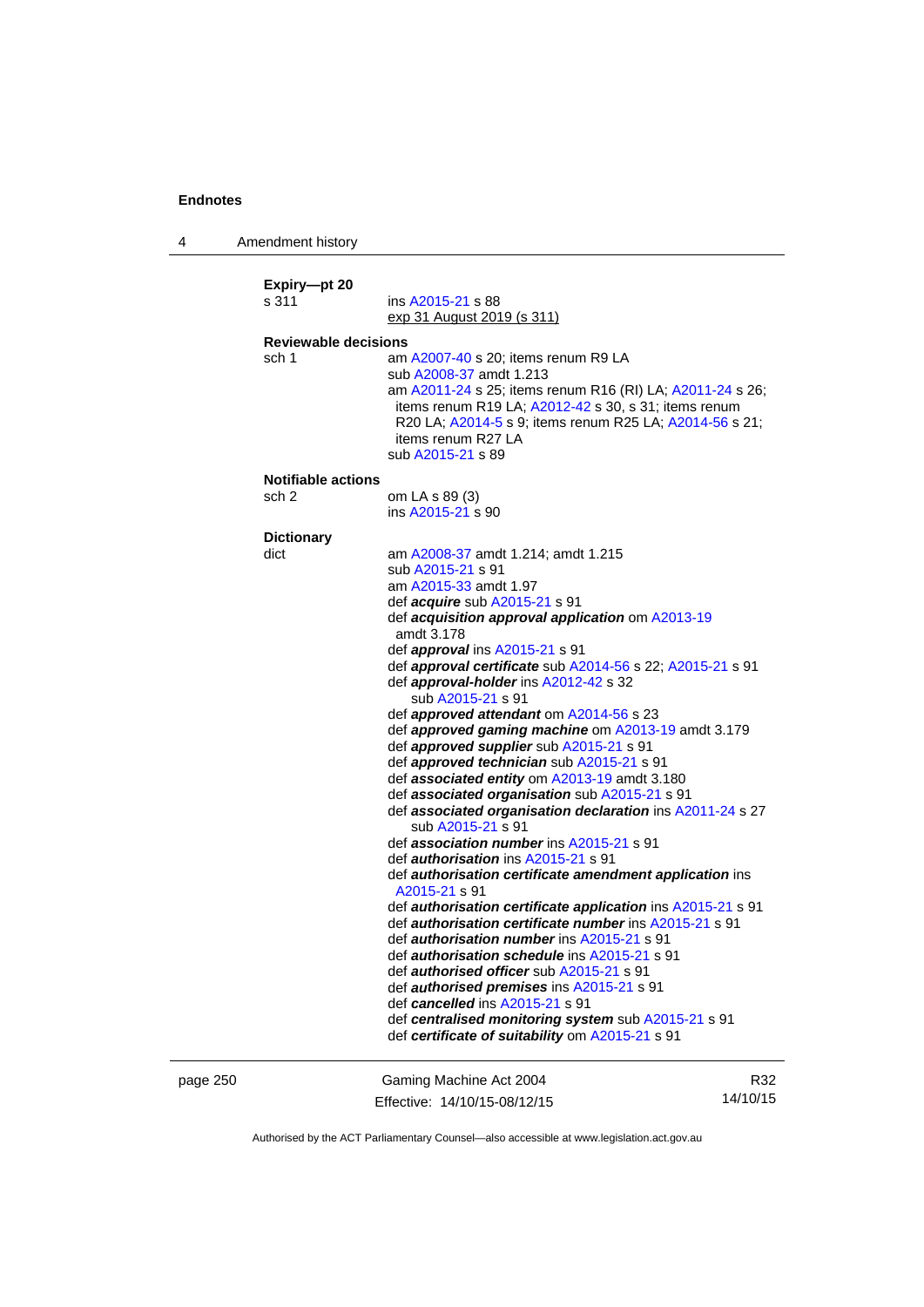**Expiry—pt 20**

s 311 — ins A2015-21 s 88
exp 31 August 2019 (s 311)

**Reviewable decisions**

sch 1 — am A2007-40 s 20; items renum R9 LA
sub A2008-37 amdt 1.213
am A2011-24 s 25; items renum R16 (RI) LA; A2011-24 s 26; items renum R19 LA; A2012-42 s 30, s 31; items renum R20 LA; A2014-5 s 9; items renum R25 LA; A2014-56 s 21; items renum R27 LA
sub A2015-21 s 89

**Notifiable actions**

sch 2 — om LA s 89 (3)
ins A2015-21 s 90

**Dictionary**

dict — am A2008-37 amdt 1.214; amdt 1.215
sub A2015-21 s 91
am A2015-33 amdt 1.97
def ***acquire*** sub A2015-21 s 91
def ***acquisition approval application*** om A2013-19 amdt 3.178
def ***approval*** ins A2015-21 s 91
def ***approval certificate*** sub A2014-56 s 22; A2015-21 s 91
def ***approval-holder*** ins A2012-42 s 32
sub A2015-21 s 91
def ***approved attendant*** om A2014-56 s 23
def ***approved gaming machine*** om A2013-19 amdt 3.179
def ***approved supplier*** sub A2015-21 s 91
def ***approved technician*** sub A2015-21 s 91
def ***associated entity*** om A2013-19 amdt 3.180
def ***associated organisation*** sub A2015-21 s 91
def ***associated organisation declaration*** ins A2011-24 s 27
sub A2015-21 s 91
def ***association number*** ins A2015-21 s 91
def ***authorisation*** ins A2015-21 s 91
def ***authorisation certificate amendment application*** ins A2015-21 s 91
def ***authorisation certificate application*** ins A2015-21 s 91
def ***authorisation certificate number*** ins A2015-21 s 91
def ***authorisation number*** ins A2015-21 s 91
def ***authorisation schedule*** ins A2015-21 s 91
def ***authorised officer*** sub A2015-21 s 91
def ***authorised premises*** ins A2015-21 s 91
def ***cancelled*** ins A2015-21 s 91
def ***centralised monitoring system*** sub A2015-21 s 91
def ***certificate of suitability*** om A2015-21 s 91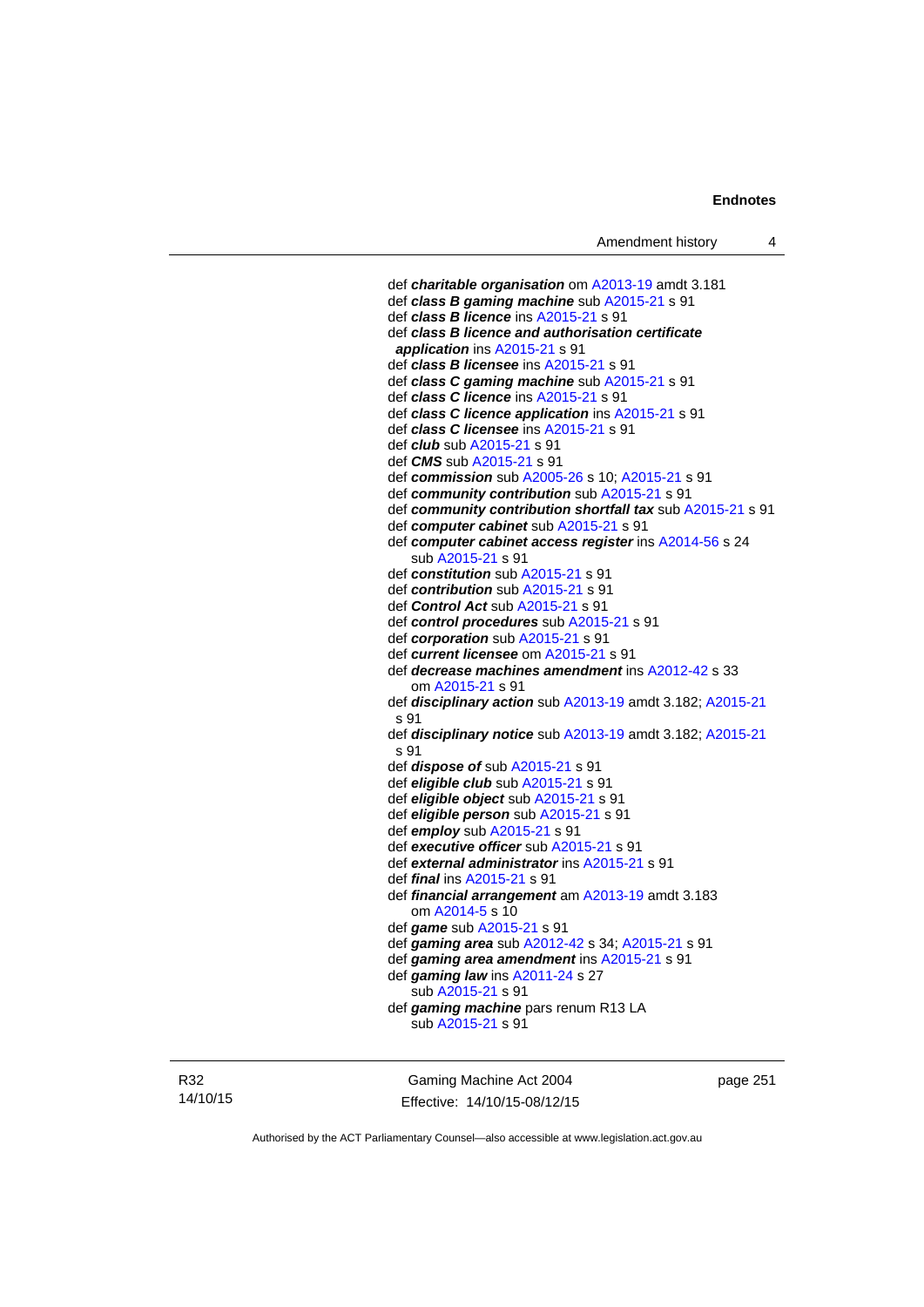def ***charitable organisation*** om A2013-19 amdt 3.181
def ***class B gaming machine*** sub A2015-21 s 91
def ***class B licence*** ins A2015-21 s 91
def ***class B licence and authorisation certificate application*** ins A2015-21 s 91
def ***class B licensee*** ins A2015-21 s 91
def ***class C gaming machine*** sub A2015-21 s 91
def ***class C licence*** ins A2015-21 s 91
def ***class C licence application*** ins A2015-21 s 91
def ***class C licensee*** ins A2015-21 s 91
def ***club*** sub A2015-21 s 91
def ***CMS*** sub A2015-21 s 91
def ***commission*** sub A2005-26 s 10; A2015-21 s 91
def ***community contribution*** sub A2015-21 s 91
def ***community contribution shortfall tax*** sub A2015-21 s 91
def ***computer cabinet*** sub A2015-21 s 91
def ***computer cabinet access register*** ins A2014-56 s 24
sub A2015-21 s 91
def ***constitution*** sub A2015-21 s 91
def ***contribution*** sub A2015-21 s 91
def ***Control Act*** sub A2015-21 s 91
def ***control procedures*** sub A2015-21 s 91
def ***corporation*** sub A2015-21 s 91
def ***current licensee*** om A2015-21 s 91
def ***decrease machines amendment*** ins A2012-42 s 33
om A2015-21 s 91
def ***disciplinary action*** sub A2013-19 amdt 3.182; A2015-21 s 91
def ***disciplinary notice*** sub A2013-19 amdt 3.182; A2015-21 s 91
def ***dispose of*** sub A2015-21 s 91
def ***eligible club*** sub A2015-21 s 91
def ***eligible object*** sub A2015-21 s 91
def ***eligible person*** sub A2015-21 s 91
def ***employ*** sub A2015-21 s 91
def ***executive officer*** sub A2015-21 s 91
def ***external administrator*** ins A2015-21 s 91
def ***final*** ins A2015-21 s 91
def ***financial arrangement*** am A2013-19 amdt 3.183
om A2014-5 s 10
def ***game*** sub A2015-21 s 91
def ***gaming area*** sub A2012-42 s 34; A2015-21 s 91
def ***gaming area amendment*** ins A2015-21 s 91
def ***gaming law*** ins A2011-24 s 27
sub A2015-21 s 91
def ***gaming machine*** pars renum R13 LA
sub A2015-21 s 91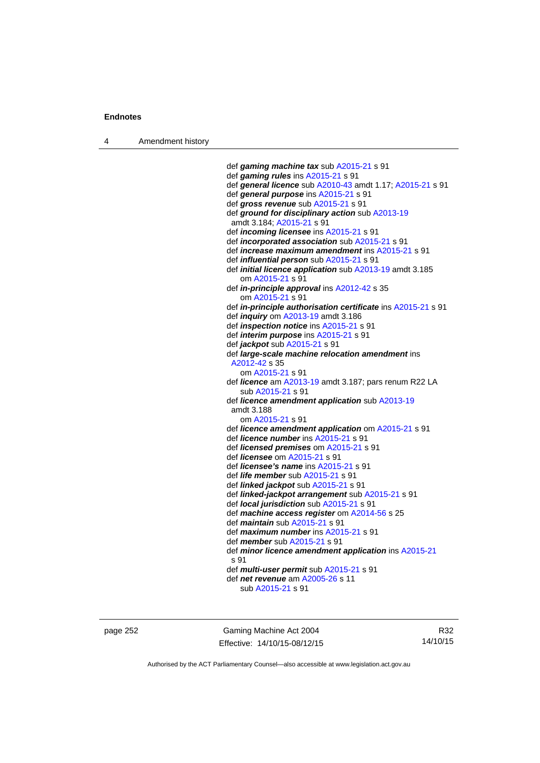def ***gaming machine tax*** sub A2015-21 s 91
def ***gaming rules*** ins A2015-21 s 91
def ***general licence*** sub A2010-43 amdt 1.17; A2015-21 s 91
def ***general purpose*** ins A2015-21 s 91
def ***gross revenue*** sub A2015-21 s 91
def ***ground for disciplinary action*** sub A2013-19 amdt 3.184; A2015-21 s 91
def ***incoming licensee*** ins A2015-21 s 91
def ***incorporated association*** sub A2015-21 s 91
def ***increase maximum amendment*** ins A2015-21 s 91
def ***influential person*** sub A2015-21 s 91
def ***initial licence application*** sub A2013-19 amdt 3.185
om A2015-21 s 91
def ***in-principle approval*** ins A2012-42 s 35
om A2015-21 s 91
def ***in-principle authorisation certificate*** ins A2015-21 s 91
def ***inquiry*** om A2013-19 amdt 3.186
def ***inspection notice*** ins A2015-21 s 91
def ***interim purpose*** ins A2015-21 s 91
def ***jackpot*** sub A2015-21 s 91
def ***large-scale machine relocation amendment*** ins A2012-42 s 35
om A2015-21 s 91
def ***licence*** am A2013-19 amdt 3.187; pars renum R22 LA
sub A2015-21 s 91
def ***licence amendment application*** sub A2013-19 amdt 3.188
om A2015-21 s 91
def ***licence amendment application*** om A2015-21 s 91
def ***licence number*** ins A2015-21 s 91
def ***licensed premises*** om A2015-21 s 91
def ***licensee*** om A2015-21 s 91
def ***licensee's name*** ins A2015-21 s 91
def ***life member*** sub A2015-21 s 91
def ***linked jackpot*** sub A2015-21 s 91
def ***linked-jackpot arrangement*** sub A2015-21 s 91
def ***local jurisdiction*** sub A2015-21 s 91
def ***machine access register*** om A2014-56 s 25
def ***maintain*** sub A2015-21 s 91
def ***maximum number*** ins A2015-21 s 91
def ***member*** sub A2015-21 s 91
def ***minor licence amendment application*** ins A2015-21 s 91
def ***multi-user permit*** sub A2015-21 s 91
def ***net revenue*** am A2005-26 s 11
sub A2015-21 s 91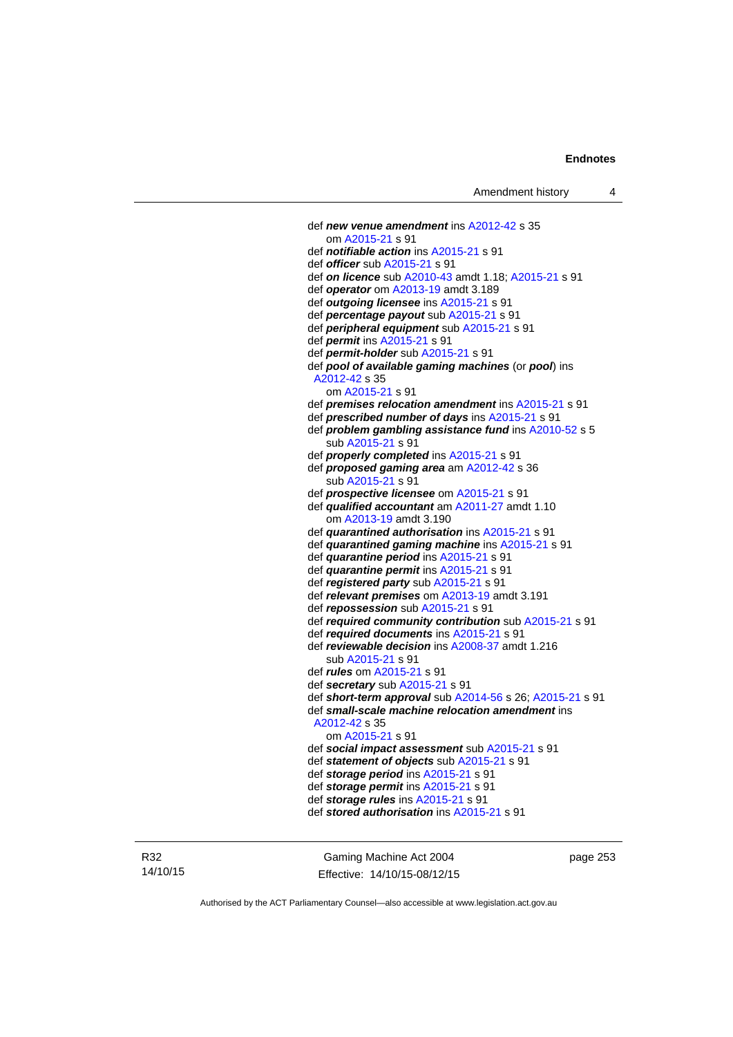def ***new venue amendment*** ins A2012-42 s 35
om A2015-21 s 91

def ***notifiable action*** ins A2015-21 s 91

def ***officer*** sub A2015-21 s 91

def ***on licence*** sub A2010-43 amdt 1.18; A2015-21 s 91

def ***operator*** om A2013-19 amdt 3.189

def ***outgoing licensee*** ins A2015-21 s 91

def ***percentage payout*** sub A2015-21 s 91

def ***peripheral equipment*** sub A2015-21 s 91

def ***permit*** ins A2015-21 s 91

def ***permit-holder*** sub A2015-21 s 91

def ***pool of available gaming machines*** (or ***pool***) ins A2012-42 s 35
om A2015-21 s 91

def ***premises relocation amendment*** ins A2015-21 s 91

def ***prescribed number of days*** ins A2015-21 s 91

def ***problem gambling assistance fund*** ins A2010-52 s 5
sub A2015-21 s 91

def ***properly completed*** ins A2015-21 s 91

def ***proposed gaming area*** am A2012-42 s 36
sub A2015-21 s 91

def ***prospective licensee*** om A2015-21 s 91

def ***qualified accountant*** am A2011-27 amdt 1.10
om A2013-19 amdt 3.190

def ***quarantined authorisation*** ins A2015-21 s 91

def ***quarantined gaming machine*** ins A2015-21 s 91

def ***quarantine period*** ins A2015-21 s 91

def ***quarantine permit*** ins A2015-21 s 91

def ***registered party*** sub A2015-21 s 91

def ***relevant premises*** om A2013-19 amdt 3.191

def ***repossession*** sub A2015-21 s 91

def ***required community contribution*** sub A2015-21 s 91

def ***required documents*** ins A2015-21 s 91

def ***reviewable decision*** ins A2008-37 amdt 1.216
sub A2015-21 s 91

def ***rules*** om A2015-21 s 91

def ***secretary*** sub A2015-21 s 91

def ***short-term approval*** sub A2014-56 s 26; A2015-21 s 91

def ***small-scale machine relocation amendment*** ins A2012-42 s 35
om A2015-21 s 91

def ***social impact assessment*** sub A2015-21 s 91

def ***statement of objects*** sub A2015-21 s 91

def ***storage period*** ins A2015-21 s 91

def ***storage permit*** ins A2015-21 s 91

def ***storage rules*** ins A2015-21 s 91

def ***stored authorisation*** ins A2015-21 s 91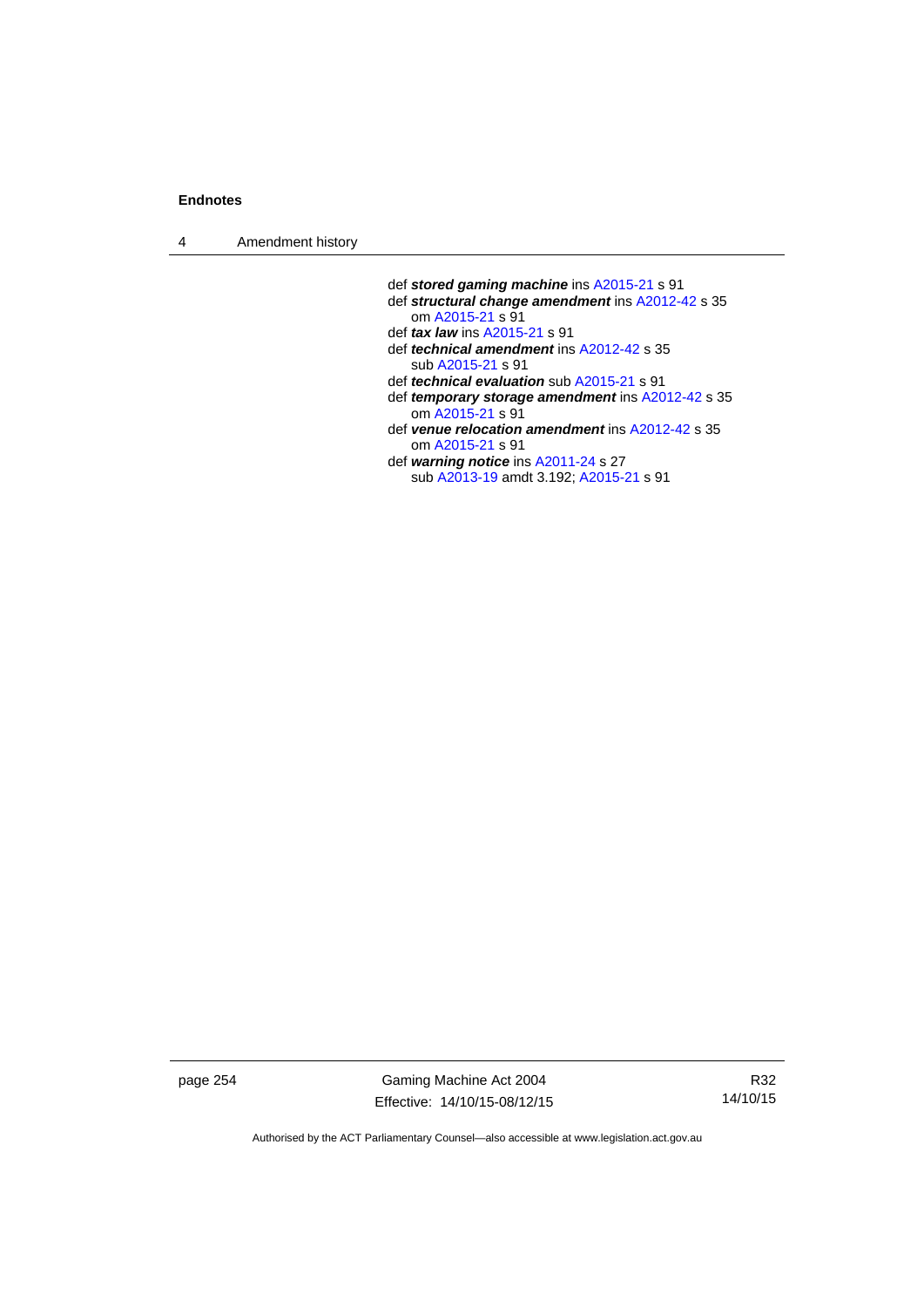def ***stored gaming machine*** ins A2015-21 s 91

def ***structural change amendment*** ins A2012-42 s 35
  om A2015-21 s 91

def ***tax law*** ins A2015-21 s 91

def ***technical amendment*** ins A2012-42 s 35
  sub A2015-21 s 91

def ***technical evaluation*** sub A2015-21 s 91

def ***temporary storage amendment*** ins A2012-42 s 35
  om A2015-21 s 91

def ***venue relocation amendment*** ins A2012-42 s 35
  om A2015-21 s 91

def ***warning notice*** ins A2011-24 s 27
  sub A2013-19 amdt 3.192; A2015-21 s 91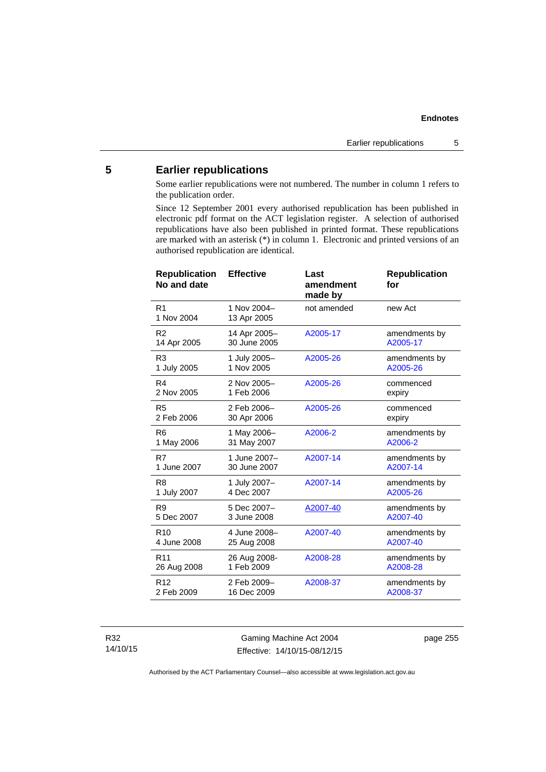## 5 Earlier republications

Some earlier republications were not numbered. The number in column 1 refers to the publication order.

Since 12 September 2001 every authorised republication has been published in electronic pdf format on the ACT legislation register. A selection of authorised republications have also been published in printed format. These republications are marked with an asterisk (*) in column 1. Electronic and printed versions of an authorised republication are identical.

| Republication No and date | Effective | Last amendment made by | Republication for |
|---|---|---|---|
| R1<br>1 Nov 2004 | 1 Nov 2004–<br>13 Apr 2005 | not amended | new Act |
| R2<br>14 Apr 2005 | 14 Apr 2005–<br>30 June 2005 | A2005-17 | amendments by A2005-17 |
| R3<br>1 July 2005 | 1 July 2005–<br>1 Nov 2005 | A2005-26 | amendments by A2005-26 |
| R4<br>2 Nov 2005 | 2 Nov 2005–<br>1 Feb 2006 | A2005-26 | commenced expiry |
| R5<br>2 Feb 2006 | 2 Feb 2006–<br>30 Apr 2006 | A2005-26 | commenced expiry |
| R6<br>1 May 2006 | 1 May 2006–<br>31 May 2007 | A2006-2 | amendments by A2006-2 |
| R7<br>1 June 2007 | 1 June 2007–<br>30 June 2007 | A2007-14 | amendments by A2007-14 |
| R8<br>1 July 2007 | 1 July 2007–<br>4 Dec 2007 | A2007-14 | amendments by A2005-26 |
| R9<br>5 Dec 2007 | 5 Dec 2007–<br>3 June 2008 | A2007-40 | amendments by A2007-40 |
| R10<br>4 June 2008 | 4 June 2008–<br>25 Aug 2008 | A2007-40 | amendments by A2007-40 |
| R11<br>26 Aug 2008 | 26 Aug 2008-<br>1 Feb 2009 | A2008-28 | amendments by A2008-28 |
| R12<br>2 Feb 2009 | 2 Feb 2009–<br>16 Dec 2009 | A2008-37 | amendments by A2008-37 |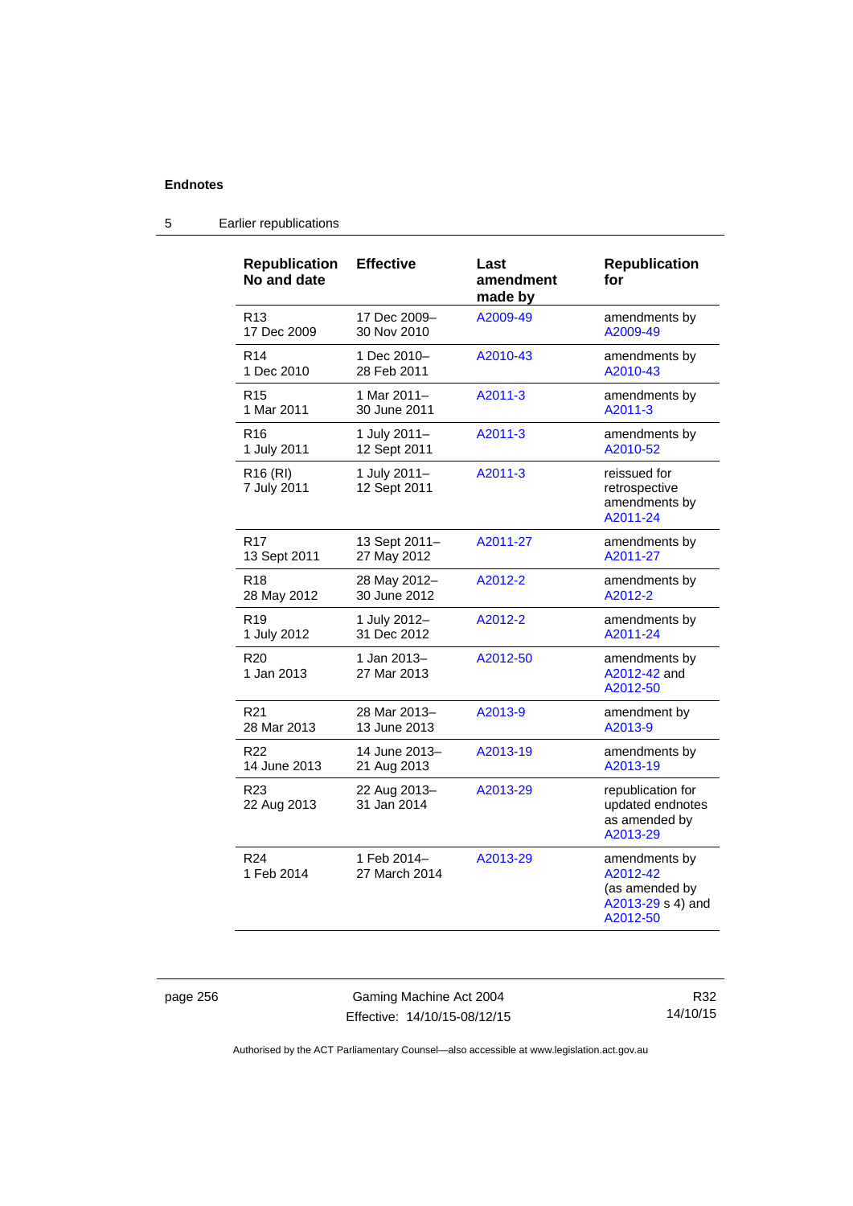## 5 Earlier republications

| Republication No and date | Effective | Last amendment made by | Republication for |
|---|---|---|---|
| R13<br>17 Dec 2009 | 17 Dec 2009–<br>30 Nov 2010 | A2009-49 | amendments by A2009-49 |
| R14<br>1 Dec 2010 | 1 Dec 2010–<br>28 Feb 2011 | A2010-43 | amendments by A2010-43 |
| R15<br>1 Mar 2011 | 1 Mar 2011–<br>30 June 2011 | A2011-3 | amendments by A2011-3 |
| R16<br>1 July 2011 | 1 July 2011–<br>12 Sept 2011 | A2011-3 | amendments by A2010-52 |
| R16 (RI)<br>7 July 2011 | 1 July 2011–<br>12 Sept 2011 | A2011-3 | reissued for retrospective amendments by A2011-24 |
| R17<br>13 Sept 2011 | 13 Sept 2011–<br>27 May 2012 | A2011-27 | amendments by A2011-27 |
| R18<br>28 May 2012 | 28 May 2012–<br>30 June 2012 | A2012-2 | amendments by A2012-2 |
| R19<br>1 July 2012 | 1 July 2012–<br>31 Dec 2012 | A2012-2 | amendments by A2011-24 |
| R20<br>1 Jan 2013 | 1 Jan 2013–<br>27 Mar 2013 | A2012-50 | amendments by A2012-42 and A2012-50 |
| R21<br>28 Mar 2013 | 28 Mar 2013–<br>13 June 2013 | A2013-9 | amendment by A2013-9 |
| R22<br>14 June 2013 | 14 June 2013–<br>21 Aug 2013 | A2013-19 | amendments by A2013-19 |
| R23<br>22 Aug 2013 | 22 Aug 2013–<br>31 Jan 2014 | A2013-29 | republication for updated endnotes as amended by A2013-29 |
| R24<br>1 Feb 2014 | 1 Feb 2014–<br>27 March 2014 | A2013-29 | amendments by A2012-42 (as amended by A2013-29 s 4) and A2012-50 |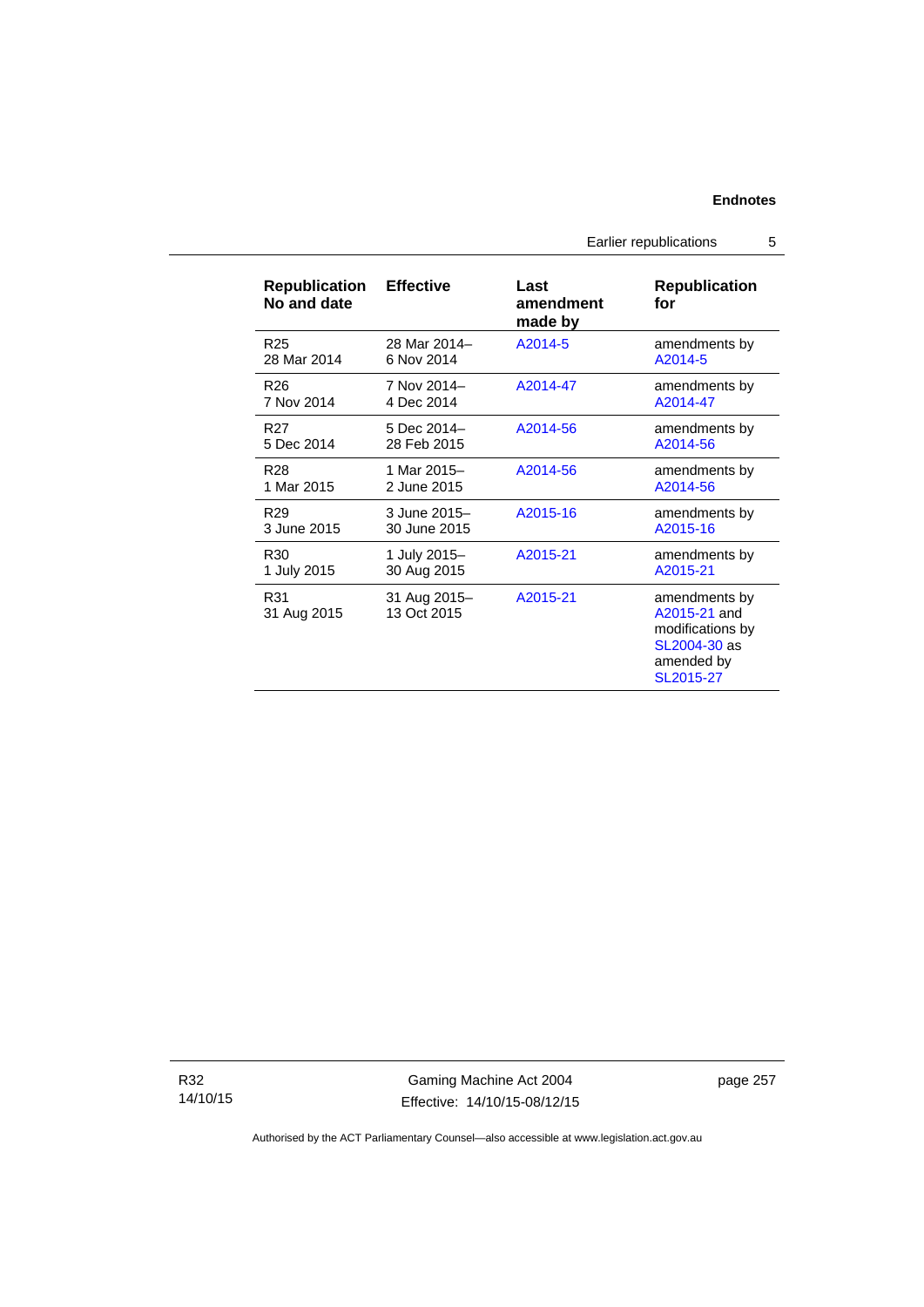| Republication No and date | Effective | Last amendment made by | Republication for |
|---|---|---|---|
| R25 28 Mar 2014 | 28 Mar 2014– 6 Nov 2014 | A2014-5 | amendments by A2014-5 |
| R26 7 Nov 2014 | 7 Nov 2014– 4 Dec 2014 | A2014-47 | amendments by A2014-47 |
| R27 5 Dec 2014 | 5 Dec 2014– 28 Feb 2015 | A2014-56 | amendments by A2014-56 |
| R28 1 Mar 2015 | 1 Mar 2015– 2 June 2015 | A2014-56 | amendments by A2014-56 |
| R29 3 June 2015 | 3 June 2015– 30 June 2015 | A2015-16 | amendments by A2015-16 |
| R30 1 July 2015 | 1 July 2015– 30 Aug 2015 | A2015-21 | amendments by A2015-21 |
| R31 31 Aug 2015 | 31 Aug 2015– 13 Oct 2015 | A2015-21 | amendments by A2015-21 and modifications by SL2004-30 as amended by SL2015-27 |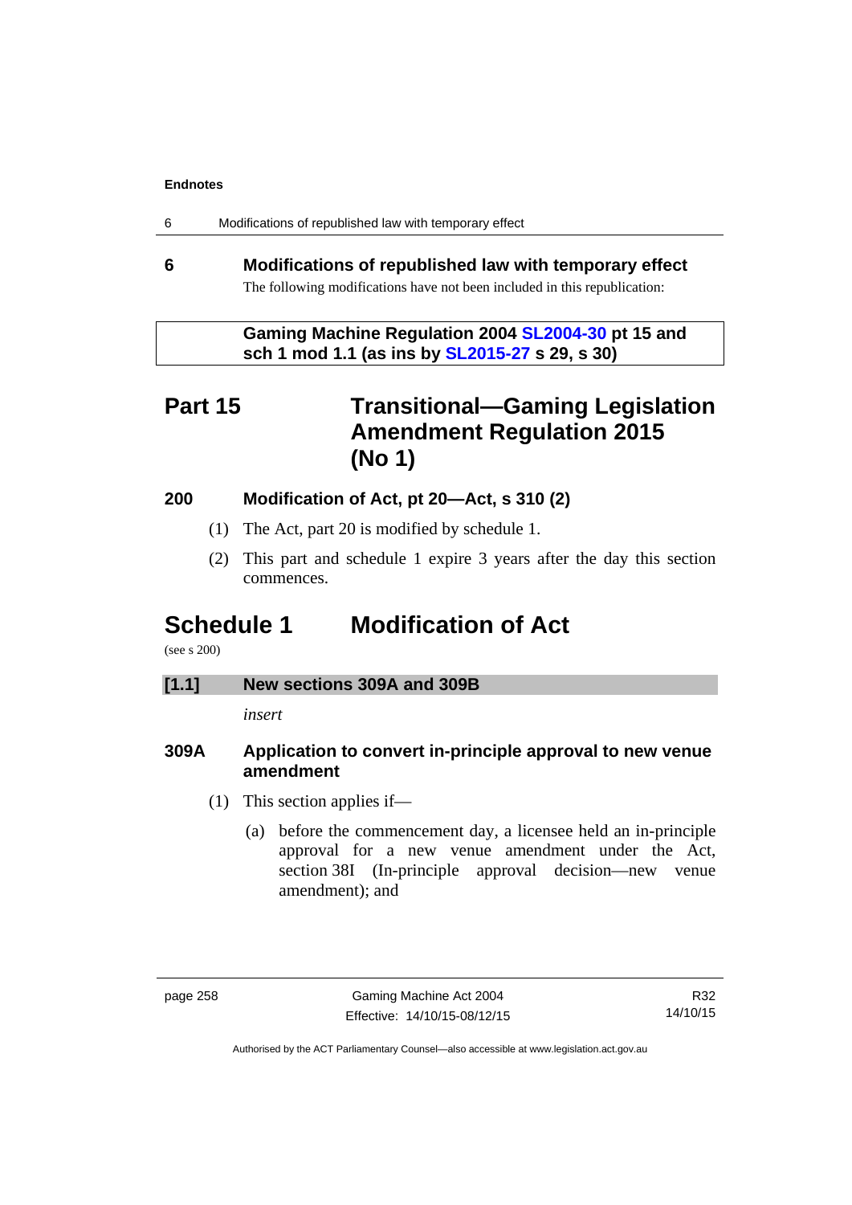## 6 Modifications of republished law with temporary effect

The following modifications have not been included in this republication:

**Gaming Machine Regulation 2004 SL2004-30 pt 15 and sch 1 mod 1.1 (as ins by SL2015-27 s 29, s 30)**

# Part 15 Transitional—Gaming Legislation Amendment Regulation 2015 (No 1)

### 200 Modification of Act, pt 20—Act, s 310 (2)

(1) The Act, part 20 is modified by schedule 1.

(2) This part and schedule 1 expire 3 years after the day this section commences.

# Schedule 1 Modification of Act

(see s 200)

**[1.1] New sections 309A and 309B**

*insert*

### 309A Application to convert in-principle approval to new venue amendment

(1) This section applies if—

(a) before the commencement day, a licensee held an in-principle approval for a new venue amendment under the Act, section 38I (In-principle approval decision—new venue amendment); and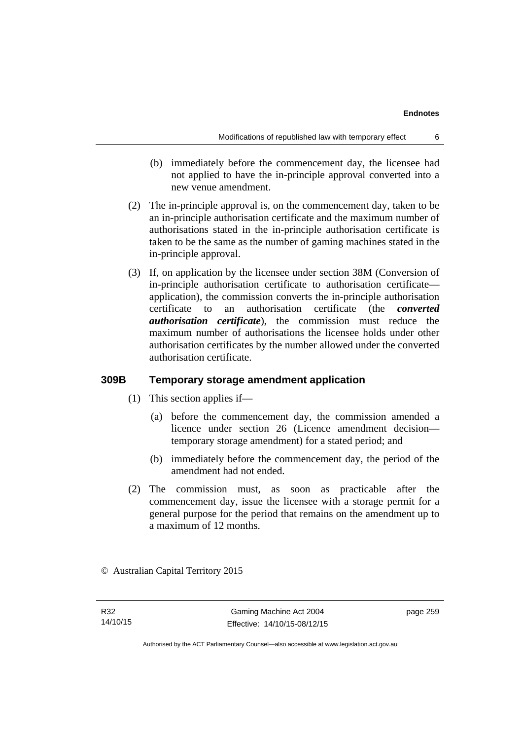(b) immediately before the commencement day, the licensee had not applied to have the in-principle approval converted into a new venue amendment.

(2) The in-principle approval is, on the commencement day, taken to be an in-principle authorisation certificate and the maximum number of authorisations stated in the in-principle authorisation certificate is taken to be the same as the number of gaming machines stated in the in-principle approval.

(3) If, on application by the licensee under section 38M (Conversion of in-principle authorisation certificate to authorisation certificate—application), the commission converts the in-principle authorisation certificate to an authorisation certificate (the ***converted authorisation certificate***), the commission must reduce the maximum number of authorisations the licensee holds under other authorisation certificates by the number allowed under the converted authorisation certificate.

### 309B Temporary storage amendment application

(1) This section applies if—

(a) before the commencement day, the commission amended a licence under section 26 (Licence amendment decision—temporary storage amendment) for a stated period; and

(b) immediately before the commencement day, the period of the amendment had not ended.

(2) The commission must, as soon as practicable after the commencement day, issue the licensee with a storage permit for a general purpose for the period that remains on the amendment up to a maximum of 12 months.

© Australian Capital Territory 2015